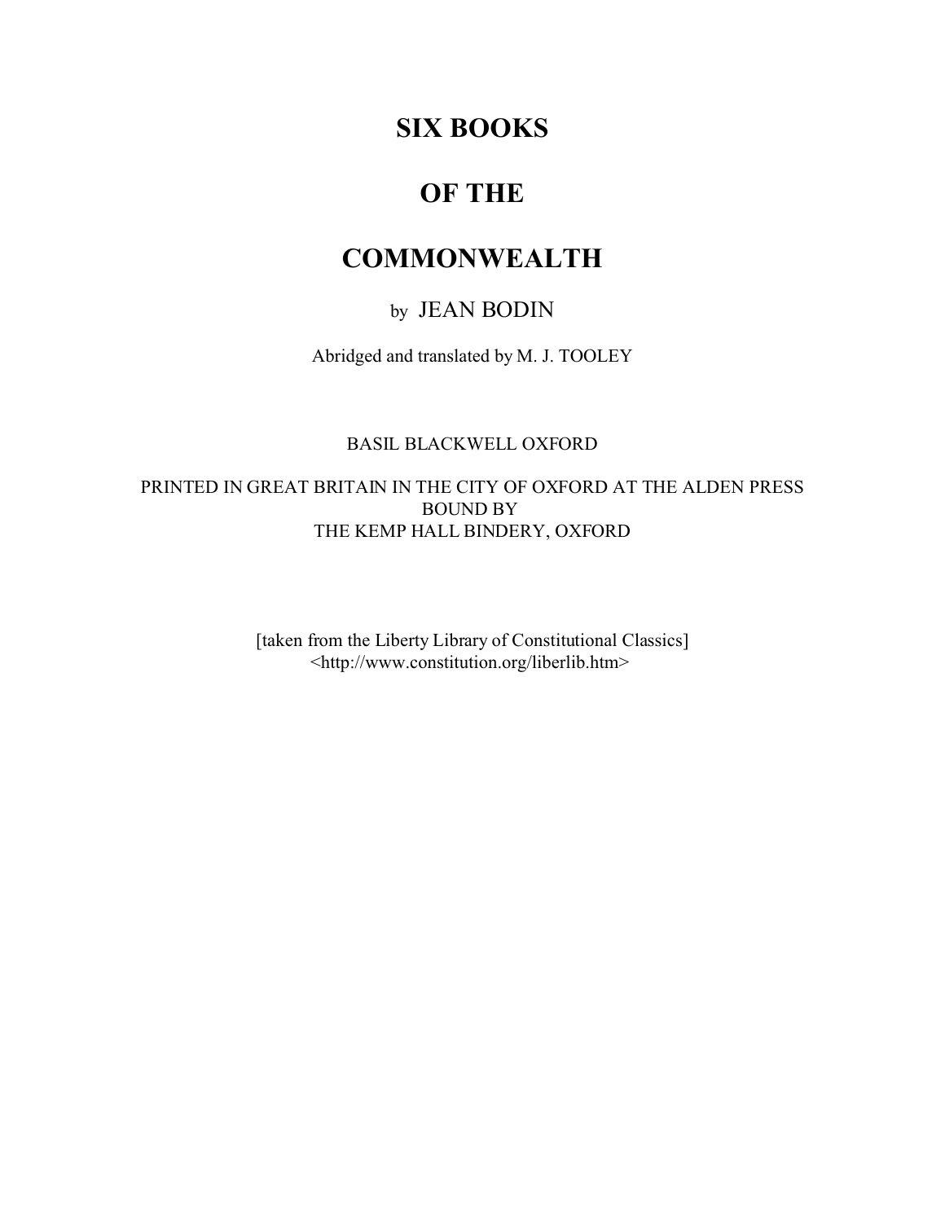# SIX BOOKS

# OF THE

# COMMONWEALTH

by JEAN BODIN

Abridged and translated by M. J. TOOLEY

BASIL BLACKWELL OXFORD

PRINTED IN GREAT BRITAIN IN THE CITY OF OXFORD AT THE ALDEN PRESS
BOUND BY
THE KEMP HALL BINDERY, OXFORD

[taken from the Liberty Library of Constitutional Classics]
<http://www.constitution.org/liberlib.htm>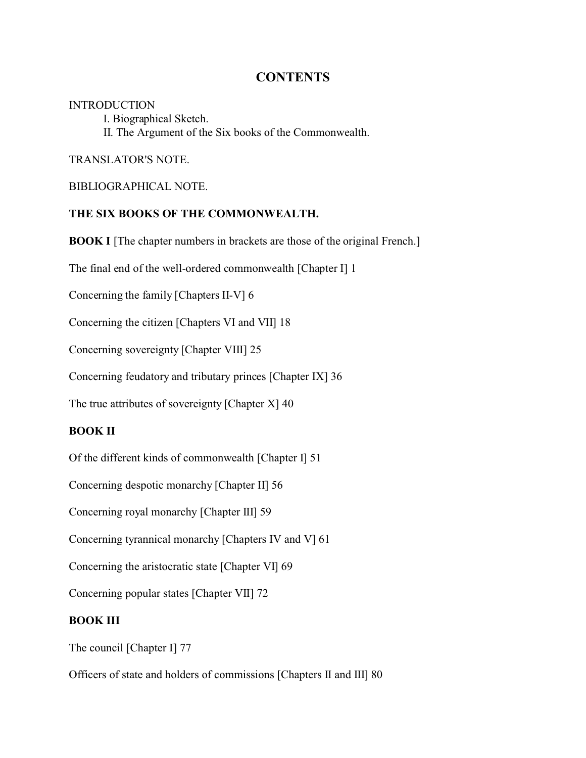# CONTENTS

INTRODUCTION

- I. Biographical Sketch.
- II. The Argument of the Six books of the Commonwealth.

TRANSLATOR'S NOTE.

BIBLIOGRAPHICAL NOTE.

**THE SIX BOOKS OF THE COMMONWEALTH.**

**BOOK I** [The chapter numbers in brackets are those of the original French.]

The final end of the well-ordered commonwealth [Chapter I] 1

Concerning the family [Chapters II-V] 6

Concerning the citizen [Chapters VI and VII] 18

Concerning sovereignty [Chapter VIII] 25

Concerning feudatory and tributary princes [Chapter IX] 36

The true attributes of sovereignty [Chapter X] 40

**BOOK II**

Of the different kinds of commonwealth [Chapter I] 51

Concerning despotic monarchy [Chapter II] 56

Concerning royal monarchy [Chapter III] 59

Concerning tyrannical monarchy [Chapters IV and V] 61

Concerning the aristocratic state [Chapter VI] 69

Concerning popular states [Chapter VII] 72

**BOOK III**

The council [Chapter I] 77

Officers of state and holders of commissions [Chapters II and III] 80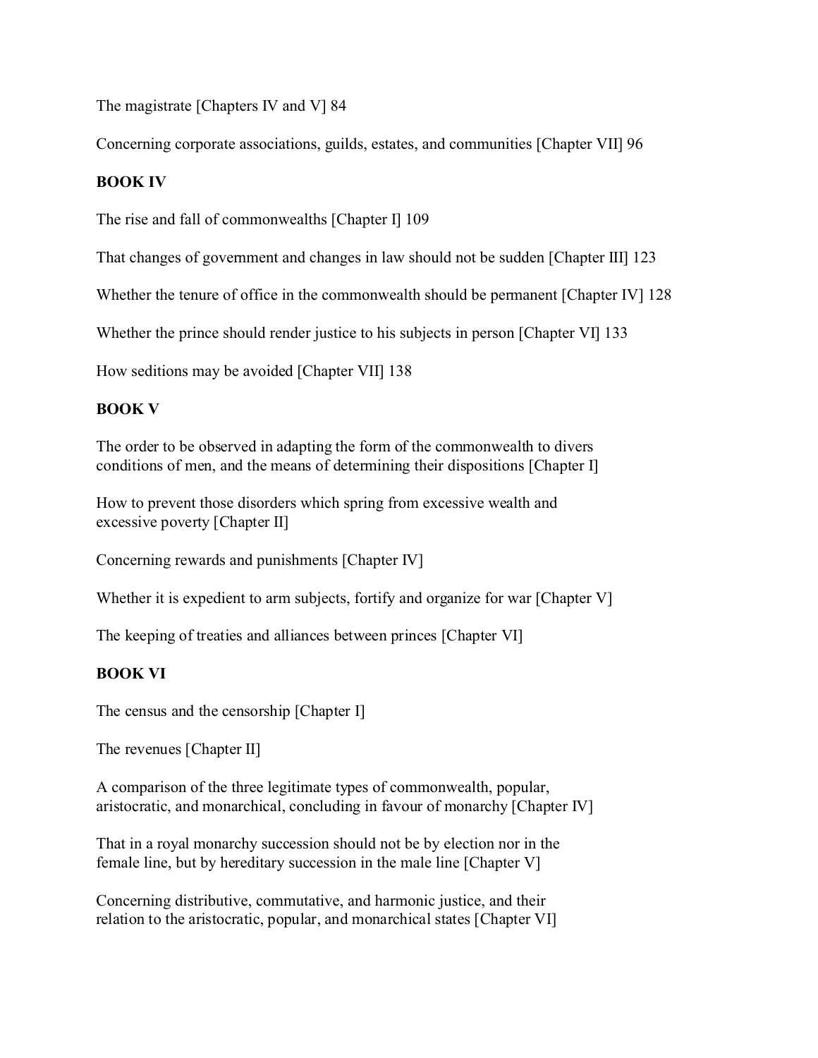The magistrate [Chapters IV and V] 84

Concerning corporate associations, guilds, estates, and communities [Chapter VII] 96

**BOOK IV**

The rise and fall of commonwealths [Chapter I] 109

That changes of government and changes in law should not be sudden [Chapter III] 123

Whether the tenure of office in the commonwealth should be permanent [Chapter IV] 128

Whether the prince should render justice to his subjects in person [Chapter VI] 133

How seditions may be avoided [Chapter VII] 138

**BOOK V**

The order to be observed in adapting the form of the commonwealth to divers conditions of men, and the means of determining their dispositions [Chapter I]

How to prevent those disorders which spring from excessive wealth and excessive poverty [Chapter II]

Concerning rewards and punishments [Chapter IV]

Whether it is expedient to arm subjects, fortify and organize for war [Chapter V]

The keeping of treaties and alliances between princes [Chapter VI]

**BOOK VI**

The census and the censorship [Chapter I]

The revenues [Chapter II]

A comparison of the three legitimate types of commonwealth, popular, aristocratic, and monarchical, concluding in favour of monarchy [Chapter IV]

That in a royal monarchy succession should not be by election nor in the female line, but by hereditary succession in the male line [Chapter V]

Concerning distributive, commutative, and harmonic justice, and their relation to the aristocratic, popular, and monarchical states [Chapter VI]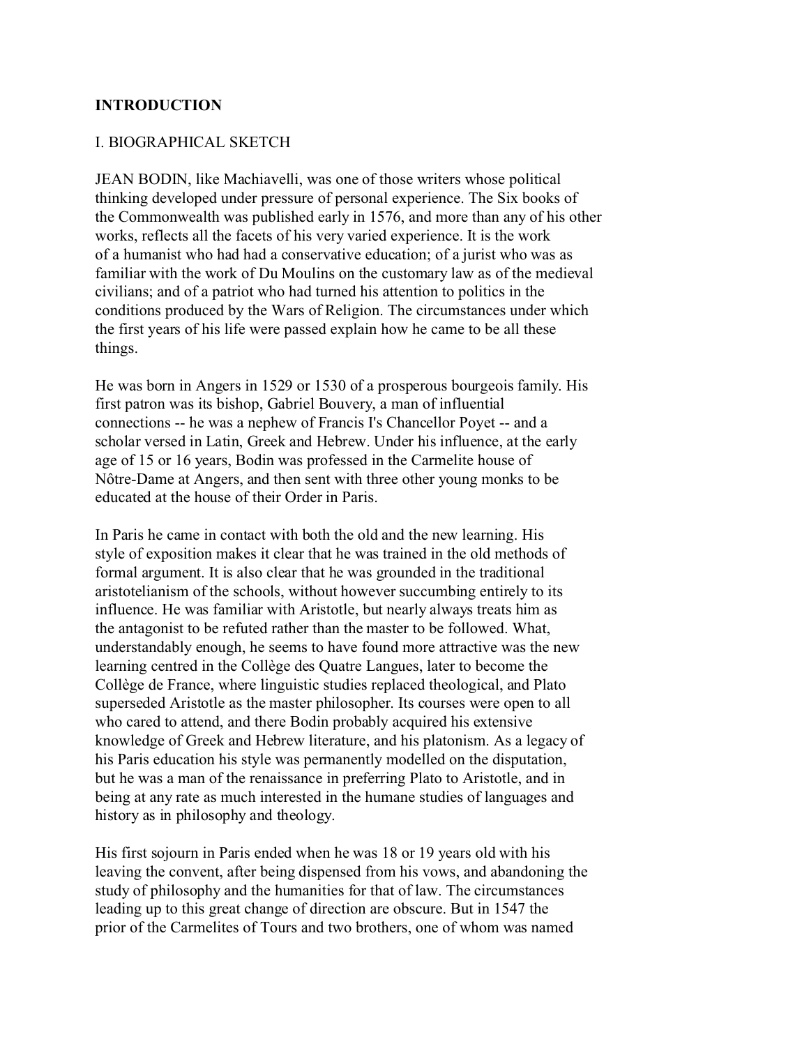# INTRODUCTION

## I. BIOGRAPHICAL SKETCH

JEAN BODIN, like Machiavelli, was one of those writers whose political thinking developed under pressure of personal experience. The Six books of the Commonwealth was published early in 1576, and more than any of his other works, reflects all the facets of his very varied experience. It is the work of a humanist who had had a conservative education; of a jurist who was as familiar with the work of Du Moulins on the customary law as of the medieval civilians; and of a patriot who had turned his attention to politics in the conditions produced by the Wars of Religion. The circumstances under which the first years of his life were passed explain how he came to be all these things.

He was born in Angers in 1529 or 1530 of a prosperous bourgeois family. His first patron was its bishop, Gabriel Bouvery, a man of influential connections -- he was a nephew of Francis I's Chancellor Poyet -- and a scholar versed in Latin, Greek and Hebrew. Under his influence, at the early age of 15 or 16 years, Bodin was professed in the Carmelite house of Nôtre-Dame at Angers, and then sent with three other young monks to be educated at the house of their Order in Paris.

In Paris he came in contact with both the old and the new learning. His style of exposition makes it clear that he was trained in the old methods of formal argument. It is also clear that he was grounded in the traditional aristotelianism of the schools, without however succumbing entirely to its influence. He was familiar with Aristotle, but nearly always treats him as the antagonist to be refuted rather than the master to be followed. What, understandably enough, he seems to have found more attractive was the new learning centred in the Collège des Quatre Langues, later to become the Collège de France, where linguistic studies replaced theological, and Plato superseded Aristotle as the master philosopher. Its courses were open to all who cared to attend, and there Bodin probably acquired his extensive knowledge of Greek and Hebrew literature, and his platonism. As a legacy of his Paris education his style was permanently modelled on the disputation, but he was a man of the renaissance in preferring Plato to Aristotle, and in being at any rate as much interested in the humane studies of languages and history as in philosophy and theology.

His first sojourn in Paris ended when he was 18 or 19 years old with his leaving the convent, after being dispensed from his vows, and abandoning the study of philosophy and the humanities for that of law. The circumstances leading up to this great change of direction are obscure. But in 1547 the prior of the Carmelites of Tours and two brothers, one of whom was named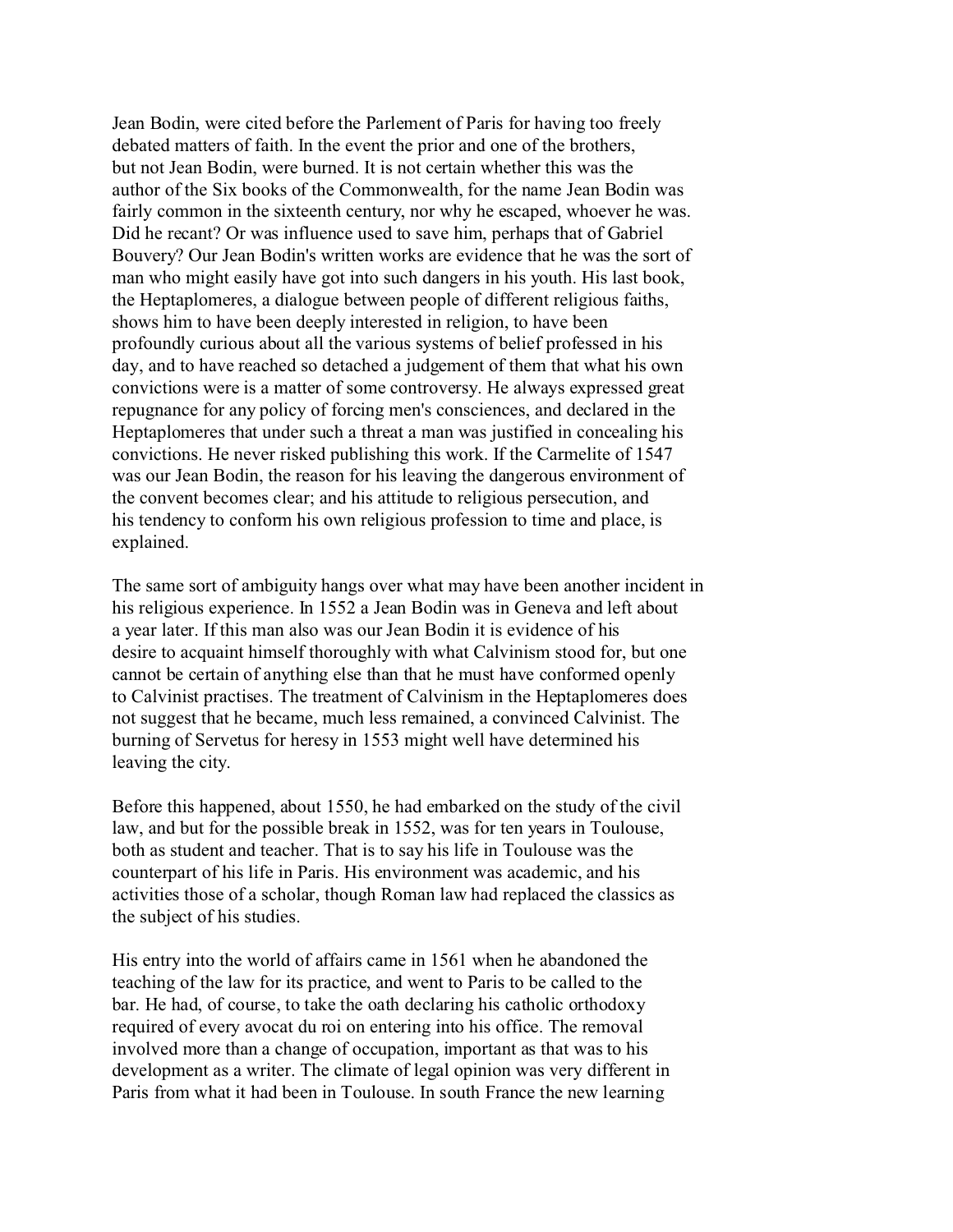Jean Bodin, were cited before the Parlement of Paris for having too freely debated matters of faith. In the event the prior and one of the brothers, but not Jean Bodin, were burned. It is not certain whether this was the author of the Six books of the Commonwealth, for the name Jean Bodin was fairly common in the sixteenth century, nor why he escaped, whoever he was. Did he recant? Or was influence used to save him, perhaps that of Gabriel Bouvery? Our Jean Bodin's written works are evidence that he was the sort of man who might easily have got into such dangers in his youth. His last book, the Heptaplomeres, a dialogue between people of different religious faiths, shows him to have been deeply interested in religion, to have been profoundly curious about all the various systems of belief professed in his day, and to have reached so detached a judgement of them that what his own convictions were is a matter of some controversy. He always expressed great repugnance for any policy of forcing men's consciences, and declared in the Heptaplomeres that under such a threat a man was justified in concealing his convictions. He never risked publishing this work. If the Carmelite of 1547 was our Jean Bodin, the reason for his leaving the dangerous environment of the convent becomes clear; and his attitude to religious persecution, and his tendency to conform his own religious profession to time and place, is explained.

The same sort of ambiguity hangs over what may have been another incident in his religious experience. In 1552 a Jean Bodin was in Geneva and left about a year later. If this man also was our Jean Bodin it is evidence of his desire to acquaint himself thoroughly with what Calvinism stood for, but one cannot be certain of anything else than that he must have conformed openly to Calvinist practises. The treatment of Calvinism in the Heptaplomeres does not suggest that he became, much less remained, a convinced Calvinist. The burning of Servetus for heresy in 1553 might well have determined his leaving the city.

Before this happened, about 1550, he had embarked on the study of the civil law, and but for the possible break in 1552, was for ten years in Toulouse, both as student and teacher. That is to say his life in Toulouse was the counterpart of his life in Paris. His environment was academic, and his activities those of a scholar, though Roman law had replaced the classics as the subject of his studies.

His entry into the world of affairs came in 1561 when he abandoned the teaching of the law for its practice, and went to Paris to be called to the bar. He had, of course, to take the oath declaring his catholic orthodoxy required of every avocat du roi on entering into his office. The removal involved more than a change of occupation, important as that was to his development as a writer. The climate of legal opinion was very different in Paris from what it had been in Toulouse. In south France the new learning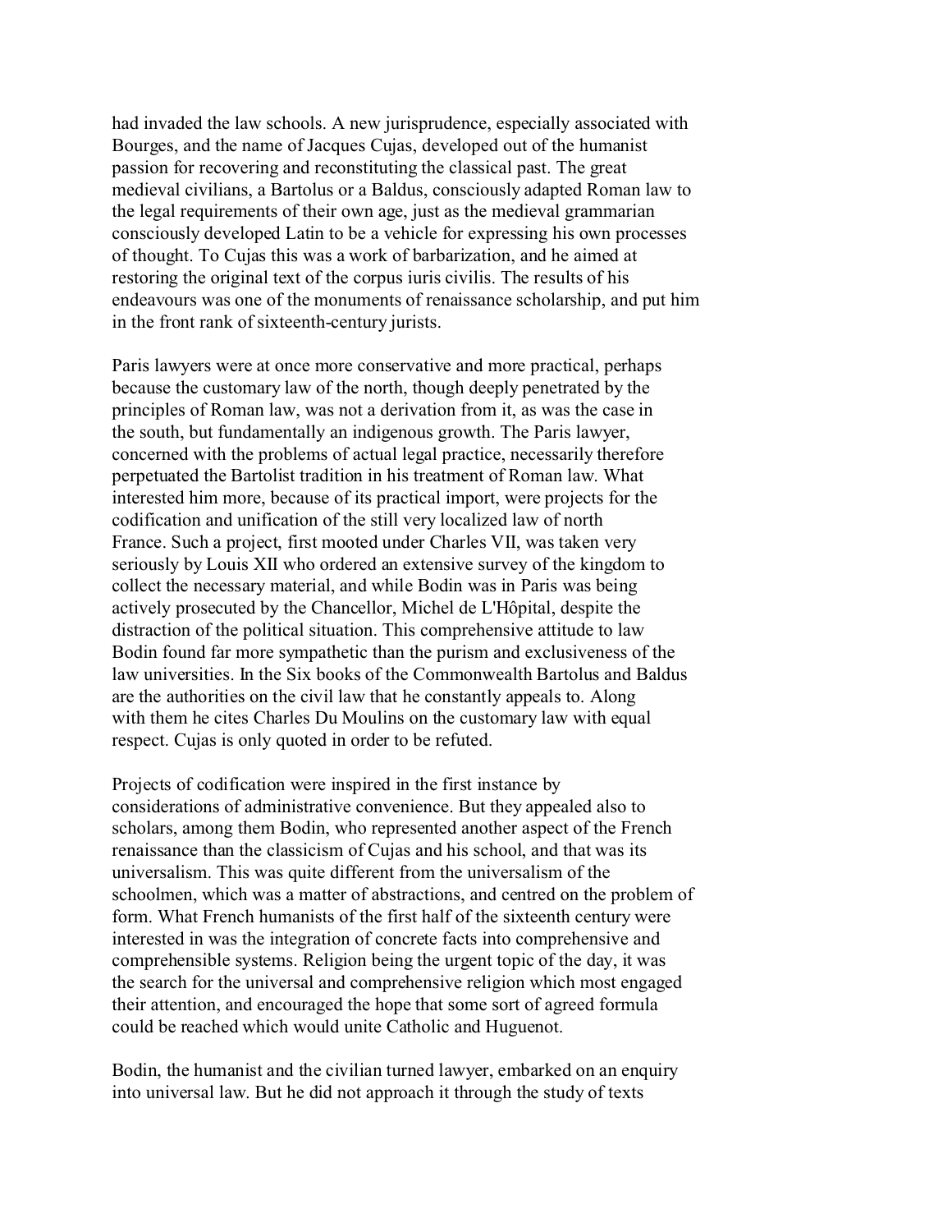had invaded the law schools. A new jurisprudence, especially associated with Bourges, and the name of Jacques Cujas, developed out of the humanist passion for recovering and reconstituting the classical past. The great medieval civilians, a Bartolus or a Baldus, consciously adapted Roman law to the legal requirements of their own age, just as the medieval grammarian consciously developed Latin to be a vehicle for expressing his own processes of thought. To Cujas this was a work of barbarization, and he aimed at restoring the original text of the corpus iuris civilis. The results of his endeavours was one of the monuments of renaissance scholarship, and put him in the front rank of sixteenth-century jurists.

Paris lawyers were at once more conservative and more practical, perhaps because the customary law of the north, though deeply penetrated by the principles of Roman law, was not a derivation from it, as was the case in the south, but fundamentally an indigenous growth. The Paris lawyer, concerned with the problems of actual legal practice, necessarily therefore perpetuated the Bartolist tradition in his treatment of Roman law. What interested him more, because of its practical import, were projects for the codification and unification of the still very localized law of north France. Such a project, first mooted under Charles VII, was taken very seriously by Louis XII who ordered an extensive survey of the kingdom to collect the necessary material, and while Bodin was in Paris was being actively prosecuted by the Chancellor, Michel de L'Hôpital, despite the distraction of the political situation. This comprehensive attitude to law Bodin found far more sympathetic than the purism and exclusiveness of the law universities. In the Six books of the Commonwealth Bartolus and Baldus are the authorities on the civil law that he constantly appeals to. Along with them he cites Charles Du Moulins on the customary law with equal respect. Cujas is only quoted in order to be refuted.

Projects of codification were inspired in the first instance by considerations of administrative convenience. But they appealed also to scholars, among them Bodin, who represented another aspect of the French renaissance than the classicism of Cujas and his school, and that was its universalism. This was quite different from the universalism of the schoolmen, which was a matter of abstractions, and centred on the problem of form. What French humanists of the first half of the sixteenth century were interested in was the integration of concrete facts into comprehensive and comprehensible systems. Religion being the urgent topic of the day, it was the search for the universal and comprehensive religion which most engaged their attention, and encouraged the hope that some sort of agreed formula could be reached which would unite Catholic and Huguenot.

Bodin, the humanist and the civilian turned lawyer, embarked on an enquiry into universal law. But he did not approach it through the study of texts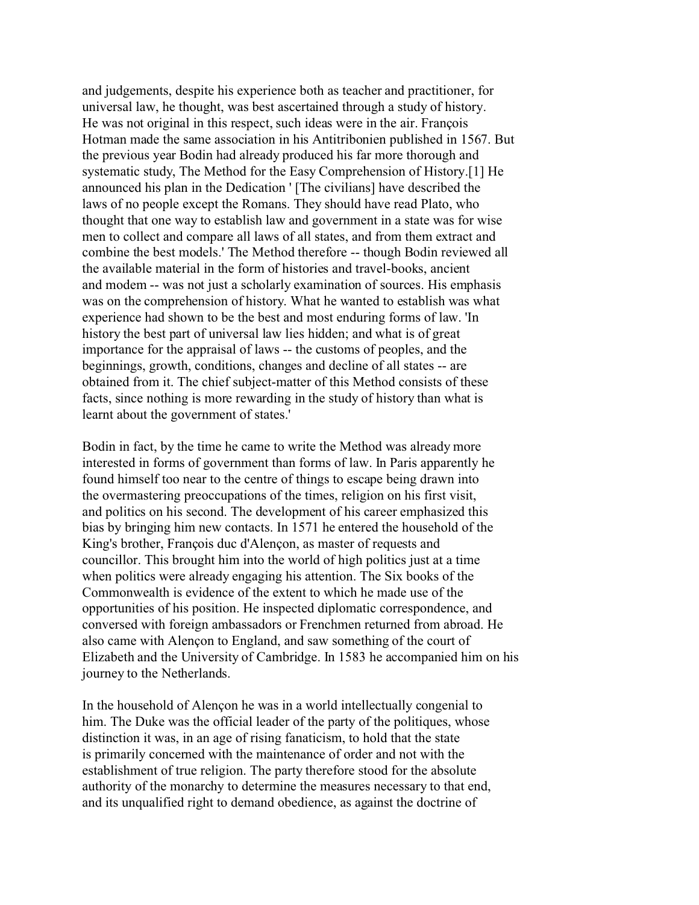and judgements, despite his experience both as teacher and practitioner, for universal law, he thought, was best ascertained through a study of history. He was not original in this respect, such ideas were in the air. François Hotman made the same association in his Antitribonien published in 1567. But the previous year Bodin had already produced his far more thorough and systematic study, The Method for the Easy Comprehension of History.[1] He announced his plan in the Dedication ' [The civilians] have described the laws of no people except the Romans. They should have read Plato, who thought that one way to establish law and government in a state was for wise men to collect and compare all laws of all states, and from them extract and combine the best models.' The Method therefore -- though Bodin reviewed all the available material in the form of histories and travel-books, ancient and modem -- was not just a scholarly examination of sources. His emphasis was on the comprehension of history. What he wanted to establish was what experience had shown to be the best and most enduring forms of law. 'In history the best part of universal law lies hidden; and what is of great importance for the appraisal of laws -- the customs of peoples, and the beginnings, growth, conditions, changes and decline of all states -- are obtained from it. The chief subject-matter of this Method consists of these facts, since nothing is more rewarding in the study of history than what is learnt about the government of states.'

Bodin in fact, by the time he came to write the Method was already more interested in forms of government than forms of law. In Paris apparently he found himself too near to the centre of things to escape being drawn into the overmastering preoccupations of the times, religion on his first visit, and politics on his second. The development of his career emphasized this bias by bringing him new contacts. In 1571 he entered the household of the King's brother, François duc d'Alençon, as master of requests and councillor. This brought him into the world of high politics just at a time when politics were already engaging his attention. The Six books of the Commonwealth is evidence of the extent to which he made use of the opportunities of his position. He inspected diplomatic correspondence, and conversed with foreign ambassadors or Frenchmen returned from abroad. He also came with Alençon to England, and saw something of the court of Elizabeth and the University of Cambridge. In 1583 he accompanied him on his journey to the Netherlands.

In the household of Alençon he was in a world intellectually congenial to him. The Duke was the official leader of the party of the politiques, whose distinction it was, in an age of rising fanaticism, to hold that the state is primarily concerned with the maintenance of order and not with the establishment of true religion. The party therefore stood for the absolute authority of the monarchy to determine the measures necessary to that end, and its unqualified right to demand obedience, as against the doctrine of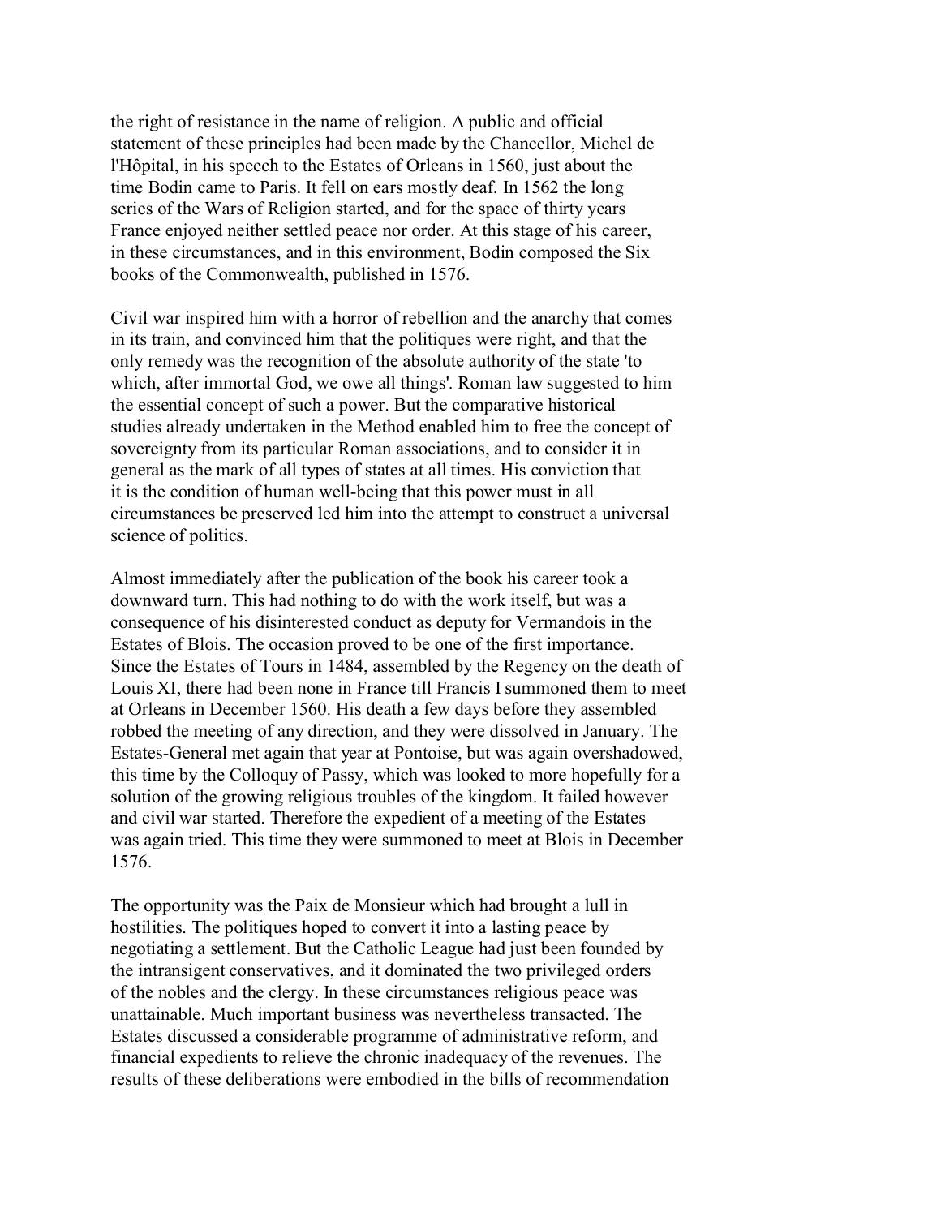the right of resistance in the name of religion. A public and official statement of these principles had been made by the Chancellor, Michel de l'Hôpital, in his speech to the Estates of Orleans in 1560, just about the time Bodin came to Paris. It fell on ears mostly deaf. In 1562 the long series of the Wars of Religion started, and for the space of thirty years France enjoyed neither settled peace nor order. At this stage of his career, in these circumstances, and in this environment, Bodin composed the Six books of the Commonwealth, published in 1576.

Civil war inspired him with a horror of rebellion and the anarchy that comes in its train, and convinced him that the politiques were right, and that the only remedy was the recognition of the absolute authority of the state 'to which, after immortal God, we owe all things'. Roman law suggested to him the essential concept of such a power. But the comparative historical studies already undertaken in the Method enabled him to free the concept of sovereignty from its particular Roman associations, and to consider it in general as the mark of all types of states at all times. His conviction that it is the condition of human well-being that this power must in all circumstances be preserved led him into the attempt to construct a universal science of politics.

Almost immediately after the publication of the book his career took a downward turn. This had nothing to do with the work itself, but was a consequence of his disinterested conduct as deputy for Vermandois in the Estates of Blois. The occasion proved to be one of the first importance. Since the Estates of Tours in 1484, assembled by the Regency on the death of Louis XI, there had been none in France till Francis I summoned them to meet at Orleans in December 1560. His death a few days before they assembled robbed the meeting of any direction, and they were dissolved in January. The Estates-General met again that year at Pontoise, but was again overshadowed, this time by the Colloquy of Passy, which was looked to more hopefully for a solution of the growing religious troubles of the kingdom. It failed however and civil war started. Therefore the expedient of a meeting of the Estates was again tried. This time they were summoned to meet at Blois in December 1576.

The opportunity was the Paix de Monsieur which had brought a lull in hostilities. The politiques hoped to convert it into a lasting peace by negotiating a settlement. But the Catholic League had just been founded by the intransigent conservatives, and it dominated the two privileged orders of the nobles and the clergy. In these circumstances religious peace was unattainable. Much important business was nevertheless transacted. The Estates discussed a considerable programme of administrative reform, and financial expedients to relieve the chronic inadequacy of the revenues. The results of these deliberations were embodied in the bills of recommendation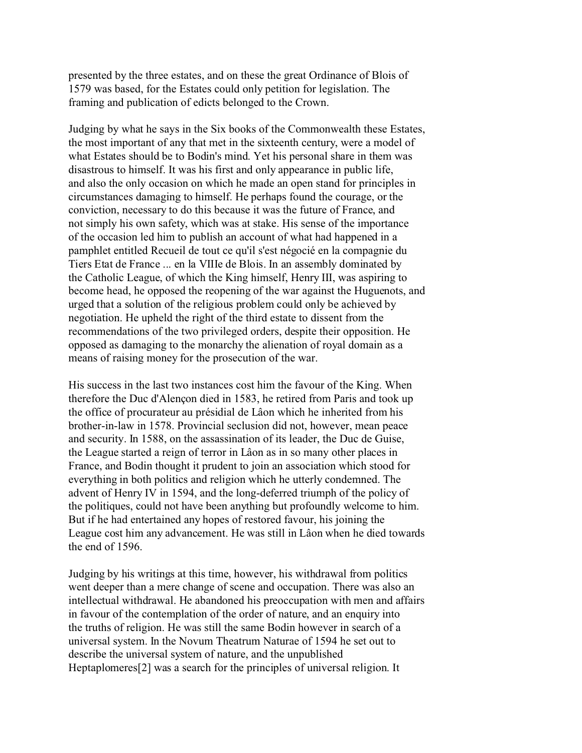presented by the three estates, and on these the great Ordinance of Blois of 1579 was based, for the Estates could only petition for legislation. The framing and publication of edicts belonged to the Crown.

Judging by what he says in the Six books of the Commonwealth these Estates, the most important of any that met in the sixteenth century, were a model of what Estates should be to Bodin's mind. Yet his personal share in them was disastrous to himself. It was his first and only appearance in public life, and also the only occasion on which he made an open stand for principles in circumstances damaging to himself. He perhaps found the courage, or the conviction, necessary to do this because it was the future of France, and not simply his own safety, which was at stake. His sense of the importance of the occasion led him to publish an account of what had happened in a pamphlet entitled Recueil de tout ce qu'il s'est négocié en la compagnie du Tiers Etat de France ... en la VIIIe de Blois. In an assembly dominated by the Catholic League, of which the King himself, Henry III, was aspiring to become head, he opposed the reopening of the war against the Huguenots, and urged that a solution of the religious problem could only be achieved by negotiation. He upheld the right of the third estate to dissent from the recommendations of the two privileged orders, despite their opposition. He opposed as damaging to the monarchy the alienation of royal domain as a means of raising money for the prosecution of the war.

His success in the last two instances cost him the favour of the King. When therefore the Duc d'Alençon died in 1583, he retired from Paris and took up the office of procurateur au présidial de Lâon which he inherited from his brother-in-law in 1578. Provincial seclusion did not, however, mean peace and security. In 1588, on the assassination of its leader, the Duc de Guise, the League started a reign of terror in Lâon as in so many other places in France, and Bodin thought it prudent to join an association which stood for everything in both politics and religion which he utterly condemned. The advent of Henry IV in 1594, and the long-deferred triumph of the policy of the politiques, could not have been anything but profoundly welcome to him. But if he had entertained any hopes of restored favour, his joining the League cost him any advancement. He was still in Lâon when he died towards the end of 1596.

Judging by his writings at this time, however, his withdrawal from politics went deeper than a mere change of scene and occupation. There was also an intellectual withdrawal. He abandoned his preoccupation with men and affairs in favour of the contemplation of the order of nature, and an enquiry into the truths of religion. He was still the same Bodin however in search of a universal system. In the Novum Theatrum Naturae of 1594 he set out to describe the universal system of nature, and the unpublished Heptaplomeres[2] was a search for the principles of universal religion. It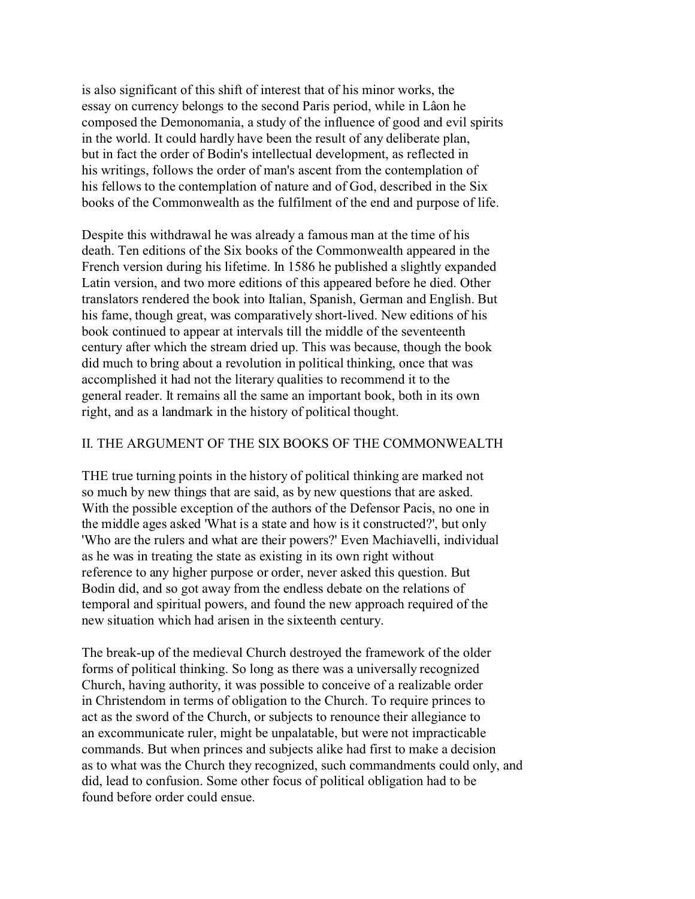is also significant of this shift of interest that of his minor works, the essay on currency belongs to the second Paris period, while in Lâon he composed the Demonomania, a study of the influence of good and evil spirits in the world. It could hardly have been the result of any deliberate plan, but in fact the order of Bodin's intellectual development, as reflected in his writings, follows the order of man's ascent from the contemplation of his fellows to the contemplation of nature and of God, described in the Six books of the Commonwealth as the fulfilment of the end and purpose of life.

Despite this withdrawal he was already a famous man at the time of his death. Ten editions of the Six books of the Commonwealth appeared in the French version during his lifetime. In 1586 he published a slightly expanded Latin version, and two more editions of this appeared before he died. Other translators rendered the book into Italian, Spanish, German and English. But his fame, though great, was comparatively short-lived. New editions of his book continued to appear at intervals till the middle of the seventeenth century after which the stream dried up. This was because, though the book did much to bring about a revolution in political thinking, once that was accomplished it had not the literary qualities to recommend it to the general reader. It remains all the same an important book, both in its own right, and as a landmark in the history of political thought.

## II. THE ARGUMENT OF THE SIX BOOKS OF THE COMMONWEALTH

THE true turning points in the history of political thinking are marked not so much by new things that are said, as by new questions that are asked. With the possible exception of the authors of the Defensor Pacis, no one in the middle ages asked 'What is a state and how is it constructed?', but only 'Who are the rulers and what are their powers?' Even Machiavelli, individual as he was in treating the state as existing in its own right without reference to any higher purpose or order, never asked this question. But Bodin did, and so got away from the endless debate on the relations of temporal and spiritual powers, and found the new approach required of the new situation which had arisen in the sixteenth century.

The break-up of the medieval Church destroyed the framework of the older forms of political thinking. So long as there was a universally recognized Church, having authority, it was possible to conceive of a realizable order in Christendom in terms of obligation to the Church. To require princes to act as the sword of the Church, or subjects to renounce their allegiance to an excommunicate ruler, might be unpalatable, but were not impracticable commands. But when princes and subjects alike had first to make a decision as to what was the Church they recognized, such commandments could only, and did, lead to confusion. Some other focus of political obligation had to be found before order could ensue.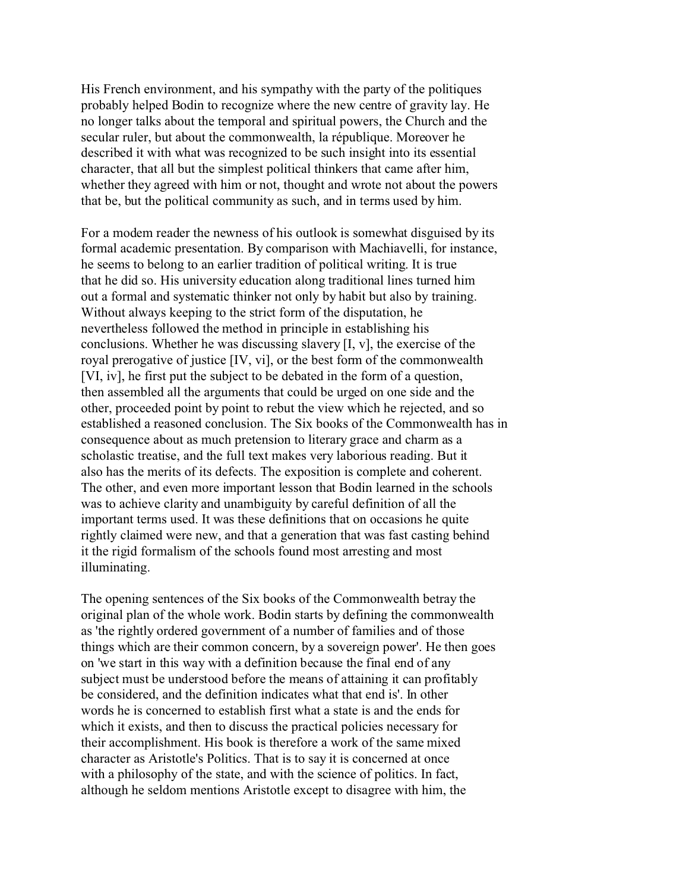His French environment, and his sympathy with the party of the politiques probably helped Bodin to recognize where the new centre of gravity lay. He no longer talks about the temporal and spiritual powers, the Church and the secular ruler, but about the commonwealth, la république. Moreover he described it with what was recognized to be such insight into its essential character, that all but the simplest political thinkers that came after him, whether they agreed with him or not, thought and wrote not about the powers that be, but the political community as such, and in terms used by him.

For a modem reader the newness of his outlook is somewhat disguised by its formal academic presentation. By comparison with Machiavelli, for instance, he seems to belong to an earlier tradition of political writing. It is true that he did so. His university education along traditional lines turned him out a formal and systematic thinker not only by habit but also by training. Without always keeping to the strict form of the disputation, he nevertheless followed the method in principle in establishing his conclusions. Whether he was discussing slavery [I, v], the exercise of the royal prerogative of justice [IV, vi], or the best form of the commonwealth [VI, iv], he first put the subject to be debated in the form of a question, then assembled all the arguments that could be urged on one side and the other, proceeded point by point to rebut the view which he rejected, and so established a reasoned conclusion. The Six books of the Commonwealth has in consequence about as much pretension to literary grace and charm as a scholastic treatise, and the full text makes very laborious reading. But it also has the merits of its defects. The exposition is complete and coherent. The other, and even more important lesson that Bodin learned in the schools was to achieve clarity and unambiguity by careful definition of all the important terms used. It was these definitions that on occasions he quite rightly claimed were new, and that a generation that was fast casting behind it the rigid formalism of the schools found most arresting and most illuminating.

The opening sentences of the Six books of the Commonwealth betray the original plan of the whole work. Bodin starts by defining the commonwealth as 'the rightly ordered government of a number of families and of those things which are their common concern, by a sovereign power'. He then goes on 'we start in this way with a definition because the final end of any subject must be understood before the means of attaining it can profitably be considered, and the definition indicates what that end is'. In other words he is concerned to establish first what a state is and the ends for which it exists, and then to discuss the practical policies necessary for their accomplishment. His book is therefore a work of the same mixed character as Aristotle's Politics. That is to say it is concerned at once with a philosophy of the state, and with the science of politics. In fact, although he seldom mentions Aristotle except to disagree with him, the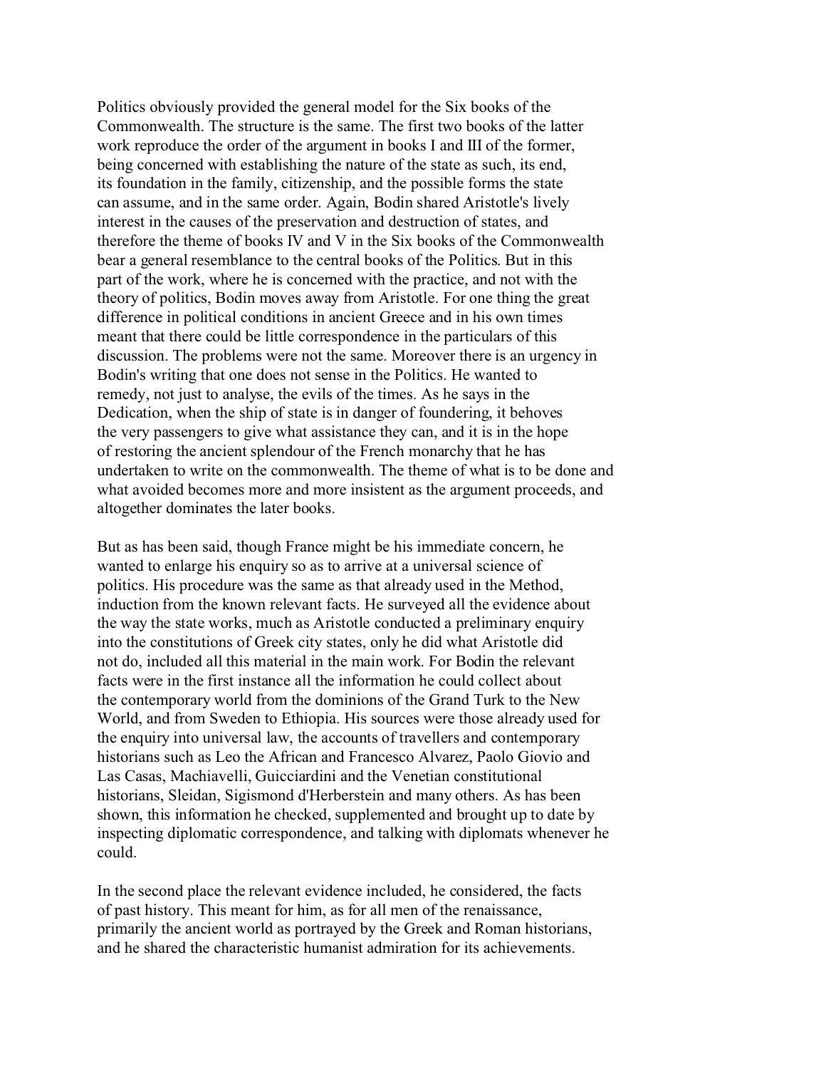Politics obviously provided the general model for the Six books of the Commonwealth. The structure is the same. The first two books of the latter work reproduce the order of the argument in books I and III of the former, being concerned with establishing the nature of the state as such, its end, its foundation in the family, citizenship, and the possible forms the state can assume, and in the same order. Again, Bodin shared Aristotle's lively interest in the causes of the preservation and destruction of states, and therefore the theme of books IV and V in the Six books of the Commonwealth bear a general resemblance to the central books of the Politics. But in this part of the work, where he is concerned with the practice, and not with the theory of politics, Bodin moves away from Aristotle. For one thing the great difference in political conditions in ancient Greece and in his own times meant that there could be little correspondence in the particulars of this discussion. The problems were not the same. Moreover there is an urgency in Bodin's writing that one does not sense in the Politics. He wanted to remedy, not just to analyse, the evils of the times. As he says in the Dedication, when the ship of state is in danger of foundering, it behoves the very passengers to give what assistance they can, and it is in the hope of restoring the ancient splendour of the French monarchy that he has undertaken to write on the commonwealth. The theme of what is to be done and what avoided becomes more and more insistent as the argument proceeds, and altogether dominates the later books.

But as has been said, though France might be his immediate concern, he wanted to enlarge his enquiry so as to arrive at a universal science of politics. His procedure was the same as that already used in the Method, induction from the known relevant facts. He surveyed all the evidence about the way the state works, much as Aristotle conducted a preliminary enquiry into the constitutions of Greek city states, only he did what Aristotle did not do, included all this material in the main work. For Bodin the relevant facts were in the first instance all the information he could collect about the contemporary world from the dominions of the Grand Turk to the New World, and from Sweden to Ethiopia. His sources were those already used for the enquiry into universal law, the accounts of travellers and contemporary historians such as Leo the African and Francesco Alvarez, Paolo Giovio and Las Casas, Machiavelli, Guicciardini and the Venetian constitutional historians, Sleidan, Sigismond d'Herberstein and many others. As has been shown, this information he checked, supplemented and brought up to date by inspecting diplomatic correspondence, and talking with diplomats whenever he could.

In the second place the relevant evidence included, he considered, the facts of past history. This meant for him, as for all men of the renaissance, primarily the ancient world as portrayed by the Greek and Roman historians, and he shared the characteristic humanist admiration for its achievements.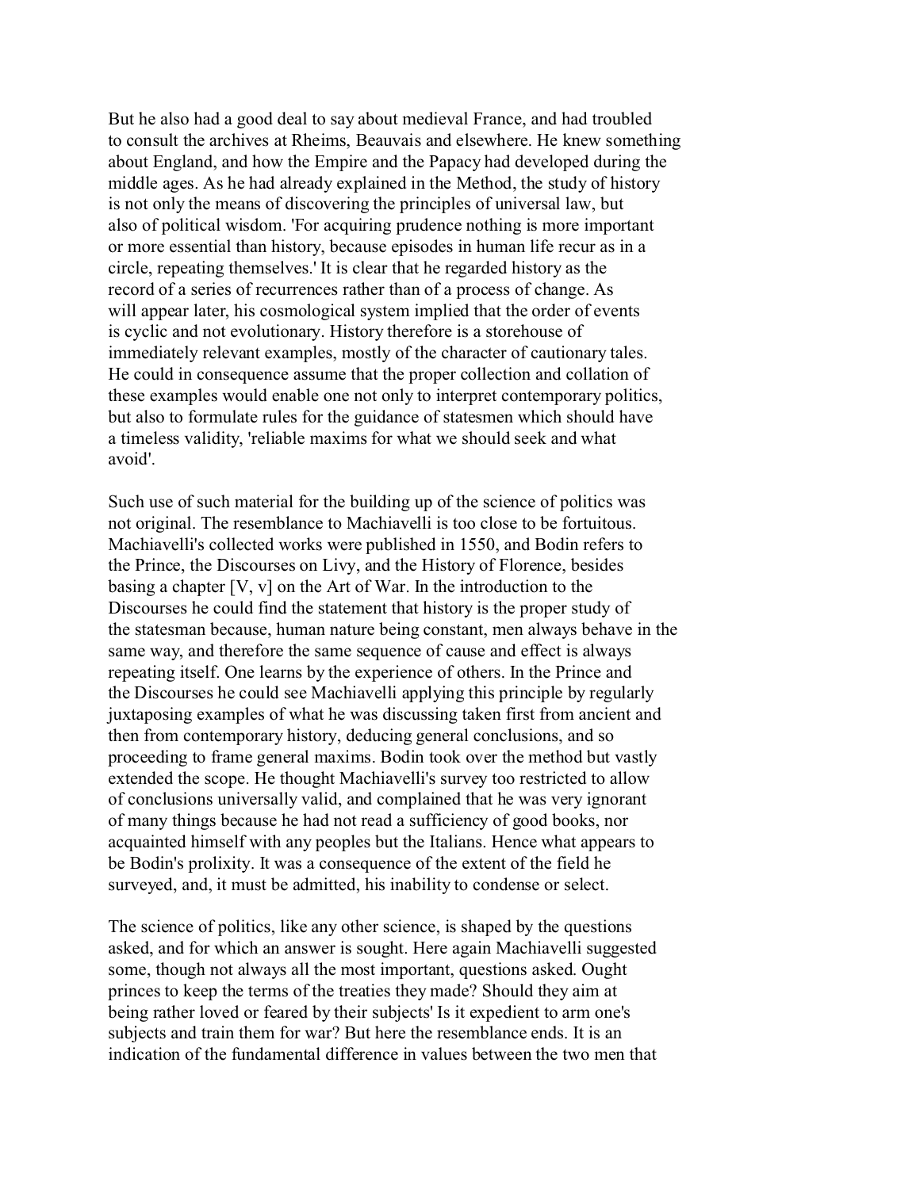But he also had a good deal to say about medieval France, and had troubled to consult the archives at Rheims, Beauvais and elsewhere. He knew something about England, and how the Empire and the Papacy had developed during the middle ages. As he had already explained in the Method, the study of history is not only the means of discovering the principles of universal law, but also of political wisdom. 'For acquiring prudence nothing is more important or more essential than history, because episodes in human life recur as in a circle, repeating themselves.' It is clear that he regarded history as the record of a series of recurrences rather than of a process of change. As will appear later, his cosmological system implied that the order of events is cyclic and not evolutionary. History therefore is a storehouse of immediately relevant examples, mostly of the character of cautionary tales. He could in consequence assume that the proper collection and collation of these examples would enable one not only to interpret contemporary politics, but also to formulate rules for the guidance of statesmen which should have a timeless validity, 'reliable maxims for what we should seek and what avoid'.

Such use of such material for the building up of the science of politics was not original. The resemblance to Machiavelli is too close to be fortuitous. Machiavelli's collected works were published in 1550, and Bodin refers to the Prince, the Discourses on Livy, and the History of Florence, besides basing a chapter [V, v] on the Art of War. In the introduction to the Discourses he could find the statement that history is the proper study of the statesman because, human nature being constant, men always behave in the same way, and therefore the same sequence of cause and effect is always repeating itself. One learns by the experience of others. In the Prince and the Discourses he could see Machiavelli applying this principle by regularly juxtaposing examples of what he was discussing taken first from ancient and then from contemporary history, deducing general conclusions, and so proceeding to frame general maxims. Bodin took over the method but vastly extended the scope. He thought Machiavelli's survey too restricted to allow of conclusions universally valid, and complained that he was very ignorant of many things because he had not read a sufficiency of good books, nor acquainted himself with any peoples but the Italians. Hence what appears to be Bodin's prolixity. It was a consequence of the extent of the field he surveyed, and, it must be admitted, his inability to condense or select.

The science of politics, like any other science, is shaped by the questions asked, and for which an answer is sought. Here again Machiavelli suggested some, though not always all the most important, questions asked. Ought princes to keep the terms of the treaties they made? Should they aim at being rather loved or feared by their subjects' Is it expedient to arm one's subjects and train them for war? But here the resemblance ends. It is an indication of the fundamental difference in values between the two men that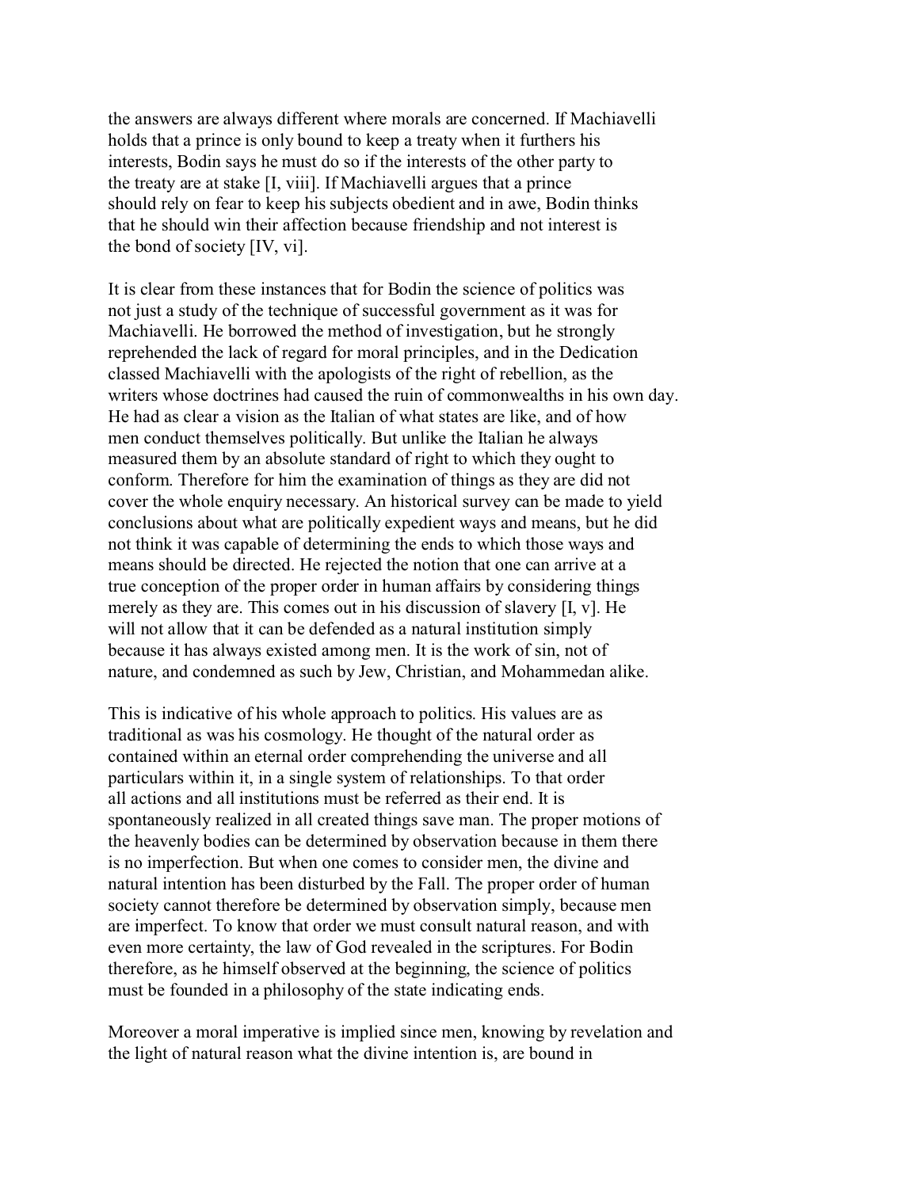the answers are always different where morals are concerned. If Machiavelli holds that a prince is only bound to keep a treaty when it furthers his interests, Bodin says he must do so if the interests of the other party to the treaty are at stake [I, viii]. If Machiavelli argues that a prince should rely on fear to keep his subjects obedient and in awe, Bodin thinks that he should win their affection because friendship and not interest is the bond of society [IV, vi].

It is clear from these instances that for Bodin the science of politics was not just a study of the technique of successful government as it was for Machiavelli. He borrowed the method of investigation, but he strongly reprehended the lack of regard for moral principles, and in the Dedication classed Machiavelli with the apologists of the right of rebellion, as the writers whose doctrines had caused the ruin of commonwealths in his own day. He had as clear a vision as the Italian of what states are like, and of how men conduct themselves politically. But unlike the Italian he always measured them by an absolute standard of right to which they ought to conform. Therefore for him the examination of things as they are did not cover the whole enquiry necessary. An historical survey can be made to yield conclusions about what are politically expedient ways and means, but he did not think it was capable of determining the ends to which those ways and means should be directed. He rejected the notion that one can arrive at a true conception of the proper order in human affairs by considering things merely as they are. This comes out in his discussion of slavery [I, v]. He will not allow that it can be defended as a natural institution simply because it has always existed among men. It is the work of sin, not of nature, and condemned as such by Jew, Christian, and Mohammedan alike.

This is indicative of his whole approach to politics. His values are as traditional as was his cosmology. He thought of the natural order as contained within an eternal order comprehending the universe and all particulars within it, in a single system of relationships. To that order all actions and all institutions must be referred as their end. It is spontaneously realized in all created things save man. The proper motions of the heavenly bodies can be determined by observation because in them there is no imperfection. But when one comes to consider men, the divine and natural intention has been disturbed by the Fall. The proper order of human society cannot therefore be determined by observation simply, because men are imperfect. To know that order we must consult natural reason, and with even more certainty, the law of God revealed in the scriptures. For Bodin therefore, as he himself observed at the beginning, the science of politics must be founded in a philosophy of the state indicating ends.

Moreover a moral imperative is implied since men, knowing by revelation and the light of natural reason what the divine intention is, are bound in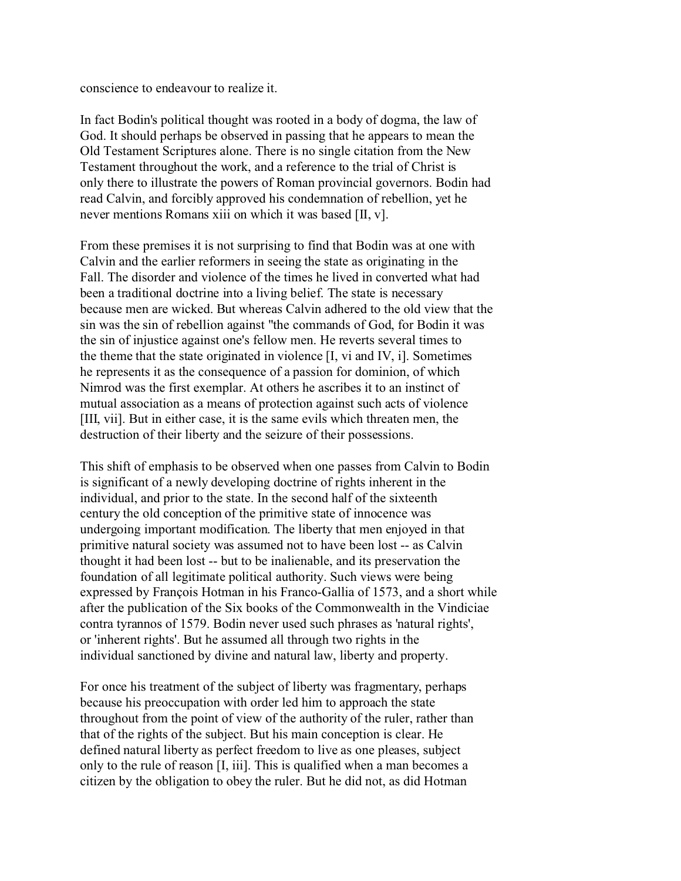conscience to endeavour to realize it.

In fact Bodin's political thought was rooted in a body of dogma, the law of God. It should perhaps be observed in passing that he appears to mean the Old Testament Scriptures alone. There is no single citation from the New Testament throughout the work, and a reference to the trial of Christ is only there to illustrate the powers of Roman provincial governors. Bodin had read Calvin, and forcibly approved his condemnation of rebellion, yet he never mentions Romans xiii on which it was based [II, v].

From these premises it is not surprising to find that Bodin was at one with Calvin and the earlier reformers in seeing the state as originating in the Fall. The disorder and violence of the times he lived in converted what had been a traditional doctrine into a living belief. The state is necessary because men are wicked. But whereas Calvin adhered to the old view that the sin was the sin of rebellion against "the commands of God, for Bodin it was the sin of injustice against one's fellow men. He reverts several times to the theme that the state originated in violence [I, vi and IV, i]. Sometimes he represents it as the consequence of a passion for dominion, of which Nimrod was the first exemplar. At others he ascribes it to an instinct of mutual association as a means of protection against such acts of violence [III, vii]. But in either case, it is the same evils which threaten men, the destruction of their liberty and the seizure of their possessions.

This shift of emphasis to be observed when one passes from Calvin to Bodin is significant of a newly developing doctrine of rights inherent in the individual, and prior to the state. In the second half of the sixteenth century the old conception of the primitive state of innocence was undergoing important modification. The liberty that men enjoyed in that primitive natural society was assumed not to have been lost -- as Calvin thought it had been lost -- but to be inalienable, and its preservation the foundation of all legitimate political authority. Such views were being expressed by François Hotman in his Franco-Gallia of 1573, and a short while after the publication of the Six books of the Commonwealth in the Vindiciae contra tyrannos of 1579. Bodin never used such phrases as 'natural rights', or 'inherent rights'. But he assumed all through two rights in the individual sanctioned by divine and natural law, liberty and property.

For once his treatment of the subject of liberty was fragmentary, perhaps because his preoccupation with order led him to approach the state throughout from the point of view of the authority of the ruler, rather than that of the rights of the subject. But his main conception is clear. He defined natural liberty as perfect freedom to live as one pleases, subject only to the rule of reason [I, iii]. This is qualified when a man becomes a citizen by the obligation to obey the ruler. But he did not, as did Hotman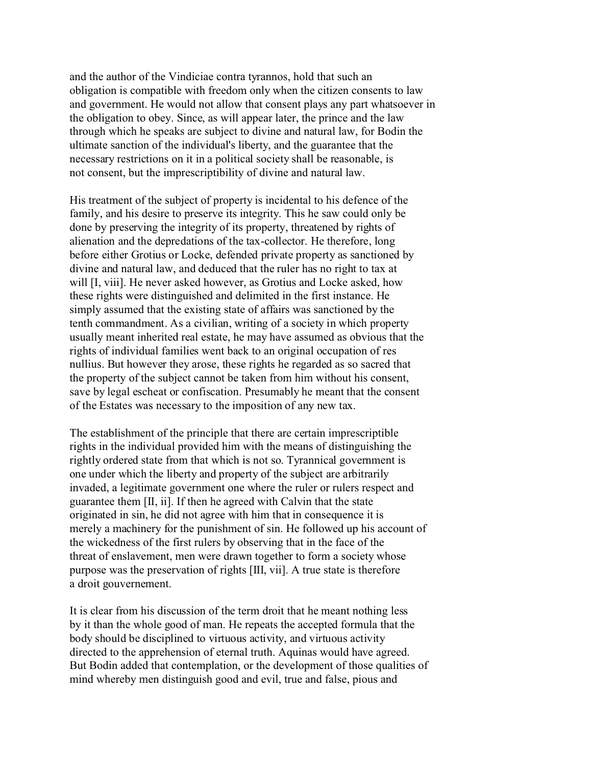and the author of the Vindiciae contra tyrannos, hold that such an obligation is compatible with freedom only when the citizen consents to law and government. He would not allow that consent plays any part whatsoever in the obligation to obey. Since, as will appear later, the prince and the law through which he speaks are subject to divine and natural law, for Bodin the ultimate sanction of the individual's liberty, and the guarantee that the necessary restrictions on it in a political society shall be reasonable, is not consent, but the imprescriptibility of divine and natural law.

His treatment of the subject of property is incidental to his defence of the family, and his desire to preserve its integrity. This he saw could only be done by preserving the integrity of its property, threatened by rights of alienation and the depredations of the tax-collector. He therefore, long before either Grotius or Locke, defended private property as sanctioned by divine and natural law, and deduced that the ruler has no right to tax at will [I, viii]. He never asked however, as Grotius and Locke asked, how these rights were distinguished and delimited in the first instance. He simply assumed that the existing state of affairs was sanctioned by the tenth commandment. As a civilian, writing of a society in which property usually meant inherited real estate, he may have assumed as obvious that the rights of individual families went back to an original occupation of res nullius. But however they arose, these rights he regarded as so sacred that the property of the subject cannot be taken from him without his consent, save by legal escheat or confiscation. Presumably he meant that the consent of the Estates was necessary to the imposition of any new tax.

The establishment of the principle that there are certain imprescriptible rights in the individual provided him with the means of distinguishing the rightly ordered state from that which is not so. Tyrannical government is one under which the liberty and property of the subject are arbitrarily invaded, a legitimate government one where the ruler or rulers respect and guarantee them [II, ii]. If then he agreed with Calvin that the state originated in sin, he did not agree with him that in consequence it is merely a machinery for the punishment of sin. He followed up his account of the wickedness of the first rulers by observing that in the face of the threat of enslavement, men were drawn together to form a society whose purpose was the preservation of rights [III, vii]. A true state is therefore a droit gouvernement.

It is clear from his discussion of the term droit that he meant nothing less by it than the whole good of man. He repeats the accepted formula that the body should be disciplined to virtuous activity, and virtuous activity directed to the apprehension of eternal truth. Aquinas would have agreed. But Bodin added that contemplation, or the development of those qualities of mind whereby men distinguish good and evil, true and false, pious and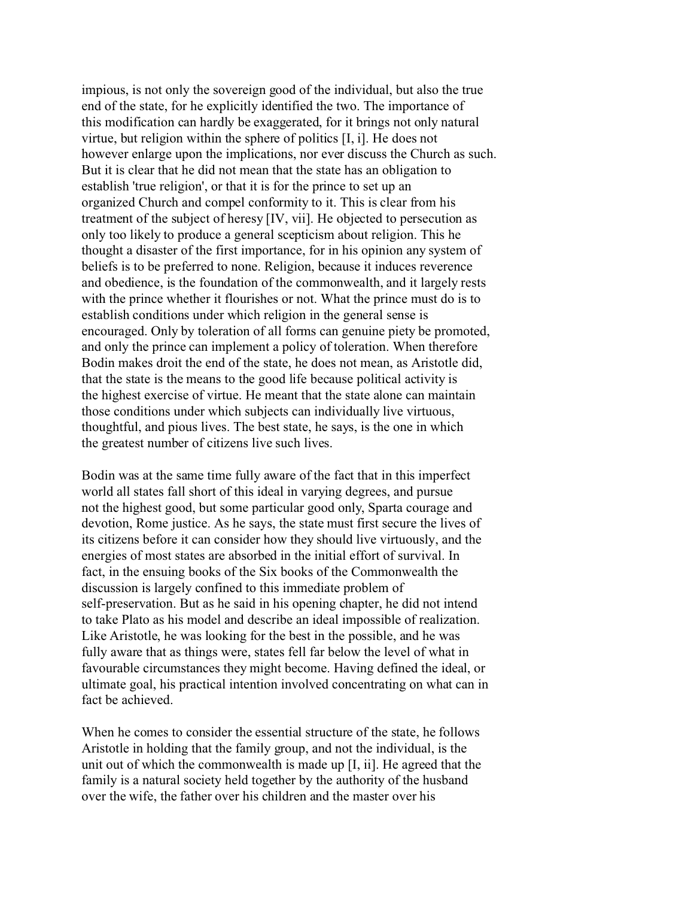impious, is not only the sovereign good of the individual, but also the true end of the state, for he explicitly identified the two. The importance of this modification can hardly be exaggerated, for it brings not only natural virtue, but religion within the sphere of politics [I, i]. He does not however enlarge upon the implications, nor ever discuss the Church as such. But it is clear that he did not mean that the state has an obligation to establish 'true religion', or that it is for the prince to set up an organized Church and compel conformity to it. This is clear from his treatment of the subject of heresy [IV, vii]. He objected to persecution as only too likely to produce a general scepticism about religion. This he thought a disaster of the first importance, for in his opinion any system of beliefs is to be preferred to none. Religion, because it induces reverence and obedience, is the foundation of the commonwealth, and it largely rests with the prince whether it flourishes or not. What the prince must do is to establish conditions under which religion in the general sense is encouraged. Only by toleration of all forms can genuine piety be promoted, and only the prince can implement a policy of toleration. When therefore Bodin makes droit the end of the state, he does not mean, as Aristotle did, that the state is the means to the good life because political activity is the highest exercise of virtue. He meant that the state alone can maintain those conditions under which subjects can individually live virtuous, thoughtful, and pious lives. The best state, he says, is the one in which the greatest number of citizens live such lives.

Bodin was at the same time fully aware of the fact that in this imperfect world all states fall short of this ideal in varying degrees, and pursue not the highest good, but some particular good only, Sparta courage and devotion, Rome justice. As he says, the state must first secure the lives of its citizens before it can consider how they should live virtuously, and the energies of most states are absorbed in the initial effort of survival. In fact, in the ensuing books of the Six books of the Commonwealth the discussion is largely confined to this immediate problem of self-preservation. But as he said in his opening chapter, he did not intend to take Plato as his model and describe an ideal impossible of realization. Like Aristotle, he was looking for the best in the possible, and he was fully aware that as things were, states fell far below the level of what in favourable circumstances they might become. Having defined the ideal, or ultimate goal, his practical intention involved concentrating on what can in fact be achieved.

When he comes to consider the essential structure of the state, he follows Aristotle in holding that the family group, and not the individual, is the unit out of which the commonwealth is made up [I, ii]. He agreed that the family is a natural society held together by the authority of the husband over the wife, the father over his children and the master over his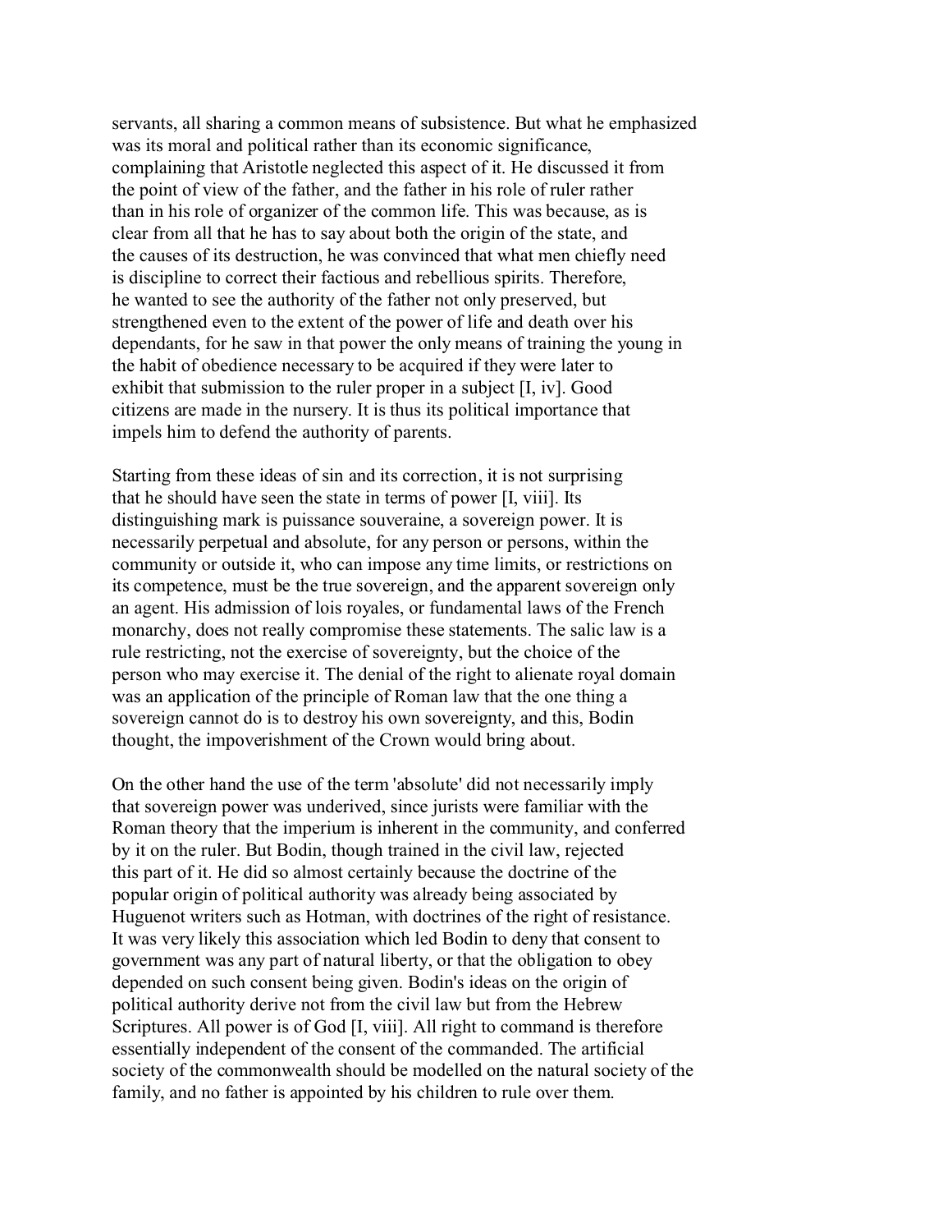servants, all sharing a common means of subsistence. But what he emphasized was its moral and political rather than its economic significance, complaining that Aristotle neglected this aspect of it. He discussed it from the point of view of the father, and the father in his role of ruler rather than in his role of organizer of the common life. This was because, as is clear from all that he has to say about both the origin of the state, and the causes of its destruction, he was convinced that what men chiefly need is discipline to correct their factious and rebellious spirits. Therefore, he wanted to see the authority of the father not only preserved, but strengthened even to the extent of the power of life and death over his dependants, for he saw in that power the only means of training the young in the habit of obedience necessary to be acquired if they were later to exhibit that submission to the ruler proper in a subject [I, iv]. Good citizens are made in the nursery. It is thus its political importance that impels him to defend the authority of parents.

Starting from these ideas of sin and its correction, it is not surprising that he should have seen the state in terms of power [I, viii]. Its distinguishing mark is puissance souveraine, a sovereign power. It is necessarily perpetual and absolute, for any person or persons, within the community or outside it, who can impose any time limits, or restrictions on its competence, must be the true sovereign, and the apparent sovereign only an agent. His admission of lois royales, or fundamental laws of the French monarchy, does not really compromise these statements. The salic law is a rule restricting, not the exercise of sovereignty, but the choice of the person who may exercise it. The denial of the right to alienate royal domain was an application of the principle of Roman law that the one thing a sovereign cannot do is to destroy his own sovereignty, and this, Bodin thought, the impoverishment of the Crown would bring about.

On the other hand the use of the term 'absolute' did not necessarily imply that sovereign power was underived, since jurists were familiar with the Roman theory that the imperium is inherent in the community, and conferred by it on the ruler. But Bodin, though trained in the civil law, rejected this part of it. He did so almost certainly because the doctrine of the popular origin of political authority was already being associated by Huguenot writers such as Hotman, with doctrines of the right of resistance. It was very likely this association which led Bodin to deny that consent to government was any part of natural liberty, or that the obligation to obey depended on such consent being given. Bodin's ideas on the origin of political authority derive not from the civil law but from the Hebrew Scriptures. All power is of God [I, viii]. All right to command is therefore essentially independent of the consent of the commanded. The artificial society of the commonwealth should be modelled on the natural society of the family, and no father is appointed by his children to rule over them.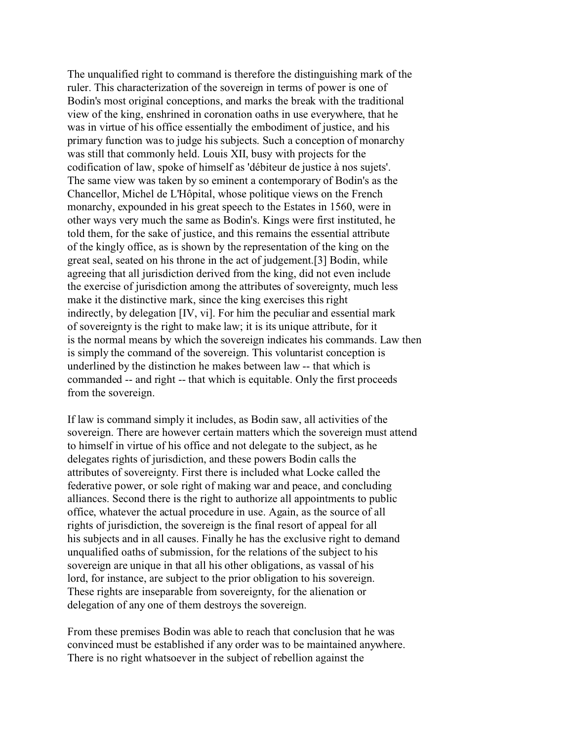The unqualified right to command is therefore the distinguishing mark of the ruler. This characterization of the sovereign in terms of power is one of Bodin's most original conceptions, and marks the break with the traditional view of the king, enshrined in coronation oaths in use everywhere, that he was in virtue of his office essentially the embodiment of justice, and his primary function was to judge his subjects. Such a conception of monarchy was still that commonly held. Louis XII, busy with projects for the codification of law, spoke of himself as 'débiteur de justice à nos sujets'. The same view was taken by so eminent a contemporary of Bodin's as the Chancellor, Michel de L'Hôpital, whose politique views on the French monarchy, expounded in his great speech to the Estates in 1560, were in other ways very much the same as Bodin's. Kings were first instituted, he told them, for the sake of justice, and this remains the essential attribute of the kingly office, as is shown by the representation of the king on the great seal, seated on his throne in the act of judgement.[3] Bodin, while agreeing that all jurisdiction derived from the king, did not even include the exercise of jurisdiction among the attributes of sovereignty, much less make it the distinctive mark, since the king exercises this right indirectly, by delegation [IV, vi]. For him the peculiar and essential mark of sovereignty is the right to make law; it is its unique attribute, for it is the normal means by which the sovereign indicates his commands. Law then is simply the command of the sovereign. This voluntarist conception is underlined by the distinction he makes between law -- that which is commanded -- and right -- that which is equitable. Only the first proceeds from the sovereign.

If law is command simply it includes, as Bodin saw, all activities of the sovereign. There are however certain matters which the sovereign must attend to himself in virtue of his office and not delegate to the subject, as he delegates rights of jurisdiction, and these powers Bodin calls the attributes of sovereignty. First there is included what Locke called the federative power, or sole right of making war and peace, and concluding alliances. Second there is the right to authorize all appointments to public office, whatever the actual procedure in use. Again, as the source of all rights of jurisdiction, the sovereign is the final resort of appeal for all his subjects and in all causes. Finally he has the exclusive right to demand unqualified oaths of submission, for the relations of the subject to his sovereign are unique in that all his other obligations, as vassal of his lord, for instance, are subject to the prior obligation to his sovereign. These rights are inseparable from sovereignty, for the alienation or delegation of any one of them destroys the sovereign.

From these premises Bodin was able to reach that conclusion that he was convinced must be established if any order was to be maintained anywhere. There is no right whatsoever in the subject of rebellion against the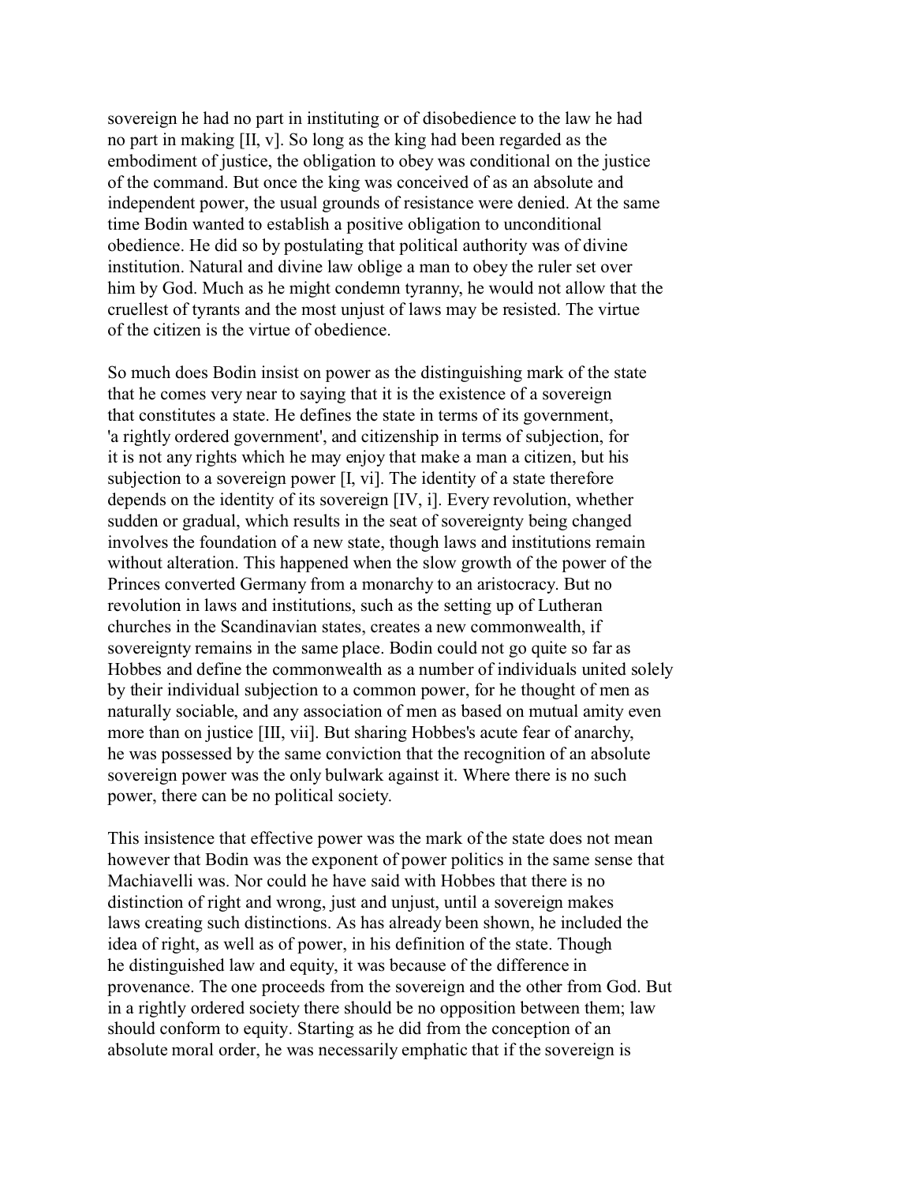sovereign he had no part in instituting or of disobedience to the law he had no part in making [II, v]. So long as the king had been regarded as the embodiment of justice, the obligation to obey was conditional on the justice of the command. But once the king was conceived of as an absolute and independent power, the usual grounds of resistance were denied. At the same time Bodin wanted to establish a positive obligation to unconditional obedience. He did so by postulating that political authority was of divine institution. Natural and divine law oblige a man to obey the ruler set over him by God. Much as he might condemn tyranny, he would not allow that the cruellest of tyrants and the most unjust of laws may be resisted. The virtue of the citizen is the virtue of obedience.

So much does Bodin insist on power as the distinguishing mark of the state that he comes very near to saying that it is the existence of a sovereign that constitutes a state. He defines the state in terms of its government, 'a rightly ordered government', and citizenship in terms of subjection, for it is not any rights which he may enjoy that make a man a citizen, but his subjection to a sovereign power [I, vi]. The identity of a state therefore depends on the identity of its sovereign [IV, i]. Every revolution, whether sudden or gradual, which results in the seat of sovereignty being changed involves the foundation of a new state, though laws and institutions remain without alteration. This happened when the slow growth of the power of the Princes converted Germany from a monarchy to an aristocracy. But no revolution in laws and institutions, such as the setting up of Lutheran churches in the Scandinavian states, creates a new commonwealth, if sovereignty remains in the same place. Bodin could not go quite so far as Hobbes and define the commonwealth as a number of individuals united solely by their individual subjection to a common power, for he thought of men as naturally sociable, and any association of men as based on mutual amity even more than on justice [III, vii]. But sharing Hobbes's acute fear of anarchy, he was possessed by the same conviction that the recognition of an absolute sovereign power was the only bulwark against it. Where there is no such power, there can be no political society.

This insistence that effective power was the mark of the state does not mean however that Bodin was the exponent of power politics in the same sense that Machiavelli was. Nor could he have said with Hobbes that there is no distinction of right and wrong, just and unjust, until a sovereign makes laws creating such distinctions. As has already been shown, he included the idea of right, as well as of power, in his definition of the state. Though he distinguished law and equity, it was because of the difference in provenance. The one proceeds from the sovereign and the other from God. But in a rightly ordered society there should be no opposition between them; law should conform to equity. Starting as he did from the conception of an absolute moral order, he was necessarily emphatic that if the sovereign is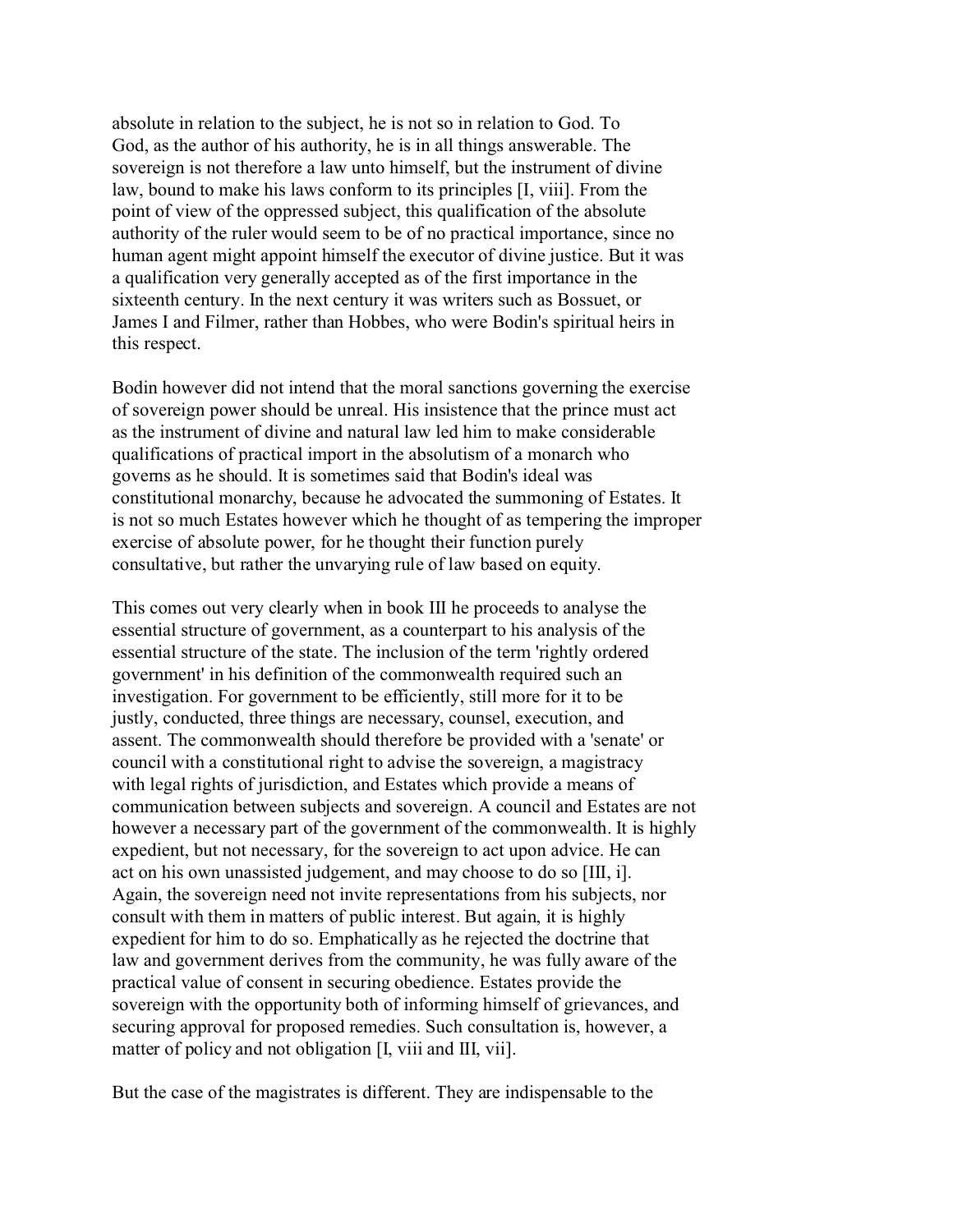absolute in relation to the subject, he is not so in relation to God. To God, as the author of his authority, he is in all things answerable. The sovereign is not therefore a law unto himself, but the instrument of divine law, bound to make his laws conform to its principles [I, viii]. From the point of view of the oppressed subject, this qualification of the absolute authority of the ruler would seem to be of no practical importance, since no human agent might appoint himself the executor of divine justice. But it was a qualification very generally accepted as of the first importance in the sixteenth century. In the next century it was writers such as Bossuet, or James I and Filmer, rather than Hobbes, who were Bodin's spiritual heirs in this respect.

Bodin however did not intend that the moral sanctions governing the exercise of sovereign power should be unreal. His insistence that the prince must act as the instrument of divine and natural law led him to make considerable qualifications of practical import in the absolutism of a monarch who governs as he should. It is sometimes said that Bodin's ideal was constitutional monarchy, because he advocated the summoning of Estates. It is not so much Estates however which he thought of as tempering the improper exercise of absolute power, for he thought their function purely consultative, but rather the unvarying rule of law based on equity.

This comes out very clearly when in book III he proceeds to analyse the essential structure of government, as a counterpart to his analysis of the essential structure of the state. The inclusion of the term 'rightly ordered government' in his definition of the commonwealth required such an investigation. For government to be efficiently, still more for it to be justly, conducted, three things are necessary, counsel, execution, and assent. The commonwealth should therefore be provided with a 'senate' or council with a constitutional right to advise the sovereign, a magistracy with legal rights of jurisdiction, and Estates which provide a means of communication between subjects and sovereign. A council and Estates are not however a necessary part of the government of the commonwealth. It is highly expedient, but not necessary, for the sovereign to act upon advice. He can act on his own unassisted judgement, and may choose to do so [III, i]. Again, the sovereign need not invite representations from his subjects, nor consult with them in matters of public interest. But again, it is highly expedient for him to do so. Emphatically as he rejected the doctrine that law and government derives from the community, he was fully aware of the practical value of consent in securing obedience. Estates provide the sovereign with the opportunity both of informing himself of grievances, and securing approval for proposed remedies. Such consultation is, however, a matter of policy and not obligation [I, viii and III, vii].

But the case of the magistrates is different. They are indispensable to the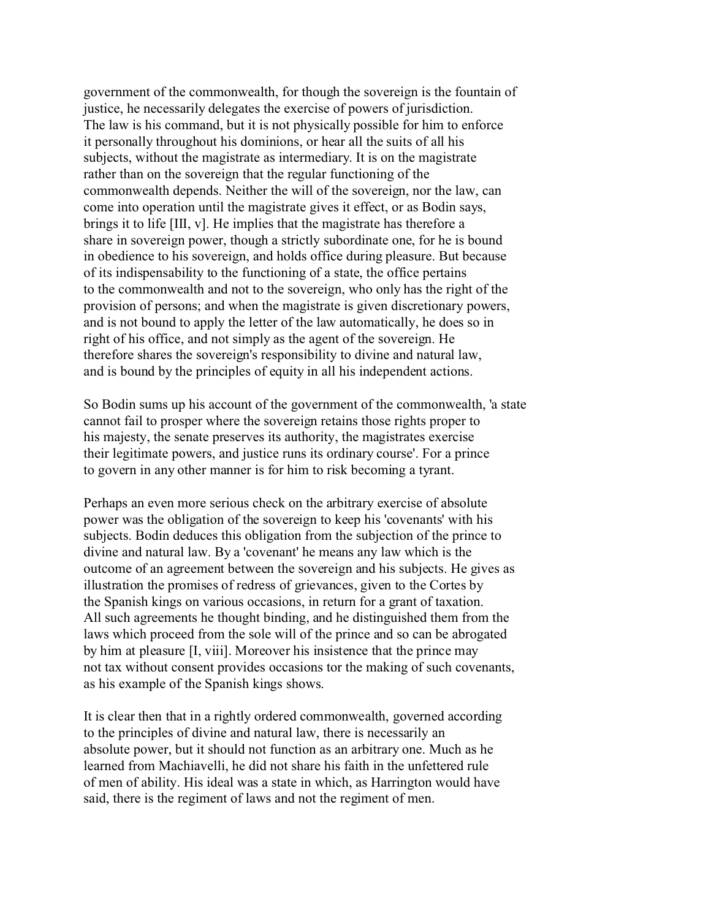government of the commonwealth, for though the sovereign is the fountain of justice, he necessarily delegates the exercise of powers of jurisdiction. The law is his command, but it is not physically possible for him to enforce it personally throughout his dominions, or hear all the suits of all his subjects, without the magistrate as intermediary. It is on the magistrate rather than on the sovereign that the regular functioning of the commonwealth depends. Neither the will of the sovereign, nor the law, can come into operation until the magistrate gives it effect, or as Bodin says, brings it to life [III, v]. He implies that the magistrate has therefore a share in sovereign power, though a strictly subordinate one, for he is bound in obedience to his sovereign, and holds office during pleasure. But because of its indispensability to the functioning of a state, the office pertains to the commonwealth and not to the sovereign, who only has the right of the provision of persons; and when the magistrate is given discretionary powers, and is not bound to apply the letter of the law automatically, he does so in right of his office, and not simply as the agent of the sovereign. He therefore shares the sovereign's responsibility to divine and natural law, and is bound by the principles of equity in all his independent actions.

So Bodin sums up his account of the government of the commonwealth, 'a state cannot fail to prosper where the sovereign retains those rights proper to his majesty, the senate preserves its authority, the magistrates exercise their legitimate powers, and justice runs its ordinary course'. For a prince to govern in any other manner is for him to risk becoming a tyrant.

Perhaps an even more serious check on the arbitrary exercise of absolute power was the obligation of the sovereign to keep his 'covenants' with his subjects. Bodin deduces this obligation from the subjection of the prince to divine and natural law. By a 'covenant' he means any law which is the outcome of an agreement between the sovereign and his subjects. He gives as illustration the promises of redress of grievances, given to the Cortes by the Spanish kings on various occasions, in return for a grant of taxation. All such agreements he thought binding, and he distinguished them from the laws which proceed from the sole will of the prince and so can be abrogated by him at pleasure [I, viii]. Moreover his insistence that the prince may not tax without consent provides occasions tor the making of such covenants, as his example of the Spanish kings shows.

It is clear then that in a rightly ordered commonwealth, governed according to the principles of divine and natural law, there is necessarily an absolute power, but it should not function as an arbitrary one. Much as he learned from Machiavelli, he did not share his faith in the unfettered rule of men of ability. His ideal was a state in which, as Harrington would have said, there is the regiment of laws and not the regiment of men.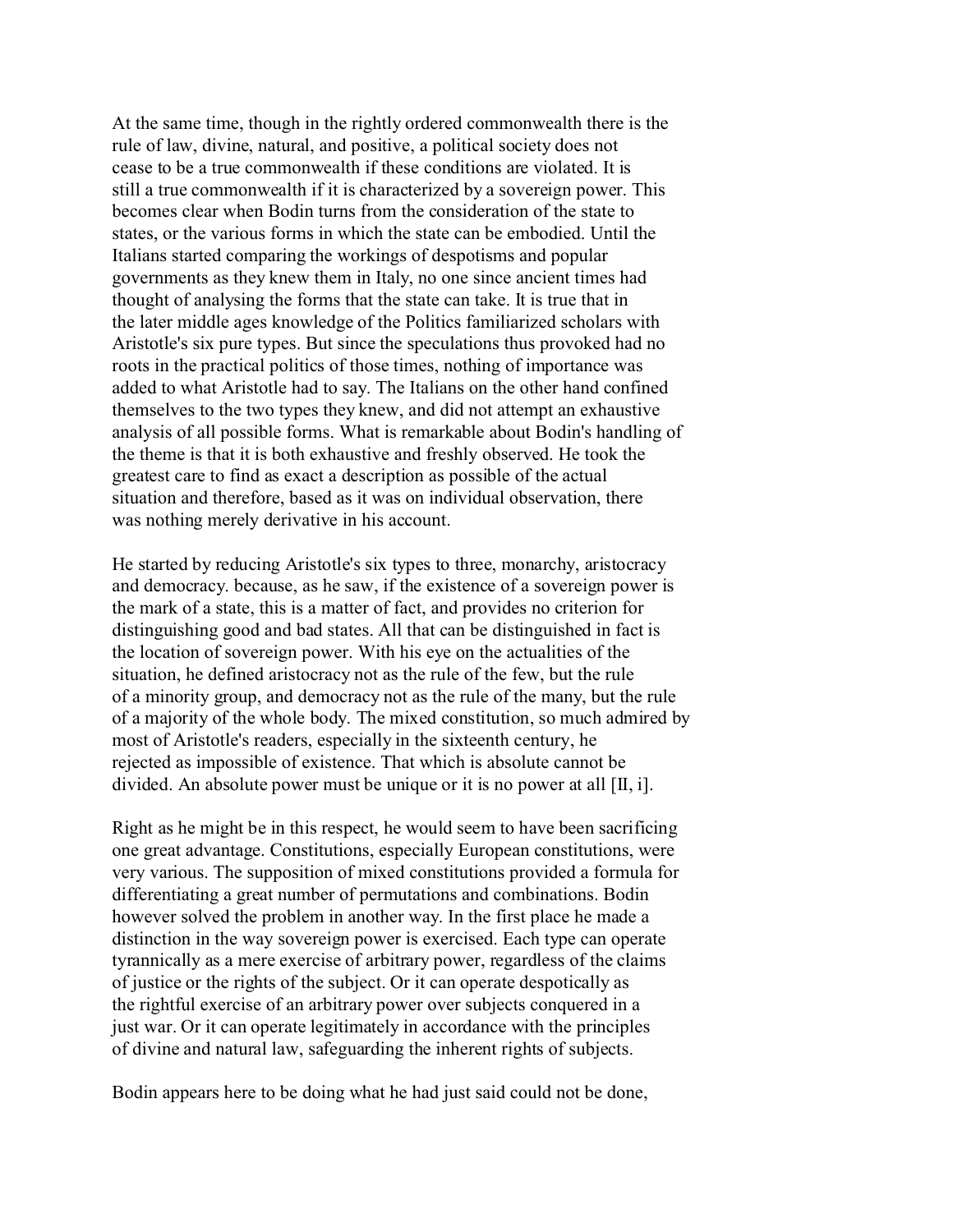At the same time, though in the rightly ordered commonwealth there is the rule of law, divine, natural, and positive, a political society does not cease to be a true commonwealth if these conditions are violated. It is still a true commonwealth if it is characterized by a sovereign power. This becomes clear when Bodin turns from the consideration of the state to states, or the various forms in which the state can be embodied. Until the Italians started comparing the workings of despotisms and popular governments as they knew them in Italy, no one since ancient times had thought of analysing the forms that the state can take. It is true that in the later middle ages knowledge of the Politics familiarized scholars with Aristotle's six pure types. But since the speculations thus provoked had no roots in the practical politics of those times, nothing of importance was added to what Aristotle had to say. The Italians on the other hand confined themselves to the two types they knew, and did not attempt an exhaustive analysis of all possible forms. What is remarkable about Bodin's handling of the theme is that it is both exhaustive and freshly observed. He took the greatest care to find as exact a description as possible of the actual situation and therefore, based as it was on individual observation, there was nothing merely derivative in his account.

He started by reducing Aristotle's six types to three, monarchy, aristocracy and democracy. because, as he saw, if the existence of a sovereign power is the mark of a state, this is a matter of fact, and provides no criterion for distinguishing good and bad states. All that can be distinguished in fact is the location of sovereign power. With his eye on the actualities of the situation, he defined aristocracy not as the rule of the few, but the rule of a minority group, and democracy not as the rule of the many, but the rule of a majority of the whole body. The mixed constitution, so much admired by most of Aristotle's readers, especially in the sixteenth century, he rejected as impossible of existence. That which is absolute cannot be divided. An absolute power must be unique or it is no power at all [II, i].

Right as he might be in this respect, he would seem to have been sacrificing one great advantage. Constitutions, especially European constitutions, were very various. The supposition of mixed constitutions provided a formula for differentiating a great number of permutations and combinations. Bodin however solved the problem in another way. In the first place he made a distinction in the way sovereign power is exercised. Each type can operate tyrannically as a mere exercise of arbitrary power, regardless of the claims of justice or the rights of the subject. Or it can operate despotically as the rightful exercise of an arbitrary power over subjects conquered in a just war. Or it can operate legitimately in accordance with the principles of divine and natural law, safeguarding the inherent rights of subjects.

Bodin appears here to be doing what he had just said could not be done,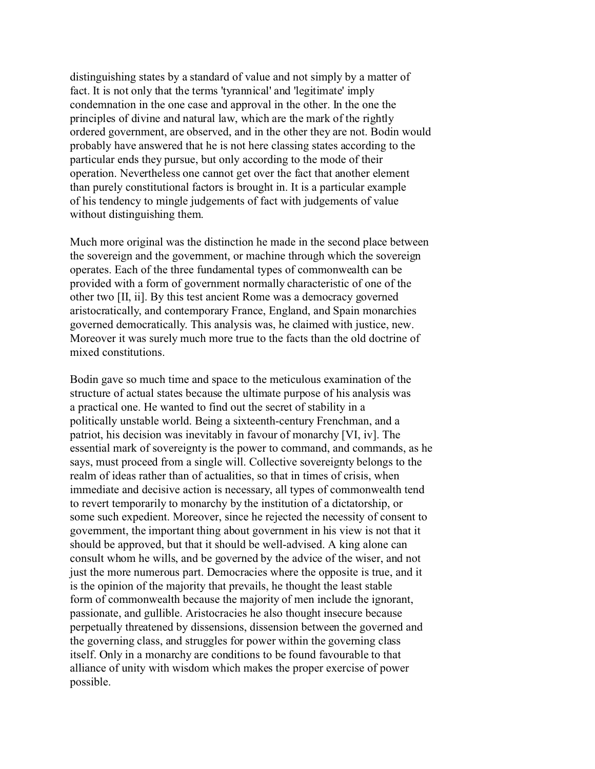distinguishing states by a standard of value and not simply by a matter of fact. It is not only that the terms 'tyrannical' and 'legitimate' imply condemnation in the one case and approval in the other. In the one the principles of divine and natural law, which are the mark of the rightly ordered government, are observed, and in the other they are not. Bodin would probably have answered that he is not here classing states according to the particular ends they pursue, but only according to the mode of their operation. Nevertheless one cannot get over the fact that another element than purely constitutional factors is brought in. It is a particular example of his tendency to mingle judgements of fact with judgements of value without distinguishing them.

Much more original was the distinction he made in the second place between the sovereign and the government, or machine through which the sovereign operates. Each of the three fundamental types of commonwealth can be provided with a form of government normally characteristic of one of the other two [II, ii]. By this test ancient Rome was a democracy governed aristocratically, and contemporary France, England, and Spain monarchies governed democratically. This analysis was, he claimed with justice, new. Moreover it was surely much more true to the facts than the old doctrine of mixed constitutions.

Bodin gave so much time and space to the meticulous examination of the structure of actual states because the ultimate purpose of his analysis was a practical one. He wanted to find out the secret of stability in a politically unstable world. Being a sixteenth-century Frenchman, and a patriot, his decision was inevitably in favour of monarchy [VI, iv]. The essential mark of sovereignty is the power to command, and commands, as he says, must proceed from a single will. Collective sovereignty belongs to the realm of ideas rather than of actualities, so that in times of crisis, when immediate and decisive action is necessary, all types of commonwealth tend to revert temporarily to monarchy by the institution of a dictatorship, or some such expedient. Moreover, since he rejected the necessity of consent to government, the important thing about government in his view is not that it should be approved, but that it should be well-advised. A king alone can consult whom he wills, and be governed by the advice of the wiser, and not just the more numerous part. Democracies where the opposite is true, and it is the opinion of the majority that prevails, he thought the least stable form of commonwealth because the majority of men include the ignorant, passionate, and gullible. Aristocracies he also thought insecure because perpetually threatened by dissensions, dissension between the governed and the governing class, and struggles for power within the governing class itself. Only in a monarchy are conditions to be found favourable to that alliance of unity with wisdom which makes the proper exercise of power possible.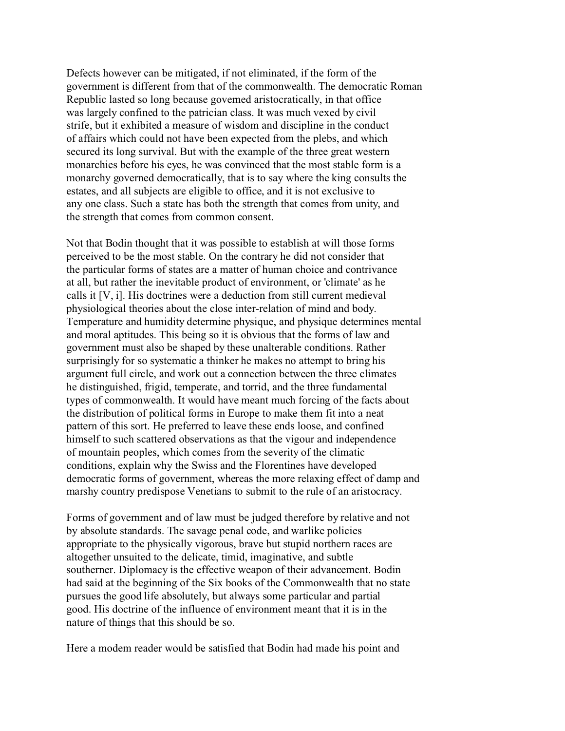Defects however can be mitigated, if not eliminated, if the form of the government is different from that of the commonwealth. The democratic Roman Republic lasted so long because governed aristocratically, in that office was largely confined to the patrician class. It was much vexed by civil strife, but it exhibited a measure of wisdom and discipline in the conduct of affairs which could not have been expected from the plebs, and which secured its long survival. But with the example of the three great western monarchies before his eyes, he was convinced that the most stable form is a monarchy governed democratically, that is to say where the king consults the estates, and all subjects are eligible to office, and it is not exclusive to any one class. Such a state has both the strength that comes from unity, and the strength that comes from common consent.

Not that Bodin thought that it was possible to establish at will those forms perceived to be the most stable. On the contrary he did not consider that the particular forms of states are a matter of human choice and contrivance at all, but rather the inevitable product of environment, or 'climate' as he calls it [V, i]. His doctrines were a deduction from still current medieval physiological theories about the close inter-relation of mind and body. Temperature and humidity determine physique, and physique determines mental and moral aptitudes. This being so it is obvious that the forms of law and government must also be shaped by these unalterable conditions. Rather surprisingly for so systematic a thinker he makes no attempt to bring his argument full circle, and work out a connection between the three climates he distinguished, frigid, temperate, and torrid, and the three fundamental types of commonwealth. It would have meant much forcing of the facts about the distribution of political forms in Europe to make them fit into a neat pattern of this sort. He preferred to leave these ends loose, and confined himself to such scattered observations as that the vigour and independence of mountain peoples, which comes from the severity of the climatic conditions, explain why the Swiss and the Florentines have developed democratic forms of government, whereas the more relaxing effect of damp and marshy country predispose Venetians to submit to the rule of an aristocracy.

Forms of government and of law must be judged therefore by relative and not by absolute standards. The savage penal code, and warlike policies appropriate to the physically vigorous, brave but stupid northern races are altogether unsuited to the delicate, timid, imaginative, and subtle southerner. Diplomacy is the effective weapon of their advancement. Bodin had said at the beginning of the Six books of the Commonwealth that no state pursues the good life absolutely, but always some particular and partial good. His doctrine of the influence of environment meant that it is in the nature of things that this should be so.

Here a modem reader would be satisfied that Bodin had made his point and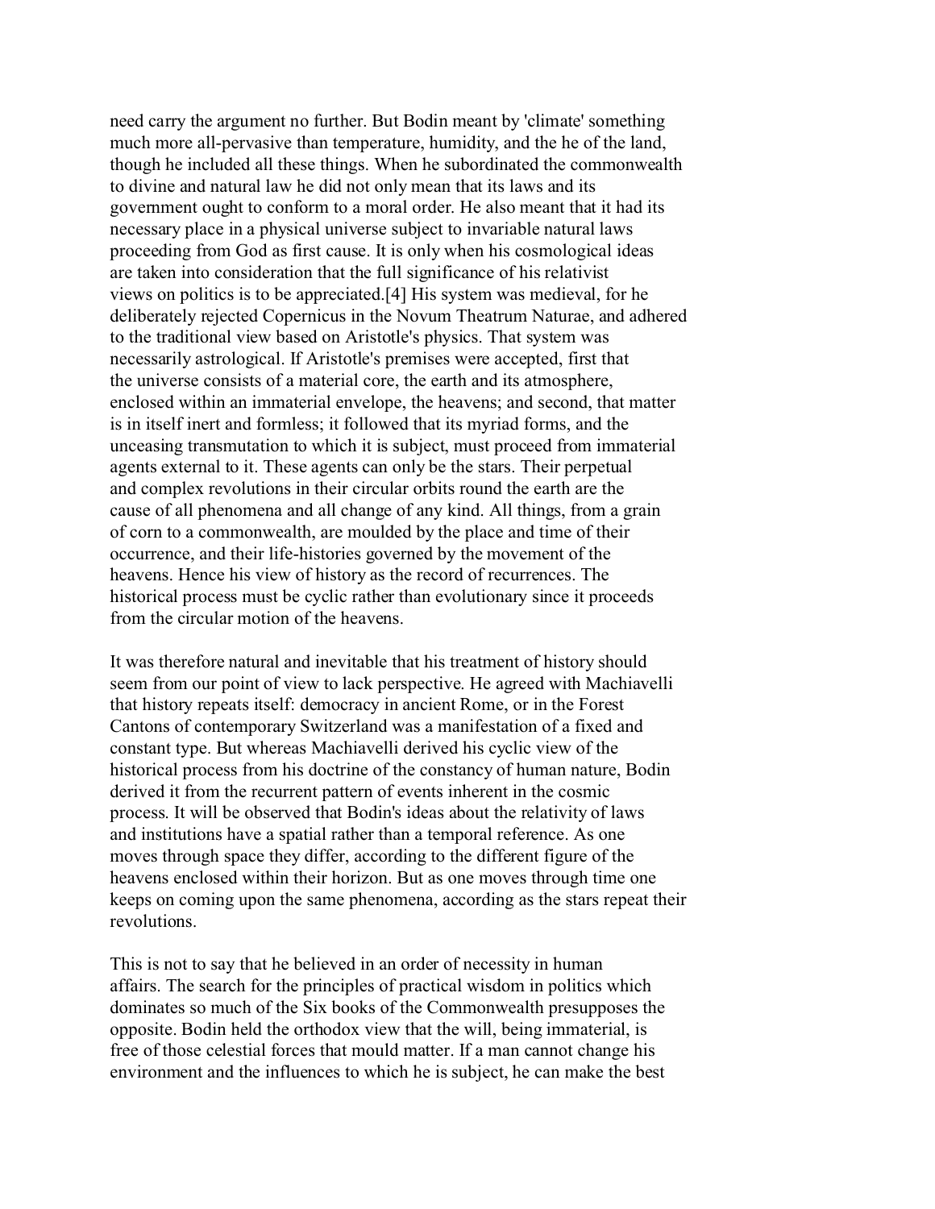need carry the argument no further. But Bodin meant by 'climate' something much more all-pervasive than temperature, humidity, and the he of the land, though he included all these things. When he subordinated the commonwealth to divine and natural law he did not only mean that its laws and its government ought to conform to a moral order. He also meant that it had its necessary place in a physical universe subject to invariable natural laws proceeding from God as first cause. It is only when his cosmological ideas are taken into consideration that the full significance of his relativist views on politics is to be appreciated.[4] His system was medieval, for he deliberately rejected Copernicus in the Novum Theatrum Naturae, and adhered to the traditional view based on Aristotle's physics. That system was necessarily astrological. If Aristotle's premises were accepted, first that the universe consists of a material core, the earth and its atmosphere, enclosed within an immaterial envelope, the heavens; and second, that matter is in itself inert and formless; it followed that its myriad forms, and the unceasing transmutation to which it is subject, must proceed from immaterial agents external to it. These agents can only be the stars. Their perpetual and complex revolutions in their circular orbits round the earth are the cause of all phenomena and all change of any kind. All things, from a grain of corn to a commonwealth, are moulded by the place and time of their occurrence, and their life-histories governed by the movement of the heavens. Hence his view of history as the record of recurrences. The historical process must be cyclic rather than evolutionary since it proceeds from the circular motion of the heavens.

It was therefore natural and inevitable that his treatment of history should seem from our point of view to lack perspective. He agreed with Machiavelli that history repeats itself: democracy in ancient Rome, or in the Forest Cantons of contemporary Switzerland was a manifestation of a fixed and constant type. But whereas Machiavelli derived his cyclic view of the historical process from his doctrine of the constancy of human nature, Bodin derived it from the recurrent pattern of events inherent in the cosmic process. It will be observed that Bodin's ideas about the relativity of laws and institutions have a spatial rather than a temporal reference. As one moves through space they differ, according to the different figure of the heavens enclosed within their horizon. But as one moves through time one keeps on coming upon the same phenomena, according as the stars repeat their revolutions.

This is not to say that he believed in an order of necessity in human affairs. The search for the principles of practical wisdom in politics which dominates so much of the Six books of the Commonwealth presupposes the opposite. Bodin held the orthodox view that the will, being immaterial, is free of those celestial forces that mould matter. If a man cannot change his environment and the influences to which he is subject, he can make the best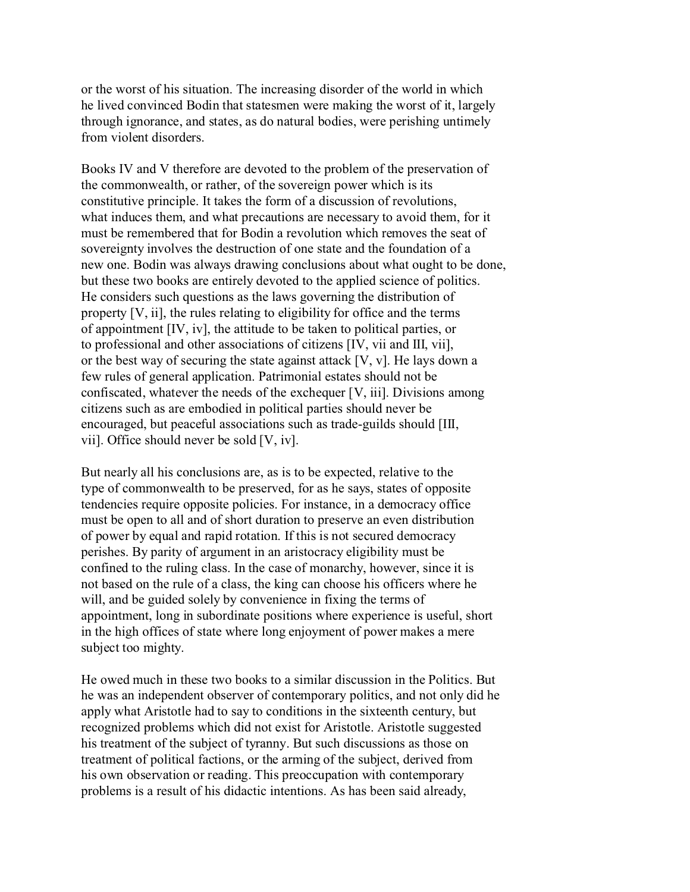or the worst of his situation. The increasing disorder of the world in which he lived convinced Bodin that statesmen were making the worst of it, largely through ignorance, and states, as do natural bodies, were perishing untimely from violent disorders.

Books IV and V therefore are devoted to the problem of the preservation of the commonwealth, or rather, of the sovereign power which is its constitutive principle. It takes the form of a discussion of revolutions, what induces them, and what precautions are necessary to avoid them, for it must be remembered that for Bodin a revolution which removes the seat of sovereignty involves the destruction of one state and the foundation of a new one. Bodin was always drawing conclusions about what ought to be done, but these two books are entirely devoted to the applied science of politics. He considers such questions as the laws governing the distribution of property [V, ii], the rules relating to eligibility for office and the terms of appointment [IV, iv], the attitude to be taken to political parties, or to professional and other associations of citizens [IV, vii and III, vii], or the best way of securing the state against attack [V, v]. He lays down a few rules of general application. Patrimonial estates should not be confiscated, whatever the needs of the exchequer [V, iii]. Divisions among citizens such as are embodied in political parties should never be encouraged, but peaceful associations such as trade-guilds should [III, vii]. Office should never be sold [V, iv].

But nearly all his conclusions are, as is to be expected, relative to the type of commonwealth to be preserved, for as he says, states of opposite tendencies require opposite policies. For instance, in a democracy office must be open to all and of short duration to preserve an even distribution of power by equal and rapid rotation. If this is not secured democracy perishes. By parity of argument in an aristocracy eligibility must be confined to the ruling class. In the case of monarchy, however, since it is not based on the rule of a class, the king can choose his officers where he will, and be guided solely by convenience in fixing the terms of appointment, long in subordinate positions where experience is useful, short in the high offices of state where long enjoyment of power makes a mere subject too mighty.

He owed much in these two books to a similar discussion in the Politics. But he was an independent observer of contemporary politics, and not only did he apply what Aristotle had to say to conditions in the sixteenth century, but recognized problems which did not exist for Aristotle. Aristotle suggested his treatment of the subject of tyranny. But such discussions as those on treatment of political factions, or the arming of the subject, derived from his own observation or reading. This preoccupation with contemporary problems is a result of his didactic intentions. As has been said already,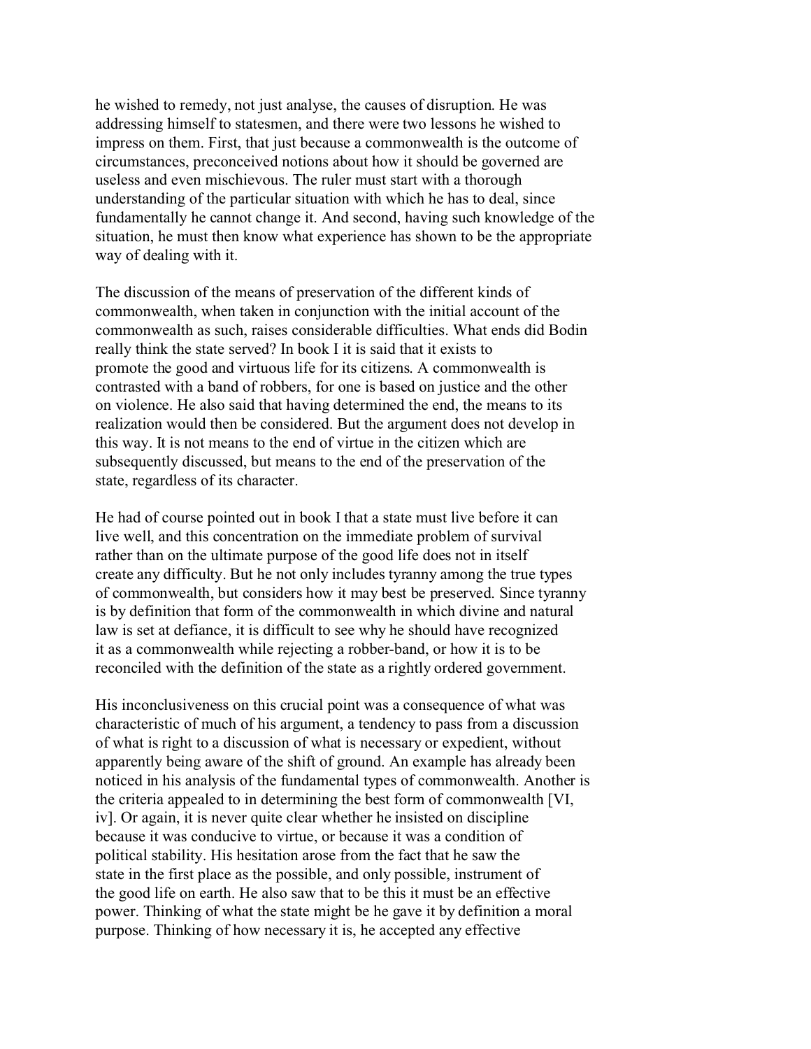he wished to remedy, not just analyse, the causes of disruption. He was addressing himself to statesmen, and there were two lessons he wished to impress on them. First, that just because a commonwealth is the outcome of circumstances, preconceived notions about how it should be governed are useless and even mischievous. The ruler must start with a thorough understanding of the particular situation with which he has to deal, since fundamentally he cannot change it. And second, having such knowledge of the situation, he must then know what experience has shown to be the appropriate way of dealing with it.

The discussion of the means of preservation of the different kinds of commonwealth, when taken in conjunction with the initial account of the commonwealth as such, raises considerable difficulties. What ends did Bodin really think the state served? In book I it is said that it exists to promote the good and virtuous life for its citizens. A commonwealth is contrasted with a band of robbers, for one is based on justice and the other on violence. He also said that having determined the end, the means to its realization would then be considered. But the argument does not develop in this way. It is not means to the end of virtue in the citizen which are subsequently discussed, but means to the end of the preservation of the state, regardless of its character.

He had of course pointed out in book I that a state must live before it can live well, and this concentration on the immediate problem of survival rather than on the ultimate purpose of the good life does not in itself create any difficulty. But he not only includes tyranny among the true types of commonwealth, but considers how it may best be preserved. Since tyranny is by definition that form of the commonwealth in which divine and natural law is set at defiance, it is difficult to see why he should have recognized it as a commonwealth while rejecting a robber-band, or how it is to be reconciled with the definition of the state as a rightly ordered government.

His inconclusiveness on this crucial point was a consequence of what was characteristic of much of his argument, a tendency to pass from a discussion of what is right to a discussion of what is necessary or expedient, without apparently being aware of the shift of ground. An example has already been noticed in his analysis of the fundamental types of commonwealth. Another is the criteria appealed to in determining the best form of commonwealth [VI, iv]. Or again, it is never quite clear whether he insisted on discipline because it was conducive to virtue, or because it was a condition of political stability. His hesitation arose from the fact that he saw the state in the first place as the possible, and only possible, instrument of the good life on earth. He also saw that to be this it must be an effective power. Thinking of what the state might be he gave it by definition a moral purpose. Thinking of how necessary it is, he accepted any effective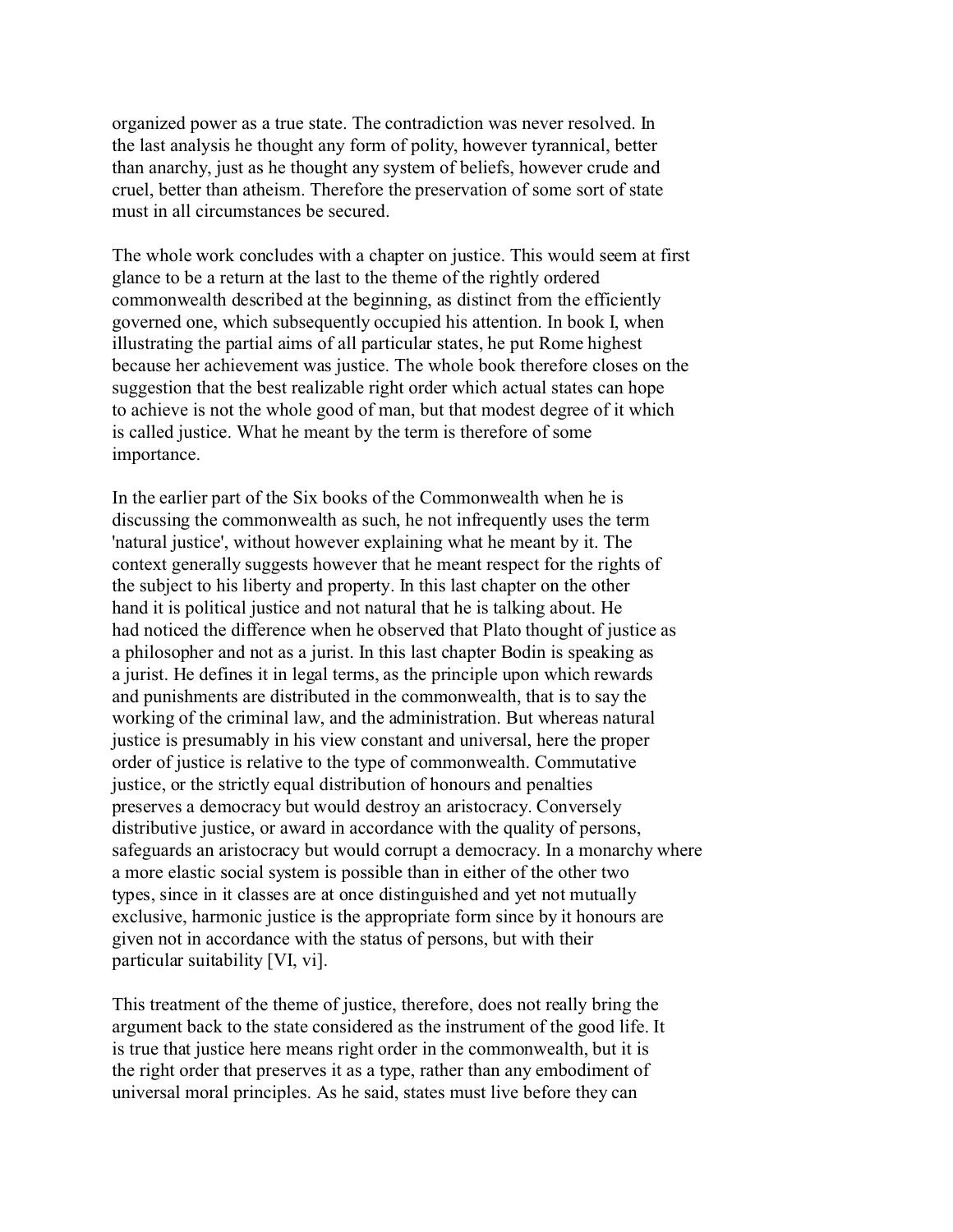organized power as a true state. The contradiction was never resolved. In the last analysis he thought any form of polity, however tyrannical, better than anarchy, just as he thought any system of beliefs, however crude and cruel, better than atheism. Therefore the preservation of some sort of state must in all circumstances be secured.

The whole work concludes with a chapter on justice. This would seem at first glance to be a return at the last to the theme of the rightly ordered commonwealth described at the beginning, as distinct from the efficiently governed one, which subsequently occupied his attention. In book I, when illustrating the partial aims of all particular states, he put Rome highest because her achievement was justice. The whole book therefore closes on the suggestion that the best realizable right order which actual states can hope to achieve is not the whole good of man, but that modest degree of it which is called justice. What he meant by the term is therefore of some importance.

In the earlier part of the Six books of the Commonwealth when he is discussing the commonwealth as such, he not infrequently uses the term 'natural justice', without however explaining what he meant by it. The context generally suggests however that he meant respect for the rights of the subject to his liberty and property. In this last chapter on the other hand it is political justice and not natural that he is talking about. He had noticed the difference when he observed that Plato thought of justice as a philosopher and not as a jurist. In this last chapter Bodin is speaking as a jurist. He defines it in legal terms, as the principle upon which rewards and punishments are distributed in the commonwealth, that is to say the working of the criminal law, and the administration. But whereas natural justice is presumably in his view constant and universal, here the proper order of justice is relative to the type of commonwealth. Commutative justice, or the strictly equal distribution of honours and penalties preserves a democracy but would destroy an aristocracy. Conversely distributive justice, or award in accordance with the quality of persons, safeguards an aristocracy but would corrupt a democracy. In a monarchy where a more elastic social system is possible than in either of the other two types, since in it classes are at once distinguished and yet not mutually exclusive, harmonic justice is the appropriate form since by it honours are given not in accordance with the status of persons, but with their particular suitability [VI, vi].

This treatment of the theme of justice, therefore, does not really bring the argument back to the state considered as the instrument of the good life. It is true that justice here means right order in the commonwealth, but it is the right order that preserves it as a type, rather than any embodiment of universal moral principles. As he said, states must live before they can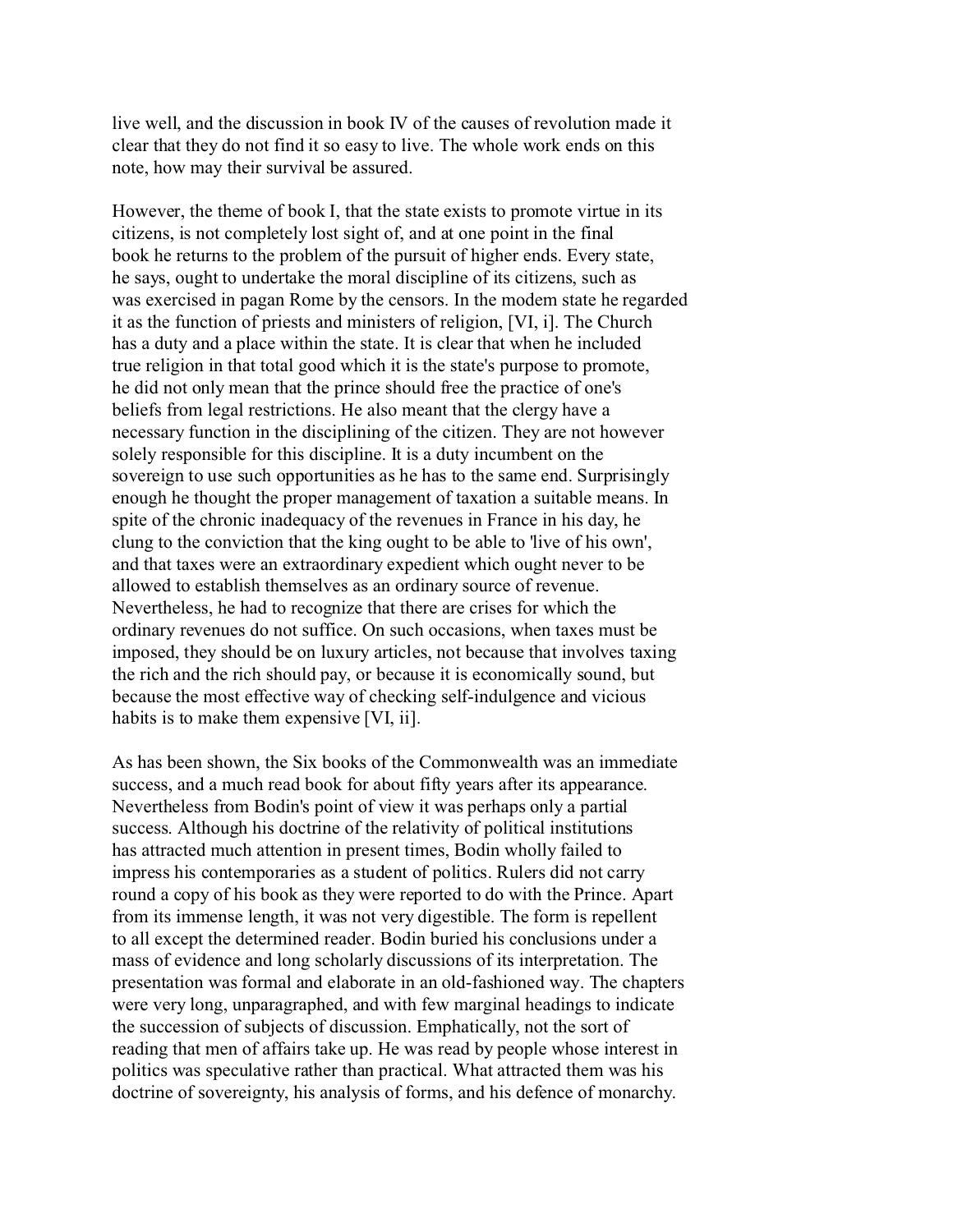live well, and the discussion in book IV of the causes of revolution made it clear that they do not find it so easy to live. The whole work ends on this note, how may their survival be assured.

However, the theme of book I, that the state exists to promote virtue in its citizens, is not completely lost sight of, and at one point in the final book he returns to the problem of the pursuit of higher ends. Every state, he says, ought to undertake the moral discipline of its citizens, such as was exercised in pagan Rome by the censors. In the modem state he regarded it as the function of priests and ministers of religion, [VI, i]. The Church has a duty and a place within the state. It is clear that when he included true religion in that total good which it is the state's purpose to promote, he did not only mean that the prince should free the practice of one's beliefs from legal restrictions. He also meant that the clergy have a necessary function in the disciplining of the citizen. They are not however solely responsible for this discipline. It is a duty incumbent on the sovereign to use such opportunities as he has to the same end. Surprisingly enough he thought the proper management of taxation a suitable means. In spite of the chronic inadequacy of the revenues in France in his day, he clung to the conviction that the king ought to be able to 'live of his own', and that taxes were an extraordinary expedient which ought never to be allowed to establish themselves as an ordinary source of revenue. Nevertheless, he had to recognize that there are crises for which the ordinary revenues do not suffice. On such occasions, when taxes must be imposed, they should be on luxury articles, not because that involves taxing the rich and the rich should pay, or because it is economically sound, but because the most effective way of checking self-indulgence and vicious habits is to make them expensive [VI, ii].

As has been shown, the Six books of the Commonwealth was an immediate success, and a much read book for about fifty years after its appearance. Nevertheless from Bodin's point of view it was perhaps only a partial success. Although his doctrine of the relativity of political institutions has attracted much attention in present times, Bodin wholly failed to impress his contemporaries as a student of politics. Rulers did not carry round a copy of his book as they were reported to do with the Prince. Apart from its immense length, it was not very digestible. The form is repellent to all except the determined reader. Bodin buried his conclusions under a mass of evidence and long scholarly discussions of its interpretation. The presentation was formal and elaborate in an old-fashioned way. The chapters were very long, unparagraphed, and with few marginal headings to indicate the succession of subjects of discussion. Emphatically, not the sort of reading that men of affairs take up. He was read by people whose interest in politics was speculative rather than practical. What attracted them was his doctrine of sovereignty, his analysis of forms, and his defence of monarchy.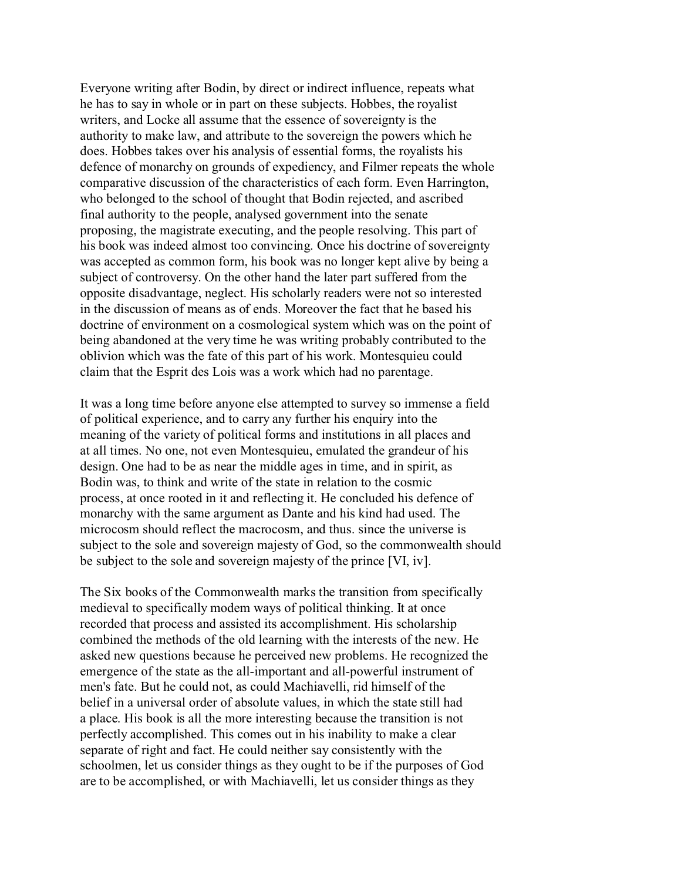Everyone writing after Bodin, by direct or indirect influence, repeats what he has to say in whole or in part on these subjects. Hobbes, the royalist writers, and Locke all assume that the essence of sovereignty is the authority to make law, and attribute to the sovereign the powers which he does. Hobbes takes over his analysis of essential forms, the royalists his defence of monarchy on grounds of expediency, and Filmer repeats the whole comparative discussion of the characteristics of each form. Even Harrington, who belonged to the school of thought that Bodin rejected, and ascribed final authority to the people, analysed government into the senate proposing, the magistrate executing, and the people resolving. This part of his book was indeed almost too convincing. Once his doctrine of sovereignty was accepted as common form, his book was no longer kept alive by being a subject of controversy. On the other hand the later part suffered from the opposite disadvantage, neglect. His scholarly readers were not so interested in the discussion of means as of ends. Moreover the fact that he based his doctrine of environment on a cosmological system which was on the point of being abandoned at the very time he was writing probably contributed to the oblivion which was the fate of this part of his work. Montesquieu could claim that the Esprit des Lois was a work which had no parentage.

It was a long time before anyone else attempted to survey so immense a field of political experience, and to carry any further his enquiry into the meaning of the variety of political forms and institutions in all places and at all times. No one, not even Montesquieu, emulated the grandeur of his design. One had to be as near the middle ages in time, and in spirit, as Bodin was, to think and write of the state in relation to the cosmic process, at once rooted in it and reflecting it. He concluded his defence of monarchy with the same argument as Dante and his kind had used. The microcosm should reflect the macrocosm, and thus. since the universe is subject to the sole and sovereign majesty of God, so the commonwealth should be subject to the sole and sovereign majesty of the prince [VI, iv].

The Six books of the Commonwealth marks the transition from specifically medieval to specifically modem ways of political thinking. It at once recorded that process and assisted its accomplishment. His scholarship combined the methods of the old learning with the interests of the new. He asked new questions because he perceived new problems. He recognized the emergence of the state as the all-important and all-powerful instrument of men's fate. But he could not, as could Machiavelli, rid himself of the belief in a universal order of absolute values, in which the state still had a place. His book is all the more interesting because the transition is not perfectly accomplished. This comes out in his inability to make a clear separate of right and fact. He could neither say consistently with the schoolmen, let us consider things as they ought to be if the purposes of God are to be accomplished, or with Machiavelli, let us consider things as they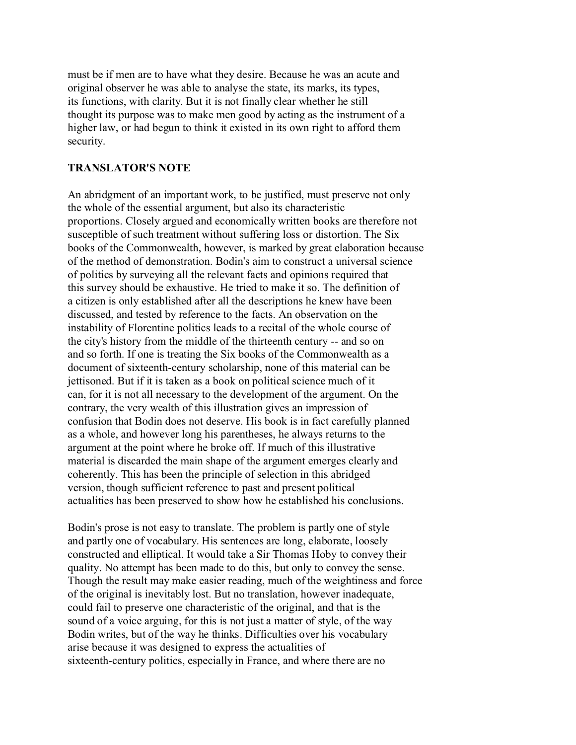must be if men are to have what they desire. Because he was an acute and original observer he was able to analyse the state, its marks, its types, its functions, with clarity. But it is not finally clear whether he still thought its purpose was to make men good by acting as the instrument of a higher law, or had begun to think it existed in its own right to afford them security.

**TRANSLATOR'S NOTE**

An abridgment of an important work, to be justified, must preserve not only the whole of the essential argument, but also its characteristic proportions. Closely argued and economically written books are therefore not susceptible of such treatment without suffering loss or distortion. The Six books of the Commonwealth, however, is marked by great elaboration because of the method of demonstration. Bodin's aim to construct a universal science of politics by surveying all the relevant facts and opinions required that this survey should be exhaustive. He tried to make it so. The definition of a citizen is only established after all the descriptions he knew have been discussed, and tested by reference to the facts. An observation on the instability of Florentine politics leads to a recital of the whole course of the city's history from the middle of the thirteenth century -- and so on and so forth. If one is treating the Six books of the Commonwealth as a document of sixteenth-century scholarship, none of this material can be jettisoned. But if it is taken as a book on political science much of it can, for it is not all necessary to the development of the argument. On the contrary, the very wealth of this illustration gives an impression of confusion that Bodin does not deserve. His book is in fact carefully planned as a whole, and however long his parentheses, he always returns to the argument at the point where he broke off. If much of this illustrative material is discarded the main shape of the argument emerges clearly and coherently. This has been the principle of selection in this abridged version, though sufficient reference to past and present political actualities has been preserved to show how he established his conclusions.

Bodin's prose is not easy to translate. The problem is partly one of style and partly one of vocabulary. His sentences are long, elaborate, loosely constructed and elliptical. It would take a Sir Thomas Hoby to convey their quality. No attempt has been made to do this, but only to convey the sense. Though the result may make easier reading, much of the weightiness and force of the original is inevitably lost. But no translation, however inadequate, could fail to preserve one characteristic of the original, and that is the sound of a voice arguing, for this is not just a matter of style, of the way Bodin writes, but of the way he thinks. Difficulties over his vocabulary arise because it was designed to express the actualities of sixteenth-century politics, especially in France, and where there are no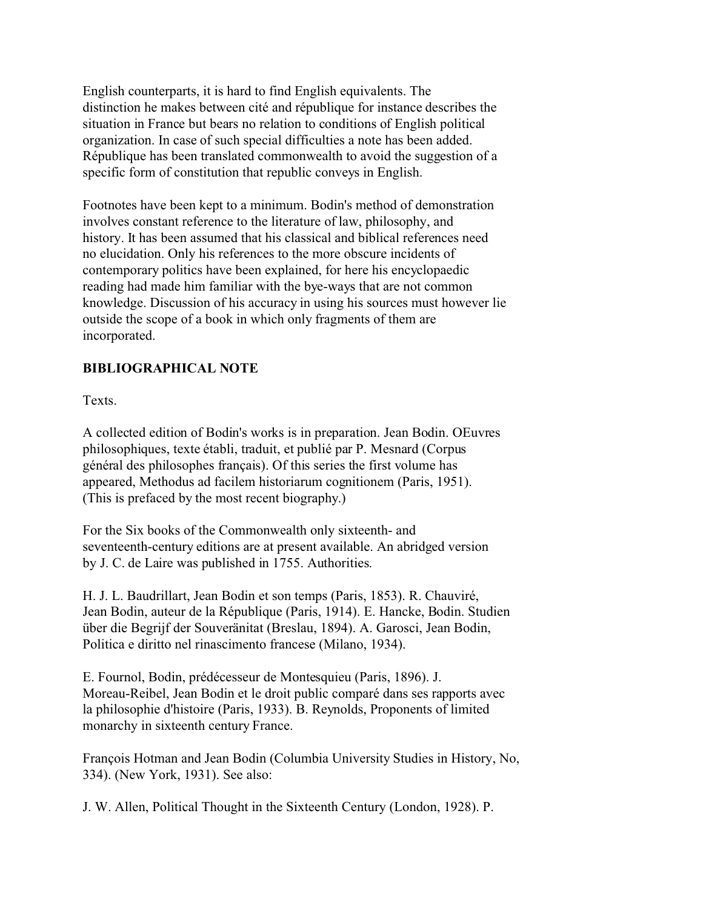English counterparts, it is hard to find English equivalents. The distinction he makes between cité and république for instance describes the situation in France but bears no relation to conditions of English political organization. In case of such special difficulties a note has been added. République has been translated commonwealth to avoid the suggestion of a specific form of constitution that republic conveys in English.

Footnotes have been kept to a minimum. Bodin's method of demonstration involves constant reference to the literature of law, philosophy, and history. It has been assumed that his classical and biblical references need no elucidation. Only his references to the more obscure incidents of contemporary politics have been explained, for here his encyclopaedic reading had made him familiar with the bye-ways that are not common knowledge. Discussion of his accuracy in using his sources must however lie outside the scope of a book in which only fragments of them are incorporated.

**BIBLIOGRAPHICAL NOTE**

Texts.

A collected edition of Bodin's works is in preparation. Jean Bodin. OEuvres philosophiques, texte établi, traduit, et publié par P. Mesnard (Corpus général des philosophes français). Of this series the first volume has appeared, Methodus ad facilem historiarum cognitionem (Paris, 1951). (This is prefaced by the most recent biography.)

For the Six books of the Commonwealth only sixteenth- and seventeenth-century editions are at present available. An abridged version by J. C. de Laire was published in 1755. Authorities.

H. J. L. Baudrillart, Jean Bodin et son temps (Paris, 1853). R. Chauviré, Jean Bodin, auteur de la République (Paris, 1914). E. Hancke, Bodin. Studien über die Begrijf der Souveränitat (Breslau, 1894). A. Garosci, Jean Bodin, Politica e diritto nel rinascimento francese (Milano, 1934).

E. Fournol, Bodin, prédécesseur de Montesquieu (Paris, 1896). J. Moreau-Reibel, Jean Bodin et le droit public comparé dans ses rapports avec la philosophie d'histoire (Paris, 1933). B. Reynolds, Proponents of limited monarchy in sixteenth century France.

François Hotman and Jean Bodin (Columbia University Studies in History, No, 334). (New York, 1931). See also:

J. W. Allen, Political Thought in the Sixteenth Century (London, 1928). P.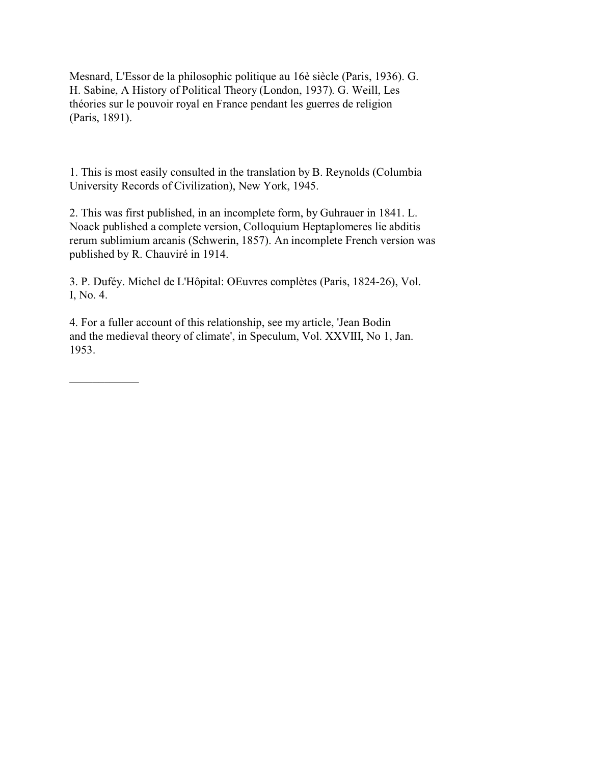Mesnard, L'Essor de la philosophic politique au 16è siècle (Paris, 1936). G. H. Sabine, A History of Political Theory (London, 1937). G. Weill, Les théories sur le pouvoir royal en France pendant les guerres de religion (Paris, 1891).

1. This is most easily consulted in the translation by B. Reynolds (Columbia University Records of Civilization), New York, 1945.

2. This was first published, in an incomplete form, by Guhrauer in 1841. L. Noack published a complete version, Colloquium Heptaplomeres lie abditis rerum sublimium arcanis (Schwerin, 1857). An incomplete French version was published by R. Chauviré in 1914.

3. P. Dufév. Michel de L'Hôpital: OEuvres complètes (Paris, 1824-26), Vol. I, No. 4.

4. For a fuller account of this relationship, see my article, 'Jean Bodin and the medieval theory of climate', in Speculum, Vol. XXVIII, No 1, Jan. 1953.

---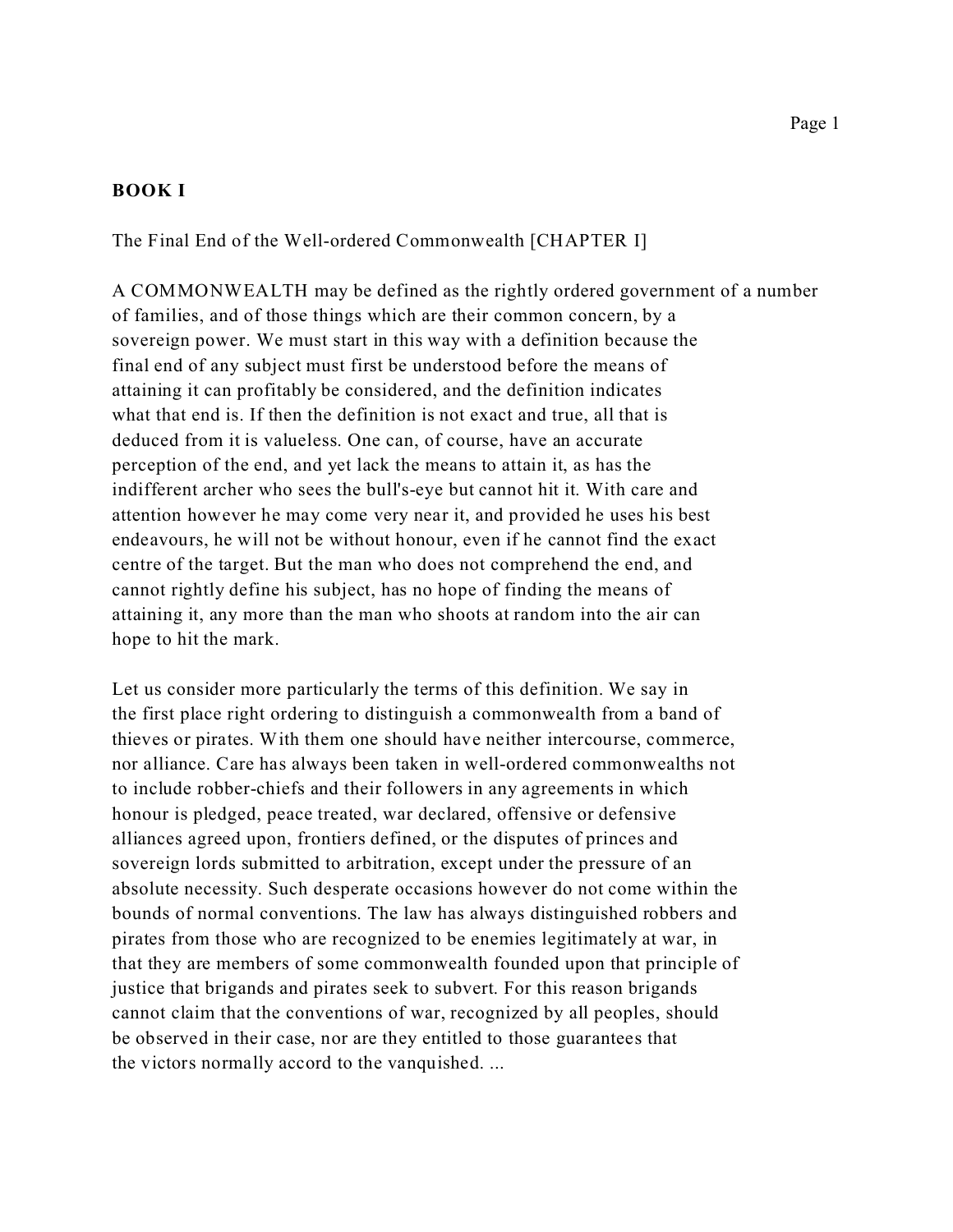## BOOK I

The Final End of the Well-ordered Commonwealth [CHAPTER I]

A COMMONWEALTH may be defined as the rightly ordered government of a number of families, and of those things which are their common concern, by a sovereign power. We must start in this way with a definition because the final end of any subject must first be understood before the means of attaining it can profitably be considered, and the definition indicates what that end is. If then the definition is not exact and true, all that is deduced from it is valueless. One can, of course, have an accurate perception of the end, and yet lack the means to attain it, as has the indifferent archer who sees the bull's-eye but cannot hit it. With care and attention however he may come very near it, and provided he uses his best endeavours, he will not be without honour, even if he cannot find the exact centre of the target. But the man who does not comprehend the end, and cannot rightly define his subject, has no hope of finding the means of attaining it, any more than the man who shoots at random into the air can hope to hit the mark.

Let us consider more particularly the terms of this definition. We say in the first place right ordering to distinguish a commonwealth from a band of thieves or pirates. With them one should have neither intercourse, commerce, nor alliance. Care has always been taken in well-ordered commonwealths not to include robber-chiefs and their followers in any agreements in which honour is pledged, peace treated, war declared, offensive or defensive alliances agreed upon, frontiers defined, or the disputes of princes and sovereign lords submitted to arbitration, except under the pressure of an absolute necessity. Such desperate occasions however do not come within the bounds of normal conventions. The law has always distinguished robbers and pirates from those who are recognized to be enemies legitimately at war, in that they are members of some commonwealth founded upon that principle of justice that brigands and pirates seek to subvert. For this reason brigands cannot claim that the conventions of war, recognized by all peoples, should be observed in their case, nor are they entitled to those guarantees that the victors normally accord to the vanquished. ...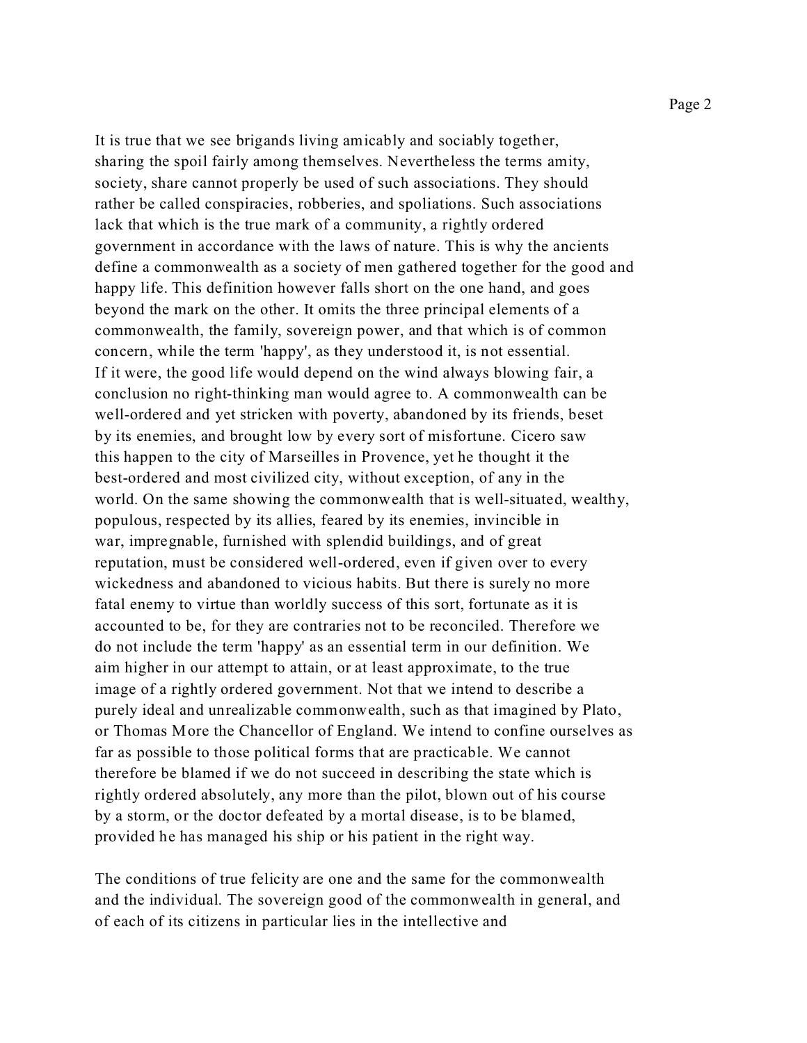It is true that we see brigands living amicably and sociably together, sharing the spoil fairly among themselves. Nevertheless the terms amity, society, share cannot properly be used of such associations. They should rather be called conspiracies, robberies, and spoliations. Such associations lack that which is the true mark of a community, a rightly ordered government in accordance with the laws of nature. This is why the ancients define a commonwealth as a society of men gathered together for the good and happy life. This definition however falls short on the one hand, and goes beyond the mark on the other. It omits the three principal elements of a commonwealth, the family, sovereign power, and that which is of common concern, while the term 'happy', as they understood it, is not essential. If it were, the good life would depend on the wind always blowing fair, a conclusion no right-thinking man would agree to. A commonwealth can be well-ordered and yet stricken with poverty, abandoned by its friends, beset by its enemies, and brought low by every sort of misfortune. Cicero saw this happen to the city of Marseilles in Provence, yet he thought it the best-ordered and most civilized city, without exception, of any in the world. On the same showing the commonwealth that is well-situated, wealthy, populous, respected by its allies, feared by its enemies, invincible in war, impregnable, furnished with splendid buildings, and of great reputation, must be considered well-ordered, even if given over to every wickedness and abandoned to vicious habits. But there is surely no more fatal enemy to virtue than worldly success of this sort, fortunate as it is accounted to be, for they are contraries not to be reconciled. Therefore we do not include the term 'happy' as an essential term in our definition. We aim higher in our attempt to attain, or at least approximate, to the true image of a rightly ordered government. Not that we intend to describe a purely ideal and unrealizable commonwealth, such as that imagined by Plato, or Thomas More the Chancellor of England. We intend to confine ourselves as far as possible to those political forms that are practicable. We cannot therefore be blamed if we do not succeed in describing the state which is rightly ordered absolutely, any more than the pilot, blown out of his course by a storm, or the doctor defeated by a mortal disease, is to be blamed, provided he has managed his ship or his patient in the right way.

The conditions of true felicity are one and the same for the commonwealth and the individual. The sovereign good of the commonwealth in general, and of each of its citizens in particular lies in the intellective and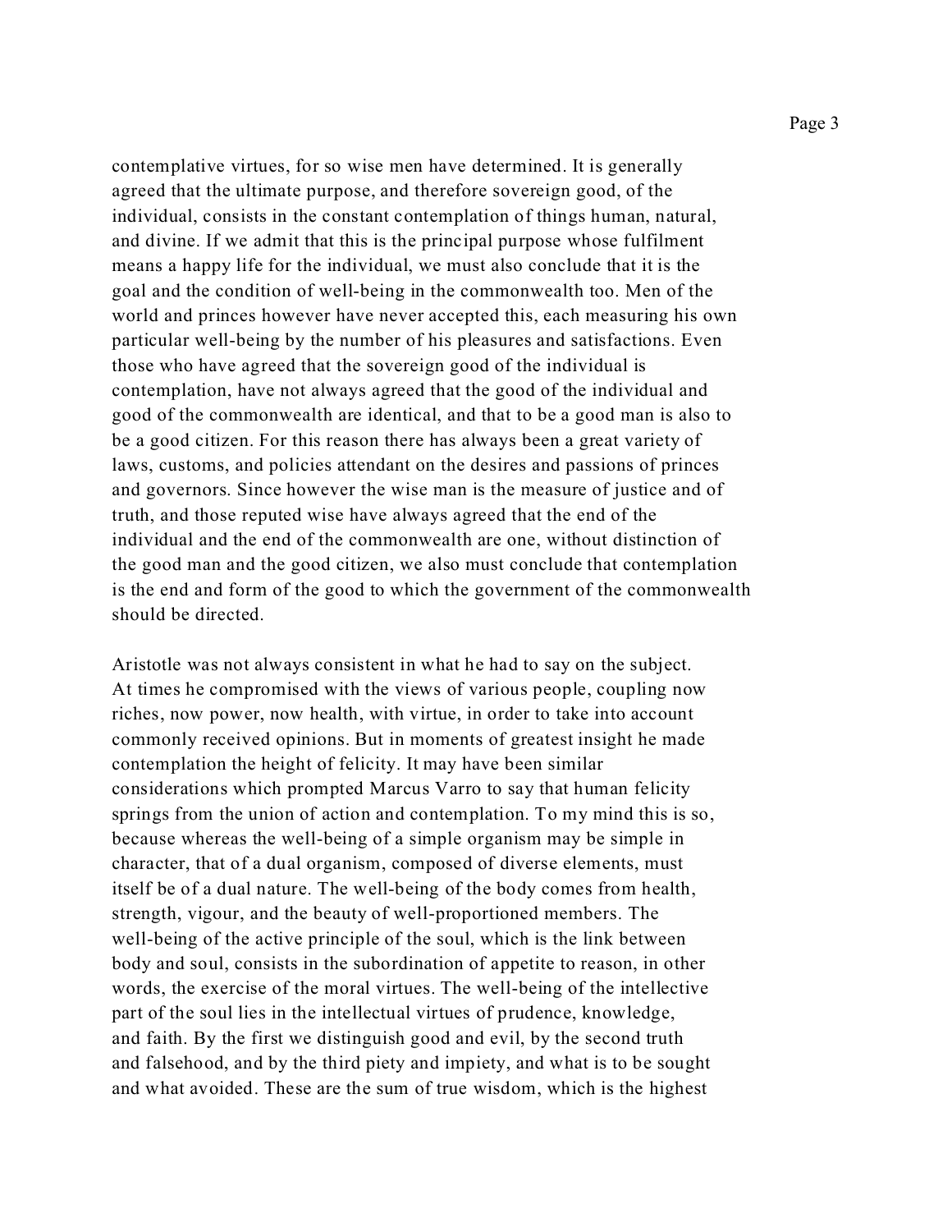contemplative virtues, for so wise men have determined. It is generally agreed that the ultimate purpose, and therefore sovereign good, of the individual, consists in the constant contemplation of things human, natural, and divine. If we admit that this is the principal purpose whose fulfilment means a happy life for the individual, we must also conclude that it is the goal and the condition of well-being in the commonwealth too. Men of the world and princes however have never accepted this, each measuring his own particular well-being by the number of his pleasures and satisfactions. Even those who have agreed that the sovereign good of the individual is contemplation, have not always agreed that the good of the individual and good of the commonwealth are identical, and that to be a good man is also to be a good citizen. For this reason there has always been a great variety of laws, customs, and policies attendant on the desires and passions of princes and governors. Since however the wise man is the measure of justice and of truth, and those reputed wise have always agreed that the end of the individual and the end of the commonwealth are one, without distinction of the good man and the good citizen, we also must conclude that contemplation is the end and form of the good to which the government of the commonwealth should be directed.

Aristotle was not always consistent in what he had to say on the subject. At times he compromised with the views of various people, coupling now riches, now power, now health, with virtue, in order to take into account commonly received opinions. But in moments of greatest insight he made contemplation the height of felicity. It may have been similar considerations which prompted Marcus Varro to say that human felicity springs from the union of action and contemplation. To my mind this is so, because whereas the well-being of a simple organism may be simple in character, that of a dual organism, composed of diverse elements, must itself be of a dual nature. The well-being of the body comes from health, strength, vigour, and the beauty of well-proportioned members. The well-being of the active principle of the soul, which is the link between body and soul, consists in the subordination of appetite to reason, in other words, the exercise of the moral virtues. The well-being of the intellective part of the soul lies in the intellectual virtues of prudence, knowledge, and faith. By the first we distinguish good and evil, by the second truth and falsehood, and by the third piety and impiety, and what is to be sought and what avoided. These are the sum of true wisdom, which is the highest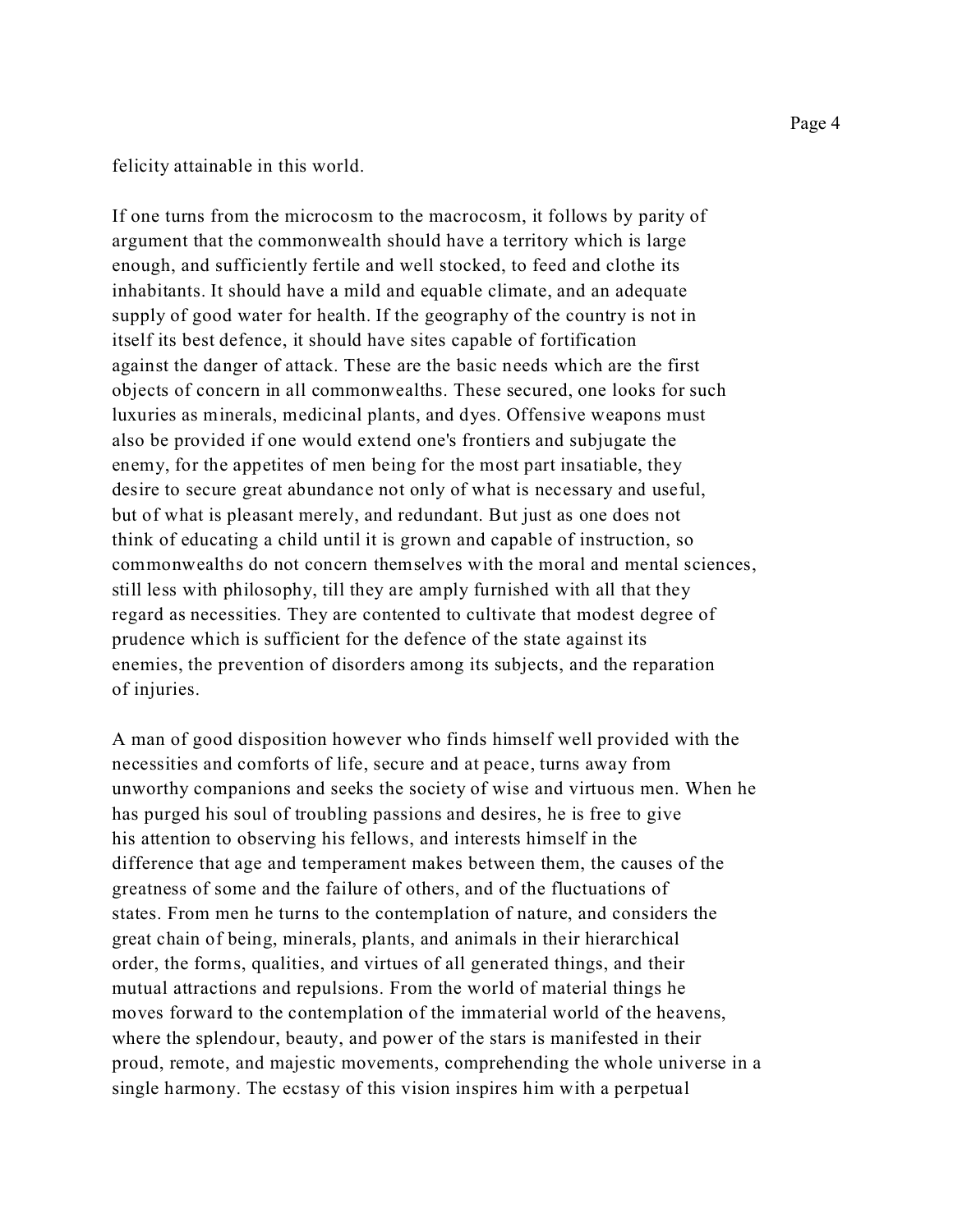felicity attainable in this world.

If one turns from the microcosm to the macrocosm, it follows by parity of argument that the commonwealth should have a territory which is large enough, and sufficiently fertile and well stocked, to feed and clothe its inhabitants. It should have a mild and equable climate, and an adequate supply of good water for health. If the geography of the country is not in itself its best defence, it should have sites capable of fortification against the danger of attack. These are the basic needs which are the first objects of concern in all commonwealths. These secured, one looks for such luxuries as minerals, medicinal plants, and dyes. Offensive weapons must also be provided if one would extend one's frontiers and subjugate the enemy, for the appetites of men being for the most part insatiable, they desire to secure great abundance not only of what is necessary and useful, but of what is pleasant merely, and redundant. But just as one does not think of educating a child until it is grown and capable of instruction, so commonwealths do not concern themselves with the moral and mental sciences, still less with philosophy, till they are amply furnished with all that they regard as necessities. They are contented to cultivate that modest degree of prudence which is sufficient for the defence of the state against its enemies, the prevention of disorders among its subjects, and the reparation of injuries.

A man of good disposition however who finds himself well provided with the necessities and comforts of life, secure and at peace, turns away from unworthy companions and seeks the society of wise and virtuous men. When he has purged his soul of troubling passions and desires, he is free to give his attention to observing his fellows, and interests himself in the difference that age and temperament makes between them, the causes of the greatness of some and the failure of others, and of the fluctuations of states. From men he turns to the contemplation of nature, and considers the great chain of being, minerals, plants, and animals in their hierarchical order, the forms, qualities, and virtues of all generated things, and their mutual attractions and repulsions. From the world of material things he moves forward to the contemplation of the immaterial world of the heavens, where the splendour, beauty, and power of the stars is manifested in their proud, remote, and majestic movements, comprehending the whole universe in a single harmony. The ecstasy of this vision inspires him with a perpetual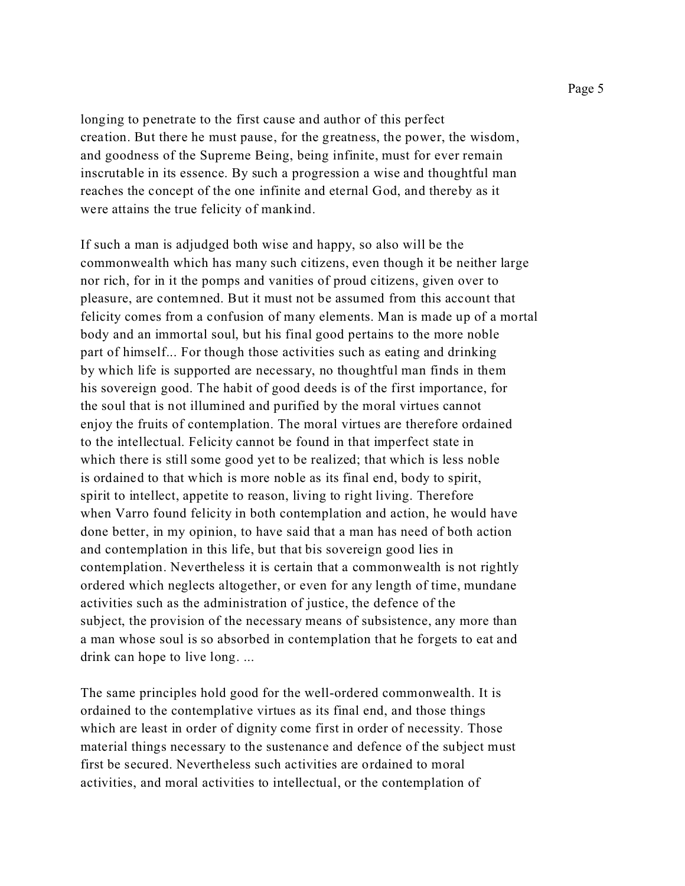longing to penetrate to the first cause and author of this perfect creation. But there he must pause, for the greatness, the power, the wisdom, and goodness of the Supreme Being, being infinite, must for ever remain inscrutable in its essence. By such a progression a wise and thoughtful man reaches the concept of the one infinite and eternal God, and thereby as it were attains the true felicity of mankind.

If such a man is adjudged both wise and happy, so also will be the commonwealth which has many such citizens, even though it be neither large nor rich, for in it the pomps and vanities of proud citizens, given over to pleasure, are contemned. But it must not be assumed from this account that felicity comes from a confusion of many elements. Man is made up of a mortal body and an immortal soul, but his final good pertains to the more noble part of himself... For though those activities such as eating and drinking by which life is supported are necessary, no thoughtful man finds in them his sovereign good. The habit of good deeds is of the first importance, for the soul that is not illumined and purified by the moral virtues cannot enjoy the fruits of contemplation. The moral virtues are therefore ordained to the intellectual. Felicity cannot be found in that imperfect state in which there is still some good yet to be realized; that which is less noble is ordained to that which is more noble as its final end, body to spirit, spirit to intellect, appetite to reason, living to right living. Therefore when Varro found felicity in both contemplation and action, he would have done better, in my opinion, to have said that a man has need of both action and contemplation in this life, but that bis sovereign good lies in contemplation. Nevertheless it is certain that a commonwealth is not rightly ordered which neglects altogether, or even for any length of time, mundane activities such as the administration of justice, the defence of the subject, the provision of the necessary means of subsistence, any more than a man whose soul is so absorbed in contemplation that he forgets to eat and drink can hope to live long. ...

The same principles hold good for the well-ordered commonwealth. It is ordained to the contemplative virtues as its final end, and those things which are least in order of dignity come first in order of necessity. Those material things necessary to the sustenance and defence of the subject must first be secured. Nevertheless such activities are ordained to moral activities, and moral activities to intellectual, or the contemplation of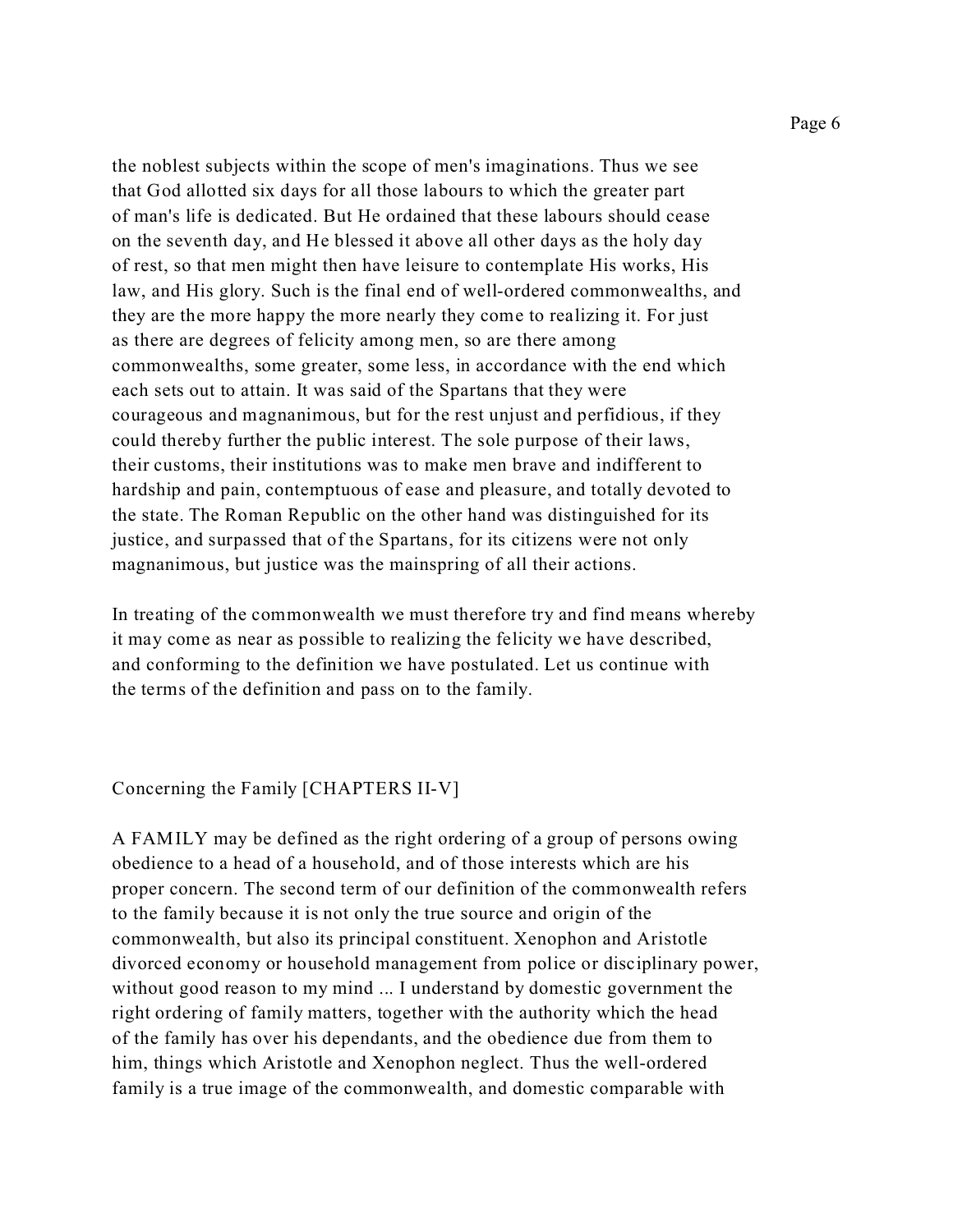the noblest subjects within the scope of men's imaginations. Thus we see that God allotted six days for all those labours to which the greater part of man's life is dedicated. But He ordained that these labours should cease on the seventh day, and He blessed it above all other days as the holy day of rest, so that men might then have leisure to contemplate His works, His law, and His glory. Such is the final end of well-ordered commonwealths, and they are the more happy the more nearly they come to realizing it. For just as there are degrees of felicity among men, so are there among commonwealths, some greater, some less, in accordance with the end which each sets out to attain. It was said of the Spartans that they were courageous and magnanimous, but for the rest unjust and perfidious, if they could thereby further the public interest. The sole purpose of their laws, their customs, their institutions was to make men brave and indifferent to hardship and pain, contemptuous of ease and pleasure, and totally devoted to the state. The Roman Republic on the other hand was distinguished for its justice, and surpassed that of the Spartans, for its citizens were not only magnanimous, but justice was the mainspring of all their actions.

In treating of the commonwealth we must therefore try and find means whereby it may come as near as possible to realizing the felicity we have described, and conforming to the definition we have postulated. Let us continue with the terms of the definition and pass on to the family.

## Concerning the Family [CHAPTERS II-V]

A FAMILY may be defined as the right ordering of a group of persons owing obedience to a head of a household, and of those interests which are his proper concern. The second term of our definition of the commonwealth refers to the family because it is not only the true source and origin of the commonwealth, but also its principal constituent. Xenophon and Aristotle divorced economy or household management from police or disciplinary power, without good reason to my mind ... I understand by domestic government the right ordering of family matters, together with the authority which the head of the family has over his dependants, and the obedience due from them to him, things which Aristotle and Xenophon neglect. Thus the well-ordered family is a true image of the commonwealth, and domestic comparable with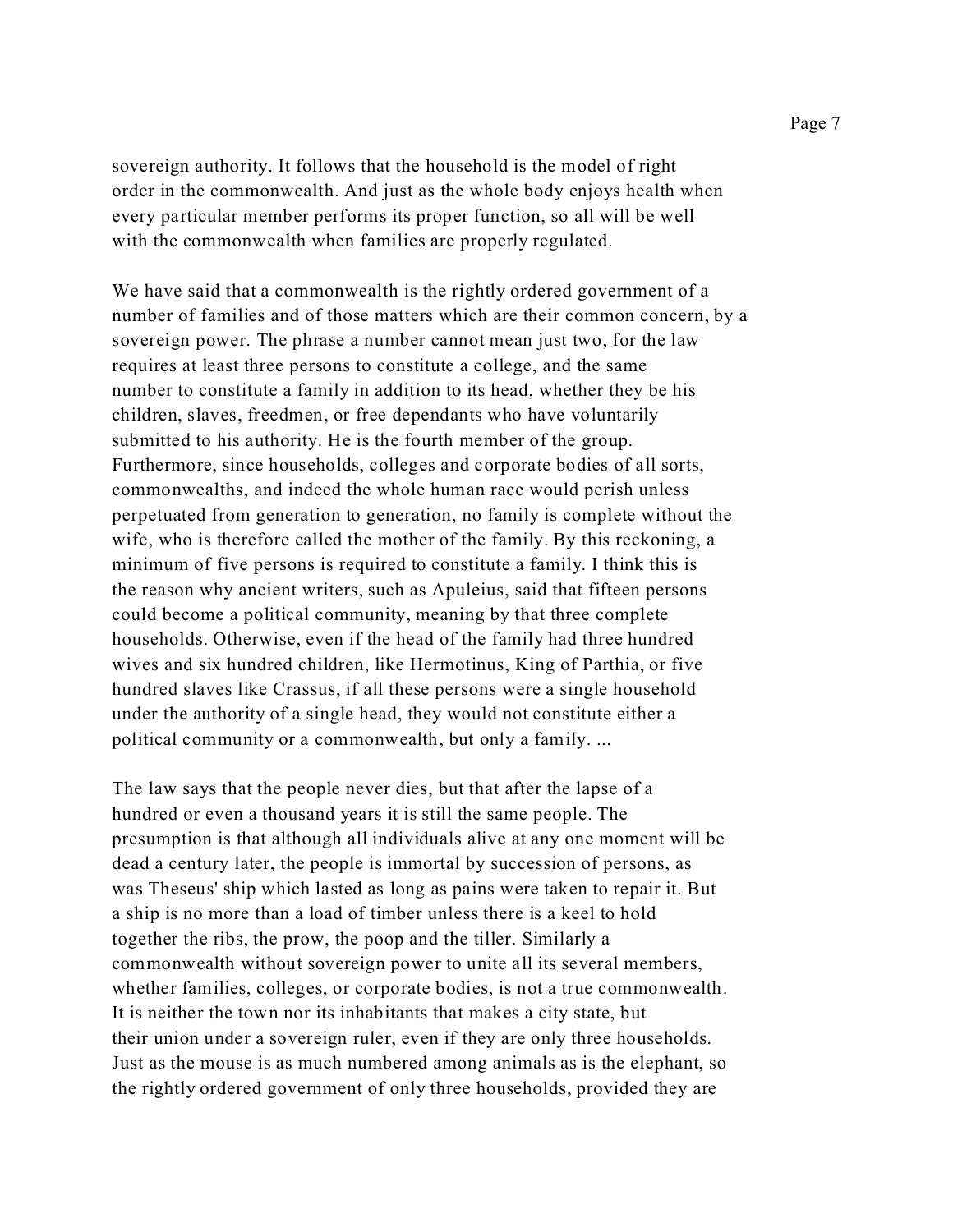sovereign authority. It follows that the household is the model of right order in the commonwealth. And just as the whole body enjoys health when every particular member performs its proper function, so all will be well with the commonwealth when families are properly regulated.

We have said that a commonwealth is the rightly ordered government of a number of families and of those matters which are their common concern, by a sovereign power. The phrase a number cannot mean just two, for the law requires at least three persons to constitute a college, and the same number to constitute a family in addition to its head, whether they be his children, slaves, freedmen, or free dependants who have voluntarily submitted to his authority. He is the fourth member of the group. Furthermore, since households, colleges and corporate bodies of all sorts, commonwealths, and indeed the whole human race would perish unless perpetuated from generation to generation, no family is complete without the wife, who is therefore called the mother of the family. By this reckoning, a minimum of five persons is required to constitute a family. I think this is the reason why ancient writers, such as Apuleius, said that fifteen persons could become a political community, meaning by that three complete households. Otherwise, even if the head of the family had three hundred wives and six hundred children, like Hermotinus, King of Parthia, or five hundred slaves like Crassus, if all these persons were a single household under the authority of a single head, they would not constitute either a political community or a commonwealth, but only a family. ...

The law says that the people never dies, but that after the lapse of a hundred or even a thousand years it is still the same people. The presumption is that although all individuals alive at any one moment will be dead a century later, the people is immortal by succession of persons, as was Theseus' ship which lasted as long as pains were taken to repair it. But a ship is no more than a load of timber unless there is a keel to hold together the ribs, the prow, the poop and the tiller. Similarly a commonwealth without sovereign power to unite all its several members, whether families, colleges, or corporate bodies, is not a true commonwealth. It is neither the town nor its inhabitants that makes a city state, but their union under a sovereign ruler, even if they are only three households. Just as the mouse is as much numbered among animals as is the elephant, so the rightly ordered government of only three households, provided they are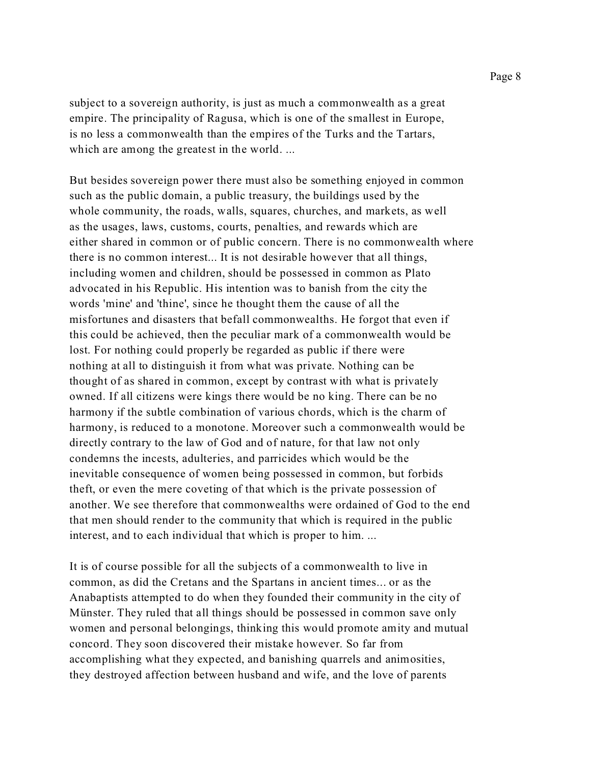subject to a sovereign authority, is just as much a commonwealth as a great empire. The principality of Ragusa, which is one of the smallest in Europe, is no less a commonwealth than the empires of the Turks and the Tartars, which are among the greatest in the world. ...

But besides sovereign power there must also be something enjoyed in common such as the public domain, a public treasury, the buildings used by the whole community, the roads, walls, squares, churches, and markets, as well as the usages, laws, customs, courts, penalties, and rewards which are either shared in common or of public concern. There is no commonwealth where there is no common interest... It is not desirable however that all things, including women and children, should be possessed in common as Plato advocated in his Republic. His intention was to banish from the city the words 'mine' and 'thine', since he thought them the cause of all the misfortunes and disasters that befall commonwealths. He forgot that even if this could be achieved, then the peculiar mark of a commonwealth would be lost. For nothing could properly be regarded as public if there were nothing at all to distinguish it from what was private. Nothing can be thought of as shared in common, except by contrast with what is privately owned. If all citizens were kings there would be no king. There can be no harmony if the subtle combination of various chords, which is the charm of harmony, is reduced to a monotone. Moreover such a commonwealth would be directly contrary to the law of God and of nature, for that law not only condemns the incests, adulteries, and parricides which would be the inevitable consequence of women being possessed in common, but forbids theft, or even the mere coveting of that which is the private possession of another. We see therefore that commonwealths were ordained of God to the end that men should render to the community that which is required in the public interest, and to each individual that which is proper to him. ...

It is of course possible for all the subjects of a commonwealth to live in common, as did the Cretans and the Spartans in ancient times... or as the Anabaptists attempted to do when they founded their community in the city of Münster. They ruled that all things should be possessed in common save only women and personal belongings, thinking this would promote amity and mutual concord. They soon discovered their mistake however. So far from accomplishing what they expected, and banishing quarrels and animosities, they destroyed affection between husband and wife, and the love of parents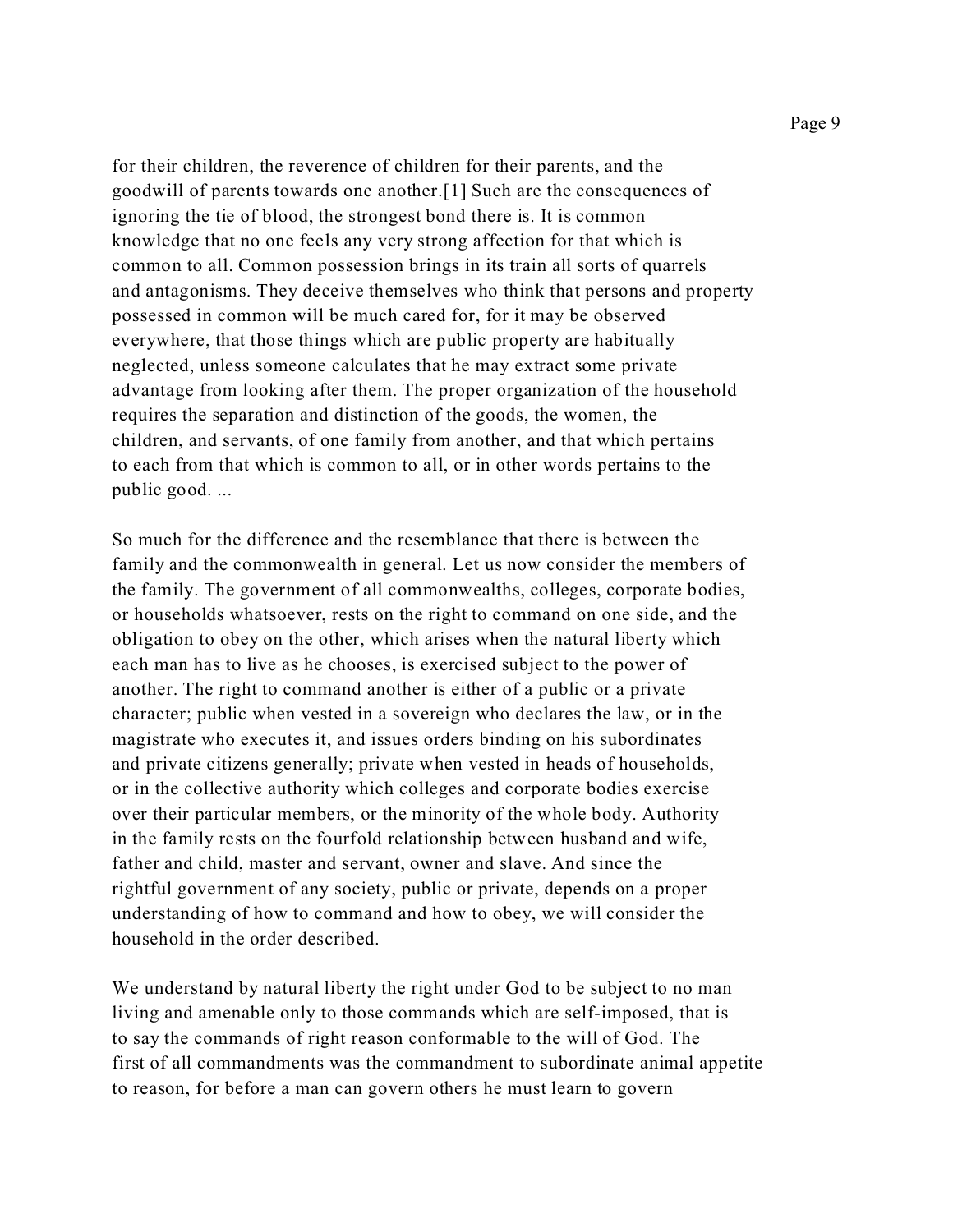for their children, the reverence of children for their parents, and the goodwill of parents towards one another.[1] Such are the consequences of ignoring the tie of blood, the strongest bond there is. It is common knowledge that no one feels any very strong affection for that which is common to all. Common possession brings in its train all sorts of quarrels and antagonisms. They deceive themselves who think that persons and property possessed in common will be much cared for, for it may be observed everywhere, that those things which are public property are habitually neglected, unless someone calculates that he may extract some private advantage from looking after them. The proper organization of the household requires the separation and distinction of the goods, the women, the children, and servants, of one family from another, and that which pertains to each from that which is common to all, or in other words pertains to the public good. ...

So much for the difference and the resemblance that there is between the family and the commonwealth in general. Let us now consider the members of the family. The government of all commonwealths, colleges, corporate bodies, or households whatsoever, rests on the right to command on one side, and the obligation to obey on the other, which arises when the natural liberty which each man has to live as he chooses, is exercised subject to the power of another. The right to command another is either of a public or a private character; public when vested in a sovereign who declares the law, or in the magistrate who executes it, and issues orders binding on his subordinates and private citizens generally; private when vested in heads of households, or in the collective authority which colleges and corporate bodies exercise over their particular members, or the minority of the whole body. Authority in the family rests on the fourfold relationship between husband and wife, father and child, master and servant, owner and slave. And since the rightful government of any society, public or private, depends on a proper understanding of how to command and how to obey, we will consider the household in the order described.

We understand by natural liberty the right under God to be subject to no man living and amenable only to those commands which are self-imposed, that is to say the commands of right reason conformable to the will of God. The first of all commandments was the commandment to subordinate animal appetite to reason, for before a man can govern others he must learn to govern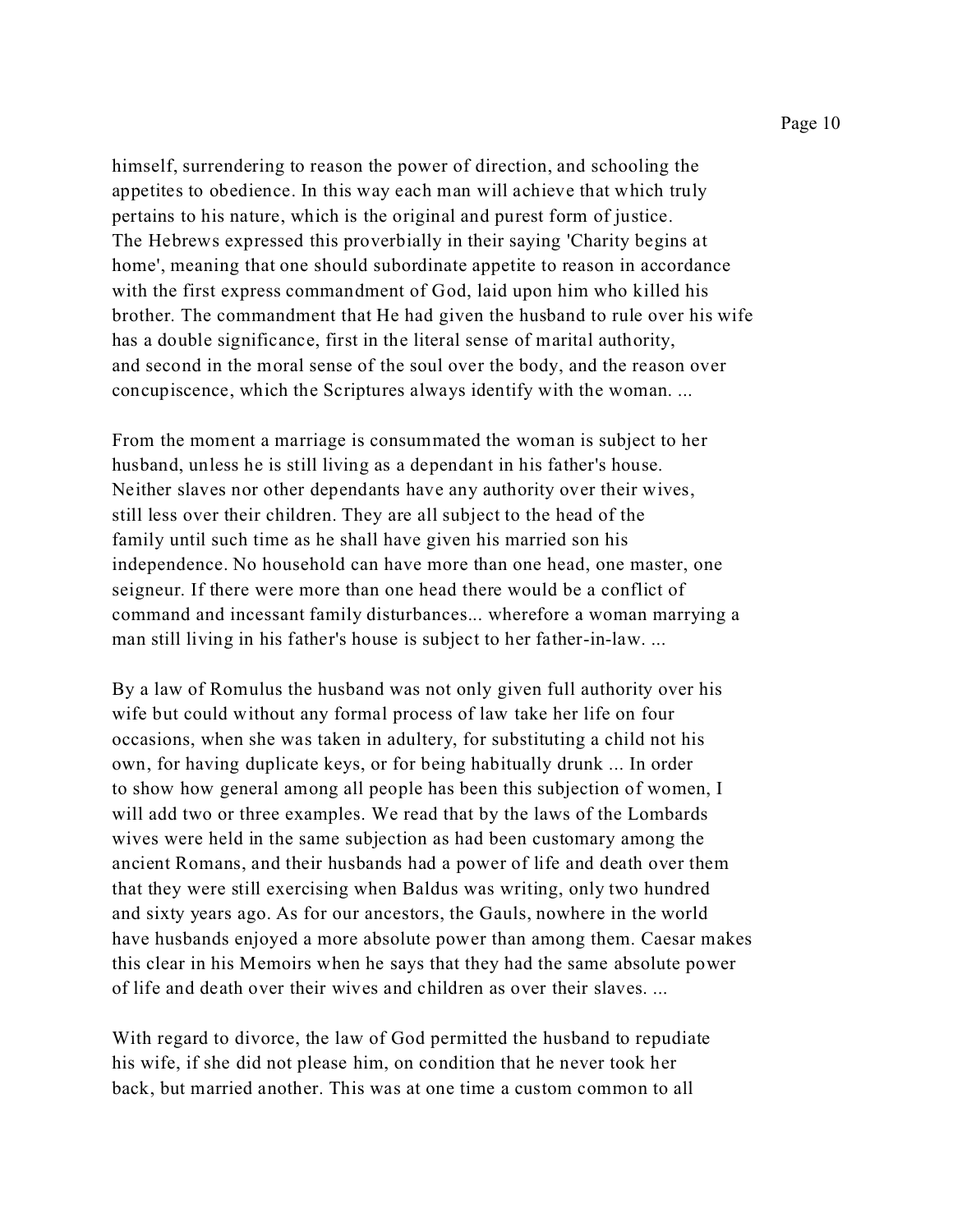himself, surrendering to reason the power of direction, and schooling the appetites to obedience. In this way each man will achieve that which truly pertains to his nature, which is the original and purest form of justice. The Hebrews expressed this proverbially in their saying 'Charity begins at home', meaning that one should subordinate appetite to reason in accordance with the first express commandment of God, laid upon him who killed his brother. The commandment that He had given the husband to rule over his wife has a double significance, first in the literal sense of marital authority, and second in the moral sense of the soul over the body, and the reason over concupiscence, which the Scriptures always identify with the woman. ...

From the moment a marriage is consummated the woman is subject to her husband, unless he is still living as a dependant in his father's house. Neither slaves nor other dependants have any authority over their wives, still less over their children. They are all subject to the head of the family until such time as he shall have given his married son his independence. No household can have more than one head, one master, one seigneur. If there were more than one head there would be a conflict of command and incessant family disturbances... wherefore a woman marrying a man still living in his father's house is subject to her father-in-law. ...

By a law of Romulus the husband was not only given full authority over his wife but could without any formal process of law take her life on four occasions, when she was taken in adultery, for substituting a child not his own, for having duplicate keys, or for being habitually drunk ... In order to show how general among all people has been this subjection of women, I will add two or three examples. We read that by the laws of the Lombards wives were held in the same subjection as had been customary among the ancient Romans, and their husbands had a power of life and death over them that they were still exercising when Baldus was writing, only two hundred and sixty years ago. As for our ancestors, the Gauls, nowhere in the world have husbands enjoyed a more absolute power than among them. Caesar makes this clear in his Memoirs when he says that they had the same absolute power of life and death over their wives and children as over their slaves. ...

With regard to divorce, the law of God permitted the husband to repudiate his wife, if she did not please him, on condition that he never took her back, but married another. This was at one time a custom common to all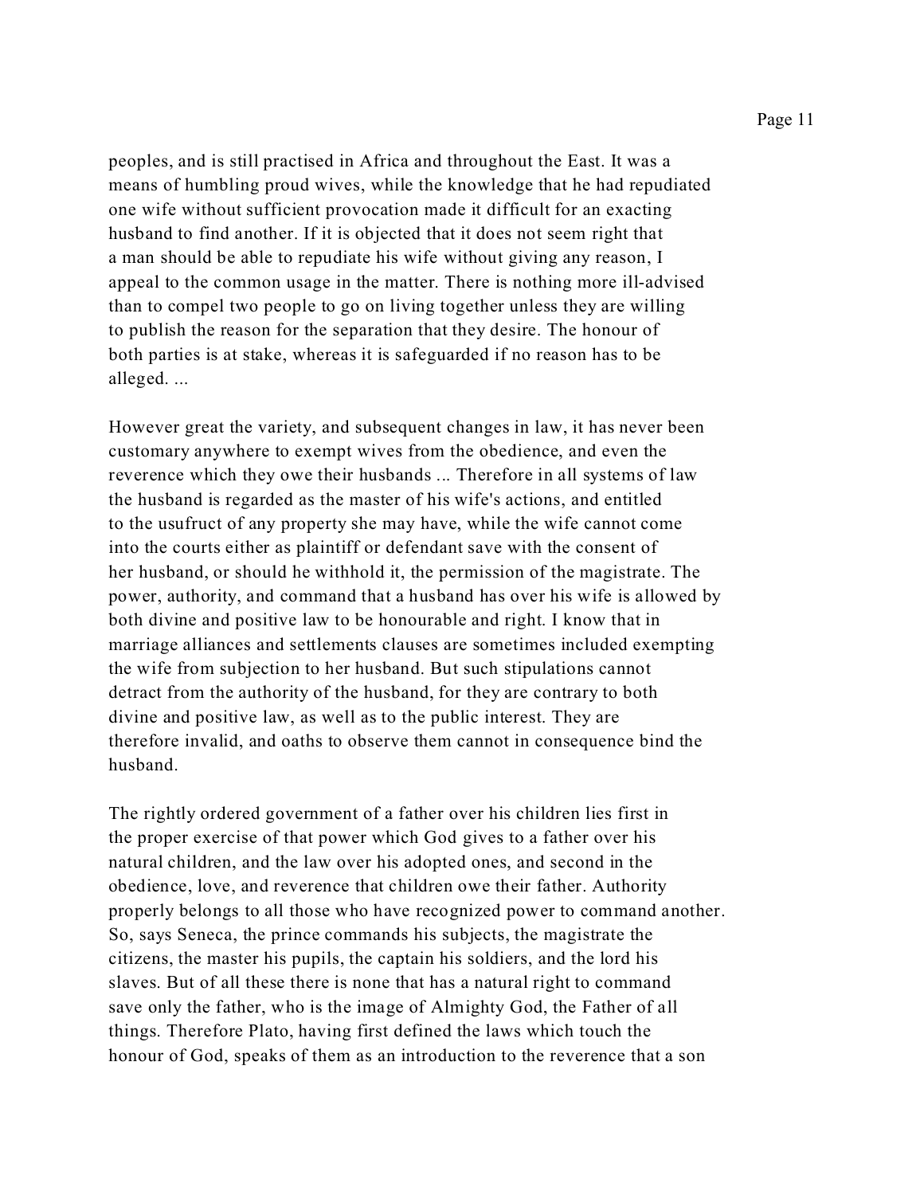peoples, and is still practised in Africa and throughout the East. It was a means of humbling proud wives, while the knowledge that he had repudiated one wife without sufficient provocation made it difficult for an exacting husband to find another. If it is objected that it does not seem right that a man should be able to repudiate his wife without giving any reason, I appeal to the common usage in the matter. There is nothing more ill-advised than to compel two people to go on living together unless they are willing to publish the reason for the separation that they desire. The honour of both parties is at stake, whereas it is safeguarded if no reason has to be alleged. ...

However great the variety, and subsequent changes in law, it has never been customary anywhere to exempt wives from the obedience, and even the reverence which they owe their husbands ... Therefore in all systems of law the husband is regarded as the master of his wife's actions, and entitled to the usufruct of any property she may have, while the wife cannot come into the courts either as plaintiff or defendant save with the consent of her husband, or should he withhold it, the permission of the magistrate. The power, authority, and command that a husband has over his wife is allowed by both divine and positive law to be honourable and right. I know that in marriage alliances and settlements clauses are sometimes included exempting the wife from subjection to her husband. But such stipulations cannot detract from the authority of the husband, for they are contrary to both divine and positive law, as well as to the public interest. They are therefore invalid, and oaths to observe them cannot in consequence bind the husband.

The rightly ordered government of a father over his children lies first in the proper exercise of that power which God gives to a father over his natural children, and the law over his adopted ones, and second in the obedience, love, and reverence that children owe their father. Authority properly belongs to all those who have recognized power to command another. So, says Seneca, the prince commands his subjects, the magistrate the citizens, the master his pupils, the captain his soldiers, and the lord his slaves. But of all these there is none that has a natural right to command save only the father, who is the image of Almighty God, the Father of all things. Therefore Plato, having first defined the laws which touch the honour of God, speaks of them as an introduction to the reverence that a son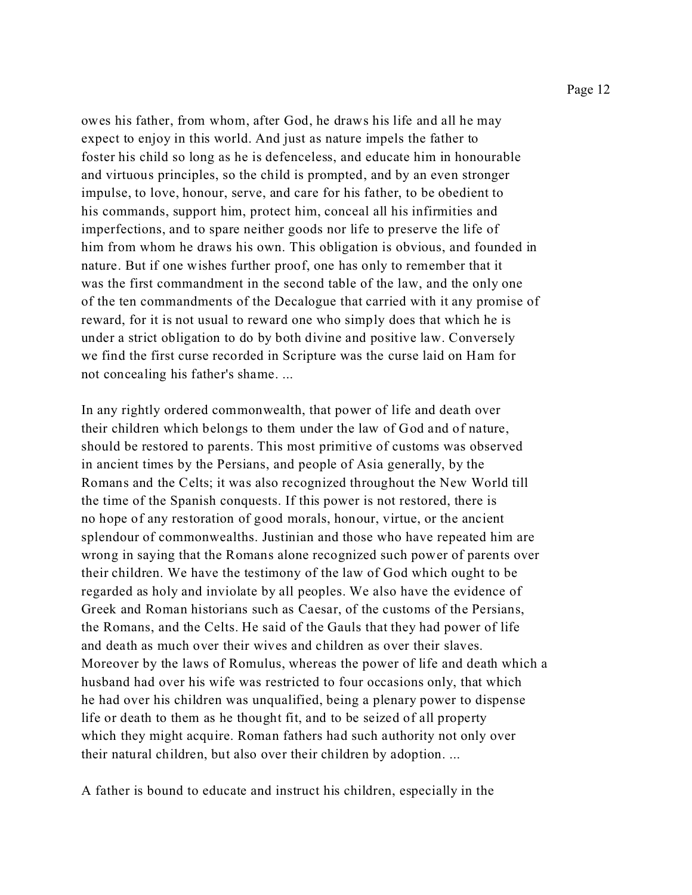owes his father, from whom, after God, he draws his life and all he may expect to enjoy in this world. And just as nature impels the father to foster his child so long as he is defenceless, and educate him in honourable and virtuous principles, so the child is prompted, and by an even stronger impulse, to love, honour, serve, and care for his father, to be obedient to his commands, support him, protect him, conceal all his infirmities and imperfections, and to spare neither goods nor life to preserve the life of him from whom he draws his own. This obligation is obvious, and founded in nature. But if one wishes further proof, one has only to remember that it was the first commandment in the second table of the law, and the only one of the ten commandments of the Decalogue that carried with it any promise of reward, for it is not usual to reward one who simply does that which he is under a strict obligation to do by both divine and positive law. Conversely we find the first curse recorded in Scripture was the curse laid on Ham for not concealing his father's shame. ...

In any rightly ordered commonwealth, that power of life and death over their children which belongs to them under the law of God and of nature, should be restored to parents. This most primitive of customs was observed in ancient times by the Persians, and people of Asia generally, by the Romans and the Celts; it was also recognized throughout the New World till the time of the Spanish conquests. If this power is not restored, there is no hope of any restoration of good morals, honour, virtue, or the ancient splendour of commonwealths. Justinian and those who have repeated him are wrong in saying that the Romans alone recognized such power of parents over their children. We have the testimony of the law of God which ought to be regarded as holy and inviolate by all peoples. We also have the evidence of Greek and Roman historians such as Caesar, of the customs of the Persians, the Romans, and the Celts. He said of the Gauls that they had power of life and death as much over their wives and children as over their slaves. Moreover by the laws of Romulus, whereas the power of life and death which a husband had over his wife was restricted to four occasions only, that which he had over his children was unqualified, being a plenary power to dispense life or death to them as he thought fit, and to be seized of all property which they might acquire. Roman fathers had such authority not only over their natural children, but also over their children by adoption. ...

A father is bound to educate and instruct his children, especially in the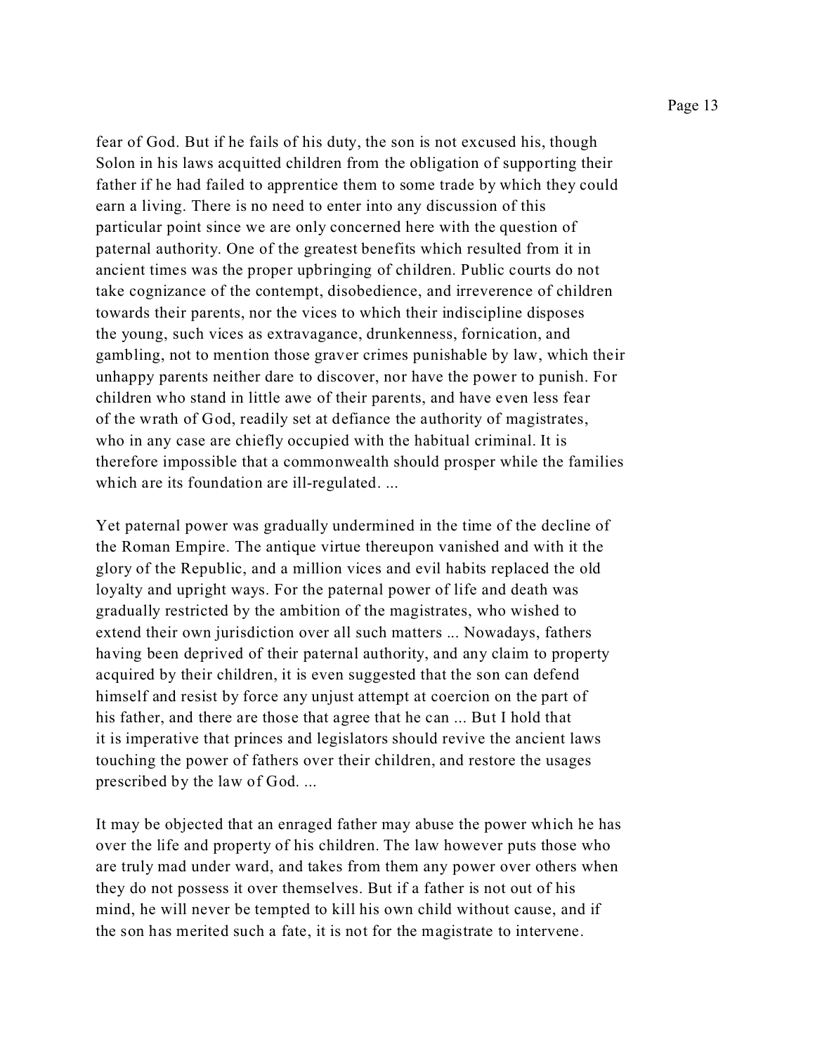fear of God. But if he fails of his duty, the son is not excused his, though Solon in his laws acquitted children from the obligation of supporting their father if he had failed to apprentice them to some trade by which they could earn a living. There is no need to enter into any discussion of this particular point since we are only concerned here with the question of paternal authority. One of the greatest benefits which resulted from it in ancient times was the proper upbringing of children. Public courts do not take cognizance of the contempt, disobedience, and irreverence of children towards their parents, nor the vices to which their indiscipline disposes the young, such vices as extravagance, drunkenness, fornication, and gambling, not to mention those graver crimes punishable by law, which their unhappy parents neither dare to discover, nor have the power to punish. For children who stand in little awe of their parents, and have even less fear of the wrath of God, readily set at defiance the authority of magistrates, who in any case are chiefly occupied with the habitual criminal. It is therefore impossible that a commonwealth should prosper while the families which are its foundation are ill-regulated. ...

Yet paternal power was gradually undermined in the time of the decline of the Roman Empire. The antique virtue thereupon vanished and with it the glory of the Republic, and a million vices and evil habits replaced the old loyalty and upright ways. For the paternal power of life and death was gradually restricted by the ambition of the magistrates, who wished to extend their own jurisdiction over all such matters ... Nowadays, fathers having been deprived of their paternal authority, and any claim to property acquired by their children, it is even suggested that the son can defend himself and resist by force any unjust attempt at coercion on the part of his father, and there are those that agree that he can ... But I hold that it is imperative that princes and legislators should revive the ancient laws touching the power of fathers over their children, and restore the usages prescribed by the law of God. ...

It may be objected that an enraged father may abuse the power which he has over the life and property of his children. The law however puts those who are truly mad under ward, and takes from them any power over others when they do not possess it over themselves. But if a father is not out of his mind, he will never be tempted to kill his own child without cause, and if the son has merited such a fate, it is not for the magistrate to intervene.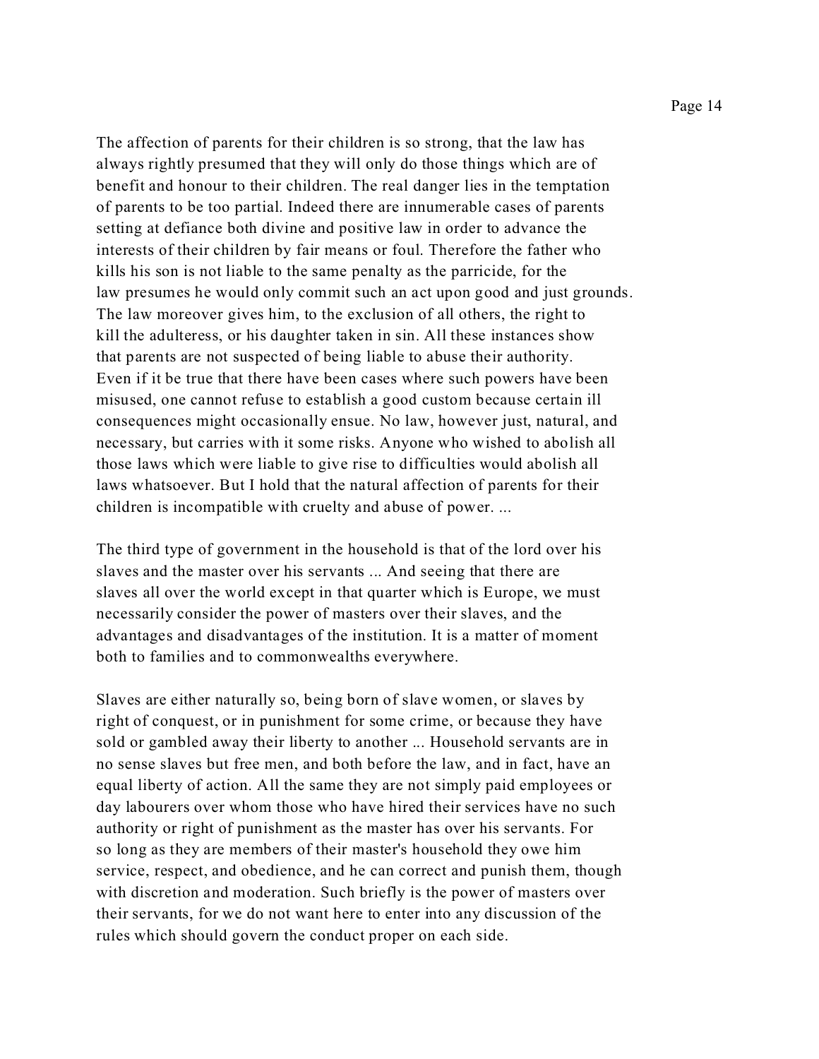The affection of parents for their children is so strong, that the law has always rightly presumed that they will only do those things which are of benefit and honour to their children. The real danger lies in the temptation of parents to be too partial. Indeed there are innumerable cases of parents setting at defiance both divine and positive law in order to advance the interests of their children by fair means or foul. Therefore the father who kills his son is not liable to the same penalty as the parricide, for the law presumes he would only commit such an act upon good and just grounds. The law moreover gives him, to the exclusion of all others, the right to kill the adulteress, or his daughter taken in sin. All these instances show that parents are not suspected of being liable to abuse their authority. Even if it be true that there have been cases where such powers have been misused, one cannot refuse to establish a good custom because certain ill consequences might occasionally ensue. No law, however just, natural, and necessary, but carries with it some risks. Anyone who wished to abolish all those laws which were liable to give rise to difficulties would abolish all laws whatsoever. But I hold that the natural affection of parents for their children is incompatible with cruelty and abuse of power. ...

The third type of government in the household is that of the lord over his slaves and the master over his servants ... And seeing that there are slaves all over the world except in that quarter which is Europe, we must necessarily consider the power of masters over their slaves, and the advantages and disadvantages of the institution. It is a matter of moment both to families and to commonwealths everywhere.

Slaves are either naturally so, being born of slave women, or slaves by right of conquest, or in punishment for some crime, or because they have sold or gambled away their liberty to another ... Household servants are in no sense slaves but free men, and both before the law, and in fact, have an equal liberty of action. All the same they are not simply paid employees or day labourers over whom those who have hired their services have no such authority or right of punishment as the master has over his servants. For so long as they are members of their master's household they owe him service, respect, and obedience, and he can correct and punish them, though with discretion and moderation. Such briefly is the power of masters over their servants, for we do not want here to enter into any discussion of the rules which should govern the conduct proper on each side.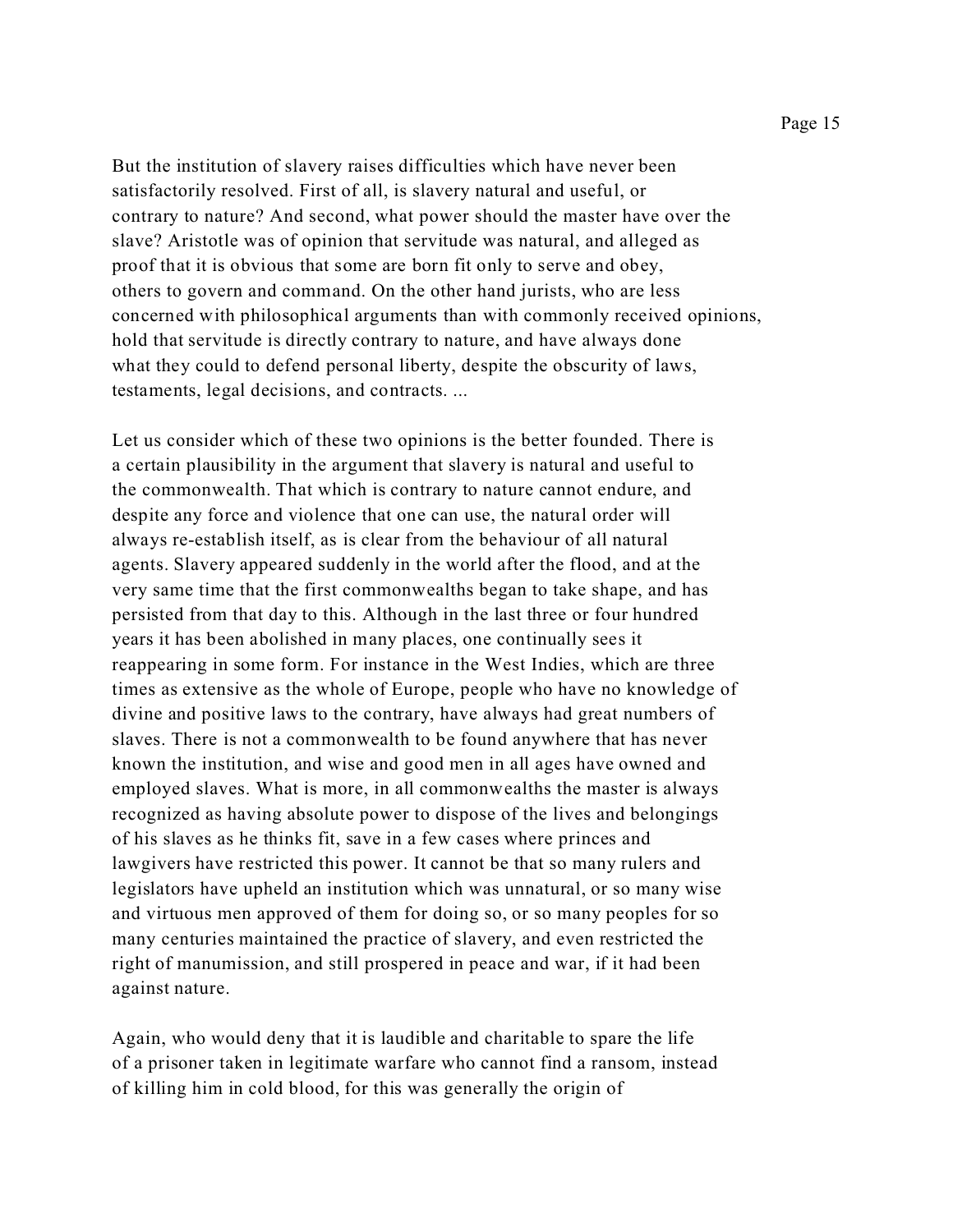But the institution of slavery raises difficulties which have never been satisfactorily resolved. First of all, is slavery natural and useful, or contrary to nature? And second, what power should the master have over the slave? Aristotle was of opinion that servitude was natural, and alleged as proof that it is obvious that some are born fit only to serve and obey, others to govern and command. On the other hand jurists, who are less concerned with philosophical arguments than with commonly received opinions, hold that servitude is directly contrary to nature, and have always done what they could to defend personal liberty, despite the obscurity of laws, testaments, legal decisions, and contracts. ...

Let us consider which of these two opinions is the better founded. There is a certain plausibility in the argument that slavery is natural and useful to the commonwealth. That which is contrary to nature cannot endure, and despite any force and violence that one can use, the natural order will always re-establish itself, as is clear from the behaviour of all natural agents. Slavery appeared suddenly in the world after the flood, and at the very same time that the first commonwealths began to take shape, and has persisted from that day to this. Although in the last three or four hundred years it has been abolished in many places, one continually sees it reappearing in some form. For instance in the West Indies, which are three times as extensive as the whole of Europe, people who have no knowledge of divine and positive laws to the contrary, have always had great numbers of slaves. There is not a commonwealth to be found anywhere that has never known the institution, and wise and good men in all ages have owned and employed slaves. What is more, in all commonwealths the master is always recognized as having absolute power to dispose of the lives and belongings of his slaves as he thinks fit, save in a few cases where princes and lawgivers have restricted this power. It cannot be that so many rulers and legislators have upheld an institution which was unnatural, or so many wise and virtuous men approved of them for doing so, or so many peoples for so many centuries maintained the practice of slavery, and even restricted the right of manumission, and still prospered in peace and war, if it had been against nature.

Again, who would deny that it is laudible and charitable to spare the life of a prisoner taken in legitimate warfare who cannot find a ransom, instead of killing him in cold blood, for this was generally the origin of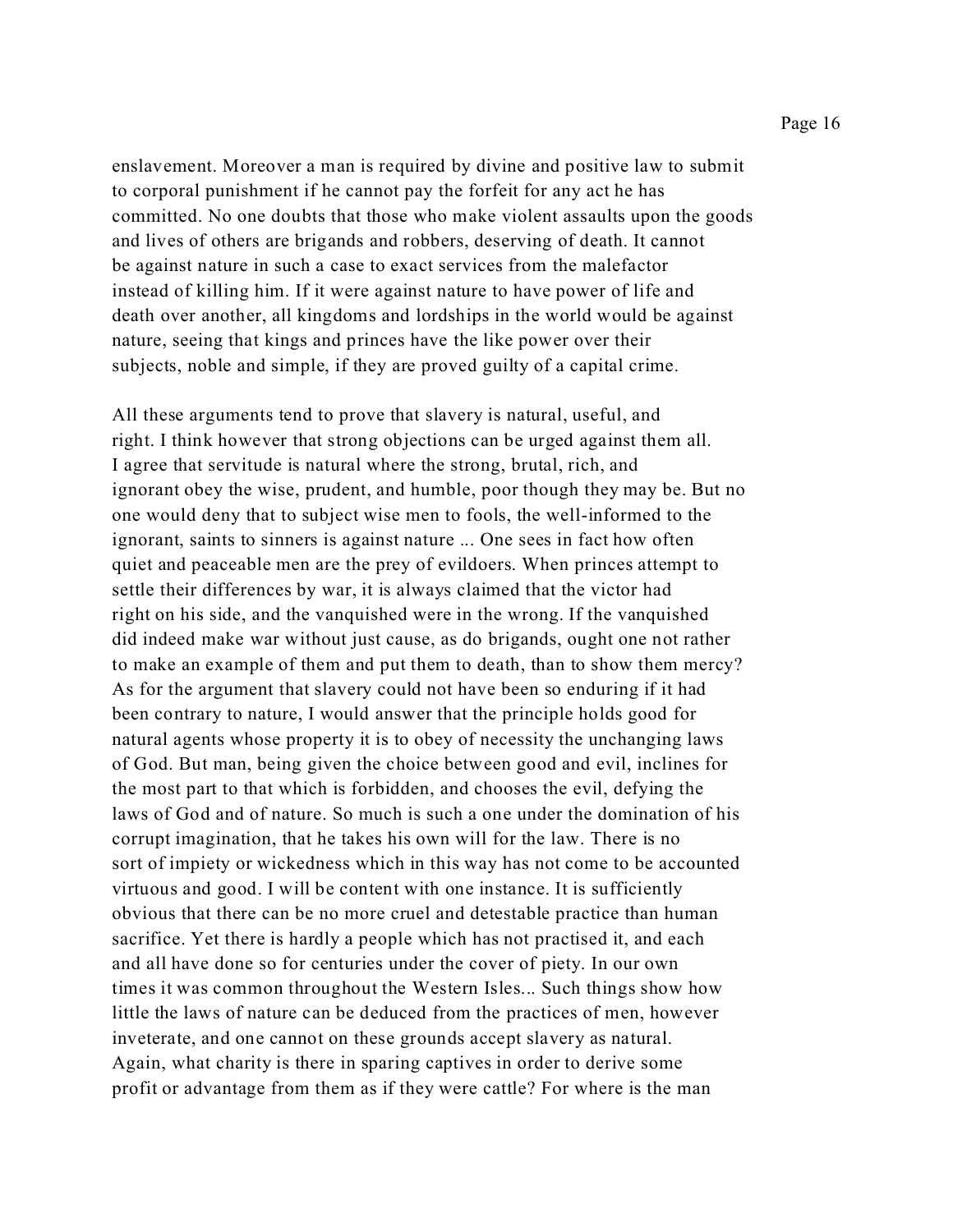enslavement. Moreover a man is required by divine and positive law to submit to corporal punishment if he cannot pay the forfeit for any act he has committed. No one doubts that those who make violent assaults upon the goods and lives of others are brigands and robbers, deserving of death. It cannot be against nature in such a case to exact services from the malefactor instead of killing him. If it were against nature to have power of life and death over another, all kingdoms and lordships in the world would be against nature, seeing that kings and princes have the like power over their subjects, noble and simple, if they are proved guilty of a capital crime.

All these arguments tend to prove that slavery is natural, useful, and right. I think however that strong objections can be urged against them all. I agree that servitude is natural where the strong, brutal, rich, and ignorant obey the wise, prudent, and humble, poor though they may be. But no one would deny that to subject wise men to fools, the well-informed to the ignorant, saints to sinners is against nature ... One sees in fact how often quiet and peaceable men are the prey of evildoers. When princes attempt to settle their differences by war, it is always claimed that the victor had right on his side, and the vanquished were in the wrong. If the vanquished did indeed make war without just cause, as do brigands, ought one not rather to make an example of them and put them to death, than to show them mercy? As for the argument that slavery could not have been so enduring if it had been contrary to nature, I would answer that the principle holds good for natural agents whose property it is to obey of necessity the unchanging laws of God. But man, being given the choice between good and evil, inclines for the most part to that which is forbidden, and chooses the evil, defying the laws of God and of nature. So much is such a one under the domination of his corrupt imagination, that he takes his own will for the law. There is no sort of impiety or wickedness which in this way has not come to be accounted virtuous and good. I will be content with one instance. It is sufficiently obvious that there can be no more cruel and detestable practice than human sacrifice. Yet there is hardly a people which has not practised it, and each and all have done so for centuries under the cover of piety. In our own times it was common throughout the Western Isles... Such things show how little the laws of nature can be deduced from the practices of men, however inveterate, and one cannot on these grounds accept slavery as natural. Again, what charity is there in sparing captives in order to derive some profit or advantage from them as if they were cattle? For where is the man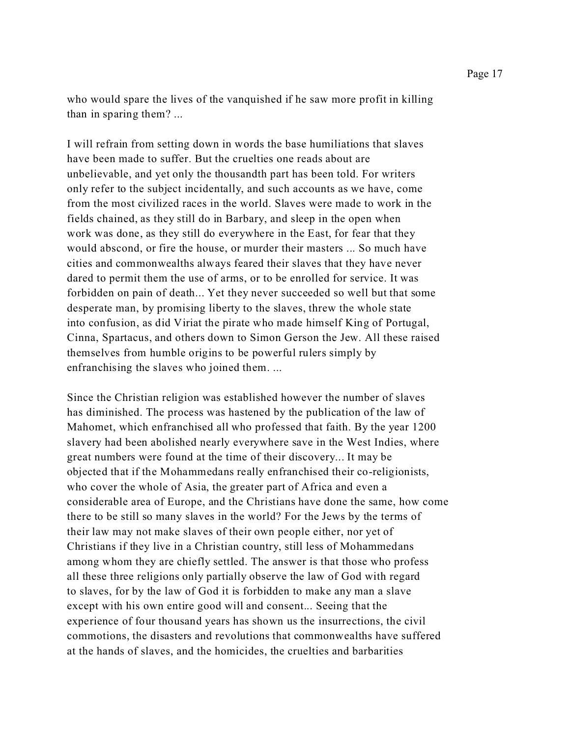who would spare the lives of the vanquished if he saw more profit in killing than in sparing them? ...

I will refrain from setting down in words the base humiliations that slaves have been made to suffer. But the cruelties one reads about are unbelievable, and yet only the thousandth part has been told. For writers only refer to the subject incidentally, and such accounts as we have, come from the most civilized races in the world. Slaves were made to work in the fields chained, as they still do in Barbary, and sleep in the open when work was done, as they still do everywhere in the East, for fear that they would abscond, or fire the house, or murder their masters ... So much have cities and commonwealths always feared their slaves that they have never dared to permit them the use of arms, or to be enrolled for service. It was forbidden on pain of death... Yet they never succeeded so well but that some desperate man, by promising liberty to the slaves, threw the whole state into confusion, as did Viriat the pirate who made himself King of Portugal, Cinna, Spartacus, and others down to Simon Gerson the Jew. All these raised themselves from humble origins to be powerful rulers simply by enfranchising the slaves who joined them. ...

Since the Christian religion was established however the number of slaves has diminished. The process was hastened by the publication of the law of Mahomet, which enfranchised all who professed that faith. By the year 1200 slavery had been abolished nearly everywhere save in the West Indies, where great numbers were found at the time of their discovery... It may be objected that if the Mohammedans really enfranchised their co-religionists, who cover the whole of Asia, the greater part of Africa and even a considerable area of Europe, and the Christians have done the same, how come there to be still so many slaves in the world? For the Jews by the terms of their law may not make slaves of their own people either, nor yet of Christians if they live in a Christian country, still less of Mohammedans among whom they are chiefly settled. The answer is that those who profess all these three religions only partially observe the law of God with regard to slaves, for by the law of God it is forbidden to make any man a slave except with his own entire good will and consent... Seeing that the experience of four thousand years has shown us the insurrections, the civil commotions, the disasters and revolutions that commonwealths have suffered at the hands of slaves, and the homicides, the cruelties and barbarities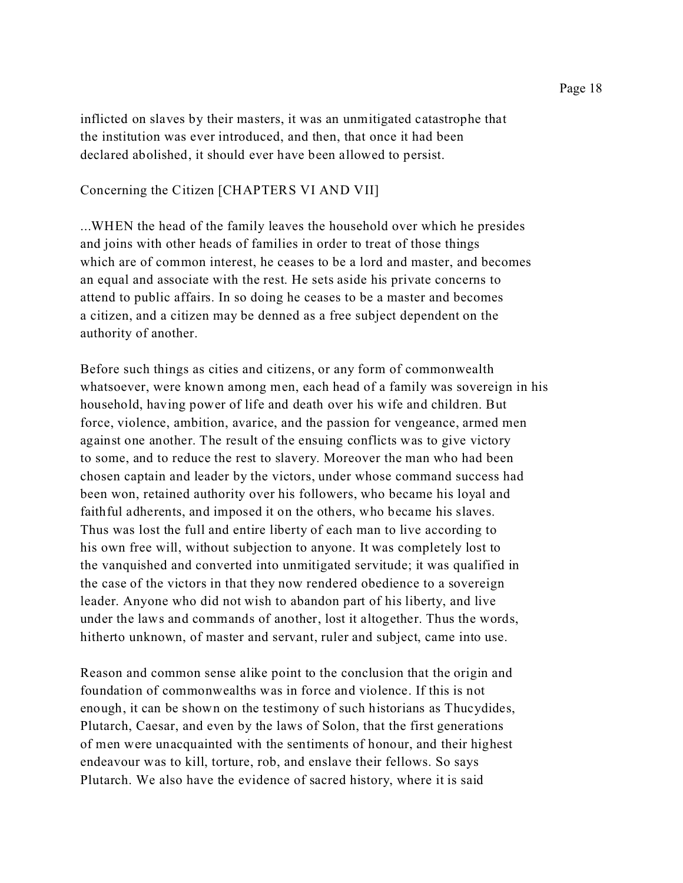inflicted on slaves by their masters, it was an unmitigated catastrophe that the institution was ever introduced, and then, that once it had been declared abolished, it should ever have been allowed to persist.

## Concerning the Citizen [CHAPTERS VI AND VII]

...WHEN the head of the family leaves the household over which he presides and joins with other heads of families in order to treat of those things which are of common interest, he ceases to be a lord and master, and becomes an equal and associate with the rest. He sets aside his private concerns to attend to public affairs. In so doing he ceases to be a master and becomes a citizen, and a citizen may be denned as a free subject dependent on the authority of another.

Before such things as cities and citizens, or any form of commonwealth whatsoever, were known among men, each head of a family was sovereign in his household, having power of life and death over his wife and children. But force, violence, ambition, avarice, and the passion for vengeance, armed men against one another. The result of the ensuing conflicts was to give victory to some, and to reduce the rest to slavery. Moreover the man who had been chosen captain and leader by the victors, under whose command success had been won, retained authority over his followers, who became his loyal and faithful adherents, and imposed it on the others, who became his slaves. Thus was lost the full and entire liberty of each man to live according to his own free will, without subjection to anyone. It was completely lost to the vanquished and converted into unmitigated servitude; it was qualified in the case of the victors in that they now rendered obedience to a sovereign leader. Anyone who did not wish to abandon part of his liberty, and live under the laws and commands of another, lost it altogether. Thus the words, hitherto unknown, of master and servant, ruler and subject, came into use.

Reason and common sense alike point to the conclusion that the origin and foundation of commonwealths was in force and violence. If this is not enough, it can be shown on the testimony of such historians as Thucydides, Plutarch, Caesar, and even by the laws of Solon, that the first generations of men were unacquainted with the sentiments of honour, and their highest endeavour was to kill, torture, rob, and enslave their fellows. So says Plutarch. We also have the evidence of sacred history, where it is said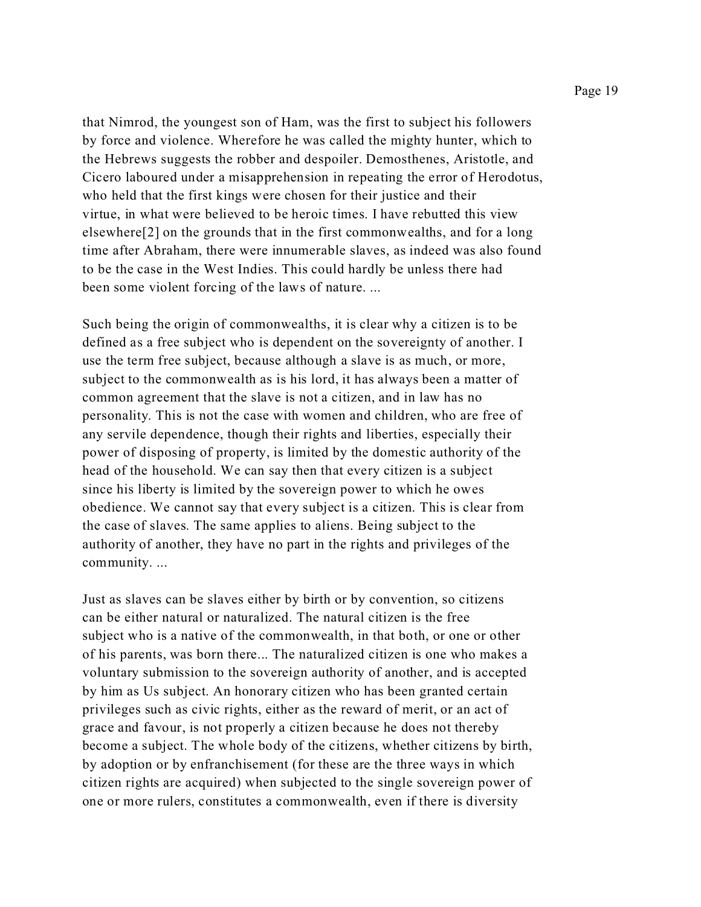that Nimrod, the youngest son of Ham, was the first to subject his followers by force and violence. Wherefore he was called the mighty hunter, which to the Hebrews suggests the robber and despoiler. Demosthenes, Aristotle, and Cicero laboured under a misapprehension in repeating the error of Herodotus, who held that the first kings were chosen for their justice and their virtue, in what were believed to be heroic times. I have rebutted this view elsewhere[2] on the grounds that in the first commonwealths, and for a long time after Abraham, there were innumerable slaves, as indeed was also found to be the case in the West Indies. This could hardly be unless there had been some violent forcing of the laws of nature. ...

Such being the origin of commonwealths, it is clear why a citizen is to be defined as a free subject who is dependent on the sovereignty of another. I use the term free subject, because although a slave is as much, or more, subject to the commonwealth as is his lord, it has always been a matter of common agreement that the slave is not a citizen, and in law has no personality. This is not the case with women and children, who are free of any servile dependence, though their rights and liberties, especially their power of disposing of property, is limited by the domestic authority of the head of the household. We can say then that every citizen is a subject since his liberty is limited by the sovereign power to which he owes obedience. We cannot say that every subject is a citizen. This is clear from the case of slaves. The same applies to aliens. Being subject to the authority of another, they have no part in the rights and privileges of the community. ...

Just as slaves can be slaves either by birth or by convention, so citizens can be either natural or naturalized. The natural citizen is the free subject who is a native of the commonwealth, in that both, or one or other of his parents, was born there... The naturalized citizen is one who makes a voluntary submission to the sovereign authority of another, and is accepted by him as Us subject. An honorary citizen who has been granted certain privileges such as civic rights, either as the reward of merit, or an act of grace and favour, is not properly a citizen because he does not thereby become a subject. The whole body of the citizens, whether citizens by birth, by adoption or by enfranchisement (for these are the three ways in which citizen rights are acquired) when subjected to the single sovereign power of one or more rulers, constitutes a commonwealth, even if there is diversity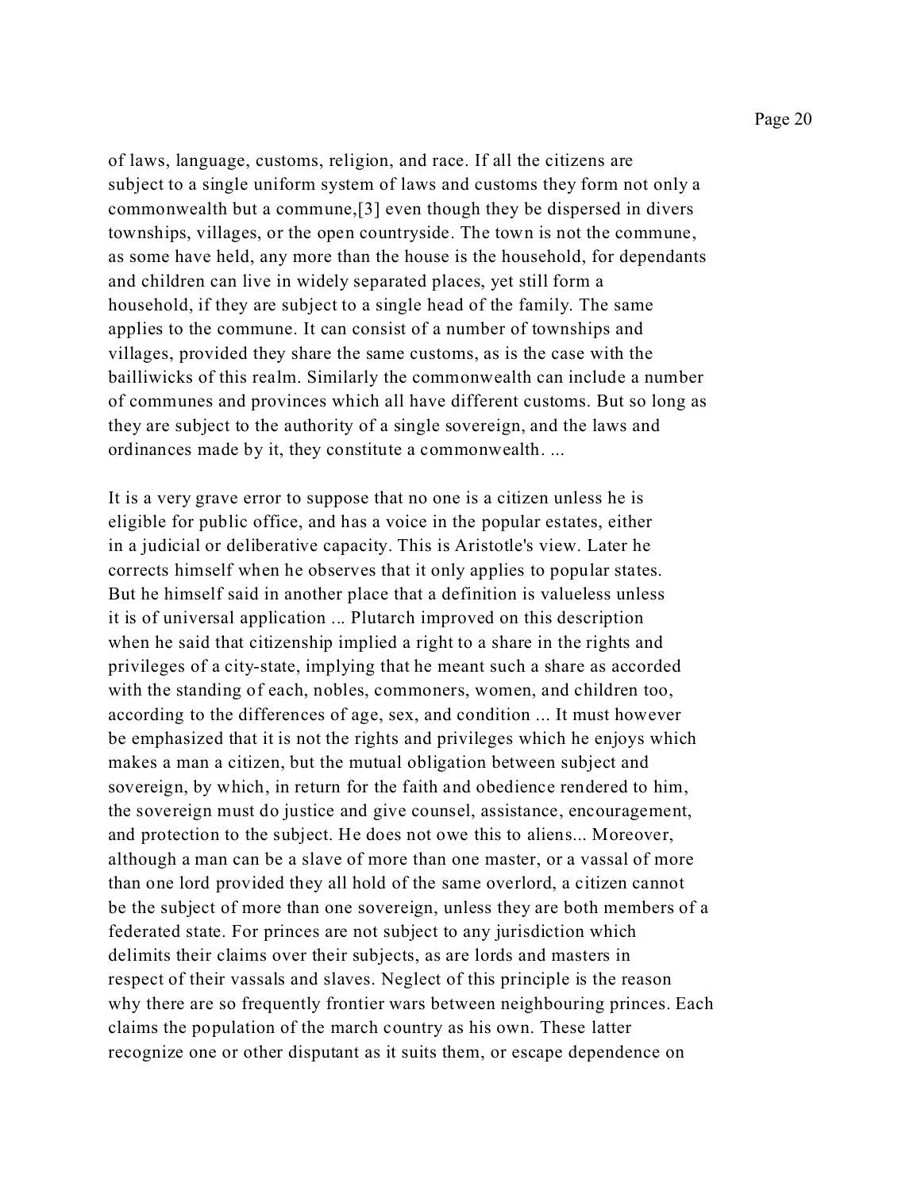of laws, language, customs, religion, and race. If all the citizens are subject to a single uniform system of laws and customs they form not only a commonwealth but a commune,[3] even though they be dispersed in divers townships, villages, or the open countryside. The town is not the commune, as some have held, any more than the house is the household, for dependants and children can live in widely separated places, yet still form a household, if they are subject to a single head of the family. The same applies to the commune. It can consist of a number of townships and villages, provided they share the same customs, as is the case with the bailliwicks of this realm. Similarly the commonwealth can include a number of communes and provinces which all have different customs. But so long as they are subject to the authority of a single sovereign, and the laws and ordinances made by it, they constitute a commonwealth. ...

It is a very grave error to suppose that no one is a citizen unless he is eligible for public office, and has a voice in the popular estates, either in a judicial or deliberative capacity. This is Aristotle's view. Later he corrects himself when he observes that it only applies to popular states. But he himself said in another place that a definition is valueless unless it is of universal application ... Plutarch improved on this description when he said that citizenship implied a right to a share in the rights and privileges of a city-state, implying that he meant such a share as accorded with the standing of each, nobles, commoners, women, and children too, according to the differences of age, sex, and condition ... It must however be emphasized that it is not the rights and privileges which he enjoys which makes a man a citizen, but the mutual obligation between subject and sovereign, by which, in return for the faith and obedience rendered to him, the sovereign must do justice and give counsel, assistance, encouragement, and protection to the subject. He does not owe this to aliens... Moreover, although a man can be a slave of more than one master, or a vassal of more than one lord provided they all hold of the same overlord, a citizen cannot be the subject of more than one sovereign, unless they are both members of a federated state. For princes are not subject to any jurisdiction which delimits their claims over their subjects, as are lords and masters in respect of their vassals and slaves. Neglect of this principle is the reason why there are so frequently frontier wars between neighbouring princes. Each claims the population of the march country as his own. These latter recognize one or other disputant as it suits them, or escape dependence on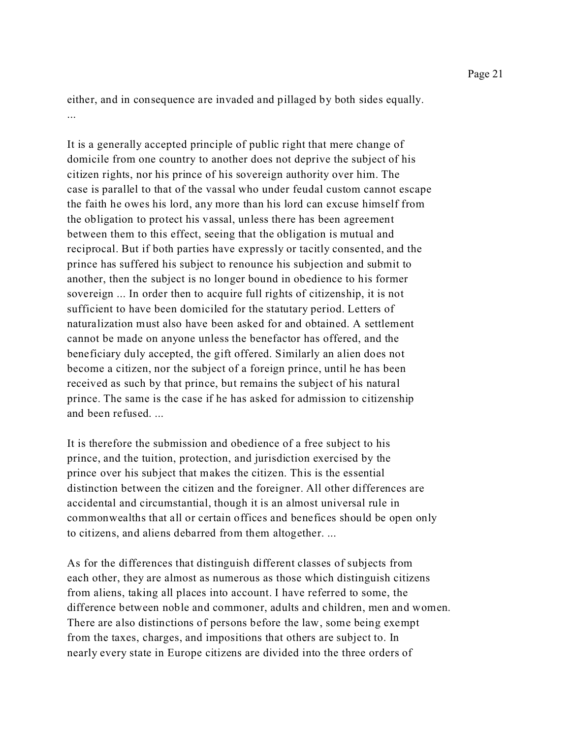either, and in consequence are invaded and pillaged by both sides equally. ...

It is a generally accepted principle of public right that mere change of domicile from one country to another does not deprive the subject of his citizen rights, nor his prince of his sovereign authority over him. The case is parallel to that of the vassal who under feudal custom cannot escape the faith he owes his lord, any more than his lord can excuse himself from the obligation to protect his vassal, unless there has been agreement between them to this effect, seeing that the obligation is mutual and reciprocal. But if both parties have expressly or tacitly consented, and the prince has suffered his subject to renounce his subjection and submit to another, then the subject is no longer bound in obedience to his former sovereign ... In order then to acquire full rights of citizenship, it is not sufficient to have been domiciled for the statutary period. Letters of naturalization must also have been asked for and obtained. A settlement cannot be made on anyone unless the benefactor has offered, and the beneficiary duly accepted, the gift offered. Similarly an alien does not become a citizen, nor the subject of a foreign prince, until he has been received as such by that prince, but remains the subject of his natural prince. The same is the case if he has asked for admission to citizenship and been refused. ...

It is therefore the submission and obedience of a free subject to his prince, and the tuition, protection, and jurisdiction exercised by the prince over his subject that makes the citizen. This is the essential distinction between the citizen and the foreigner. All other differences are accidental and circumstantial, though it is an almost universal rule in commonwealths that all or certain offices and benefices should be open only to citizens, and aliens debarred from them altogether. ...

As for the differences that distinguish different classes of subjects from each other, they are almost as numerous as those which distinguish citizens from aliens, taking all places into account. I have referred to some, the difference between noble and commoner, adults and children, men and women. There are also distinctions of persons before the law, some being exempt from the taxes, charges, and impositions that others are subject to. In nearly every state in Europe citizens are divided into the three orders of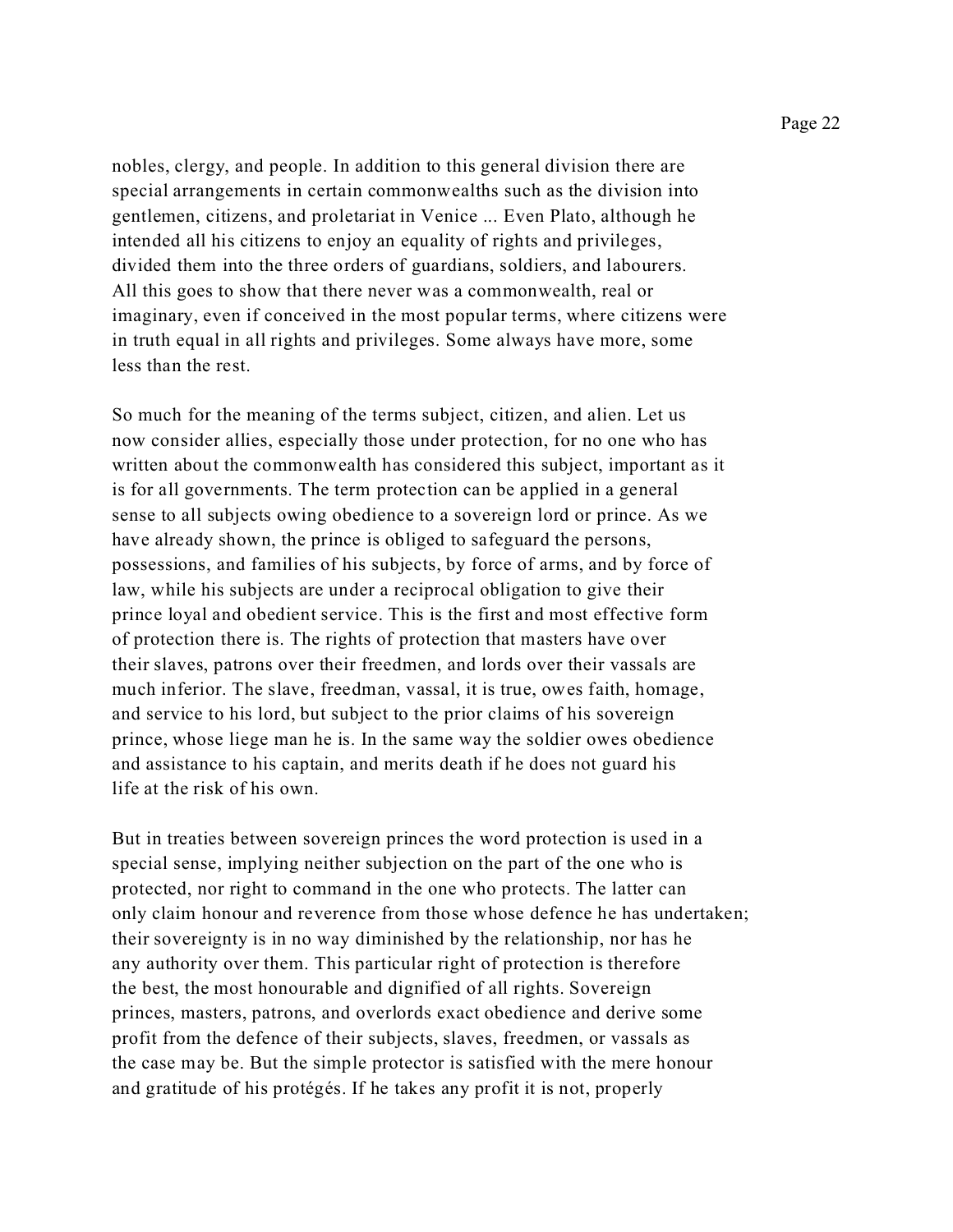nobles, clergy, and people. In addition to this general division there are special arrangements in certain commonwealths such as the division into gentlemen, citizens, and proletariat in Venice ... Even Plato, although he intended all his citizens to enjoy an equality of rights and privileges, divided them into the three orders of guardians, soldiers, and labourers. All this goes to show that there never was a commonwealth, real or imaginary, even if conceived in the most popular terms, where citizens were in truth equal in all rights and privileges. Some always have more, some less than the rest.

So much for the meaning of the terms subject, citizen, and alien. Let us now consider allies, especially those under protection, for no one who has written about the commonwealth has considered this subject, important as it is for all governments. The term protection can be applied in a general sense to all subjects owing obedience to a sovereign lord or prince. As we have already shown, the prince is obliged to safeguard the persons, possessions, and families of his subjects, by force of arms, and by force of law, while his subjects are under a reciprocal obligation to give their prince loyal and obedient service. This is the first and most effective form of protection there is. The rights of protection that masters have over their slaves, patrons over their freedmen, and lords over their vassals are much inferior. The slave, freedman, vassal, it is true, owes faith, homage, and service to his lord, but subject to the prior claims of his sovereign prince, whose liege man he is. In the same way the soldier owes obedience and assistance to his captain, and merits death if he does not guard his life at the risk of his own.

But in treaties between sovereign princes the word protection is used in a special sense, implying neither subjection on the part of the one who is protected, nor right to command in the one who protects. The latter can only claim honour and reverence from those whose defence he has undertaken; their sovereignty is in no way diminished by the relationship, nor has he any authority over them. This particular right of protection is therefore the best, the most honourable and dignified of all rights. Sovereign princes, masters, patrons, and overlords exact obedience and derive some profit from the defence of their subjects, slaves, freedmen, or vassals as the case may be. But the simple protector is satisfied with the mere honour and gratitude of his protégés. If he takes any profit it is not, properly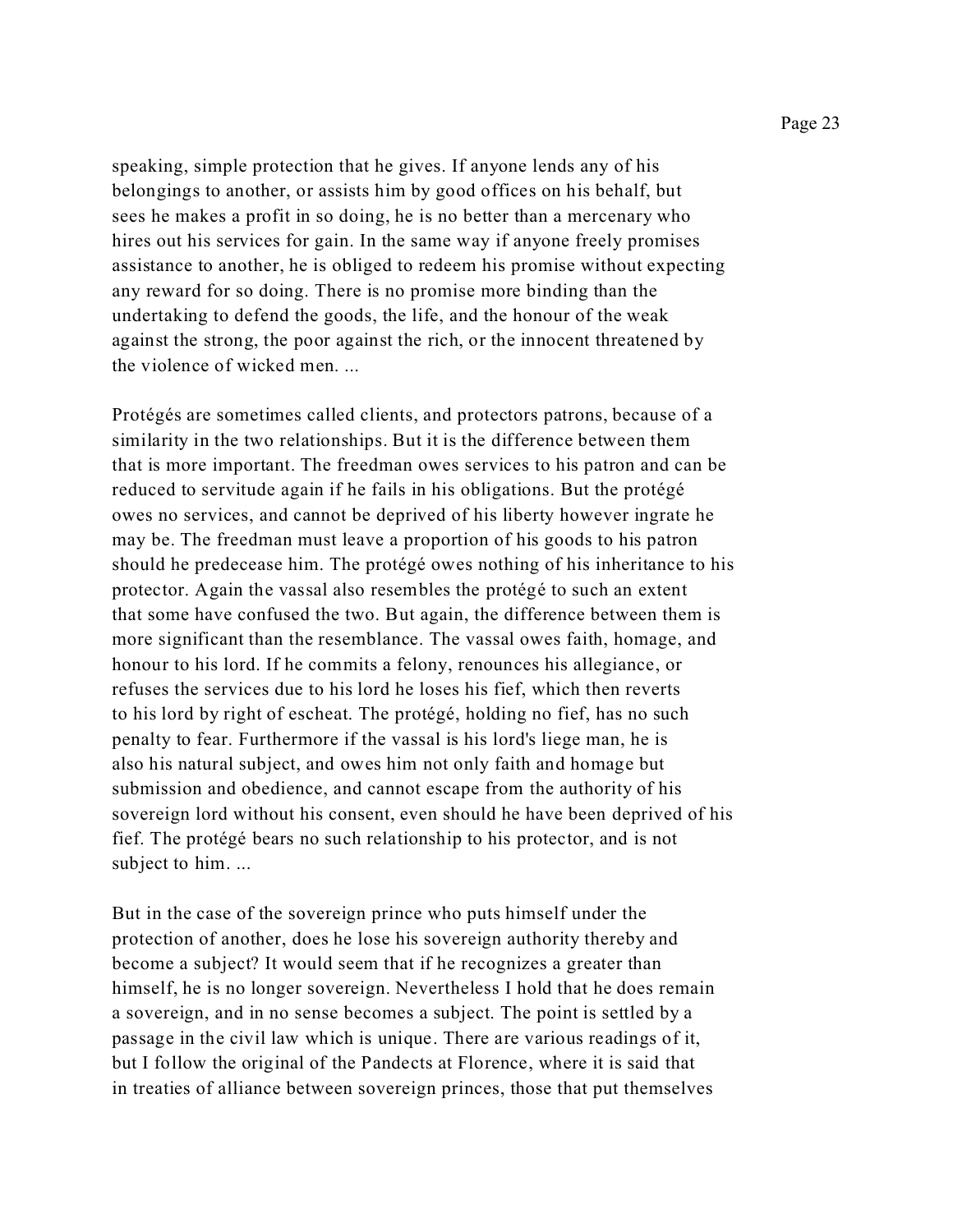speaking, simple protection that he gives. If anyone lends any of his belongings to another, or assists him by good offices on his behalf, but sees he makes a profit in so doing, he is no better than a mercenary who hires out his services for gain. In the same way if anyone freely promises assistance to another, he is obliged to redeem his promise without expecting any reward for so doing. There is no promise more binding than the undertaking to defend the goods, the life, and the honour of the weak against the strong, the poor against the rich, or the innocent threatened by the violence of wicked men. ...

Protégés are sometimes called clients, and protectors patrons, because of a similarity in the two relationships. But it is the difference between them that is more important. The freedman owes services to his patron and can be reduced to servitude again if he fails in his obligations. But the protégé owes no services, and cannot be deprived of his liberty however ingrate he may be. The freedman must leave a proportion of his goods to his patron should he predecease him. The protégé owes nothing of his inheritance to his protector. Again the vassal also resembles the protégé to such an extent that some have confused the two. But again, the difference between them is more significant than the resemblance. The vassal owes faith, homage, and honour to his lord. If he commits a felony, renounces his allegiance, or refuses the services due to his lord he loses his fief, which then reverts to his lord by right of escheat. The protégé, holding no fief, has no such penalty to fear. Furthermore if the vassal is his lord's liege man, he is also his natural subject, and owes him not only faith and homage but submission and obedience, and cannot escape from the authority of his sovereign lord without his consent, even should he have been deprived of his fief. The protégé bears no such relationship to his protector, and is not subject to him. ...

But in the case of the sovereign prince who puts himself under the protection of another, does he lose his sovereign authority thereby and become a subject? It would seem that if he recognizes a greater than himself, he is no longer sovereign. Nevertheless I hold that he does remain a sovereign, and in no sense becomes a subject. The point is settled by a passage in the civil law which is unique. There are various readings of it, but I follow the original of the Pandects at Florence, where it is said that in treaties of alliance between sovereign princes, those that put themselves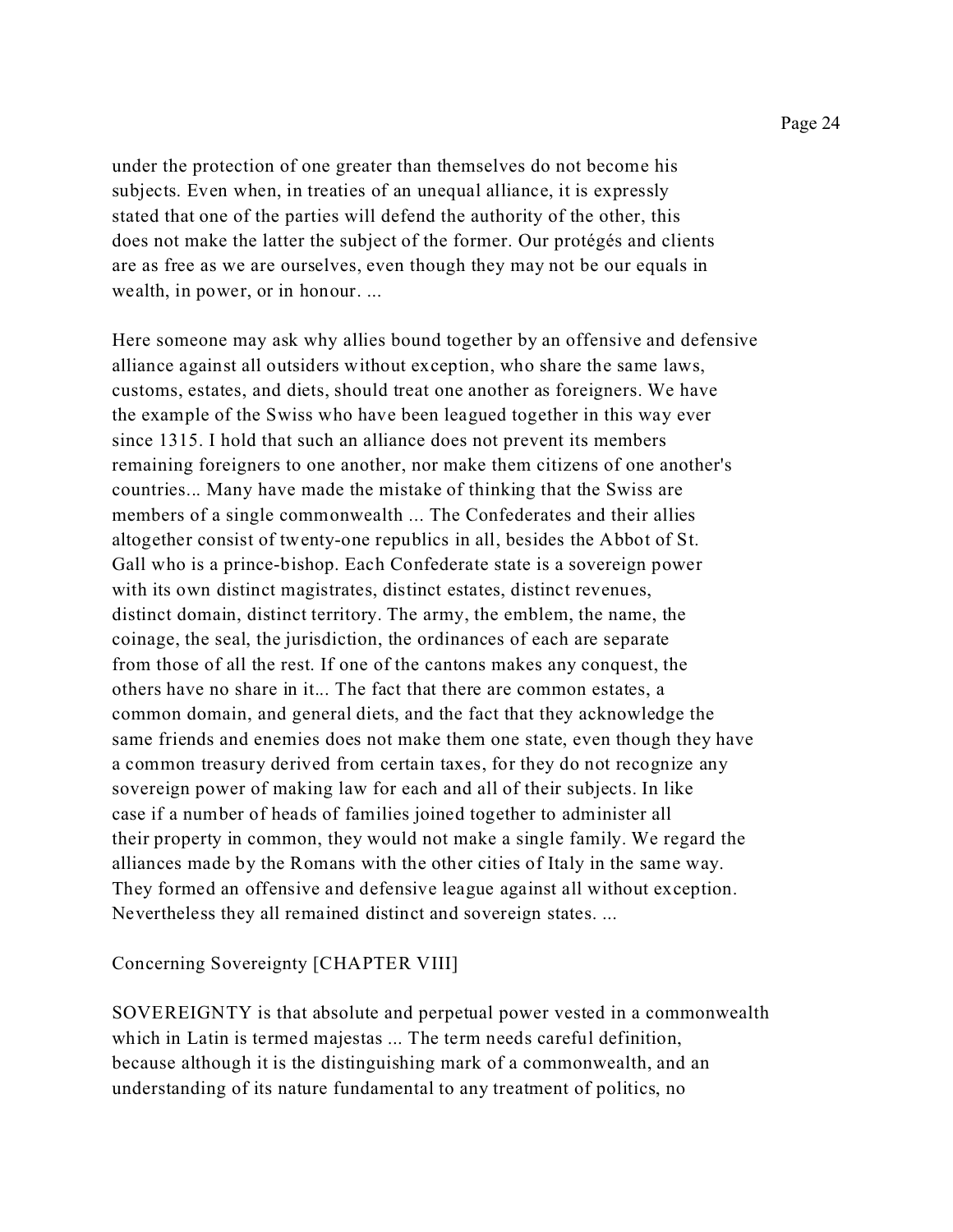under the protection of one greater than themselves do not become his subjects. Even when, in treaties of an unequal alliance, it is expressly stated that one of the parties will defend the authority of the other, this does not make the latter the subject of the former. Our protégés and clients are as free as we are ourselves, even though they may not be our equals in wealth, in power, or in honour. ...

Here someone may ask why allies bound together by an offensive and defensive alliance against all outsiders without exception, who share the same laws, customs, estates, and diets, should treat one another as foreigners. We have the example of the Swiss who have been leagued together in this way ever since 1315. I hold that such an alliance does not prevent its members remaining foreigners to one another, nor make them citizens of one another's countries... Many have made the mistake of thinking that the Swiss are members of a single commonwealth ... The Confederates and their allies altogether consist of twenty-one republics in all, besides the Abbot of St. Gall who is a prince-bishop. Each Confederate state is a sovereign power with its own distinct magistrates, distinct estates, distinct revenues, distinct domain, distinct territory. The army, the emblem, the name, the coinage, the seal, the jurisdiction, the ordinances of each are separate from those of all the rest. If one of the cantons makes any conquest, the others have no share in it... The fact that there are common estates, a common domain, and general diets, and the fact that they acknowledge the same friends and enemies does not make them one state, even though they have a common treasury derived from certain taxes, for they do not recognize any sovereign power of making law for each and all of their subjects. In like case if a number of heads of families joined together to administer all their property in common, they would not make a single family. We regard the alliances made by the Romans with the other cities of Italy in the same way. They formed an offensive and defensive league against all without exception. Nevertheless they all remained distinct and sovereign states. ...

## Concerning Sovereignty [CHAPTER VIII]

SOVEREIGNTY is that absolute and perpetual power vested in a commonwealth which in Latin is termed majestas ... The term needs careful definition, because although it is the distinguishing mark of a commonwealth, and an understanding of its nature fundamental to any treatment of politics, no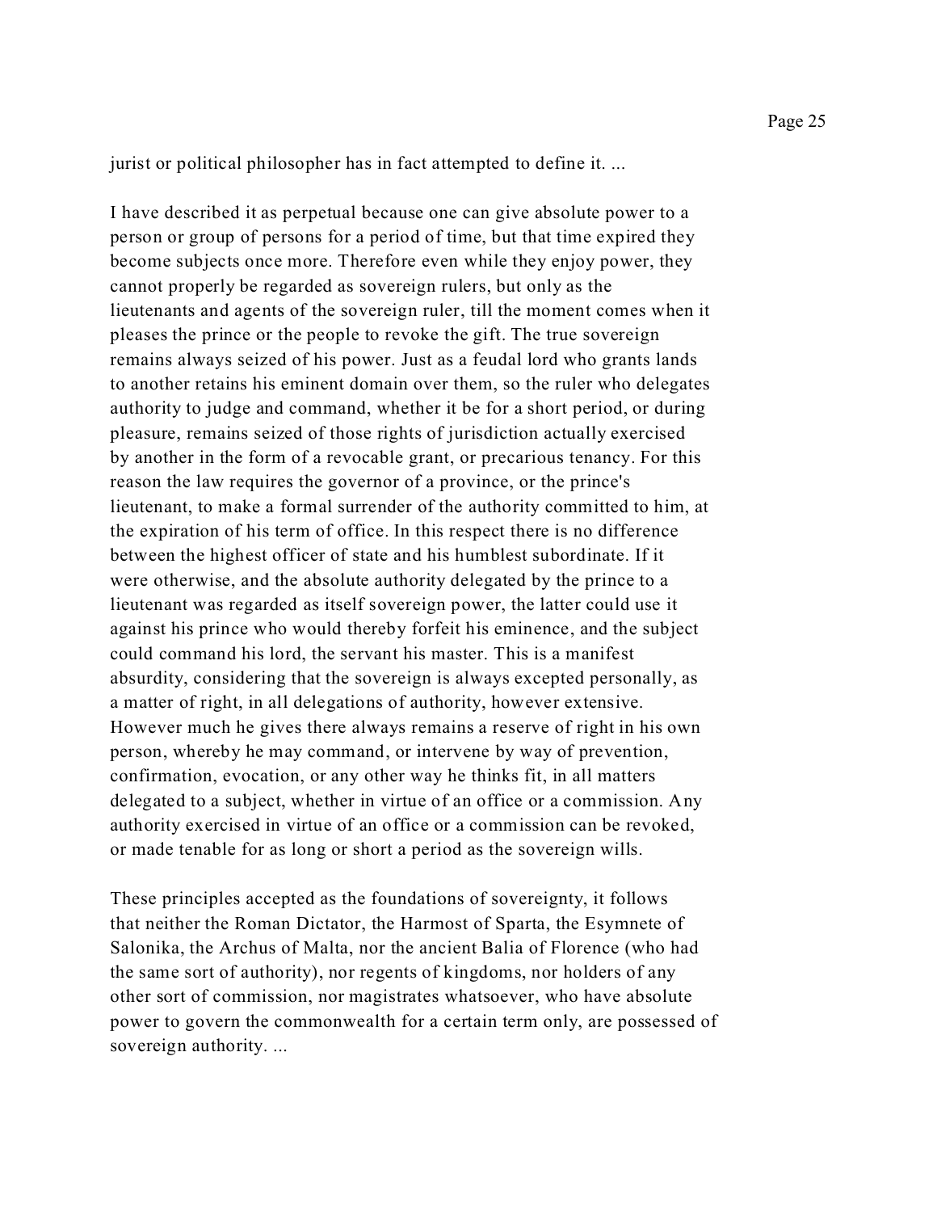jurist or political philosopher has in fact attempted to define it. ...

I have described it as perpetual because one can give absolute power to a person or group of persons for a period of time, but that time expired they become subjects once more. Therefore even while they enjoy power, they cannot properly be regarded as sovereign rulers, but only as the lieutenants and agents of the sovereign ruler, till the moment comes when it pleases the prince or the people to revoke the gift. The true sovereign remains always seized of his power. Just as a feudal lord who grants lands to another retains his eminent domain over them, so the ruler who delegates authority to judge and command, whether it be for a short period, or during pleasure, remains seized of those rights of jurisdiction actually exercised by another in the form of a revocable grant, or precarious tenancy. For this reason the law requires the governor of a province, or the prince's lieutenant, to make a formal surrender of the authority committed to him, at the expiration of his term of office. In this respect there is no difference between the highest officer of state and his humblest subordinate. If it were otherwise, and the absolute authority delegated by the prince to a lieutenant was regarded as itself sovereign power, the latter could use it against his prince who would thereby forfeit his eminence, and the subject could command his lord, the servant his master. This is a manifest absurdity, considering that the sovereign is always excepted personally, as a matter of right, in all delegations of authority, however extensive. However much he gives there always remains a reserve of right in his own person, whereby he may command, or intervene by way of prevention, confirmation, evocation, or any other way he thinks fit, in all matters delegated to a subject, whether in virtue of an office or a commission. Any authority exercised in virtue of an office or a commission can be revoked, or made tenable for as long or short a period as the sovereign wills.

These principles accepted as the foundations of sovereignty, it follows that neither the Roman Dictator, the Harmost of Sparta, the Esymnete of Salonika, the Archus of Malta, nor the ancient Balia of Florence (who had the same sort of authority), nor regents of kingdoms, nor holders of any other sort of commission, nor magistrates whatsoever, who have absolute power to govern the commonwealth for a certain term only, are possessed of sovereign authority. ...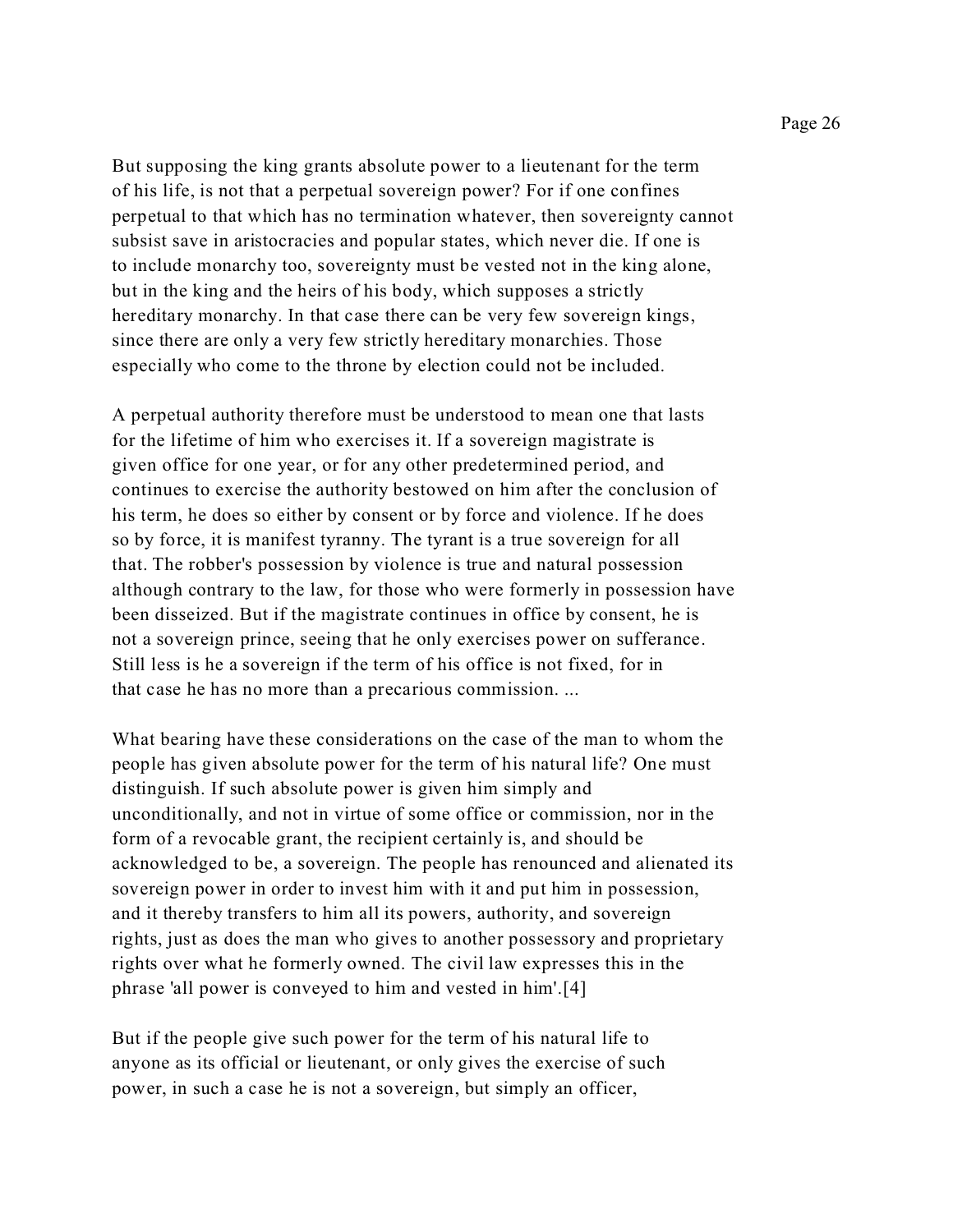But supposing the king grants absolute power to a lieutenant for the term of his life, is not that a perpetual sovereign power? For if one confines perpetual to that which has no termination whatever, then sovereignty cannot subsist save in aristocracies and popular states, which never die. If one is to include monarchy too, sovereignty must be vested not in the king alone, but in the king and the heirs of his body, which supposes a strictly hereditary monarchy. In that case there can be very few sovereign kings, since there are only a very few strictly hereditary monarchies. Those especially who come to the throne by election could not be included.

A perpetual authority therefore must be understood to mean one that lasts for the lifetime of him who exercises it. If a sovereign magistrate is given office for one year, or for any other predetermined period, and continues to exercise the authority bestowed on him after the conclusion of his term, he does so either by consent or by force and violence. If he does so by force, it is manifest tyranny. The tyrant is a true sovereign for all that. The robber's possession by violence is true and natural possession although contrary to the law, for those who were formerly in possession have been disseized. But if the magistrate continues in office by consent, he is not a sovereign prince, seeing that he only exercises power on sufferance. Still less is he a sovereign if the term of his office is not fixed, for in that case he has no more than a precarious commission. ...

What bearing have these considerations on the case of the man to whom the people has given absolute power for the term of his natural life? One must distinguish. If such absolute power is given him simply and unconditionally, and not in virtue of some office or commission, nor in the form of a revocable grant, the recipient certainly is, and should be acknowledged to be, a sovereign. The people has renounced and alienated its sovereign power in order to invest him with it and put him in possession, and it thereby transfers to him all its powers, authority, and sovereign rights, just as does the man who gives to another possessory and proprietary rights over what he formerly owned. The civil law expresses this in the phrase 'all power is conveyed to him and vested in him'.[4]

But if the people give such power for the term of his natural life to anyone as its official or lieutenant, or only gives the exercise of such power, in such a case he is not a sovereign, but simply an officer,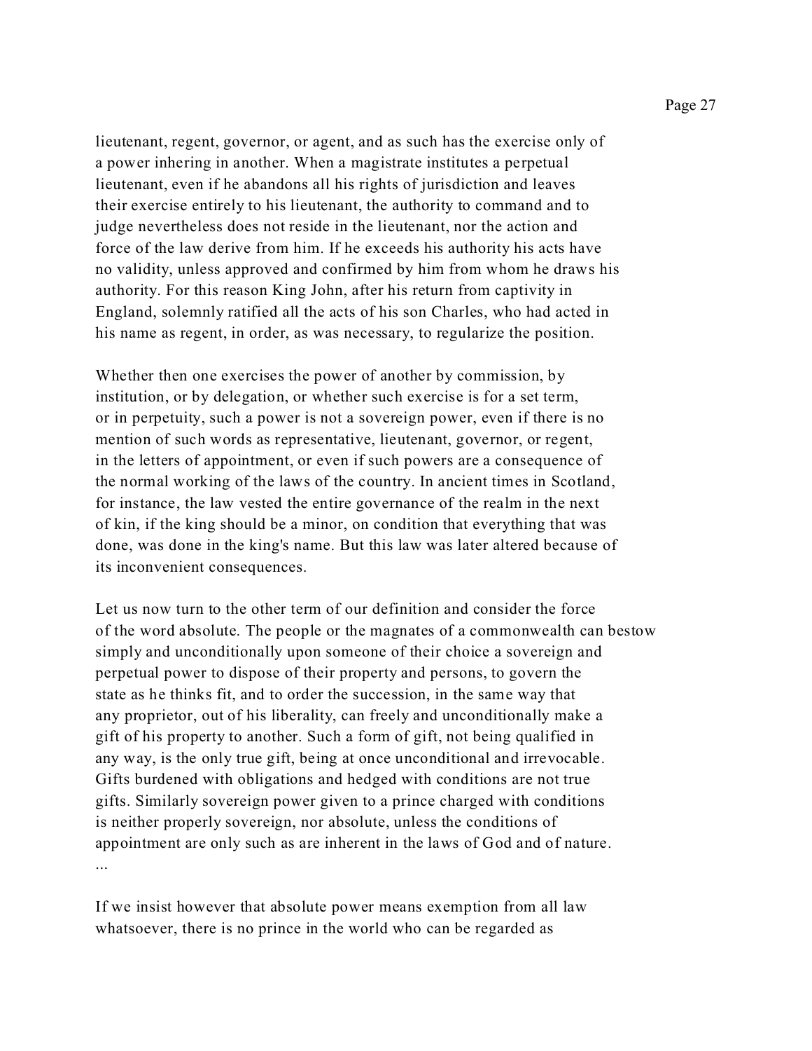lieutenant, regent, governor, or agent, and as such has the exercise only of a power inhering in another. When a magistrate institutes a perpetual lieutenant, even if he abandons all his rights of jurisdiction and leaves their exercise entirely to his lieutenant, the authority to command and to judge nevertheless does not reside in the lieutenant, nor the action and force of the law derive from him. If he exceeds his authority his acts have no validity, unless approved and confirmed by him from whom he draws his authority. For this reason King John, after his return from captivity in England, solemnly ratified all the acts of his son Charles, who had acted in his name as regent, in order, as was necessary, to regularize the position.

Whether then one exercises the power of another by commission, by institution, or by delegation, or whether such exercise is for a set term, or in perpetuity, such a power is not a sovereign power, even if there is no mention of such words as representative, lieutenant, governor, or regent, in the letters of appointment, or even if such powers are a consequence of the normal working of the laws of the country. In ancient times in Scotland, for instance, the law vested the entire governance of the realm in the next of kin, if the king should be a minor, on condition that everything that was done, was done in the king's name. But this law was later altered because of its inconvenient consequences.

Let us now turn to the other term of our definition and consider the force of the word absolute. The people or the magnates of a commonwealth can bestow simply and unconditionally upon someone of their choice a sovereign and perpetual power to dispose of their property and persons, to govern the state as he thinks fit, and to order the succession, in the same way that any proprietor, out of his liberality, can freely and unconditionally make a gift of his property to another. Such a form of gift, not being qualified in any way, is the only true gift, being at once unconditional and irrevocable. Gifts burdened with obligations and hedged with conditions are not true gifts. Similarly sovereign power given to a prince charged with conditions is neither properly sovereign, nor absolute, unless the conditions of appointment are only such as are inherent in the laws of God and of nature. ...

If we insist however that absolute power means exemption from all law whatsoever, there is no prince in the world who can be regarded as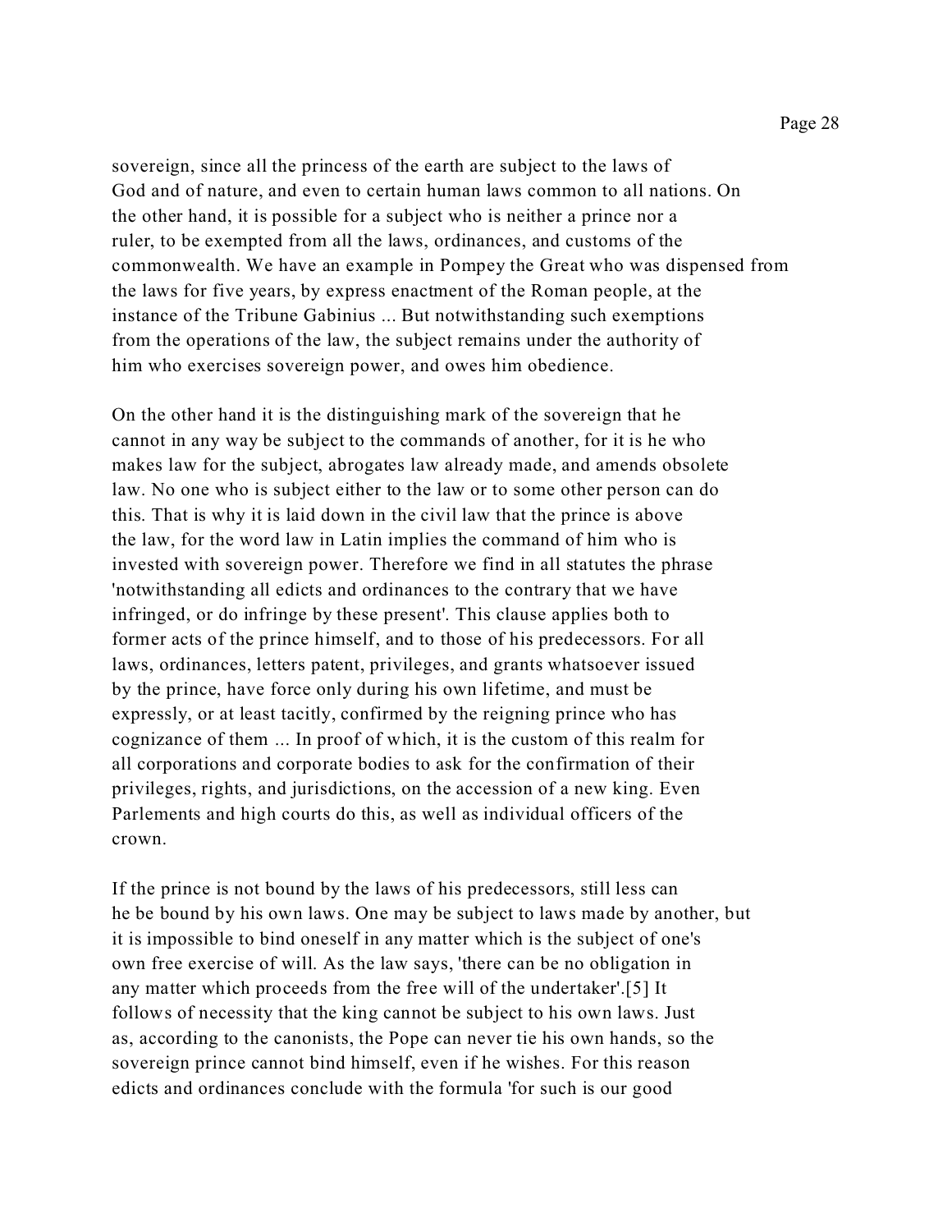sovereign, since all the princess of the earth are subject to the laws of God and of nature, and even to certain human laws common to all nations. On the other hand, it is possible for a subject who is neither a prince nor a ruler, to be exempted from all the laws, ordinances, and customs of the commonwealth. We have an example in Pompey the Great who was dispensed from the laws for five years, by express enactment of the Roman people, at the instance of the Tribune Gabinius ... But notwithstanding such exemptions from the operations of the law, the subject remains under the authority of him who exercises sovereign power, and owes him obedience.

On the other hand it is the distinguishing mark of the sovereign that he cannot in any way be subject to the commands of another, for it is he who makes law for the subject, abrogates law already made, and amends obsolete law. No one who is subject either to the law or to some other person can do this. That is why it is laid down in the civil law that the prince is above the law, for the word law in Latin implies the command of him who is invested with sovereign power. Therefore we find in all statutes the phrase 'notwithstanding all edicts and ordinances to the contrary that we have infringed, or do infringe by these present'. This clause applies both to former acts of the prince himself, and to those of his predecessors. For all laws, ordinances, letters patent, privileges, and grants whatsoever issued by the prince, have force only during his own lifetime, and must be expressly, or at least tacitly, confirmed by the reigning prince who has cognizance of them ... In proof of which, it is the custom of this realm for all corporations and corporate bodies to ask for the confirmation of their privileges, rights, and jurisdictions, on the accession of a new king. Even Parlements and high courts do this, as well as individual officers of the crown.

If the prince is not bound by the laws of his predecessors, still less can he be bound by his own laws. One may be subject to laws made by another, but it is impossible to bind oneself in any matter which is the subject of one's own free exercise of will. As the law says, 'there can be no obligation in any matter which proceeds from the free will of the undertaker'.[5] It follows of necessity that the king cannot be subject to his own laws. Just as, according to the canonists, the Pope can never tie his own hands, so the sovereign prince cannot bind himself, even if he wishes. For this reason edicts and ordinances conclude with the formula 'for such is our good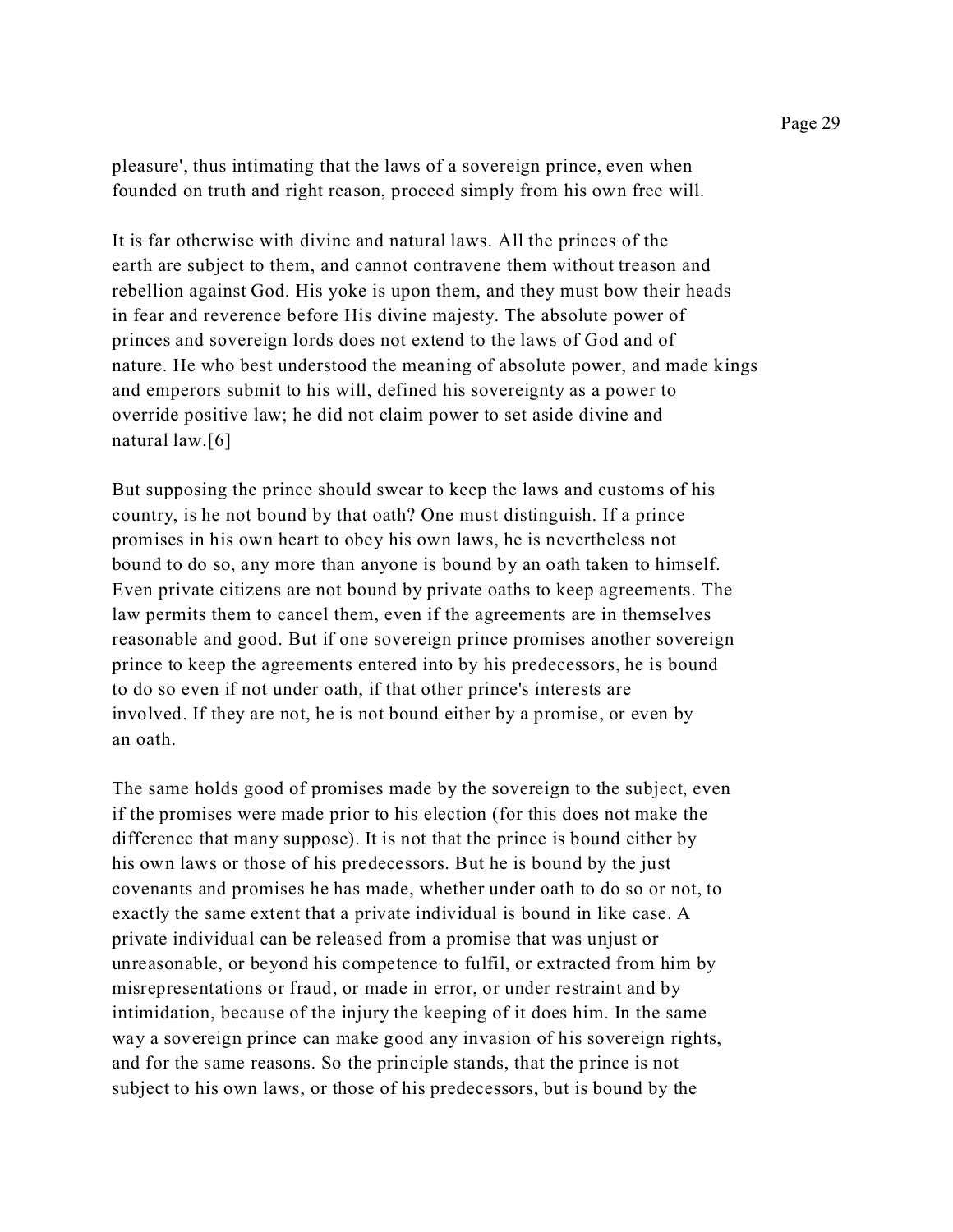pleasure', thus intimating that the laws of a sovereign prince, even when founded on truth and right reason, proceed simply from his own free will.

It is far otherwise with divine and natural laws. All the princes of the earth are subject to them, and cannot contravene them without treason and rebellion against God. His yoke is upon them, and they must bow their heads in fear and reverence before His divine majesty. The absolute power of princes and sovereign lords does not extend to the laws of God and of nature. He who best understood the meaning of absolute power, and made kings and emperors submit to his will, defined his sovereignty as a power to override positive law; he did not claim power to set aside divine and natural law.[6]

But supposing the prince should swear to keep the laws and customs of his country, is he not bound by that oath? One must distinguish. If a prince promises in his own heart to obey his own laws, he is nevertheless not bound to do so, any more than anyone is bound by an oath taken to himself. Even private citizens are not bound by private oaths to keep agreements. The law permits them to cancel them, even if the agreements are in themselves reasonable and good. But if one sovereign prince promises another sovereign prince to keep the agreements entered into by his predecessors, he is bound to do so even if not under oath, if that other prince's interests are involved. If they are not, he is not bound either by a promise, or even by an oath.

The same holds good of promises made by the sovereign to the subject, even if the promises were made prior to his election (for this does not make the difference that many suppose). It is not that the prince is bound either by his own laws or those of his predecessors. But he is bound by the just covenants and promises he has made, whether under oath to do so or not, to exactly the same extent that a private individual is bound in like case. A private individual can be released from a promise that was unjust or unreasonable, or beyond his competence to fulfil, or extracted from him by misrepresentations or fraud, or made in error, or under restraint and by intimidation, because of the injury the keeping of it does him. In the same way a sovereign prince can make good any invasion of his sovereign rights, and for the same reasons. So the principle stands, that the prince is not subject to his own laws, or those of his predecessors, but is bound by the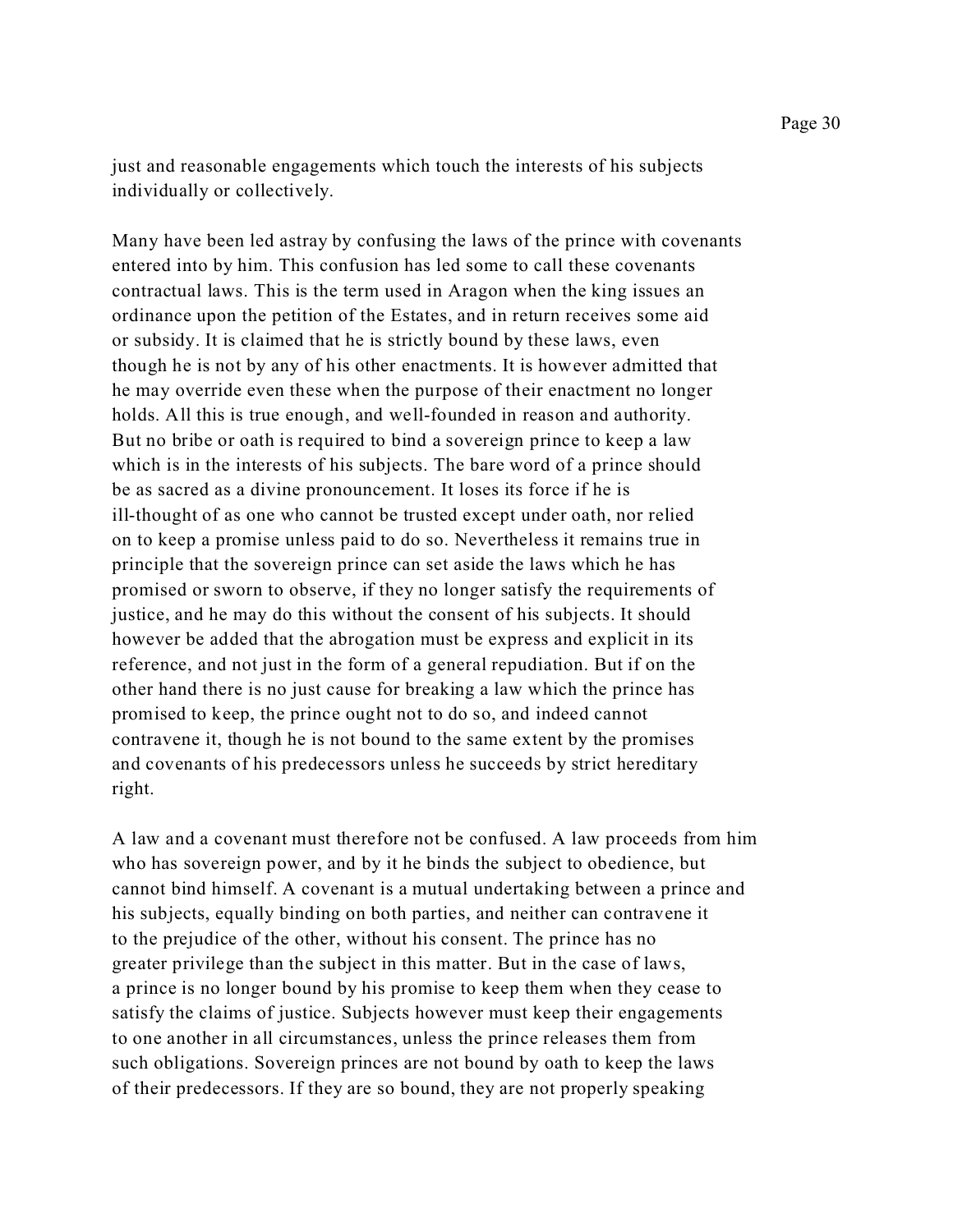just and reasonable engagements which touch the interests of his subjects individually or collectively.

Many have been led astray by confusing the laws of the prince with covenants entered into by him. This confusion has led some to call these covenants contractual laws. This is the term used in Aragon when the king issues an ordinance upon the petition of the Estates, and in return receives some aid or subsidy. It is claimed that he is strictly bound by these laws, even though he is not by any of his other enactments. It is however admitted that he may override even these when the purpose of their enactment no longer holds. All this is true enough, and well-founded in reason and authority. But no bribe or oath is required to bind a sovereign prince to keep a law which is in the interests of his subjects. The bare word of a prince should be as sacred as a divine pronouncement. It loses its force if he is ill-thought of as one who cannot be trusted except under oath, nor relied on to keep a promise unless paid to do so. Nevertheless it remains true in principle that the sovereign prince can set aside the laws which he has promised or sworn to observe, if they no longer satisfy the requirements of justice, and he may do this without the consent of his subjects. It should however be added that the abrogation must be express and explicit in its reference, and not just in the form of a general repudiation. But if on the other hand there is no just cause for breaking a law which the prince has promised to keep, the prince ought not to do so, and indeed cannot contravene it, though he is not bound to the same extent by the promises and covenants of his predecessors unless he succeeds by strict hereditary right.

A law and a covenant must therefore not be confused. A law proceeds from him who has sovereign power, and by it he binds the subject to obedience, but cannot bind himself. A covenant is a mutual undertaking between a prince and his subjects, equally binding on both parties, and neither can contravene it to the prejudice of the other, without his consent. The prince has no greater privilege than the subject in this matter. But in the case of laws, a prince is no longer bound by his promise to keep them when they cease to satisfy the claims of justice. Subjects however must keep their engagements to one another in all circumstances, unless the prince releases them from such obligations. Sovereign princes are not bound by oath to keep the laws of their predecessors. If they are so bound, they are not properly speaking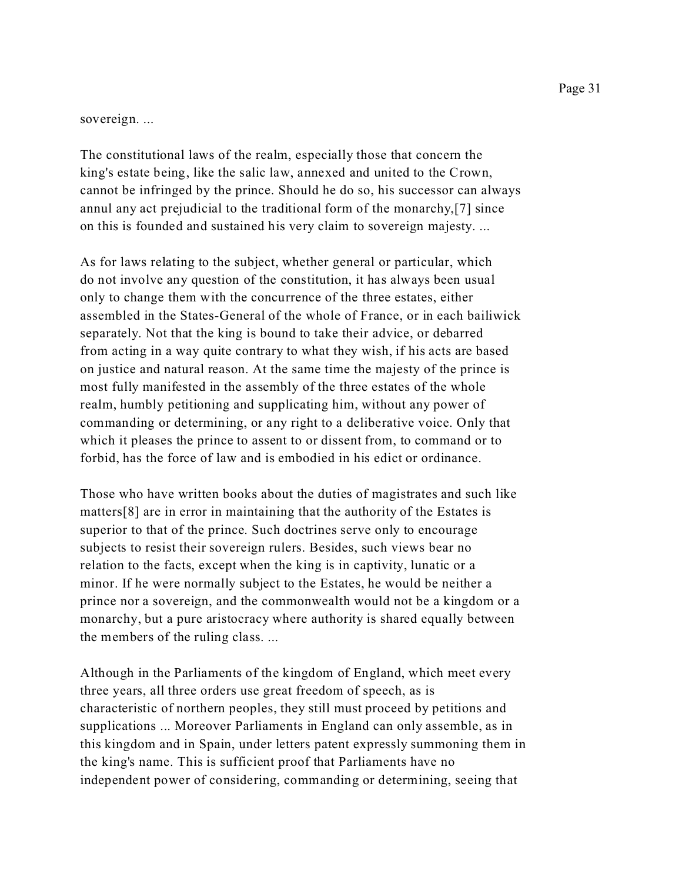sovereign. ...

The constitutional laws of the realm, especially those that concern the king's estate being, like the salic law, annexed and united to the Crown, cannot be infringed by the prince. Should he do so, his successor can always annul any act prejudicial to the traditional form of the monarchy,[7] since on this is founded and sustained his very claim to sovereign majesty. ...

As for laws relating to the subject, whether general or particular, which do not involve any question of the constitution, it has always been usual only to change them with the concurrence of the three estates, either assembled in the States-General of the whole of France, or in each bailiwick separately. Not that the king is bound to take their advice, or debarred from acting in a way quite contrary to what they wish, if his acts are based on justice and natural reason. At the same time the majesty of the prince is most fully manifested in the assembly of the three estates of the whole realm, humbly petitioning and supplicating him, without any power of commanding or determining, or any right to a deliberative voice. Only that which it pleases the prince to assent to or dissent from, to command or to forbid, has the force of law and is embodied in his edict or ordinance.

Those who have written books about the duties of magistrates and such like matters[8] are in error in maintaining that the authority of the Estates is superior to that of the prince. Such doctrines serve only to encourage subjects to resist their sovereign rulers. Besides, such views bear no relation to the facts, except when the king is in captivity, lunatic or a minor. If he were normally subject to the Estates, he would be neither a prince nor a sovereign, and the commonwealth would not be a kingdom or a monarchy, but a pure aristocracy where authority is shared equally between the members of the ruling class. ...

Although in the Parliaments of the kingdom of England, which meet every three years, all three orders use great freedom of speech, as is characteristic of northern peoples, they still must proceed by petitions and supplications ... Moreover Parliaments in England can only assemble, as in this kingdom and in Spain, under letters patent expressly summoning them in the king's name. This is sufficient proof that Parliaments have no independent power of considering, commanding or determining, seeing that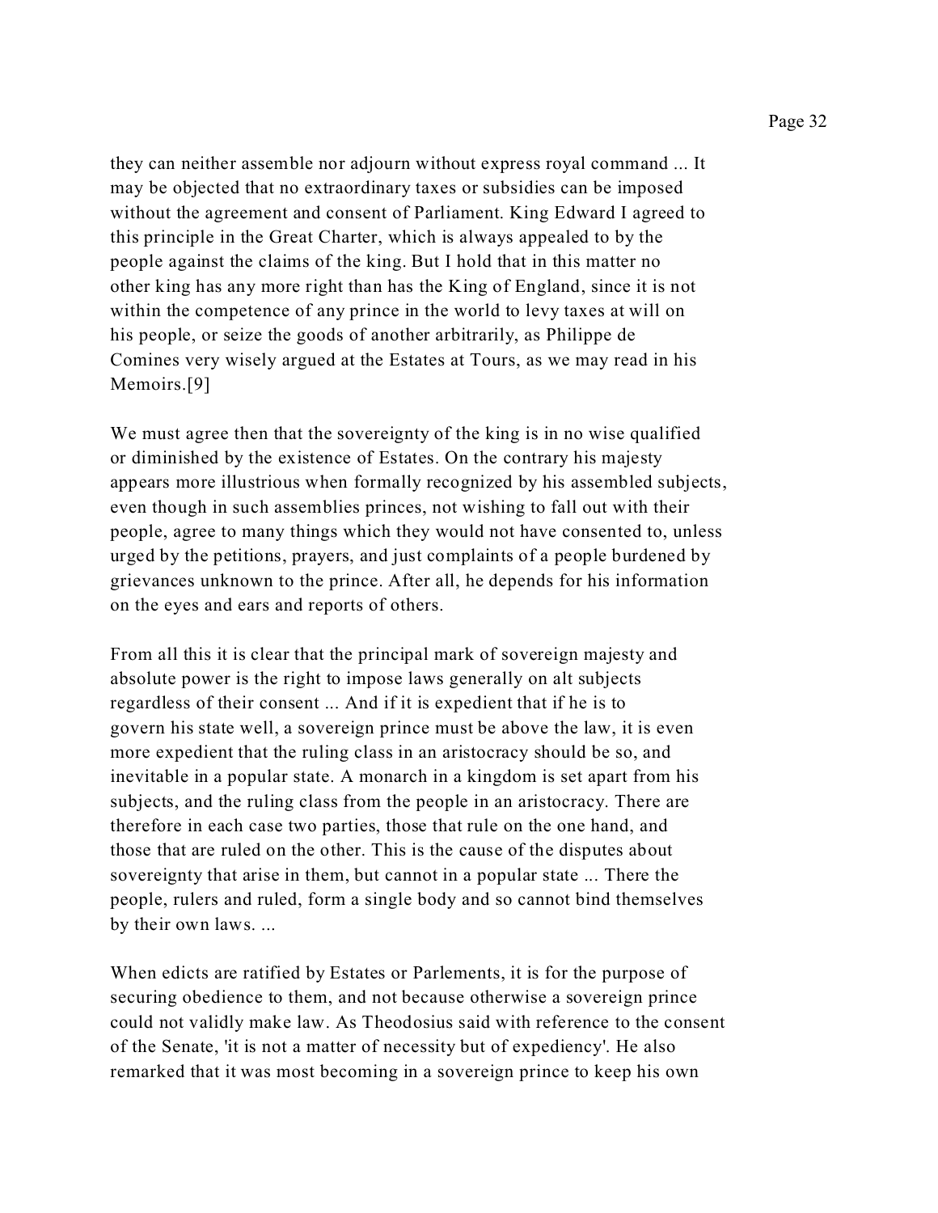they can neither assemble nor adjourn without express royal command ... It may be objected that no extraordinary taxes or subsidies can be imposed without the agreement and consent of Parliament. King Edward I agreed to this principle in the Great Charter, which is always appealed to by the people against the claims of the king. But I hold that in this matter no other king has any more right than has the King of England, since it is not within the competence of any prince in the world to levy taxes at will on his people, or seize the goods of another arbitrarily, as Philippe de Comines very wisely argued at the Estates at Tours, as we may read in his Memoirs.[9]

We must agree then that the sovereignty of the king is in no wise qualified or diminished by the existence of Estates. On the contrary his majesty appears more illustrious when formally recognized by his assembled subjects, even though in such assemblies princes, not wishing to fall out with their people, agree to many things which they would not have consented to, unless urged by the petitions, prayers, and just complaints of a people burdened by grievances unknown to the prince. After all, he depends for his information on the eyes and ears and reports of others.

From all this it is clear that the principal mark of sovereign majesty and absolute power is the right to impose laws generally on alt subjects regardless of their consent ... And if it is expedient that if he is to govern his state well, a sovereign prince must be above the law, it is even more expedient that the ruling class in an aristocracy should be so, and inevitable in a popular state. A monarch in a kingdom is set apart from his subjects, and the ruling class from the people in an aristocracy. There are therefore in each case two parties, those that rule on the one hand, and those that are ruled on the other. This is the cause of the disputes about sovereignty that arise in them, but cannot in a popular state ... There the people, rulers and ruled, form a single body and so cannot bind themselves by their own laws. ...

When edicts are ratified by Estates or Parlements, it is for the purpose of securing obedience to them, and not because otherwise a sovereign prince could not validly make law. As Theodosius said with reference to the consent of the Senate, 'it is not a matter of necessity but of expediency'. He also remarked that it was most becoming in a sovereign prince to keep his own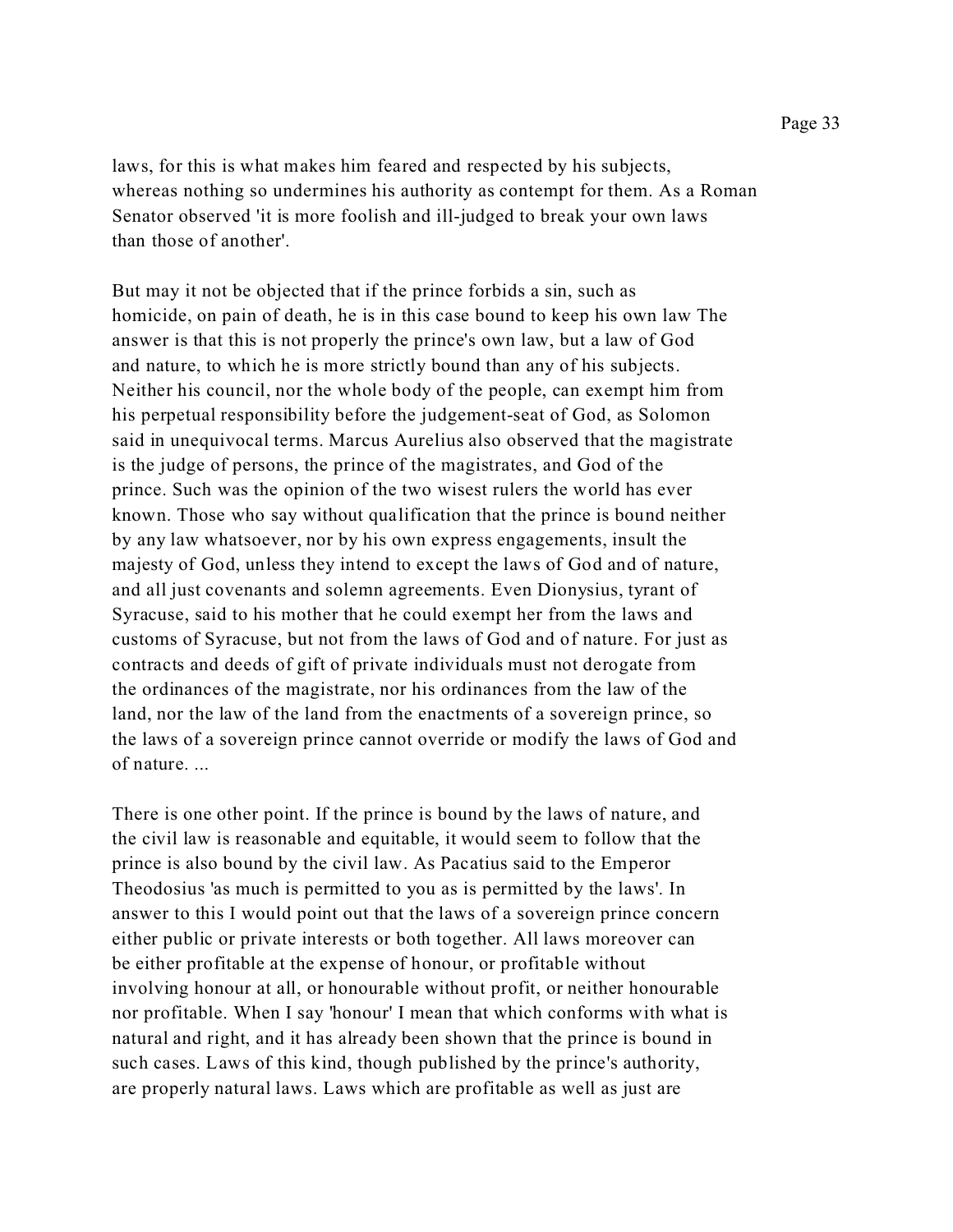laws, for this is what makes him feared and respected by his subjects, whereas nothing so undermines his authority as contempt for them. As a Roman Senator observed 'it is more foolish and ill-judged to break your own laws than those of another'.

But may it not be objected that if the prince forbids a sin, such as homicide, on pain of death, he is in this case bound to keep his own law The answer is that this is not properly the prince's own law, but a law of God and nature, to which he is more strictly bound than any of his subjects. Neither his council, nor the whole body of the people, can exempt him from his perpetual responsibility before the judgement-seat of God, as Solomon said in unequivocal terms. Marcus Aurelius also observed that the magistrate is the judge of persons, the prince of the magistrates, and God of the prince. Such was the opinion of the two wisest rulers the world has ever known. Those who say without qualification that the prince is bound neither by any law whatsoever, nor by his own express engagements, insult the majesty of God, unless they intend to except the laws of God and of nature, and all just covenants and solemn agreements. Even Dionysius, tyrant of Syracuse, said to his mother that he could exempt her from the laws and customs of Syracuse, but not from the laws of God and of nature. For just as contracts and deeds of gift of private individuals must not derogate from the ordinances of the magistrate, nor his ordinances from the law of the land, nor the law of the land from the enactments of a sovereign prince, so the laws of a sovereign prince cannot override or modify the laws of God and of nature. ...

There is one other point. If the prince is bound by the laws of nature, and the civil law is reasonable and equitable, it would seem to follow that the prince is also bound by the civil law. As Pacatius said to the Emperor Theodosius 'as much is permitted to you as is permitted by the laws'. In answer to this I would point out that the laws of a sovereign prince concern either public or private interests or both together. All laws moreover can be either profitable at the expense of honour, or profitable without involving honour at all, or honourable without profit, or neither honourable nor profitable. When I say 'honour' I mean that which conforms with what is natural and right, and it has already been shown that the prince is bound in such cases. Laws of this kind, though published by the prince's authority, are properly natural laws. Laws which are profitable as well as just are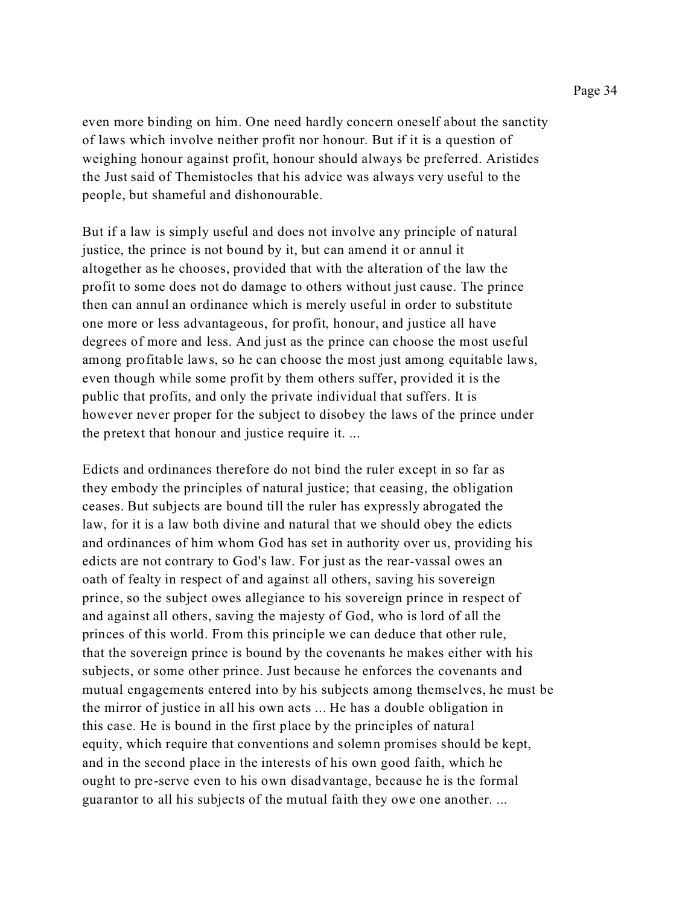even more binding on him. One need hardly concern oneself about the sanctity of laws which involve neither profit nor honour. But if it is a question of weighing honour against profit, honour should always be preferred. Aristides the Just said of Themistocles that his advice was always very useful to the people, but shameful and dishonourable.

But if a law is simply useful and does not involve any principle of natural justice, the prince is not bound by it, but can amend it or annul it altogether as he chooses, provided that with the alteration of the law the profit to some does not do damage to others without just cause. The prince then can annul an ordinance which is merely useful in order to substitute one more or less advantageous, for profit, honour, and justice all have degrees of more and less. And just as the prince can choose the most useful among profitable laws, so he can choose the most just among equitable laws, even though while some profit by them others suffer, provided it is the public that profits, and only the private individual that suffers. It is however never proper for the subject to disobey the laws of the prince under the pretext that honour and justice require it. ...

Edicts and ordinances therefore do not bind the ruler except in so far as they embody the principles of natural justice; that ceasing, the obligation ceases. But subjects are bound till the ruler has expressly abrogated the law, for it is a law both divine and natural that we should obey the edicts and ordinances of him whom God has set in authority over us, providing his edicts are not contrary to God's law. For just as the rear-vassal owes an oath of fealty in respect of and against all others, saving his sovereign prince, so the subject owes allegiance to his sovereign prince in respect of and against all others, saving the majesty of God, who is lord of all the princes of this world. From this principle we can deduce that other rule, that the sovereign prince is bound by the covenants he makes either with his subjects, or some other prince. Just because he enforces the covenants and mutual engagements entered into by his subjects among themselves, he must be the mirror of justice in all his own acts ... He has a double obligation in this case. He is bound in the first place by the principles of natural equity, which require that conventions and solemn promises should be kept, and in the second place in the interests of his own good faith, which he ought to pre-serve even to his own disadvantage, because he is the formal guarantor to all his subjects of the mutual faith they owe one another. ...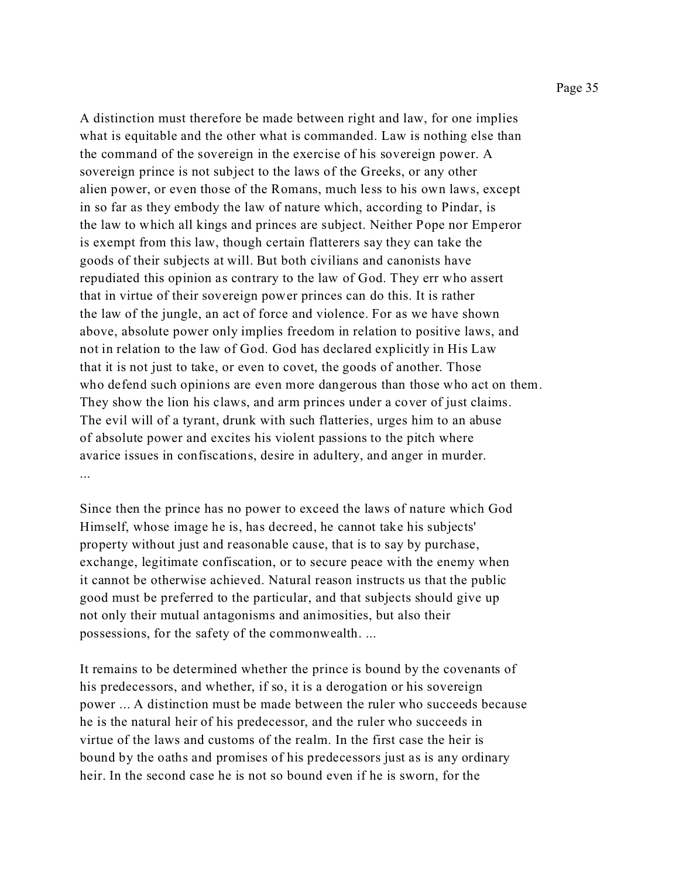A distinction must therefore be made between right and law, for one implies what is equitable and the other what is commanded. Law is nothing else than the command of the sovereign in the exercise of his sovereign power. A sovereign prince is not subject to the laws of the Greeks, or any other alien power, or even those of the Romans, much less to his own laws, except in so far as they embody the law of nature which, according to Pindar, is the law to which all kings and princes are subject. Neither Pope nor Emperor is exempt from this law, though certain flatterers say they can take the goods of their subjects at will. But both civilians and canonists have repudiated this opinion as contrary to the law of God. They err who assert that in virtue of their sovereign power princes can do this. It is rather the law of the jungle, an act of force and violence. For as we have shown above, absolute power only implies freedom in relation to positive laws, and not in relation to the law of God. God has declared explicitly in His Law that it is not just to take, or even to covet, the goods of another. Those who defend such opinions are even more dangerous than those who act on them. They show the lion his claws, and arm princes under a cover of just claims. The evil will of a tyrant, drunk with such flatteries, urges him to an abuse of absolute power and excites his violent passions to the pitch where avarice issues in confiscations, desire in adultery, and anger in murder. ...

Since then the prince has no power to exceed the laws of nature which God Himself, whose image he is, has decreed, he cannot take his subjects' property without just and reasonable cause, that is to say by purchase, exchange, legitimate confiscation, or to secure peace with the enemy when it cannot be otherwise achieved. Natural reason instructs us that the public good must be preferred to the particular, and that subjects should give up not only their mutual antagonisms and animosities, but also their possessions, for the safety of the commonwealth. ...

It remains to be determined whether the prince is bound by the covenants of his predecessors, and whether, if so, it is a derogation or his sovereign power ... A distinction must be made between the ruler who succeeds because he is the natural heir of his predecessor, and the ruler who succeeds in virtue of the laws and customs of the realm. In the first case the heir is bound by the oaths and promises of his predecessors just as is any ordinary heir. In the second case he is not so bound even if he is sworn, for the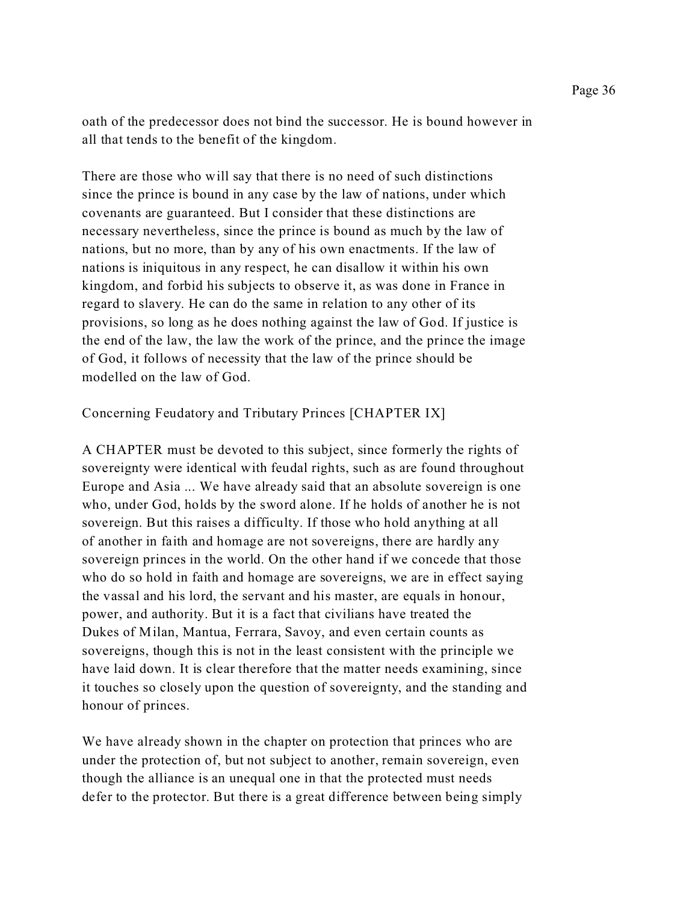oath of the predecessor does not bind the successor. He is bound however in all that tends to the benefit of the kingdom.

There are those who will say that there is no need of such distinctions since the prince is bound in any case by the law of nations, under which covenants are guaranteed. But I consider that these distinctions are necessary nevertheless, since the prince is bound as much by the law of nations, but no more, than by any of his own enactments. If the law of nations is iniquitous in any respect, he can disallow it within his own kingdom, and forbid his subjects to observe it, as was done in France in regard to slavery. He can do the same in relation to any other of its provisions, so long as he does nothing against the law of God. If justice is the end of the law, the law the work of the prince, and the prince the image of God, it follows of necessity that the law of the prince should be modelled on the law of God.

## Concerning Feudatory and Tributary Princes [CHAPTER IX]

A CHAPTER must be devoted to this subject, since formerly the rights of sovereignty were identical with feudal rights, such as are found throughout Europe and Asia ... We have already said that an absolute sovereign is one who, under God, holds by the sword alone. If he holds of another he is not sovereign. But this raises a difficulty. If those who hold anything at all of another in faith and homage are not sovereigns, there are hardly any sovereign princes in the world. On the other hand if we concede that those who do so hold in faith and homage are sovereigns, we are in effect saying the vassal and his lord, the servant and his master, are equals in honour, power, and authority. But it is a fact that civilians have treated the Dukes of Milan, Mantua, Ferrara, Savoy, and even certain counts as sovereigns, though this is not in the least consistent with the principle we have laid down. It is clear therefore that the matter needs examining, since it touches so closely upon the question of sovereignty, and the standing and honour of princes.

We have already shown in the chapter on protection that princes who are under the protection of, but not subject to another, remain sovereign, even though the alliance is an unequal one in that the protected must needs defer to the protector. But there is a great difference between being simply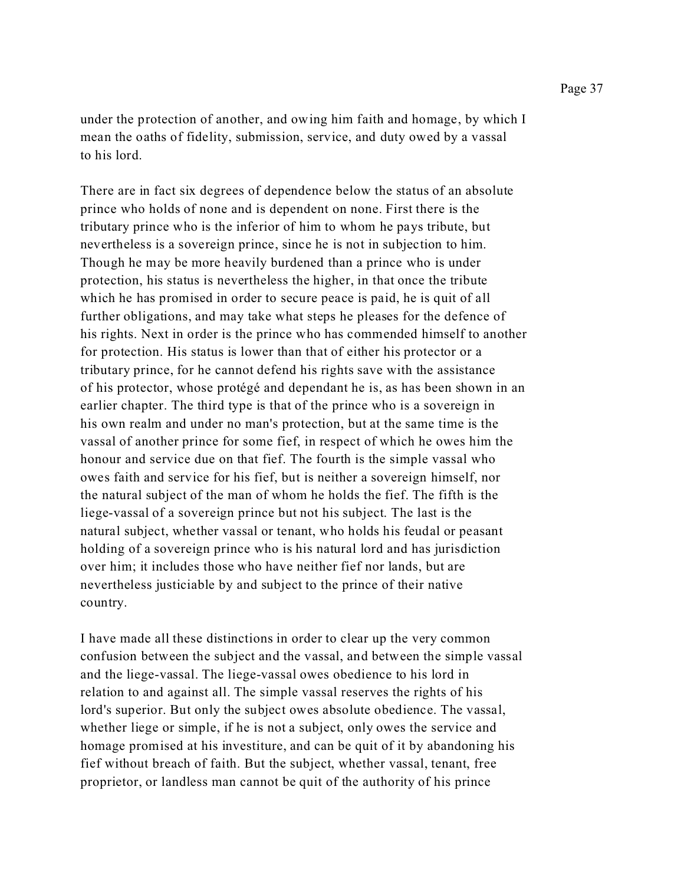under the protection of another, and owing him faith and homage, by which I mean the oaths of fidelity, submission, service, and duty owed by a vassal to his lord.

There are in fact six degrees of dependence below the status of an absolute prince who holds of none and is dependent on none. First there is the tributary prince who is the inferior of him to whom he pays tribute, but nevertheless is a sovereign prince, since he is not in subjection to him. Though he may be more heavily burdened than a prince who is under protection, his status is nevertheless the higher, in that once the tribute which he has promised in order to secure peace is paid, he is quit of all further obligations, and may take what steps he pleases for the defence of his rights. Next in order is the prince who has commended himself to another for protection. His status is lower than that of either his protector or a tributary prince, for he cannot defend his rights save with the assistance of his protector, whose protégé and dependant he is, as has been shown in an earlier chapter. The third type is that of the prince who is a sovereign in his own realm and under no man's protection, but at the same time is the vassal of another prince for some fief, in respect of which he owes him the honour and service due on that fief. The fourth is the simple vassal who owes faith and service for his fief, but is neither a sovereign himself, nor the natural subject of the man of whom he holds the fief. The fifth is the liege-vassal of a sovereign prince but not his subject. The last is the natural subject, whether vassal or tenant, who holds his feudal or peasant holding of a sovereign prince who is his natural lord and has jurisdiction over him; it includes those who have neither fief nor lands, but are nevertheless justiciable by and subject to the prince of their native country.

I have made all these distinctions in order to clear up the very common confusion between the subject and the vassal, and between the simple vassal and the liege-vassal. The liege-vassal owes obedience to his lord in relation to and against all. The simple vassal reserves the rights of his lord's superior. But only the subject owes absolute obedience. The vassal, whether liege or simple, if he is not a subject, only owes the service and homage promised at his investiture, and can be quit of it by abandoning his fief without breach of faith. But the subject, whether vassal, tenant, free proprietor, or landless man cannot be quit of the authority of his prince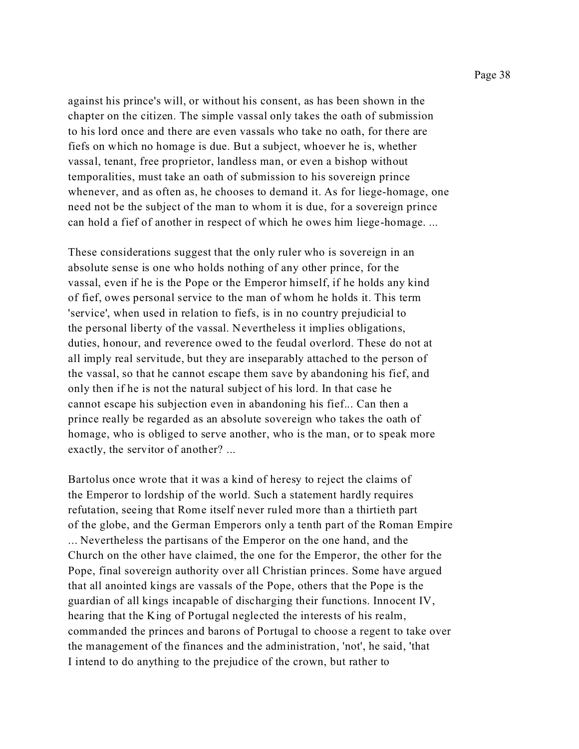against his prince's will, or without his consent, as has been shown in the chapter on the citizen. The simple vassal only takes the oath of submission to his lord once and there are even vassals who take no oath, for there are fiefs on which no homage is due. But a subject, whoever he is, whether vassal, tenant, free proprietor, landless man, or even a bishop without temporalities, must take an oath of submission to his sovereign prince whenever, and as often as, he chooses to demand it. As for liege-homage, one need not be the subject of the man to whom it is due, for a sovereign prince can hold a fief of another in respect of which he owes him liege-homage. ...

These considerations suggest that the only ruler who is sovereign in an absolute sense is one who holds nothing of any other prince, for the vassal, even if he is the Pope or the Emperor himself, if he holds any kind of fief, owes personal service to the man of whom he holds it. This term 'service', when used in relation to fiefs, is in no country prejudicial to the personal liberty of the vassal. Nevertheless it implies obligations, duties, honour, and reverence owed to the feudal overlord. These do not at all imply real servitude, but they are inseparably attached to the person of the vassal, so that he cannot escape them save by abandoning his fief, and only then if he is not the natural subject of his lord. In that case he cannot escape his subjection even in abandoning his fief... Can then a prince really be regarded as an absolute sovereign who takes the oath of homage, who is obliged to serve another, who is the man, or to speak more exactly, the servitor of another? ...

Bartolus once wrote that it was a kind of heresy to reject the claims of the Emperor to lordship of the world. Such a statement hardly requires refutation, seeing that Rome itself never ruled more than a thirtieth part of the globe, and the German Emperors only a tenth part of the Roman Empire ... Nevertheless the partisans of the Emperor on the one hand, and the Church on the other have claimed, the one for the Emperor, the other for the Pope, final sovereign authority over all Christian princes. Some have argued that all anointed kings are vassals of the Pope, others that the Pope is the guardian of all kings incapable of discharging their functions. Innocent IV, hearing that the King of Portugal neglected the interests of his realm, commanded the princes and barons of Portugal to choose a regent to take over the management of the finances and the administration, 'not', he said, 'that I intend to do anything to the prejudice of the crown, but rather to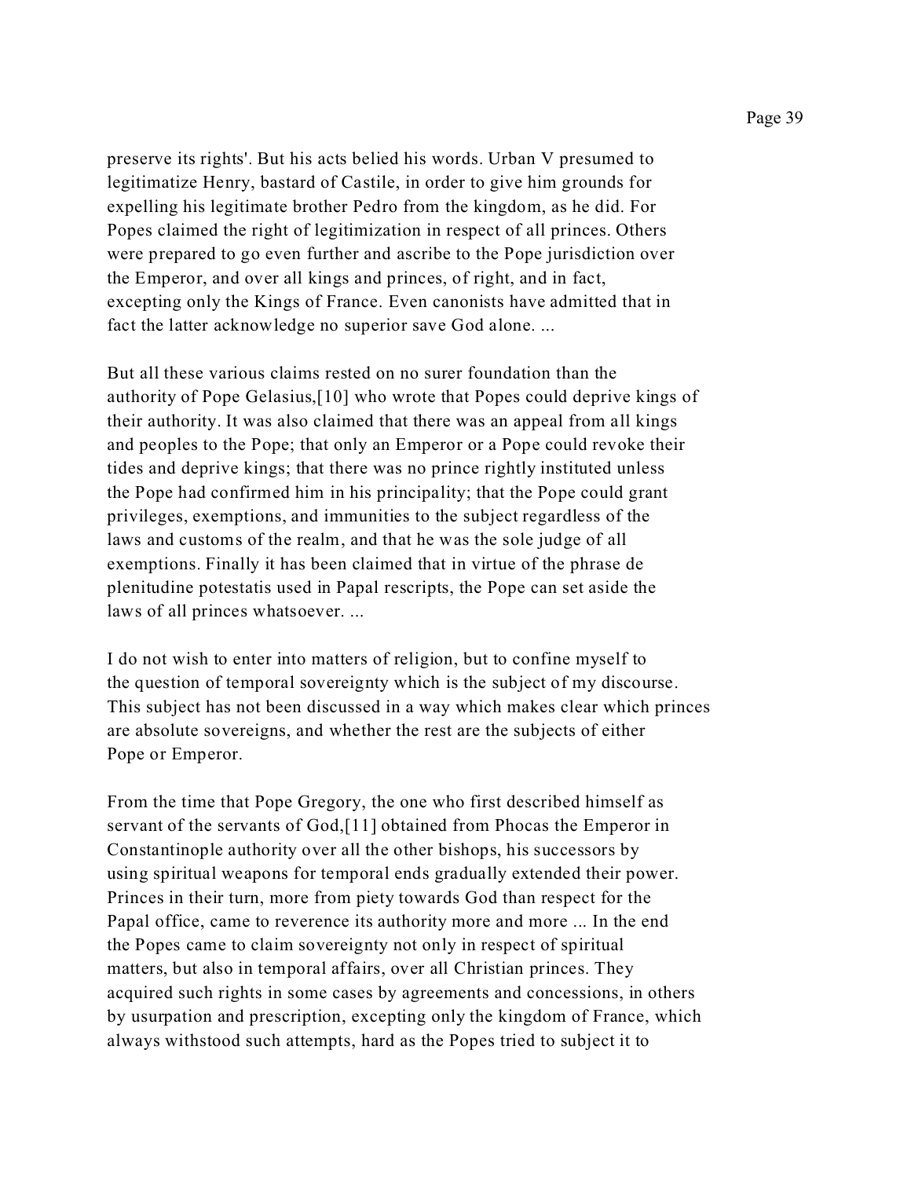preserve its rights'. But his acts belied his words. Urban V presumed to legitimatize Henry, bastard of Castile, in order to give him grounds for expelling his legitimate brother Pedro from the kingdom, as he did. For Popes claimed the right of legitimization in respect of all princes. Others were prepared to go even further and ascribe to the Pope jurisdiction over the Emperor, and over all kings and princes, of right, and in fact, excepting only the Kings of France. Even canonists have admitted that in fact the latter acknowledge no superior save God alone. ...

But all these various claims rested on no surer foundation than the authority of Pope Gelasius,[10] who wrote that Popes could deprive kings of their authority. It was also claimed that there was an appeal from all kings and peoples to the Pope; that only an Emperor or a Pope could revoke their tides and deprive kings; that there was no prince rightly instituted unless the Pope had confirmed him in his principality; that the Pope could grant privileges, exemptions, and immunities to the subject regardless of the laws and customs of the realm, and that he was the sole judge of all exemptions. Finally it has been claimed that in virtue of the phrase de plenitudine potestatis used in Papal rescripts, the Pope can set aside the laws of all princes whatsoever. ...

I do not wish to enter into matters of religion, but to confine myself to the question of temporal sovereignty which is the subject of my discourse. This subject has not been discussed in a way which makes clear which princes are absolute sovereigns, and whether the rest are the subjects of either Pope or Emperor.

From the time that Pope Gregory, the one who first described himself as servant of the servants of God,[11] obtained from Phocas the Emperor in Constantinople authority over all the other bishops, his successors by using spiritual weapons for temporal ends gradually extended their power. Princes in their turn, more from piety towards God than respect for the Papal office, came to reverence its authority more and more ... In the end the Popes came to claim sovereignty not only in respect of spiritual matters, but also in temporal affairs, over all Christian princes. They acquired such rights in some cases by agreements and concessions, in others by usurpation and prescription, excepting only the kingdom of France, which always withstood such attempts, hard as the Popes tried to subject it to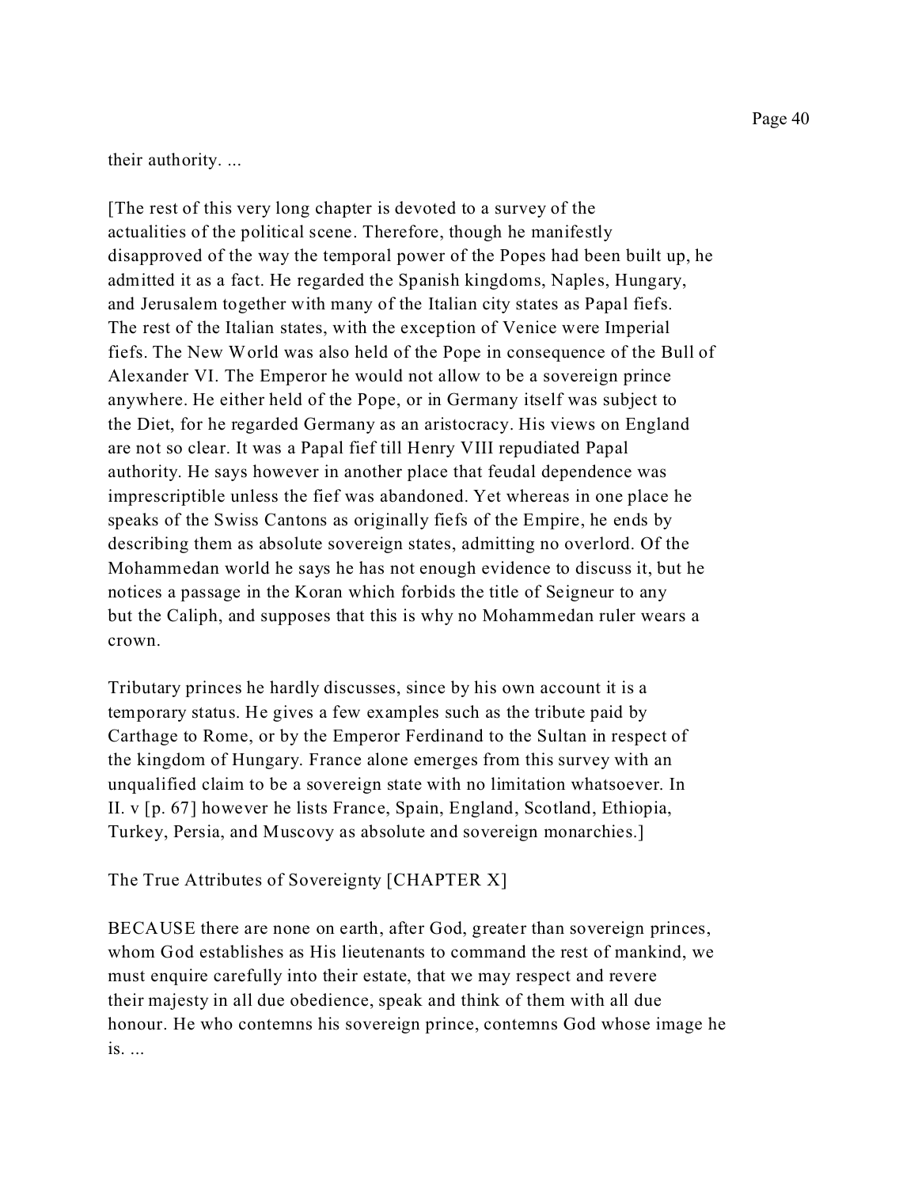their authority. ...

[The rest of this very long chapter is devoted to a survey of the actualities of the political scene. Therefore, though he manifestly disapproved of the way the temporal power of the Popes had been built up, he admitted it as a fact. He regarded the Spanish kingdoms, Naples, Hungary, and Jerusalem together with many of the Italian city states as Papal fiefs. The rest of the Italian states, with the exception of Venice were Imperial fiefs. The New World was also held of the Pope in consequence of the Bull of Alexander VI. The Emperor he would not allow to be a sovereign prince anywhere. He either held of the Pope, or in Germany itself was subject to the Diet, for he regarded Germany as an aristocracy. His views on England are not so clear. It was a Papal fief till Henry VIII repudiated Papal authority. He says however in another place that feudal dependence was imprescriptible unless the fief was abandoned. Yet whereas in one place he speaks of the Swiss Cantons as originally fiefs of the Empire, he ends by describing them as absolute sovereign states, admitting no overlord. Of the Mohammedan world he says he has not enough evidence to discuss it, but he notices a passage in the Koran which forbids the title of Seigneur to any but the Caliph, and supposes that this is why no Mohammedan ruler wears a crown.

Tributary princes he hardly discusses, since by his own account it is a temporary status. He gives a few examples such as the tribute paid by Carthage to Rome, or by the Emperor Ferdinand to the Sultan in respect of the kingdom of Hungary. France alone emerges from this survey with an unqualified claim to be a sovereign state with no limitation whatsoever. In II. v [p. 67] however he lists France, Spain, England, Scotland, Ethiopia, Turkey, Persia, and Muscovy as absolute and sovereign monarchies.]

## The True Attributes of Sovereignty [CHAPTER X]

BECAUSE there are none on earth, after God, greater than sovereign princes, whom God establishes as His lieutenants to command the rest of mankind, we must enquire carefully into their estate, that we may respect and revere their majesty in all due obedience, speak and think of them with all due honour. He who contemns his sovereign prince, contemns God whose image he is. ...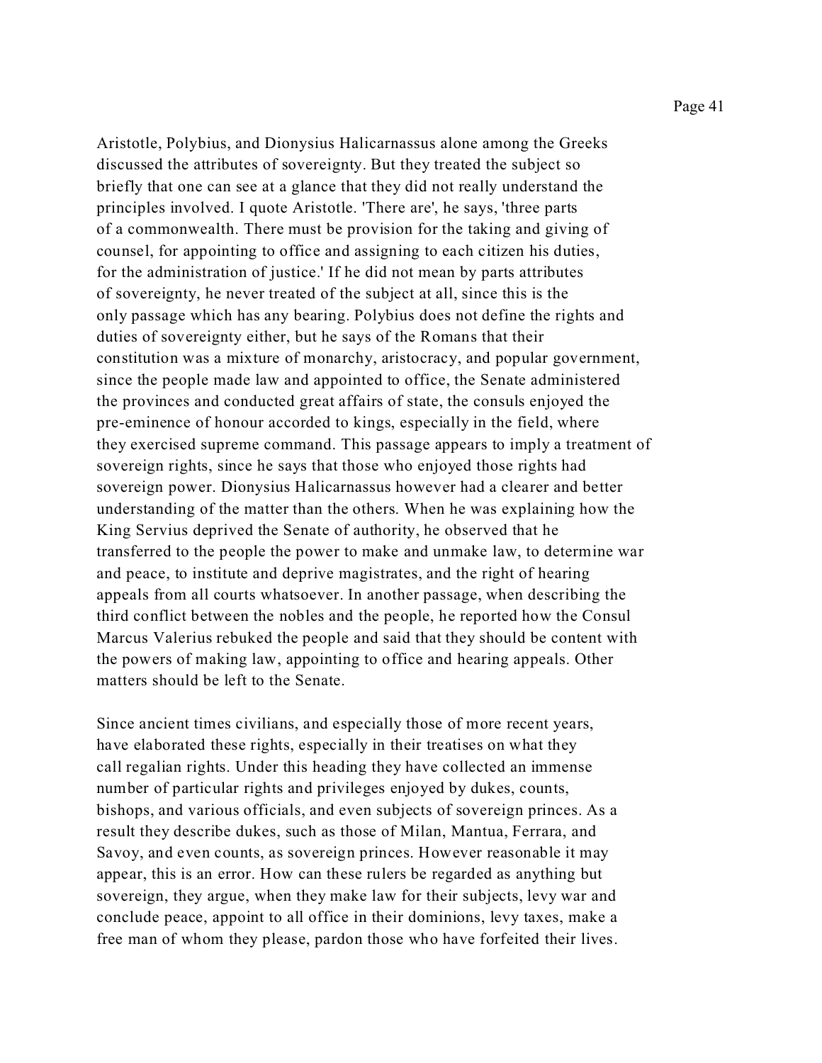Aristotle, Polybius, and Dionysius Halicarnassus alone among the Greeks discussed the attributes of sovereignty. But they treated the subject so briefly that one can see at a glance that they did not really understand the principles involved. I quote Aristotle. 'There are', he says, 'three parts of a commonwealth. There must be provision for the taking and giving of counsel, for appointing to office and assigning to each citizen his duties, for the administration of justice.' If he did not mean by parts attributes of sovereignty, he never treated of the subject at all, since this is the only passage which has any bearing. Polybius does not define the rights and duties of sovereignty either, but he says of the Romans that their constitution was a mixture of monarchy, aristocracy, and popular government, since the people made law and appointed to office, the Senate administered the provinces and conducted great affairs of state, the consuls enjoyed the pre-eminence of honour accorded to kings, especially in the field, where they exercised supreme command. This passage appears to imply a treatment of sovereign rights, since he says that those who enjoyed those rights had sovereign power. Dionysius Halicarnassus however had a clearer and better understanding of the matter than the others. When he was explaining how the King Servius deprived the Senate of authority, he observed that he transferred to the people the power to make and unmake law, to determine war and peace, to institute and deprive magistrates, and the right of hearing appeals from all courts whatsoever. In another passage, when describing the third conflict between the nobles and the people, he reported how the Consul Marcus Valerius rebuked the people and said that they should be content with the powers of making law, appointing to office and hearing appeals. Other matters should be left to the Senate.

Since ancient times civilians, and especially those of more recent years, have elaborated these rights, especially in their treatises on what they call regalian rights. Under this heading they have collected an immense number of particular rights and privileges enjoyed by dukes, counts, bishops, and various officials, and even subjects of sovereign princes. As a result they describe dukes, such as those of Milan, Mantua, Ferrara, and Savoy, and even counts, as sovereign princes. However reasonable it may appear, this is an error. How can these rulers be regarded as anything but sovereign, they argue, when they make law for their subjects, levy war and conclude peace, appoint to all office in their dominions, levy taxes, make a free man of whom they please, pardon those who have forfeited their lives.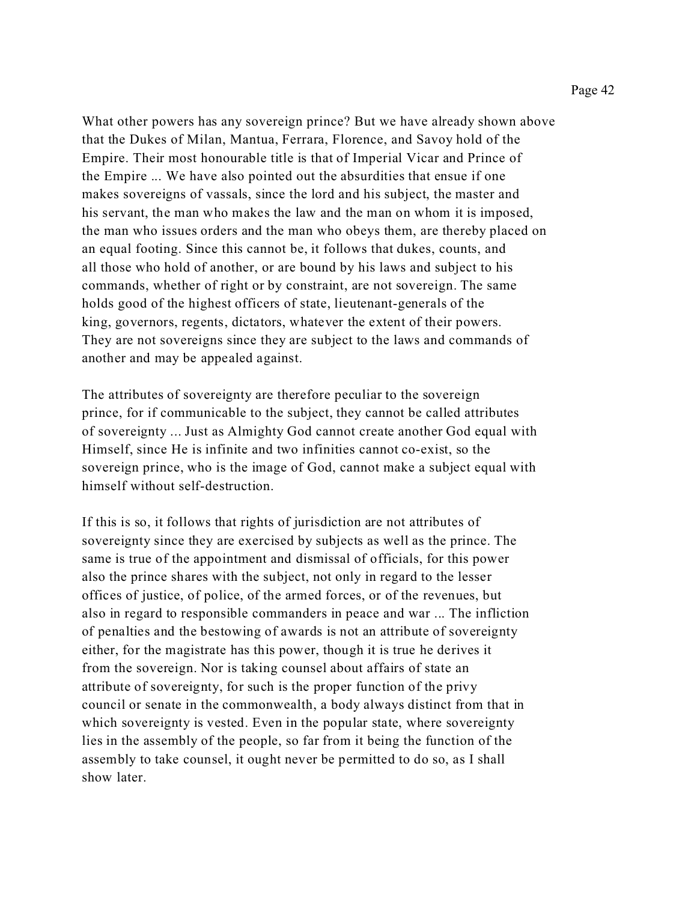What other powers has any sovereign prince? But we have already shown above that the Dukes of Milan, Mantua, Ferrara, Florence, and Savoy hold of the Empire. Their most honourable title is that of Imperial Vicar and Prince of the Empire ... We have also pointed out the absurdities that ensue if one makes sovereigns of vassals, since the lord and his subject, the master and his servant, the man who makes the law and the man on whom it is imposed, the man who issues orders and the man who obeys them, are thereby placed on an equal footing. Since this cannot be, it follows that dukes, counts, and all those who hold of another, or are bound by his laws and subject to his commands, whether of right or by constraint, are not sovereign. The same holds good of the highest officers of state, lieutenant-generals of the king, governors, regents, dictators, whatever the extent of their powers. They are not sovereigns since they are subject to the laws and commands of another and may be appealed against.

The attributes of sovereignty are therefore peculiar to the sovereign prince, for if communicable to the subject, they cannot be called attributes of sovereignty ... Just as Almighty God cannot create another God equal with Himself, since He is infinite and two infinities cannot co-exist, so the sovereign prince, who is the image of God, cannot make a subject equal with himself without self-destruction.

If this is so, it follows that rights of jurisdiction are not attributes of sovereignty since they are exercised by subjects as well as the prince. The same is true of the appointment and dismissal of officials, for this power also the prince shares with the subject, not only in regard to the lesser offices of justice, of police, of the armed forces, or of the revenues, but also in regard to responsible commanders in peace and war ... The infliction of penalties and the bestowing of awards is not an attribute of sovereignty either, for the magistrate has this power, though it is true he derives it from the sovereign. Nor is taking counsel about affairs of state an attribute of sovereignty, for such is the proper function of the privy council or senate in the commonwealth, a body always distinct from that in which sovereignty is vested. Even in the popular state, where sovereignty lies in the assembly of the people, so far from it being the function of the assembly to take counsel, it ought never be permitted to do so, as I shall show later.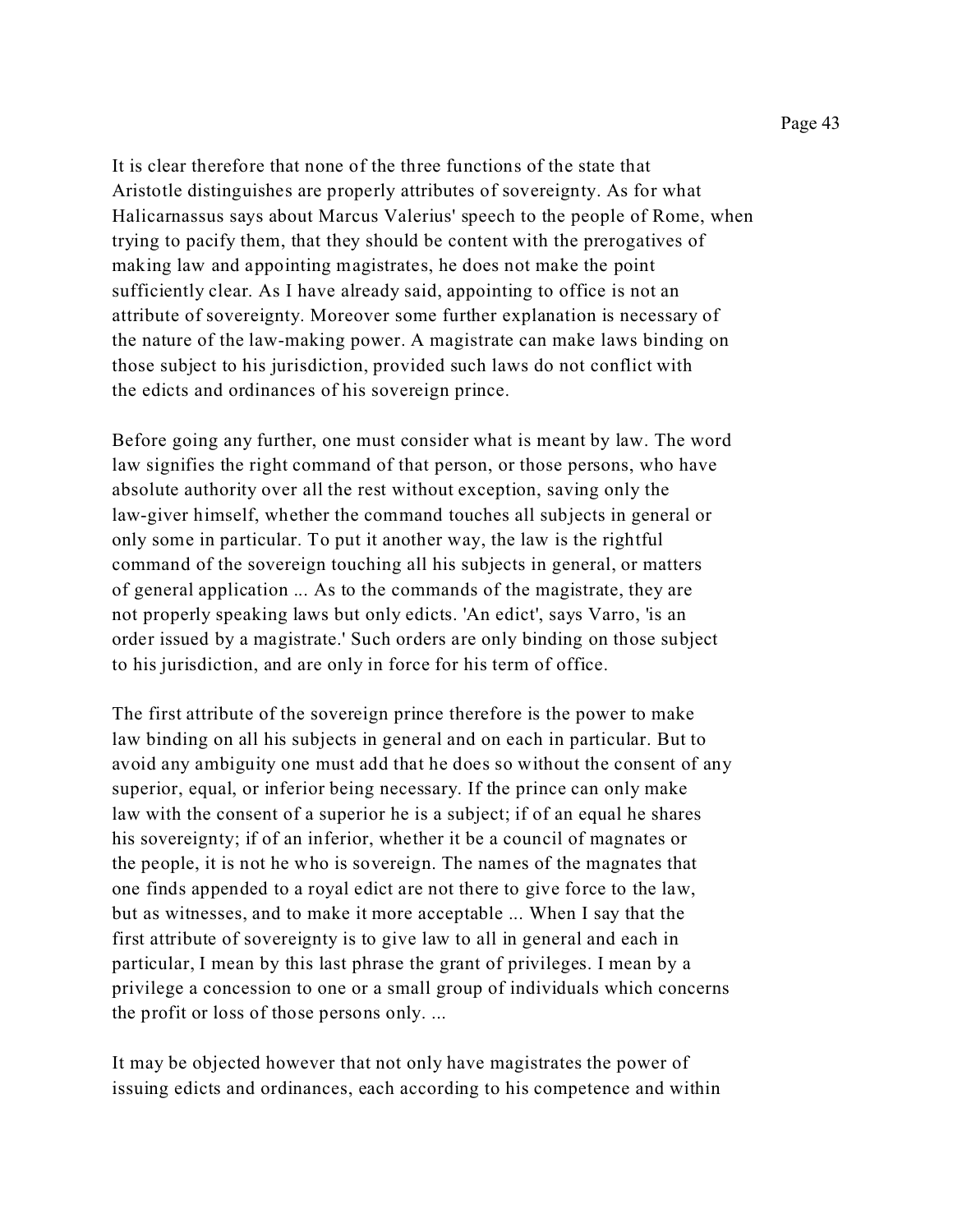It is clear therefore that none of the three functions of the state that Aristotle distinguishes are properly attributes of sovereignty. As for what Halicarnassus says about Marcus Valerius' speech to the people of Rome, when trying to pacify them, that they should be content with the prerogatives of making law and appointing magistrates, he does not make the point sufficiently clear. As I have already said, appointing to office is not an attribute of sovereignty. Moreover some further explanation is necessary of the nature of the law-making power. A magistrate can make laws binding on those subject to his jurisdiction, provided such laws do not conflict with the edicts and ordinances of his sovereign prince.

Before going any further, one must consider what is meant by law. The word law signifies the right command of that person, or those persons, who have absolute authority over all the rest without exception, saving only the law-giver himself, whether the command touches all subjects in general or only some in particular. To put it another way, the law is the rightful command of the sovereign touching all his subjects in general, or matters of general application ... As to the commands of the magistrate, they are not properly speaking laws but only edicts. 'An edict', says Varro, 'is an order issued by a magistrate.' Such orders are only binding on those subject to his jurisdiction, and are only in force for his term of office.

The first attribute of the sovereign prince therefore is the power to make law binding on all his subjects in general and on each in particular. But to avoid any ambiguity one must add that he does so without the consent of any superior, equal, or inferior being necessary. If the prince can only make law with the consent of a superior he is a subject; if of an equal he shares his sovereignty; if of an inferior, whether it be a council of magnates or the people, it is not he who is sovereign. The names of the magnates that one finds appended to a royal edict are not there to give force to the law, but as witnesses, and to make it more acceptable ... When I say that the first attribute of sovereignty is to give law to all in general and each in particular, I mean by this last phrase the grant of privileges. I mean by a privilege a concession to one or a small group of individuals which concerns the profit or loss of those persons only. ...

It may be objected however that not only have magistrates the power of issuing edicts and ordinances, each according to his competence and within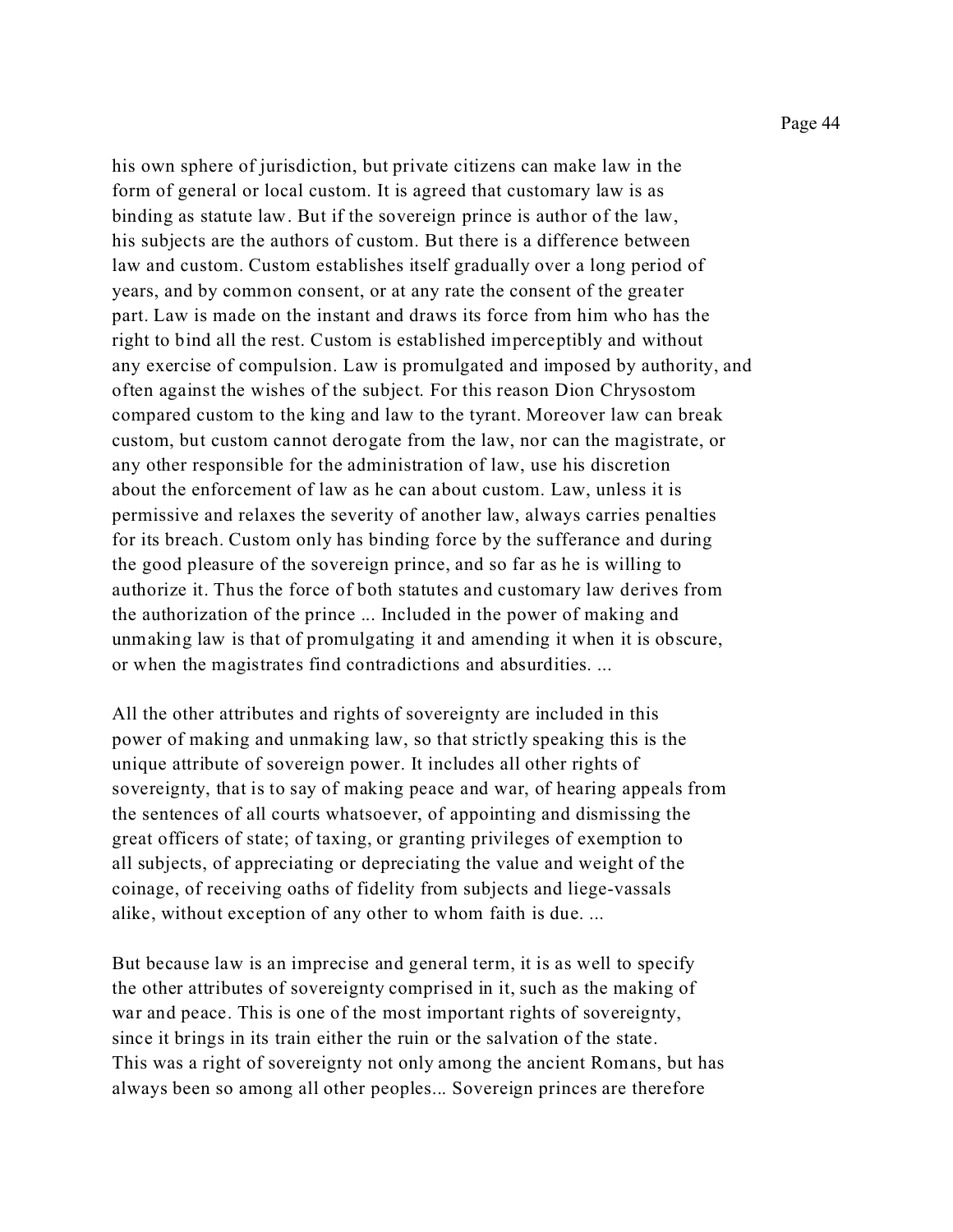his own sphere of jurisdiction, but private citizens can make law in the form of general or local custom. It is agreed that customary law is as binding as statute law. But if the sovereign prince is author of the law, his subjects are the authors of custom. But there is a difference between law and custom. Custom establishes itself gradually over a long period of years, and by common consent, or at any rate the consent of the greater part. Law is made on the instant and draws its force from him who has the right to bind all the rest. Custom is established imperceptibly and without any exercise of compulsion. Law is promulgated and imposed by authority, and often against the wishes of the subject. For this reason Dion Chrysostom compared custom to the king and law to the tyrant. Moreover law can break custom, but custom cannot derogate from the law, nor can the magistrate, or any other responsible for the administration of law, use his discretion about the enforcement of law as he can about custom. Law, unless it is permissive and relaxes the severity of another law, always carries penalties for its breach. Custom only has binding force by the sufferance and during the good pleasure of the sovereign prince, and so far as he is willing to authorize it. Thus the force of both statutes and customary law derives from the authorization of the prince ... Included in the power of making and unmaking law is that of promulgating it and amending it when it is obscure, or when the magistrates find contradictions and absurdities. ...

All the other attributes and rights of sovereignty are included in this power of making and unmaking law, so that strictly speaking this is the unique attribute of sovereign power. It includes all other rights of sovereignty, that is to say of making peace and war, of hearing appeals from the sentences of all courts whatsoever, of appointing and dismissing the great officers of state; of taxing, or granting privileges of exemption to all subjects, of appreciating or depreciating the value and weight of the coinage, of receiving oaths of fidelity from subjects and liege-vassals alike, without exception of any other to whom faith is due. ...

But because law is an imprecise and general term, it is as well to specify the other attributes of sovereignty comprised in it, such as the making of war and peace. This is one of the most important rights of sovereignty, since it brings in its train either the ruin or the salvation of the state. This was a right of sovereignty not only among the ancient Romans, but has always been so among all other peoples... Sovereign princes are therefore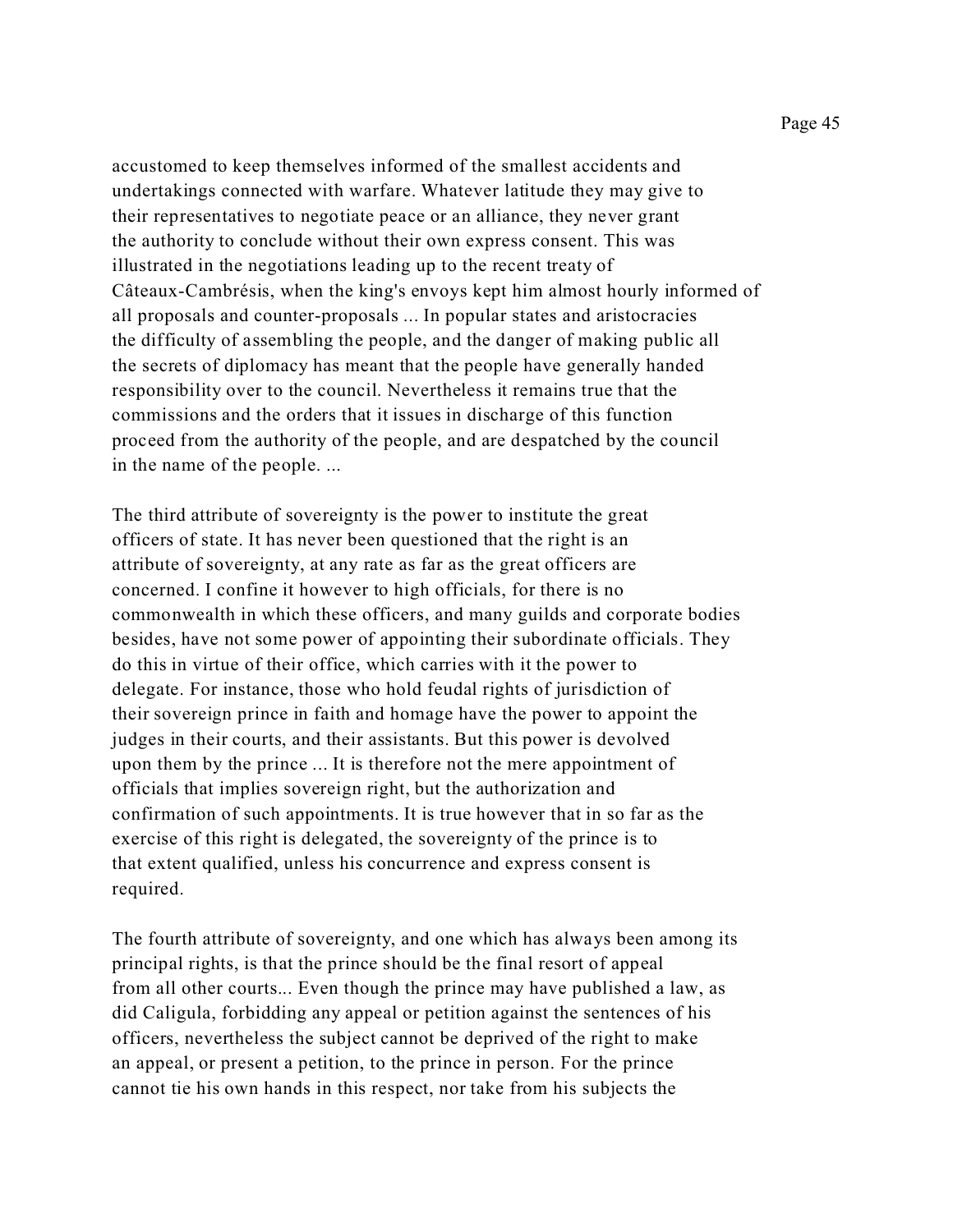accustomed to keep themselves informed of the smallest accidents and undertakings connected with warfare. Whatever latitude they may give to their representatives to negotiate peace or an alliance, they never grant the authority to conclude without their own express consent. This was illustrated in the negotiations leading up to the recent treaty of Câteaux-Cambrésis, when the king's envoys kept him almost hourly informed of all proposals and counter-proposals ... In popular states and aristocracies the difficulty of assembling the people, and the danger of making public all the secrets of diplomacy has meant that the people have generally handed responsibility over to the council. Nevertheless it remains true that the commissions and the orders that it issues in discharge of this function proceed from the authority of the people, and are despatched by the council in the name of the people. ...

The third attribute of sovereignty is the power to institute the great officers of state. It has never been questioned that the right is an attribute of sovereignty, at any rate as far as the great officers are concerned. I confine it however to high officials, for there is no commonwealth in which these officers, and many guilds and corporate bodies besides, have not some power of appointing their subordinate officials. They do this in virtue of their office, which carries with it the power to delegate. For instance, those who hold feudal rights of jurisdiction of their sovereign prince in faith and homage have the power to appoint the judges in their courts, and their assistants. But this power is devolved upon them by the prince ... It is therefore not the mere appointment of officials that implies sovereign right, but the authorization and confirmation of such appointments. It is true however that in so far as the exercise of this right is delegated, the sovereignty of the prince is to that extent qualified, unless his concurrence and express consent is required.

The fourth attribute of sovereignty, and one which has always been among its principal rights, is that the prince should be the final resort of appeal from all other courts... Even though the prince may have published a law, as did Caligula, forbidding any appeal or petition against the sentences of his officers, nevertheless the subject cannot be deprived of the right to make an appeal, or present a petition, to the prince in person. For the prince cannot tie his own hands in this respect, nor take from his subjects the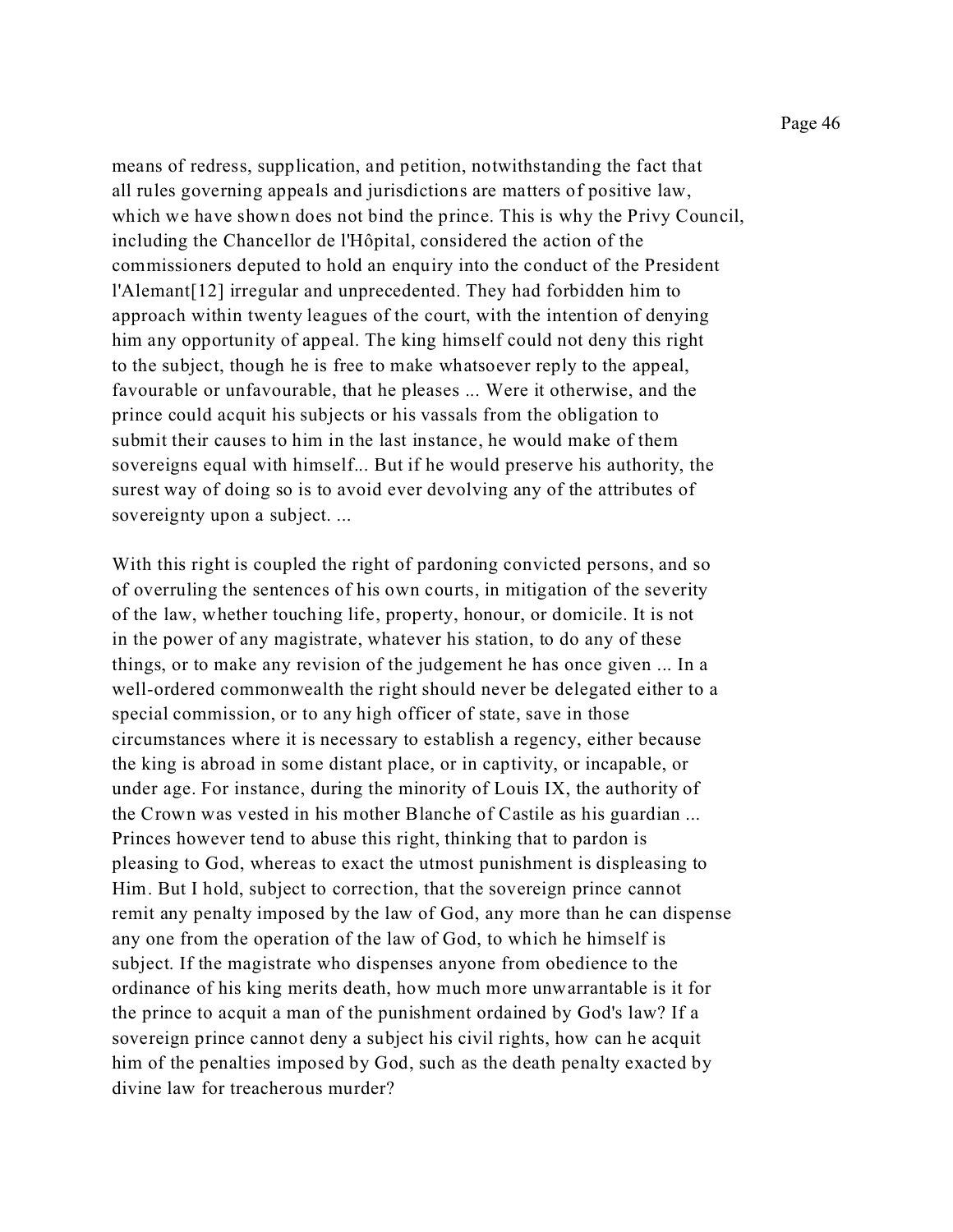means of redress, supplication, and petition, notwithstanding the fact that all rules governing appeals and jurisdictions are matters of positive law, which we have shown does not bind the prince. This is why the Privy Council, including the Chancellor de l'Hôpital, considered the action of the commissioners deputed to hold an enquiry into the conduct of the President l'Alemant[12] irregular and unprecedented. They had forbidden him to approach within twenty leagues of the court, with the intention of denying him any opportunity of appeal. The king himself could not deny this right to the subject, though he is free to make whatsoever reply to the appeal, favourable or unfavourable, that he pleases ... Were it otherwise, and the prince could acquit his subjects or his vassals from the obligation to submit their causes to him in the last instance, he would make of them sovereigns equal with himself... But if he would preserve his authority, the surest way of doing so is to avoid ever devolving any of the attributes of sovereignty upon a subject. ...

With this right is coupled the right of pardoning convicted persons, and so of overruling the sentences of his own courts, in mitigation of the severity of the law, whether touching life, property, honour, or domicile. It is not in the power of any magistrate, whatever his station, to do any of these things, or to make any revision of the judgement he has once given ... In a well-ordered commonwealth the right should never be delegated either to a special commission, or to any high officer of state, save in those circumstances where it is necessary to establish a regency, either because the king is abroad in some distant place, or in captivity, or incapable, or under age. For instance, during the minority of Louis IX, the authority of the Crown was vested in his mother Blanche of Castile as his guardian ... Princes however tend to abuse this right, thinking that to pardon is pleasing to God, whereas to exact the utmost punishment is displeasing to Him. But I hold, subject to correction, that the sovereign prince cannot remit any penalty imposed by the law of God, any more than he can dispense any one from the operation of the law of God, to which he himself is subject. If the magistrate who dispenses anyone from obedience to the ordinance of his king merits death, how much more unwarrantable is it for the prince to acquit a man of the punishment ordained by God's law? If a sovereign prince cannot deny a subject his civil rights, how can he acquit him of the penalties imposed by God, such as the death penalty exacted by divine law for treacherous murder?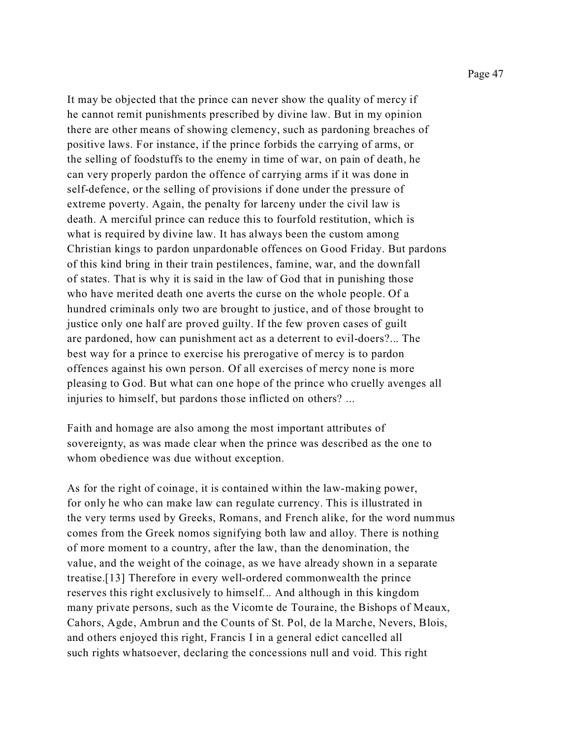It may be objected that the prince can never show the quality of mercy if he cannot remit punishments prescribed by divine law. But in my opinion there are other means of showing clemency, such as pardoning breaches of positive laws. For instance, if the prince forbids the carrying of arms, or the selling of foodstuffs to the enemy in time of war, on pain of death, he can very properly pardon the offence of carrying arms if it was done in self-defence, or the selling of provisions if done under the pressure of extreme poverty. Again, the penalty for larceny under the civil law is death. A merciful prince can reduce this to fourfold restitution, which is what is required by divine law. It has always been the custom among Christian kings to pardon unpardonable offences on Good Friday. But pardons of this kind bring in their train pestilences, famine, war, and the downfall of states. That is why it is said in the law of God that in punishing those who have merited death one averts the curse on the whole people. Of a hundred criminals only two are brought to justice, and of those brought to justice only one half are proved guilty. If the few proven cases of guilt are pardoned, how can punishment act as a deterrent to evil-doers?... The best way for a prince to exercise his prerogative of mercy is to pardon offences against his own person. Of all exercises of mercy none is more pleasing to God. But what can one hope of the prince who cruelly avenges all injuries to himself, but pardons those inflicted on others? ...

Faith and homage are also among the most important attributes of sovereignty, as was made clear when the prince was described as the one to whom obedience was due without exception.

As for the right of coinage, it is contained within the law-making power, for only he who can make law can regulate currency. This is illustrated in the very terms used by Greeks, Romans, and French alike, for the word nummus comes from the Greek nomos signifying both law and alloy. There is nothing of more moment to a country, after the law, than the denomination, the value, and the weight of the coinage, as we have already shown in a separate treatise.[13] Therefore in every well-ordered commonwealth the prince reserves this right exclusively to himself... And although in this kingdom many private persons, such as the Vicomte de Touraine, the Bishops of Meaux, Cahors, Agde, Ambrun and the Counts of St. Pol, de la Marche, Nevers, Blois, and others enjoyed this right, Francis I in a general edict cancelled all such rights whatsoever, declaring the concessions null and void. This right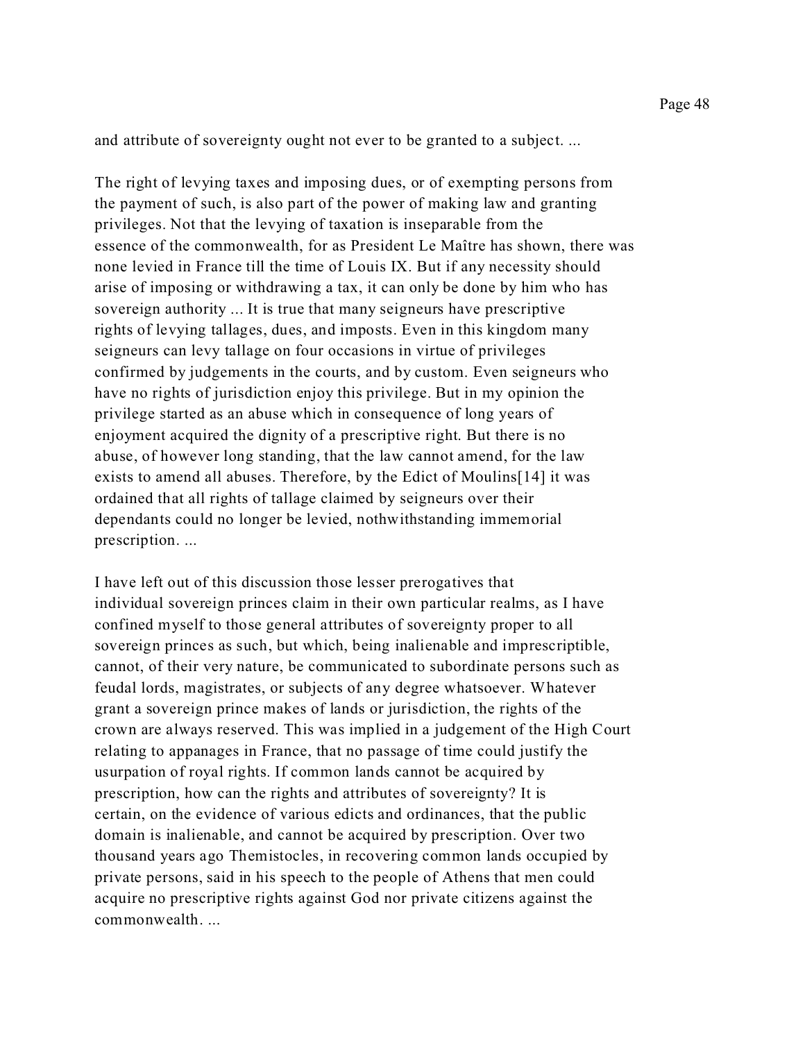and attribute of sovereignty ought not ever to be granted to a subject. ...

The right of levying taxes and imposing dues, or of exempting persons from the payment of such, is also part of the power of making law and granting privileges. Not that the levying of taxation is inseparable from the essence of the commonwealth, for as President Le Maître has shown, there was none levied in France till the time of Louis IX. But if any necessity should arise of imposing or withdrawing a tax, it can only be done by him who has sovereign authority ... It is true that many seigneurs have prescriptive rights of levying tallages, dues, and imposts. Even in this kingdom many seigneurs can levy tallage on four occasions in virtue of privileges confirmed by judgements in the courts, and by custom. Even seigneurs who have no rights of jurisdiction enjoy this privilege. But in my opinion the privilege started as an abuse which in consequence of long years of enjoyment acquired the dignity of a prescriptive right. But there is no abuse, of however long standing, that the law cannot amend, for the law exists to amend all abuses. Therefore, by the Edict of Moulins[14] it was ordained that all rights of tallage claimed by seigneurs over their dependants could no longer be levied, nothwithstanding immemorial prescription. ...

I have left out of this discussion those lesser prerogatives that individual sovereign princes claim in their own particular realms, as I have confined myself to those general attributes of sovereignty proper to all sovereign princes as such, but which, being inalienable and imprescriptible, cannot, of their very nature, be communicated to subordinate persons such as feudal lords, magistrates, or subjects of any degree whatsoever. Whatever grant a sovereign prince makes of lands or jurisdiction, the rights of the crown are always reserved. This was implied in a judgement of the High Court relating to appanages in France, that no passage of time could justify the usurpation of royal rights. If common lands cannot be acquired by prescription, how can the rights and attributes of sovereignty? It is certain, on the evidence of various edicts and ordinances, that the public domain is inalienable, and cannot be acquired by prescription. Over two thousand years ago Themistocles, in recovering common lands occupied by private persons, said in his speech to the people of Athens that men could acquire no prescriptive rights against God nor private citizens against the commonwealth. ...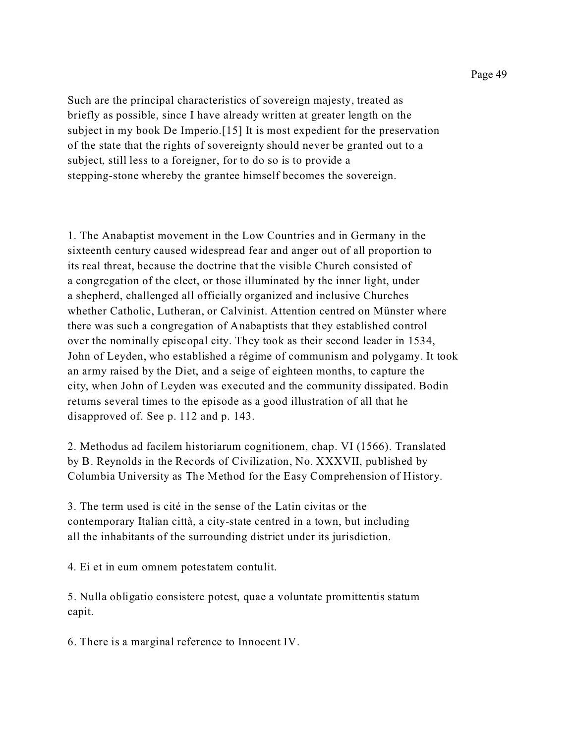Such are the principal characteristics of sovereign majesty, treated as briefly as possible, since I have already written at greater length on the subject in my book De Imperio.[15] It is most expedient for the preservation of the state that the rights of sovereignty should never be granted out to a subject, still less to a foreigner, for to do so is to provide a stepping-stone whereby the grantee himself becomes the sovereign.

1. The Anabaptist movement in the Low Countries and in Germany in the sixteenth century caused widespread fear and anger out of all proportion to its real threat, because the doctrine that the visible Church consisted of a congregation of the elect, or those illuminated by the inner light, under a shepherd, challenged all officially organized and inclusive Churches whether Catholic, Lutheran, or Calvinist. Attention centred on Münster where there was such a congregation of Anabaptists that they established control over the nominally episcopal city. They took as their second leader in 1534, John of Leyden, who established a régime of communism and polygamy. It took an army raised by the Diet, and a seige of eighteen months, to capture the city, when John of Leyden was executed and the community dissipated. Bodin returns several times to the episode as a good illustration of all that he disapproved of. See p. 112 and p. 143.

2. Methodus ad facilem historiarum cognitionem, chap. VI (1566). Translated by B. Reynolds in the Records of Civilization, No. XXXVII, published by Columbia University as The Method for the Easy Comprehension of History.

3. The term used is cité in the sense of the Latin civitas or the contemporary Italian città, a city-state centred in a town, but including all the inhabitants of the surrounding district under its jurisdiction.

4. Ei et in eum omnem potestatem contulit.

5. Nulla obligatio consistere potest, quae a voluntate promittentis statum capit.

6. There is a marginal reference to Innocent IV.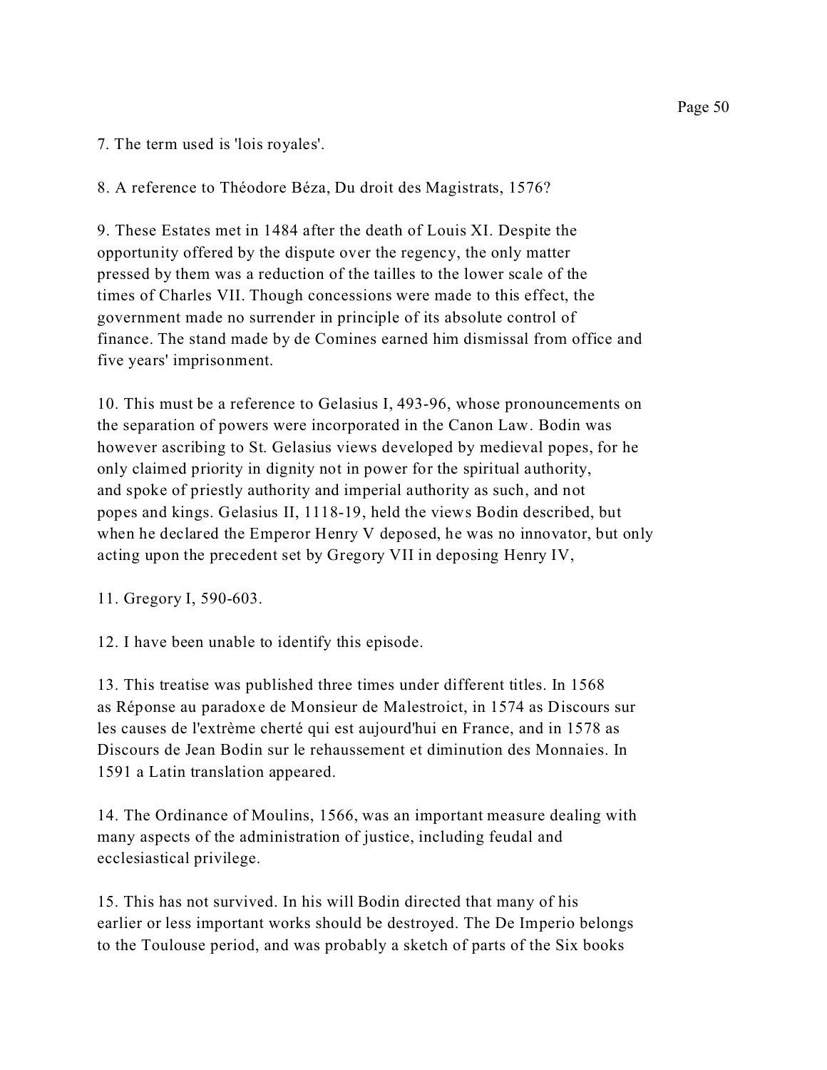7. The term used is 'lois royales'.

8. A reference to Théodore Béza, Du droit des Magistrats, 1576?

9. These Estates met in 1484 after the death of Louis XI. Despite the opportunity offered by the dispute over the regency, the only matter pressed by them was a reduction of the tailles to the lower scale of the times of Charles VII. Though concessions were made to this effect, the government made no surrender in principle of its absolute control of finance. The stand made by de Comines earned him dismissal from office and five years' imprisonment.

10. This must be a reference to Gelasius I, 493-96, whose pronouncements on the separation of powers were incorporated in the Canon Law. Bodin was however ascribing to St. Gelasius views developed by medieval popes, for he only claimed priority in dignity not in power for the spiritual authority, and spoke of priestly authority and imperial authority as such, and not popes and kings. Gelasius II, 1118-19, held the views Bodin described, but when he declared the Emperor Henry V deposed, he was no innovator, but only acting upon the precedent set by Gregory VII in deposing Henry IV,

11. Gregory I, 590-603.

12. I have been unable to identify this episode.

13. This treatise was published three times under different titles. In 1568 as Réponse au paradoxe de Monsieur de Malestroict, in 1574 as Discours sur les causes de l'extrème cherté qui est aujourd'hui en France, and in 1578 as Discours de Jean Bodin sur le rehaussement et diminution des Monnaies. In 1591 a Latin translation appeared.

14. The Ordinance of Moulins, 1566, was an important measure dealing with many aspects of the administration of justice, including feudal and ecclesiastical privilege.

15. This has not survived. In his will Bodin directed that many of his earlier or less important works should be destroyed. The De Imperio belongs to the Toulouse period, and was probably a sketch of parts of the Six books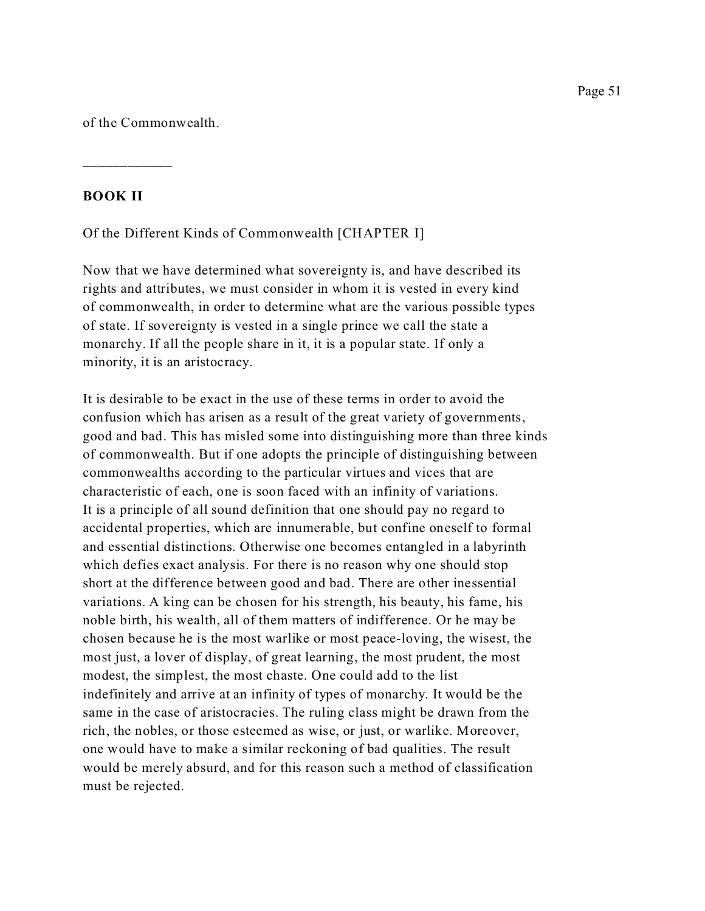of the Commonwealth.

___________

## BOOK II

Of the Different Kinds of Commonwealth [CHAPTER I]

Now that we have determined what sovereignty is, and have described its rights and attributes, we must consider in whom it is vested in every kind of commonwealth, in order to determine what are the various possible types of state. If sovereignty is vested in a single prince we call the state a monarchy. If all the people share in it, it is a popular state. If only a minority, it is an aristocracy.

It is desirable to be exact in the use of these terms in order to avoid the confusion which has arisen as a result of the great variety of governments, good and bad. This has misled some into distinguishing more than three kinds of commonwealth. But if one adopts the principle of distinguishing between commonwealths according to the particular virtues and vices that are characteristic of each, one is soon faced with an infinity of variations. It is a principle of all sound definition that one should pay no regard to accidental properties, which are innumerable, but confine oneself to formal and essential distinctions. Otherwise one becomes entangled in a labyrinth which defies exact analysis. For there is no reason why one should stop short at the difference between good and bad. There are other inessential variations. A king can be chosen for his strength, his beauty, his fame, his noble birth, his wealth, all of them matters of indifference. Or he may be chosen because he is the most warlike or most peace-loving, the wisest, the most just, a lover of display, of great learning, the most prudent, the most modest, the simplest, the most chaste. One could add to the list indefinitely and arrive at an infinity of types of monarchy. It would be the same in the case of aristocracies. The ruling class might be drawn from the rich, the nobles, or those esteemed as wise, or just, or warlike. Moreover, one would have to make a similar reckoning of bad qualities. The result would be merely absurd, and for this reason such a method of classification must be rejected.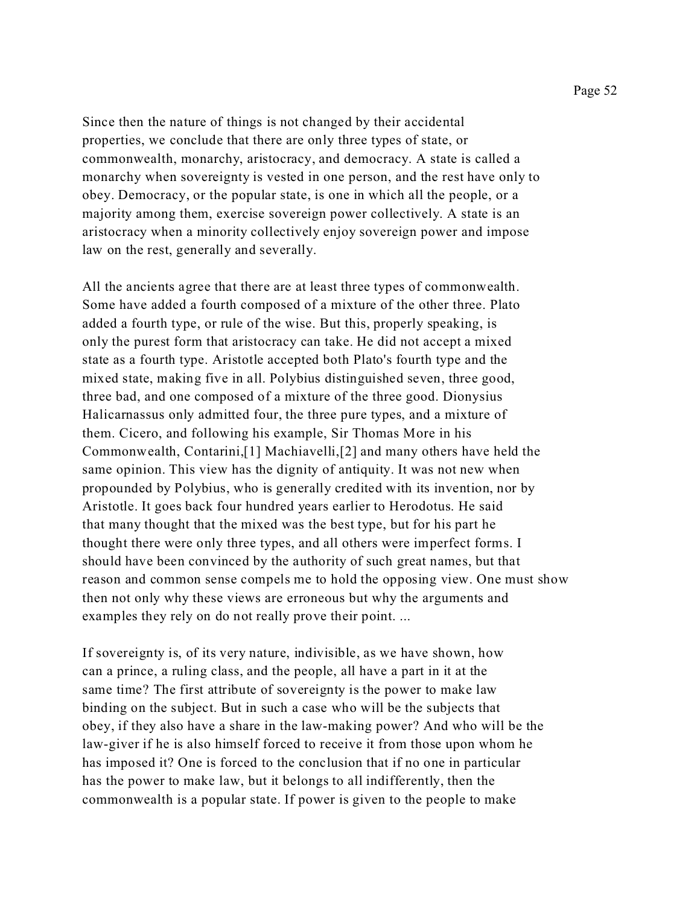Since then the nature of things is not changed by their accidental properties, we conclude that there are only three types of state, or commonwealth, monarchy, aristocracy, and democracy. A state is called a monarchy when sovereignty is vested in one person, and the rest have only to obey. Democracy, or the popular state, is one in which all the people, or a majority among them, exercise sovereign power collectively. A state is an aristocracy when a minority collectively enjoy sovereign power and impose law on the rest, generally and severally.

All the ancients agree that there are at least three types of commonwealth. Some have added a fourth composed of a mixture of the other three. Plato added a fourth type, or rule of the wise. But this, properly speaking, is only the purest form that aristocracy can take. He did not accept a mixed state as a fourth type. Aristotle accepted both Plato's fourth type and the mixed state, making five in all. Polybius distinguished seven, three good, three bad, and one composed of a mixture of the three good. Dionysius Halicarnassus only admitted four, the three pure types, and a mixture of them. Cicero, and following his example, Sir Thomas More in his Commonwealth, Contarini,[1] Machiavelli,[2] and many others have held the same opinion. This view has the dignity of antiquity. It was not new when propounded by Polybius, who is generally credited with its invention, nor by Aristotle. It goes back four hundred years earlier to Herodotus. He said that many thought that the mixed was the best type, but for his part he thought there were only three types, and all others were imperfect forms. I should have been convinced by the authority of such great names, but that reason and common sense compels me to hold the opposing view. One must show then not only why these views are erroneous but why the arguments and examples they rely on do not really prove their point. ...

If sovereignty is, of its very nature, indivisible, as we have shown, how can a prince, a ruling class, and the people, all have a part in it at the same time? The first attribute of sovereignty is the power to make law binding on the subject. But in such a case who will be the subjects that obey, if they also have a share in the law-making power? And who will be the law-giver if he is also himself forced to receive it from those upon whom he has imposed it? One is forced to the conclusion that if no one in particular has the power to make law, but it belongs to all indifferently, then the commonwealth is a popular state. If power is given to the people to make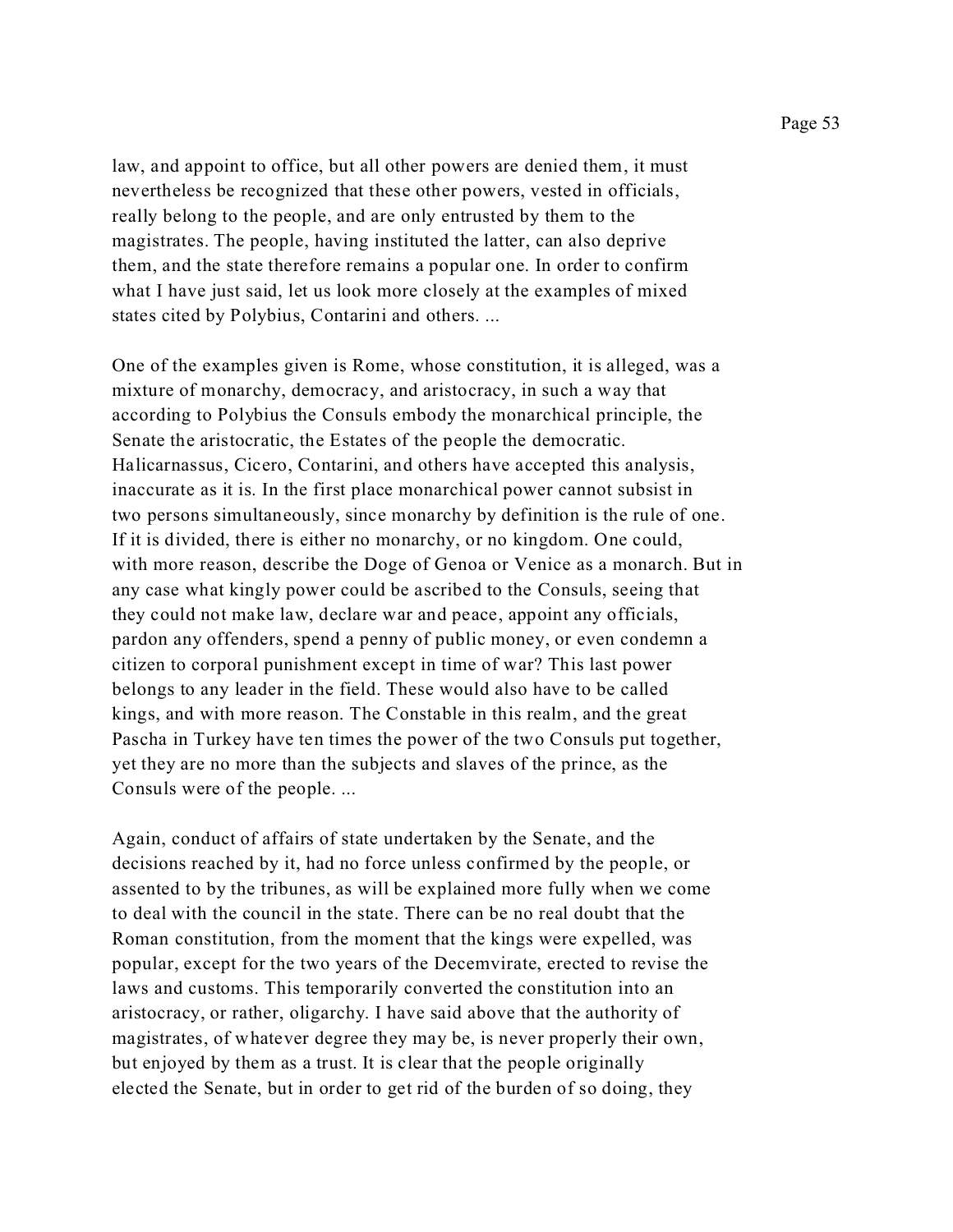law, and appoint to office, but all other powers are denied them, it must nevertheless be recognized that these other powers, vested in officials, really belong to the people, and are only entrusted by them to the magistrates. The people, having instituted the latter, can also deprive them, and the state therefore remains a popular one. In order to confirm what I have just said, let us look more closely at the examples of mixed states cited by Polybius, Contarini and others. ...

One of the examples given is Rome, whose constitution, it is alleged, was a mixture of monarchy, democracy, and aristocracy, in such a way that according to Polybius the Consuls embody the monarchical principle, the Senate the aristocratic, the Estates of the people the democratic. Halicarnassus, Cicero, Contarini, and others have accepted this analysis, inaccurate as it is. In the first place monarchical power cannot subsist in two persons simultaneously, since monarchy by definition is the rule of one. If it is divided, there is either no monarchy, or no kingdom. One could, with more reason, describe the Doge of Genoa or Venice as a monarch. But in any case what kingly power could be ascribed to the Consuls, seeing that they could not make law, declare war and peace, appoint any officials, pardon any offenders, spend a penny of public money, or even condemn a citizen to corporal punishment except in time of war? This last power belongs to any leader in the field. These would also have to be called kings, and with more reason. The Constable in this realm, and the great Pascha in Turkey have ten times the power of the two Consuls put together, yet they are no more than the subjects and slaves of the prince, as the Consuls were of the people. ...

Again, conduct of affairs of state undertaken by the Senate, and the decisions reached by it, had no force unless confirmed by the people, or assented to by the tribunes, as will be explained more fully when we come to deal with the council in the state. There can be no real doubt that the Roman constitution, from the moment that the kings were expelled, was popular, except for the two years of the Decemvirate, erected to revise the laws and customs. This temporarily converted the constitution into an aristocracy, or rather, oligarchy. I have said above that the authority of magistrates, of whatever degree they may be, is never properly their own, but enjoyed by them as a trust. It is clear that the people originally elected the Senate, but in order to get rid of the burden of so doing, they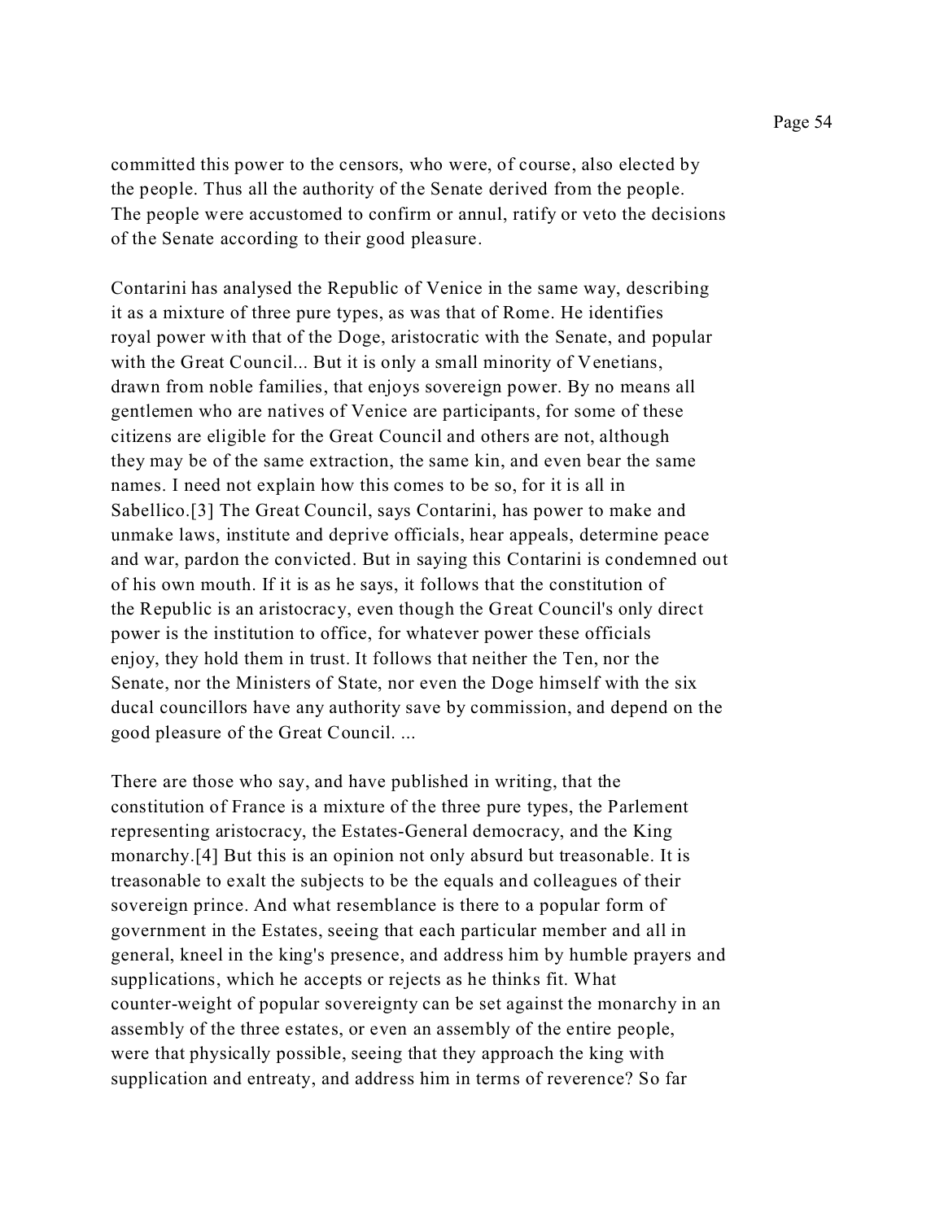committed this power to the censors, who were, of course, also elected by the people. Thus all the authority of the Senate derived from the people. The people were accustomed to confirm or annul, ratify or veto the decisions of the Senate according to their good pleasure.

Contarini has analysed the Republic of Venice in the same way, describing it as a mixture of three pure types, as was that of Rome. He identifies royal power with that of the Doge, aristocratic with the Senate, and popular with the Great Council... But it is only a small minority of Venetians, drawn from noble families, that enjoys sovereign power. By no means all gentlemen who are natives of Venice are participants, for some of these citizens are eligible for the Great Council and others are not, although they may be of the same extraction, the same kin, and even bear the same names. I need not explain how this comes to be so, for it is all in Sabellico.[3] The Great Council, says Contarini, has power to make and unmake laws, institute and deprive officials, hear appeals, determine peace and war, pardon the convicted. But in saying this Contarini is condemned out of his own mouth. If it is as he says, it follows that the constitution of the Republic is an aristocracy, even though the Great Council's only direct power is the institution to office, for whatever power these officials enjoy, they hold them in trust. It follows that neither the Ten, nor the Senate, nor the Ministers of State, nor even the Doge himself with the six ducal councillors have any authority save by commission, and depend on the good pleasure of the Great Council. ...

There are those who say, and have published in writing, that the constitution of France is a mixture of the three pure types, the Parlement representing aristocracy, the Estates-General democracy, and the King monarchy.[4] But this is an opinion not only absurd but treasonable. It is treasonable to exalt the subjects to be the equals and colleagues of their sovereign prince. And what resemblance is there to a popular form of government in the Estates, seeing that each particular member and all in general, kneel in the king's presence, and address him by humble prayers and supplications, which he accepts or rejects as he thinks fit. What counter-weight of popular sovereignty can be set against the monarchy in an assembly of the three estates, or even an assembly of the entire people, were that physically possible, seeing that they approach the king with supplication and entreaty, and address him in terms of reverence? So far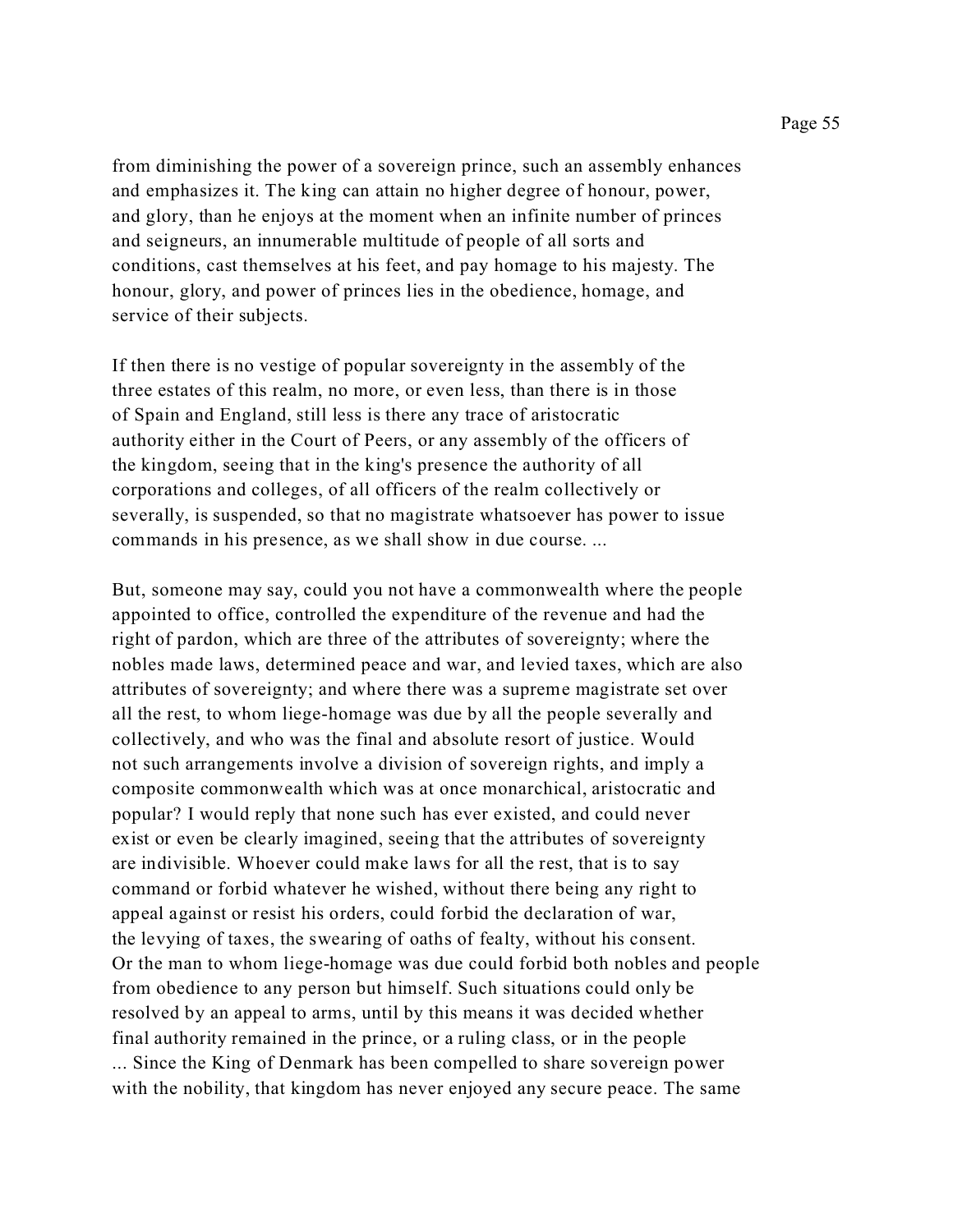from diminishing the power of a sovereign prince, such an assembly enhances and emphasizes it. The king can attain no higher degree of honour, power, and glory, than he enjoys at the moment when an infinite number of princes and seigneurs, an innumerable multitude of people of all sorts and conditions, cast themselves at his feet, and pay homage to his majesty. The honour, glory, and power of princes lies in the obedience, homage, and service of their subjects.

If then there is no vestige of popular sovereignty in the assembly of the three estates of this realm, no more, or even less, than there is in those of Spain and England, still less is there any trace of aristocratic authority either in the Court of Peers, or any assembly of the officers of the kingdom, seeing that in the king's presence the authority of all corporations and colleges, of all officers of the realm collectively or severally, is suspended, so that no magistrate whatsoever has power to issue commands in his presence, as we shall show in due course. ...

But, someone may say, could you not have a commonwealth where the people appointed to office, controlled the expenditure of the revenue and had the right of pardon, which are three of the attributes of sovereignty; where the nobles made laws, determined peace and war, and levied taxes, which are also attributes of sovereignty; and where there was a supreme magistrate set over all the rest, to whom liege-homage was due by all the people severally and collectively, and who was the final and absolute resort of justice. Would not such arrangements involve a division of sovereign rights, and imply a composite commonwealth which was at once monarchical, aristocratic and popular? I would reply that none such has ever existed, and could never exist or even be clearly imagined, seeing that the attributes of sovereignty are indivisible. Whoever could make laws for all the rest, that is to say command or forbid whatever he wished, without there being any right to appeal against or resist his orders, could forbid the declaration of war, the levying of taxes, the swearing of oaths of fealty, without his consent. Or the man to whom liege-homage was due could forbid both nobles and people from obedience to any person but himself. Such situations could only be resolved by an appeal to arms, until by this means it was decided whether final authority remained in the prince, or a ruling class, or in the people ... Since the King of Denmark has been compelled to share sovereign power with the nobility, that kingdom has never enjoyed any secure peace. The same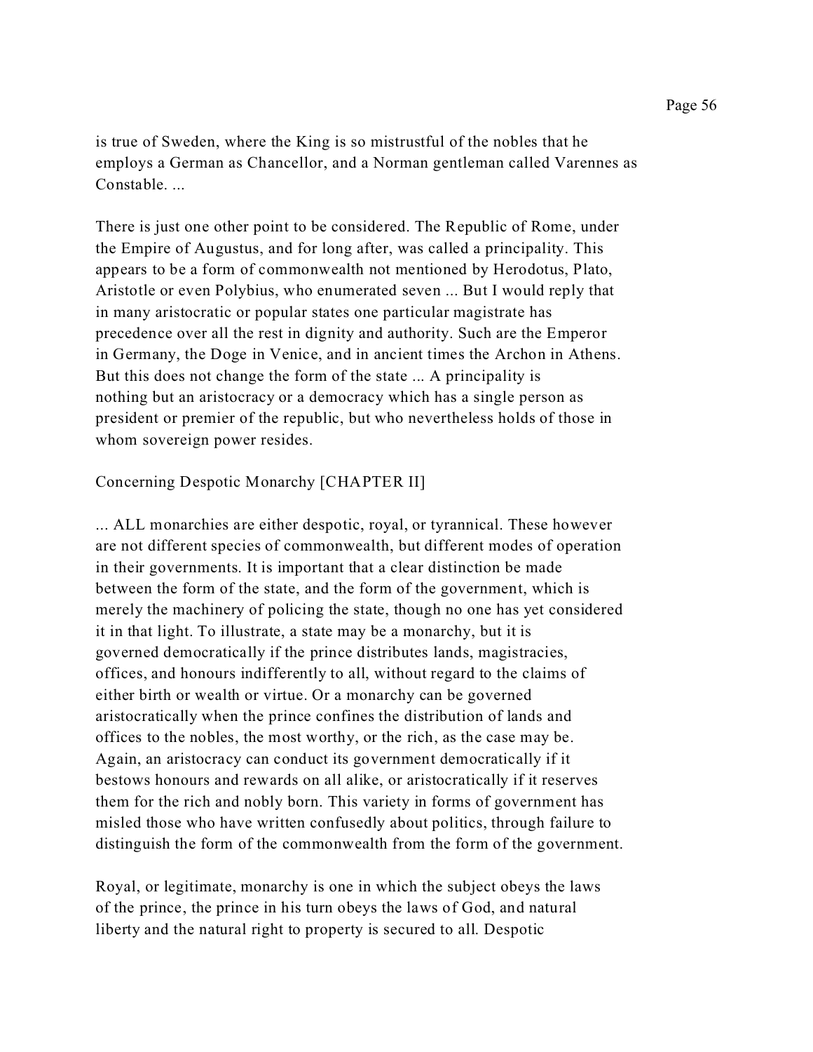is true of Sweden, where the King is so mistrustful of the nobles that he employs a German as Chancellor, and a Norman gentleman called Varennes as Constable. ...

There is just one other point to be considered. The Republic of Rome, under the Empire of Augustus, and for long after, was called a principality. This appears to be a form of commonwealth not mentioned by Herodotus, Plato, Aristotle or even Polybius, who enumerated seven ... But I would reply that in many aristocratic or popular states one particular magistrate has precedence over all the rest in dignity and authority. Such are the Emperor in Germany, the Doge in Venice, and in ancient times the Archon in Athens. But this does not change the form of the state ... A principality is nothing but an aristocracy or a democracy which has a single person as president or premier of the republic, but who nevertheless holds of those in whom sovereign power resides.

## Concerning Despotic Monarchy [CHAPTER II]

... ALL monarchies are either despotic, royal, or tyrannical. These however are not different species of commonwealth, but different modes of operation in their governments. It is important that a clear distinction be made between the form of the state, and the form of the government, which is merely the machinery of policing the state, though no one has yet considered it in that light. To illustrate, a state may be a monarchy, but it is governed democratically if the prince distributes lands, magistracies, offices, and honours indifferently to all, without regard to the claims of either birth or wealth or virtue. Or a monarchy can be governed aristocratically when the prince confines the distribution of lands and offices to the nobles, the most worthy, or the rich, as the case may be. Again, an aristocracy can conduct its government democratically if it bestows honours and rewards on all alike, or aristocratically if it reserves them for the rich and nobly born. This variety in forms of government has misled those who have written confusedly about politics, through failure to distinguish the form of the commonwealth from the form of the government.

Royal, or legitimate, monarchy is one in which the subject obeys the laws of the prince, the prince in his turn obeys the laws of God, and natural liberty and the natural right to property is secured to all. Despotic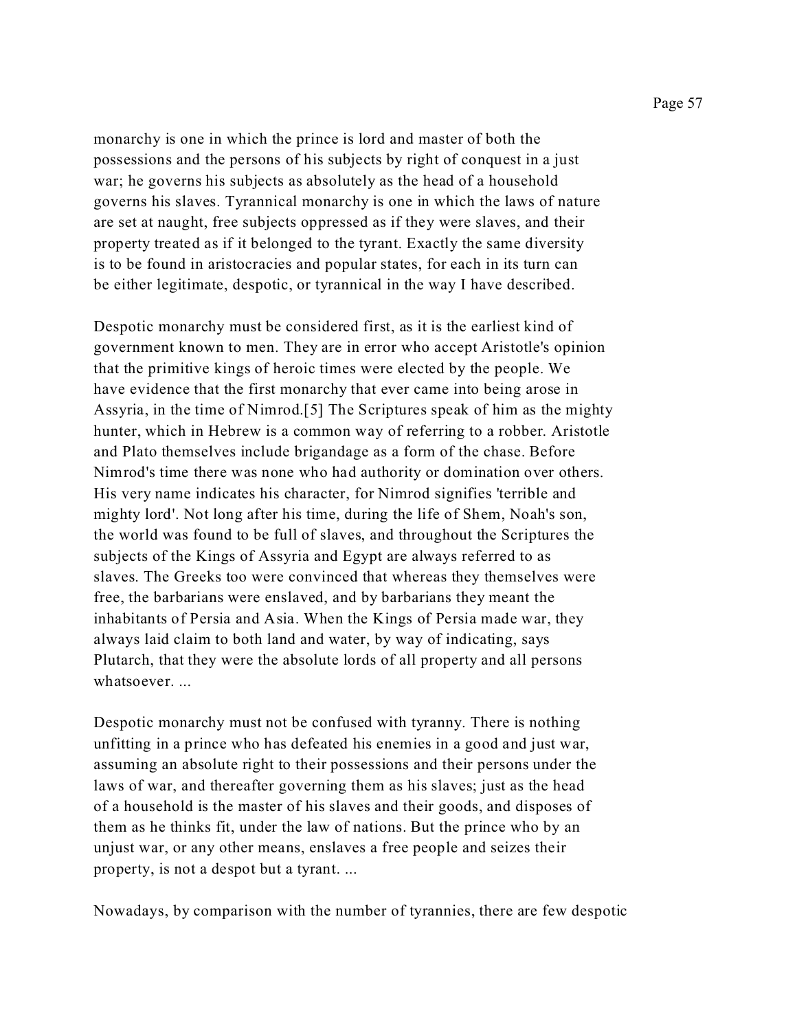monarchy is one in which the prince is lord and master of both the possessions and the persons of his subjects by right of conquest in a just war; he governs his subjects as absolutely as the head of a household governs his slaves. Tyrannical monarchy is one in which the laws of nature are set at naught, free subjects oppressed as if they were slaves, and their property treated as if it belonged to the tyrant. Exactly the same diversity is to be found in aristocracies and popular states, for each in its turn can be either legitimate, despotic, or tyrannical in the way I have described.

Despotic monarchy must be considered first, as it is the earliest kind of government known to men. They are in error who accept Aristotle's opinion that the primitive kings of heroic times were elected by the people. We have evidence that the first monarchy that ever came into being arose in Assyria, in the time of Nimrod.[5] The Scriptures speak of him as the mighty hunter, which in Hebrew is a common way of referring to a robber. Aristotle and Plato themselves include brigandage as a form of the chase. Before Nimrod's time there was none who had authority or domination over others. His very name indicates his character, for Nimrod signifies 'terrible and mighty lord'. Not long after his time, during the life of Shem, Noah's son, the world was found to be full of slaves, and throughout the Scriptures the subjects of the Kings of Assyria and Egypt are always referred to as slaves. The Greeks too were convinced that whereas they themselves were free, the barbarians were enslaved, and by barbarians they meant the inhabitants of Persia and Asia. When the Kings of Persia made war, they always laid claim to both land and water, by way of indicating, says Plutarch, that they were the absolute lords of all property and all persons whatsoever. ...

Despotic monarchy must not be confused with tyranny. There is nothing unfitting in a prince who has defeated his enemies in a good and just war, assuming an absolute right to their possessions and their persons under the laws of war, and thereafter governing them as his slaves; just as the head of a household is the master of his slaves and their goods, and disposes of them as he thinks fit, under the law of nations. But the prince who by an unjust war, or any other means, enslaves a free people and seizes their property, is not a despot but a tyrant. ...

Nowadays, by comparison with the number of tyrannies, there are few despotic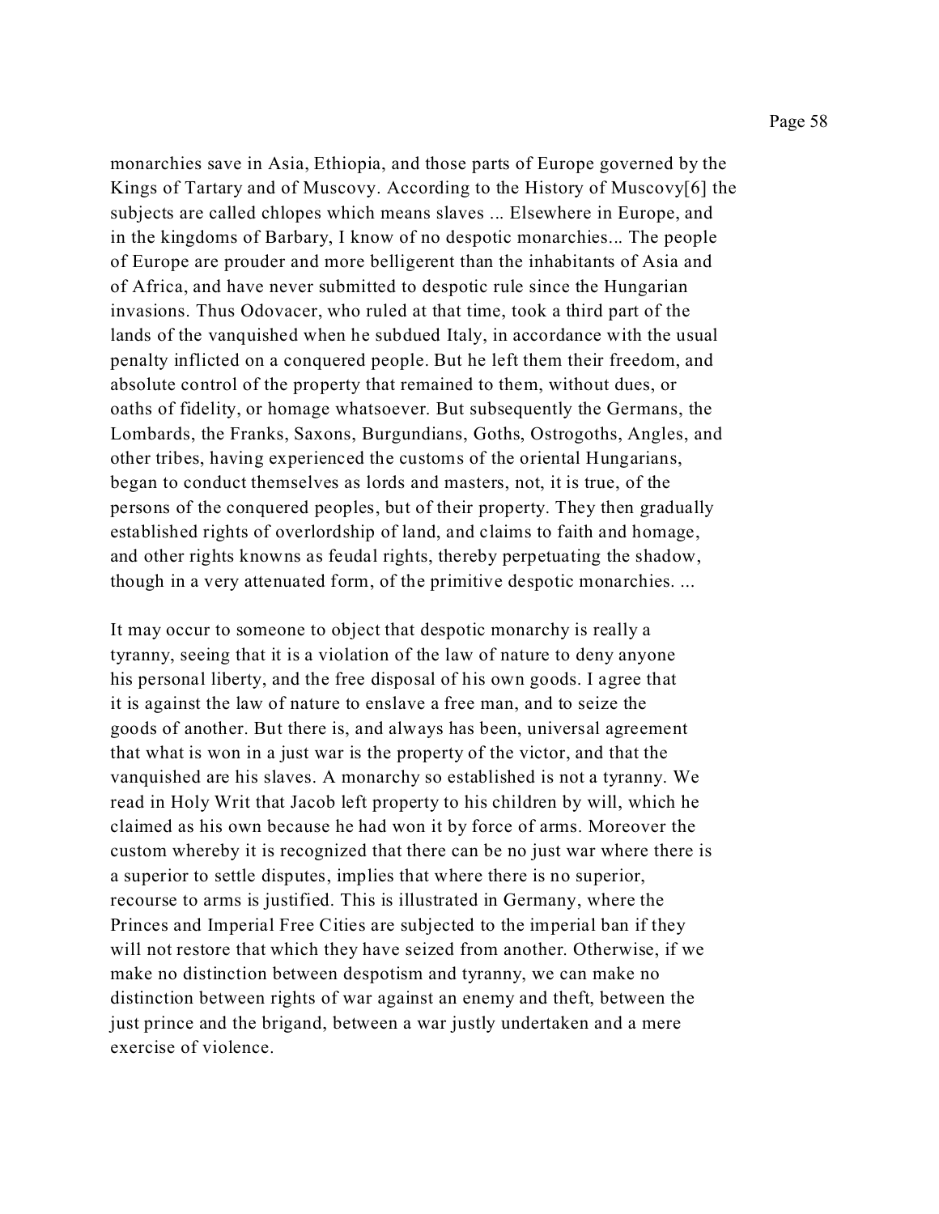monarchies save in Asia, Ethiopia, and those parts of Europe governed by the Kings of Tartary and of Muscovy. According to the History of Muscovy[6] the subjects are called chlopes which means slaves ... Elsewhere in Europe, and in the kingdoms of Barbary, I know of no despotic monarchies... The people of Europe are prouder and more belligerent than the inhabitants of Asia and of Africa, and have never submitted to despotic rule since the Hungarian invasions. Thus Odovacer, who ruled at that time, took a third part of the lands of the vanquished when he subdued Italy, in accordance with the usual penalty inflicted on a conquered people. But he left them their freedom, and absolute control of the property that remained to them, without dues, or oaths of fidelity, or homage whatsoever. But subsequently the Germans, the Lombards, the Franks, Saxons, Burgundians, Goths, Ostrogoths, Angles, and other tribes, having experienced the customs of the oriental Hungarians, began to conduct themselves as lords and masters, not, it is true, of the persons of the conquered peoples, but of their property. They then gradually established rights of overlordship of land, and claims to faith and homage, and other rights knowns as feudal rights, thereby perpetuating the shadow, though in a very attenuated form, of the primitive despotic monarchies. ...

It may occur to someone to object that despotic monarchy is really a tyranny, seeing that it is a violation of the law of nature to deny anyone his personal liberty, and the free disposal of his own goods. I agree that it is against the law of nature to enslave a free man, and to seize the goods of another. But there is, and always has been, universal agreement that what is won in a just war is the property of the victor, and that the vanquished are his slaves. A monarchy so established is not a tyranny. We read in Holy Writ that Jacob left property to his children by will, which he claimed as his own because he had won it by force of arms. Moreover the custom whereby it is recognized that there can be no just war where there is a superior to settle disputes, implies that where there is no superior, recourse to arms is justified. This is illustrated in Germany, where the Princes and Imperial Free Cities are subjected to the imperial ban if they will not restore that which they have seized from another. Otherwise, if we make no distinction between despotism and tyranny, we can make no distinction between rights of war against an enemy and theft, between the just prince and the brigand, between a war justly undertaken and a mere exercise of violence.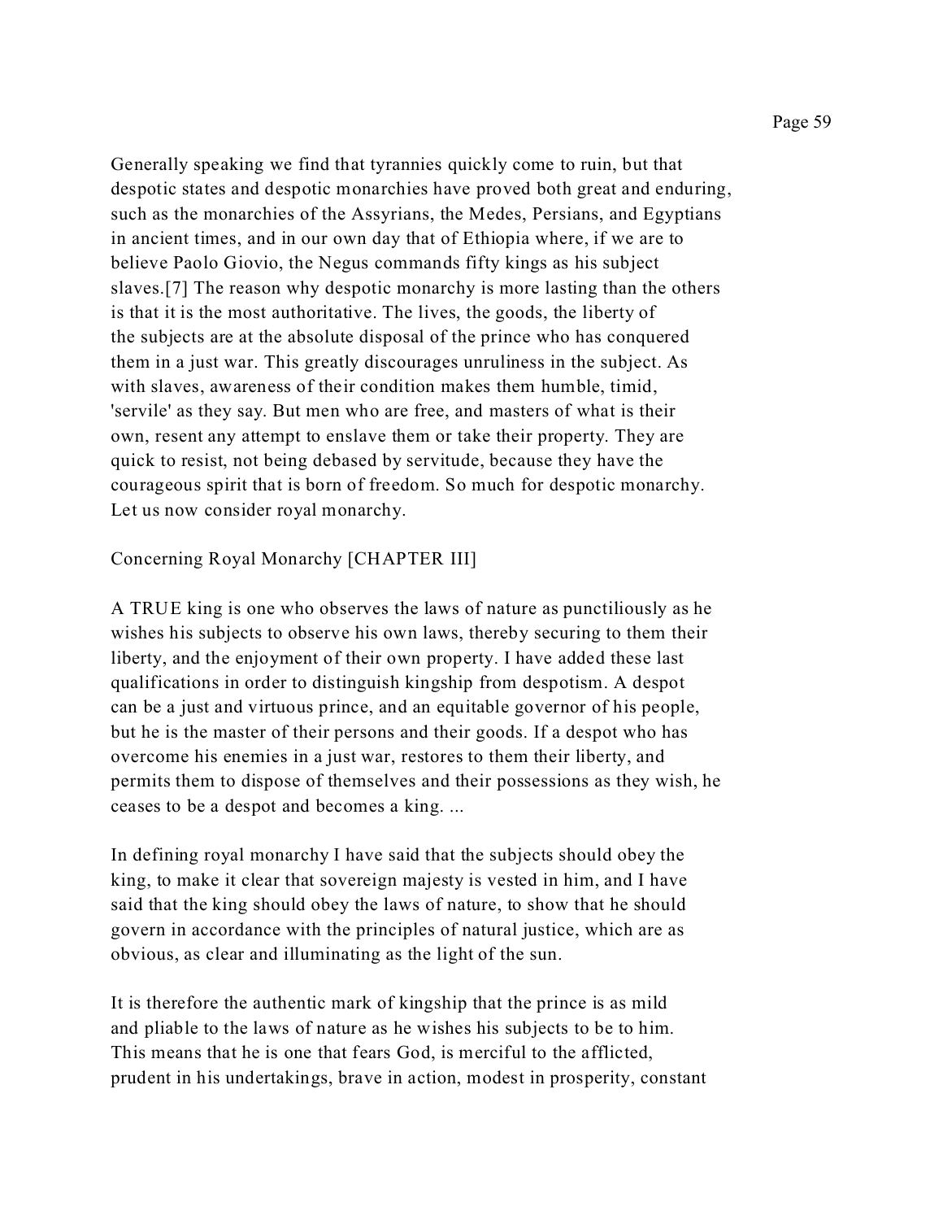Generally speaking we find that tyrannies quickly come to ruin, but that despotic states and despotic monarchies have proved both great and enduring, such as the monarchies of the Assyrians, the Medes, Persians, and Egyptians in ancient times, and in our own day that of Ethiopia where, if we are to believe Paolo Giovio, the Negus commands fifty kings as his subject slaves.[7] The reason why despotic monarchy is more lasting than the others is that it is the most authoritative. The lives, the goods, the liberty of the subjects are at the absolute disposal of the prince who has conquered them in a just war. This greatly discourages unruliness in the subject. As with slaves, awareness of their condition makes them humble, timid, 'servile' as they say. But men who are free, and masters of what is their own, resent any attempt to enslave them or take their property. They are quick to resist, not being debased by servitude, because they have the courageous spirit that is born of freedom. So much for despotic monarchy. Let us now consider royal monarchy.

## Concerning Royal Monarchy [CHAPTER III]

A TRUE king is one who observes the laws of nature as punctiliously as he wishes his subjects to observe his own laws, thereby securing to them their liberty, and the enjoyment of their own property. I have added these last qualifications in order to distinguish kingship from despotism. A despot can be a just and virtuous prince, and an equitable governor of his people, but he is the master of their persons and their goods. If a despot who has overcome his enemies in a just war, restores to them their liberty, and permits them to dispose of themselves and their possessions as they wish, he ceases to be a despot and becomes a king. ...

In defining royal monarchy I have said that the subjects should obey the king, to make it clear that sovereign majesty is vested in him, and I have said that the king should obey the laws of nature, to show that he should govern in accordance with the principles of natural justice, which are as obvious, as clear and illuminating as the light of the sun.

It is therefore the authentic mark of kingship that the prince is as mild and pliable to the laws of nature as he wishes his subjects to be to him. This means that he is one that fears God, is merciful to the afflicted, prudent in his undertakings, brave in action, modest in prosperity, constant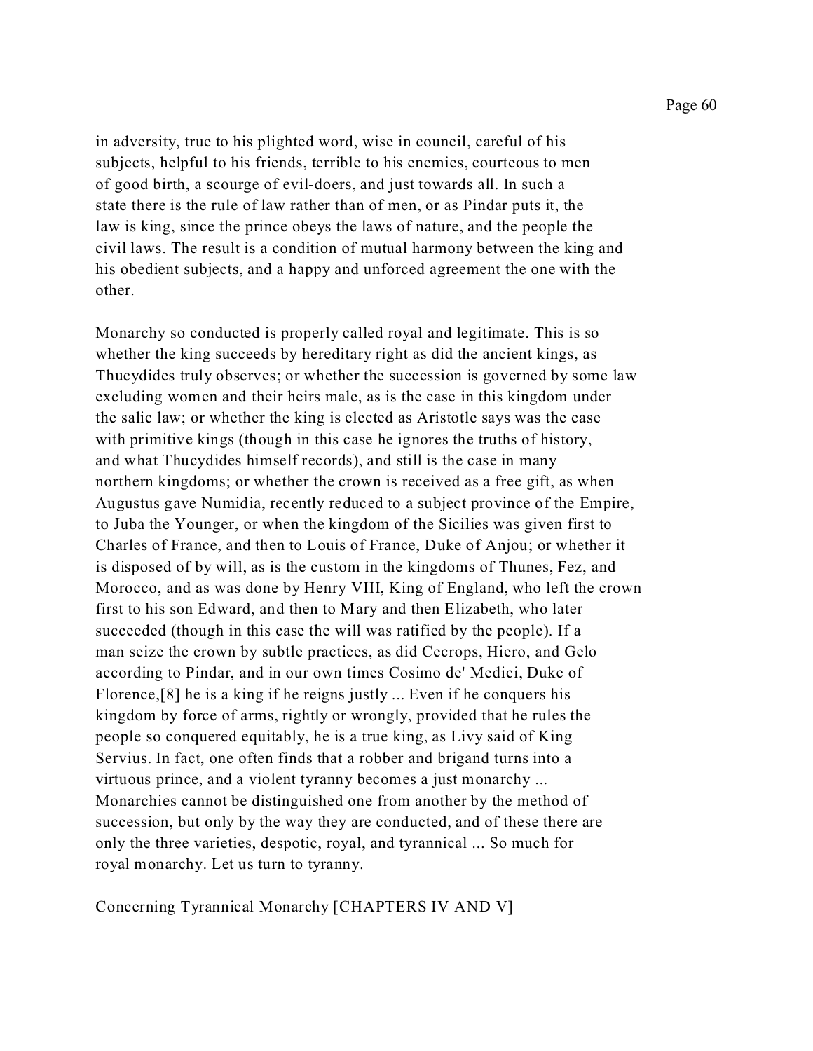in adversity, true to his plighted word, wise in council, careful of his subjects, helpful to his friends, terrible to his enemies, courteous to men of good birth, a scourge of evil-doers, and just towards all. In such a state there is the rule of law rather than of men, or as Pindar puts it, the law is king, since the prince obeys the laws of nature, and the people the civil laws. The result is a condition of mutual harmony between the king and his obedient subjects, and a happy and unforced agreement the one with the other.

Monarchy so conducted is properly called royal and legitimate. This is so whether the king succeeds by hereditary right as did the ancient kings, as Thucydides truly observes; or whether the succession is governed by some law excluding women and their heirs male, as is the case in this kingdom under the salic law; or whether the king is elected as Aristotle says was the case with primitive kings (though in this case he ignores the truths of history, and what Thucydides himself records), and still is the case in many northern kingdoms; or whether the crown is received as a free gift, as when Augustus gave Numidia, recently reduced to a subject province of the Empire, to Juba the Younger, or when the kingdom of the Sicilies was given first to Charles of France, and then to Louis of France, Duke of Anjou; or whether it is disposed of by will, as is the custom in the kingdoms of Thunes, Fez, and Morocco, and as was done by Henry VIII, King of England, who left the crown first to his son Edward, and then to Mary and then Elizabeth, who later succeeded (though in this case the will was ratified by the people). If a man seize the crown by subtle practices, as did Cecrops, Hiero, and Gelo according to Pindar, and in our own times Cosimo de' Medici, Duke of Florence,[8] he is a king if he reigns justly ... Even if he conquers his kingdom by force of arms, rightly or wrongly, provided that he rules the people so conquered equitably, he is a true king, as Livy said of King Servius. In fact, one often finds that a robber and brigand turns into a virtuous prince, and a violent tyranny becomes a just monarchy ... Monarchies cannot be distinguished one from another by the method of succession, but only by the way they are conducted, and of these there are only the three varieties, despotic, royal, and tyrannical ... So much for royal monarchy. Let us turn to tyranny.

## Concerning Tyrannical Monarchy [CHAPTERS IV AND V]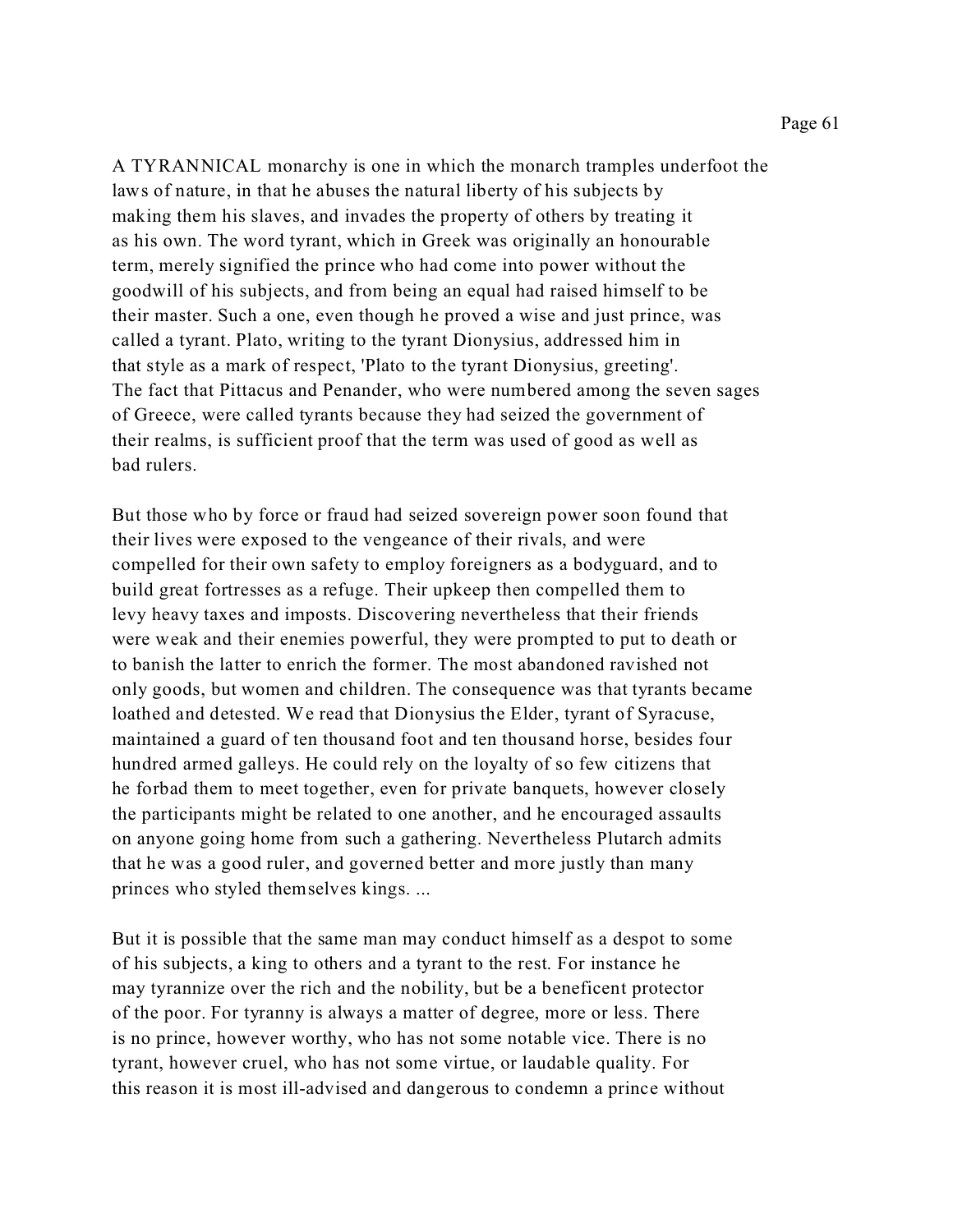A TYRANNICAL monarchy is one in which the monarch tramples underfoot the laws of nature, in that he abuses the natural liberty of his subjects by making them his slaves, and invades the property of others by treating it as his own. The word tyrant, which in Greek was originally an honourable term, merely signified the prince who had come into power without the goodwill of his subjects, and from being an equal had raised himself to be their master. Such a one, even though he proved a wise and just prince, was called a tyrant. Plato, writing to the tyrant Dionysius, addressed him in that style as a mark of respect, 'Plato to the tyrant Dionysius, greeting'. The fact that Pittacus and Penander, who were numbered among the seven sages of Greece, were called tyrants because they had seized the government of their realms, is sufficient proof that the term was used of good as well as bad rulers.

But those who by force or fraud had seized sovereign power soon found that their lives were exposed to the vengeance of their rivals, and were compelled for their own safety to employ foreigners as a bodyguard, and to build great fortresses as a refuge. Their upkeep then compelled them to levy heavy taxes and imposts. Discovering nevertheless that their friends were weak and their enemies powerful, they were prompted to put to death or to banish the latter to enrich the former. The most abandoned ravished not only goods, but women and children. The consequence was that tyrants became loathed and detested. We read that Dionysius the Elder, tyrant of Syracuse, maintained a guard of ten thousand foot and ten thousand horse, besides four hundred armed galleys. He could rely on the loyalty of so few citizens that he forbad them to meet together, even for private banquets, however closely the participants might be related to one another, and he encouraged assaults on anyone going home from such a gathering. Nevertheless Plutarch admits that he was a good ruler, and governed better and more justly than many princes who styled themselves kings. ...

But it is possible that the same man may conduct himself as a despot to some of his subjects, a king to others and a tyrant to the rest. For instance he may tyrannize over the rich and the nobility, but be a beneficent protector of the poor. For tyranny is always a matter of degree, more or less. There is no prince, however worthy, who has not some notable vice. There is no tyrant, however cruel, who has not some virtue, or laudable quality. For this reason it is most ill-advised and dangerous to condemn a prince without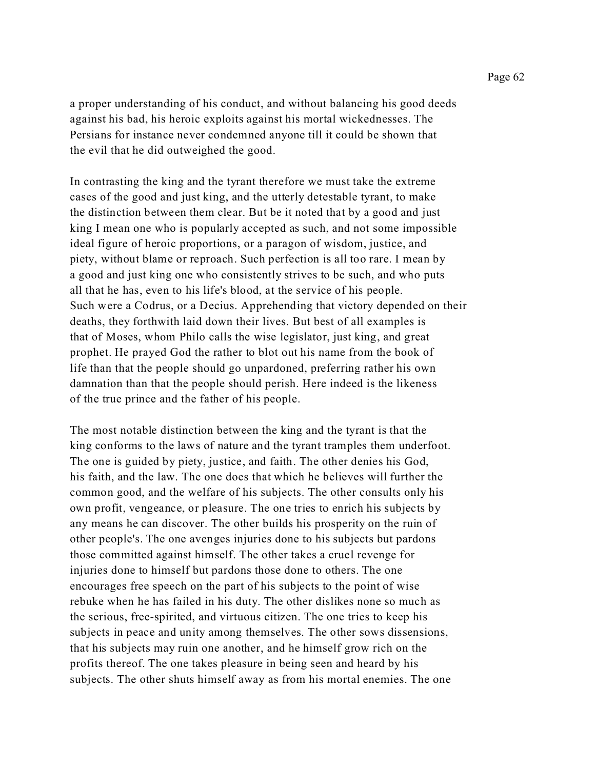a proper understanding of his conduct, and without balancing his good deeds against his bad, his heroic exploits against his mortal wickednesses. The Persians for instance never condemned anyone till it could be shown that the evil that he did outweighed the good.

In contrasting the king and the tyrant therefore we must take the extreme cases of the good and just king, and the utterly detestable tyrant, to make the distinction between them clear. But be it noted that by a good and just king I mean one who is popularly accepted as such, and not some impossible ideal figure of heroic proportions, or a paragon of wisdom, justice, and piety, without blame or reproach. Such perfection is all too rare. I mean by a good and just king one who consistently strives to be such, and who puts all that he has, even to his life's blood, at the service of his people. Such were a Codrus, or a Decius. Apprehending that victory depended on their deaths, they forthwith laid down their lives. But best of all examples is that of Moses, whom Philo calls the wise legislator, just king, and great prophet. He prayed God the rather to blot out his name from the book of life than that the people should go unpardoned, preferring rather his own damnation than that the people should perish. Here indeed is the likeness of the true prince and the father of his people.

The most notable distinction between the king and the tyrant is that the king conforms to the laws of nature and the tyrant tramples them underfoot. The one is guided by piety, justice, and faith. The other denies his God, his faith, and the law. The one does that which he believes will further the common good, and the welfare of his subjects. The other consults only his own profit, vengeance, or pleasure. The one tries to enrich his subjects by any means he can discover. The other builds his prosperity on the ruin of other people's. The one avenges injuries done to his subjects but pardons those committed against himself. The other takes a cruel revenge for injuries done to himself but pardons those done to others. The one encourages free speech on the part of his subjects to the point of wise rebuke when he has failed in his duty. The other dislikes none so much as the serious, free-spirited, and virtuous citizen. The one tries to keep his subjects in peace and unity among themselves. The other sows dissensions, that his subjects may ruin one another, and he himself grow rich on the profits thereof. The one takes pleasure in being seen and heard by his subjects. The other shuts himself away as from his mortal enemies. The one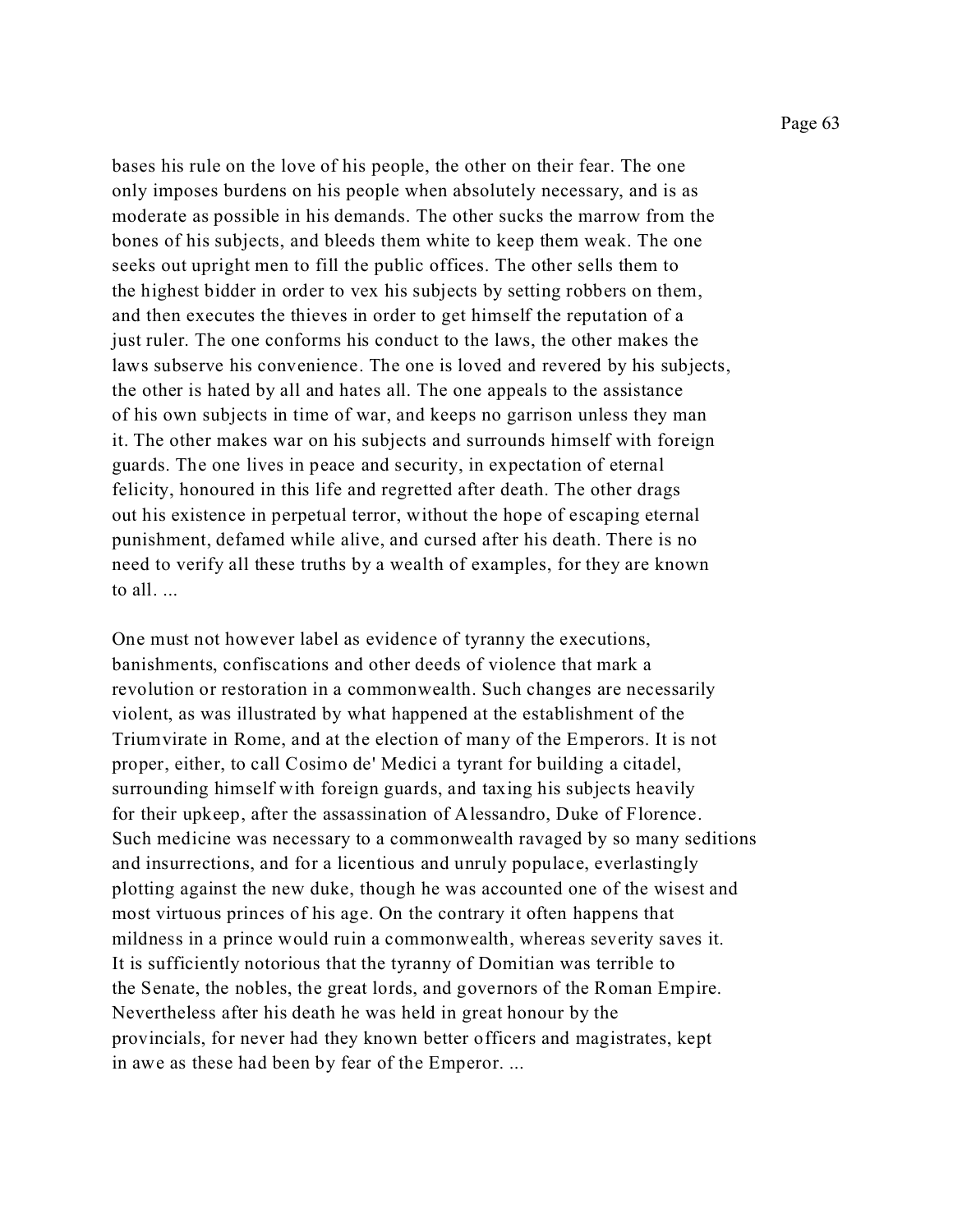bases his rule on the love of his people, the other on their fear. The one only imposes burdens on his people when absolutely necessary, and is as moderate as possible in his demands. The other sucks the marrow from the bones of his subjects, and bleeds them white to keep them weak. The one seeks out upright men to fill the public offices. The other sells them to the highest bidder in order to vex his subjects by setting robbers on them, and then executes the thieves in order to get himself the reputation of a just ruler. The one conforms his conduct to the laws, the other makes the laws subserve his convenience. The one is loved and revered by his subjects, the other is hated by all and hates all. The one appeals to the assistance of his own subjects in time of war, and keeps no garrison unless they man it. The other makes war on his subjects and surrounds himself with foreign guards. The one lives in peace and security, in expectation of eternal felicity, honoured in this life and regretted after death. The other drags out his existence in perpetual terror, without the hope of escaping eternal punishment, defamed while alive, and cursed after his death. There is no need to verify all these truths by a wealth of examples, for they are known to all. ...

One must not however label as evidence of tyranny the executions, banishments, confiscations and other deeds of violence that mark a revolution or restoration in a commonwealth. Such changes are necessarily violent, as was illustrated by what happened at the establishment of the Triumvirate in Rome, and at the election of many of the Emperors. It is not proper, either, to call Cosimo de' Medici a tyrant for building a citadel, surrounding himself with foreign guards, and taxing his subjects heavily for their upkeep, after the assassination of Alessandro, Duke of Florence. Such medicine was necessary to a commonwealth ravaged by so many seditions and insurrections, and for a licentious and unruly populace, everlastingly plotting against the new duke, though he was accounted one of the wisest and most virtuous princes of his age. On the contrary it often happens that mildness in a prince would ruin a commonwealth, whereas severity saves it. It is sufficiently notorious that the tyranny of Domitian was terrible to the Senate, the nobles, the great lords, and governors of the Roman Empire. Nevertheless after his death he was held in great honour by the provincials, for never had they known better officers and magistrates, kept in awe as these had been by fear of the Emperor. ...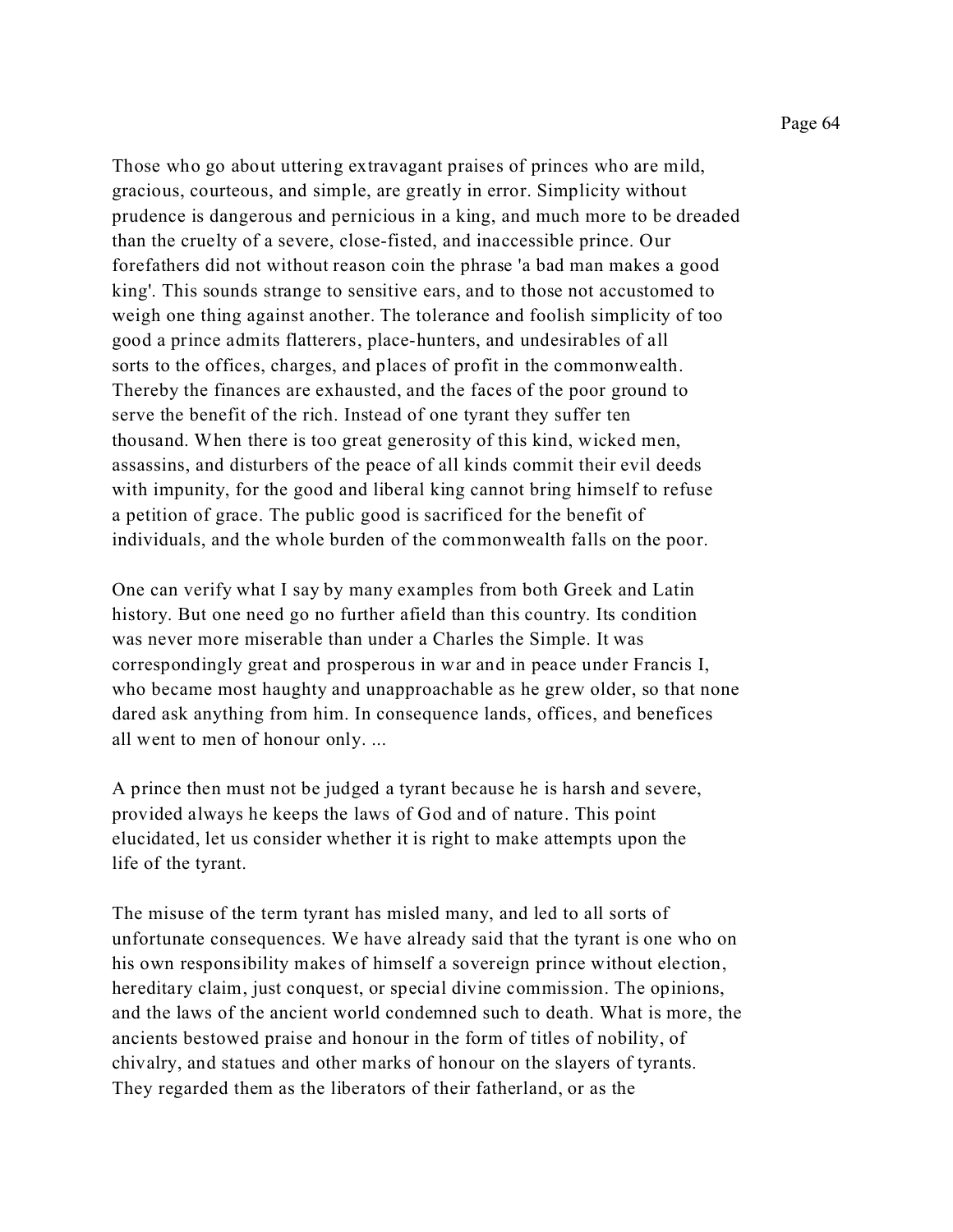Those who go about uttering extravagant praises of princes who are mild, gracious, courteous, and simple, are greatly in error. Simplicity without prudence is dangerous and pernicious in a king, and much more to be dreaded than the cruelty of a severe, close-fisted, and inaccessible prince. Our forefathers did not without reason coin the phrase 'a bad man makes a good king'. This sounds strange to sensitive ears, and to those not accustomed to weigh one thing against another. The tolerance and foolish simplicity of too good a prince admits flatterers, place-hunters, and undesirables of all sorts to the offices, charges, and places of profit in the commonwealth. Thereby the finances are exhausted, and the faces of the poor ground to serve the benefit of the rich. Instead of one tyrant they suffer ten thousand. When there is too great generosity of this kind, wicked men, assassins, and disturbers of the peace of all kinds commit their evil deeds with impunity, for the good and liberal king cannot bring himself to refuse a petition of grace. The public good is sacrificed for the benefit of individuals, and the whole burden of the commonwealth falls on the poor.

One can verify what I say by many examples from both Greek and Latin history. But one need go no further afield than this country. Its condition was never more miserable than under a Charles the Simple. It was correspondingly great and prosperous in war and in peace under Francis I, who became most haughty and unapproachable as he grew older, so that none dared ask anything from him. In consequence lands, offices, and benefices all went to men of honour only. ...

A prince then must not be judged a tyrant because he is harsh and severe, provided always he keeps the laws of God and of nature. This point elucidated, let us consider whether it is right to make attempts upon the life of the tyrant.

The misuse of the term tyrant has misled many, and led to all sorts of unfortunate consequences. We have already said that the tyrant is one who on his own responsibility makes of himself a sovereign prince without election, hereditary claim, just conquest, or special divine commission. The opinions, and the laws of the ancient world condemned such to death. What is more, the ancients bestowed praise and honour in the form of titles of nobility, of chivalry, and statues and other marks of honour on the slayers of tyrants. They regarded them as the liberators of their fatherland, or as the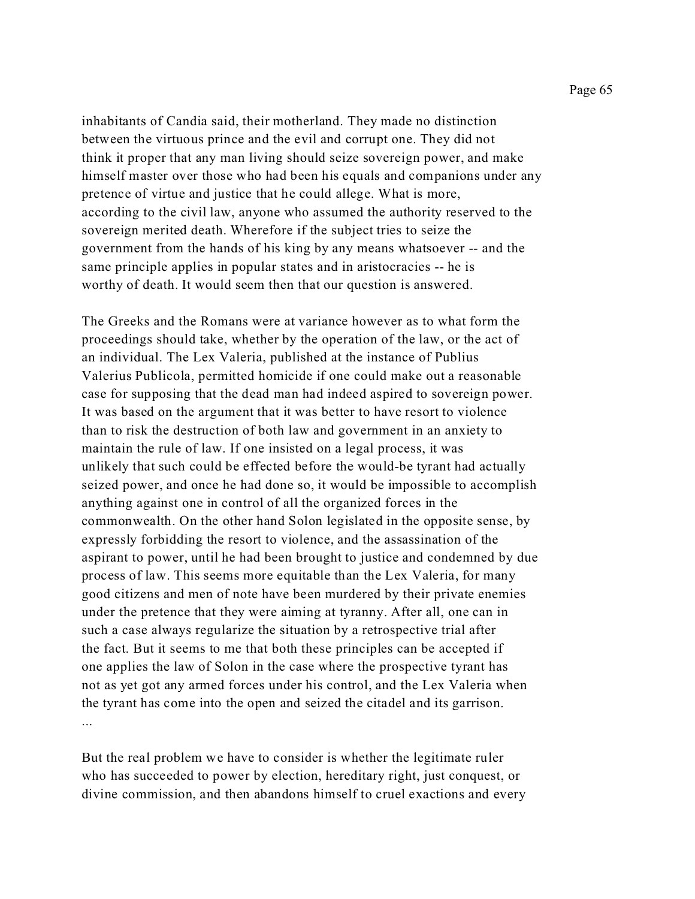inhabitants of Candia said, their motherland. They made no distinction between the virtuous prince and the evil and corrupt one. They did not think it proper that any man living should seize sovereign power, and make himself master over those who had been his equals and companions under any pretence of virtue and justice that he could allege. What is more, according to the civil law, anyone who assumed the authority reserved to the sovereign merited death. Wherefore if the subject tries to seize the government from the hands of his king by any means whatsoever -- and the same principle applies in popular states and in aristocracies -- he is worthy of death. It would seem then that our question is answered.

The Greeks and the Romans were at variance however as to what form the proceedings should take, whether by the operation of the law, or the act of an individual. The Lex Valeria, published at the instance of Publius Valerius Publicola, permitted homicide if one could make out a reasonable case for supposing that the dead man had indeed aspired to sovereign power. It was based on the argument that it was better to have resort to violence than to risk the destruction of both law and government in an anxiety to maintain the rule of law. If one insisted on a legal process, it was unlikely that such could be effected before the would-be tyrant had actually seized power, and once he had done so, it would be impossible to accomplish anything against one in control of all the organized forces in the commonwealth. On the other hand Solon legislated in the opposite sense, by expressly forbidding the resort to violence, and the assassination of the aspirant to power, until he had been brought to justice and condemned by due process of law. This seems more equitable than the Lex Valeria, for many good citizens and men of note have been murdered by their private enemies under the pretence that they were aiming at tyranny. After all, one can in such a case always regularize the situation by a retrospective trial after the fact. But it seems to me that both these principles can be accepted if one applies the law of Solon in the case where the prospective tyrant has not as yet got any armed forces under his control, and the Lex Valeria when the tyrant has come into the open and seized the citadel and its garrison.
...

But the real problem we have to consider is whether the legitimate ruler who has succeeded to power by election, hereditary right, just conquest, or divine commission, and then abandons himself to cruel exactions and every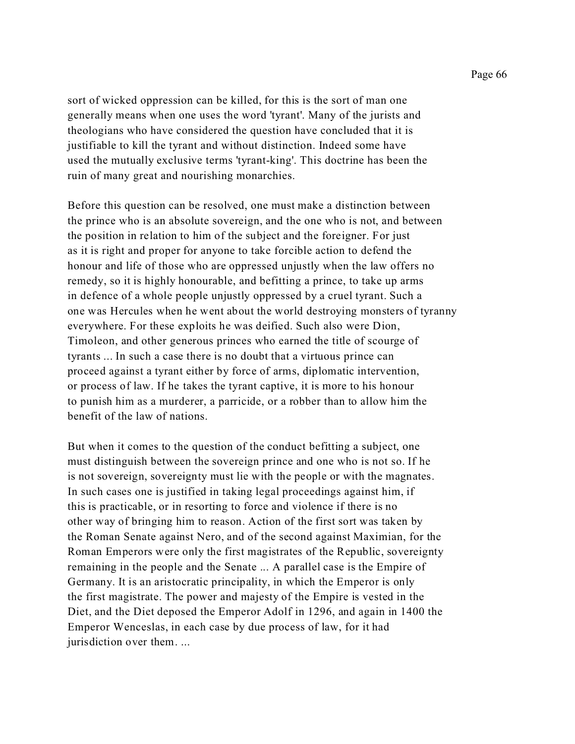sort of wicked oppression can be killed, for this is the sort of man one generally means when one uses the word 'tyrant'. Many of the jurists and theologians who have considered the question have concluded that it is justifiable to kill the tyrant and without distinction. Indeed some have used the mutually exclusive terms 'tyrant-king'. This doctrine has been the ruin of many great and nourishing monarchies.

Before this question can be resolved, one must make a distinction between the prince who is an absolute sovereign, and the one who is not, and between the position in relation to him of the subject and the foreigner. For just as it is right and proper for anyone to take forcible action to defend the honour and life of those who are oppressed unjustly when the law offers no remedy, so it is highly honourable, and befitting a prince, to take up arms in defence of a whole people unjustly oppressed by a cruel tyrant. Such a one was Hercules when he went about the world destroying monsters of tyranny everywhere. For these exploits he was deified. Such also were Dion, Timoleon, and other generous princes who earned the title of scourge of tyrants ... In such a case there is no doubt that a virtuous prince can proceed against a tyrant either by force of arms, diplomatic intervention, or process of law. If he takes the tyrant captive, it is more to his honour to punish him as a murderer, a parricide, or a robber than to allow him the benefit of the law of nations.

But when it comes to the question of the conduct befitting a subject, one must distinguish between the sovereign prince and one who is not so. If he is not sovereign, sovereignty must lie with the people or with the magnates. In such cases one is justified in taking legal proceedings against him, if this is practicable, or in resorting to force and violence if there is no other way of bringing him to reason. Action of the first sort was taken by the Roman Senate against Nero, and of the second against Maximian, for the Roman Emperors were only the first magistrates of the Republic, sovereignty remaining in the people and the Senate ... A parallel case is the Empire of Germany. It is an aristocratic principality, in which the Emperor is only the first magistrate. The power and majesty of the Empire is vested in the Diet, and the Diet deposed the Emperor Adolf in 1296, and again in 1400 the Emperor Wenceslas, in each case by due process of law, for it had jurisdiction over them. ...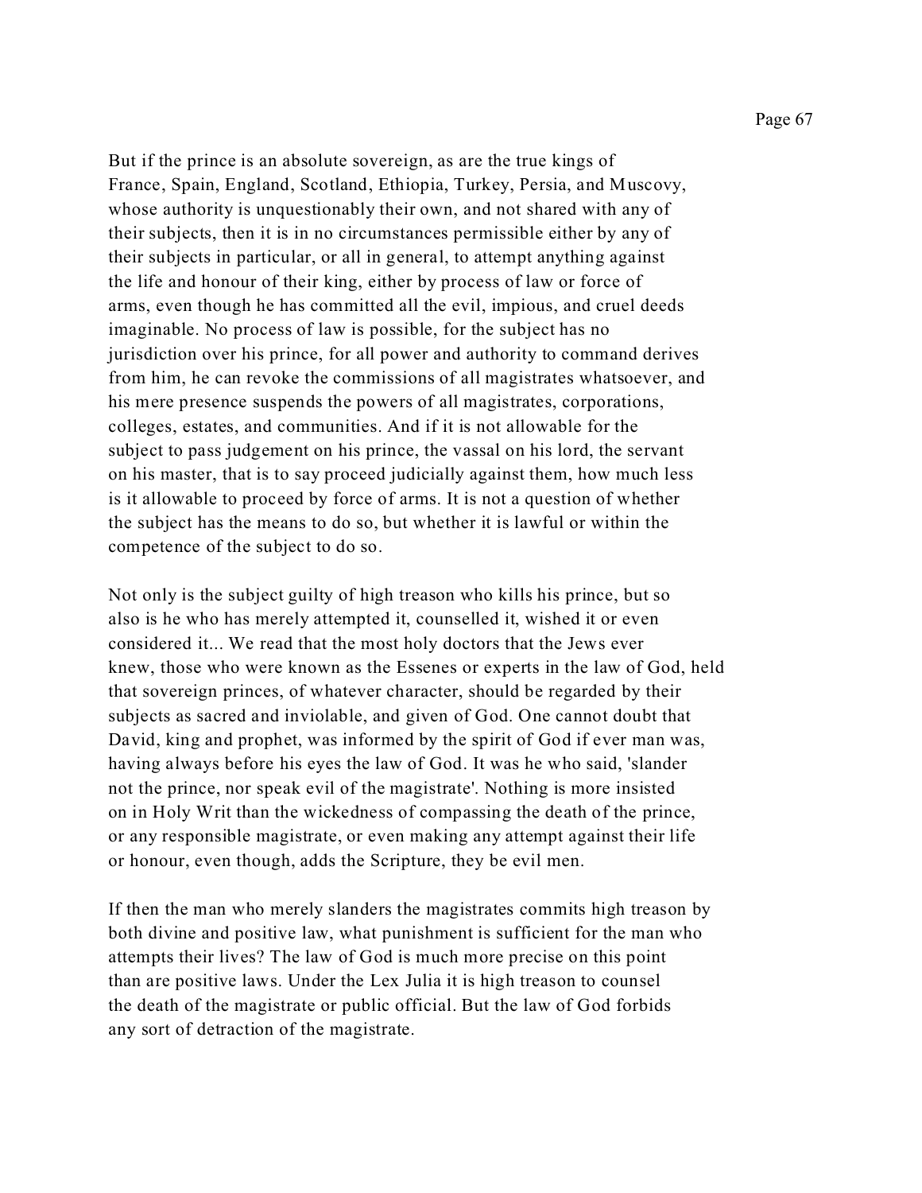But if the prince is an absolute sovereign, as are the true kings of France, Spain, England, Scotland, Ethiopia, Turkey, Persia, and Muscovy, whose authority is unquestionably their own, and not shared with any of their subjects, then it is in no circumstances permissible either by any of their subjects in particular, or all in general, to attempt anything against the life and honour of their king, either by process of law or force of arms, even though he has committed all the evil, impious, and cruel deeds imaginable. No process of law is possible, for the subject has no jurisdiction over his prince, for all power and authority to command derives from him, he can revoke the commissions of all magistrates whatsoever, and his mere presence suspends the powers of all magistrates, corporations, colleges, estates, and communities. And if it is not allowable for the subject to pass judgement on his prince, the vassal on his lord, the servant on his master, that is to say proceed judicially against them, how much less is it allowable to proceed by force of arms. It is not a question of whether the subject has the means to do so, but whether it is lawful or within the competence of the subject to do so.

Not only is the subject guilty of high treason who kills his prince, but so also is he who has merely attempted it, counselled it, wished it or even considered it... We read that the most holy doctors that the Jews ever knew, those who were known as the Essenes or experts in the law of God, held that sovereign princes, of whatever character, should be regarded by their subjects as sacred and inviolable, and given of God. One cannot doubt that David, king and prophet, was informed by the spirit of God if ever man was, having always before his eyes the law of God. It was he who said, 'slander not the prince, nor speak evil of the magistrate'. Nothing is more insisted on in Holy Writ than the wickedness of compassing the death of the prince, or any responsible magistrate, or even making any attempt against their life or honour, even though, adds the Scripture, they be evil men.

If then the man who merely slanders the magistrates commits high treason by both divine and positive law, what punishment is sufficient for the man who attempts their lives? The law of God is much more precise on this point than are positive laws. Under the Lex Julia it is high treason to counsel the death of the magistrate or public official. But the law of God forbids any sort of detraction of the magistrate.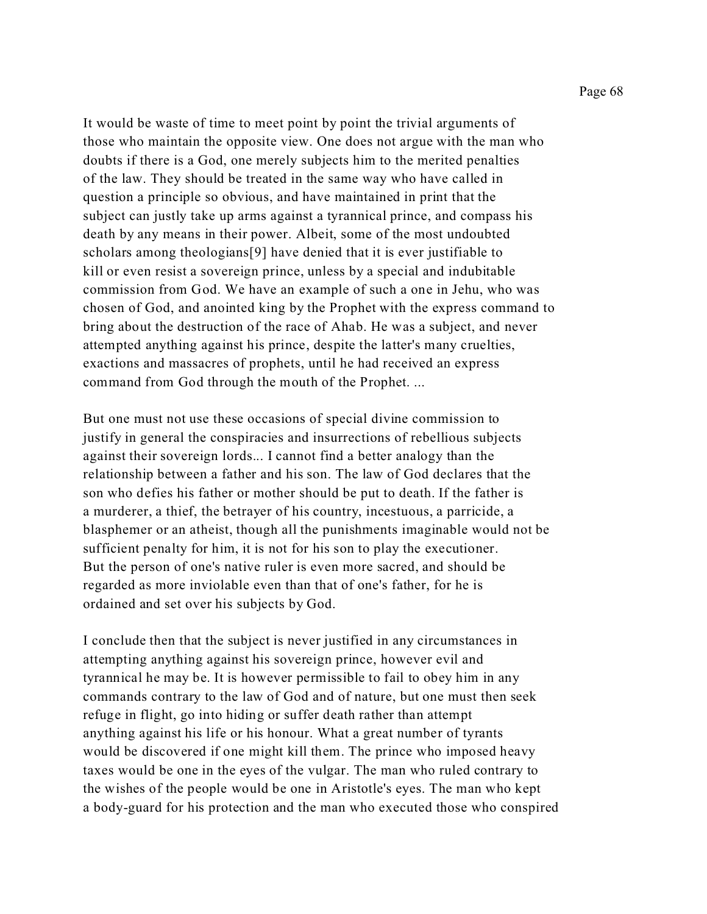It would be waste of time to meet point by point the trivial arguments of those who maintain the opposite view. One does not argue with the man who doubts if there is a God, one merely subjects him to the merited penalties of the law. They should be treated in the same way who have called in question a principle so obvious, and have maintained in print that the subject can justly take up arms against a tyrannical prince, and compass his death by any means in their power. Albeit, some of the most undoubted scholars among theologians[9] have denied that it is ever justifiable to kill or even resist a sovereign prince, unless by a special and indubitable commission from God. We have an example of such a one in Jehu, who was chosen of God, and anointed king by the Prophet with the express command to bring about the destruction of the race of Ahab. He was a subject, and never attempted anything against his prince, despite the latter's many cruelties, exactions and massacres of prophets, until he had received an express command from God through the mouth of the Prophet. ...

But one must not use these occasions of special divine commission to justify in general the conspiracies and insurrections of rebellious subjects against their sovereign lords... I cannot find a better analogy than the relationship between a father and his son. The law of God declares that the son who defies his father or mother should be put to death. If the father is a murderer, a thief, the betrayer of his country, incestuous, a parricide, a blasphemer or an atheist, though all the punishments imaginable would not be sufficient penalty for him, it is not for his son to play the executioner. But the person of one's native ruler is even more sacred, and should be regarded as more inviolable even than that of one's father, for he is ordained and set over his subjects by God.

I conclude then that the subject is never justified in any circumstances in attempting anything against his sovereign prince, however evil and tyrannical he may be. It is however permissible to fail to obey him in any commands contrary to the law of God and of nature, but one must then seek refuge in flight, go into hiding or suffer death rather than attempt anything against his life or his honour. What a great number of tyrants would be discovered if one might kill them. The prince who imposed heavy taxes would be one in the eyes of the vulgar. The man who ruled contrary to the wishes of the people would be one in Aristotle's eyes. The man who kept a body-guard for his protection and the man who executed those who conspired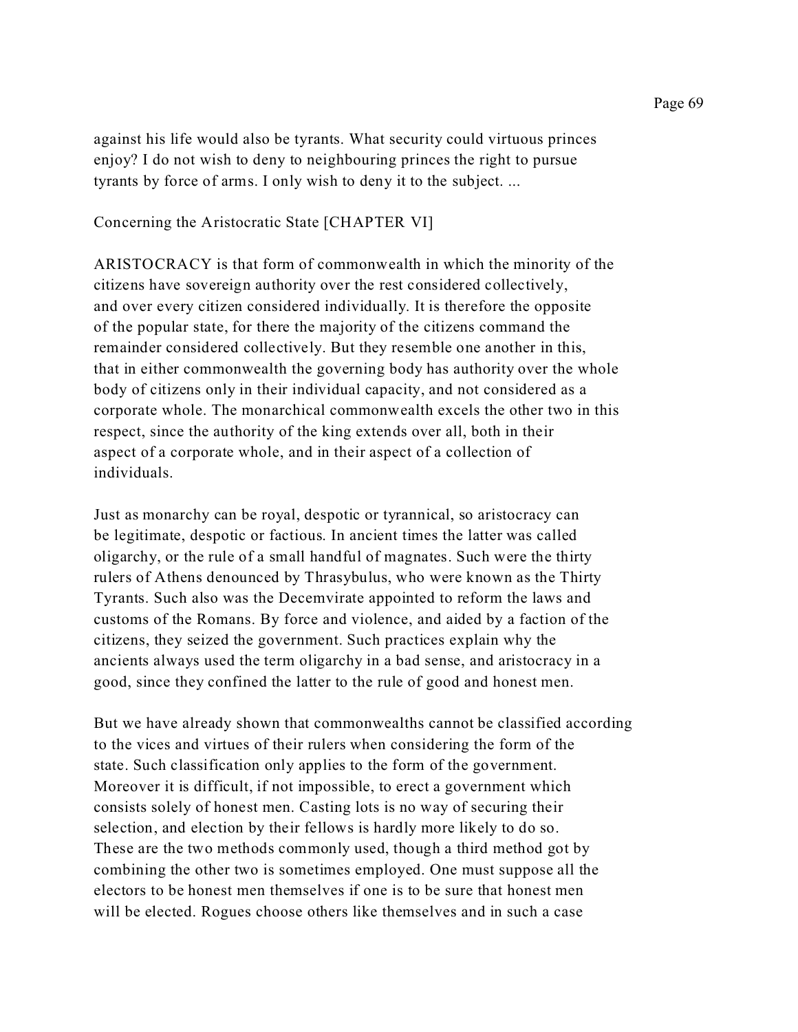against his life would also be tyrants. What security could virtuous princes enjoy? I do not wish to deny to neighbouring princes the right to pursue tyrants by force of arms. I only wish to deny it to the subject. ...

## Concerning the Aristocratic State [CHAPTER VI]

ARISTOCRACY is that form of commonwealth in which the minority of the citizens have sovereign authority over the rest considered collectively, and over every citizen considered individually. It is therefore the opposite of the popular state, for there the majority of the citizens command the remainder considered collectively. But they resemble one another in this, that in either commonwealth the governing body has authority over the whole body of citizens only in their individual capacity, and not considered as a corporate whole. The monarchical commonwealth excels the other two in this respect, since the authority of the king extends over all, both in their aspect of a corporate whole, and in their aspect of a collection of individuals.

Just as monarchy can be royal, despotic or tyrannical, so aristocracy can be legitimate, despotic or factious. In ancient times the latter was called oligarchy, or the rule of a small handful of magnates. Such were the thirty rulers of Athens denounced by Thrasybulus, who were known as the Thirty Tyrants. Such also was the Decemvirate appointed to reform the laws and customs of the Romans. By force and violence, and aided by a faction of the citizens, they seized the government. Such practices explain why the ancients always used the term oligarchy in a bad sense, and aristocracy in a good, since they confined the latter to the rule of good and honest men.

But we have already shown that commonwealths cannot be classified according to the vices and virtues of their rulers when considering the form of the state. Such classification only applies to the form of the government. Moreover it is difficult, if not impossible, to erect a government which consists solely of honest men. Casting lots is no way of securing their selection, and election by their fellows is hardly more likely to do so. These are the two methods commonly used, though a third method got by combining the other two is sometimes employed. One must suppose all the electors to be honest men themselves if one is to be sure that honest men will be elected. Rogues choose others like themselves and in such a case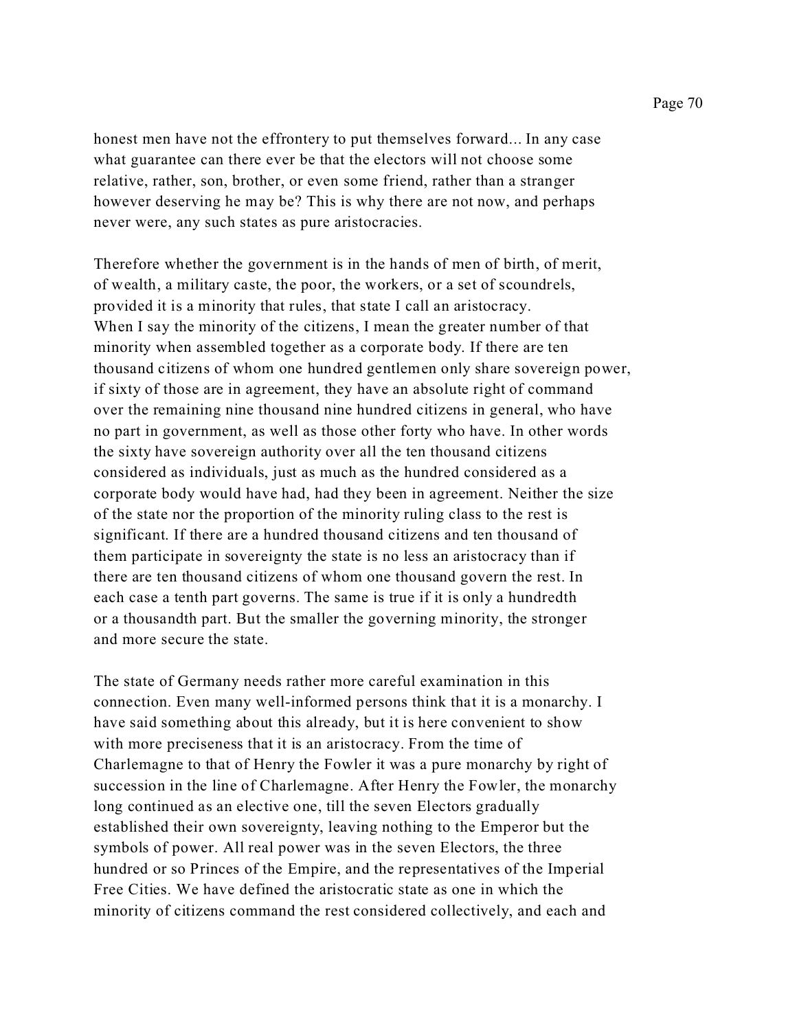honest men have not the effrontery to put themselves forward... In any case what guarantee can there ever be that the electors will not choose some relative, rather, son, brother, or even some friend, rather than a stranger however deserving he may be? This is why there are not now, and perhaps never were, any such states as pure aristocracies.

Therefore whether the government is in the hands of men of birth, of merit, of wealth, a military caste, the poor, the workers, or a set of scoundrels, provided it is a minority that rules, that state I call an aristocracy. When I say the minority of the citizens, I mean the greater number of that minority when assembled together as a corporate body. If there are ten thousand citizens of whom one hundred gentlemen only share sovereign power, if sixty of those are in agreement, they have an absolute right of command over the remaining nine thousand nine hundred citizens in general, who have no part in government, as well as those other forty who have. In other words the sixty have sovereign authority over all the ten thousand citizens considered as individuals, just as much as the hundred considered as a corporate body would have had, had they been in agreement. Neither the size of the state nor the proportion of the minority ruling class to the rest is significant. If there are a hundred thousand citizens and ten thousand of them participate in sovereignty the state is no less an aristocracy than if there are ten thousand citizens of whom one thousand govern the rest. In each case a tenth part governs. The same is true if it is only a hundredth or a thousandth part. But the smaller the governing minority, the stronger and more secure the state.

The state of Germany needs rather more careful examination in this connection. Even many well-informed persons think that it is a monarchy. I have said something about this already, but it is here convenient to show with more preciseness that it is an aristocracy. From the time of Charlemagne to that of Henry the Fowler it was a pure monarchy by right of succession in the line of Charlemagne. After Henry the Fowler, the monarchy long continued as an elective one, till the seven Electors gradually established their own sovereignty, leaving nothing to the Emperor but the symbols of power. All real power was in the seven Electors, the three hundred or so Princes of the Empire, and the representatives of the Imperial Free Cities. We have defined the aristocratic state as one in which the minority of citizens command the rest considered collectively, and each and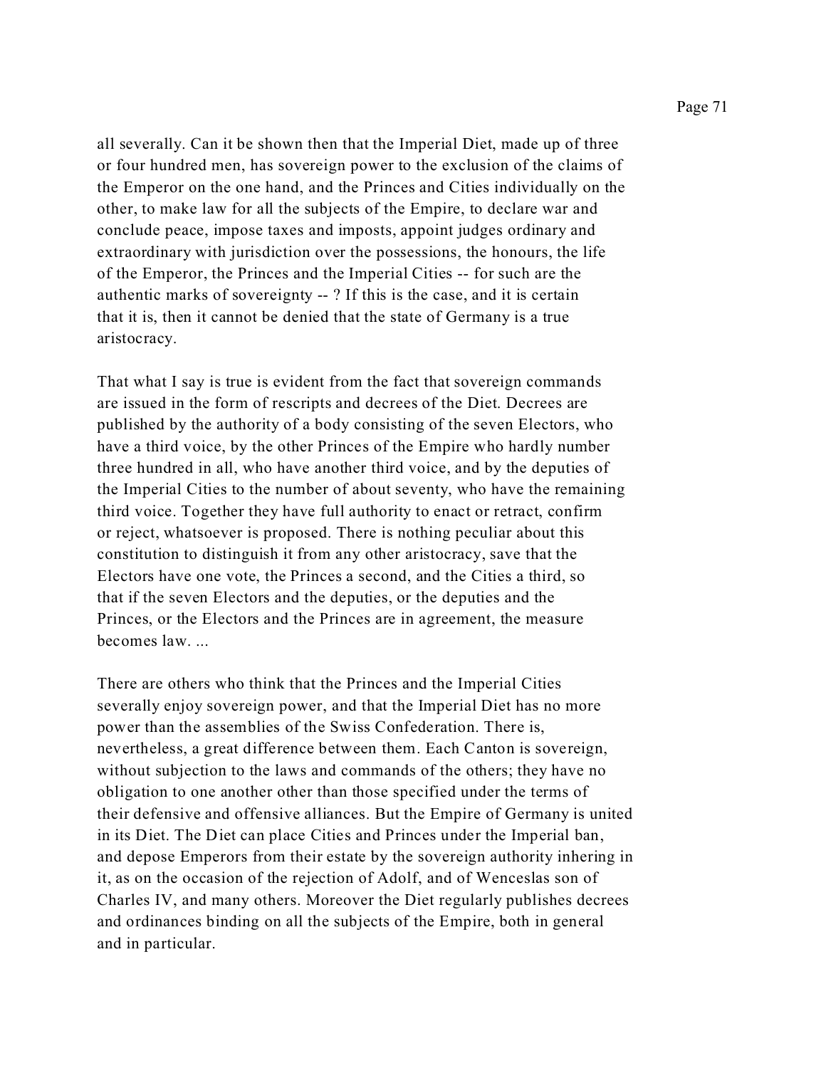all severally. Can it be shown then that the Imperial Diet, made up of three or four hundred men, has sovereign power to the exclusion of the claims of the Emperor on the one hand, and the Princes and Cities individually on the other, to make law for all the subjects of the Empire, to declare war and conclude peace, impose taxes and imposts, appoint judges ordinary and extraordinary with jurisdiction over the possessions, the honours, the life of the Emperor, the Princes and the Imperial Cities -- for such are the authentic marks of sovereignty -- ? If this is the case, and it is certain that it is, then it cannot be denied that the state of Germany is a true aristocracy.

That what I say is true is evident from the fact that sovereign commands are issued in the form of rescripts and decrees of the Diet. Decrees are published by the authority of a body consisting of the seven Electors, who have a third voice, by the other Princes of the Empire who hardly number three hundred in all, who have another third voice, and by the deputies of the Imperial Cities to the number of about seventy, who have the remaining third voice. Together they have full authority to enact or retract, confirm or reject, whatsoever is proposed. There is nothing peculiar about this constitution to distinguish it from any other aristocracy, save that the Electors have one vote, the Princes a second, and the Cities a third, so that if the seven Electors and the deputies, or the deputies and the Princes, or the Electors and the Princes are in agreement, the measure becomes law. ...

There are others who think that the Princes and the Imperial Cities severally enjoy sovereign power, and that the Imperial Diet has no more power than the assemblies of the Swiss Confederation. There is, nevertheless, a great difference between them. Each Canton is sovereign, without subjection to the laws and commands of the others; they have no obligation to one another other than those specified under the terms of their defensive and offensive alliances. But the Empire of Germany is united in its Diet. The Diet can place Cities and Princes under the Imperial ban, and depose Emperors from their estate by the sovereign authority inhering in it, as on the occasion of the rejection of Adolf, and of Wenceslas son of Charles IV, and many others. Moreover the Diet regularly publishes decrees and ordinances binding on all the subjects of the Empire, both in general and in particular.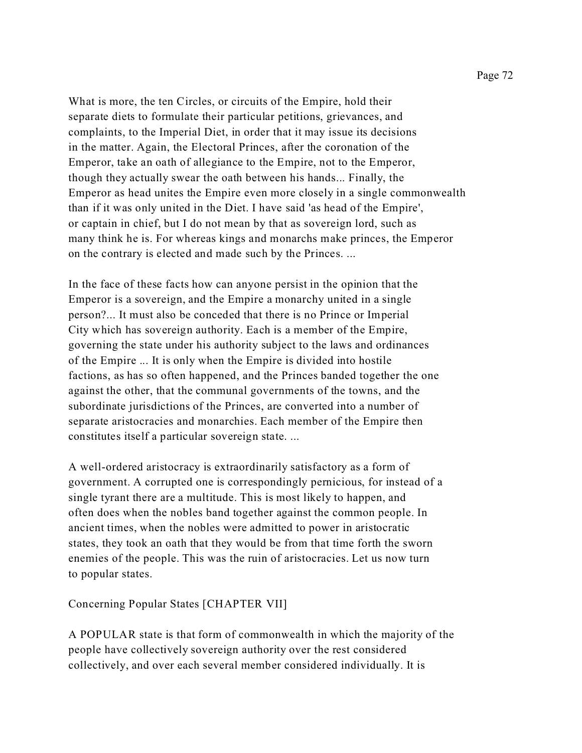What is more, the ten Circles, or circuits of the Empire, hold their separate diets to formulate their particular petitions, grievances, and complaints, to the Imperial Diet, in order that it may issue its decisions in the matter. Again, the Electoral Princes, after the coronation of the Emperor, take an oath of allegiance to the Empire, not to the Emperor, though they actually swear the oath between his hands... Finally, the Emperor as head unites the Empire even more closely in a single commonwealth than if it was only united in the Diet. I have said 'as head of the Empire', or captain in chief, but I do not mean by that as sovereign lord, such as many think he is. For whereas kings and monarchs make princes, the Emperor on the contrary is elected and made such by the Princes. ...

In the face of these facts how can anyone persist in the opinion that the Emperor is a sovereign, and the Empire a monarchy united in a single person?... It must also be conceded that there is no Prince or Imperial City which has sovereign authority. Each is a member of the Empire, governing the state under his authority subject to the laws and ordinances of the Empire ... It is only when the Empire is divided into hostile factions, as has so often happened, and the Princes banded together the one against the other, that the communal governments of the towns, and the subordinate jurisdictions of the Princes, are converted into a number of separate aristocracies and monarchies. Each member of the Empire then constitutes itself a particular sovereign state. ...

A well-ordered aristocracy is extraordinarily satisfactory as a form of government. A corrupted one is correspondingly pernicious, for instead of a single tyrant there are a multitude. This is most likely to happen, and often does when the nobles band together against the common people. In ancient times, when the nobles were admitted to power in aristocratic states, they took an oath that they would be from that time forth the sworn enemies of the people. This was the ruin of aristocracies. Let us now turn to popular states.

## Concerning Popular States [CHAPTER VII]

A POPULAR state is that form of commonwealth in which the majority of the people have collectively sovereign authority over the rest considered collectively, and over each several member considered individually. It is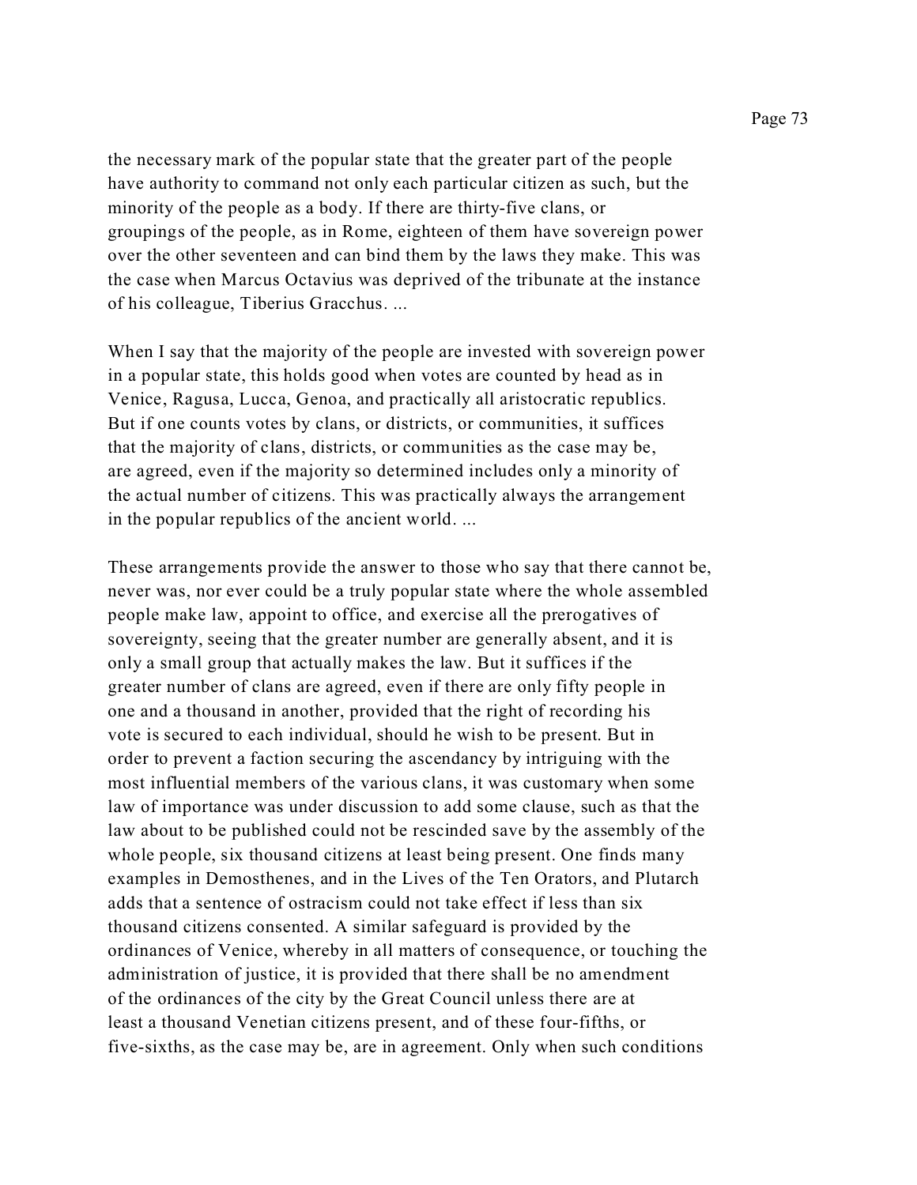the necessary mark of the popular state that the greater part of the people have authority to command not only each particular citizen as such, but the minority of the people as a body. If there are thirty-five clans, or groupings of the people, as in Rome, eighteen of them have sovereign power over the other seventeen and can bind them by the laws they make. This was the case when Marcus Octavius was deprived of the tribunate at the instance of his colleague, Tiberius Gracchus. ...

When I say that the majority of the people are invested with sovereign power in a popular state, this holds good when votes are counted by head as in Venice, Ragusa, Lucca, Genoa, and practically all aristocratic republics. But if one counts votes by clans, or districts, or communities, it suffices that the majority of clans, districts, or communities as the case may be, are agreed, even if the majority so determined includes only a minority of the actual number of citizens. This was practically always the arrangement in the popular republics of the ancient world. ...

These arrangements provide the answer to those who say that there cannot be, never was, nor ever could be a truly popular state where the whole assembled people make law, appoint to office, and exercise all the prerogatives of sovereignty, seeing that the greater number are generally absent, and it is only a small group that actually makes the law. But it suffices if the greater number of clans are agreed, even if there are only fifty people in one and a thousand in another, provided that the right of recording his vote is secured to each individual, should he wish to be present. But in order to prevent a faction securing the ascendancy by intriguing with the most influential members of the various clans, it was customary when some law of importance was under discussion to add some clause, such as that the law about to be published could not be rescinded save by the assembly of the whole people, six thousand citizens at least being present. One finds many examples in Demosthenes, and in the Lives of the Ten Orators, and Plutarch adds that a sentence of ostracism could not take effect if less than six thousand citizens consented. A similar safeguard is provided by the ordinances of Venice, whereby in all matters of consequence, or touching the administration of justice, it is provided that there shall be no amendment of the ordinances of the city by the Great Council unless there are at least a thousand Venetian citizens present, and of these four-fifths, or five-sixths, as the case may be, are in agreement. Only when such conditions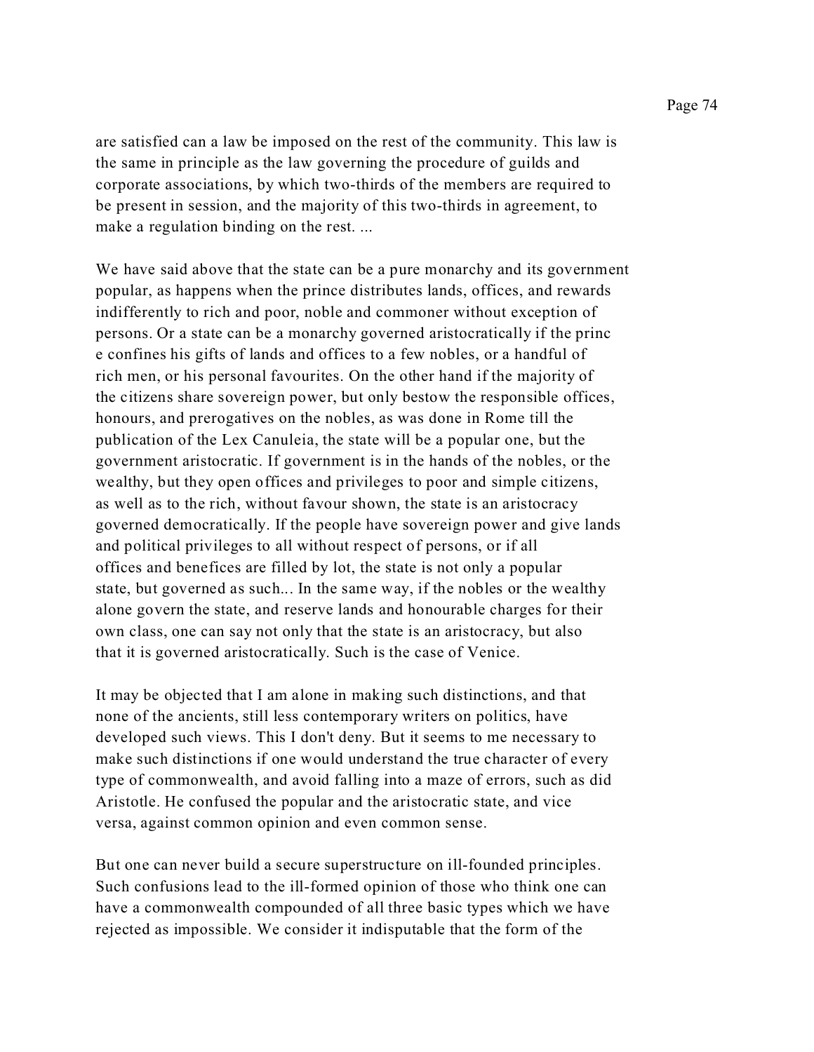are satisfied can a law be imposed on the rest of the community. This law is the same in principle as the law governing the procedure of guilds and corporate associations, by which two-thirds of the members are required to be present in session, and the majority of this two-thirds in agreement, to make a regulation binding on the rest. ...

We have said above that the state can be a pure monarchy and its government popular, as happens when the prince distributes lands, offices, and rewards indifferently to rich and poor, noble and commoner without exception of persons. Or a state can be a monarchy governed aristocratically if the princ e confines his gifts of lands and offices to a few nobles, or a handful of rich men, or his personal favourites. On the other hand if the majority of the citizens share sovereign power, but only bestow the responsible offices, honours, and prerogatives on the nobles, as was done in Rome till the publication of the Lex Canuleia, the state will be a popular one, but the government aristocratic. If government is in the hands of the nobles, or the wealthy, but they open offices and privileges to poor and simple citizens, as well as to the rich, without favour shown, the state is an aristocracy governed democratically. If the people have sovereign power and give lands and political privileges to all without respect of persons, or if all offices and benefices are filled by lot, the state is not only a popular state, but governed as such... In the same way, if the nobles or the wealthy alone govern the state, and reserve lands and honourable charges for their own class, one can say not only that the state is an aristocracy, but also that it is governed aristocratically. Such is the case of Venice.

It may be objected that I am alone in making such distinctions, and that none of the ancients, still less contemporary writers on politics, have developed such views. This I don't deny. But it seems to me necessary to make such distinctions if one would understand the true character of every type of commonwealth, and avoid falling into a maze of errors, such as did Aristotle. He confused the popular and the aristocratic state, and vice versa, against common opinion and even common sense.

But one can never build a secure superstructure on ill-founded principles. Such confusions lead to the ill-formed opinion of those who think one can have a commonwealth compounded of all three basic types which we have rejected as impossible. We consider it indisputable that the form of the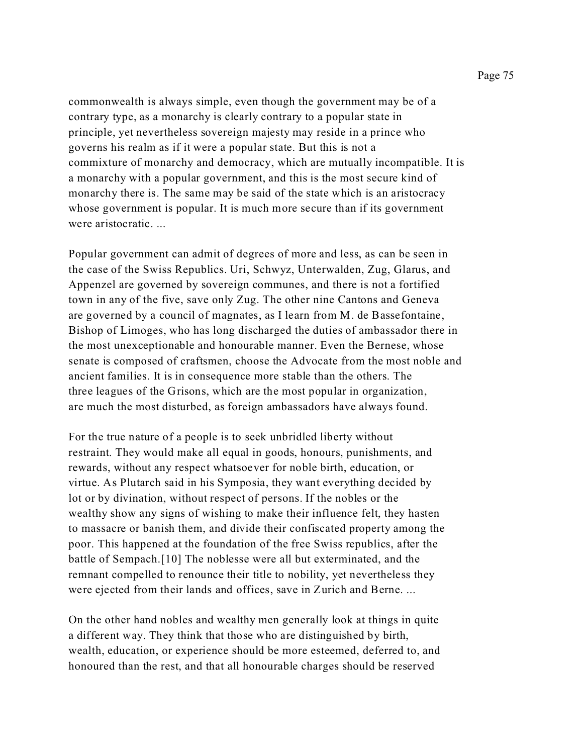commonwealth is always simple, even though the government may be of a contrary type, as a monarchy is clearly contrary to a popular state in principle, yet nevertheless sovereign majesty may reside in a prince who governs his realm as if it were a popular state. But this is not a commixture of monarchy and democracy, which are mutually incompatible. It is a monarchy with a popular government, and this is the most secure kind of monarchy there is. The same may be said of the state which is an aristocracy whose government is popular. It is much more secure than if its government were aristocratic. ...

Popular government can admit of degrees of more and less, as can be seen in the case of the Swiss Republics. Uri, Schwyz, Unterwalden, Zug, Glarus, and Appenzel are governed by sovereign communes, and there is not a fortified town in any of the five, save only Zug. The other nine Cantons and Geneva are governed by a council of magnates, as I learn from M. de Bassefontaine, Bishop of Limoges, who has long discharged the duties of ambassador there in the most unexceptionable and honourable manner. Even the Bernese, whose senate is composed of craftsmen, choose the Advocate from the most noble and ancient families. It is in consequence more stable than the others. The three leagues of the Grisons, which are the most popular in organization, are much the most disturbed, as foreign ambassadors have always found.

For the true nature of a people is to seek unbridled liberty without restraint. They would make all equal in goods, honours, punishments, and rewards, without any respect whatsoever for noble birth, education, or virtue. As Plutarch said in his Symposia, they want everything decided by lot or by divination, without respect of persons. If the nobles or the wealthy show any signs of wishing to make their influence felt, they hasten to massacre or banish them, and divide their confiscated property among the poor. This happened at the foundation of the free Swiss republics, after the battle of Sempach.[10] The noblesse were all but exterminated, and the remnant compelled to renounce their title to nobility, yet nevertheless they were ejected from their lands and offices, save in Zurich and Berne. ...

On the other hand nobles and wealthy men generally look at things in quite a different way. They think that those who are distinguished by birth, wealth, education, or experience should be more esteemed, deferred to, and honoured than the rest, and that all honourable charges should be reserved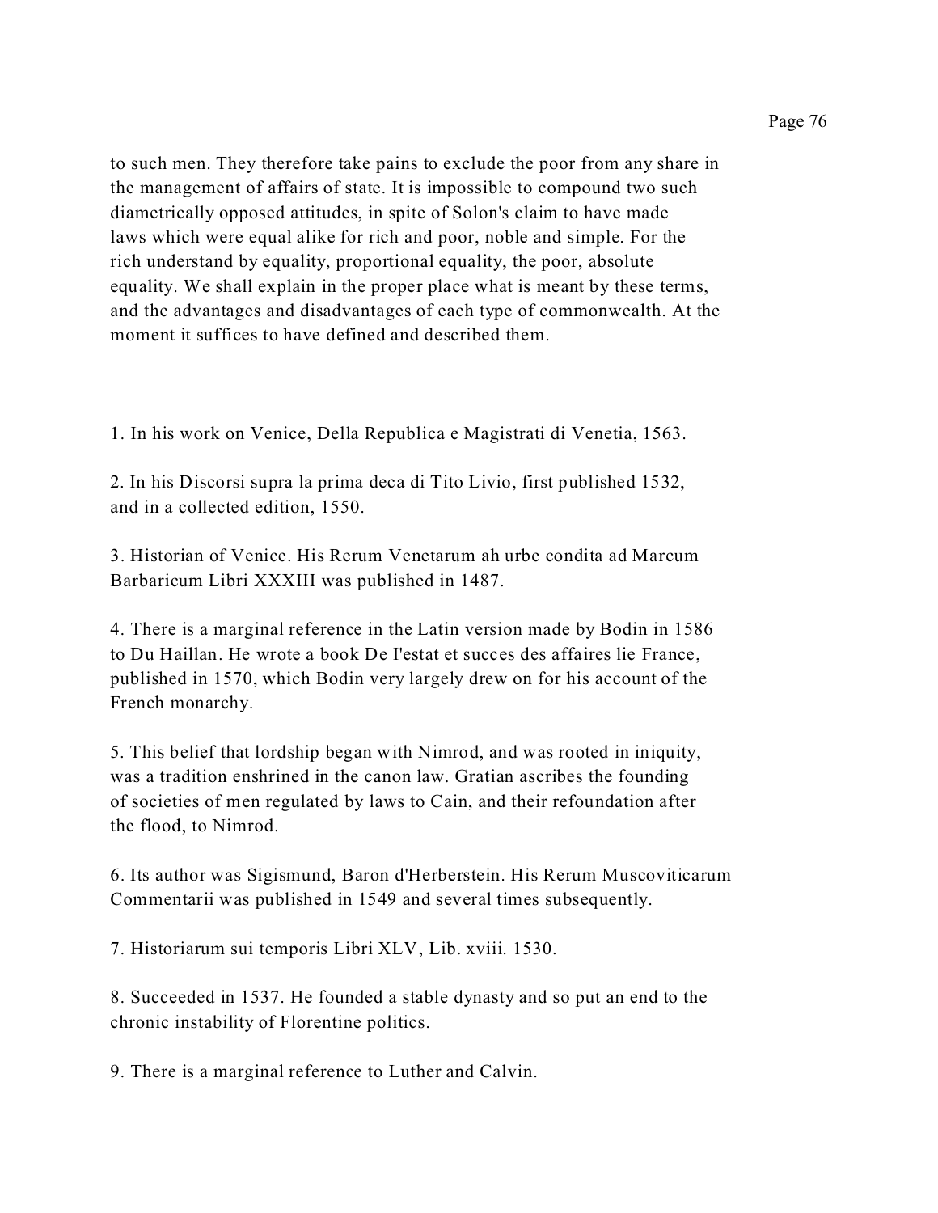to such men. They therefore take pains to exclude the poor from any share in the management of affairs of state. It is impossible to compound two such diametrically opposed attitudes, in spite of Solon's claim to have made laws which were equal alike for rich and poor, noble and simple. For the rich understand by equality, proportional equality, the poor, absolute equality. We shall explain in the proper place what is meant by these terms, and the advantages and disadvantages of each type of commonwealth. At the moment it suffices to have defined and described them.

1. In his work on Venice, Della Republica e Magistrati di Venetia, 1563.

2. In his Discorsi supra la prima deca di Tito Livio, first published 1532, and in a collected edition, 1550.

3. Historian of Venice. His Rerum Venetarum ah urbe condita ad Marcum Barbaricum Libri XXXIII was published in 1487.

4. There is a marginal reference in the Latin version made by Bodin in 1586 to Du Haillan. He wrote a book De I'estat et succes des affaires lie France, published in 1570, which Bodin very largely drew on for his account of the French monarchy.

5. This belief that lordship began with Nimrod, and was rooted in iniquity, was a tradition enshrined in the canon law. Gratian ascribes the founding of societies of men regulated by laws to Cain, and their refoundation after the flood, to Nimrod.

6. Its author was Sigismund, Baron d'Herberstein. His Rerum Muscoviticarum Commentarii was published in 1549 and several times subsequently.

7. Historiarum sui temporis Libri XLV, Lib. xviii. 1530.

8. Succeeded in 1537. He founded a stable dynasty and so put an end to the chronic instability of Florentine politics.

9. There is a marginal reference to Luther and Calvin.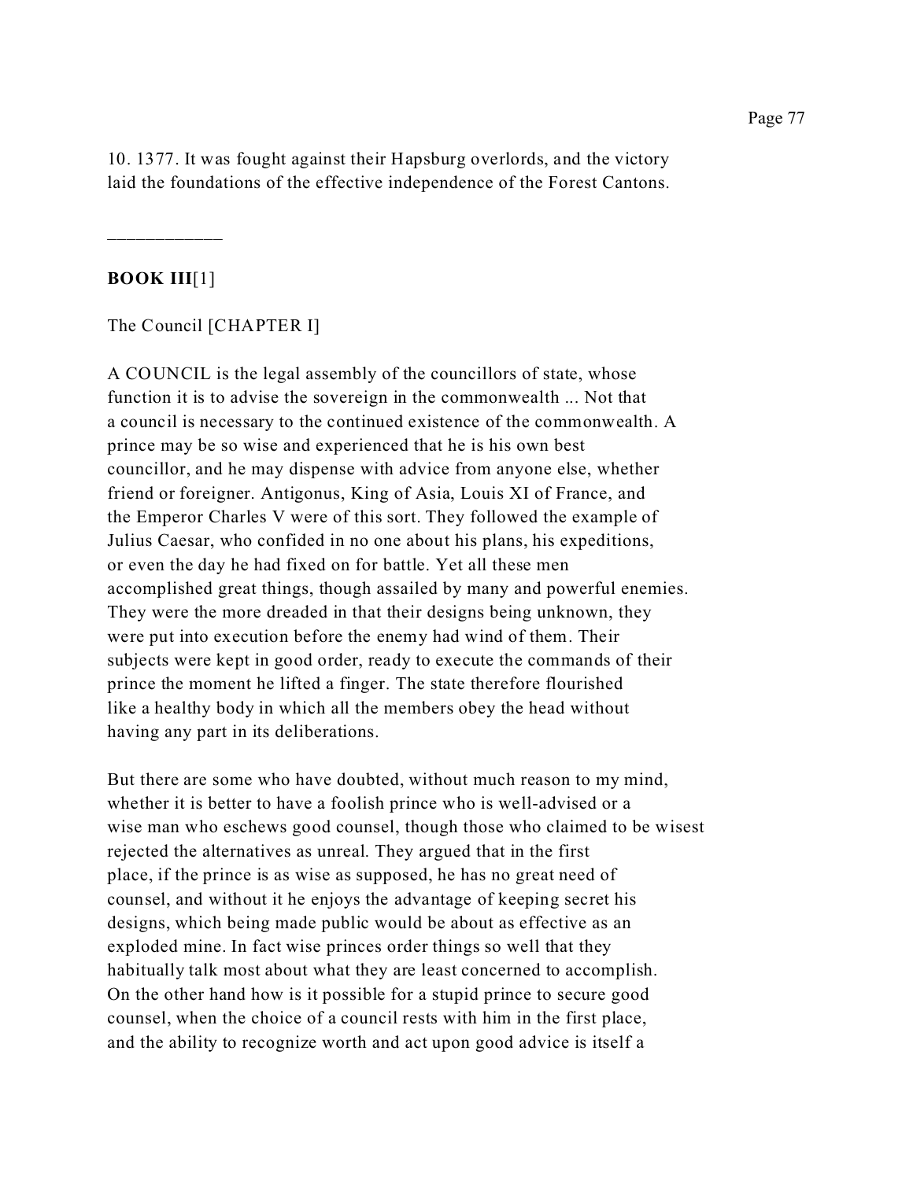10. 1377. It was fought against their Hapsburg overlords, and the victory laid the foundations of the effective independence of the Forest Cantons.

___________

## BOOK III[1]

The Council [CHAPTER I]

A COUNCIL is the legal assembly of the councillors of state, whose function it is to advise the sovereign in the commonwealth ... Not that a council is necessary to the continued existence of the commonwealth. A prince may be so wise and experienced that he is his own best councillor, and he may dispense with advice from anyone else, whether friend or foreigner. Antigonus, King of Asia, Louis XI of France, and the Emperor Charles V were of this sort. They followed the example of Julius Caesar, who confided in no one about his plans, his expeditions, or even the day he had fixed on for battle. Yet all these men accomplished great things, though assailed by many and powerful enemies. They were the more dreaded in that their designs being unknown, they were put into execution before the enemy had wind of them. Their subjects were kept in good order, ready to execute the commands of their prince the moment he lifted a finger. The state therefore flourished like a healthy body in which all the members obey the head without having any part in its deliberations.

But there are some who have doubted, without much reason to my mind, whether it is better to have a foolish prince who is well-advised or a wise man who eschews good counsel, though those who claimed to be wisest rejected the alternatives as unreal. They argued that in the first place, if the prince is as wise as supposed, he has no great need of counsel, and without it he enjoys the advantage of keeping secret his designs, which being made public would be about as effective as an exploded mine. In fact wise princes order things so well that they habitually talk most about what they are least concerned to accomplish. On the other hand how is it possible for a stupid prince to secure good counsel, when the choice of a council rests with him in the first place, and the ability to recognize worth and act upon good advice is itself a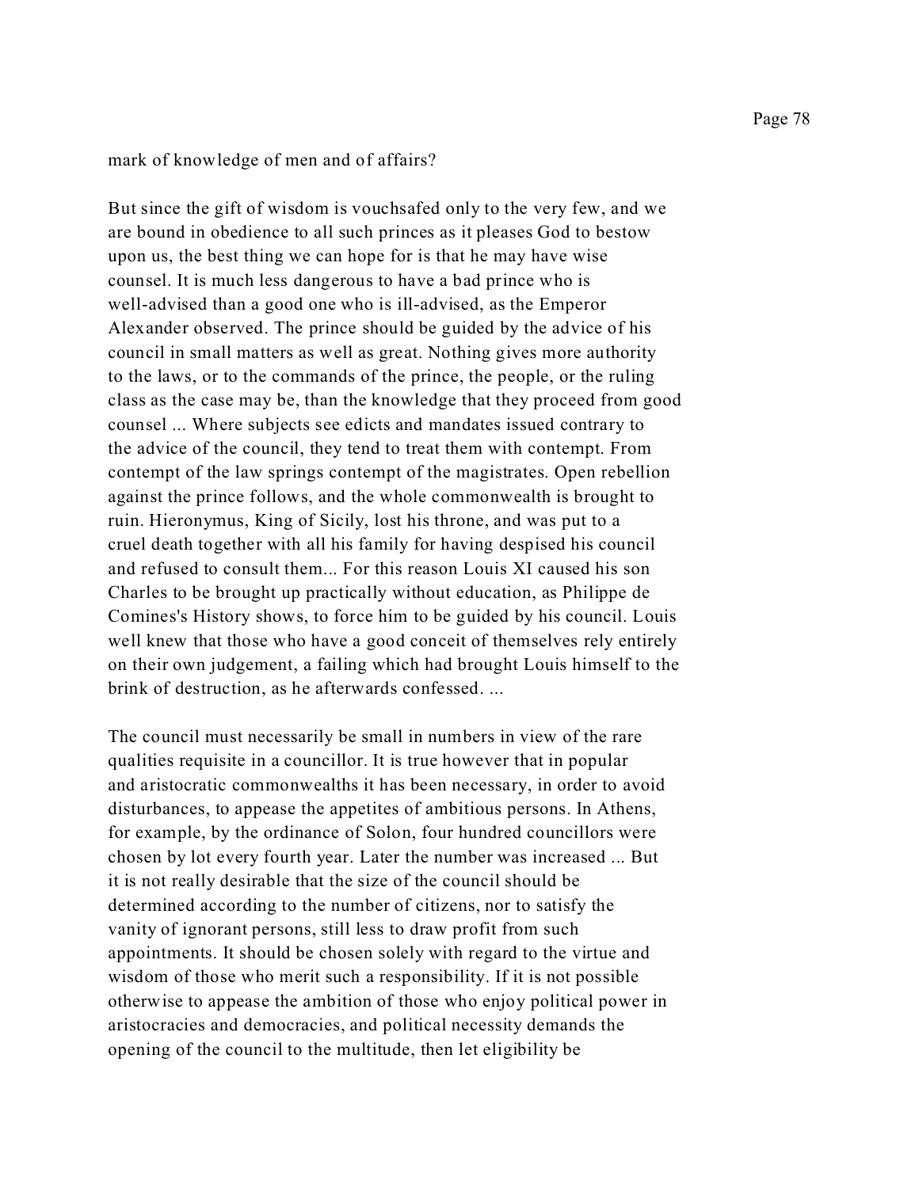mark of knowledge of men and of affairs?

But since the gift of wisdom is vouchsafed only to the very few, and we are bound in obedience to all such princes as it pleases God to bestow upon us, the best thing we can hope for is that he may have wise counsel. It is much less dangerous to have a bad prince who is well-advised than a good one who is ill-advised, as the Emperor Alexander observed. The prince should be guided by the advice of his council in small matters as well as great. Nothing gives more authority to the laws, or to the commands of the prince, the people, or the ruling class as the case may be, than the knowledge that they proceed from good counsel ... Where subjects see edicts and mandates issued contrary to the advice of the council, they tend to treat them with contempt. From contempt of the law springs contempt of the magistrates. Open rebellion against the prince follows, and the whole commonwealth is brought to ruin. Hieronymus, King of Sicily, lost his throne, and was put to a cruel death together with all his family for having despised his council and refused to consult them... For this reason Louis XI caused his son Charles to be brought up practically without education, as Philippe de Comines's History shows, to force him to be guided by his council. Louis well knew that those who have a good conceit of themselves rely entirely on their own judgement, a failing which had brought Louis himself to the brink of destruction, as he afterwards confessed. ...

The council must necessarily be small in numbers in view of the rare qualities requisite in a councillor. It is true however that in popular and aristocratic commonwealths it has been necessary, in order to avoid disturbances, to appease the appetites of ambitious persons. In Athens, for example, by the ordinance of Solon, four hundred councillors were chosen by lot every fourth year. Later the number was increased ... But it is not really desirable that the size of the council should be determined according to the number of citizens, nor to satisfy the vanity of ignorant persons, still less to draw profit from such appointments. It should be chosen solely with regard to the virtue and wisdom of those who merit such a responsibility. If it is not possible otherwise to appease the ambition of those who enjoy political power in aristocracies and democracies, and political necessity demands the opening of the council to the multitude, then let eligibility be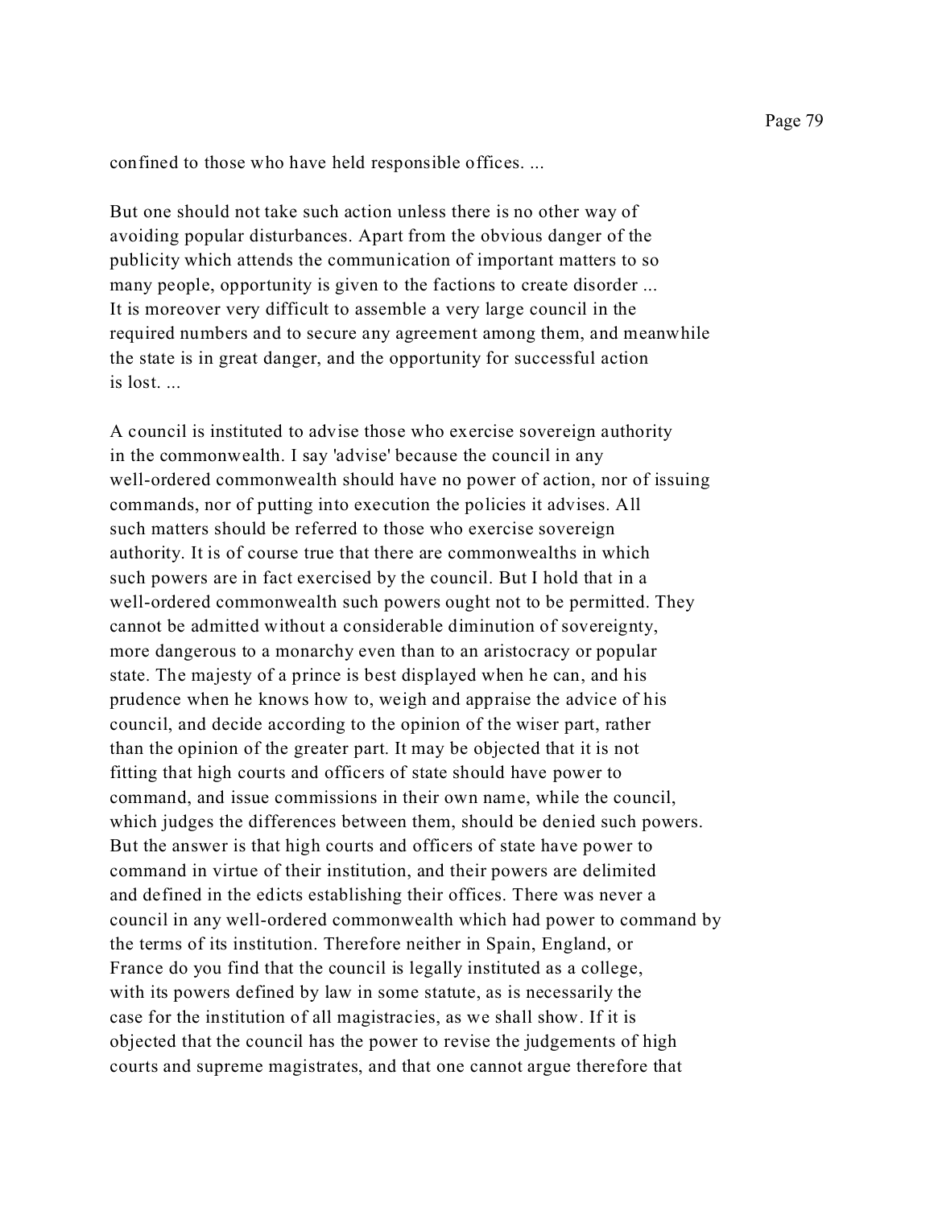confined to those who have held responsible offices. ...

But one should not take such action unless there is no other way of avoiding popular disturbances. Apart from the obvious danger of the publicity which attends the communication of important matters to so many people, opportunity is given to the factions to create disorder ... It is moreover very difficult to assemble a very large council in the required numbers and to secure any agreement among them, and meanwhile the state is in great danger, and the opportunity for successful action is lost. ...

A council is instituted to advise those who exercise sovereign authority in the commonwealth. I say 'advise' because the council in any well-ordered commonwealth should have no power of action, nor of issuing commands, nor of putting into execution the policies it advises. All such matters should be referred to those who exercise sovereign authority. It is of course true that there are commonwealths in which such powers are in fact exercised by the council. But I hold that in a well-ordered commonwealth such powers ought not to be permitted. They cannot be admitted without a considerable diminution of sovereignty, more dangerous to a monarchy even than to an aristocracy or popular state. The majesty of a prince is best displayed when he can, and his prudence when he knows how to, weigh and appraise the advice of his council, and decide according to the opinion of the wiser part, rather than the opinion of the greater part. It may be objected that it is not fitting that high courts and officers of state should have power to command, and issue commissions in their own name, while the council, which judges the differences between them, should be denied such powers. But the answer is that high courts and officers of state have power to command in virtue of their institution, and their powers are delimited and defined in the edicts establishing their offices. There was never a council in any well-ordered commonwealth which had power to command by the terms of its institution. Therefore neither in Spain, England, or France do you find that the council is legally instituted as a college, with its powers defined by law in some statute, as is necessarily the case for the institution of all magistracies, as we shall show. If it is objected that the council has the power to revise the judgements of high courts and supreme magistrates, and that one cannot argue therefore that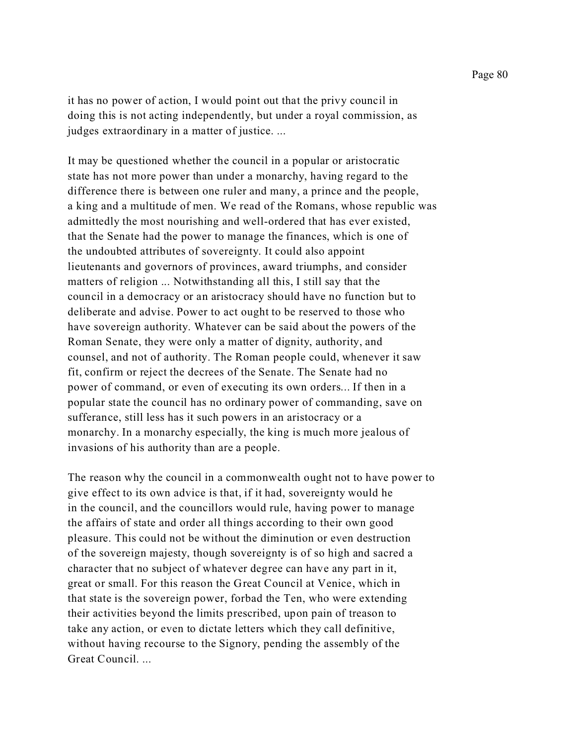it has no power of action, I would point out that the privy council in doing this is not acting independently, but under a royal commission, as judges extraordinary in a matter of justice. ...

It may be questioned whether the council in a popular or aristocratic state has not more power than under a monarchy, having regard to the difference there is between one ruler and many, a prince and the people, a king and a multitude of men. We read of the Romans, whose republic was admittedly the most nourishing and well-ordered that has ever existed, that the Senate had the power to manage the finances, which is one of the undoubted attributes of sovereignty. It could also appoint lieutenants and governors of provinces, award triumphs, and consider matters of religion ... Notwithstanding all this, I still say that the council in a democracy or an aristocracy should have no function but to deliberate and advise. Power to act ought to be reserved to those who have sovereign authority. Whatever can be said about the powers of the Roman Senate, they were only a matter of dignity, authority, and counsel, and not of authority. The Roman people could, whenever it saw fit, confirm or reject the decrees of the Senate. The Senate had no power of command, or even of executing its own orders... If then in a popular state the council has no ordinary power of commanding, save on sufferance, still less has it such powers in an aristocracy or a monarchy. In a monarchy especially, the king is much more jealous of invasions of his authority than are a people.

The reason why the council in a commonwealth ought not to have power to give effect to its own advice is that, if it had, sovereignty would he in the council, and the councillors would rule, having power to manage the affairs of state and order all things according to their own good pleasure. This could not be without the diminution or even destruction of the sovereign majesty, though sovereignty is of so high and sacred a character that no subject of whatever degree can have any part in it, great or small. For this reason the Great Council at Venice, which in that state is the sovereign power, forbad the Ten, who were extending their activities beyond the limits prescribed, upon pain of treason to take any action, or even to dictate letters which they call definitive, without having recourse to the Signory, pending the assembly of the Great Council. ...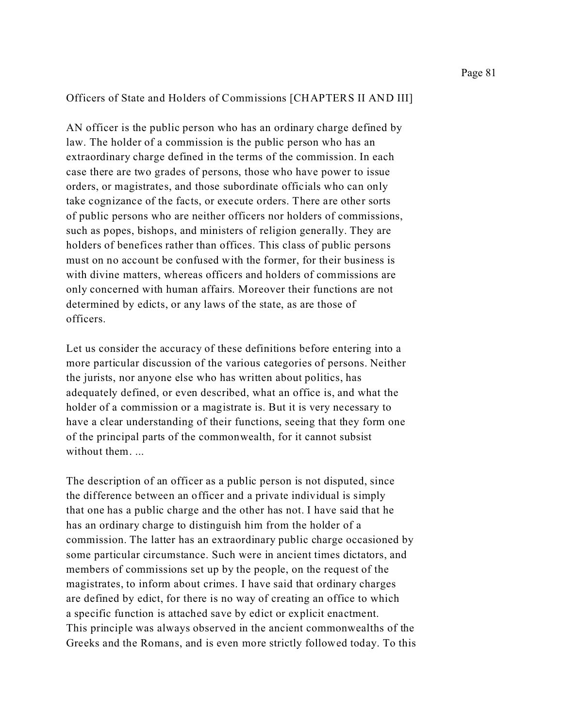## Officers of State and Holders of Commissions [CHAPTERS II AND III]

AN officer is the public person who has an ordinary charge defined by law. The holder of a commission is the public person who has an extraordinary charge defined in the terms of the commission. In each case there are two grades of persons, those who have power to issue orders, or magistrates, and those subordinate officials who can only take cognizance of the facts, or execute orders. There are other sorts of public persons who are neither officers nor holders of commissions, such as popes, bishops, and ministers of religion generally. They are holders of benefices rather than offices. This class of public persons must on no account be confused with the former, for their business is with divine matters, whereas officers and holders of commissions are only concerned with human affairs. Moreover their functions are not determined by edicts, or any laws of the state, as are those of officers.

Let us consider the accuracy of these definitions before entering into a more particular discussion of the various categories of persons. Neither the jurists, nor anyone else who has written about politics, has adequately defined, or even described, what an office is, and what the holder of a commission or a magistrate is. But it is very necessary to have a clear understanding of their functions, seeing that they form one of the principal parts of the commonwealth, for it cannot subsist without them. ...

The description of an officer as a public person is not disputed, since the difference between an officer and a private individual is simply that one has a public charge and the other has not. I have said that he has an ordinary charge to distinguish him from the holder of a commission. The latter has an extraordinary public charge occasioned by some particular circumstance. Such were in ancient times dictators, and members of commissions set up by the people, on the request of the magistrates, to inform about crimes. I have said that ordinary charges are defined by edict, for there is no way of creating an office to which a specific function is attached save by edict or explicit enactment. This principle was always observed in the ancient commonwealths of the Greeks and the Romans, and is even more strictly followed today. To this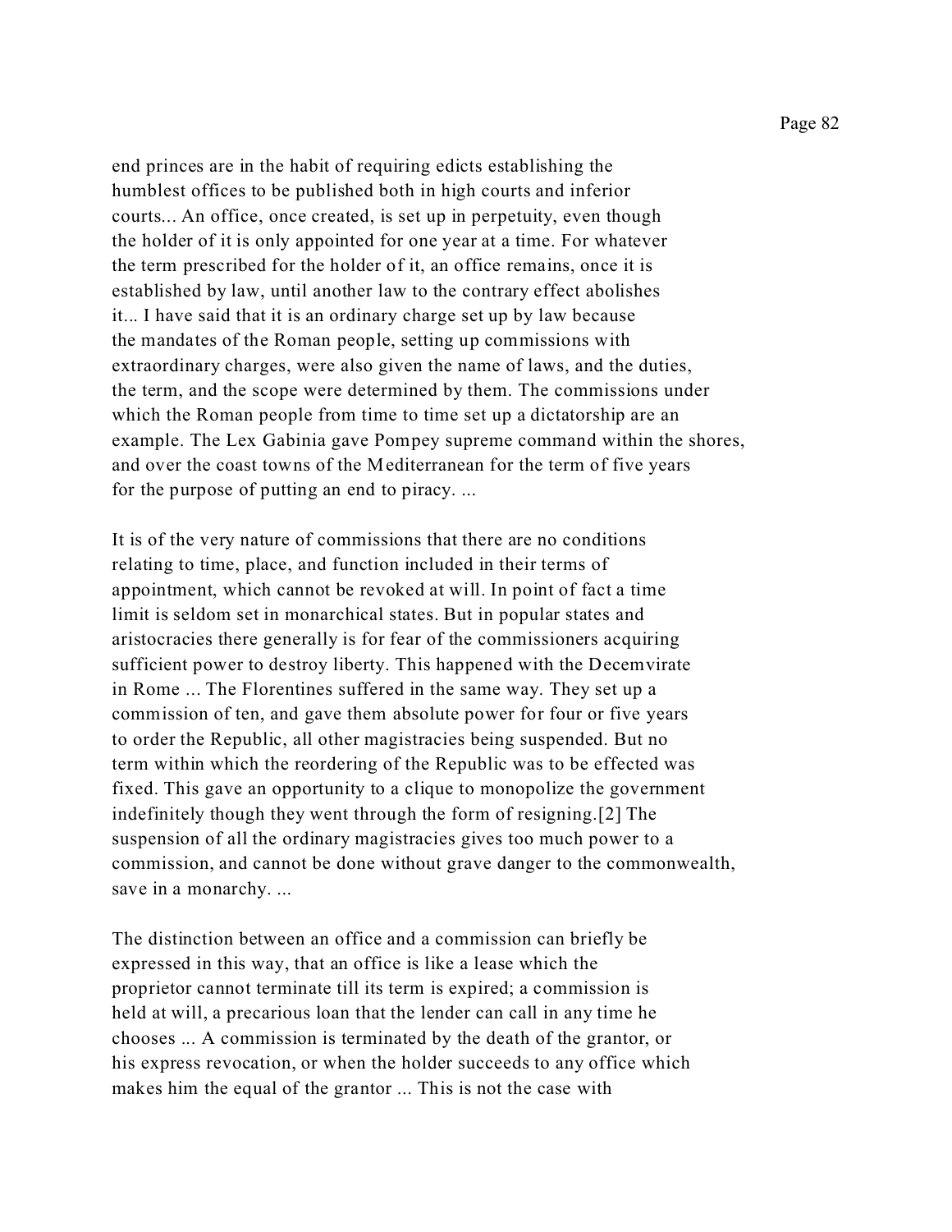end princes are in the habit of requiring edicts establishing the humblest offices to be published both in high courts and inferior courts... An office, once created, is set up in perpetuity, even though the holder of it is only appointed for one year at a time. For whatever the term prescribed for the holder of it, an office remains, once it is established by law, until another law to the contrary effect abolishes it... I have said that it is an ordinary charge set up by law because the mandates of the Roman people, setting up commissions with extraordinary charges, were also given the name of laws, and the duties, the term, and the scope were determined by them. The commissions under which the Roman people from time to time set up a dictatorship are an example. The Lex Gabinia gave Pompey supreme command within the shores, and over the coast towns of the Mediterranean for the term of five years for the purpose of putting an end to piracy. ...

It is of the very nature of commissions that there are no conditions relating to time, place, and function included in their terms of appointment, which cannot be revoked at will. In point of fact a time limit is seldom set in monarchical states. But in popular states and aristocracies there generally is for fear of the commissioners acquiring sufficient power to destroy liberty. This happened with the Decemvirate in Rome ... The Florentines suffered in the same way. They set up a commission of ten, and gave them absolute power for four or five years to order the Republic, all other magistracies being suspended. But no term within which the reordering of the Republic was to be effected was fixed. This gave an opportunity to a clique to monopolize the government indefinitely though they went through the form of resigning.[2] The suspension of all the ordinary magistracies gives too much power to a commission, and cannot be done without grave danger to the commonwealth, save in a monarchy. ...

The distinction between an office and a commission can briefly be expressed in this way, that an office is like a lease which the proprietor cannot terminate till its term is expired; a commission is held at will, a precarious loan that the lender can call in any time he chooses ... A commission is terminated by the death of the grantor, or his express revocation, or when the holder succeeds to any office which makes him the equal of the grantor ... This is not the case with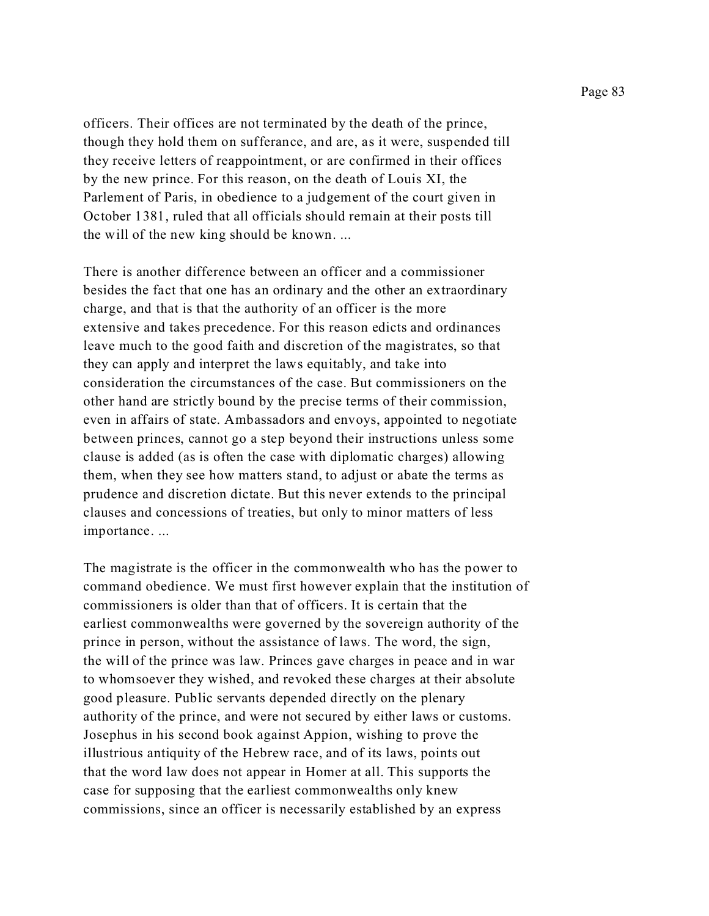officers. Their offices are not terminated by the death of the prince, though they hold them on sufferance, and are, as it were, suspended till they receive letters of reappointment, or are confirmed in their offices by the new prince. For this reason, on the death of Louis XI, the Parlement of Paris, in obedience to a judgement of the court given in October 1381, ruled that all officials should remain at their posts till the will of the new king should be known. ...

There is another difference between an officer and a commissioner besides the fact that one has an ordinary and the other an extraordinary charge, and that is that the authority of an officer is the more extensive and takes precedence. For this reason edicts and ordinances leave much to the good faith and discretion of the magistrates, so that they can apply and interpret the laws equitably, and take into consideration the circumstances of the case. But commissioners on the other hand are strictly bound by the precise terms of their commission, even in affairs of state. Ambassadors and envoys, appointed to negotiate between princes, cannot go a step beyond their instructions unless some clause is added (as is often the case with diplomatic charges) allowing them, when they see how matters stand, to adjust or abate the terms as prudence and discretion dictate. But this never extends to the principal clauses and concessions of treaties, but only to minor matters of less importance. ...

The magistrate is the officer in the commonwealth who has the power to command obedience. We must first however explain that the institution of commissioners is older than that of officers. It is certain that the earliest commonwealths were governed by the sovereign authority of the prince in person, without the assistance of laws. The word, the sign, the will of the prince was law. Princes gave charges in peace and in war to whomsoever they wished, and revoked these charges at their absolute good pleasure. Public servants depended directly on the plenary authority of the prince, and were not secured by either laws or customs. Josephus in his second book against Appion, wishing to prove the illustrious antiquity of the Hebrew race, and of its laws, points out that the word law does not appear in Homer at all. This supports the case for supposing that the earliest commonwealths only knew commissions, since an officer is necessarily established by an express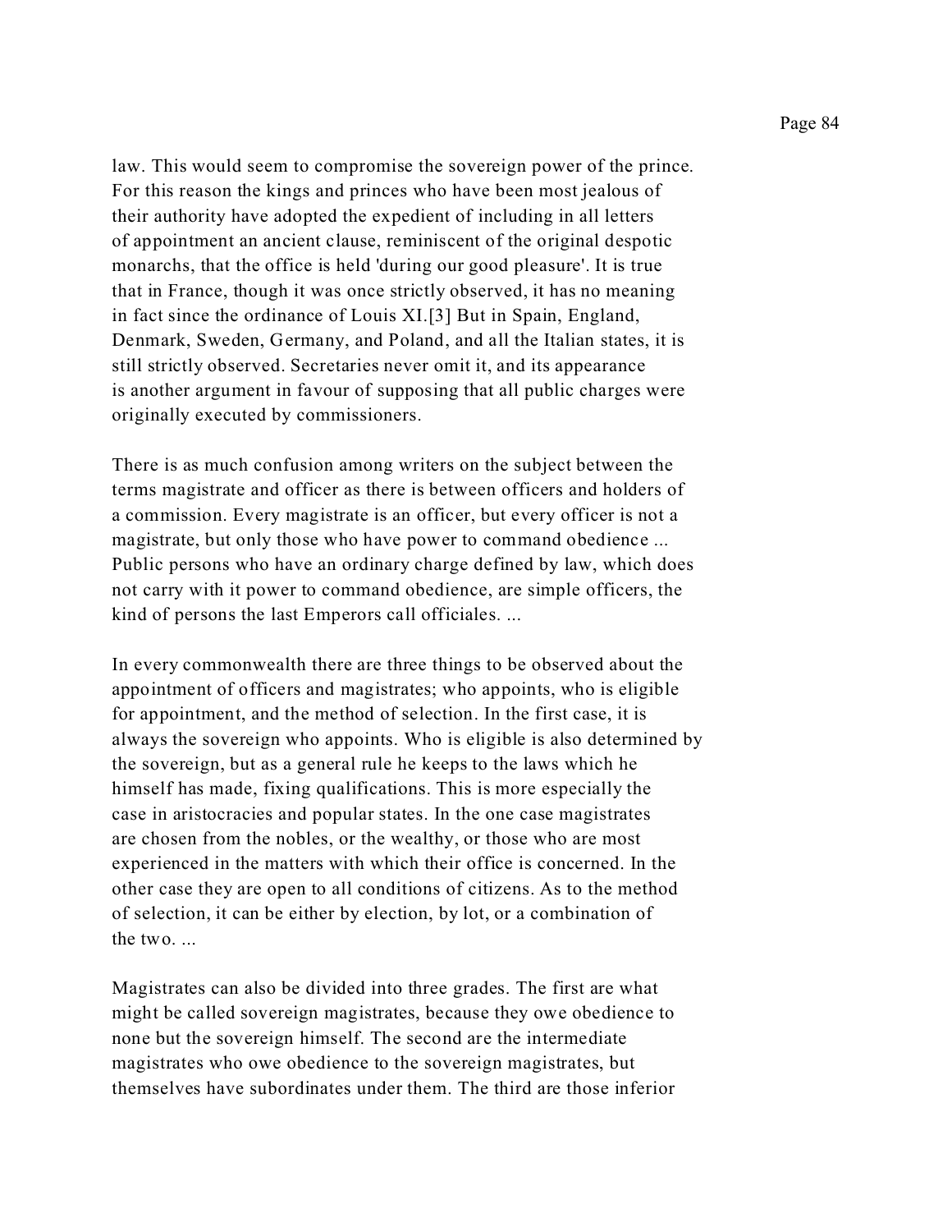law. This would seem to compromise the sovereign power of the prince. For this reason the kings and princes who have been most jealous of their authority have adopted the expedient of including in all letters of appointment an ancient clause, reminiscent of the original despotic monarchs, that the office is held 'during our good pleasure'. It is true that in France, though it was once strictly observed, it has no meaning in fact since the ordinance of Louis XI.[3] But in Spain, England, Denmark, Sweden, Germany, and Poland, and all the Italian states, it is still strictly observed. Secretaries never omit it, and its appearance is another argument in favour of supposing that all public charges were originally executed by commissioners.

There is as much confusion among writers on the subject between the terms magistrate and officer as there is between officers and holders of a commission. Every magistrate is an officer, but every officer is not a magistrate, but only those who have power to command obedience ... Public persons who have an ordinary charge defined by law, which does not carry with it power to command obedience, are simple officers, the kind of persons the last Emperors call officiales. ...

In every commonwealth there are three things to be observed about the appointment of officers and magistrates; who appoints, who is eligible for appointment, and the method of selection. In the first case, it is always the sovereign who appoints. Who is eligible is also determined by the sovereign, but as a general rule he keeps to the laws which he himself has made, fixing qualifications. This is more especially the case in aristocracies and popular states. In the one case magistrates are chosen from the nobles, or the wealthy, or those who are most experienced in the matters with which their office is concerned. In the other case they are open to all conditions of citizens. As to the method of selection, it can be either by election, by lot, or a combination of the two. ...

Magistrates can also be divided into three grades. The first are what might be called sovereign magistrates, because they owe obedience to none but the sovereign himself. The second are the intermediate magistrates who owe obedience to the sovereign magistrates, but themselves have subordinates under them. The third are those inferior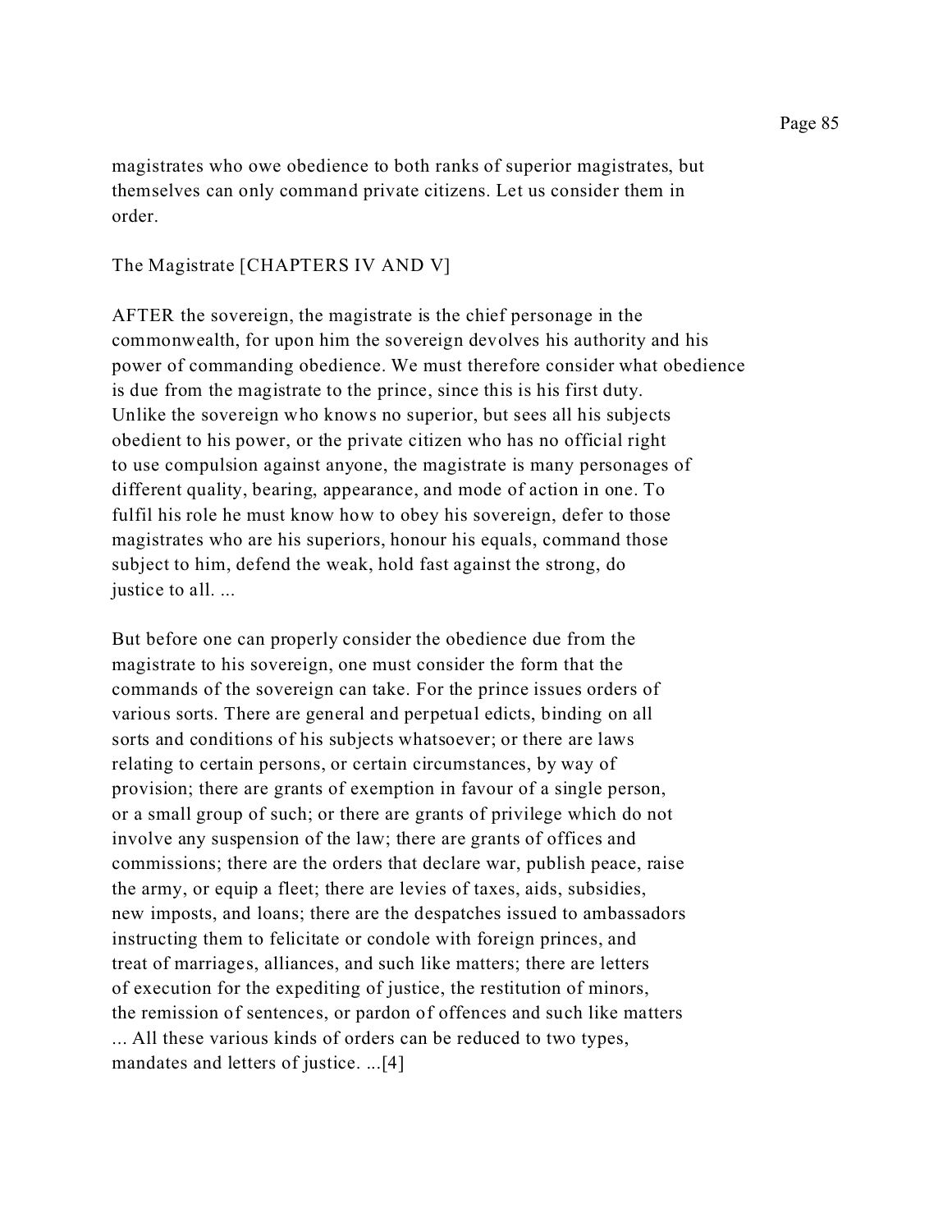magistrates who owe obedience to both ranks of superior magistrates, but themselves can only command private citizens. Let us consider them in order.

## The Magistrate [CHAPTERS IV AND V]

AFTER the sovereign, the magistrate is the chief personage in the commonwealth, for upon him the sovereign devolves his authority and his power of commanding obedience. We must therefore consider what obedience is due from the magistrate to the prince, since this is his first duty. Unlike the sovereign who knows no superior, but sees all his subjects obedient to his power, or the private citizen who has no official right to use compulsion against anyone, the magistrate is many personages of different quality, bearing, appearance, and mode of action in one. To fulfil his role he must know how to obey his sovereign, defer to those magistrates who are his superiors, honour his equals, command those subject to him, defend the weak, hold fast against the strong, do justice to all. ...

But before one can properly consider the obedience due from the magistrate to his sovereign, one must consider the form that the commands of the sovereign can take. For the prince issues orders of various sorts. There are general and perpetual edicts, binding on all sorts and conditions of his subjects whatsoever; or there are laws relating to certain persons, or certain circumstances, by way of provision; there are grants of exemption in favour of a single person, or a small group of such; or there are grants of privilege which do not involve any suspension of the law; there are grants of offices and commissions; there are the orders that declare war, publish peace, raise the army, or equip a fleet; there are levies of taxes, aids, subsidies, new imposts, and loans; there are the despatches issued to ambassadors instructing them to felicitate or condole with foreign princes, and treat of marriages, alliances, and such like matters; there are letters of execution for the expediting of justice, the restitution of minors, the remission of sentences, or pardon of offences and such like matters ... All these various kinds of orders can be reduced to two types, mandates and letters of justice. ...[4]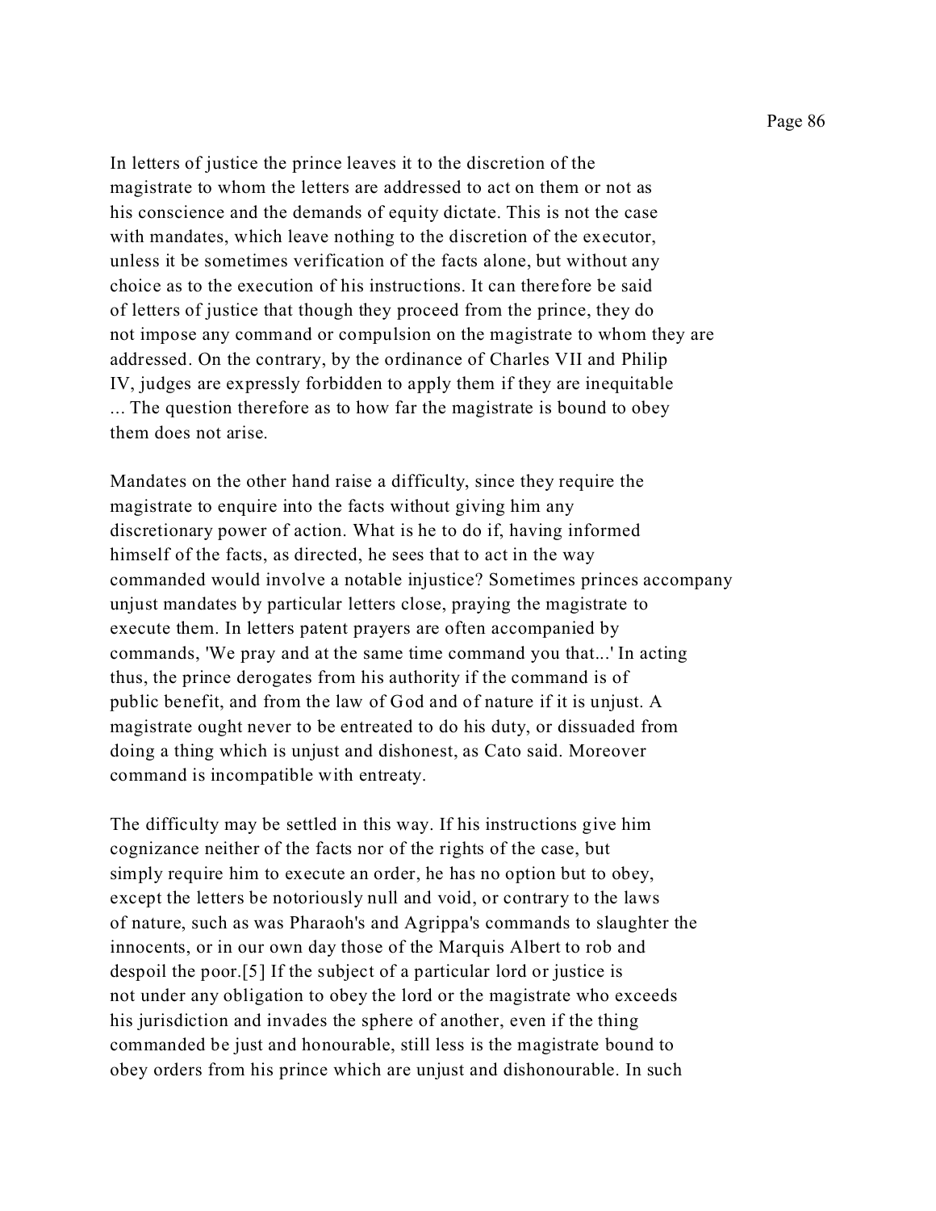In letters of justice the prince leaves it to the discretion of the magistrate to whom the letters are addressed to act on them or not as his conscience and the demands of equity dictate. This is not the case with mandates, which leave nothing to the discretion of the executor, unless it be sometimes verification of the facts alone, but without any choice as to the execution of his instructions. It can therefore be said of letters of justice that though they proceed from the prince, they do not impose any command or compulsion on the magistrate to whom they are addressed. On the contrary, by the ordinance of Charles VII and Philip IV, judges are expressly forbidden to apply them if they are inequitable ... The question therefore as to how far the magistrate is bound to obey them does not arise.

Mandates on the other hand raise a difficulty, since they require the magistrate to enquire into the facts without giving him any discretionary power of action. What is he to do if, having informed himself of the facts, as directed, he sees that to act in the way commanded would involve a notable injustice? Sometimes princes accompany unjust mandates by particular letters close, praying the magistrate to execute them. In letters patent prayers are often accompanied by commands, 'We pray and at the same time command you that...' In acting thus, the prince derogates from his authority if the command is of public benefit, and from the law of God and of nature if it is unjust. A magistrate ought never to be entreated to do his duty, or dissuaded from doing a thing which is unjust and dishonest, as Cato said. Moreover command is incompatible with entreaty.

The difficulty may be settled in this way. If his instructions give him cognizance neither of the facts nor of the rights of the case, but simply require him to execute an order, he has no option but to obey, except the letters be notoriously null and void, or contrary to the laws of nature, such as was Pharaoh's and Agrippa's commands to slaughter the innocents, or in our own day those of the Marquis Albert to rob and despoil the poor.[5] If the subject of a particular lord or justice is not under any obligation to obey the lord or the magistrate who exceeds his jurisdiction and invades the sphere of another, even if the thing commanded be just and honourable, still less is the magistrate bound to obey orders from his prince which are unjust and dishonourable. In such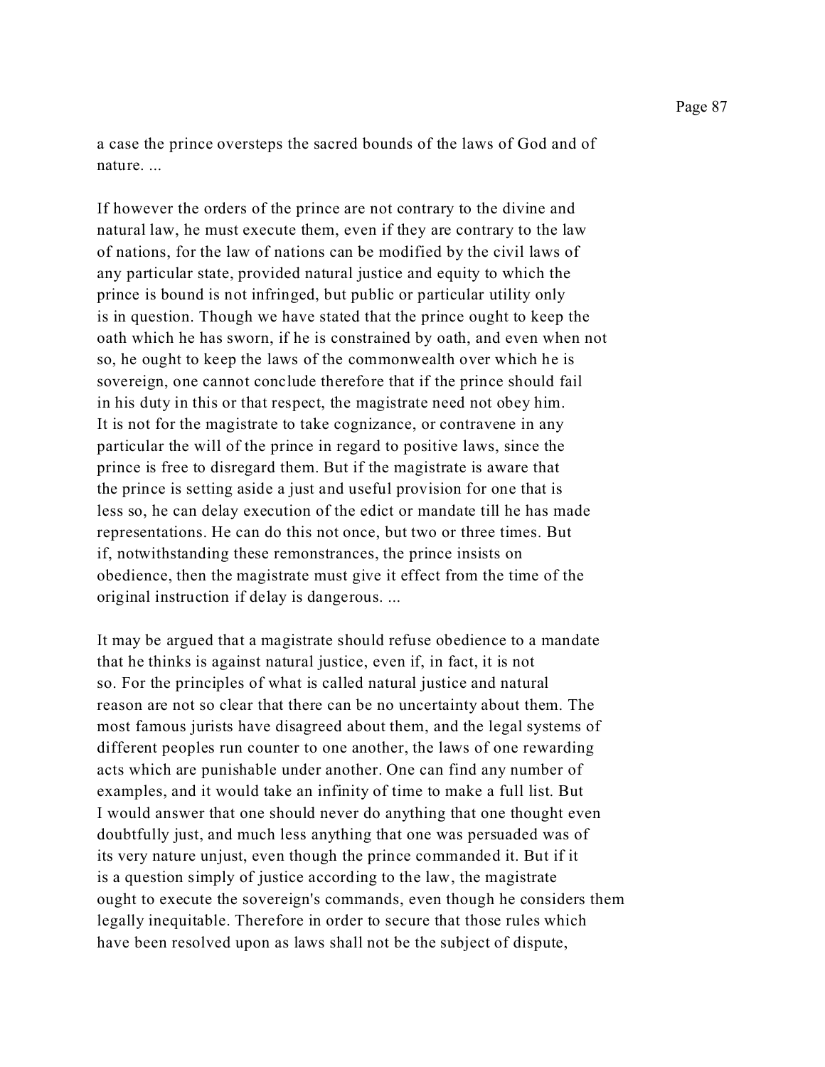a case the prince oversteps the sacred bounds of the laws of God and of nature. ...

If however the orders of the prince are not contrary to the divine and natural law, he must execute them, even if they are contrary to the law of nations, for the law of nations can be modified by the civil laws of any particular state, provided natural justice and equity to which the prince is bound is not infringed, but public or particular utility only is in question. Though we have stated that the prince ought to keep the oath which he has sworn, if he is constrained by oath, and even when not so, he ought to keep the laws of the commonwealth over which he is sovereign, one cannot conclude therefore that if the prince should fail in his duty in this or that respect, the magistrate need not obey him. It is not for the magistrate to take cognizance, or contravene in any particular the will of the prince in regard to positive laws, since the prince is free to disregard them. But if the magistrate is aware that the prince is setting aside a just and useful provision for one that is less so, he can delay execution of the edict or mandate till he has made representations. He can do this not once, but two or three times. But if, notwithstanding these remonstrances, the prince insists on obedience, then the magistrate must give it effect from the time of the original instruction if delay is dangerous. ...

It may be argued that a magistrate should refuse obedience to a mandate that he thinks is against natural justice, even if, in fact, it is not so. For the principles of what is called natural justice and natural reason are not so clear that there can be no uncertainty about them. The most famous jurists have disagreed about them, and the legal systems of different peoples run counter to one another, the laws of one rewarding acts which are punishable under another. One can find any number of examples, and it would take an infinity of time to make a full list. But I would answer that one should never do anything that one thought even doubtfully just, and much less anything that one was persuaded was of its very nature unjust, even though the prince commanded it. But if it is a question simply of justice according to the law, the magistrate ought to execute the sovereign's commands, even though he considers them legally inequitable. Therefore in order to secure that those rules which have been resolved upon as laws shall not be the subject of dispute,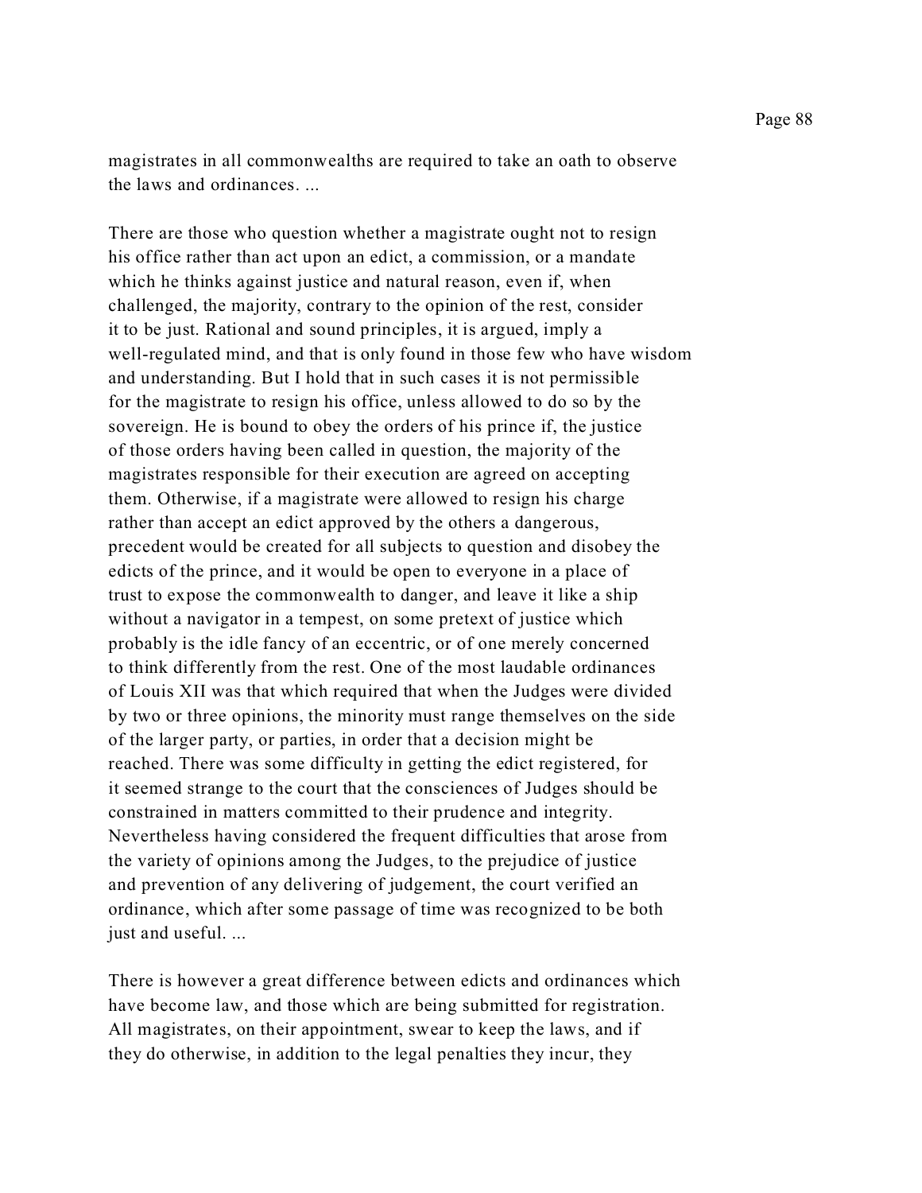magistrates in all commonwealths are required to take an oath to observe the laws and ordinances. ...

There are those who question whether a magistrate ought not to resign his office rather than act upon an edict, a commission, or a mandate which he thinks against justice and natural reason, even if, when challenged, the majority, contrary to the opinion of the rest, consider it to be just. Rational and sound principles, it is argued, imply a well-regulated mind, and that is only found in those few who have wisdom and understanding. But I hold that in such cases it is not permissible for the magistrate to resign his office, unless allowed to do so by the sovereign. He is bound to obey the orders of his prince if, the justice of those orders having been called in question, the majority of the magistrates responsible for their execution are agreed on accepting them. Otherwise, if a magistrate were allowed to resign his charge rather than accept an edict approved by the others a dangerous, precedent would be created for all subjects to question and disobey the edicts of the prince, and it would be open to everyone in a place of trust to expose the commonwealth to danger, and leave it like a ship without a navigator in a tempest, on some pretext of justice which probably is the idle fancy of an eccentric, or of one merely concerned to think differently from the rest. One of the most laudable ordinances of Louis XII was that which required that when the Judges were divided by two or three opinions, the minority must range themselves on the side of the larger party, or parties, in order that a decision might be reached. There was some difficulty in getting the edict registered, for it seemed strange to the court that the consciences of Judges should be constrained in matters committed to their prudence and integrity. Nevertheless having considered the frequent difficulties that arose from the variety of opinions among the Judges, to the prejudice of justice and prevention of any delivering of judgement, the court verified an ordinance, which after some passage of time was recognized to be both just and useful. ...

There is however a great difference between edicts and ordinances which have become law, and those which are being submitted for registration. All magistrates, on their appointment, swear to keep the laws, and if they do otherwise, in addition to the legal penalties they incur, they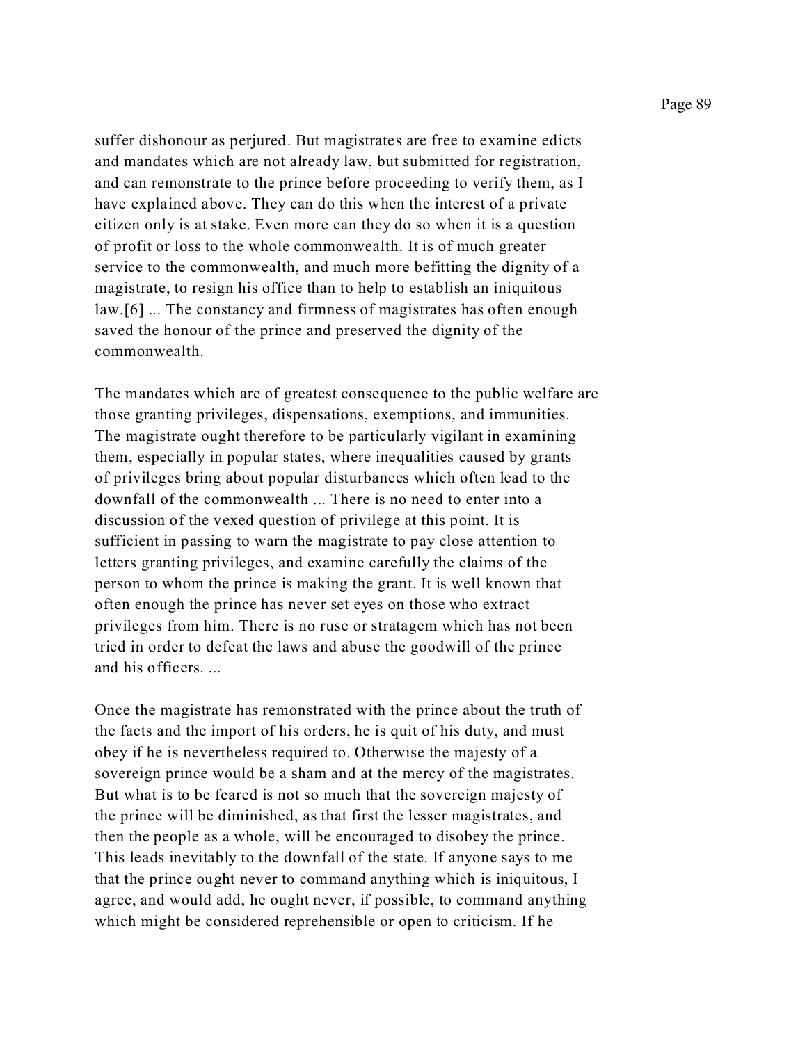suffer dishonour as perjured. But magistrates are free to examine edicts and mandates which are not already law, but submitted for registration, and can remonstrate to the prince before proceeding to verify them, as I have explained above. They can do this when the interest of a private citizen only is at stake. Even more can they do so when it is a question of profit or loss to the whole commonwealth. It is of much greater service to the commonwealth, and much more befitting the dignity of a magistrate, to resign his office than to help to establish an iniquitous law.[6] ... The constancy and firmness of magistrates has often enough saved the honour of the prince and preserved the dignity of the commonwealth.

The mandates which are of greatest consequence to the public welfare are those granting privileges, dispensations, exemptions, and immunities. The magistrate ought therefore to be particularly vigilant in examining them, especially in popular states, where inequalities caused by grants of privileges bring about popular disturbances which often lead to the downfall of the commonwealth ... There is no need to enter into a discussion of the vexed question of privilege at this point. It is sufficient in passing to warn the magistrate to pay close attention to letters granting privileges, and examine carefully the claims of the person to whom the prince is making the grant. It is well known that often enough the prince has never set eyes on those who extract privileges from him. There is no ruse or stratagem which has not been tried in order to defeat the laws and abuse the goodwill of the prince and his officers. ...

Once the magistrate has remonstrated with the prince about the truth of the facts and the import of his orders, he is quit of his duty, and must obey if he is nevertheless required to. Otherwise the majesty of a sovereign prince would be a sham and at the mercy of the magistrates. But what is to be feared is not so much that the sovereign majesty of the prince will be diminished, as that first the lesser magistrates, and then the people as a whole, will be encouraged to disobey the prince. This leads inevitably to the downfall of the state. If anyone says to me that the prince ought never to command anything which is iniquitous, I agree, and would add, he ought never, if possible, to command anything which might be considered reprehensible or open to criticism. If he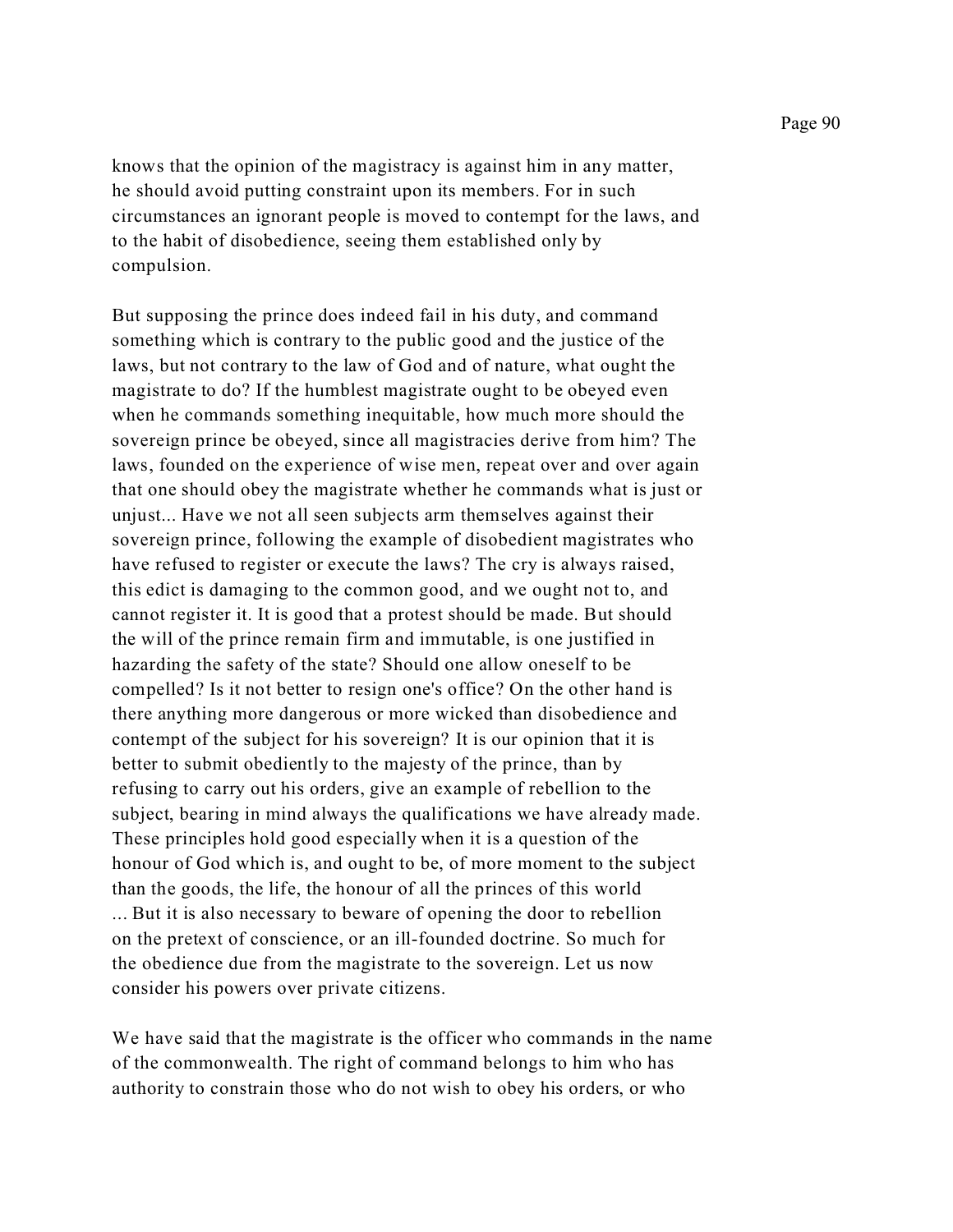knows that the opinion of the magistracy is against him in any matter, he should avoid putting constraint upon its members. For in such circumstances an ignorant people is moved to contempt for the laws, and to the habit of disobedience, seeing them established only by compulsion.

But supposing the prince does indeed fail in his duty, and command something which is contrary to the public good and the justice of the laws, but not contrary to the law of God and of nature, what ought the magistrate to do? If the humblest magistrate ought to be obeyed even when he commands something inequitable, how much more should the sovereign prince be obeyed, since all magistracies derive from him? The laws, founded on the experience of wise men, repeat over and over again that one should obey the magistrate whether he commands what is just or unjust... Have we not all seen subjects arm themselves against their sovereign prince, following the example of disobedient magistrates who have refused to register or execute the laws? The cry is always raised, this edict is damaging to the common good, and we ought not to, and cannot register it. It is good that a protest should be made. But should the will of the prince remain firm and immutable, is one justified in hazarding the safety of the state? Should one allow oneself to be compelled? Is it not better to resign one's office? On the other hand is there anything more dangerous or more wicked than disobedience and contempt of the subject for his sovereign? It is our opinion that it is better to submit obediently to the majesty of the prince, than by refusing to carry out his orders, give an example of rebellion to the subject, bearing in mind always the qualifications we have already made. These principles hold good especially when it is a question of the honour of God which is, and ought to be, of more moment to the subject than the goods, the life, the honour of all the princes of this world ... But it is also necessary to beware of opening the door to rebellion on the pretext of conscience, or an ill-founded doctrine. So much for the obedience due from the magistrate to the sovereign. Let us now consider his powers over private citizens.

We have said that the magistrate is the officer who commands in the name of the commonwealth. The right of command belongs to him who has authority to constrain those who do not wish to obey his orders, or who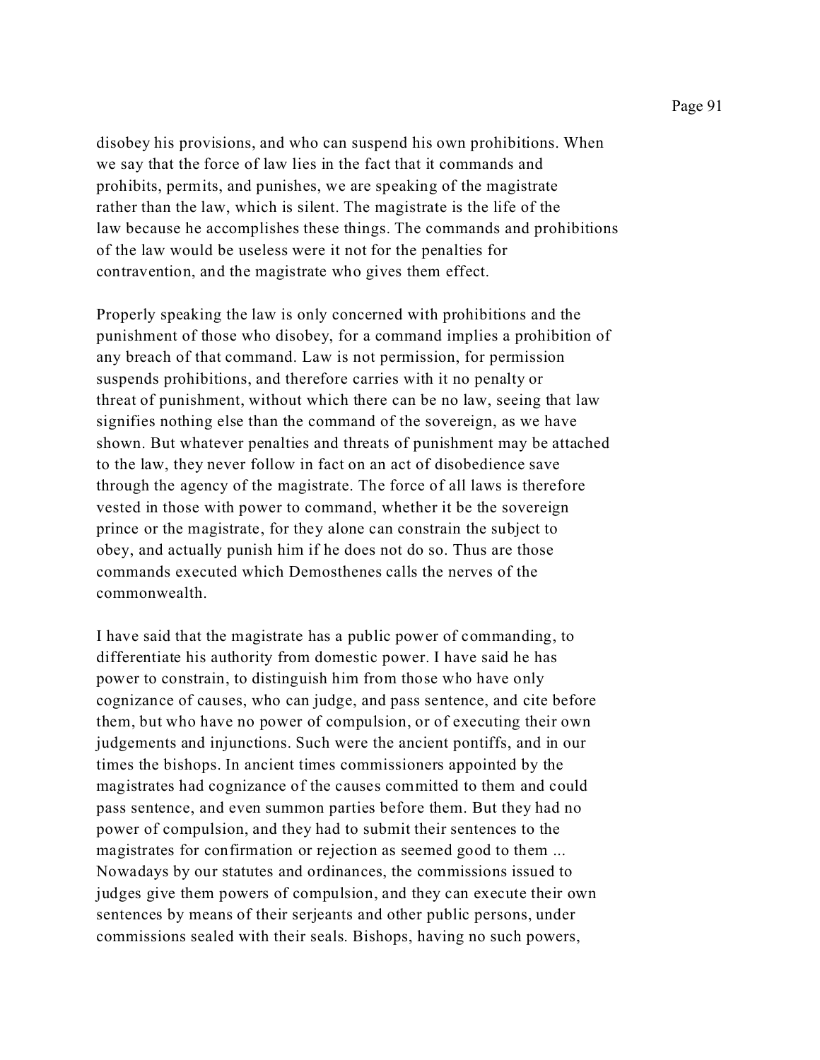disobey his provisions, and who can suspend his own prohibitions. When we say that the force of law lies in the fact that it commands and prohibits, permits, and punishes, we are speaking of the magistrate rather than the law, which is silent. The magistrate is the life of the law because he accomplishes these things. The commands and prohibitions of the law would be useless were it not for the penalties for contravention, and the magistrate who gives them effect.

Properly speaking the law is only concerned with prohibitions and the punishment of those who disobey, for a command implies a prohibition of any breach of that command. Law is not permission, for permission suspends prohibitions, and therefore carries with it no penalty or threat of punishment, without which there can be no law, seeing that law signifies nothing else than the command of the sovereign, as we have shown. But whatever penalties and threats of punishment may be attached to the law, they never follow in fact on an act of disobedience save through the agency of the magistrate. The force of all laws is therefore vested in those with power to command, whether it be the sovereign prince or the magistrate, for they alone can constrain the subject to obey, and actually punish him if he does not do so. Thus are those commands executed which Demosthenes calls the nerves of the commonwealth.

I have said that the magistrate has a public power of commanding, to differentiate his authority from domestic power. I have said he has power to constrain, to distinguish him from those who have only cognizance of causes, who can judge, and pass sentence, and cite before them, but who have no power of compulsion, or of executing their own judgements and injunctions. Such were the ancient pontiffs, and in our times the bishops. In ancient times commissioners appointed by the magistrates had cognizance of the causes committed to them and could pass sentence, and even summon parties before them. But they had no power of compulsion, and they had to submit their sentences to the magistrates for confirmation or rejection as seemed good to them ... Nowadays by our statutes and ordinances, the commissions issued to judges give them powers of compulsion, and they can execute their own sentences by means of their serjeants and other public persons, under commissions sealed with their seals. Bishops, having no such powers,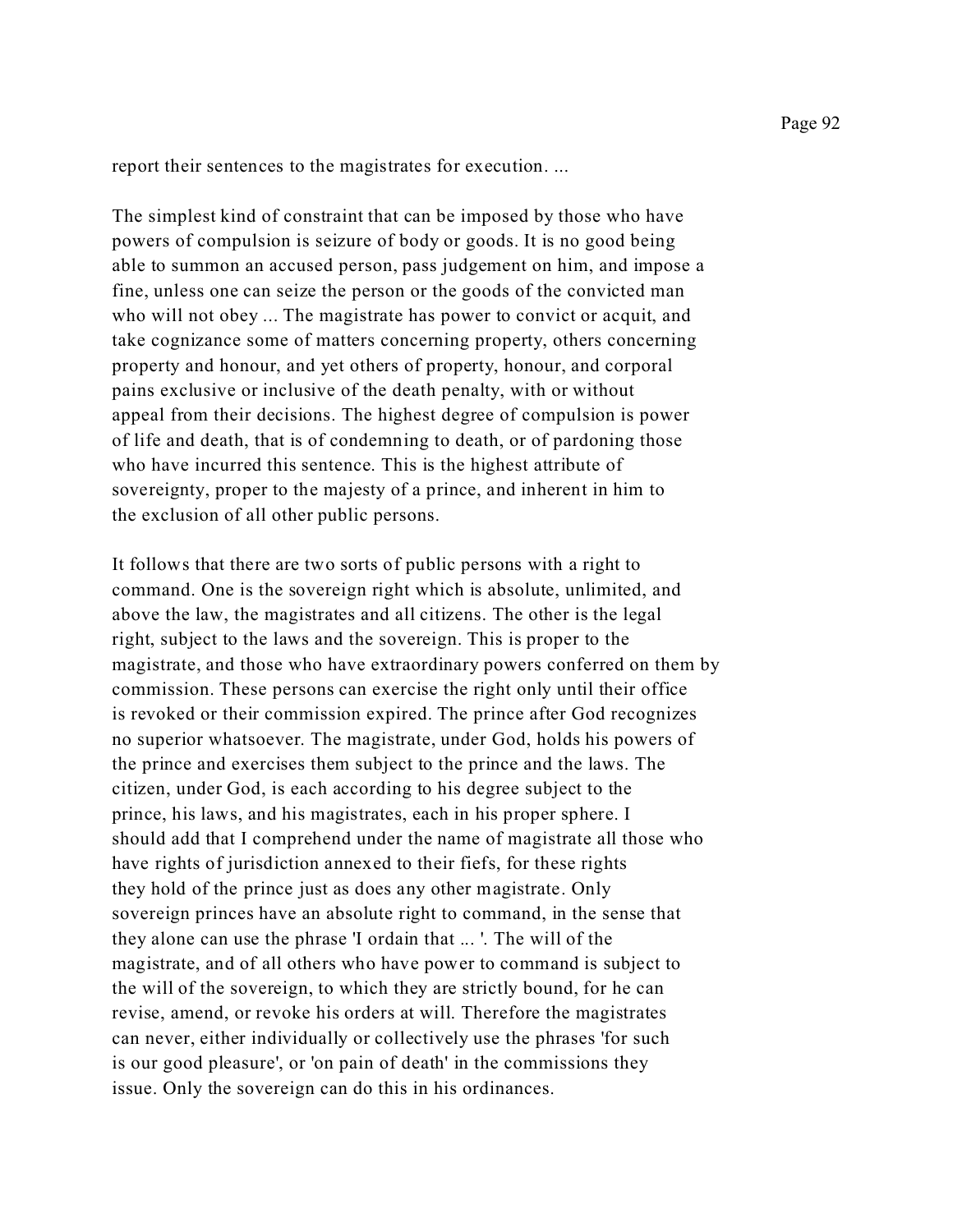report their sentences to the magistrates for execution. ...

The simplest kind of constraint that can be imposed by those who have powers of compulsion is seizure of body or goods. It is no good being able to summon an accused person, pass judgement on him, and impose a fine, unless one can seize the person or the goods of the convicted man who will not obey ... The magistrate has power to convict or acquit, and take cognizance some of matters concerning property, others concerning property and honour, and yet others of property, honour, and corporal pains exclusive or inclusive of the death penalty, with or without appeal from their decisions. The highest degree of compulsion is power of life and death, that is of condemning to death, or of pardoning those who have incurred this sentence. This is the highest attribute of sovereignty, proper to the majesty of a prince, and inherent in him to the exclusion of all other public persons.

It follows that there are two sorts of public persons with a right to command. One is the sovereign right which is absolute, unlimited, and above the law, the magistrates and all citizens. The other is the legal right, subject to the laws and the sovereign. This is proper to the magistrate, and those who have extraordinary powers conferred on them by commission. These persons can exercise the right only until their office is revoked or their commission expired. The prince after God recognizes no superior whatsoever. The magistrate, under God, holds his powers of the prince and exercises them subject to the prince and the laws. The citizen, under God, is each according to his degree subject to the prince, his laws, and his magistrates, each in his proper sphere. I should add that I comprehend under the name of magistrate all those who have rights of jurisdiction annexed to their fiefs, for these rights they hold of the prince just as does any other magistrate. Only sovereign princes have an absolute right to command, in the sense that they alone can use the phrase 'I ordain that ... '. The will of the magistrate, and of all others who have power to command is subject to the will of the sovereign, to which they are strictly bound, for he can revise, amend, or revoke his orders at will. Therefore the magistrates can never, either individually or collectively use the phrases 'for such is our good pleasure', or 'on pain of death' in the commissions they issue. Only the sovereign can do this in his ordinances.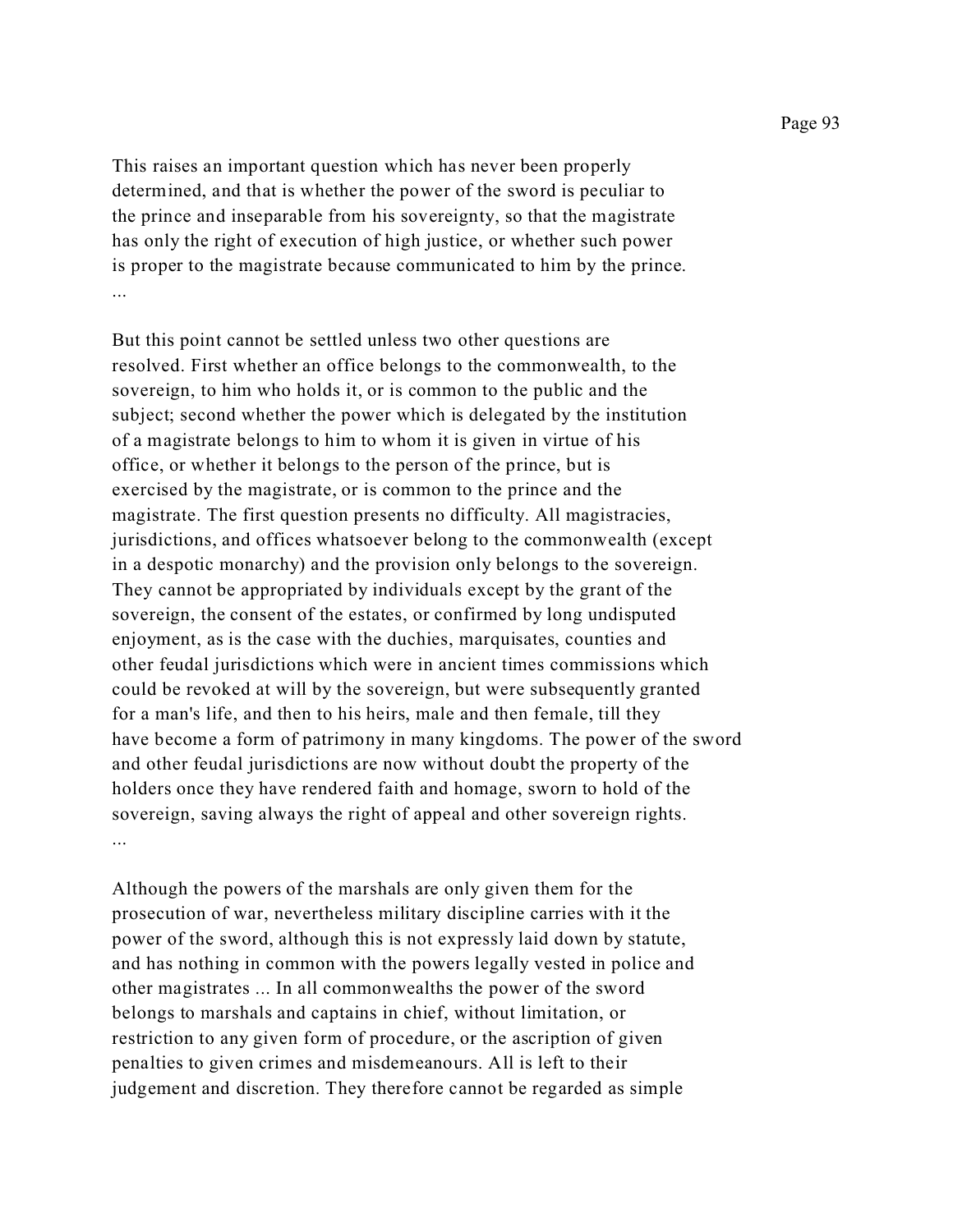This raises an important question which has never been properly determined, and that is whether the power of the sword is peculiar to the prince and inseparable from his sovereignty, so that the magistrate has only the right of execution of high justice, or whether such power is proper to the magistrate because communicated to him by the prince. ...

But this point cannot be settled unless two other questions are resolved. First whether an office belongs to the commonwealth, to the sovereign, to him who holds it, or is common to the public and the subject; second whether the power which is delegated by the institution of a magistrate belongs to him to whom it is given in virtue of his office, or whether it belongs to the person of the prince, but is exercised by the magistrate, or is common to the prince and the magistrate. The first question presents no difficulty. All magistracies, jurisdictions, and offices whatsoever belong to the commonwealth (except in a despotic monarchy) and the provision only belongs to the sovereign. They cannot be appropriated by individuals except by the grant of the sovereign, the consent of the estates, or confirmed by long undisputed enjoyment, as is the case with the duchies, marquisates, counties and other feudal jurisdictions which were in ancient times commissions which could be revoked at will by the sovereign, but were subsequently granted for a man's life, and then to his heirs, male and then female, till they have become a form of patrimony in many kingdoms. The power of the sword and other feudal jurisdictions are now without doubt the property of the holders once they have rendered faith and homage, sworn to hold of the sovereign, saving always the right of appeal and other sovereign rights. ...

Although the powers of the marshals are only given them for the prosecution of war, nevertheless military discipline carries with it the power of the sword, although this is not expressly laid down by statute, and has nothing in common with the powers legally vested in police and other magistrates ... In all commonwealths the power of the sword belongs to marshals and captains in chief, without limitation, or restriction to any given form of procedure, or the ascription of given penalties to given crimes and misdemeanours. All is left to their judgement and discretion. They therefore cannot be regarded as simple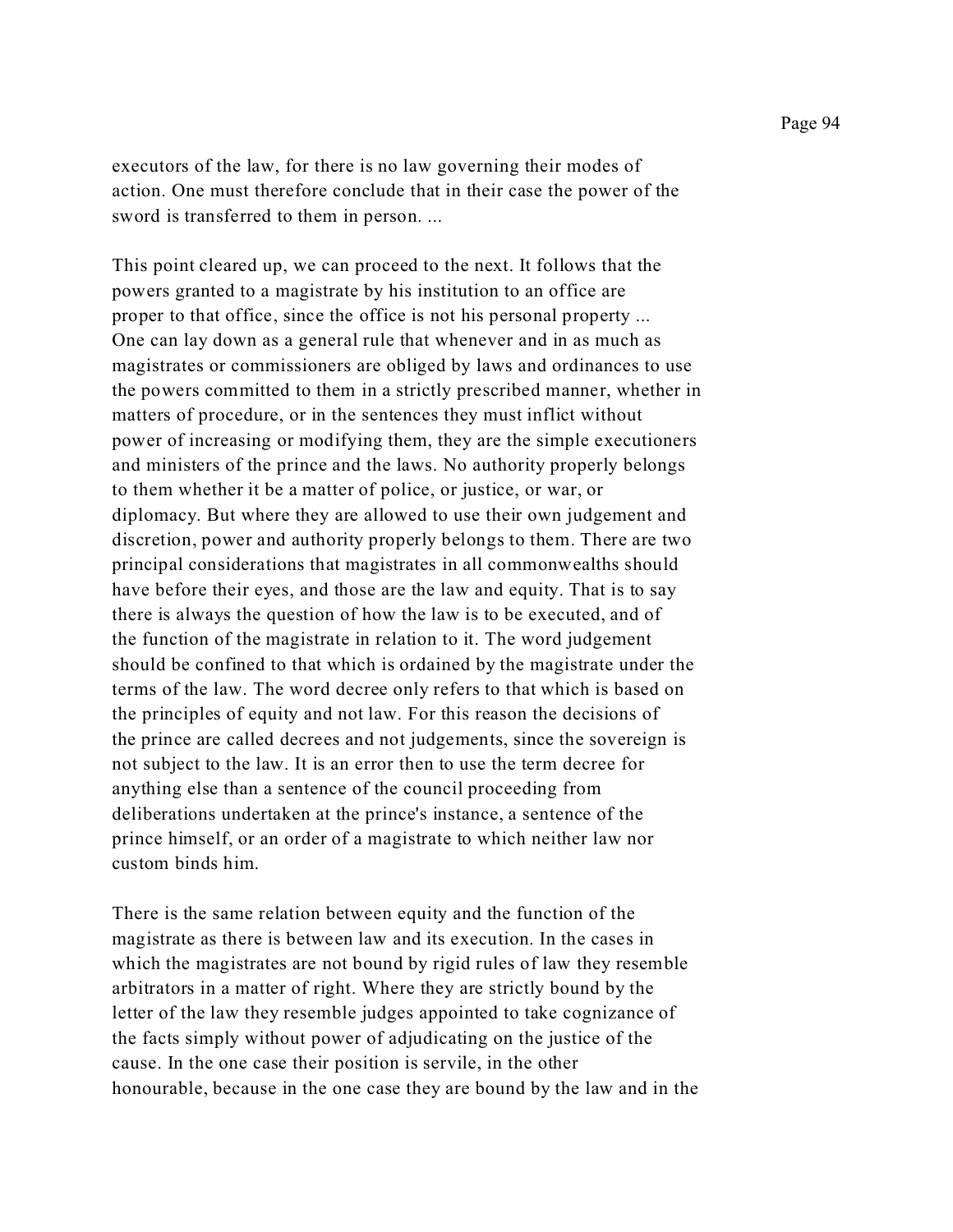executors of the law, for there is no law governing their modes of action. One must therefore conclude that in their case the power of the sword is transferred to them in person. ...

This point cleared up, we can proceed to the next. It follows that the powers granted to a magistrate by his institution to an office are proper to that office, since the office is not his personal property ... One can lay down as a general rule that whenever and in as much as magistrates or commissioners are obliged by laws and ordinances to use the powers committed to them in a strictly prescribed manner, whether in matters of procedure, or in the sentences they must inflict without power of increasing or modifying them, they are the simple executioners and ministers of the prince and the laws. No authority properly belongs to them whether it be a matter of police, or justice, or war, or diplomacy. But where they are allowed to use their own judgement and discretion, power and authority properly belongs to them. There are two principal considerations that magistrates in all commonwealths should have before their eyes, and those are the law and equity. That is to say there is always the question of how the law is to be executed, and of the function of the magistrate in relation to it. The word judgement should be confined to that which is ordained by the magistrate under the terms of the law. The word decree only refers to that which is based on the principles of equity and not law. For this reason the decisions of the prince are called decrees and not judgements, since the sovereign is not subject to the law. It is an error then to use the term decree for anything else than a sentence of the council proceeding from deliberations undertaken at the prince's instance, a sentence of the prince himself, or an order of a magistrate to which neither law nor custom binds him.

There is the same relation between equity and the function of the magistrate as there is between law and its execution. In the cases in which the magistrates are not bound by rigid rules of law they resemble arbitrators in a matter of right. Where they are strictly bound by the letter of the law they resemble judges appointed to take cognizance of the facts simply without power of adjudicating on the justice of the cause. In the one case their position is servile, in the other honourable, because in the one case they are bound by the law and in the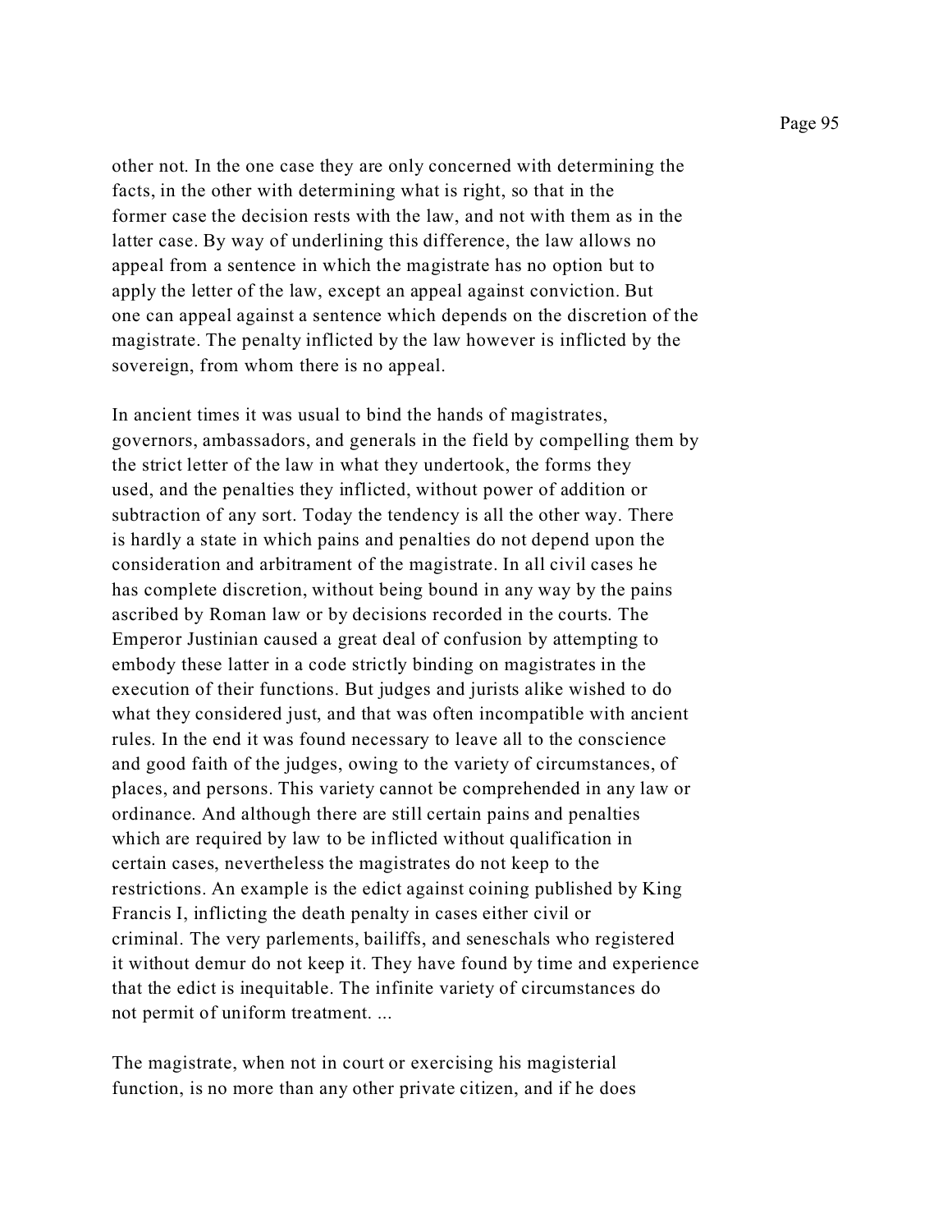other not. In the one case they are only concerned with determining the facts, in the other with determining what is right, so that in the former case the decision rests with the law, and not with them as in the latter case. By way of underlining this difference, the law allows no appeal from a sentence in which the magistrate has no option but to apply the letter of the law, except an appeal against conviction. But one can appeal against a sentence which depends on the discretion of the magistrate. The penalty inflicted by the law however is inflicted by the sovereign, from whom there is no appeal.

In ancient times it was usual to bind the hands of magistrates, governors, ambassadors, and generals in the field by compelling them by the strict letter of the law in what they undertook, the forms they used, and the penalties they inflicted, without power of addition or subtraction of any sort. Today the tendency is all the other way. There is hardly a state in which pains and penalties do not depend upon the consideration and arbitrament of the magistrate. In all civil cases he has complete discretion, without being bound in any way by the pains ascribed by Roman law or by decisions recorded in the courts. The Emperor Justinian caused a great deal of confusion by attempting to embody these latter in a code strictly binding on magistrates in the execution of their functions. But judges and jurists alike wished to do what they considered just, and that was often incompatible with ancient rules. In the end it was found necessary to leave all to the conscience and good faith of the judges, owing to the variety of circumstances, of places, and persons. This variety cannot be comprehended in any law or ordinance. And although there are still certain pains and penalties which are required by law to be inflicted without qualification in certain cases, nevertheless the magistrates do not keep to the restrictions. An example is the edict against coining published by King Francis I, inflicting the death penalty in cases either civil or criminal. The very parlements, bailiffs, and seneschals who registered it without demur do not keep it. They have found by time and experience that the edict is inequitable. The infinite variety of circumstances do not permit of uniform treatment. ...

The magistrate, when not in court or exercising his magisterial function, is no more than any other private citizen, and if he does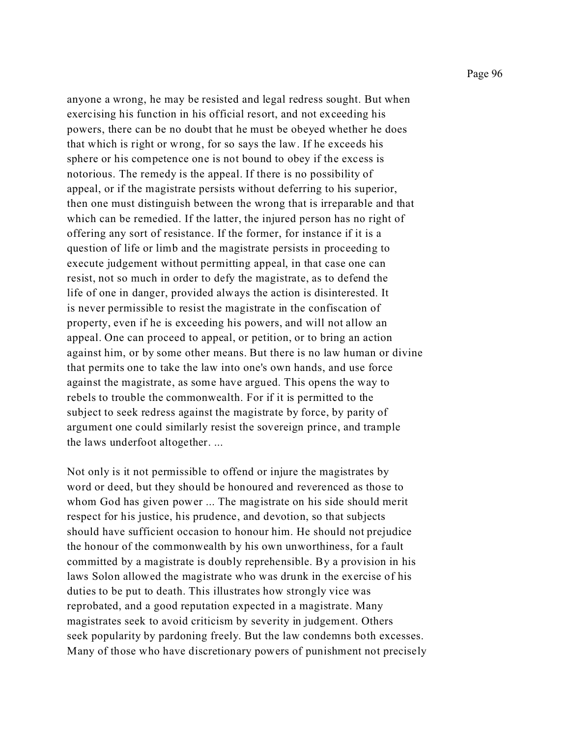anyone a wrong, he may be resisted and legal redress sought. But when exercising his function in his official resort, and not exceeding his powers, there can be no doubt that he must be obeyed whether he does that which is right or wrong, for so says the law. If he exceeds his sphere or his competence one is not bound to obey if the excess is notorious. The remedy is the appeal. If there is no possibility of appeal, or if the magistrate persists without deferring to his superior, then one must distinguish between the wrong that is irreparable and that which can be remedied. If the latter, the injured person has no right of offering any sort of resistance. If the former, for instance if it is a question of life or limb and the magistrate persists in proceeding to execute judgement without permitting appeal, in that case one can resist, not so much in order to defy the magistrate, as to defend the life of one in danger, provided always the action is disinterested. It is never permissible to resist the magistrate in the confiscation of property, even if he is exceeding his powers, and will not allow an appeal. One can proceed to appeal, or petition, or to bring an action against him, or by some other means. But there is no law human or divine that permits one to take the law into one's own hands, and use force against the magistrate, as some have argued. This opens the way to rebels to trouble the commonwealth. For if it is permitted to the subject to seek redress against the magistrate by force, by parity of argument one could similarly resist the sovereign prince, and trample the laws underfoot altogether. ...

Not only is it not permissible to offend or injure the magistrates by word or deed, but they should be honoured and reverenced as those to whom God has given power ... The magistrate on his side should merit respect for his justice, his prudence, and devotion, so that subjects should have sufficient occasion to honour him. He should not prejudice the honour of the commonwealth by his own unworthiness, for a fault committed by a magistrate is doubly reprehensible. By a provision in his laws Solon allowed the magistrate who was drunk in the exercise of his duties to be put to death. This illustrates how strongly vice was reprobated, and a good reputation expected in a magistrate. Many magistrates seek to avoid criticism by severity in judgement. Others seek popularity by pardoning freely. But the law condemns both excesses. Many of those who have discretionary powers of punishment not precisely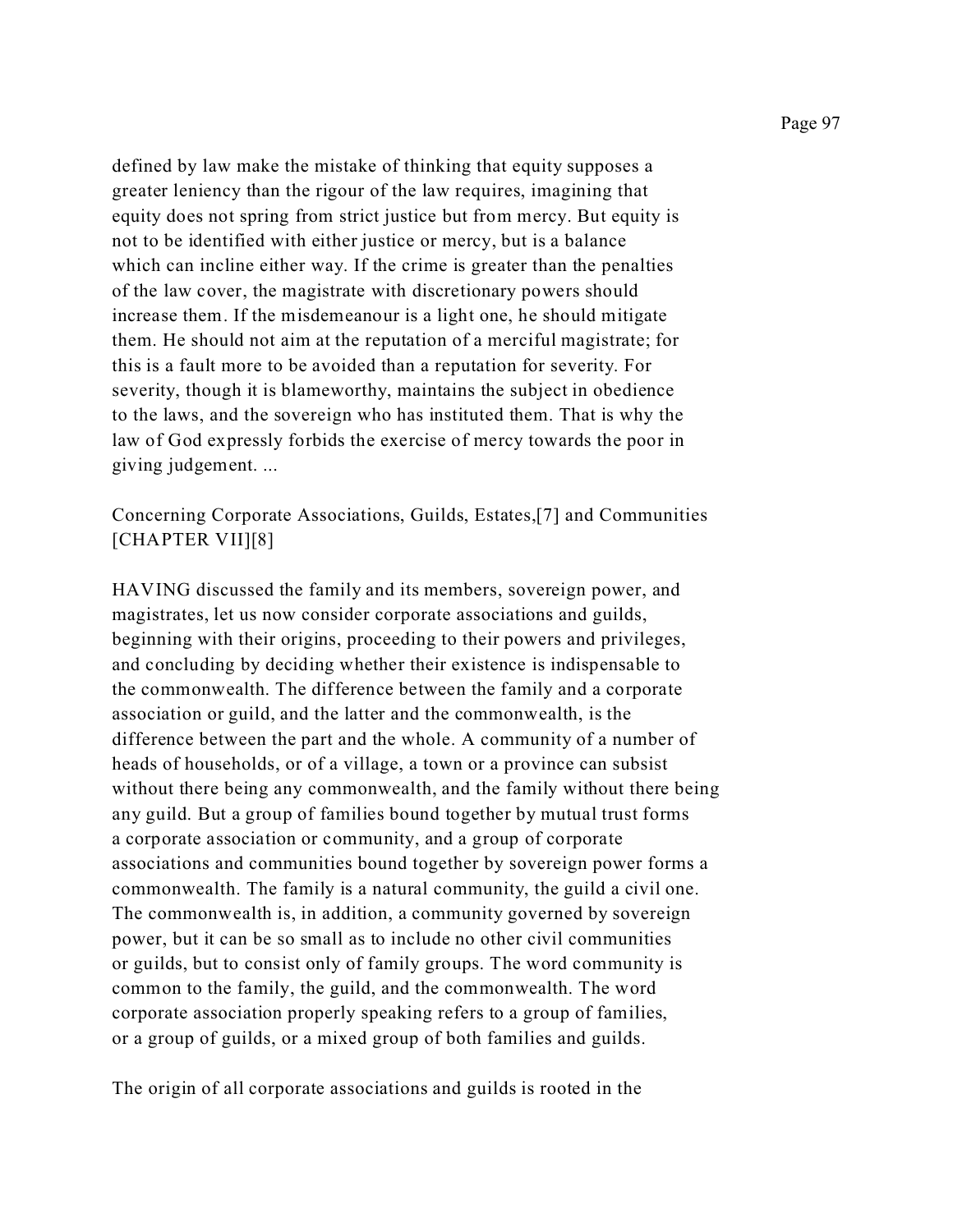defined by law make the mistake of thinking that equity supposes a greater leniency than the rigour of the law requires, imagining that equity does not spring from strict justice but from mercy. But equity is not to be identified with either justice or mercy, but is a balance which can incline either way. If the crime is greater than the penalties of the law cover, the magistrate with discretionary powers should increase them. If the misdemeanour is a light one, he should mitigate them. He should not aim at the reputation of a merciful magistrate; for this is a fault more to be avoided than a reputation for severity. For severity, though it is blameworthy, maintains the subject in obedience to the laws, and the sovereign who has instituted them. That is why the law of God expressly forbids the exercise of mercy towards the poor in giving judgement. ...

## Concerning Corporate Associations, Guilds, Estates,[7] and Communities [CHAPTER VII][8]

HAVING discussed the family and its members, sovereign power, and magistrates, let us now consider corporate associations and guilds, beginning with their origins, proceeding to their powers and privileges, and concluding by deciding whether their existence is indispensable to the commonwealth. The difference between the family and a corporate association or guild, and the latter and the commonwealth, is the difference between the part and the whole. A community of a number of heads of households, or of a village, a town or a province can subsist without there being any commonwealth, and the family without there being any guild. But a group of families bound together by mutual trust forms a corporate association or community, and a group of corporate associations and communities bound together by sovereign power forms a commonwealth. The family is a natural community, the guild a civil one. The commonwealth is, in addition, a community governed by sovereign power, but it can be so small as to include no other civil communities or guilds, but to consist only of family groups. The word community is common to the family, the guild, and the commonwealth. The word corporate association properly speaking refers to a group of families, or a group of guilds, or a mixed group of both families and guilds.

The origin of all corporate associations and guilds is rooted in the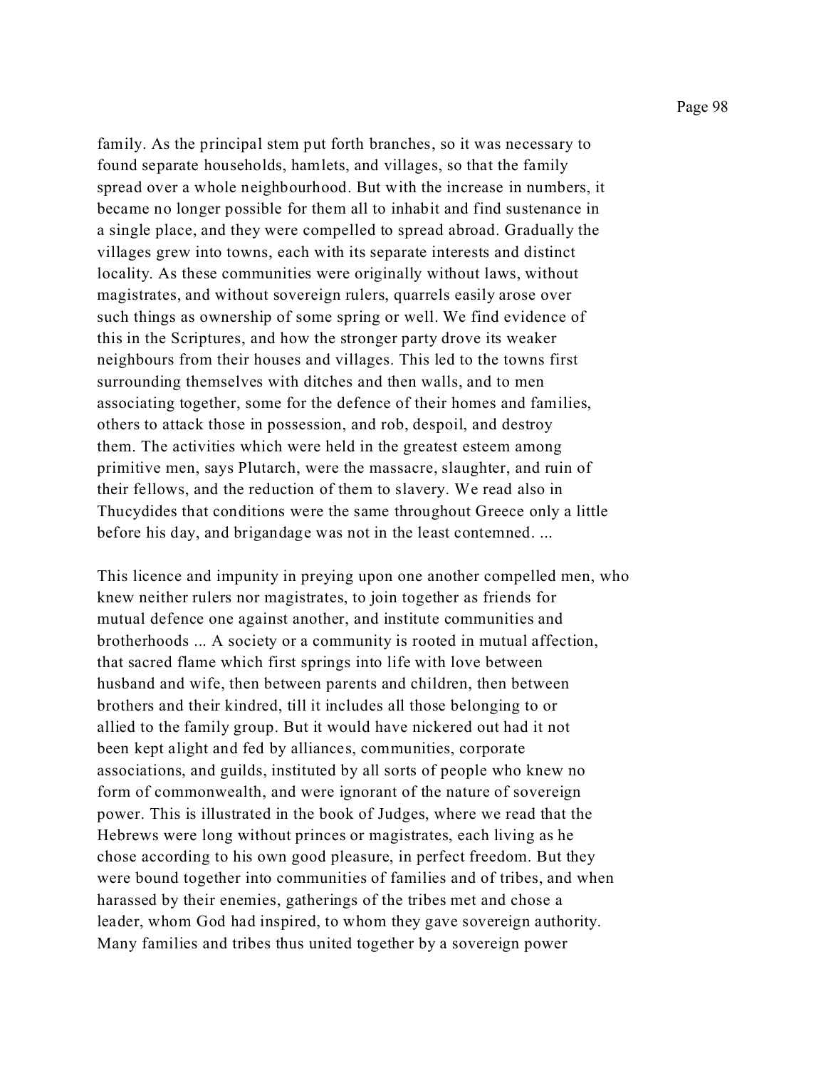family. As the principal stem put forth branches, so it was necessary to found separate households, hamlets, and villages, so that the family spread over a whole neighbourhood. But with the increase in numbers, it became no longer possible for them all to inhabit and find sustenance in a single place, and they were compelled to spread abroad. Gradually the villages grew into towns, each with its separate interests and distinct locality. As these communities were originally without laws, without magistrates, and without sovereign rulers, quarrels easily arose over such things as ownership of some spring or well. We find evidence of this in the Scriptures, and how the stronger party drove its weaker neighbours from their houses and villages. This led to the towns first surrounding themselves with ditches and then walls, and to men associating together, some for the defence of their homes and families, others to attack those in possession, and rob, despoil, and destroy them. The activities which were held in the greatest esteem among primitive men, says Plutarch, were the massacre, slaughter, and ruin of their fellows, and the reduction of them to slavery. We read also in Thucydides that conditions were the same throughout Greece only a little before his day, and brigandage was not in the least contemned. ...

This licence and impunity in preying upon one another compelled men, who knew neither rulers nor magistrates, to join together as friends for mutual defence one against another, and institute communities and brotherhoods ... A society or a community is rooted in mutual affection, that sacred flame which first springs into life with love between husband and wife, then between parents and children, then between brothers and their kindred, till it includes all those belonging to or allied to the family group. But it would have nickered out had it not been kept alight and fed by alliances, communities, corporate associations, and guilds, instituted by all sorts of people who knew no form of commonwealth, and were ignorant of the nature of sovereign power. This is illustrated in the book of Judges, where we read that the Hebrews were long without princes or magistrates, each living as he chose according to his own good pleasure, in perfect freedom. But they were bound together into communities of families and of tribes, and when harassed by their enemies, gatherings of the tribes met and chose a leader, whom God had inspired, to whom they gave sovereign authority. Many families and tribes thus united together by a sovereign power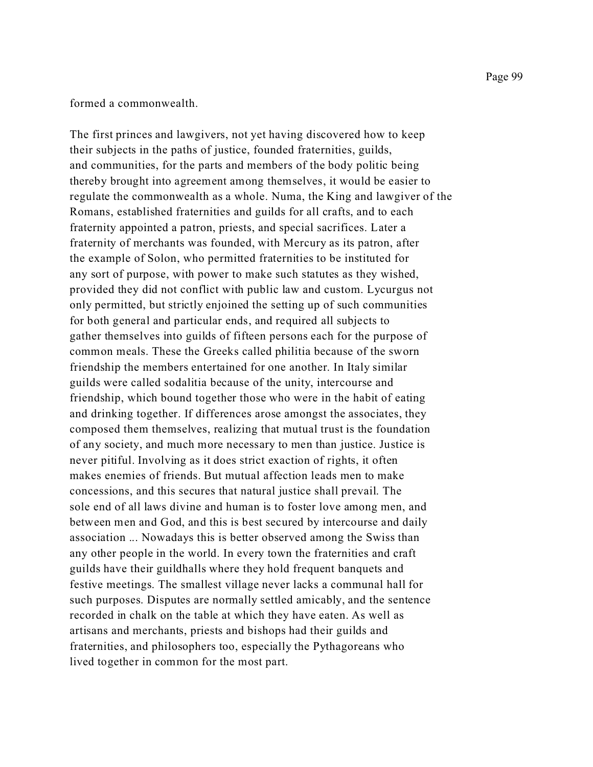formed a commonwealth.

The first princes and lawgivers, not yet having discovered how to keep their subjects in the paths of justice, founded fraternities, guilds, and communities, for the parts and members of the body politic being thereby brought into agreement among themselves, it would be easier to regulate the commonwealth as a whole. Numa, the King and lawgiver of the Romans, established fraternities and guilds for all crafts, and to each fraternity appointed a patron, priests, and special sacrifices. Later a fraternity of merchants was founded, with Mercury as its patron, after the example of Solon, who permitted fraternities to be instituted for any sort of purpose, with power to make such statutes as they wished, provided they did not conflict with public law and custom. Lycurgus not only permitted, but strictly enjoined the setting up of such communities for both general and particular ends, and required all subjects to gather themselves into guilds of fifteen persons each for the purpose of common meals. These the Greeks called philitia because of the sworn friendship the members entertained for one another. In Italy similar guilds were called sodalitia because of the unity, intercourse and friendship, which bound together those who were in the habit of eating and drinking together. If differences arose amongst the associates, they composed them themselves, realizing that mutual trust is the foundation of any society, and much more necessary to men than justice. Justice is never pitiful. Involving as it does strict exaction of rights, it often makes enemies of friends. But mutual affection leads men to make concessions, and this secures that natural justice shall prevail. The sole end of all laws divine and human is to foster love among men, and between men and God, and this is best secured by intercourse and daily association ... Nowadays this is better observed among the Swiss than any other people in the world. In every town the fraternities and craft guilds have their guildhalls where they hold frequent banquets and festive meetings. The smallest village never lacks a communal hall for such purposes. Disputes are normally settled amicably, and the sentence recorded in chalk on the table at which they have eaten. As well as artisans and merchants, priests and bishops had their guilds and fraternities, and philosophers too, especially the Pythagoreans who lived together in common for the most part.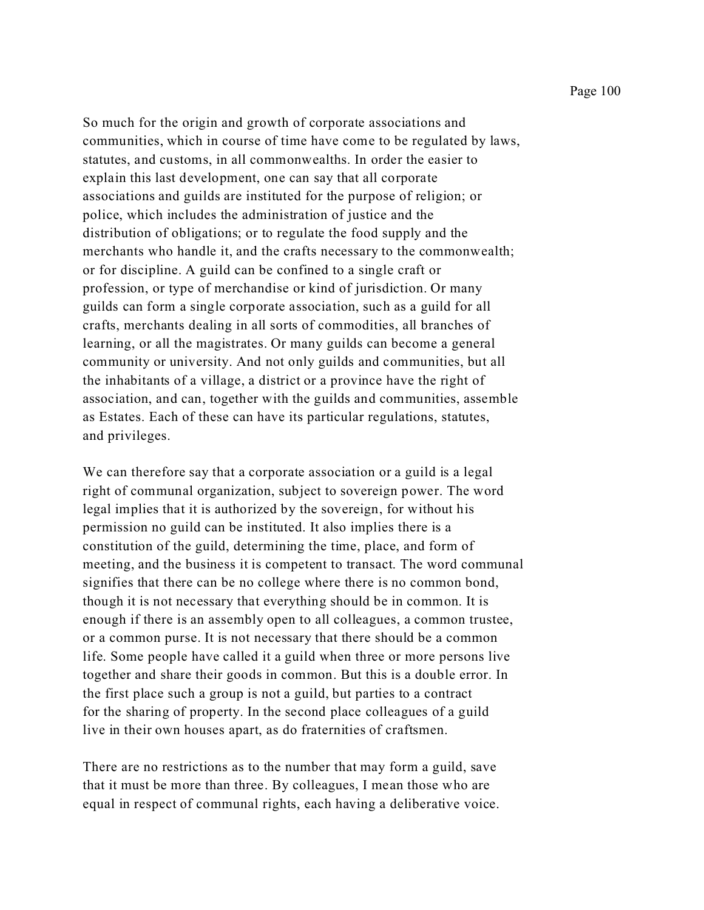So much for the origin and growth of corporate associations and communities, which in course of time have come to be regulated by laws, statutes, and customs, in all commonwealths. In order the easier to explain this last development, one can say that all corporate associations and guilds are instituted for the purpose of religion; or police, which includes the administration of justice and the distribution of obligations; or to regulate the food supply and the merchants who handle it, and the crafts necessary to the commonwealth; or for discipline. A guild can be confined to a single craft or profession, or type of merchandise or kind of jurisdiction. Or many guilds can form a single corporate association, such as a guild for all crafts, merchants dealing in all sorts of commodities, all branches of learning, or all the magistrates. Or many guilds can become a general community or university. And not only guilds and communities, but all the inhabitants of a village, a district or a province have the right of association, and can, together with the guilds and communities, assemble as Estates. Each of these can have its particular regulations, statutes, and privileges.

We can therefore say that a corporate association or a guild is a legal right of communal organization, subject to sovereign power. The word legal implies that it is authorized by the sovereign, for without his permission no guild can be instituted. It also implies there is a constitution of the guild, determining the time, place, and form of meeting, and the business it is competent to transact. The word communal signifies that there can be no college where there is no common bond, though it is not necessary that everything should be in common. It is enough if there is an assembly open to all colleagues, a common trustee, or a common purse. It is not necessary that there should be a common life. Some people have called it a guild when three or more persons live together and share their goods in common. But this is a double error. In the first place such a group is not a guild, but parties to a contract for the sharing of property. In the second place colleagues of a guild live in their own houses apart, as do fraternities of craftsmen.

There are no restrictions as to the number that may form a guild, save that it must be more than three. By colleagues, I mean those who are equal in respect of communal rights, each having a deliberative voice.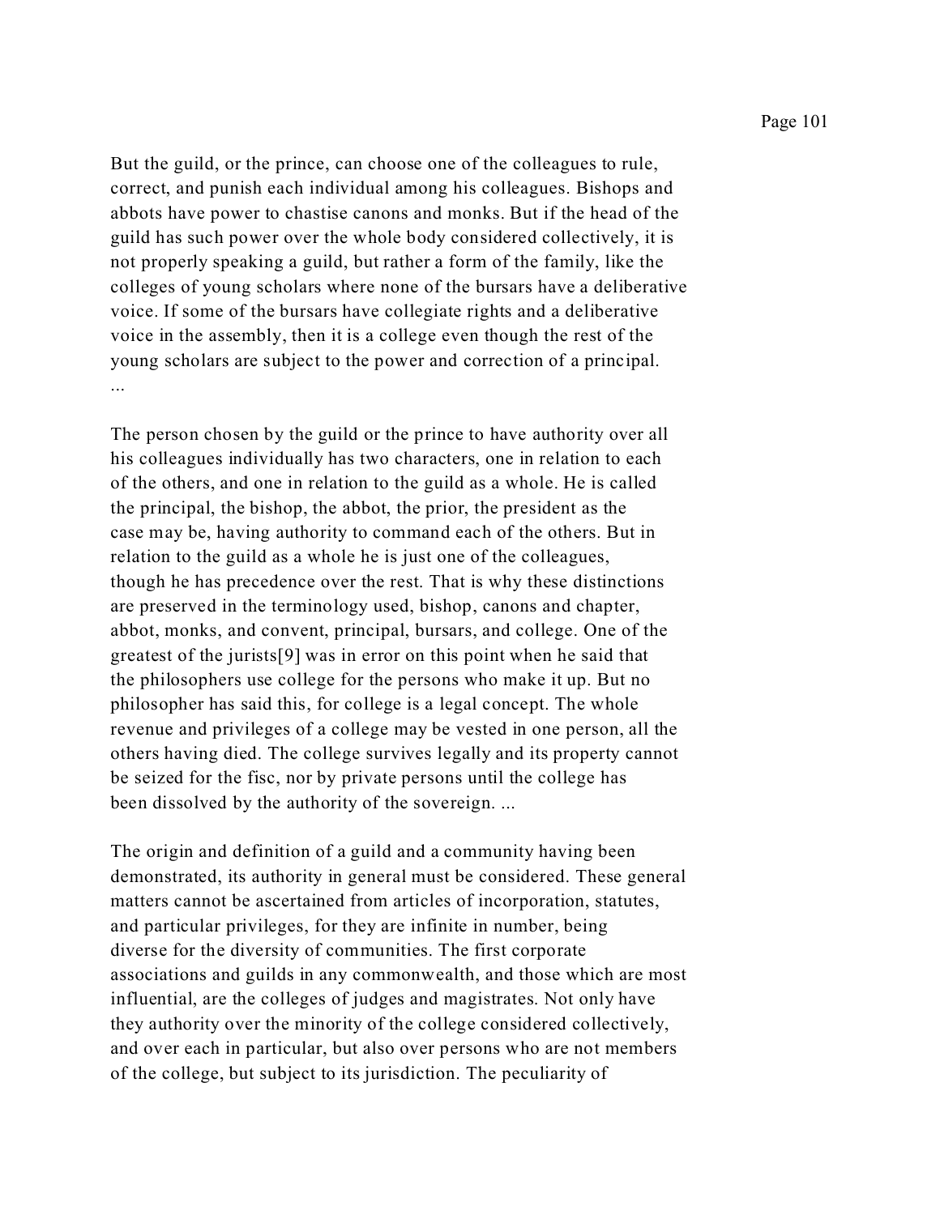But the guild, or the prince, can choose one of the colleagues to rule, correct, and punish each individual among his colleagues. Bishops and abbots have power to chastise canons and monks. But if the head of the guild has such power over the whole body considered collectively, it is not properly speaking a guild, but rather a form of the family, like the colleges of young scholars where none of the bursars have a deliberative voice. If some of the bursars have collegiate rights and a deliberative voice in the assembly, then it is a college even though the rest of the young scholars are subject to the power and correction of a principal. ...

The person chosen by the guild or the prince to have authority over all his colleagues individually has two characters, one in relation to each of the others, and one in relation to the guild as a whole. He is called the principal, the bishop, the abbot, the prior, the president as the case may be, having authority to command each of the others. But in relation to the guild as a whole he is just one of the colleagues, though he has precedence over the rest. That is why these distinctions are preserved in the terminology used, bishop, canons and chapter, abbot, monks, and convent, principal, bursars, and college. One of the greatest of the jurists[9] was in error on this point when he said that the philosophers use college for the persons who make it up. But no philosopher has said this, for college is a legal concept. The whole revenue and privileges of a college may be vested in one person, all the others having died. The college survives legally and its property cannot be seized for the fisc, nor by private persons until the college has been dissolved by the authority of the sovereign. ...

The origin and definition of a guild and a community having been demonstrated, its authority in general must be considered. These general matters cannot be ascertained from articles of incorporation, statutes, and particular privileges, for they are infinite in number, being diverse for the diversity of communities. The first corporate associations and guilds in any commonwealth, and those which are most influential, are the colleges of judges and magistrates. Not only have they authority over the minority of the college considered collectively, and over each in particular, but also over persons who are not members of the college, but subject to its jurisdiction. The peculiarity of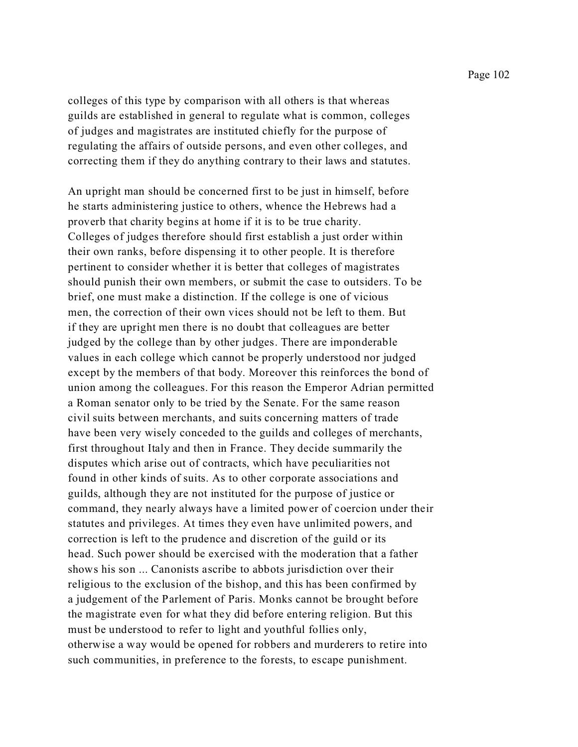colleges of this type by comparison with all others is that whereas guilds are established in general to regulate what is common, colleges of judges and magistrates are instituted chiefly for the purpose of regulating the affairs of outside persons, and even other colleges, and correcting them if they do anything contrary to their laws and statutes.

An upright man should be concerned first to be just in himself, before he starts administering justice to others, whence the Hebrews had a proverb that charity begins at home if it is to be true charity. Colleges of judges therefore should first establish a just order within their own ranks, before dispensing it to other people. It is therefore pertinent to consider whether it is better that colleges of magistrates should punish their own members, or submit the case to outsiders. To be brief, one must make a distinction. If the college is one of vicious men, the correction of their own vices should not be left to them. But if they are upright men there is no doubt that colleagues are better judged by the college than by other judges. There are imponderable values in each college which cannot be properly understood nor judged except by the members of that body. Moreover this reinforces the bond of union among the colleagues. For this reason the Emperor Adrian permitted a Roman senator only to be tried by the Senate. For the same reason civil suits between merchants, and suits concerning matters of trade have been very wisely conceded to the guilds and colleges of merchants, first throughout Italy and then in France. They decide summarily the disputes which arise out of contracts, which have peculiarities not found in other kinds of suits. As to other corporate associations and guilds, although they are not instituted for the purpose of justice or command, they nearly always have a limited power of coercion under their statutes and privileges. At times they even have unlimited powers, and correction is left to the prudence and discretion of the guild or its head. Such power should be exercised with the moderation that a father shows his son ... Canonists ascribe to abbots jurisdiction over their religious to the exclusion of the bishop, and this has been confirmed by a judgement of the Parlement of Paris. Monks cannot be brought before the magistrate even for what they did before entering religion. But this must be understood to refer to light and youthful follies only, otherwise a way would be opened for robbers and murderers to retire into such communities, in preference to the forests, to escape punishment.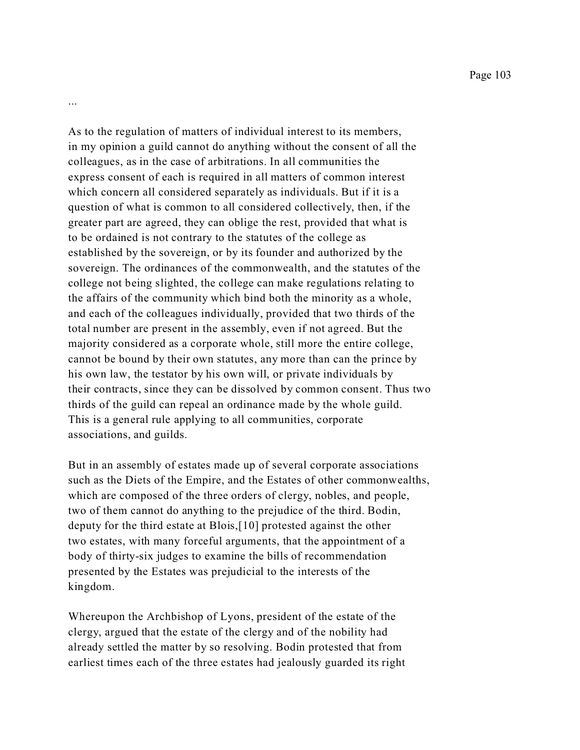...

As to the regulation of matters of individual interest to its members, in my opinion a guild cannot do anything without the consent of all the colleagues, as in the case of arbitrations. In all communities the express consent of each is required in all matters of common interest which concern all considered separately as individuals. But if it is a question of what is common to all considered collectively, then, if the greater part are agreed, they can oblige the rest, provided that what is to be ordained is not contrary to the statutes of the college as established by the sovereign, or by its founder and authorized by the sovereign. The ordinances of the commonwealth, and the statutes of the college not being slighted, the college can make regulations relating to the affairs of the community which bind both the minority as a whole, and each of the colleagues individually, provided that two thirds of the total number are present in the assembly, even if not agreed. But the majority considered as a corporate whole, still more the entire college, cannot be bound by their own statutes, any more than can the prince by his own law, the testator by his own will, or private individuals by their contracts, since they can be dissolved by common consent. Thus two thirds of the guild can repeal an ordinance made by the whole guild. This is a general rule applying to all communities, corporate associations, and guilds.

But in an assembly of estates made up of several corporate associations such as the Diets of the Empire, and the Estates of other commonwealths, which are composed of the three orders of clergy, nobles, and people, two of them cannot do anything to the prejudice of the third. Bodin, deputy for the third estate at Blois,[10] protested against the other two estates, with many forceful arguments, that the appointment of a body of thirty-six judges to examine the bills of recommendation presented by the Estates was prejudicial to the interests of the kingdom.

Whereupon the Archbishop of Lyons, president of the estate of the clergy, argued that the estate of the clergy and of the nobility had already settled the matter by so resolving. Bodin protested that from earliest times each of the three estates had jealously guarded its right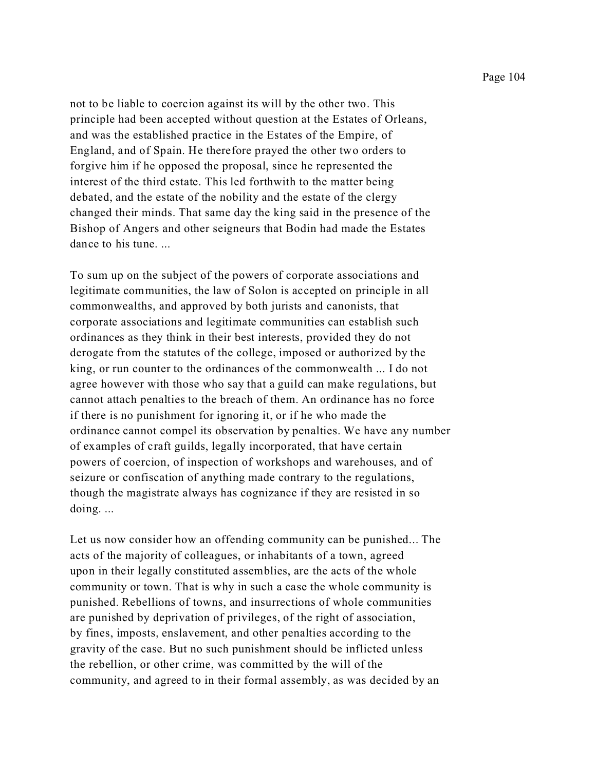not to be liable to coercion against its will by the other two. This principle had been accepted without question at the Estates of Orleans, and was the established practice in the Estates of the Empire, of England, and of Spain. He therefore prayed the other two orders to forgive him if he opposed the proposal, since he represented the interest of the third estate. This led forthwith to the matter being debated, and the estate of the nobility and the estate of the clergy changed their minds. That same day the king said in the presence of the Bishop of Angers and other seigneurs that Bodin had made the Estates dance to his tune. ...

To sum up on the subject of the powers of corporate associations and legitimate communities, the law of Solon is accepted on principle in all commonwealths, and approved by both jurists and canonists, that corporate associations and legitimate communities can establish such ordinances as they think in their best interests, provided they do not derogate from the statutes of the college, imposed or authorized by the king, or run counter to the ordinances of the commonwealth ... I do not agree however with those who say that a guild can make regulations, but cannot attach penalties to the breach of them. An ordinance has no force if there is no punishment for ignoring it, or if he who made the ordinance cannot compel its observation by penalties. We have any number of examples of craft guilds, legally incorporated, that have certain powers of coercion, of inspection of workshops and warehouses, and of seizure or confiscation of anything made contrary to the regulations, though the magistrate always has cognizance if they are resisted in so doing. ...

Let us now consider how an offending community can be punished... The acts of the majority of colleagues, or inhabitants of a town, agreed upon in their legally constituted assemblies, are the acts of the whole community or town. That is why in such a case the whole community is punished. Rebellions of towns, and insurrections of whole communities are punished by deprivation of privileges, of the right of association, by fines, imposts, enslavement, and other penalties according to the gravity of the case. But no such punishment should be inflicted unless the rebellion, or other crime, was committed by the will of the community, and agreed to in their formal assembly, as was decided by an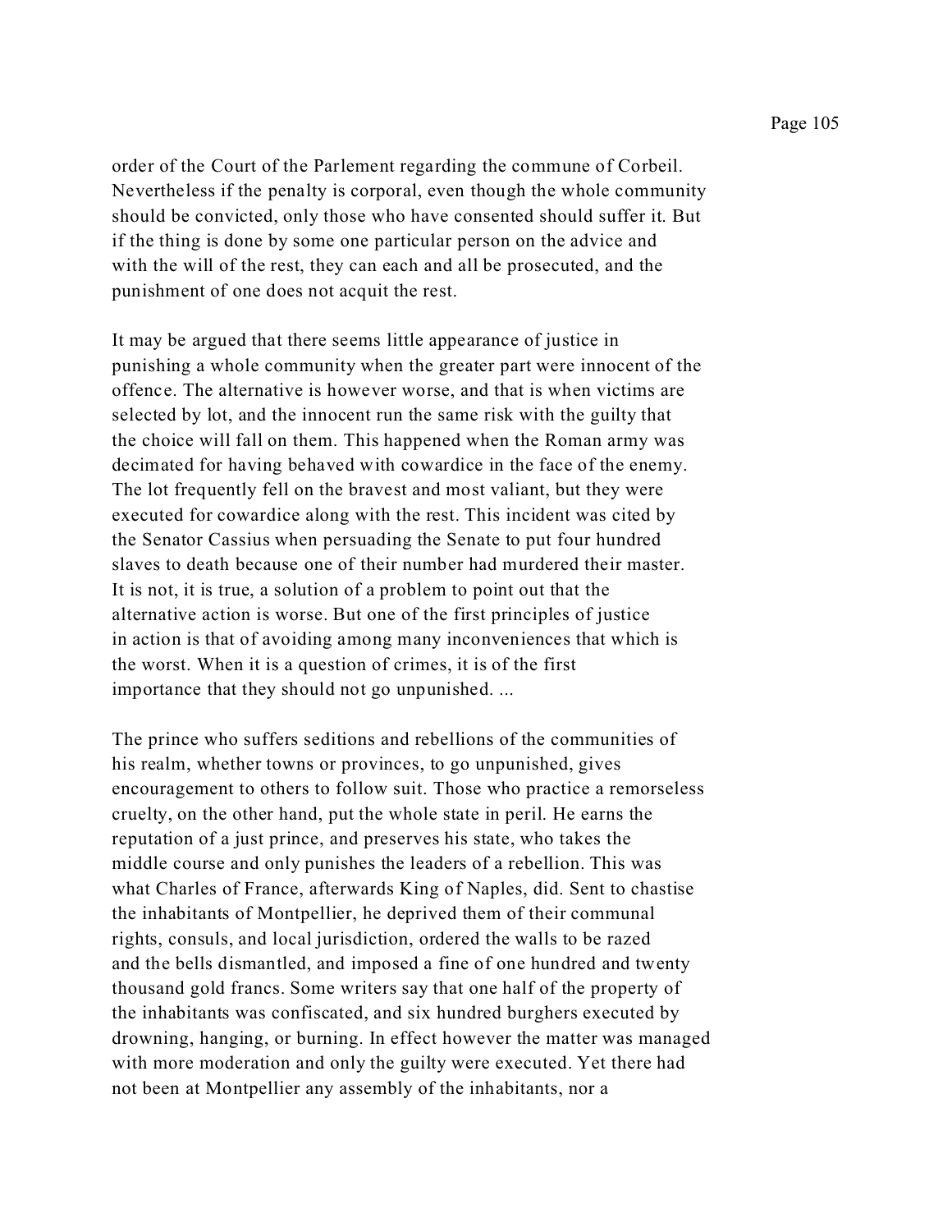order of the Court of the Parlement regarding the commune of Corbeil. Nevertheless if the penalty is corporal, even though the whole community should be convicted, only those who have consented should suffer it. But if the thing is done by some one particular person on the advice and with the will of the rest, they can each and all be prosecuted, and the punishment of one does not acquit the rest.

It may be argued that there seems little appearance of justice in punishing a whole community when the greater part were innocent of the offence. The alternative is however worse, and that is when victims are selected by lot, and the innocent run the same risk with the guilty that the choice will fall on them. This happened when the Roman army was decimated for having behaved with cowardice in the face of the enemy. The lot frequently fell on the bravest and most valiant, but they were executed for cowardice along with the rest. This incident was cited by the Senator Cassius when persuading the Senate to put four hundred slaves to death because one of their number had murdered their master. It is not, it is true, a solution of a problem to point out that the alternative action is worse. But one of the first principles of justice in action is that of avoiding among many inconveniences that which is the worst. When it is a question of crimes, it is of the first importance that they should not go unpunished. ...

The prince who suffers seditions and rebellions of the communities of his realm, whether towns or provinces, to go unpunished, gives encouragement to others to follow suit. Those who practice a remorseless cruelty, on the other hand, put the whole state in peril. He earns the reputation of a just prince, and preserves his state, who takes the middle course and only punishes the leaders of a rebellion. This was what Charles of France, afterwards King of Naples, did. Sent to chastise the inhabitants of Montpellier, he deprived them of their communal rights, consuls, and local jurisdiction, ordered the walls to be razed and the bells dismantled, and imposed a fine of one hundred and twenty thousand gold francs. Some writers say that one half of the property of the inhabitants was confiscated, and six hundred burghers executed by drowning, hanging, or burning. In effect however the matter was managed with more moderation and only the guilty were executed. Yet there had not been at Montpellier any assembly of the inhabitants, nor a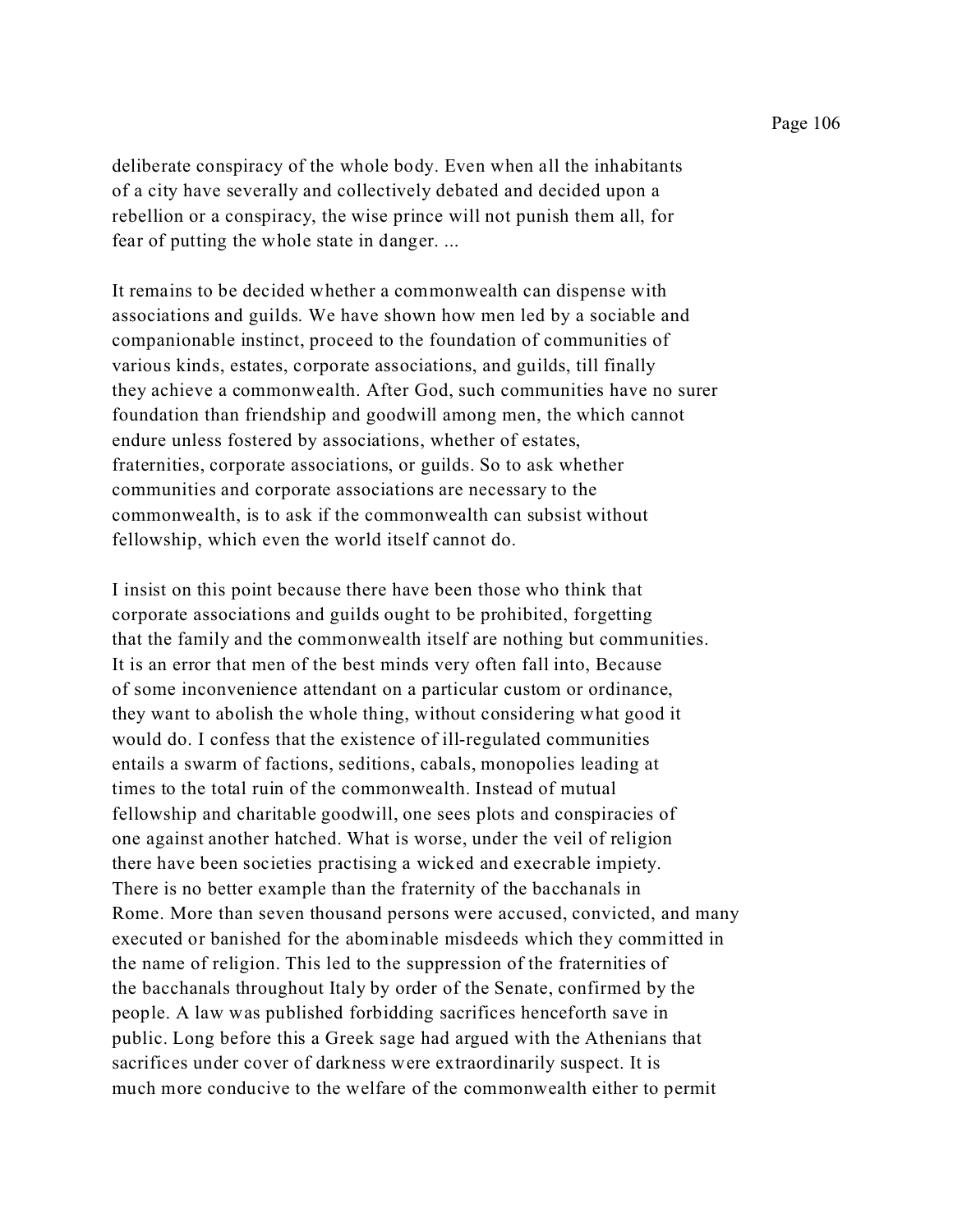deliberate conspiracy of the whole body. Even when all the inhabitants of a city have severally and collectively debated and decided upon a rebellion or a conspiracy, the wise prince will not punish them all, for fear of putting the whole state in danger. ...

It remains to be decided whether a commonwealth can dispense with associations and guilds. We have shown how men led by a sociable and companionable instinct, proceed to the foundation of communities of various kinds, estates, corporate associations, and guilds, till finally they achieve a commonwealth. After God, such communities have no surer foundation than friendship and goodwill among men, the which cannot endure unless fostered by associations, whether of estates, fraternities, corporate associations, or guilds. So to ask whether communities and corporate associations are necessary to the commonwealth, is to ask if the commonwealth can subsist without fellowship, which even the world itself cannot do.

I insist on this point because there have been those who think that corporate associations and guilds ought to be prohibited, forgetting that the family and the commonwealth itself are nothing but communities. It is an error that men of the best minds very often fall into, Because of some inconvenience attendant on a particular custom or ordinance, they want to abolish the whole thing, without considering what good it would do. I confess that the existence of ill-regulated communities entails a swarm of factions, seditions, cabals, monopolies leading at times to the total ruin of the commonwealth. Instead of mutual fellowship and charitable goodwill, one sees plots and conspiracies of one against another hatched. What is worse, under the veil of religion there have been societies practising a wicked and execrable impiety. There is no better example than the fraternity of the bacchanals in Rome. More than seven thousand persons were accused, convicted, and many executed or banished for the abominable misdeeds which they committed in the name of religion. This led to the suppression of the fraternities of the bacchanals throughout Italy by order of the Senate, confirmed by the people. A law was published forbidding sacrifices henceforth save in public. Long before this a Greek sage had argued with the Athenians that sacrifices under cover of darkness were extraordinarily suspect. It is much more conducive to the welfare of the commonwealth either to permit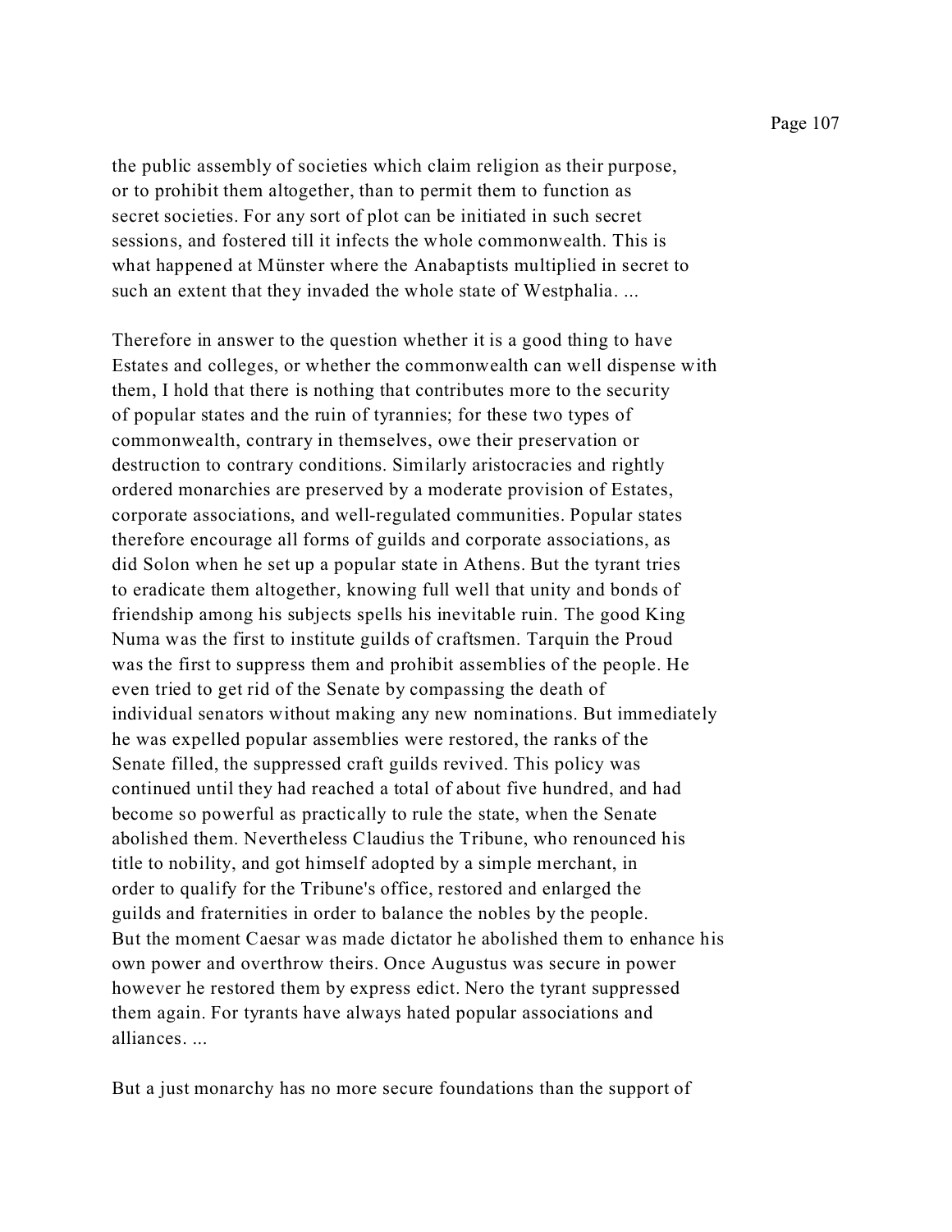the public assembly of societies which claim religion as their purpose, or to prohibit them altogether, than to permit them to function as secret societies. For any sort of plot can be initiated in such secret sessions, and fostered till it infects the whole commonwealth. This is what happened at Münster where the Anabaptists multiplied in secret to such an extent that they invaded the whole state of Westphalia. ...

Therefore in answer to the question whether it is a good thing to have Estates and colleges, or whether the commonwealth can well dispense with them, I hold that there is nothing that contributes more to the security of popular states and the ruin of tyrannies; for these two types of commonwealth, contrary in themselves, owe their preservation or destruction to contrary conditions. Similarly aristocracies and rightly ordered monarchies are preserved by a moderate provision of Estates, corporate associations, and well-regulated communities. Popular states therefore encourage all forms of guilds and corporate associations, as did Solon when he set up a popular state in Athens. But the tyrant tries to eradicate them altogether, knowing full well that unity and bonds of friendship among his subjects spells his inevitable ruin. The good King Numa was the first to institute guilds of craftsmen. Tarquin the Proud was the first to suppress them and prohibit assemblies of the people. He even tried to get rid of the Senate by compassing the death of individual senators without making any new nominations. But immediately he was expelled popular assemblies were restored, the ranks of the Senate filled, the suppressed craft guilds revived. This policy was continued until they had reached a total of about five hundred, and had become so powerful as practically to rule the state, when the Senate abolished them. Nevertheless Claudius the Tribune, who renounced his title to nobility, and got himself adopted by a simple merchant, in order to qualify for the Tribune's office, restored and enlarged the guilds and fraternities in order to balance the nobles by the people. But the moment Caesar was made dictator he abolished them to enhance his own power and overthrow theirs. Once Augustus was secure in power however he restored them by express edict. Nero the tyrant suppressed them again. For tyrants have always hated popular associations and alliances. ...

But a just monarchy has no more secure foundations than the support of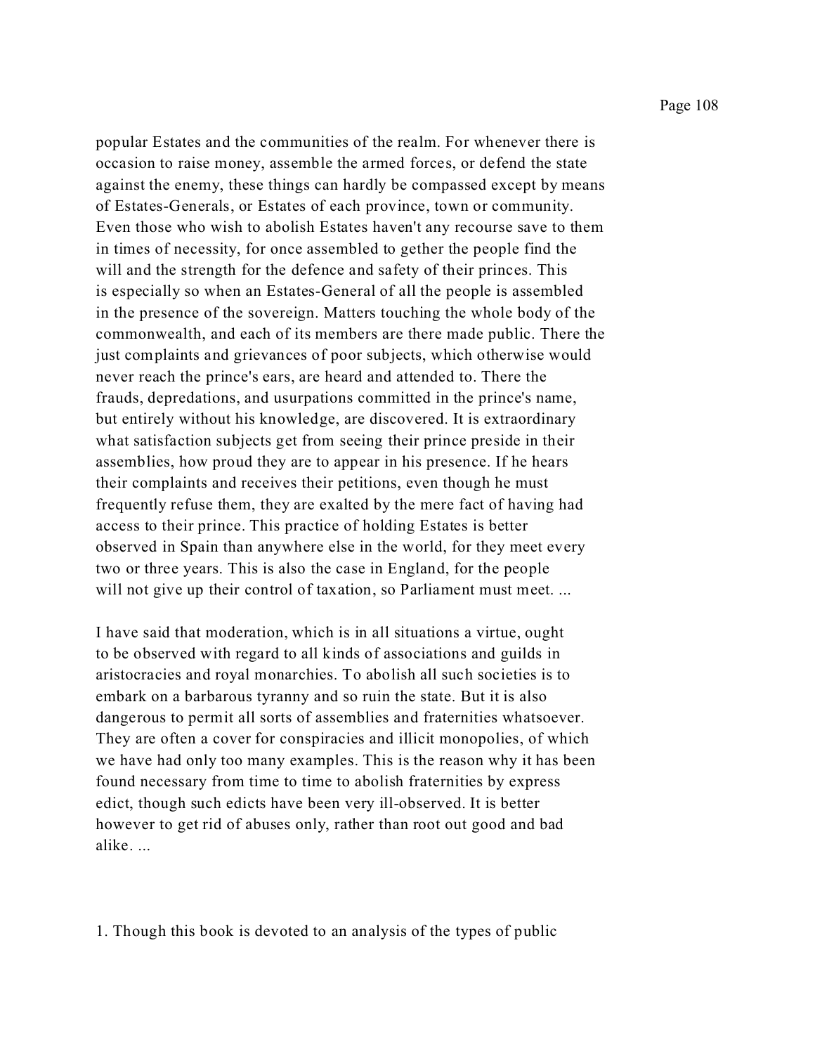popular Estates and the communities of the realm. For whenever there is occasion to raise money, assemble the armed forces, or defend the state against the enemy, these things can hardly be compassed except by means of Estates-Generals, or Estates of each province, town or community. Even those who wish to abolish Estates haven't any recourse save to them in times of necessity, for once assembled to gether the people find the will and the strength for the defence and safety of their princes. This is especially so when an Estates-General of all the people is assembled in the presence of the sovereign. Matters touching the whole body of the commonwealth, and each of its members are there made public. There the just complaints and grievances of poor subjects, which otherwise would never reach the prince's ears, are heard and attended to. There the frauds, depredations, and usurpations committed in the prince's name, but entirely without his knowledge, are discovered. It is extraordinary what satisfaction subjects get from seeing their prince preside in their assemblies, how proud they are to appear in his presence. If he hears their complaints and receives their petitions, even though he must frequently refuse them, they are exalted by the mere fact of having had access to their prince. This practice of holding Estates is better observed in Spain than anywhere else in the world, for they meet every two or three years. This is also the case in England, for the people will not give up their control of taxation, so Parliament must meet. ...

I have said that moderation, which is in all situations a virtue, ought to be observed with regard to all kinds of associations and guilds in aristocracies and royal monarchies. To abolish all such societies is to embark on a barbarous tyranny and so ruin the state. But it is also dangerous to permit all sorts of assemblies and fraternities whatsoever. They are often a cover for conspiracies and illicit monopolies, of which we have had only too many examples. This is the reason why it has been found necessary from time to time to abolish fraternities by express edict, though such edicts have been very ill-observed. It is better however to get rid of abuses only, rather than root out good and bad alike. ...

1. Though this book is devoted to an analysis of the types of public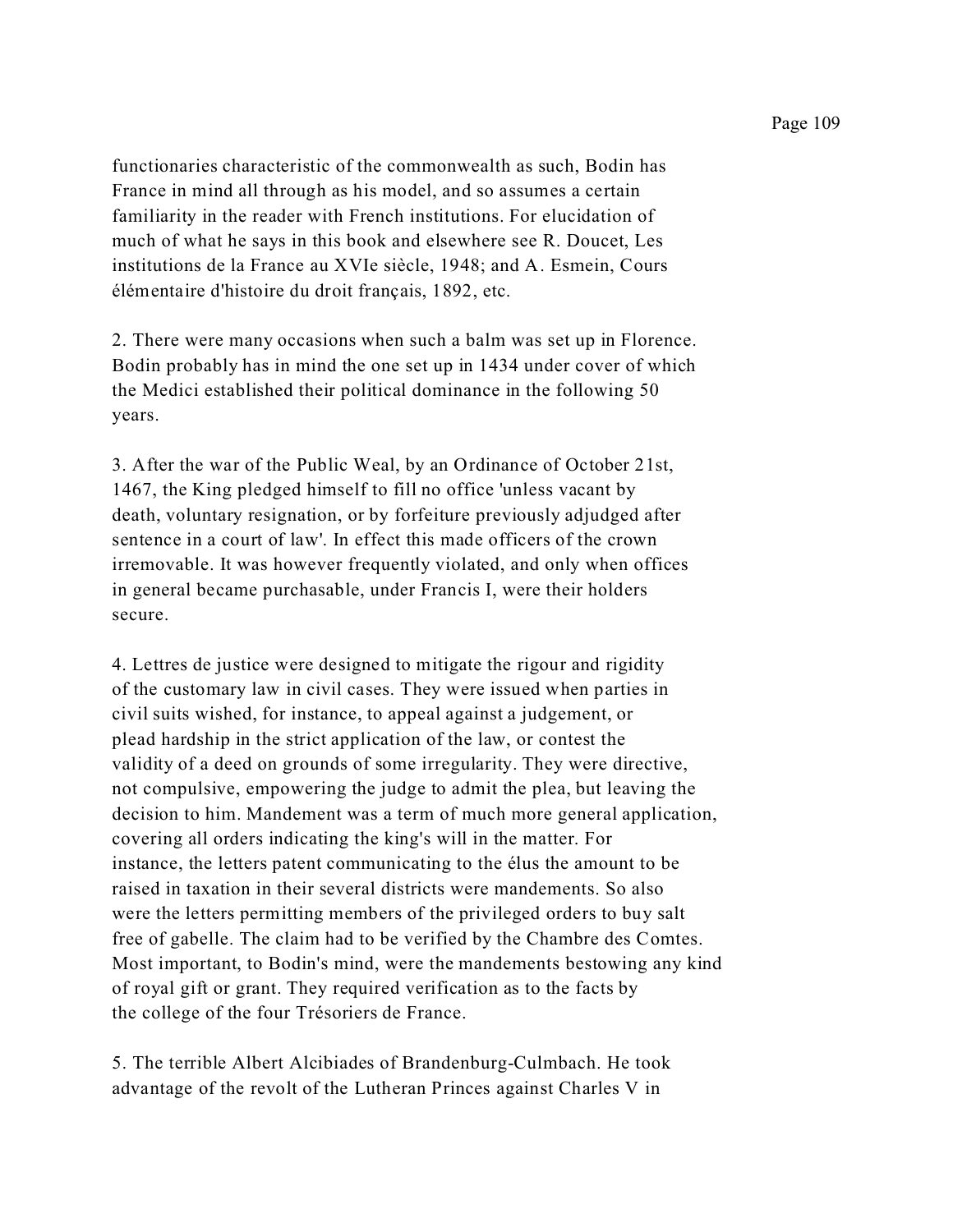functionaries characteristic of the commonwealth as such, Bodin has France in mind all through as his model, and so assumes a certain familiarity in the reader with French institutions. For elucidation of much of what he says in this book and elsewhere see R. Doucet, Les institutions de la France au XVIe siècle, 1948; and A. Esmein, Cours élémentaire d'histoire du droit français, 1892, etc.

2. There were many occasions when such a balm was set up in Florence. Bodin probably has in mind the one set up in 1434 under cover of which the Medici established their political dominance in the following 50 years.

3. After the war of the Public Weal, by an Ordinance of October 21st, 1467, the King pledged himself to fill no office 'unless vacant by death, voluntary resignation, or by forfeiture previously adjudged after sentence in a court of law'. In effect this made officers of the crown irremovable. It was however frequently violated, and only when offices in general became purchasable, under Francis I, were their holders secure.

4. Lettres de justice were designed to mitigate the rigour and rigidity of the customary law in civil cases. They were issued when parties in civil suits wished, for instance, to appeal against a judgement, or plead hardship in the strict application of the law, or contest the validity of a deed on grounds of some irregularity. They were directive, not compulsive, empowering the judge to admit the plea, but leaving the decision to him. Mandement was a term of much more general application, covering all orders indicating the king's will in the matter. For instance, the letters patent communicating to the élus the amount to be raised in taxation in their several districts were mandements. So also were the letters permitting members of the privileged orders to buy salt free of gabelle. The claim had to be verified by the Chambre des Comtes. Most important, to Bodin's mind, were the mandements bestowing any kind of royal gift or grant. They required verification as to the facts by the college of the four Trésoriers de France.

5. The terrible Albert Alcibiades of Brandenburg-Culmbach. He took advantage of the revolt of the Lutheran Princes against Charles V in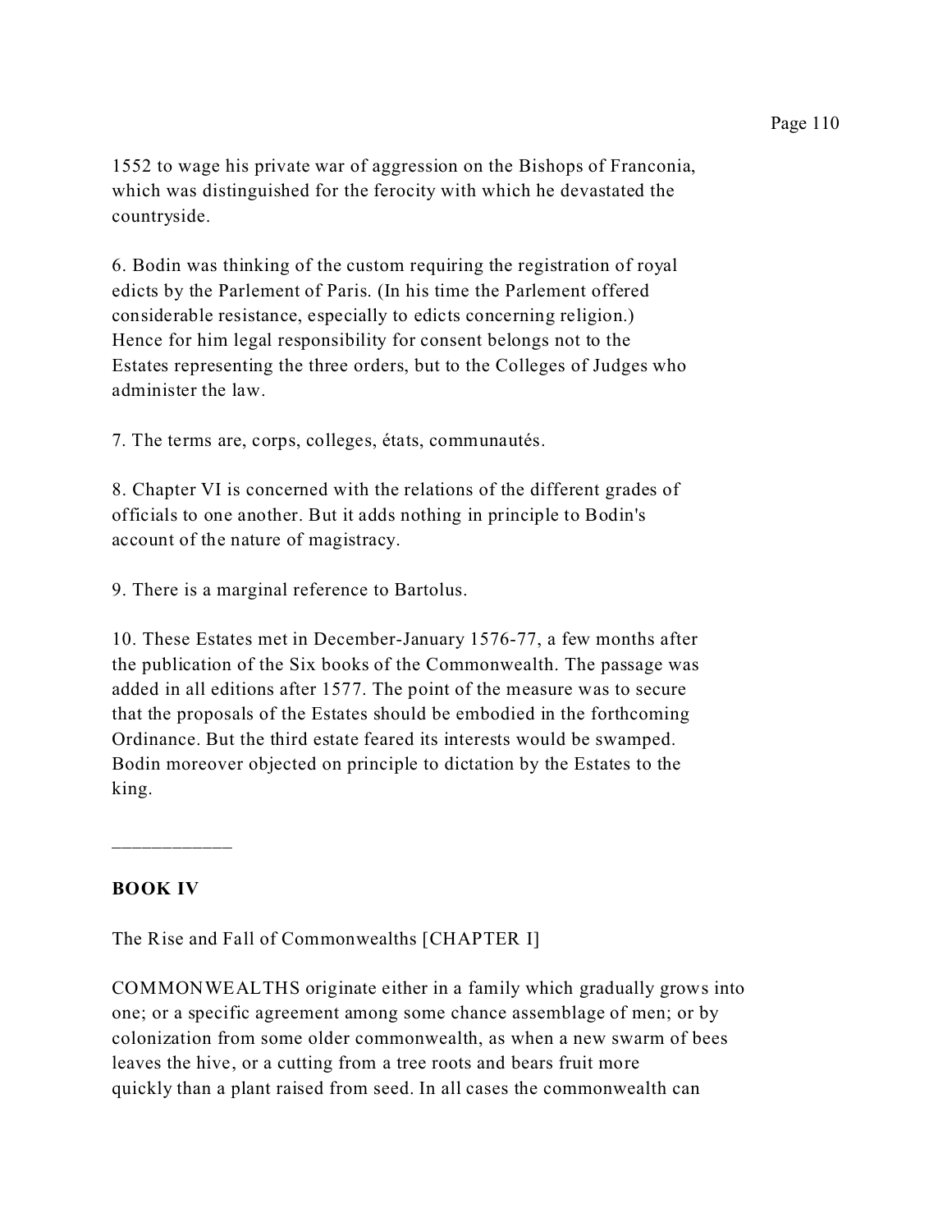1552 to wage his private war of aggression on the Bishops of Franconia, which was distinguished for the ferocity with which he devastated the countryside.

6. Bodin was thinking of the custom requiring the registration of royal edicts by the Parlement of Paris. (In his time the Parlement offered considerable resistance, especially to edicts concerning religion.) Hence for him legal responsibility for consent belongs not to the Estates representing the three orders, but to the Colleges of Judges who administer the law.

7. The terms are, corps, colleges, états, communautés.

8. Chapter VI is concerned with the relations of the different grades of officials to one another. But it adds nothing in principle to Bodin's account of the nature of magistracy.

9. There is a marginal reference to Bartolus.

10. These Estates met in December-January 1576-77, a few months after the publication of the Six books of the Commonwealth. The passage was added in all editions after 1577. The point of the measure was to secure that the proposals of the Estates should be embodied in the forthcoming Ordinance. But the third estate feared its interests would be swamped. Bodin moreover objected on principle to dictation by the Estates to the king.

___________

## BOOK IV

The Rise and Fall of Commonwealths [CHAPTER I]

COMMONWEALTHS originate either in a family which gradually grows into one; or a specific agreement among some chance assemblage of men; or by colonization from some older commonwealth, as when a new swarm of bees leaves the hive, or a cutting from a tree roots and bears fruit more quickly than a plant raised from seed. In all cases the commonwealth can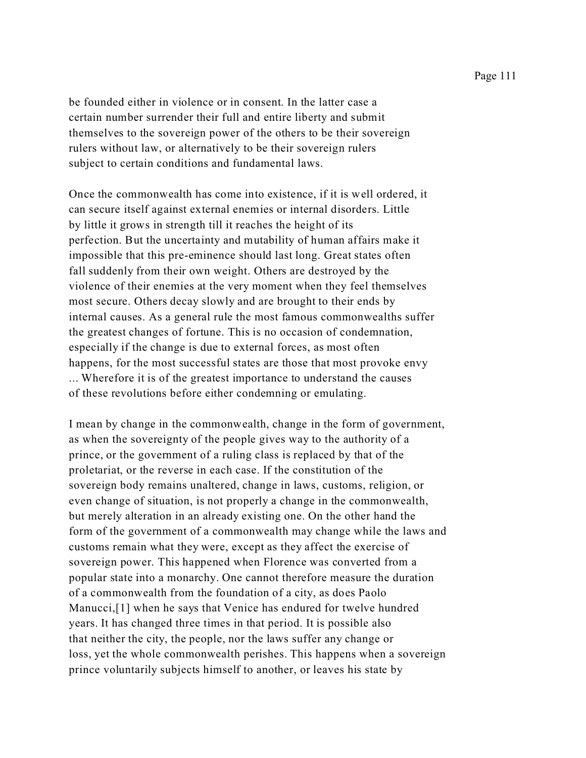be founded either in violence or in consent. In the latter case a certain number surrender their full and entire liberty and submit themselves to the sovereign power of the others to be their sovereign rulers without law, or alternatively to be their sovereign rulers subject to certain conditions and fundamental laws.

Once the commonwealth has come into existence, if it is well ordered, it can secure itself against external enemies or internal disorders. Little by little it grows in strength till it reaches the height of its perfection. But the uncertainty and mutability of human affairs make it impossible that this pre-eminence should last long. Great states often fall suddenly from their own weight. Others are destroyed by the violence of their enemies at the very moment when they feel themselves most secure. Others decay slowly and are brought to their ends by internal causes. As a general rule the most famous commonwealths suffer the greatest changes of fortune. This is no occasion of condemnation, especially if the change is due to external forces, as most often happens, for the most successful states are those that most provoke envy ... Wherefore it is of the greatest importance to understand the causes of these revolutions before either condemning or emulating.

I mean by change in the commonwealth, change in the form of government, as when the sovereignty of the people gives way to the authority of a prince, or the government of a ruling class is replaced by that of the proletariat, or the reverse in each case. If the constitution of the sovereign body remains unaltered, change in laws, customs, religion, or even change of situation, is not properly a change in the commonwealth, but merely alteration in an already existing one. On the other hand the form of the government of a commonwealth may change while the laws and customs remain what they were, except as they affect the exercise of sovereign power. This happened when Florence was converted from a popular state into a monarchy. One cannot therefore measure the duration of a commonwealth from the foundation of a city, as does Paolo Manucci,[1] when he says that Venice has endured for twelve hundred years. It has changed three times in that period. It is possible also that neither the city, the people, nor the laws suffer any change or loss, yet the whole commonwealth perishes. This happens when a sovereign prince voluntarily subjects himself to another, or leaves his state by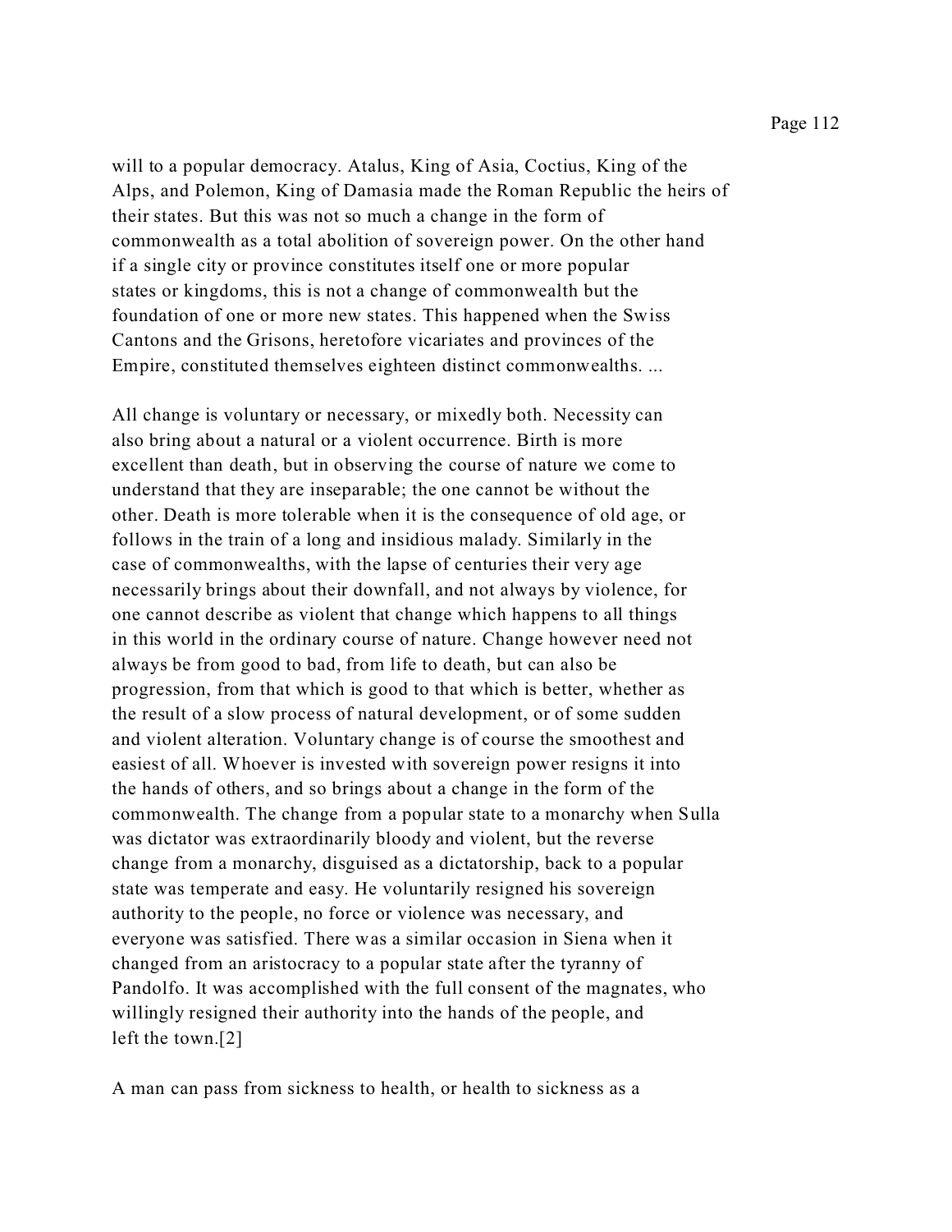will to a popular democracy. Atalus, King of Asia, Coctius, King of the Alps, and Polemon, King of Damasia made the Roman Republic the heirs of their states. But this was not so much a change in the form of commonwealth as a total abolition of sovereign power. On the other hand if a single city or province constitutes itself one or more popular states or kingdoms, this is not a change of commonwealth but the foundation of one or more new states. This happened when the Swiss Cantons and the Grisons, heretofore vicariates and provinces of the Empire, constituted themselves eighteen distinct commonwealths. ...

All change is voluntary or necessary, or mixedly both. Necessity can also bring about a natural or a violent occurrence. Birth is more excellent than death, but in observing the course of nature we come to understand that they are inseparable; the one cannot be without the other. Death is more tolerable when it is the consequence of old age, or follows in the train of a long and insidious malady. Similarly in the case of commonwealths, with the lapse of centuries their very age necessarily brings about their downfall, and not always by violence, for one cannot describe as violent that change which happens to all things in this world in the ordinary course of nature. Change however need not always be from good to bad, from life to death, but can also be progression, from that which is good to that which is better, whether as the result of a slow process of natural development, or of some sudden and violent alteration. Voluntary change is of course the smoothest and easiest of all. Whoever is invested with sovereign power resigns it into the hands of others, and so brings about a change in the form of the commonwealth. The change from a popular state to a monarchy when Sulla was dictator was extraordinarily bloody and violent, but the reverse change from a monarchy, disguised as a dictatorship, back to a popular state was temperate and easy. He voluntarily resigned his sovereign authority to the people, no force or violence was necessary, and everyone was satisfied. There was a similar occasion in Siena when it changed from an aristocracy to a popular state after the tyranny of Pandolfo. It was accomplished with the full consent of the magnates, who willingly resigned their authority into the hands of the people, and left the town.[2]

A man can pass from sickness to health, or health to sickness as a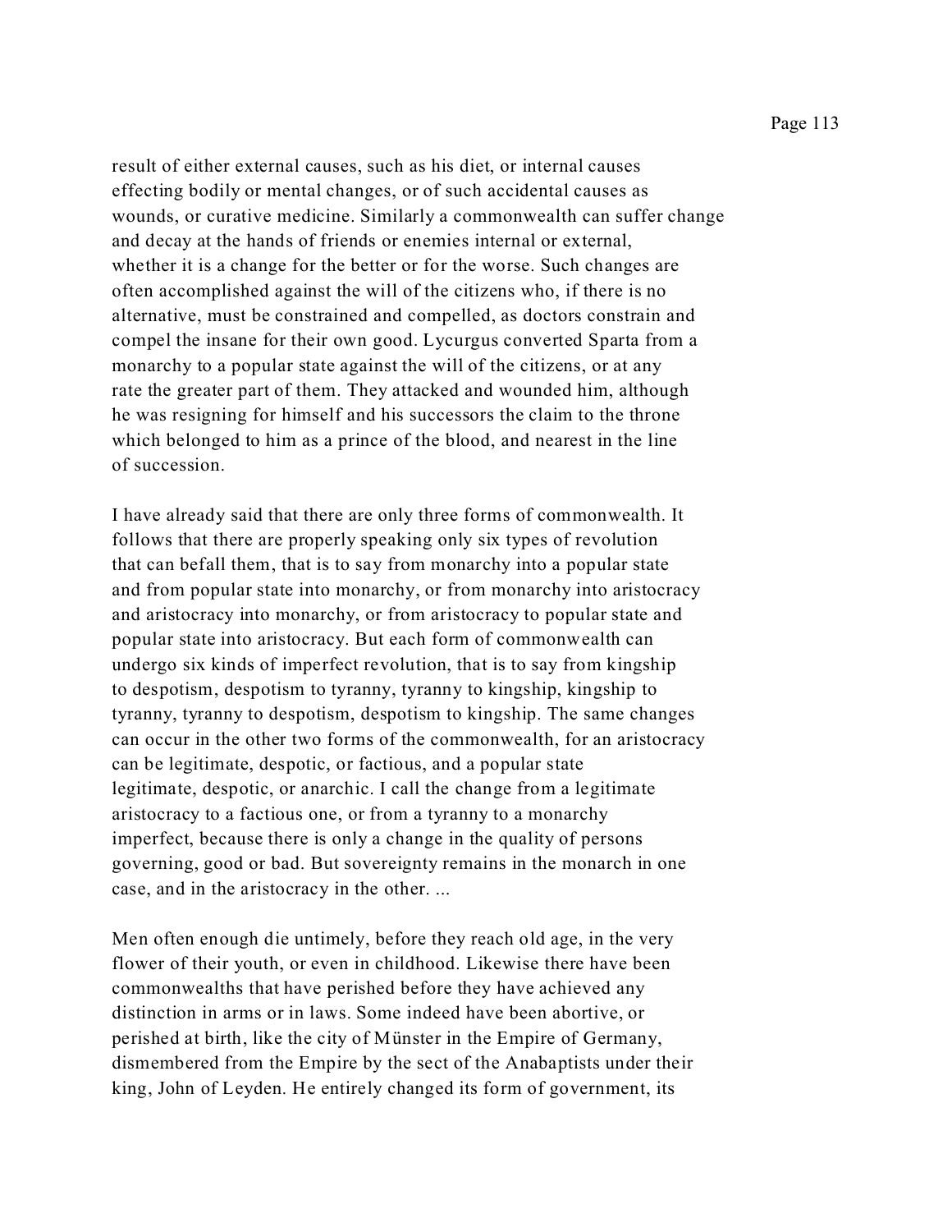result of either external causes, such as his diet, or internal causes effecting bodily or mental changes, or of such accidental causes as wounds, or curative medicine. Similarly a commonwealth can suffer change and decay at the hands of friends or enemies internal or external, whether it is a change for the better or for the worse. Such changes are often accomplished against the will of the citizens who, if there is no alternative, must be constrained and compelled, as doctors constrain and compel the insane for their own good. Lycurgus converted Sparta from a monarchy to a popular state against the will of the citizens, or at any rate the greater part of them. They attacked and wounded him, although he was resigning for himself and his successors the claim to the throne which belonged to him as a prince of the blood, and nearest in the line of succession.

I have already said that there are only three forms of commonwealth. It follows that there are properly speaking only six types of revolution that can befall them, that is to say from monarchy into a popular state and from popular state into monarchy, or from monarchy into aristocracy and aristocracy into monarchy, or from aristocracy to popular state and popular state into aristocracy. But each form of commonwealth can undergo six kinds of imperfect revolution, that is to say from kingship to despotism, despotism to tyranny, tyranny to kingship, kingship to tyranny, tyranny to despotism, despotism to kingship. The same changes can occur in the other two forms of the commonwealth, for an aristocracy can be legitimate, despotic, or factious, and a popular state legitimate, despotic, or anarchic. I call the change from a legitimate aristocracy to a factious one, or from a tyranny to a monarchy imperfect, because there is only a change in the quality of persons governing, good or bad. But sovereignty remains in the monarch in one case, and in the aristocracy in the other. ...

Men often enough die untimely, before they reach old age, in the very flower of their youth, or even in childhood. Likewise there have been commonwealths that have perished before they have achieved any distinction in arms or in laws. Some indeed have been abortive, or perished at birth, like the city of Münster in the Empire of Germany, dismembered from the Empire by the sect of the Anabaptists under their king, John of Leyden. He entirely changed its form of government, its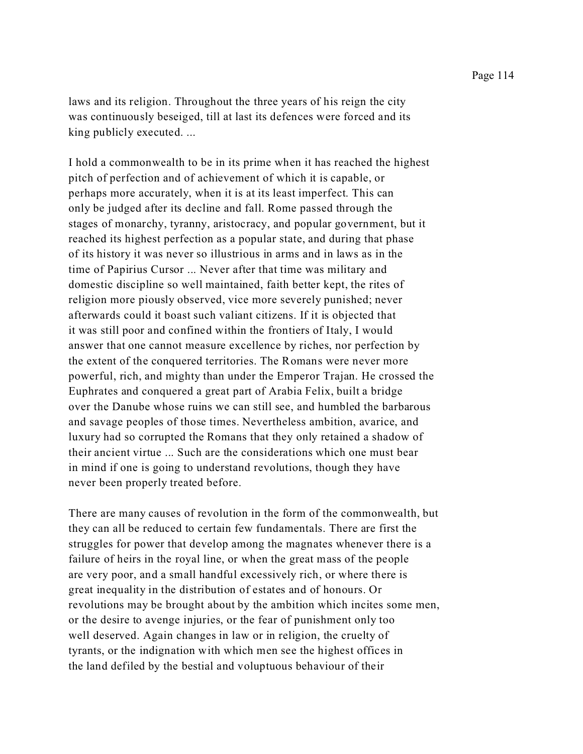laws and its religion. Throughout the three years of his reign the city was continuously beseiged, till at last its defences were forced and its king publicly executed. ...

I hold a commonwealth to be in its prime when it has reached the highest pitch of perfection and of achievement of which it is capable, or perhaps more accurately, when it is at its least imperfect. This can only be judged after its decline and fall. Rome passed through the stages of monarchy, tyranny, aristocracy, and popular government, but it reached its highest perfection as a popular state, and during that phase of its history it was never so illustrious in arms and in laws as in the time of Papirius Cursor ... Never after that time was military and domestic discipline so well maintained, faith better kept, the rites of religion more piously observed, vice more severely punished; never afterwards could it boast such valiant citizens. If it is objected that it was still poor and confined within the frontiers of Italy, I would answer that one cannot measure excellence by riches, nor perfection by the extent of the conquered territories. The Romans were never more powerful, rich, and mighty than under the Emperor Trajan. He crossed the Euphrates and conquered a great part of Arabia Felix, built a bridge over the Danube whose ruins we can still see, and humbled the barbarous and savage peoples of those times. Nevertheless ambition, avarice, and luxury had so corrupted the Romans that they only retained a shadow of their ancient virtue ... Such are the considerations which one must bear in mind if one is going to understand revolutions, though they have never been properly treated before.

There are many causes of revolution in the form of the commonwealth, but they can all be reduced to certain few fundamentals. There are first the struggles for power that develop among the magnates whenever there is a failure of heirs in the royal line, or when the great mass of the people are very poor, and a small handful excessively rich, or where there is great inequality in the distribution of estates and of honours. Or revolutions may be brought about by the ambition which incites some men, or the desire to avenge injuries, or the fear of punishment only too well deserved. Again changes in law or in religion, the cruelty of tyrants, or the indignation with which men see the highest offices in the land defiled by the bestial and voluptuous behaviour of their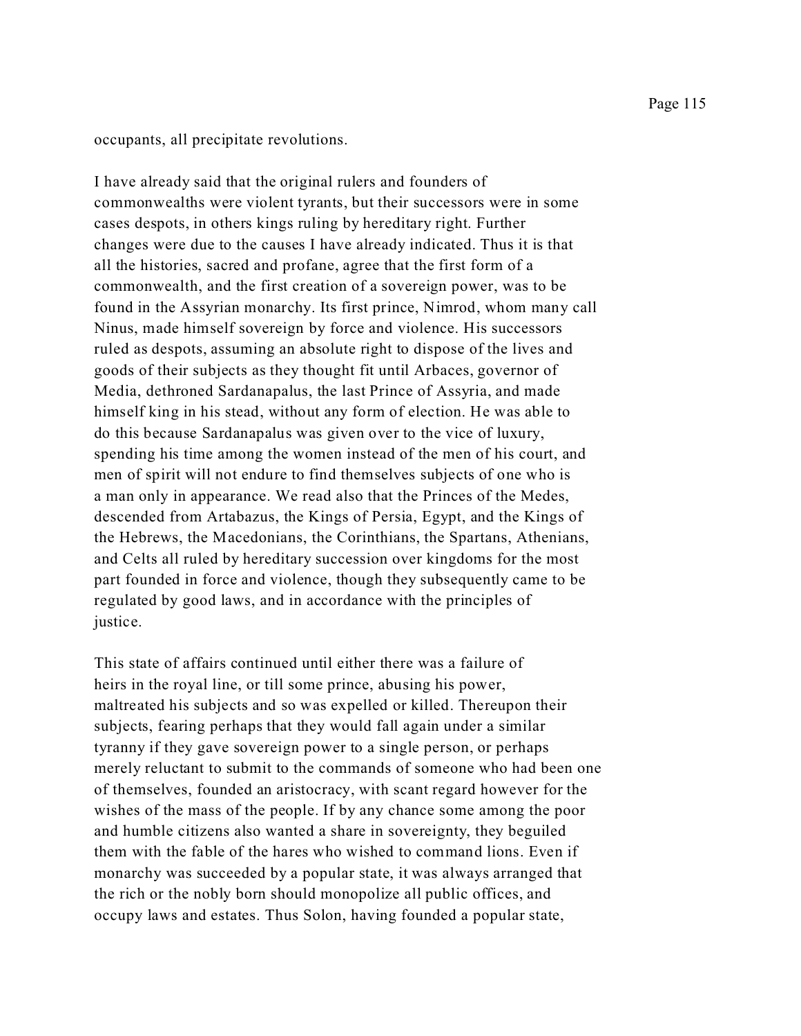occupants, all precipitate revolutions.

I have already said that the original rulers and founders of commonwealths were violent tyrants, but their successors were in some cases despots, in others kings ruling by hereditary right. Further changes were due to the causes I have already indicated. Thus it is that all the histories, sacred and profane, agree that the first form of a commonwealth, and the first creation of a sovereign power, was to be found in the Assyrian monarchy. Its first prince, Nimrod, whom many call Ninus, made himself sovereign by force and violence. His successors ruled as despots, assuming an absolute right to dispose of the lives and goods of their subjects as they thought fit until Arbaces, governor of Media, dethroned Sardanapalus, the last Prince of Assyria, and made himself king in his stead, without any form of election. He was able to do this because Sardanapalus was given over to the vice of luxury, spending his time among the women instead of the men of his court, and men of spirit will not endure to find themselves subjects of one who is a man only in appearance. We read also that the Princes of the Medes, descended from Artabazus, the Kings of Persia, Egypt, and the Kings of the Hebrews, the Macedonians, the Corinthians, the Spartans, Athenians, and Celts all ruled by hereditary succession over kingdoms for the most part founded in force and violence, though they subsequently came to be regulated by good laws, and in accordance with the principles of justice.

This state of affairs continued until either there was a failure of heirs in the royal line, or till some prince, abusing his power, maltreated his subjects and so was expelled or killed. Thereupon their subjects, fearing perhaps that they would fall again under a similar tyranny if they gave sovereign power to a single person, or perhaps merely reluctant to submit to the commands of someone who had been one of themselves, founded an aristocracy, with scant regard however for the wishes of the mass of the people. If by any chance some among the poor and humble citizens also wanted a share in sovereignty, they beguiled them with the fable of the hares who wished to command lions. Even if monarchy was succeeded by a popular state, it was always arranged that the rich or the nobly born should monopolize all public offices, and occupy laws and estates. Thus Solon, having founded a popular state,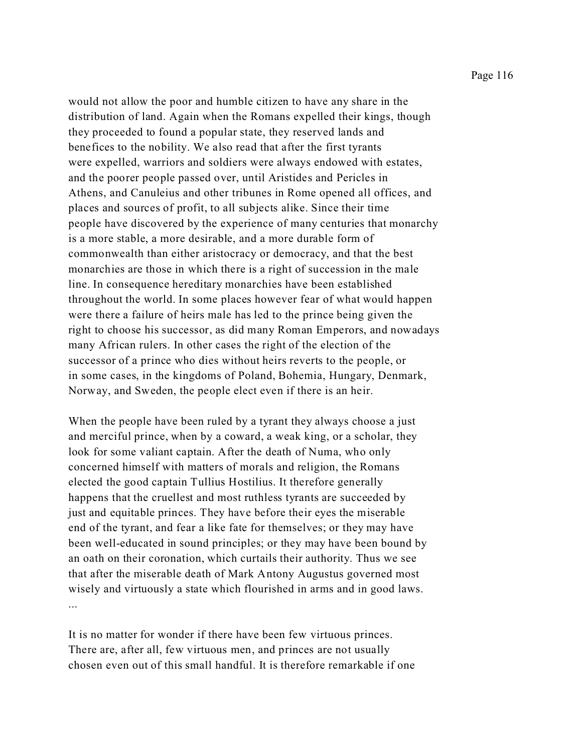would not allow the poor and humble citizen to have any share in the distribution of land. Again when the Romans expelled their kings, though they proceeded to found a popular state, they reserved lands and benefices to the nobility. We also read that after the first tyrants were expelled, warriors and soldiers were always endowed with estates, and the poorer people passed over, until Aristides and Pericles in Athens, and Canuleius and other tribunes in Rome opened all offices, and places and sources of profit, to all subjects alike. Since their time people have discovered by the experience of many centuries that monarchy is a more stable, a more desirable, and a more durable form of commonwealth than either aristocracy or democracy, and that the best monarchies are those in which there is a right of succession in the male line. In consequence hereditary monarchies have been established throughout the world. In some places however fear of what would happen were there a failure of heirs male has led to the prince being given the right to choose his successor, as did many Roman Emperors, and nowadays many African rulers. In other cases the right of the election of the successor of a prince who dies without heirs reverts to the people, or in some cases, in the kingdoms of Poland, Bohemia, Hungary, Denmark, Norway, and Sweden, the people elect even if there is an heir.

When the people have been ruled by a tyrant they always choose a just and merciful prince, when by a coward, a weak king, or a scholar, they look for some valiant captain. After the death of Numa, who only concerned himself with matters of morals and religion, the Romans elected the good captain Tullius Hostilius. It therefore generally happens that the cruellest and most ruthless tyrants are succeeded by just and equitable princes. They have before their eyes the miserable end of the tyrant, and fear a like fate for themselves; or they may have been well-educated in sound principles; or they may have been bound by an oath on their coronation, which curtails their authority. Thus we see that after the miserable death of Mark Antony Augustus governed most wisely and virtuously a state which flourished in arms and in good laws. ...

It is no matter for wonder if there have been few virtuous princes. There are, after all, few virtuous men, and princes are not usually chosen even out of this small handful. It is therefore remarkable if one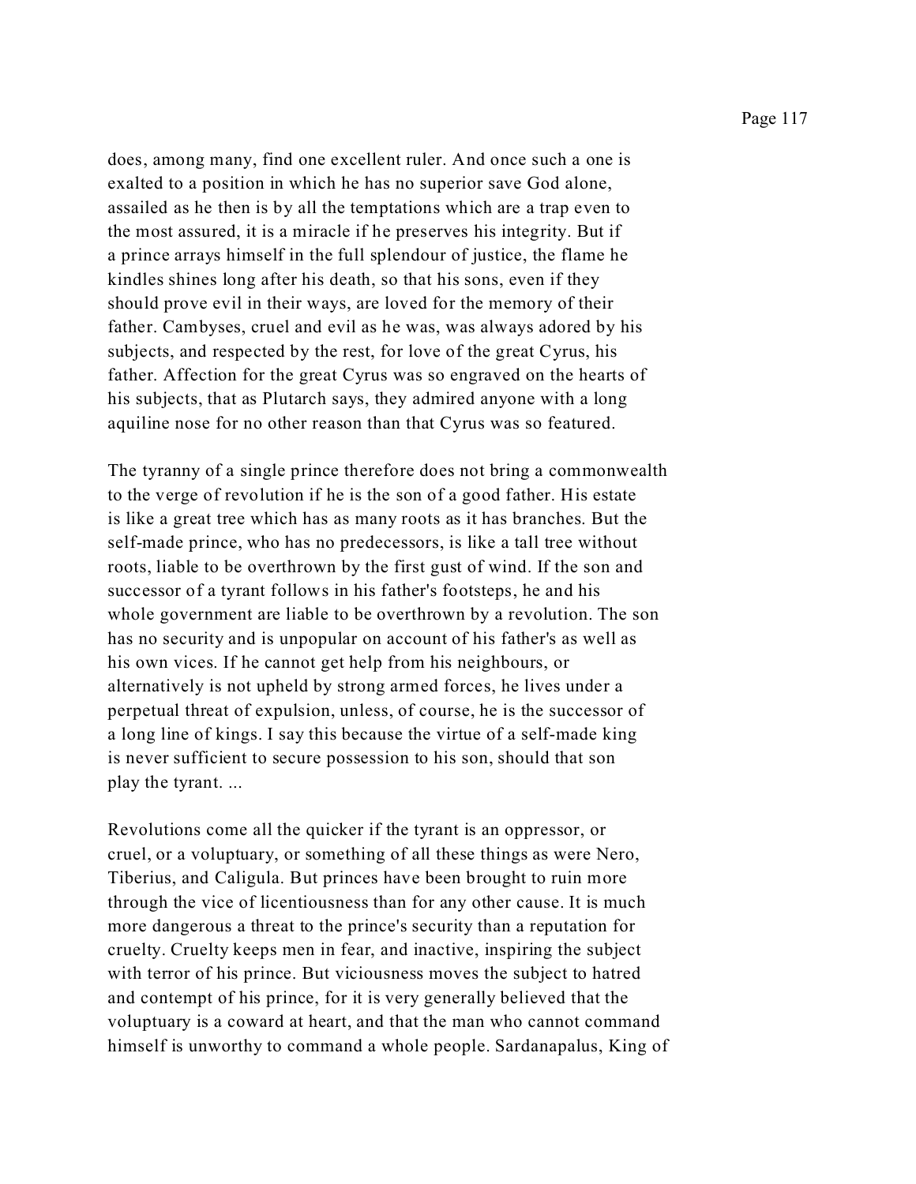does, among many, find one excellent ruler. And once such a one is exalted to a position in which he has no superior save God alone, assailed as he then is by all the temptations which are a trap even to the most assured, it is a miracle if he preserves his integrity. But if a prince arrays himself in the full splendour of justice, the flame he kindles shines long after his death, so that his sons, even if they should prove evil in their ways, are loved for the memory of their father. Cambyses, cruel and evil as he was, was always adored by his subjects, and respected by the rest, for love of the great Cyrus, his father. Affection for the great Cyrus was so engraved on the hearts of his subjects, that as Plutarch says, they admired anyone with a long aquiline nose for no other reason than that Cyrus was so featured.

The tyranny of a single prince therefore does not bring a commonwealth to the verge of revolution if he is the son of a good father. His estate is like a great tree which has as many roots as it has branches. But the self-made prince, who has no predecessors, is like a tall tree without roots, liable to be overthrown by the first gust of wind. If the son and successor of a tyrant follows in his father's footsteps, he and his whole government are liable to be overthrown by a revolution. The son has no security and is unpopular on account of his father's as well as his own vices. If he cannot get help from his neighbours, or alternatively is not upheld by strong armed forces, he lives under a perpetual threat of expulsion, unless, of course, he is the successor of a long line of kings. I say this because the virtue of a self-made king is never sufficient to secure possession to his son, should that son play the tyrant. ...

Revolutions come all the quicker if the tyrant is an oppressor, or cruel, or a voluptuary, or something of all these things as were Nero, Tiberius, and Caligula. But princes have been brought to ruin more through the vice of licentiousness than for any other cause. It is much more dangerous a threat to the prince's security than a reputation for cruelty. Cruelty keeps men in fear, and inactive, inspiring the subject with terror of his prince. But viciousness moves the subject to hatred and contempt of his prince, for it is very generally believed that the voluptuary is a coward at heart, and that the man who cannot command himself is unworthy to command a whole people. Sardanapalus, King of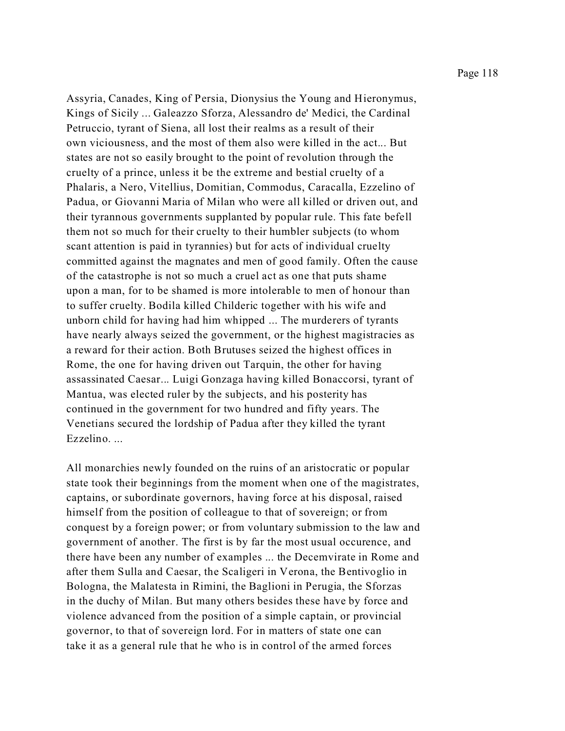Assyria, Canades, King of Persia, Dionysius the Young and Hieronymus, Kings of Sicily ... Galeazzo Sforza, Alessandro de' Medici, the Cardinal Petruccio, tyrant of Siena, all lost their realms as a result of their own viciousness, and the most of them also were killed in the act... But states are not so easily brought to the point of revolution through the cruelty of a prince, unless it be the extreme and bestial cruelty of a Phalaris, a Nero, Vitellius, Domitian, Commodus, Caracalla, Ezzelino of Padua, or Giovanni Maria of Milan who were all killed or driven out, and their tyrannous governments supplanted by popular rule. This fate befell them not so much for their cruelty to their humbler subjects (to whom scant attention is paid in tyrannies) but for acts of individual cruelty committed against the magnates and men of good family. Often the cause of the catastrophe is not so much a cruel act as one that puts shame upon a man, for to be shamed is more intolerable to men of honour than to suffer cruelty. Bodila killed Childeric together with his wife and unborn child for having had him whipped ... The murderers of tyrants have nearly always seized the government, or the highest magistracies as a reward for their action. Both Brutuses seized the highest offices in Rome, the one for having driven out Tarquin, the other for having assassinated Caesar... Luigi Gonzaga having killed Bonaccorsi, tyrant of Mantua, was elected ruler by the subjects, and his posterity has continued in the government for two hundred and fifty years. The Venetians secured the lordship of Padua after they killed the tyrant Ezzelino. ...

All monarchies newly founded on the ruins of an aristocratic or popular state took their beginnings from the moment when one of the magistrates, captains, or subordinate governors, having force at his disposal, raised himself from the position of colleague to that of sovereign; or from conquest by a foreign power; or from voluntary submission to the law and government of another. The first is by far the most usual occurence, and there have been any number of examples ... the Decemvirate in Rome and after them Sulla and Caesar, the Scaligeri in Verona, the Bentivoglio in Bologna, the Malatesta in Rimini, the Baglioni in Perugia, the Sforzas in the duchy of Milan. But many others besides these have by force and violence advanced from the position of a simple captain, or provincial governor, to that of sovereign lord. For in matters of state one can take it as a general rule that he who is in control of the armed forces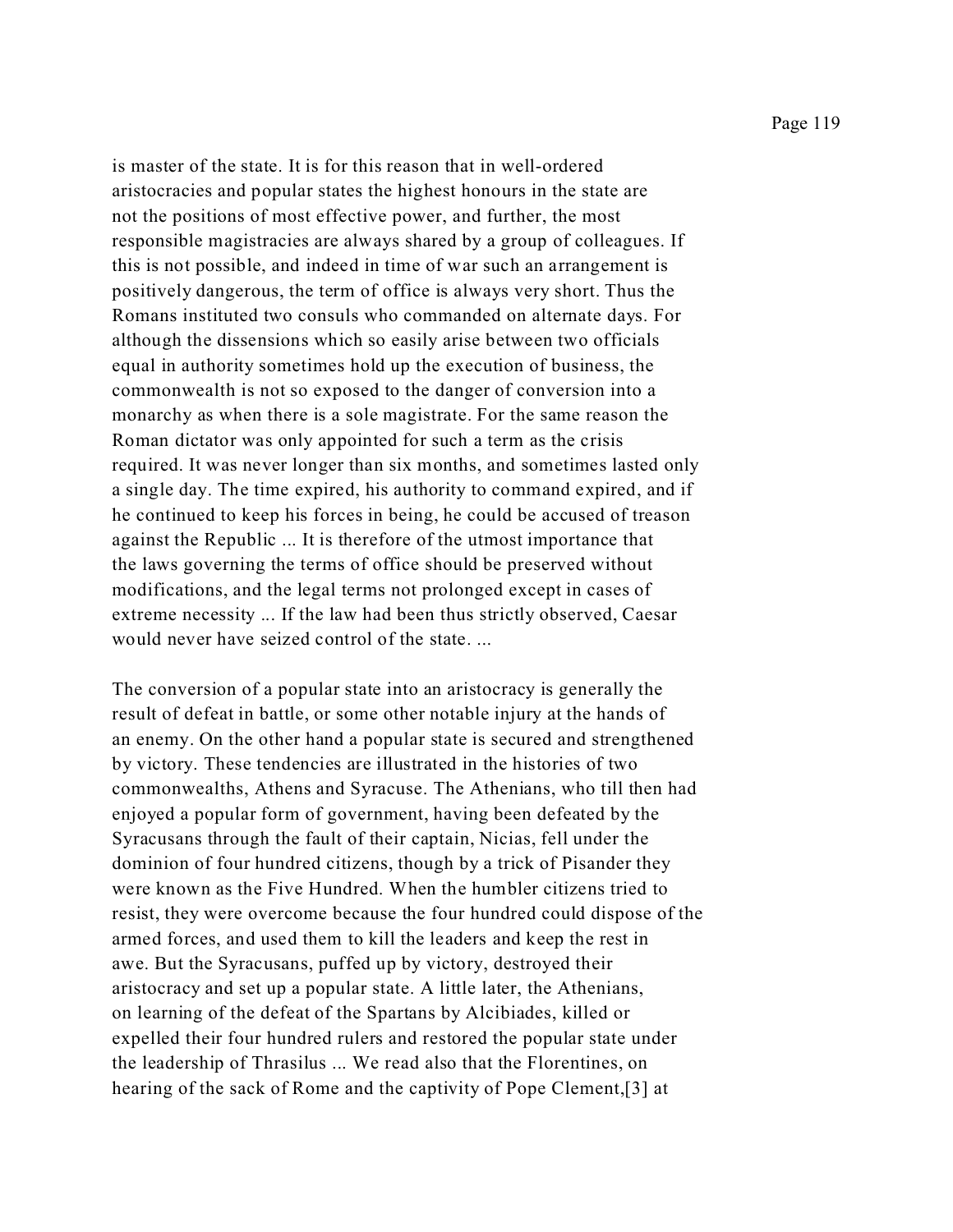is master of the state. It is for this reason that in well-ordered aristocracies and popular states the highest honours in the state are not the positions of most effective power, and further, the most responsible magistracies are always shared by a group of colleagues. If this is not possible, and indeed in time of war such an arrangement is positively dangerous, the term of office is always very short. Thus the Romans instituted two consuls who commanded on alternate days. For although the dissensions which so easily arise between two officials equal in authority sometimes hold up the execution of business, the commonwealth is not so exposed to the danger of conversion into a monarchy as when there is a sole magistrate. For the same reason the Roman dictator was only appointed for such a term as the crisis required. It was never longer than six months, and sometimes lasted only a single day. The time expired, his authority to command expired, and if he continued to keep his forces in being, he could be accused of treason against the Republic ... It is therefore of the utmost importance that the laws governing the terms of office should be preserved without modifications, and the legal terms not prolonged except in cases of extreme necessity ... If the law had been thus strictly observed, Caesar would never have seized control of the state. ...

The conversion of a popular state into an aristocracy is generally the result of defeat in battle, or some other notable injury at the hands of an enemy. On the other hand a popular state is secured and strengthened by victory. These tendencies are illustrated in the histories of two commonwealths, Athens and Syracuse. The Athenians, who till then had enjoyed a popular form of government, having been defeated by the Syracusans through the fault of their captain, Nicias, fell under the dominion of four hundred citizens, though by a trick of Pisander they were known as the Five Hundred. When the humbler citizens tried to resist, they were overcome because the four hundred could dispose of the armed forces, and used them to kill the leaders and keep the rest in awe. But the Syracusans, puffed up by victory, destroyed their aristocracy and set up a popular state. A little later, the Athenians, on learning of the defeat of the Spartans by Alcibiades, killed or expelled their four hundred rulers and restored the popular state under the leadership of Thrasilus ... We read also that the Florentines, on hearing of the sack of Rome and the captivity of Pope Clement,[3] at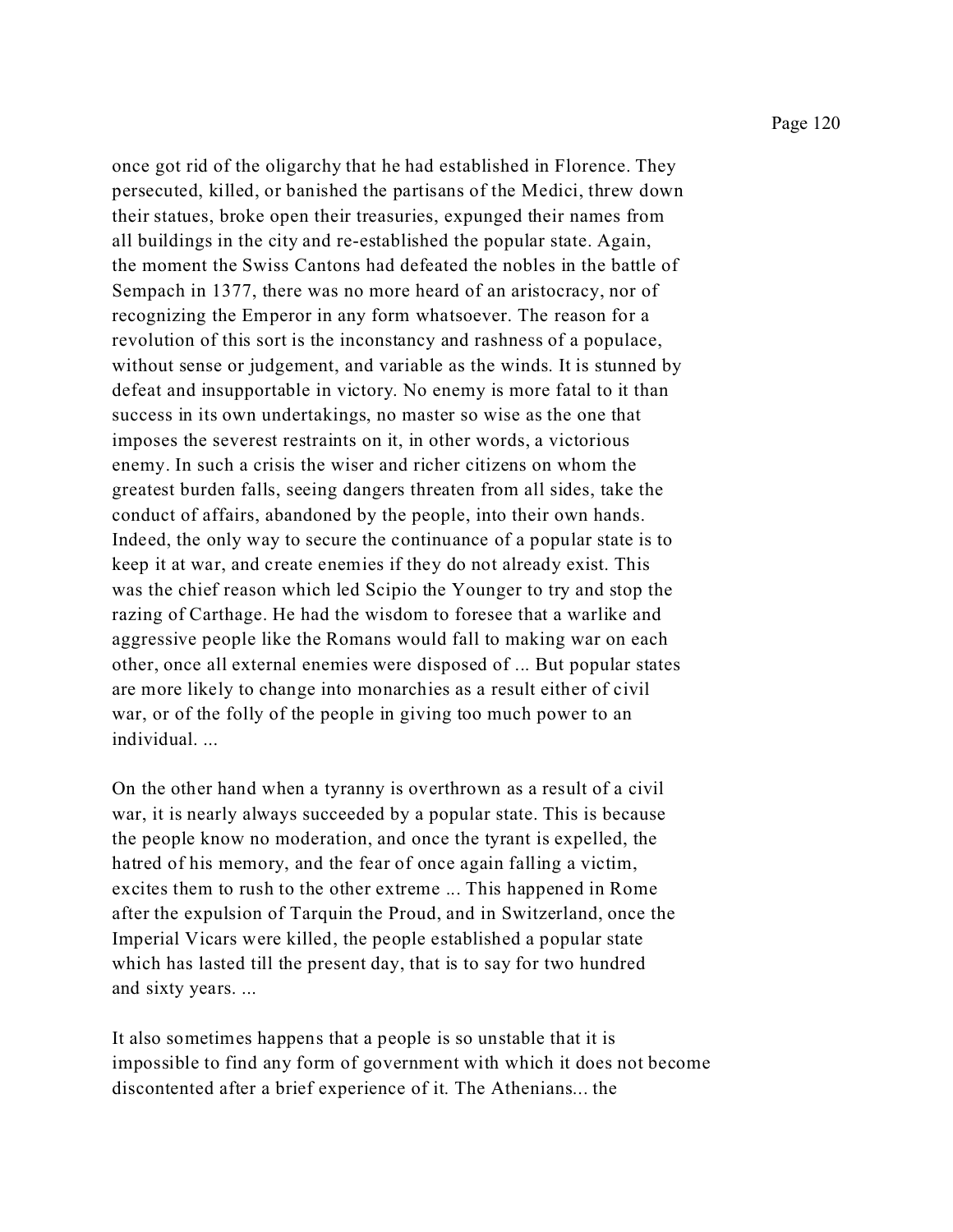once got rid of the oligarchy that he had established in Florence. They persecuted, killed, or banished the partisans of the Medici, threw down their statues, broke open their treasuries, expunged their names from all buildings in the city and re-established the popular state. Again, the moment the Swiss Cantons had defeated the nobles in the battle of Sempach in 1377, there was no more heard of an aristocracy, nor of recognizing the Emperor in any form whatsoever. The reason for a revolution of this sort is the inconstancy and rashness of a populace, without sense or judgement, and variable as the winds. It is stunned by defeat and insupportable in victory. No enemy is more fatal to it than success in its own undertakings, no master so wise as the one that imposes the severest restraints on it, in other words, a victorious enemy. In such a crisis the wiser and richer citizens on whom the greatest burden falls, seeing dangers threaten from all sides, take the conduct of affairs, abandoned by the people, into their own hands. Indeed, the only way to secure the continuance of a popular state is to keep it at war, and create enemies if they do not already exist. This was the chief reason which led Scipio the Younger to try and stop the razing of Carthage. He had the wisdom to foresee that a warlike and aggressive people like the Romans would fall to making war on each other, once all external enemies were disposed of ... But popular states are more likely to change into monarchies as a result either of civil war, or of the folly of the people in giving too much power to an individual. ...

On the other hand when a tyranny is overthrown as a result of a civil war, it is nearly always succeeded by a popular state. This is because the people know no moderation, and once the tyrant is expelled, the hatred of his memory, and the fear of once again falling a victim, excites them to rush to the other extreme ... This happened in Rome after the expulsion of Tarquin the Proud, and in Switzerland, once the Imperial Vicars were killed, the people established a popular state which has lasted till the present day, that is to say for two hundred and sixty years. ...

It also sometimes happens that a people is so unstable that it is impossible to find any form of government with which it does not become discontented after a brief experience of it. The Athenians... the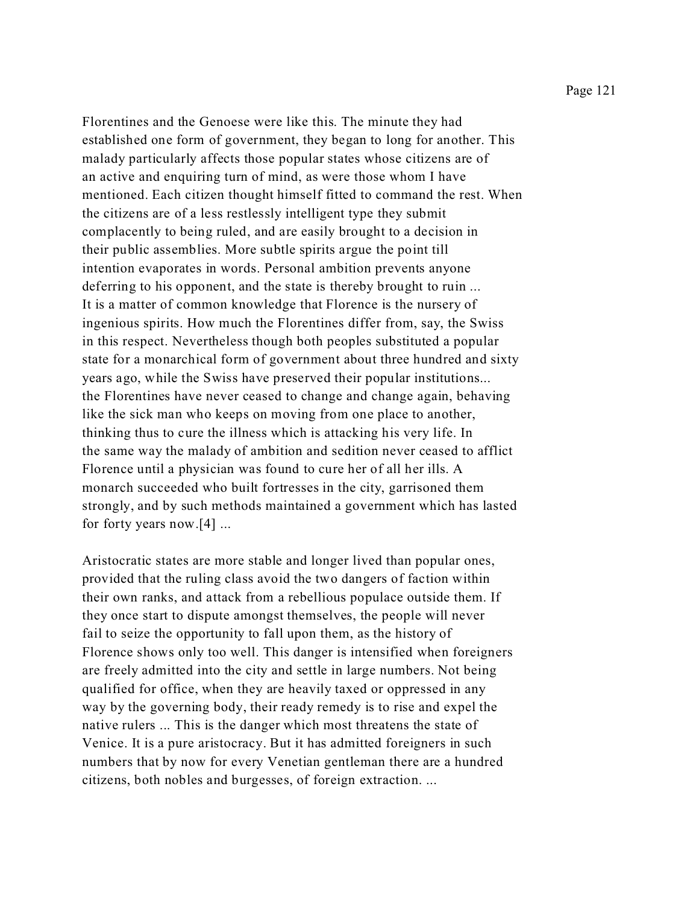Florentines and the Genoese were like this. The minute they had established one form of government, they began to long for another. This malady particularly affects those popular states whose citizens are of an active and enquiring turn of mind, as were those whom I have mentioned. Each citizen thought himself fitted to command the rest. When the citizens are of a less restlessly intelligent type they submit complacently to being ruled, and are easily brought to a decision in their public assemblies. More subtle spirits argue the point till intention evaporates in words. Personal ambition prevents anyone deferring to his opponent, and the state is thereby brought to ruin ... It is a matter of common knowledge that Florence is the nursery of ingenious spirits. How much the Florentines differ from, say, the Swiss in this respect. Nevertheless though both peoples substituted a popular state for a monarchical form of government about three hundred and sixty years ago, while the Swiss have preserved their popular institutions... the Florentines have never ceased to change and change again, behaving like the sick man who keeps on moving from one place to another, thinking thus to cure the illness which is attacking his very life. In the same way the malady of ambition and sedition never ceased to afflict Florence until a physician was found to cure her of all her ills. A monarch succeeded who built fortresses in the city, garrisoned them strongly, and by such methods maintained a government which has lasted for forty years now.[4] ...

Aristocratic states are more stable and longer lived than popular ones, provided that the ruling class avoid the two dangers of faction within their own ranks, and attack from a rebellious populace outside them. If they once start to dispute amongst themselves, the people will never fail to seize the opportunity to fall upon them, as the history of Florence shows only too well. This danger is intensified when foreigners are freely admitted into the city and settle in large numbers. Not being qualified for office, when they are heavily taxed or oppressed in any way by the governing body, their ready remedy is to rise and expel the native rulers ... This is the danger which most threatens the state of Venice. It is a pure aristocracy. But it has admitted foreigners in such numbers that by now for every Venetian gentleman there are a hundred citizens, both nobles and burgesses, of foreign extraction. ...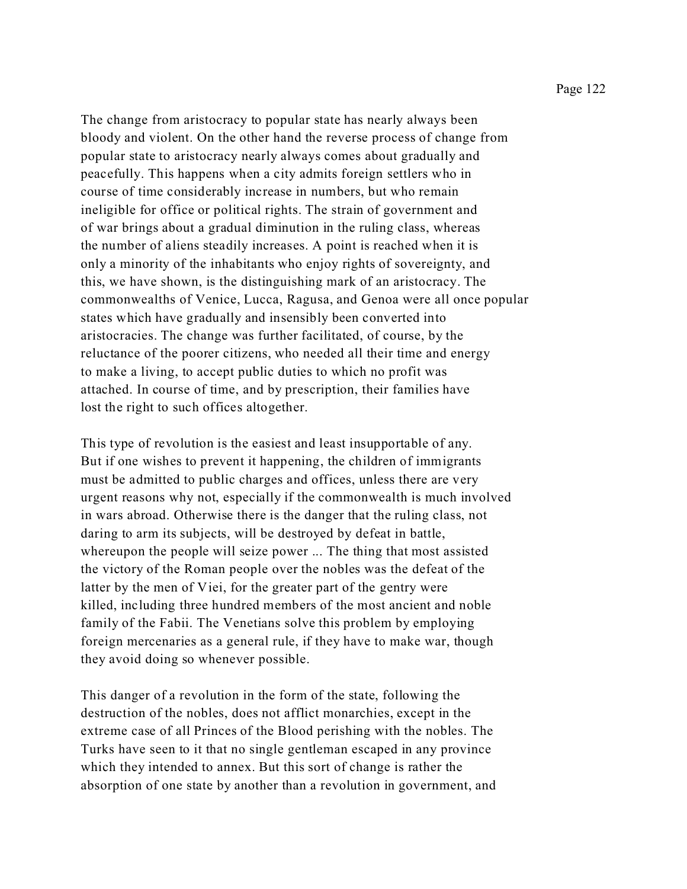The change from aristocracy to popular state has nearly always been bloody and violent. On the other hand the reverse process of change from popular state to aristocracy nearly always comes about gradually and peacefully. This happens when a city admits foreign settlers who in course of time considerably increase in numbers, but who remain ineligible for office or political rights. The strain of government and of war brings about a gradual diminution in the ruling class, whereas the number of aliens steadily increases. A point is reached when it is only a minority of the inhabitants who enjoy rights of sovereignty, and this, we have shown, is the distinguishing mark of an aristocracy. The commonwealths of Venice, Lucca, Ragusa, and Genoa were all once popular states which have gradually and insensibly been converted into aristocracies. The change was further facilitated, of course, by the reluctance of the poorer citizens, who needed all their time and energy to make a living, to accept public duties to which no profit was attached. In course of time, and by prescription, their families have lost the right to such offices altogether.

This type of revolution is the easiest and least insupportable of any. But if one wishes to prevent it happening, the children of immigrants must be admitted to public charges and offices, unless there are very urgent reasons why not, especially if the commonwealth is much involved in wars abroad. Otherwise there is the danger that the ruling class, not daring to arm its subjects, will be destroyed by defeat in battle, whereupon the people will seize power ... The thing that most assisted the victory of the Roman people over the nobles was the defeat of the latter by the men of Viei, for the greater part of the gentry were killed, including three hundred members of the most ancient and noble family of the Fabii. The Venetians solve this problem by employing foreign mercenaries as a general rule, if they have to make war, though they avoid doing so whenever possible.

This danger of a revolution in the form of the state, following the destruction of the nobles, does not afflict monarchies, except in the extreme case of all Princes of the Blood perishing with the nobles. The Turks have seen to it that no single gentleman escaped in any province which they intended to annex. But this sort of change is rather the absorption of one state by another than a revolution in government, and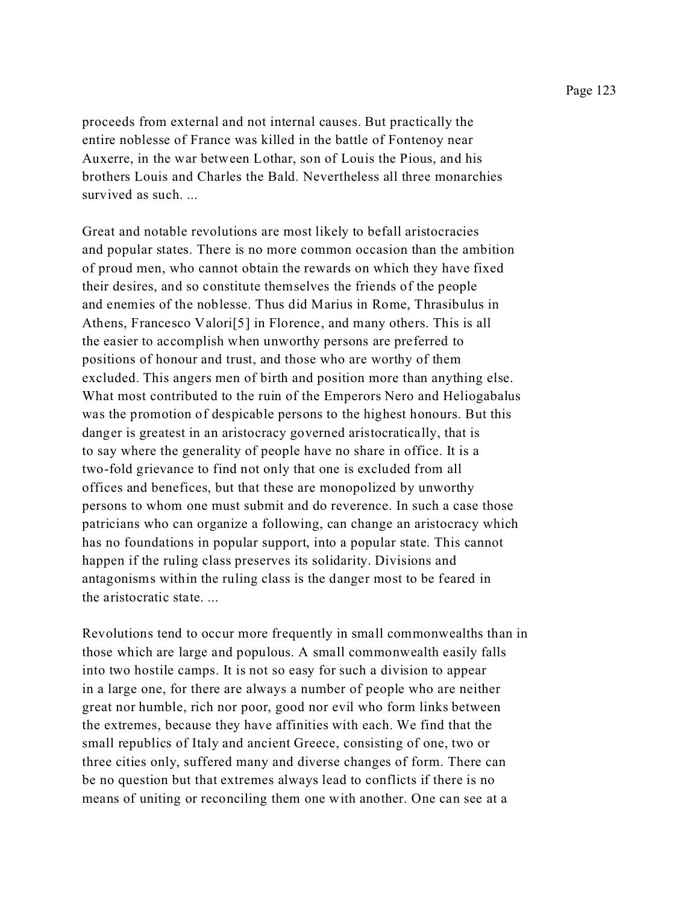proceeds from external and not internal causes. But practically the entire noblesse of France was killed in the battle of Fontenoy near Auxerre, in the war between Lothar, son of Louis the Pious, and his brothers Louis and Charles the Bald. Nevertheless all three monarchies survived as such. ...

Great and notable revolutions are most likely to befall aristocracies and popular states. There is no more common occasion than the ambition of proud men, who cannot obtain the rewards on which they have fixed their desires, and so constitute themselves the friends of the people and enemies of the noblesse. Thus did Marius in Rome, Thrasibulus in Athens, Francesco Valori[5] in Florence, and many others. This is all the easier to accomplish when unworthy persons are preferred to positions of honour and trust, and those who are worthy of them excluded. This angers men of birth and position more than anything else. What most contributed to the ruin of the Emperors Nero and Heliogabalus was the promotion of despicable persons to the highest honours. But this danger is greatest in an aristocracy governed aristocratically, that is to say where the generality of people have no share in office. It is a two-fold grievance to find not only that one is excluded from all offices and benefices, but that these are monopolized by unworthy persons to whom one must submit and do reverence. In such a case those patricians who can organize a following, can change an aristocracy which has no foundations in popular support, into a popular state. This cannot happen if the ruling class preserves its solidarity. Divisions and antagonisms within the ruling class is the danger most to be feared in the aristocratic state. ...

Revolutions tend to occur more frequently in small commonwealths than in those which are large and populous. A small commonwealth easily falls into two hostile camps. It is not so easy for such a division to appear in a large one, for there are always a number of people who are neither great nor humble, rich nor poor, good nor evil who form links between the extremes, because they have affinities with each. We find that the small republics of Italy and ancient Greece, consisting of one, two or three cities only, suffered many and diverse changes of form. There can be no question but that extremes always lead to conflicts if there is no means of uniting or reconciling them one with another. One can see at a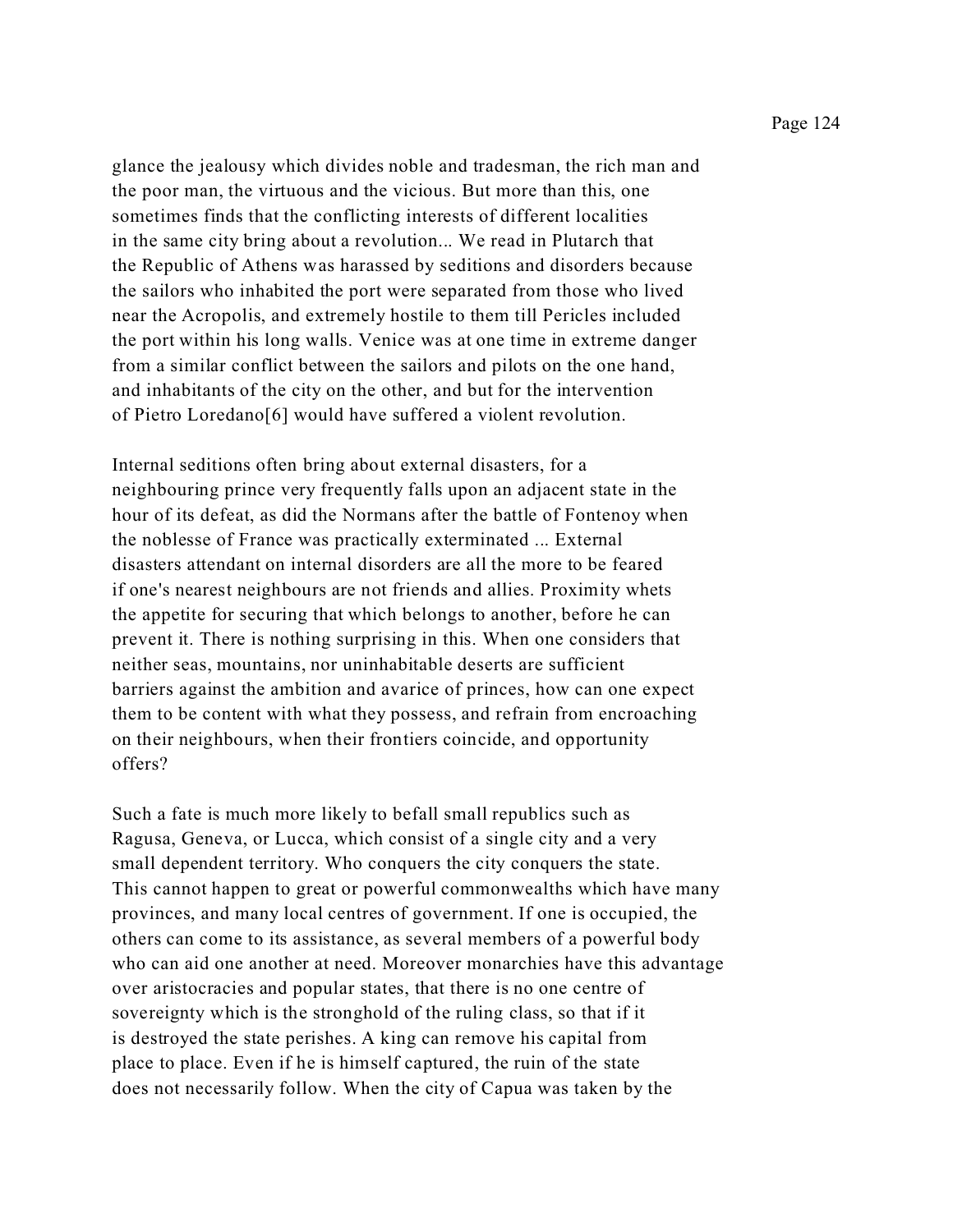glance the jealousy which divides noble and tradesman, the rich man and the poor man, the virtuous and the vicious. But more than this, one sometimes finds that the conflicting interests of different localities in the same city bring about a revolution... We read in Plutarch that the Republic of Athens was harassed by seditions and disorders because the sailors who inhabited the port were separated from those who lived near the Acropolis, and extremely hostile to them till Pericles included the port within his long walls. Venice was at one time in extreme danger from a similar conflict between the sailors and pilots on the one hand, and inhabitants of the city on the other, and but for the intervention of Pietro Loredano[6] would have suffered a violent revolution.

Internal seditions often bring about external disasters, for a neighbouring prince very frequently falls upon an adjacent state in the hour of its defeat, as did the Normans after the battle of Fontenoy when the noblesse of France was practically exterminated ... External disasters attendant on internal disorders are all the more to be feared if one's nearest neighbours are not friends and allies. Proximity whets the appetite for securing that which belongs to another, before he can prevent it. There is nothing surprising in this. When one considers that neither seas, mountains, nor uninhabitable deserts are sufficient barriers against the ambition and avarice of princes, how can one expect them to be content with what they possess, and refrain from encroaching on their neighbours, when their frontiers coincide, and opportunity offers?

Such a fate is much more likely to befall small republics such as Ragusa, Geneva, or Lucca, which consist of a single city and a very small dependent territory. Who conquers the city conquers the state. This cannot happen to great or powerful commonwealths which have many provinces, and many local centres of government. If one is occupied, the others can come to its assistance, as several members of a powerful body who can aid one another at need. Moreover monarchies have this advantage over aristocracies and popular states, that there is no one centre of sovereignty which is the stronghold of the ruling class, so that if it is destroyed the state perishes. A king can remove his capital from place to place. Even if he is himself captured, the ruin of the state does not necessarily follow. When the city of Capua was taken by the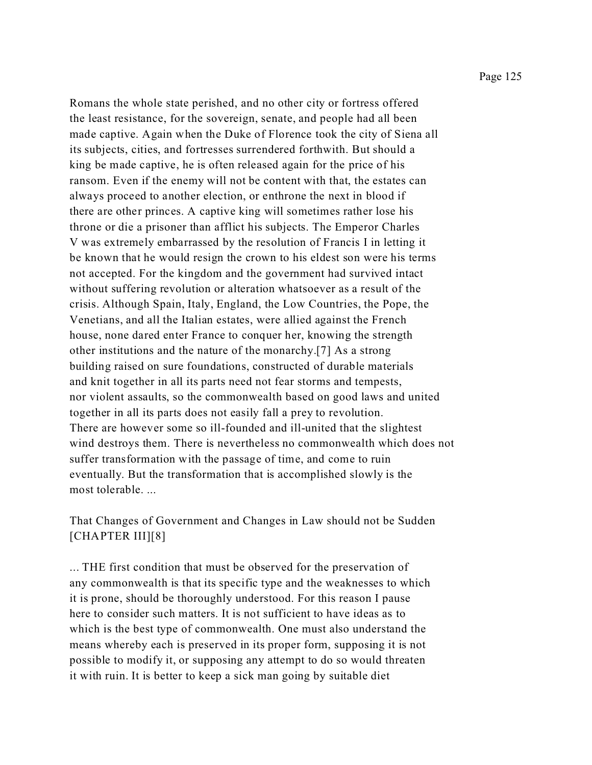Romans the whole state perished, and no other city or fortress offered the least resistance, for the sovereign, senate, and people had all been made captive. Again when the Duke of Florence took the city of Siena all its subjects, cities, and fortresses surrendered forthwith. But should a king be made captive, he is often released again for the price of his ransom. Even if the enemy will not be content with that, the estates can always proceed to another election, or enthrone the next in blood if there are other princes. A captive king will sometimes rather lose his throne or die a prisoner than afflict his subjects. The Emperor Charles V was extremely embarrassed by the resolution of Francis I in letting it be known that he would resign the crown to his eldest son were his terms not accepted. For the kingdom and the government had survived intact without suffering revolution or alteration whatsoever as a result of the crisis. Although Spain, Italy, England, the Low Countries, the Pope, the Venetians, and all the Italian estates, were allied against the French house, none dared enter France to conquer her, knowing the strength other institutions and the nature of the monarchy.[7] As a strong building raised on sure foundations, constructed of durable materials and knit together in all its parts need not fear storms and tempests, nor violent assaults, so the commonwealth based on good laws and united together in all its parts does not easily fall a prey to revolution. There are however some so ill-founded and ill-united that the slightest wind destroys them. There is nevertheless no commonwealth which does not suffer transformation with the passage of time, and come to ruin eventually. But the transformation that is accomplished slowly is the most tolerable. ...

## That Changes of Government and Changes in Law should not be Sudden [CHAPTER III][8]

... THE first condition that must be observed for the preservation of any commonwealth is that its specific type and the weaknesses to which it is prone, should be thoroughly understood. For this reason I pause here to consider such matters. It is not sufficient to have ideas as to which is the best type of commonwealth. One must also understand the means whereby each is preserved in its proper form, supposing it is not possible to modify it, or supposing any attempt to do so would threaten it with ruin. It is better to keep a sick man going by suitable diet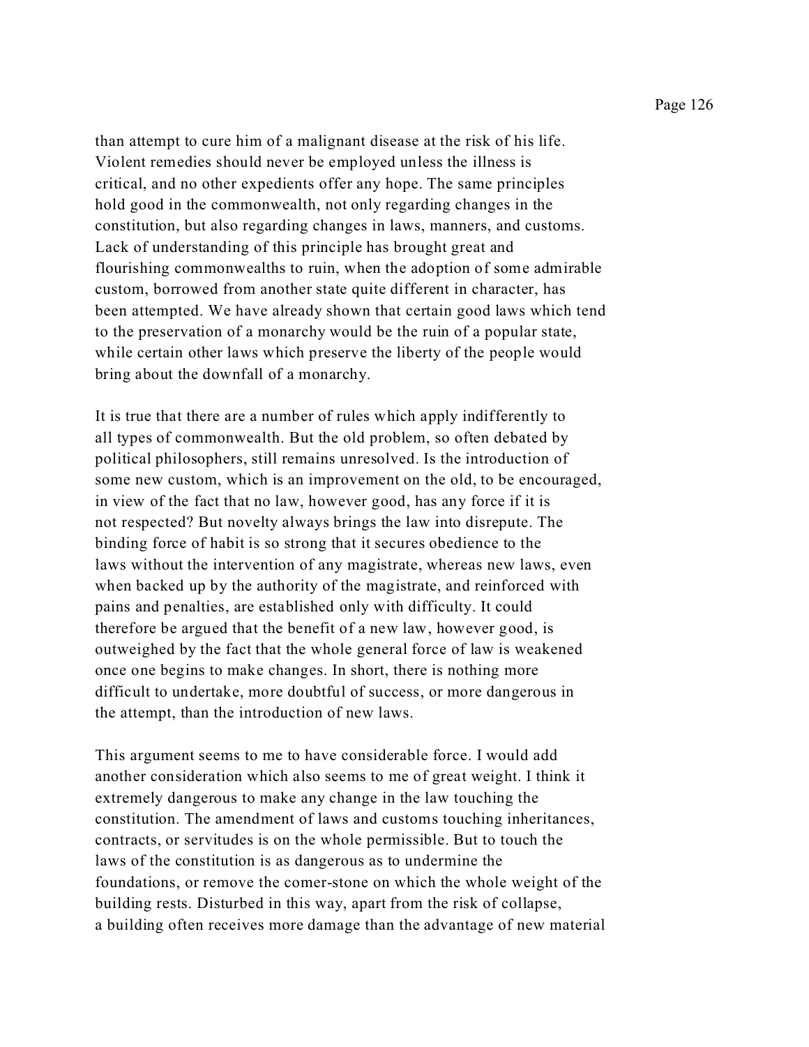than attempt to cure him of a malignant disease at the risk of his life. Violent remedies should never be employed unless the illness is critical, and no other expedients offer any hope. The same principles hold good in the commonwealth, not only regarding changes in the constitution, but also regarding changes in laws, manners, and customs. Lack of understanding of this principle has brought great and flourishing commonwealths to ruin, when the adoption of some admirable custom, borrowed from another state quite different in character, has been attempted. We have already shown that certain good laws which tend to the preservation of a monarchy would be the ruin of a popular state, while certain other laws which preserve the liberty of the people would bring about the downfall of a monarchy.

It is true that there are a number of rules which apply indifferently to all types of commonwealth. But the old problem, so often debated by political philosophers, still remains unresolved. Is the introduction of some new custom, which is an improvement on the old, to be encouraged, in view of the fact that no law, however good, has any force if it is not respected? But novelty always brings the law into disrepute. The binding force of habit is so strong that it secures obedience to the laws without the intervention of any magistrate, whereas new laws, even when backed up by the authority of the magistrate, and reinforced with pains and penalties, are established only with difficulty. It could therefore be argued that the benefit of a new law, however good, is outweighed by the fact that the whole general force of law is weakened once one begins to make changes. In short, there is nothing more difficult to undertake, more doubtful of success, or more dangerous in the attempt, than the introduction of new laws.

This argument seems to me to have considerable force. I would add another consideration which also seems to me of great weight. I think it extremely dangerous to make any change in the law touching the constitution. The amendment of laws and customs touching inheritances, contracts, or servitudes is on the whole permissible. But to touch the laws of the constitution is as dangerous as to undermine the foundations, or remove the comer-stone on which the whole weight of the building rests. Disturbed in this way, apart from the risk of collapse, a building often receives more damage than the advantage of new material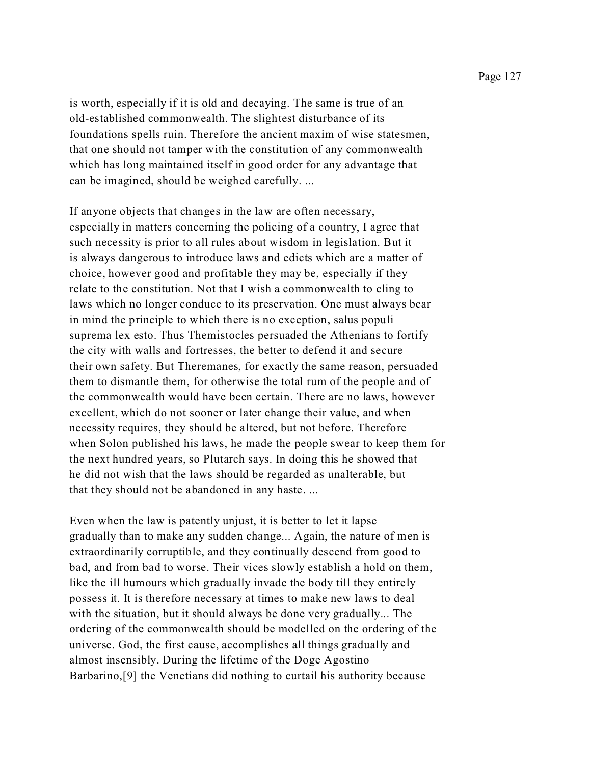is worth, especially if it is old and decaying. The same is true of an old-established commonwealth. The slightest disturbance of its foundations spells ruin. Therefore the ancient maxim of wise statesmen, that one should not tamper with the constitution of any commonwealth which has long maintained itself in good order for any advantage that can be imagined, should be weighed carefully. ...

If anyone objects that changes in the law are often necessary, especially in matters concerning the policing of a country, I agree that such necessity is prior to all rules about wisdom in legislation. But it is always dangerous to introduce laws and edicts which are a matter of choice, however good and profitable they may be, especially if they relate to the constitution. Not that I wish a commonwealth to cling to laws which no longer conduce to its preservation. One must always bear in mind the principle to which there is no exception, salus populi suprema lex esto. Thus Themistocles persuaded the Athenians to fortify the city with walls and fortresses, the better to defend it and secure their own safety. But Theremanes, for exactly the same reason, persuaded them to dismantle them, for otherwise the total rum of the people and of the commonwealth would have been certain. There are no laws, however excellent, which do not sooner or later change their value, and when necessity requires, they should be altered, but not before. Therefore when Solon published his laws, he made the people swear to keep them for the next hundred years, so Plutarch says. In doing this he showed that he did not wish that the laws should be regarded as unalterable, but that they should not be abandoned in any haste. ...

Even when the law is patently unjust, it is better to let it lapse gradually than to make any sudden change... Again, the nature of men is extraordinarily corruptible, and they continually descend from good to bad, and from bad to worse. Their vices slowly establish a hold on them, like the ill humours which gradually invade the body till they entirely possess it. It is therefore necessary at times to make new laws to deal with the situation, but it should always be done very gradually... The ordering of the commonwealth should be modelled on the ordering of the universe. God, the first cause, accomplishes all things gradually and almost insensibly. During the lifetime of the Doge Agostino Barbarino,[9] the Venetians did nothing to curtail his authority because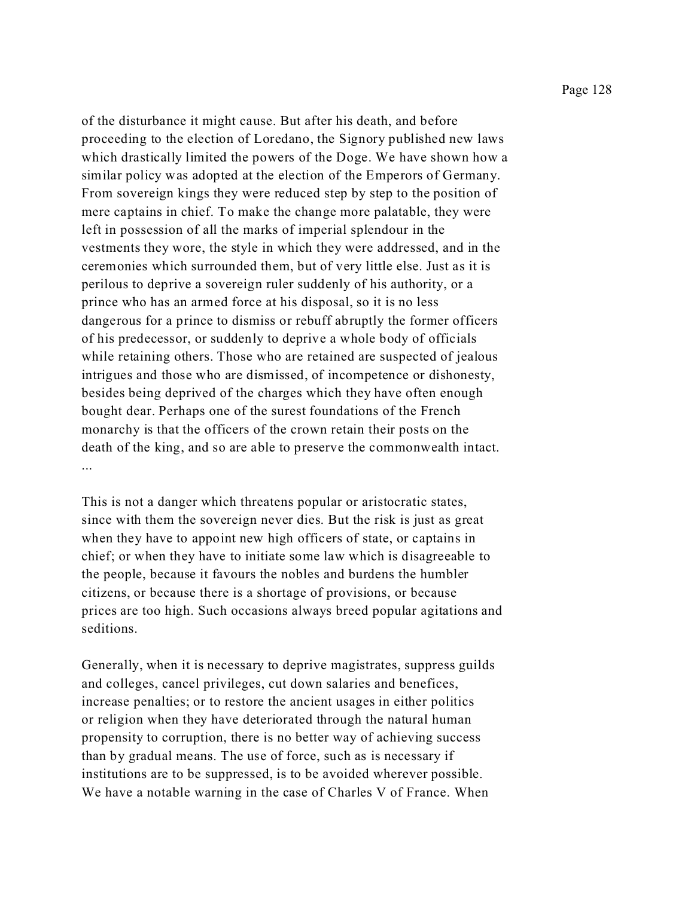of the disturbance it might cause. But after his death, and before proceeding to the election of Loredano, the Signory published new laws which drastically limited the powers of the Doge. We have shown how a similar policy was adopted at the election of the Emperors of Germany. From sovereign kings they were reduced step by step to the position of mere captains in chief. To make the change more palatable, they were left in possession of all the marks of imperial splendour in the vestments they wore, the style in which they were addressed, and in the ceremonies which surrounded them, but of very little else. Just as it is perilous to deprive a sovereign ruler suddenly of his authority, or a prince who has an armed force at his disposal, so it is no less dangerous for a prince to dismiss or rebuff abruptly the former officers of his predecessor, or suddenly to deprive a whole body of officials while retaining others. Those who are retained are suspected of jealous intrigues and those who are dismissed, of incompetence or dishonesty, besides being deprived of the charges which they have often enough bought dear. Perhaps one of the surest foundations of the French monarchy is that the officers of the crown retain their posts on the death of the king, and so are able to preserve the commonwealth intact. ...

This is not a danger which threatens popular or aristocratic states, since with them the sovereign never dies. But the risk is just as great when they have to appoint new high officers of state, or captains in chief; or when they have to initiate some law which is disagreeable to the people, because it favours the nobles and burdens the humbler citizens, or because there is a shortage of provisions, or because prices are too high. Such occasions always breed popular agitations and seditions.

Generally, when it is necessary to deprive magistrates, suppress guilds and colleges, cancel privileges, cut down salaries and benefices, increase penalties; or to restore the ancient usages in either politics or religion when they have deteriorated through the natural human propensity to corruption, there is no better way of achieving success than by gradual means. The use of force, such as is necessary if institutions are to be suppressed, is to be avoided wherever possible. We have a notable warning in the case of Charles V of France. When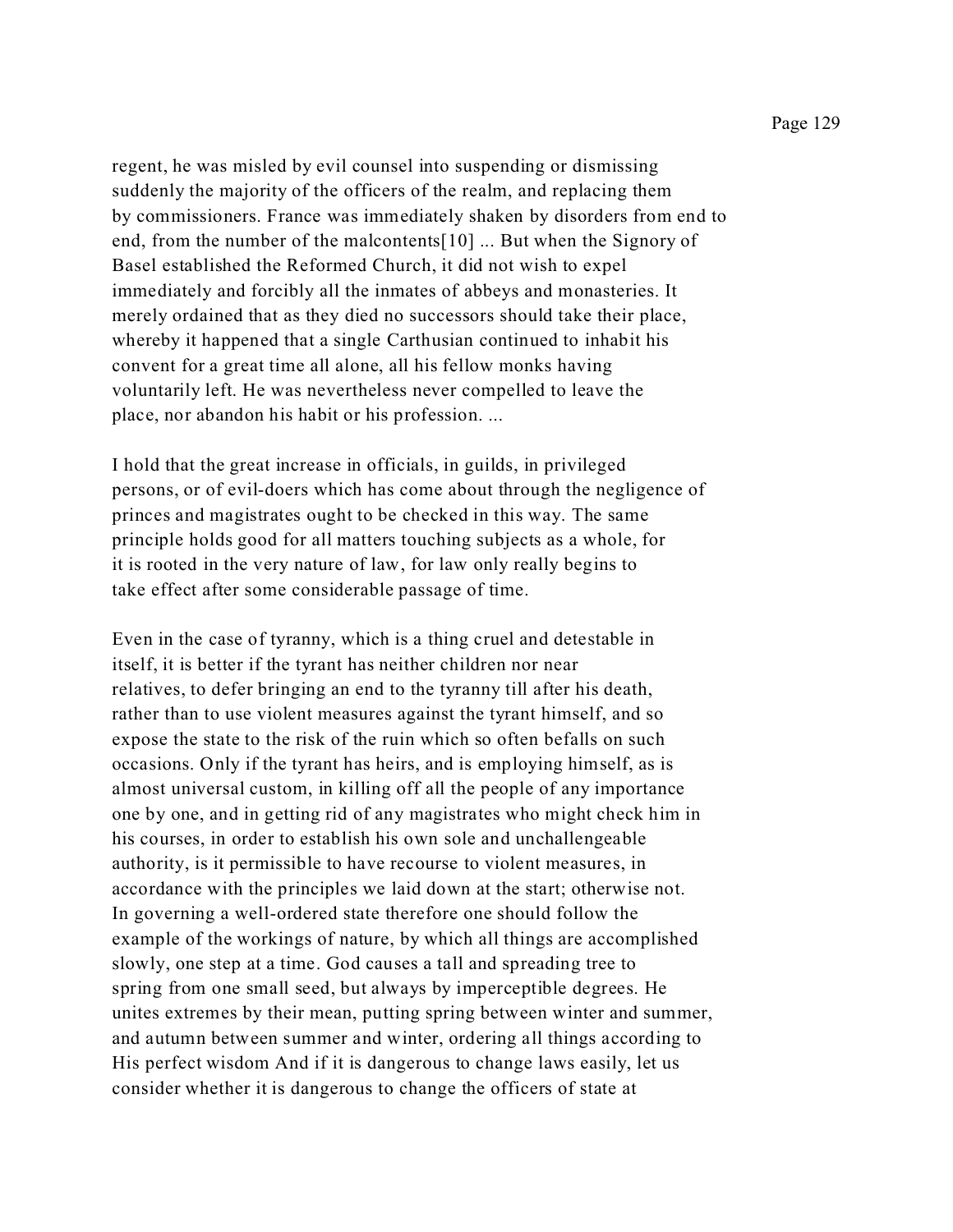regent, he was misled by evil counsel into suspending or dismissing suddenly the majority of the officers of the realm, and replacing them by commissioners. France was immediately shaken by disorders from end to end, from the number of the malcontents[10] ... But when the Signory of Basel established the Reformed Church, it did not wish to expel immediately and forcibly all the inmates of abbeys and monasteries. It merely ordained that as they died no successors should take their place, whereby it happened that a single Carthusian continued to inhabit his convent for a great time all alone, all his fellow monks having voluntarily left. He was nevertheless never compelled to leave the place, nor abandon his habit or his profession. ...

I hold that the great increase in officials, in guilds, in privileged persons, or of evil-doers which has come about through the negligence of princes and magistrates ought to be checked in this way. The same principle holds good for all matters touching subjects as a whole, for it is rooted in the very nature of law, for law only really begins to take effect after some considerable passage of time.

Even in the case of tyranny, which is a thing cruel and detestable in itself, it is better if the tyrant has neither children nor near relatives, to defer bringing an end to the tyranny till after his death, rather than to use violent measures against the tyrant himself, and so expose the state to the risk of the ruin which so often befalls on such occasions. Only if the tyrant has heirs, and is employing himself, as is almost universal custom, in killing off all the people of any importance one by one, and in getting rid of any magistrates who might check him in his courses, in order to establish his own sole and unchallengeable authority, is it permissible to have recourse to violent measures, in accordance with the principles we laid down at the start; otherwise not. In governing a well-ordered state therefore one should follow the example of the workings of nature, by which all things are accomplished slowly, one step at a time. God causes a tall and spreading tree to spring from one small seed, but always by imperceptible degrees. He unites extremes by their mean, putting spring between winter and summer, and autumn between summer and winter, ordering all things according to His perfect wisdom And if it is dangerous to change laws easily, let us consider whether it is dangerous to change the officers of state at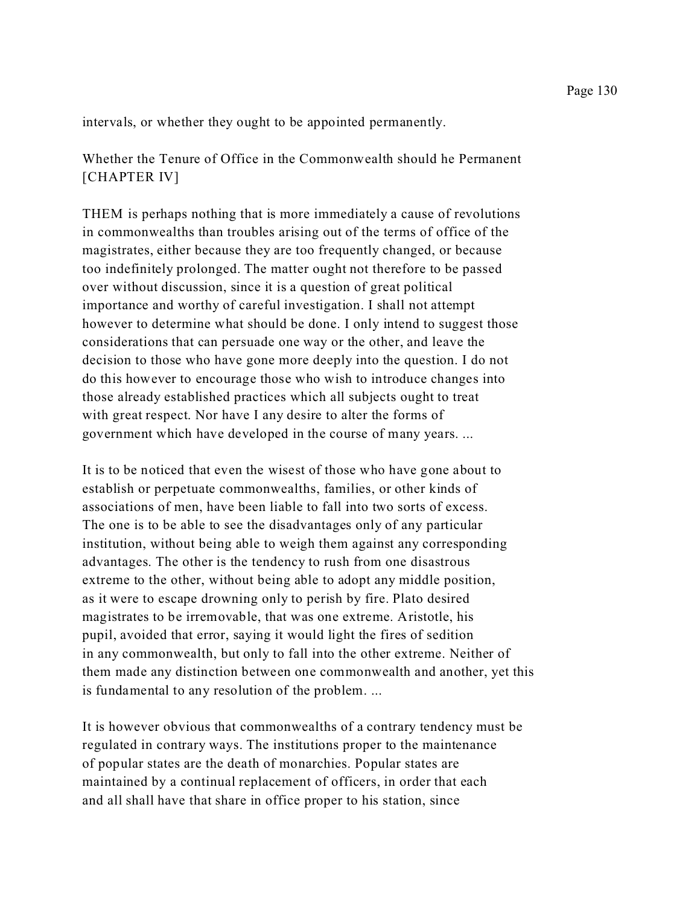intervals, or whether they ought to be appointed permanently.

## Whether the Tenure of Office in the Commonwealth should he Permanent [CHAPTER IV]

THEM is perhaps nothing that is more immediately a cause of revolutions in commonwealths than troubles arising out of the terms of office of the magistrates, either because they are too frequently changed, or because too indefinitely prolonged. The matter ought not therefore to be passed over without discussion, since it is a question of great political importance and worthy of careful investigation. I shall not attempt however to determine what should be done. I only intend to suggest those considerations that can persuade one way or the other, and leave the decision to those who have gone more deeply into the question. I do not do this however to encourage those who wish to introduce changes into those already established practices which all subjects ought to treat with great respect. Nor have I any desire to alter the forms of government which have developed in the course of many years. ...

It is to be noticed that even the wisest of those who have gone about to establish or perpetuate commonwealths, families, or other kinds of associations of men, have been liable to fall into two sorts of excess. The one is to be able to see the disadvantages only of any particular institution, without being able to weigh them against any corresponding advantages. The other is the tendency to rush from one disastrous extreme to the other, without being able to adopt any middle position, as it were to escape drowning only to perish by fire. Plato desired magistrates to be irremovable, that was one extreme. Aristotle, his pupil, avoided that error, saying it would light the fires of sedition in any commonwealth, but only to fall into the other extreme. Neither of them made any distinction between one commonwealth and another, yet this is fundamental to any resolution of the problem. ...

It is however obvious that commonwealths of a contrary tendency must be regulated in contrary ways. The institutions proper to the maintenance of popular states are the death of monarchies. Popular states are maintained by a continual replacement of officers, in order that each and all shall have that share in office proper to his station, since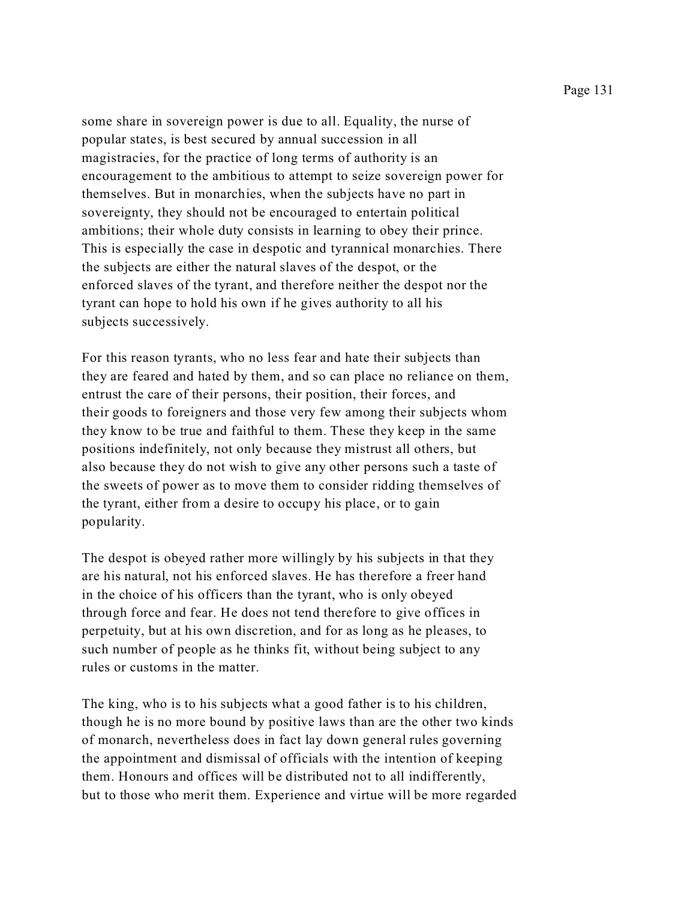some share in sovereign power is due to all. Equality, the nurse of popular states, is best secured by annual succession in all magistracies, for the practice of long terms of authority is an encouragement to the ambitious to attempt to seize sovereign power for themselves. But in monarchies, when the subjects have no part in sovereignty, they should not be encouraged to entertain political ambitions; their whole duty consists in learning to obey their prince. This is especially the case in despotic and tyrannical monarchies. There the subjects are either the natural slaves of the despot, or the enforced slaves of the tyrant, and therefore neither the despot nor the tyrant can hope to hold his own if he gives authority to all his subjects successively.

For this reason tyrants, who no less fear and hate their subjects than they are feared and hated by them, and so can place no reliance on them, entrust the care of their persons, their position, their forces, and their goods to foreigners and those very few among their subjects whom they know to be true and faithful to them. These they keep in the same positions indefinitely, not only because they mistrust all others, but also because they do not wish to give any other persons such a taste of the sweets of power as to move them to consider ridding themselves of the tyrant, either from a desire to occupy his place, or to gain popularity.

The despot is obeyed rather more willingly by his subjects in that they are his natural, not his enforced slaves. He has therefore a freer hand in the choice of his officers than the tyrant, who is only obeyed through force and fear. He does not tend therefore to give offices in perpetuity, but at his own discretion, and for as long as he pleases, to such number of people as he thinks fit, without being subject to any rules or customs in the matter.

The king, who is to his subjects what a good father is to his children, though he is no more bound by positive laws than are the other two kinds of monarch, nevertheless does in fact lay down general rules governing the appointment and dismissal of officials with the intention of keeping them. Honours and offices will be distributed not to all indifferently, but to those who merit them. Experience and virtue will be more regarded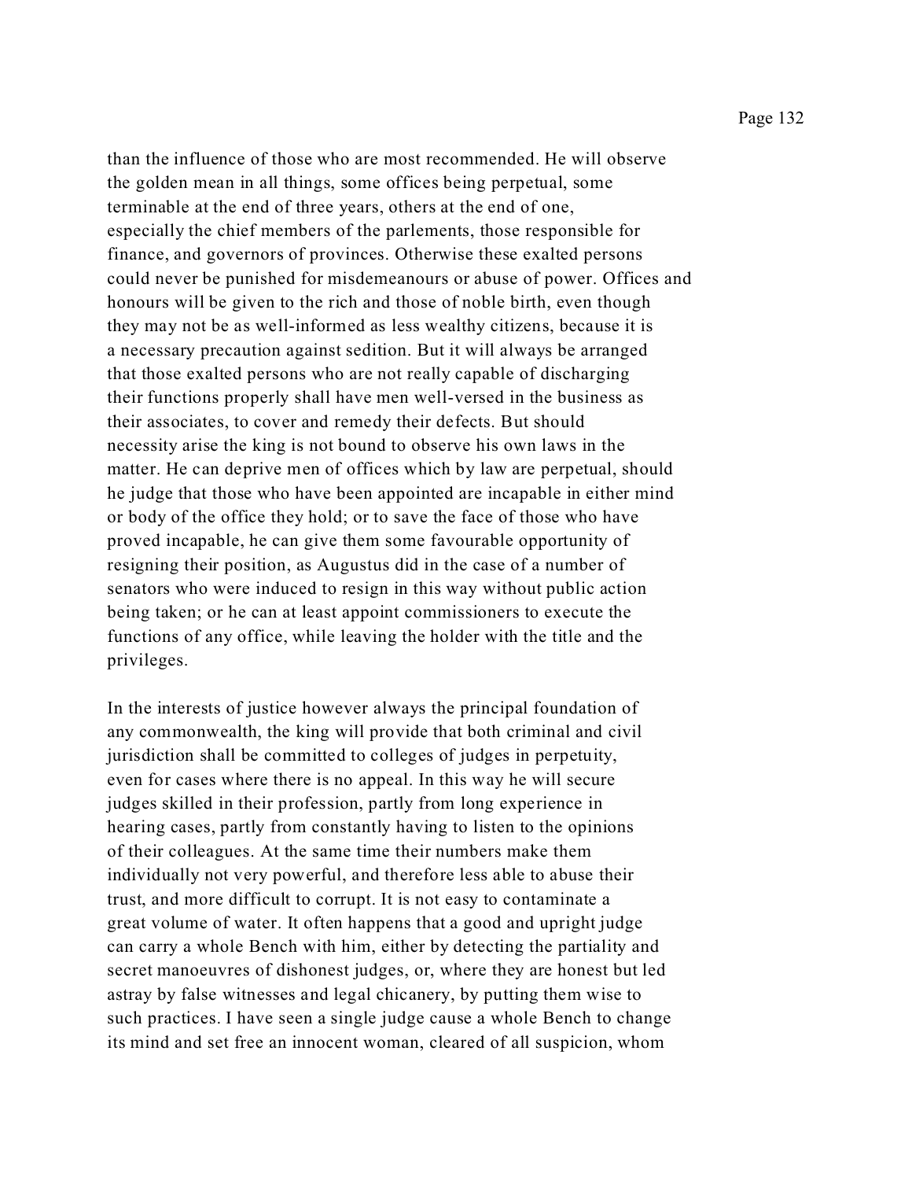than the influence of those who are most recommended. He will observe the golden mean in all things, some offices being perpetual, some terminable at the end of three years, others at the end of one, especially the chief members of the parlements, those responsible for finance, and governors of provinces. Otherwise these exalted persons could never be punished for misdemeanours or abuse of power. Offices and honours will be given to the rich and those of noble birth, even though they may not be as well-informed as less wealthy citizens, because it is a necessary precaution against sedition. But it will always be arranged that those exalted persons who are not really capable of discharging their functions properly shall have men well-versed in the business as their associates, to cover and remedy their defects. But should necessity arise the king is not bound to observe his own laws in the matter. He can deprive men of offices which by law are perpetual, should he judge that those who have been appointed are incapable in either mind or body of the office they hold; or to save the face of those who have proved incapable, he can give them some favourable opportunity of resigning their position, as Augustus did in the case of a number of senators who were induced to resign in this way without public action being taken; or he can at least appoint commissioners to execute the functions of any office, while leaving the holder with the title and the privileges.

In the interests of justice however always the principal foundation of any commonwealth, the king will provide that both criminal and civil jurisdiction shall be committed to colleges of judges in perpetuity, even for cases where there is no appeal. In this way he will secure judges skilled in their profession, partly from long experience in hearing cases, partly from constantly having to listen to the opinions of their colleagues. At the same time their numbers make them individually not very powerful, and therefore less able to abuse their trust, and more difficult to corrupt. It is not easy to contaminate a great volume of water. It often happens that a good and upright judge can carry a whole Bench with him, either by detecting the partiality and secret manoeuvres of dishonest judges, or, where they are honest but led astray by false witnesses and legal chicanery, by putting them wise to such practices. I have seen a single judge cause a whole Bench to change its mind and set free an innocent woman, cleared of all suspicion, whom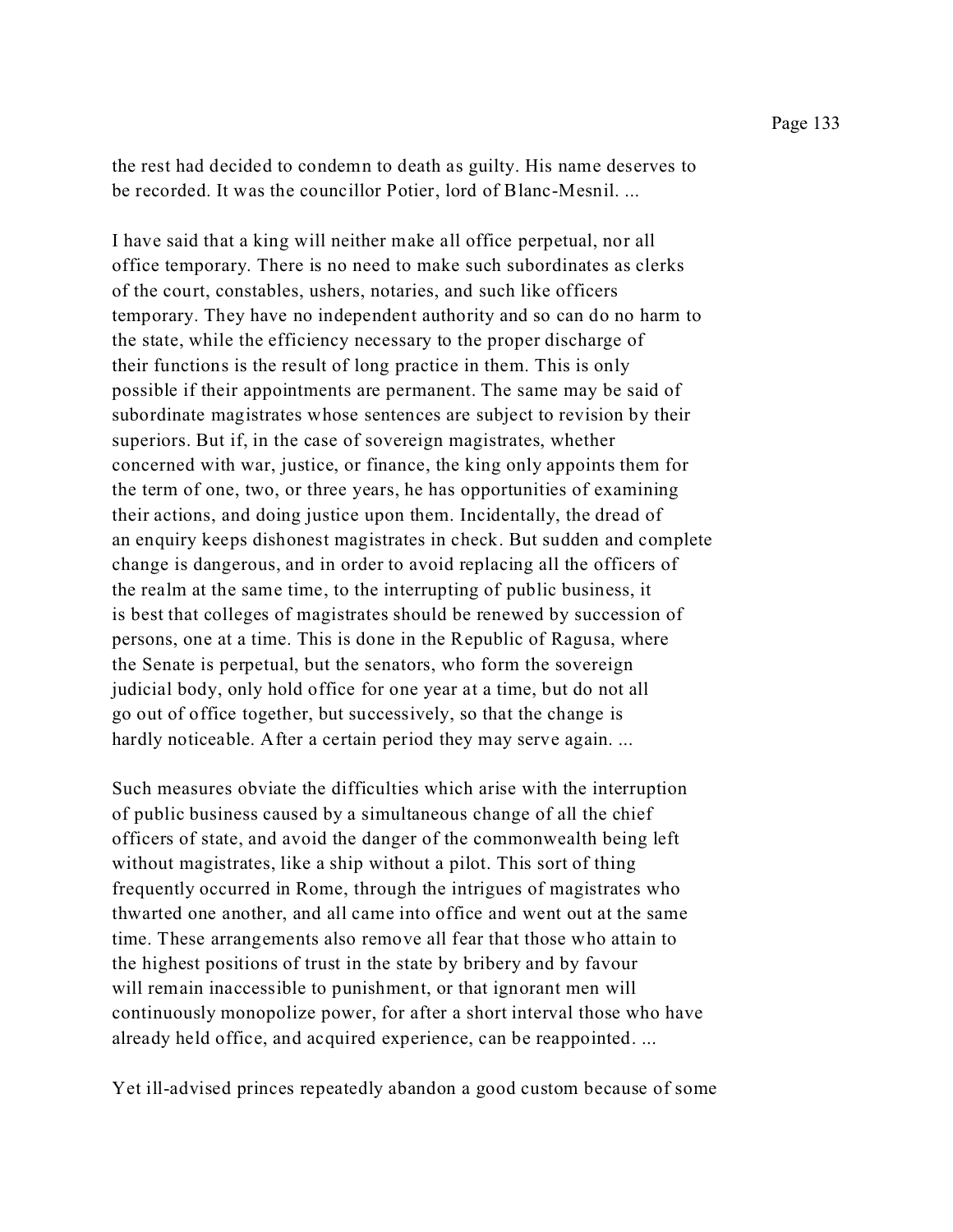the rest had decided to condemn to death as guilty. His name deserves to be recorded. It was the councillor Potier, lord of Blanc-Mesnil. ...

I have said that a king will neither make all office perpetual, nor all office temporary. There is no need to make such subordinates as clerks of the court, constables, ushers, notaries, and such like officers temporary. They have no independent authority and so can do no harm to the state, while the efficiency necessary to the proper discharge of their functions is the result of long practice in them. This is only possible if their appointments are permanent. The same may be said of subordinate magistrates whose sentences are subject to revision by their superiors. But if, in the case of sovereign magistrates, whether concerned with war, justice, or finance, the king only appoints them for the term of one, two, or three years, he has opportunities of examining their actions, and doing justice upon them. Incidentally, the dread of an enquiry keeps dishonest magistrates in check. But sudden and complete change is dangerous, and in order to avoid replacing all the officers of the realm at the same time, to the interrupting of public business, it is best that colleges of magistrates should be renewed by succession of persons, one at a time. This is done in the Republic of Ragusa, where the Senate is perpetual, but the senators, who form the sovereign judicial body, only hold office for one year at a time, but do not all go out of office together, but successively, so that the change is hardly noticeable. After a certain period they may serve again. ...

Such measures obviate the difficulties which arise with the interruption of public business caused by a simultaneous change of all the chief officers of state, and avoid the danger of the commonwealth being left without magistrates, like a ship without a pilot. This sort of thing frequently occurred in Rome, through the intrigues of magistrates who thwarted one another, and all came into office and went out at the same time. These arrangements also remove all fear that those who attain to the highest positions of trust in the state by bribery and by favour will remain inaccessible to punishment, or that ignorant men will continuously monopolize power, for after a short interval those who have already held office, and acquired experience, can be reappointed. ...

Yet ill-advised princes repeatedly abandon a good custom because of some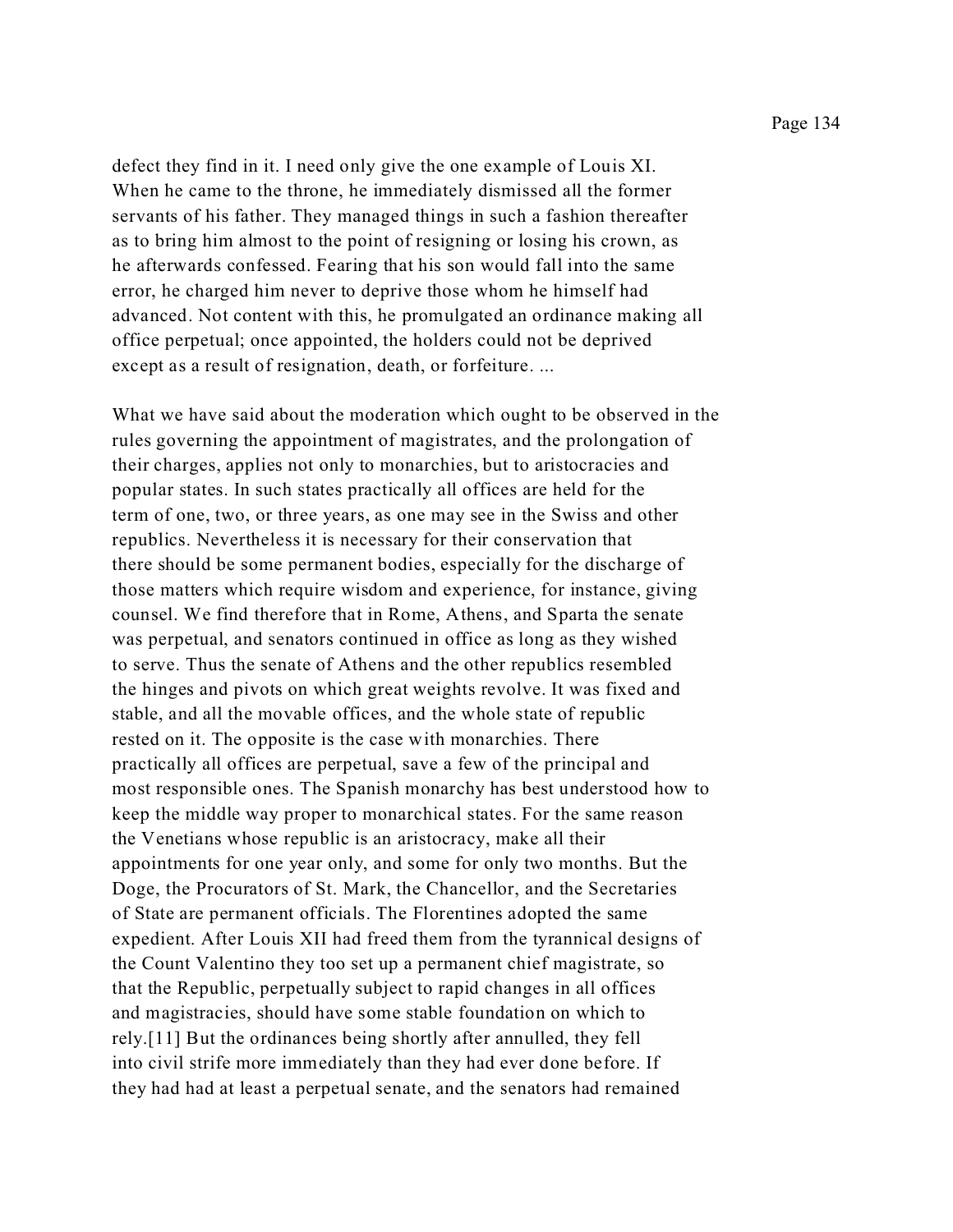defect they find in it. I need only give the one example of Louis XI. When he came to the throne, he immediately dismissed all the former servants of his father. They managed things in such a fashion thereafter as to bring him almost to the point of resigning or losing his crown, as he afterwards confessed. Fearing that his son would fall into the same error, he charged him never to deprive those whom he himself had advanced. Not content with this, he promulgated an ordinance making all office perpetual; once appointed, the holders could not be deprived except as a result of resignation, death, or forfeiture. ...

What we have said about the moderation which ought to be observed in the rules governing the appointment of magistrates, and the prolongation of their charges, applies not only to monarchies, but to aristocracies and popular states. In such states practically all offices are held for the term of one, two, or three years, as one may see in the Swiss and other republics. Nevertheless it is necessary for their conservation that there should be some permanent bodies, especially for the discharge of those matters which require wisdom and experience, for instance, giving counsel. We find therefore that in Rome, Athens, and Sparta the senate was perpetual, and senators continued in office as long as they wished to serve. Thus the senate of Athens and the other republics resembled the hinges and pivots on which great weights revolve. It was fixed and stable, and all the movable offices, and the whole state of republic rested on it. The opposite is the case with monarchies. There practically all offices are perpetual, save a few of the principal and most responsible ones. The Spanish monarchy has best understood how to keep the middle way proper to monarchical states. For the same reason the Venetians whose republic is an aristocracy, make all their appointments for one year only, and some for only two months. But the Doge, the Procurators of St. Mark, the Chancellor, and the Secretaries of State are permanent officials. The Florentines adopted the same expedient. After Louis XII had freed them from the tyrannical designs of the Count Valentino they too set up a permanent chief magistrate, so that the Republic, perpetually subject to rapid changes in all offices and magistracies, should have some stable foundation on which to rely.[11] But the ordinances being shortly after annulled, they fell into civil strife more immediately than they had ever done before. If they had had at least a perpetual senate, and the senators had remained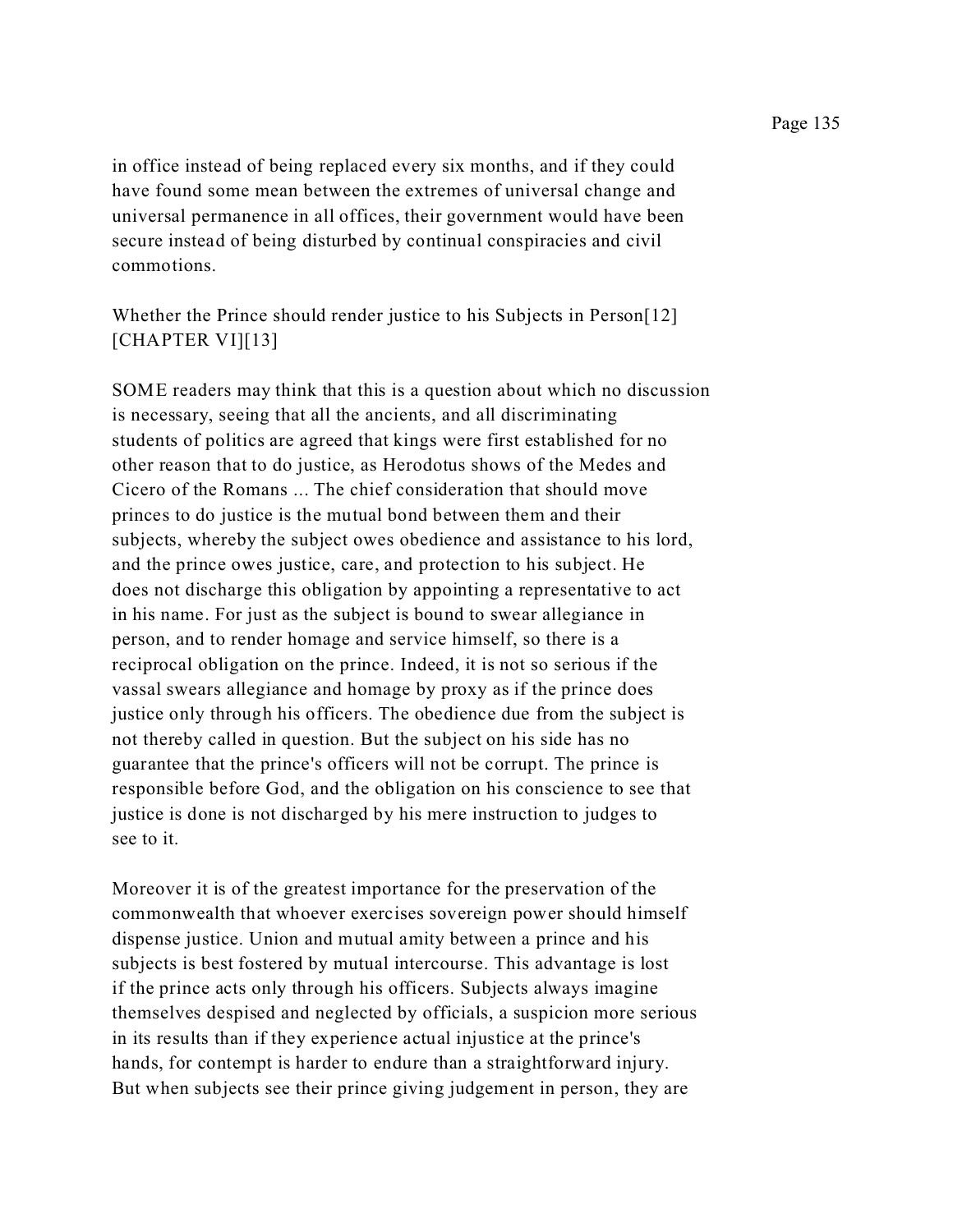in office instead of being replaced every six months, and if they could have found some mean between the extremes of universal change and universal permanence in all offices, their government would have been secure instead of being disturbed by continual conspiracies and civil commotions.

## Whether the Prince should render justice to his Subjects in Person[12] [CHAPTER VI][13]

SOME readers may think that this is a question about which no discussion is necessary, seeing that all the ancients, and all discriminating students of politics are agreed that kings were first established for no other reason that to do justice, as Herodotus shows of the Medes and Cicero of the Romans ... The chief consideration that should move princes to do justice is the mutual bond between them and their subjects, whereby the subject owes obedience and assistance to his lord, and the prince owes justice, care, and protection to his subject. He does not discharge this obligation by appointing a representative to act in his name. For just as the subject is bound to swear allegiance in person, and to render homage and service himself, so there is a reciprocal obligation on the prince. Indeed, it is not so serious if the vassal swears allegiance and homage by proxy as if the prince does justice only through his officers. The obedience due from the subject is not thereby called in question. But the subject on his side has no guarantee that the prince's officers will not be corrupt. The prince is responsible before God, and the obligation on his conscience to see that justice is done is not discharged by his mere instruction to judges to see to it.

Moreover it is of the greatest importance for the preservation of the commonwealth that whoever exercises sovereign power should himself dispense justice. Union and mutual amity between a prince and his subjects is best fostered by mutual intercourse. This advantage is lost if the prince acts only through his officers. Subjects always imagine themselves despised and neglected by officials, a suspicion more serious in its results than if they experience actual injustice at the prince's hands, for contempt is harder to endure than a straightforward injury. But when subjects see their prince giving judgement in person, they are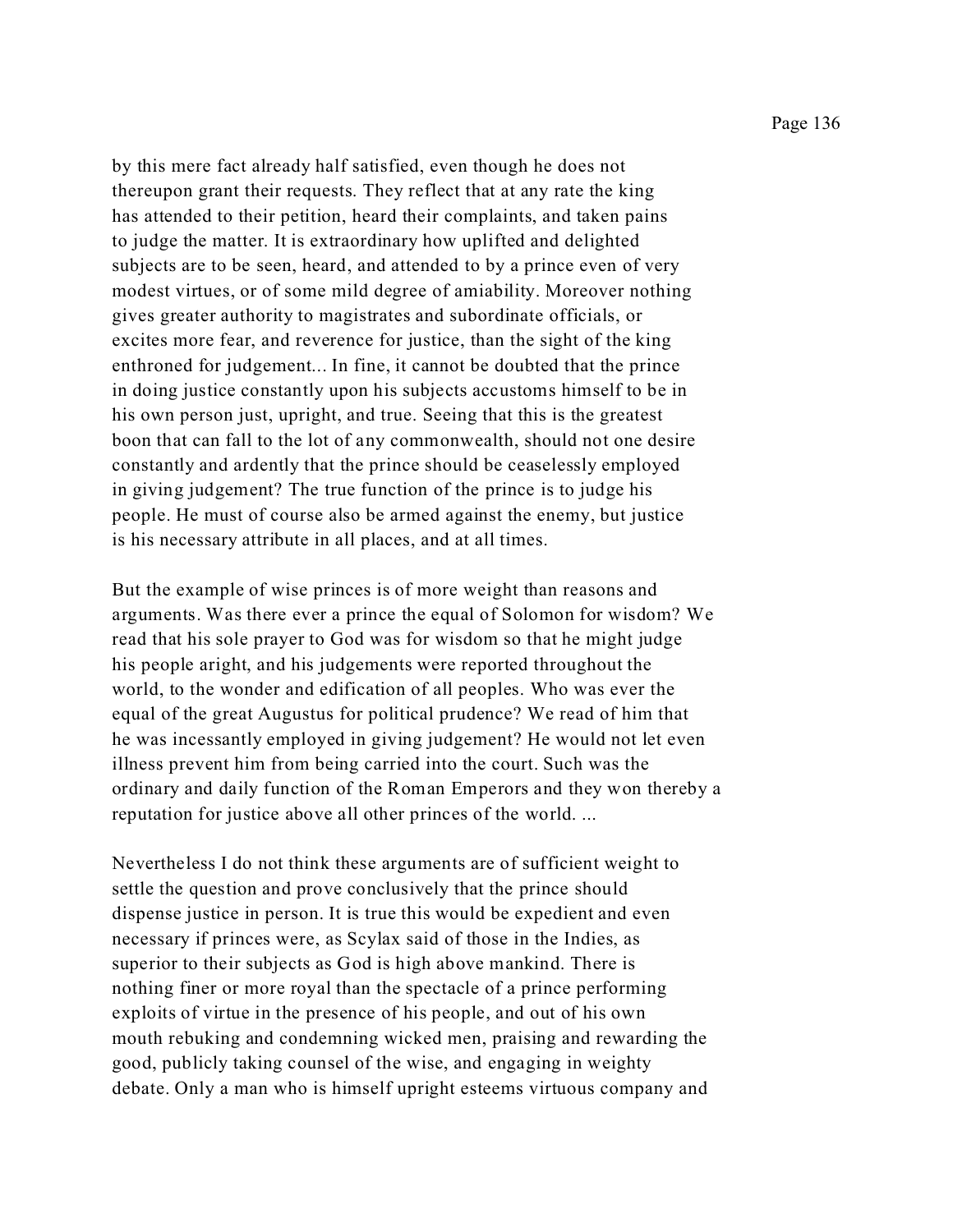by this mere fact already half satisfied, even though he does not thereupon grant their requests. They reflect that at any rate the king has attended to their petition, heard their complaints, and taken pains to judge the matter. It is extraordinary how uplifted and delighted subjects are to be seen, heard, and attended to by a prince even of very modest virtues, or of some mild degree of amiability. Moreover nothing gives greater authority to magistrates and subordinate officials, or excites more fear, and reverence for justice, than the sight of the king enthroned for judgement... In fine, it cannot be doubted that the prince in doing justice constantly upon his subjects accustoms himself to be in his own person just, upright, and true. Seeing that this is the greatest boon that can fall to the lot of any commonwealth, should not one desire constantly and ardently that the prince should be ceaselessly employed in giving judgement? The true function of the prince is to judge his people. He must of course also be armed against the enemy, but justice is his necessary attribute in all places, and at all times.

But the example of wise princes is of more weight than reasons and arguments. Was there ever a prince the equal of Solomon for wisdom? We read that his sole prayer to God was for wisdom so that he might judge his people aright, and his judgements were reported throughout the world, to the wonder and edification of all peoples. Who was ever the equal of the great Augustus for political prudence? We read of him that he was incessantly employed in giving judgement? He would not let even illness prevent him from being carried into the court. Such was the ordinary and daily function of the Roman Emperors and they won thereby a reputation for justice above all other princes of the world. ...

Nevertheless I do not think these arguments are of sufficient weight to settle the question and prove conclusively that the prince should dispense justice in person. It is true this would be expedient and even necessary if princes were, as Scylax said of those in the Indies, as superior to their subjects as God is high above mankind. There is nothing finer or more royal than the spectacle of a prince performing exploits of virtue in the presence of his people, and out of his own mouth rebuking and condemning wicked men, praising and rewarding the good, publicly taking counsel of the wise, and engaging in weighty debate. Only a man who is himself upright esteems virtuous company and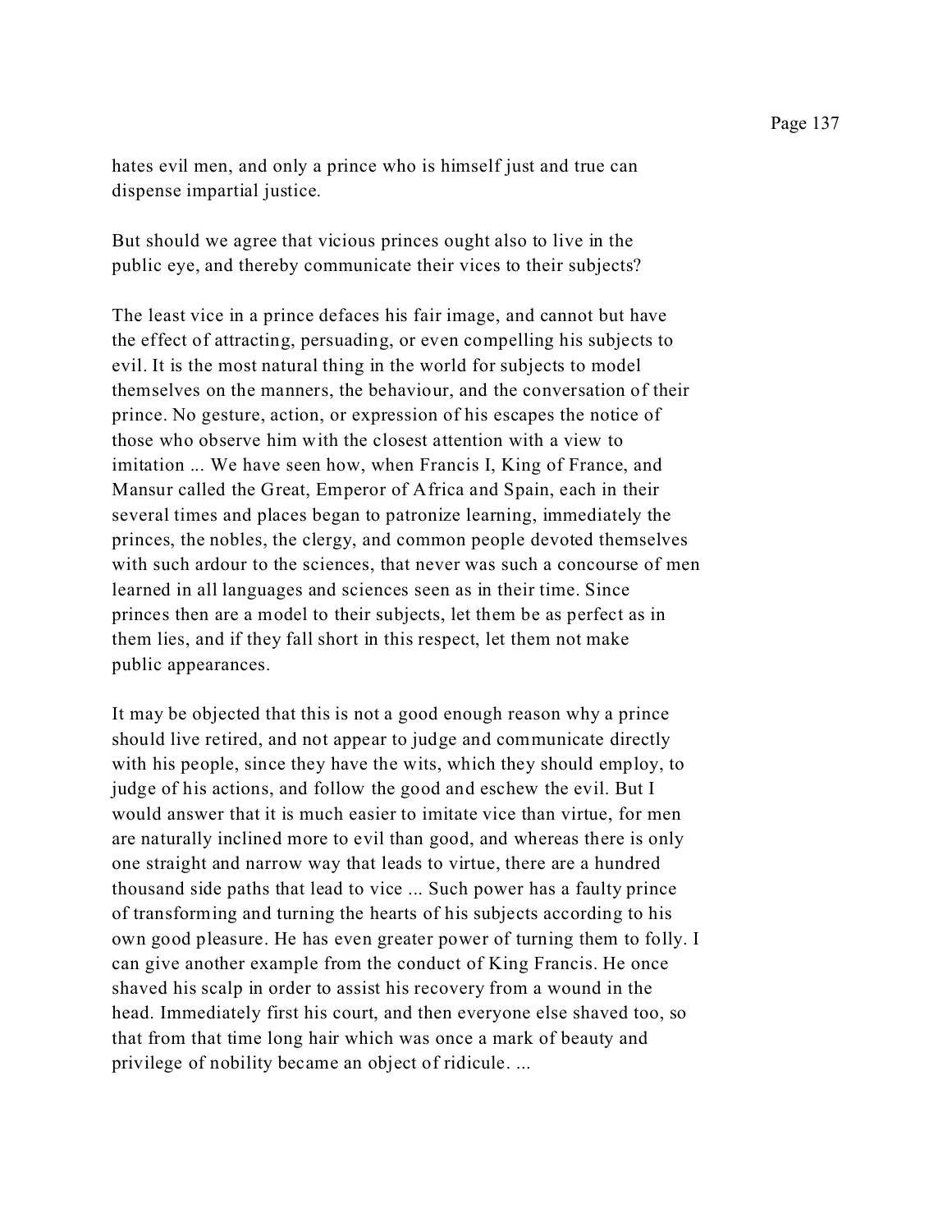hates evil men, and only a prince who is himself just and true can dispense impartial justice.

But should we agree that vicious princes ought also to live in the public eye, and thereby communicate their vices to their subjects?

The least vice in a prince defaces his fair image, and cannot but have the effect of attracting, persuading, or even compelling his subjects to evil. It is the most natural thing in the world for subjects to model themselves on the manners, the behaviour, and the conversation of their prince. No gesture, action, or expression of his escapes the notice of those who observe him with the closest attention with a view to imitation ... We have seen how, when Francis I, King of France, and Mansur called the Great, Emperor of Africa and Spain, each in their several times and places began to patronize learning, immediately the princes, the nobles, the clergy, and common people devoted themselves with such ardour to the sciences, that never was such a concourse of men learned in all languages and sciences seen as in their time. Since princes then are a model to their subjects, let them be as perfect as in them lies, and if they fall short in this respect, let them not make public appearances.

It may be objected that this is not a good enough reason why a prince should live retired, and not appear to judge and communicate directly with his people, since they have the wits, which they should employ, to judge of his actions, and follow the good and eschew the evil. But I would answer that it is much easier to imitate vice than virtue, for men are naturally inclined more to evil than good, and whereas there is only one straight and narrow way that leads to virtue, there are a hundred thousand side paths that lead to vice ... Such power has a faulty prince of transforming and turning the hearts of his subjects according to his own good pleasure. He has even greater power of turning them to folly. I can give another example from the conduct of King Francis. He once shaved his scalp in order to assist his recovery from a wound in the head. Immediately first his court, and then everyone else shaved too, so that from that time long hair which was once a mark of beauty and privilege of nobility became an object of ridicule. ...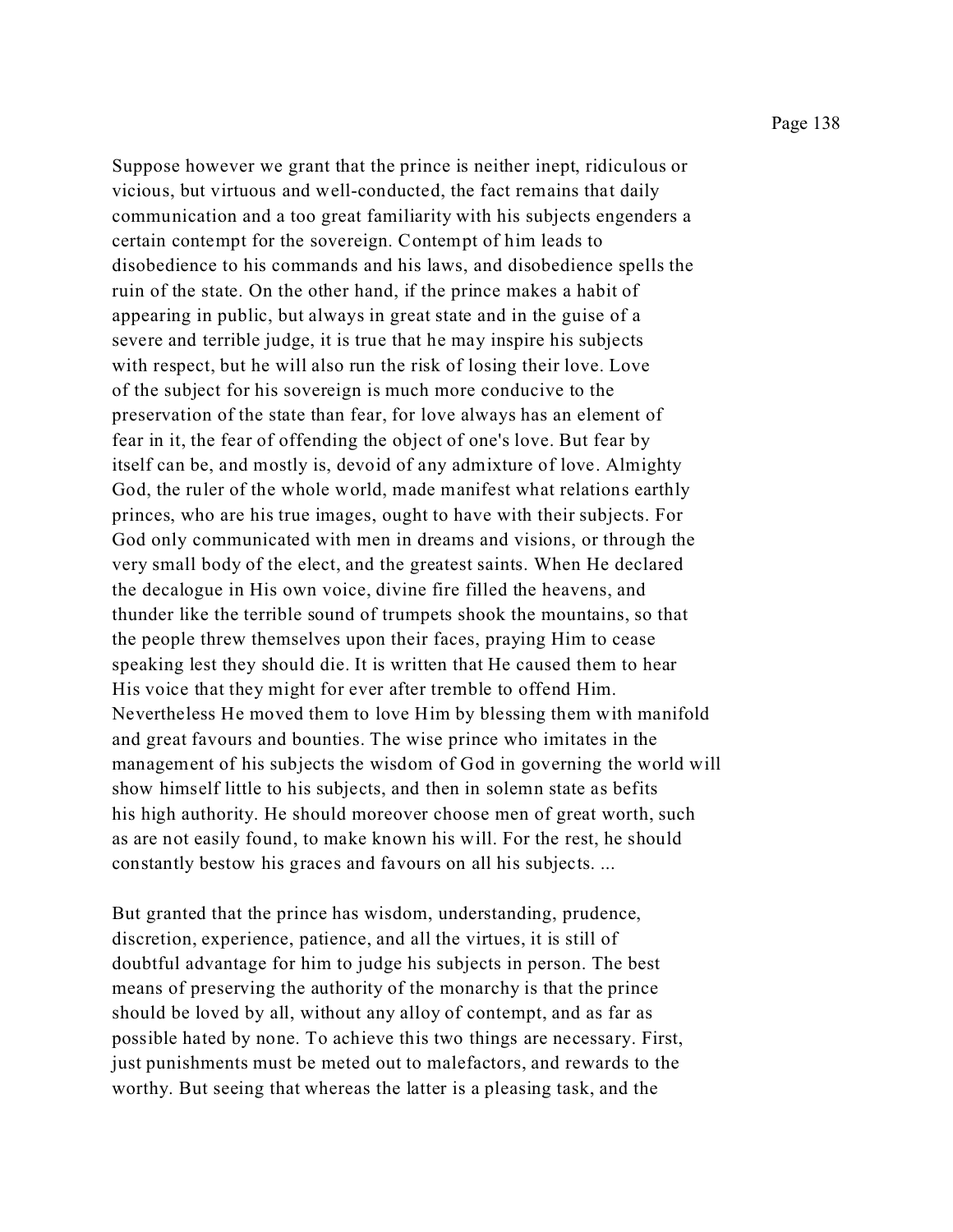Suppose however we grant that the prince is neither inept, ridiculous or vicious, but virtuous and well-conducted, the fact remains that daily communication and a too great familiarity with his subjects engenders a certain contempt for the sovereign. Contempt of him leads to disobedience to his commands and his laws, and disobedience spells the ruin of the state. On the other hand, if the prince makes a habit of appearing in public, but always in great state and in the guise of a severe and terrible judge, it is true that he may inspire his subjects with respect, but he will also run the risk of losing their love. Love of the subject for his sovereign is much more conducive to the preservation of the state than fear, for love always has an element of fear in it, the fear of offending the object of one's love. But fear by itself can be, and mostly is, devoid of any admixture of love. Almighty God, the ruler of the whole world, made manifest what relations earthly princes, who are his true images, ought to have with their subjects. For God only communicated with men in dreams and visions, or through the very small body of the elect, and the greatest saints. When He declared the decalogue in His own voice, divine fire filled the heavens, and thunder like the terrible sound of trumpets shook the mountains, so that the people threw themselves upon their faces, praying Him to cease speaking lest they should die. It is written that He caused them to hear His voice that they might for ever after tremble to offend Him. Nevertheless He moved them to love Him by blessing them with manifold and great favours and bounties. The wise prince who imitates in the management of his subjects the wisdom of God in governing the world will show himself little to his subjects, and then in solemn state as befits his high authority. He should moreover choose men of great worth, such as are not easily found, to make known his will. For the rest, he should constantly bestow his graces and favours on all his subjects. ...

But granted that the prince has wisdom, understanding, prudence, discretion, experience, patience, and all the virtues, it is still of doubtful advantage for him to judge his subjects in person. The best means of preserving the authority of the monarchy is that the prince should be loved by all, without any alloy of contempt, and as far as possible hated by none. To achieve this two things are necessary. First, just punishments must be meted out to malefactors, and rewards to the worthy. But seeing that whereas the latter is a pleasing task, and the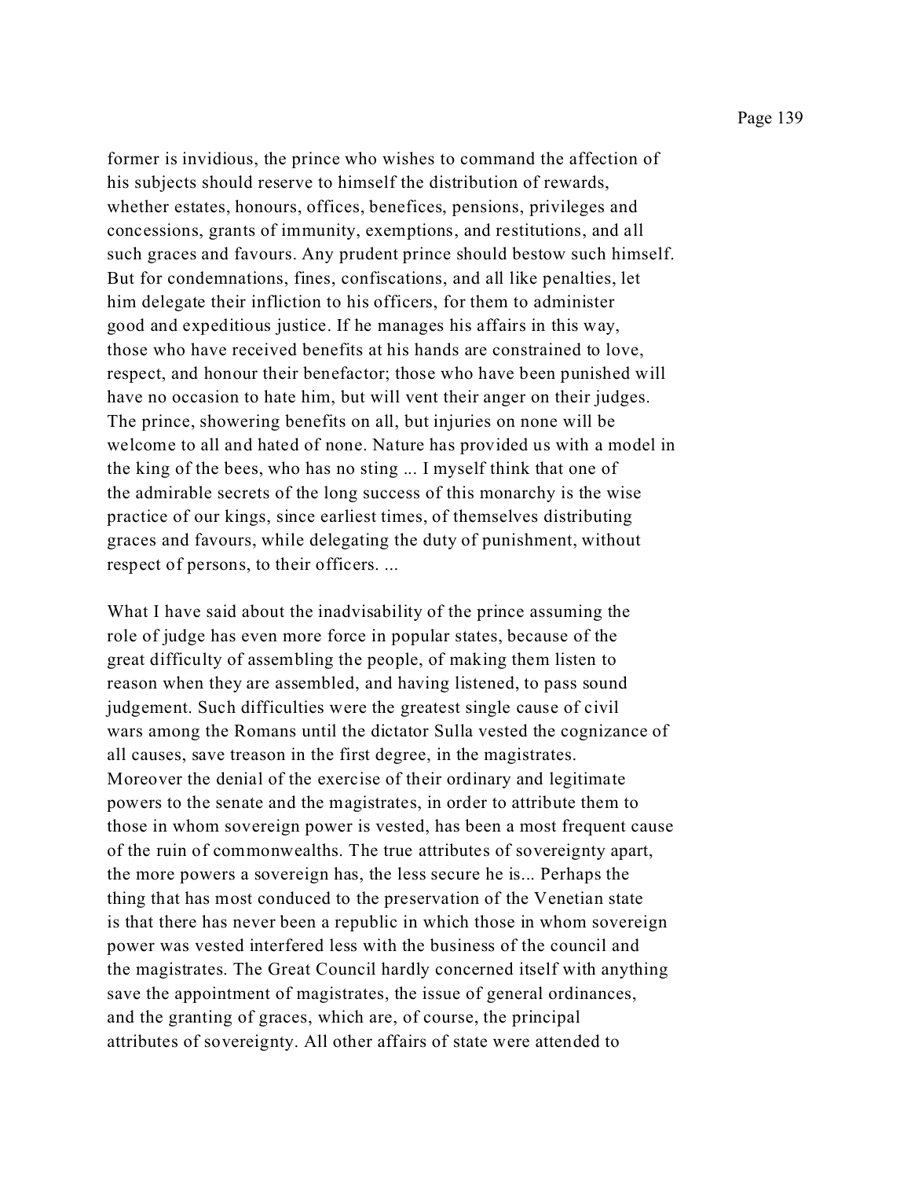former is invidious, the prince who wishes to command the affection of his subjects should reserve to himself the distribution of rewards, whether estates, honours, offices, benefices, pensions, privileges and concessions, grants of immunity, exemptions, and restitutions, and all such graces and favours. Any prudent prince should bestow such himself. But for condemnations, fines, confiscations, and all like penalties, let him delegate their infliction to his officers, for them to administer good and expeditious justice. If he manages his affairs in this way, those who have received benefits at his hands are constrained to love, respect, and honour their benefactor; those who have been punished will have no occasion to hate him, but will vent their anger on their judges. The prince, showering benefits on all, but injuries on none will be welcome to all and hated of none. Nature has provided us with a model in the king of the bees, who has no sting ... I myself think that one of the admirable secrets of the long success of this monarchy is the wise practice of our kings, since earliest times, of themselves distributing graces and favours, while delegating the duty of punishment, without respect of persons, to their officers. ...

What I have said about the inadvisability of the prince assuming the role of judge has even more force in popular states, because of the great difficulty of assembling the people, of making them listen to reason when they are assembled, and having listened, to pass sound judgement. Such difficulties were the greatest single cause of civil wars among the Romans until the dictator Sulla vested the cognizance of all causes, save treason in the first degree, in the magistrates. Moreover the denial of the exercise of their ordinary and legitimate powers to the senate and the magistrates, in order to attribute them to those in whom sovereign power is vested, has been a most frequent cause of the ruin of commonwealths. The true attributes of sovereignty apart, the more powers a sovereign has, the less secure he is... Perhaps the thing that has most conduced to the preservation of the Venetian state is that there has never been a republic in which those in whom sovereign power was vested interfered less with the business of the council and the magistrates. The Great Council hardly concerned itself with anything save the appointment of magistrates, the issue of general ordinances, and the granting of graces, which are, of course, the principal attributes of sovereignty. All other affairs of state were attended to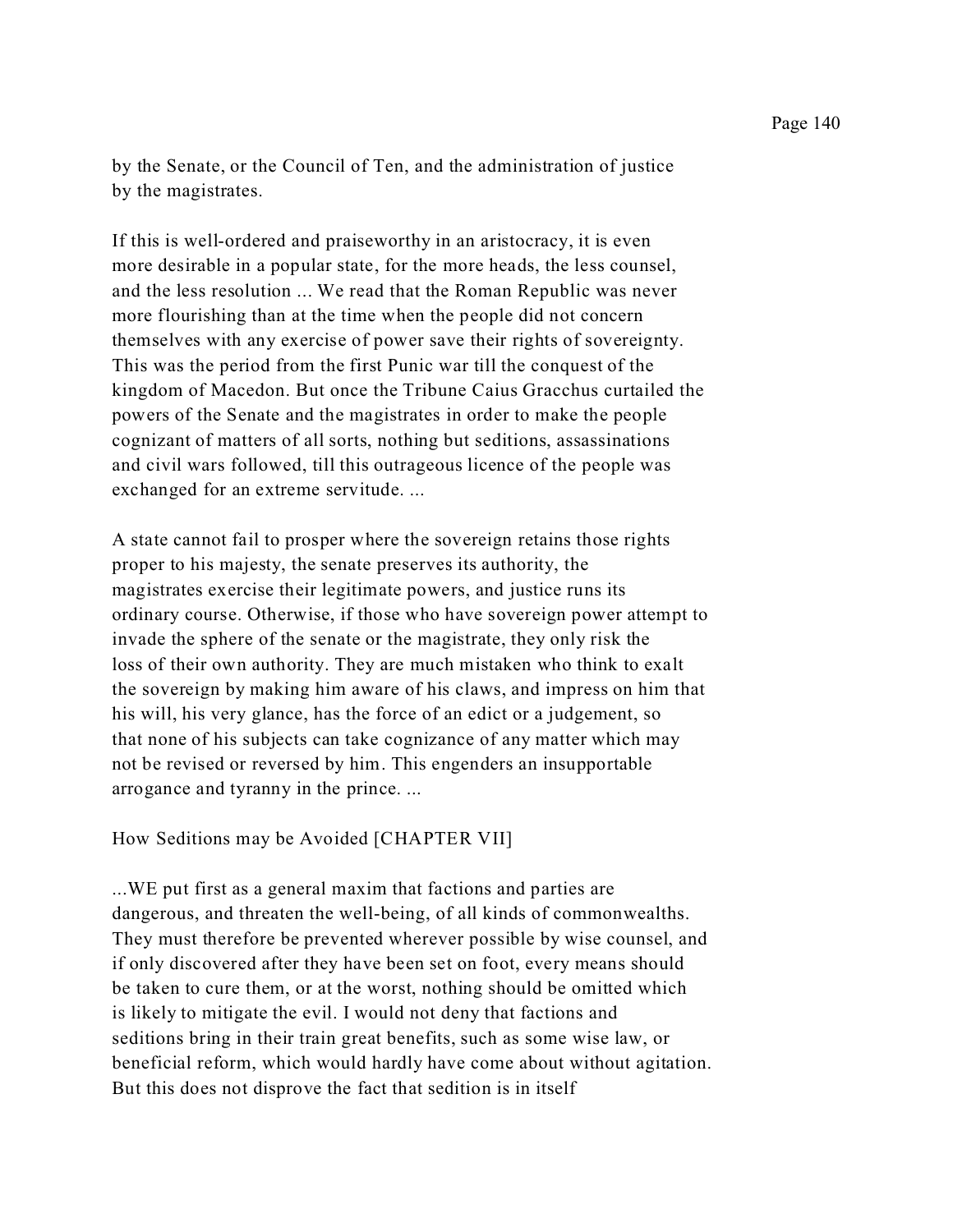by the Senate, or the Council of Ten, and the administration of justice by the magistrates.

If this is well-ordered and praiseworthy in an aristocracy, it is even more desirable in a popular state, for the more heads, the less counsel, and the less resolution ... We read that the Roman Republic was never more flourishing than at the time when the people did not concern themselves with any exercise of power save their rights of sovereignty. This was the period from the first Punic war till the conquest of the kingdom of Macedon. But once the Tribune Caius Gracchus curtailed the powers of the Senate and the magistrates in order to make the people cognizant of matters of all sorts, nothing but seditions, assassinations and civil wars followed, till this outrageous licence of the people was exchanged for an extreme servitude. ...

A state cannot fail to prosper where the sovereign retains those rights proper to his majesty, the senate preserves its authority, the magistrates exercise their legitimate powers, and justice runs its ordinary course. Otherwise, if those who have sovereign power attempt to invade the sphere of the senate or the magistrate, they only risk the loss of their own authority. They are much mistaken who think to exalt the sovereign by making him aware of his claws, and impress on him that his will, his very glance, has the force of an edict or a judgement, so that none of his subjects can take cognizance of any matter which may not be revised or reversed by him. This engenders an insupportable arrogance and tyranny in the prince. ...

## How Seditions may be Avoided [CHAPTER VII]

...WE put first as a general maxim that factions and parties are dangerous, and threaten the well-being, of all kinds of commonwealths. They must therefore be prevented wherever possible by wise counsel, and if only discovered after they have been set on foot, every means should be taken to cure them, or at the worst, nothing should be omitted which is likely to mitigate the evil. I would not deny that factions and seditions bring in their train great benefits, such as some wise law, or beneficial reform, which would hardly have come about without agitation. But this does not disprove the fact that sedition is in itself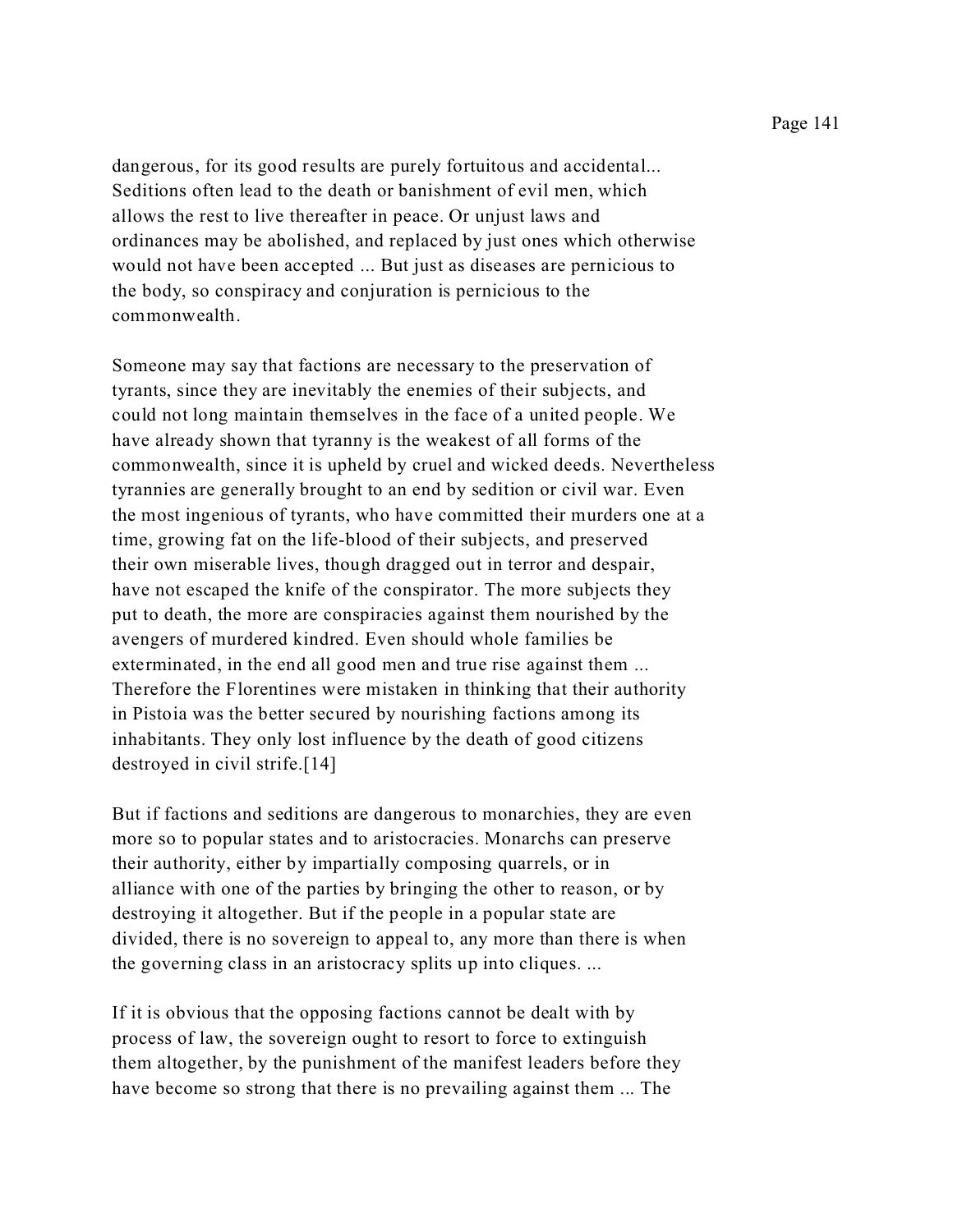dangerous, for its good results are purely fortuitous and accidental... Seditions often lead to the death or banishment of evil men, which allows the rest to live thereafter in peace. Or unjust laws and ordinances may be abolished, and replaced by just ones which otherwise would not have been accepted ... But just as diseases are pernicious to the body, so conspiracy and conjuration is pernicious to the commonwealth.

Someone may say that factions are necessary to the preservation of tyrants, since they are inevitably the enemies of their subjects, and could not long maintain themselves in the face of a united people. We have already shown that tyranny is the weakest of all forms of the commonwealth, since it is upheld by cruel and wicked deeds. Nevertheless tyrannies are generally brought to an end by sedition or civil war. Even the most ingenious of tyrants, who have committed their murders one at a time, growing fat on the life-blood of their subjects, and preserved their own miserable lives, though dragged out in terror and despair, have not escaped the knife of the conspirator. The more subjects they put to death, the more are conspiracies against them nourished by the avengers of murdered kindred. Even should whole families be exterminated, in the end all good men and true rise against them ... Therefore the Florentines were mistaken in thinking that their authority in Pistoia was the better secured by nourishing factions among its inhabitants. They only lost influence by the death of good citizens destroyed in civil strife.[14]

But if factions and seditions are dangerous to monarchies, they are even more so to popular states and to aristocracies. Monarchs can preserve their authority, either by impartially composing quarrels, or in alliance with one of the parties by bringing the other to reason, or by destroying it altogether. But if the people in a popular state are divided, there is no sovereign to appeal to, any more than there is when the governing class in an aristocracy splits up into cliques. ...

If it is obvious that the opposing factions cannot be dealt with by process of law, the sovereign ought to resort to force to extinguish them altogether, by the punishment of the manifest leaders before they have become so strong that there is no prevailing against them ... The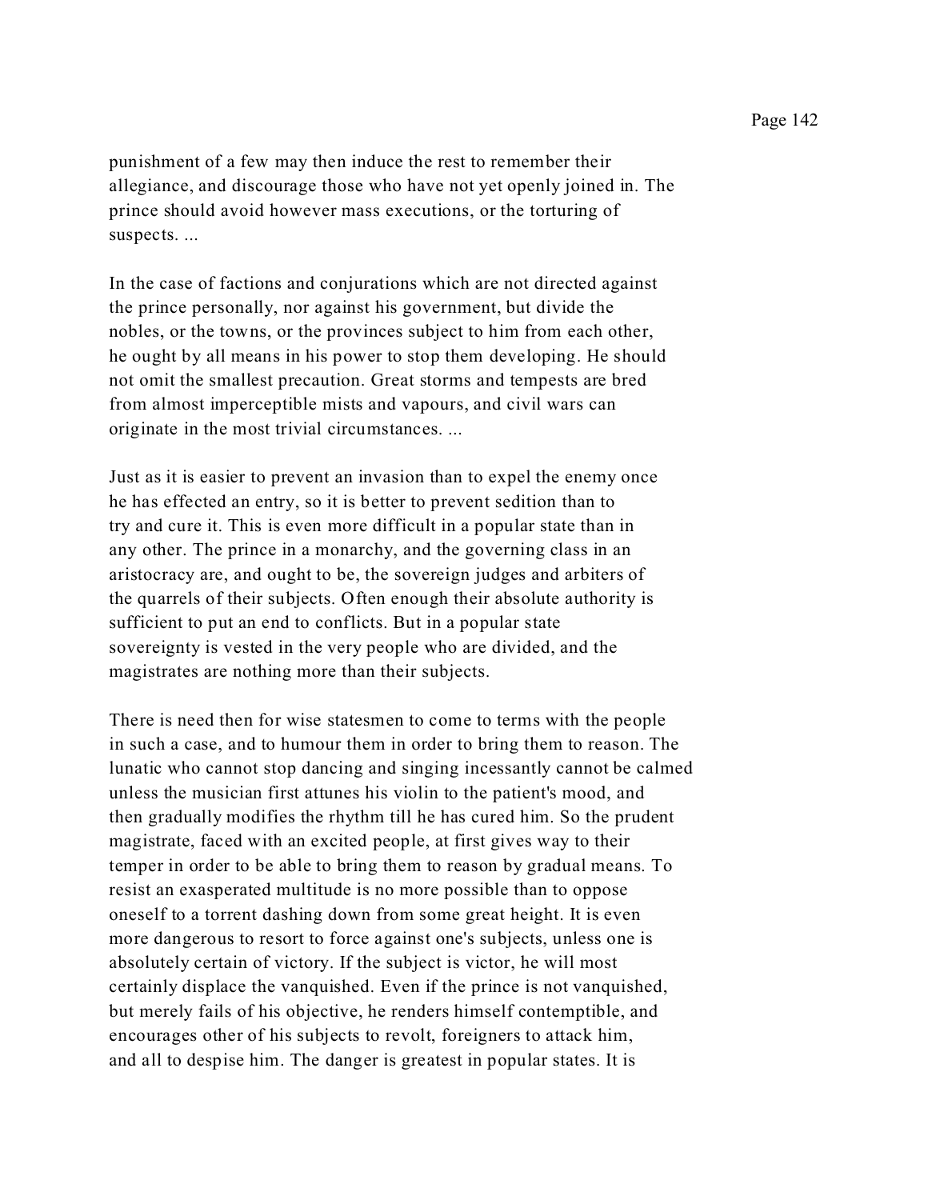punishment of a few may then induce the rest to remember their allegiance, and discourage those who have not yet openly joined in. The prince should avoid however mass executions, or the torturing of suspects. ...

In the case of factions and conjurations which are not directed against the prince personally, nor against his government, but divide the nobles, or the towns, or the provinces subject to him from each other, he ought by all means in his power to stop them developing. He should not omit the smallest precaution. Great storms and tempests are bred from almost imperceptible mists and vapours, and civil wars can originate in the most trivial circumstances. ...

Just as it is easier to prevent an invasion than to expel the enemy once he has effected an entry, so it is better to prevent sedition than to try and cure it. This is even more difficult in a popular state than in any other. The prince in a monarchy, and the governing class in an aristocracy are, and ought to be, the sovereign judges and arbiters of the quarrels of their subjects. Often enough their absolute authority is sufficient to put an end to conflicts. But in a popular state sovereignty is vested in the very people who are divided, and the magistrates are nothing more than their subjects.

There is need then for wise statesmen to come to terms with the people in such a case, and to humour them in order to bring them to reason. The lunatic who cannot stop dancing and singing incessantly cannot be calmed unless the musician first attunes his violin to the patient's mood, and then gradually modifies the rhythm till he has cured him. So the prudent magistrate, faced with an excited people, at first gives way to their temper in order to be able to bring them to reason by gradual means. To resist an exasperated multitude is no more possible than to oppose oneself to a torrent dashing down from some great height. It is even more dangerous to resort to force against one's subjects, unless one is absolutely certain of victory. If the subject is victor, he will most certainly displace the vanquished. Even if the prince is not vanquished, but merely fails of his objective, he renders himself contemptible, and encourages other of his subjects to revolt, foreigners to attack him, and all to despise him. The danger is greatest in popular states. It is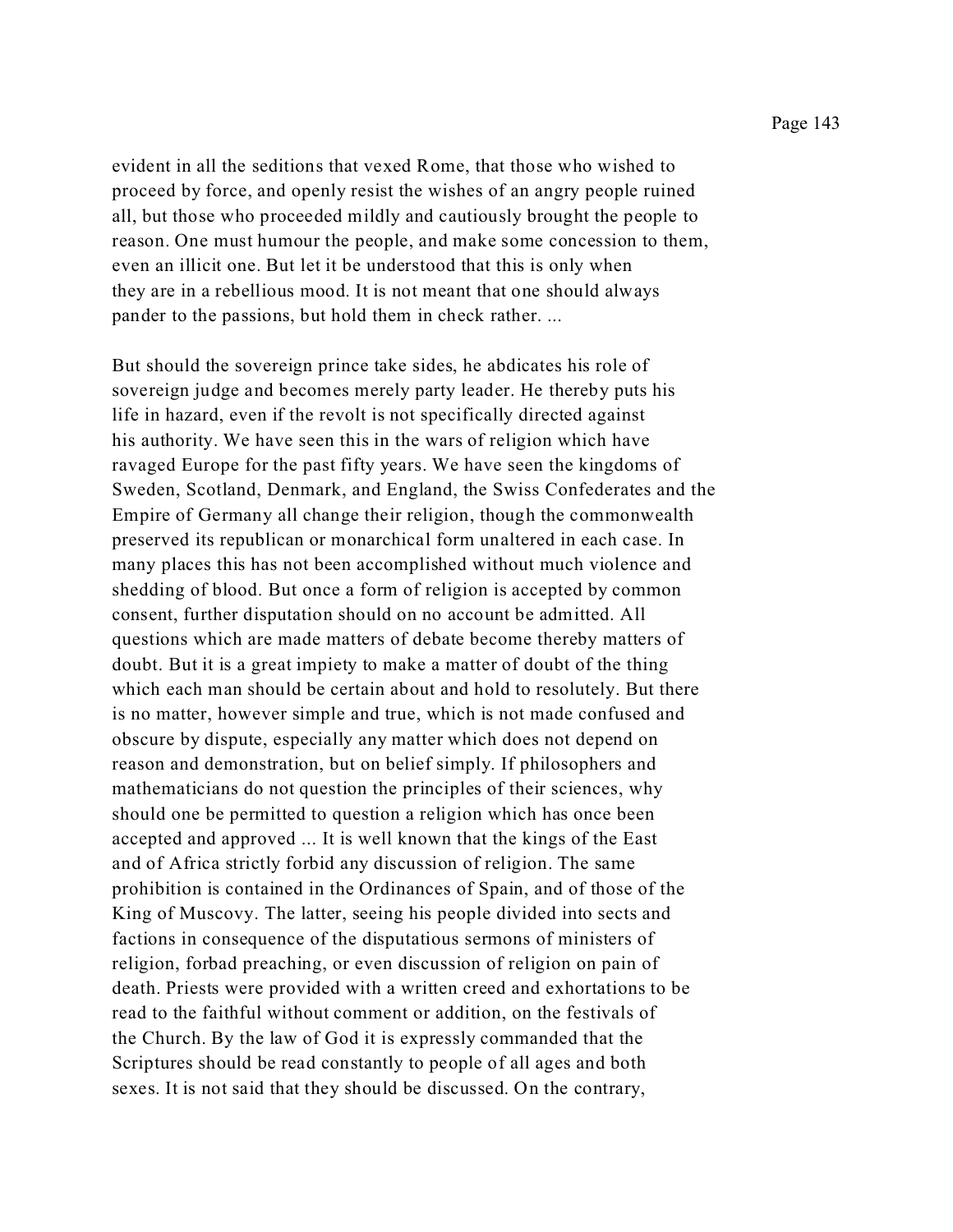evident in all the seditions that vexed Rome, that those who wished to proceed by force, and openly resist the wishes of an angry people ruined all, but those who proceeded mildly and cautiously brought the people to reason. One must humour the people, and make some concession to them, even an illicit one. But let it be understood that this is only when they are in a rebellious mood. It is not meant that one should always pander to the passions, but hold them in check rather. ...

But should the sovereign prince take sides, he abdicates his role of sovereign judge and becomes merely party leader. He thereby puts his life in hazard, even if the revolt is not specifically directed against his authority. We have seen this in the wars of religion which have ravaged Europe for the past fifty years. We have seen the kingdoms of Sweden, Scotland, Denmark, and England, the Swiss Confederates and the Empire of Germany all change their religion, though the commonwealth preserved its republican or monarchical form unaltered in each case. In many places this has not been accomplished without much violence and shedding of blood. But once a form of religion is accepted by common consent, further disputation should on no account be admitted. All questions which are made matters of debate become thereby matters of doubt. But it is a great impiety to make a matter of doubt of the thing which each man should be certain about and hold to resolutely. But there is no matter, however simple and true, which is not made confused and obscure by dispute, especially any matter which does not depend on reason and demonstration, but on belief simply. If philosophers and mathematicians do not question the principles of their sciences, why should one be permitted to question a religion which has once been accepted and approved ... It is well known that the kings of the East and of Africa strictly forbid any discussion of religion. The same prohibition is contained in the Ordinances of Spain, and of those of the King of Muscovy. The latter, seeing his people divided into sects and factions in consequence of the disputatious sermons of ministers of religion, forbad preaching, or even discussion of religion on pain of death. Priests were provided with a written creed and exhortations to be read to the faithful without comment or addition, on the festivals of the Church. By the law of God it is expressly commanded that the Scriptures should be read constantly to people of all ages and both sexes. It is not said that they should be discussed. On the contrary,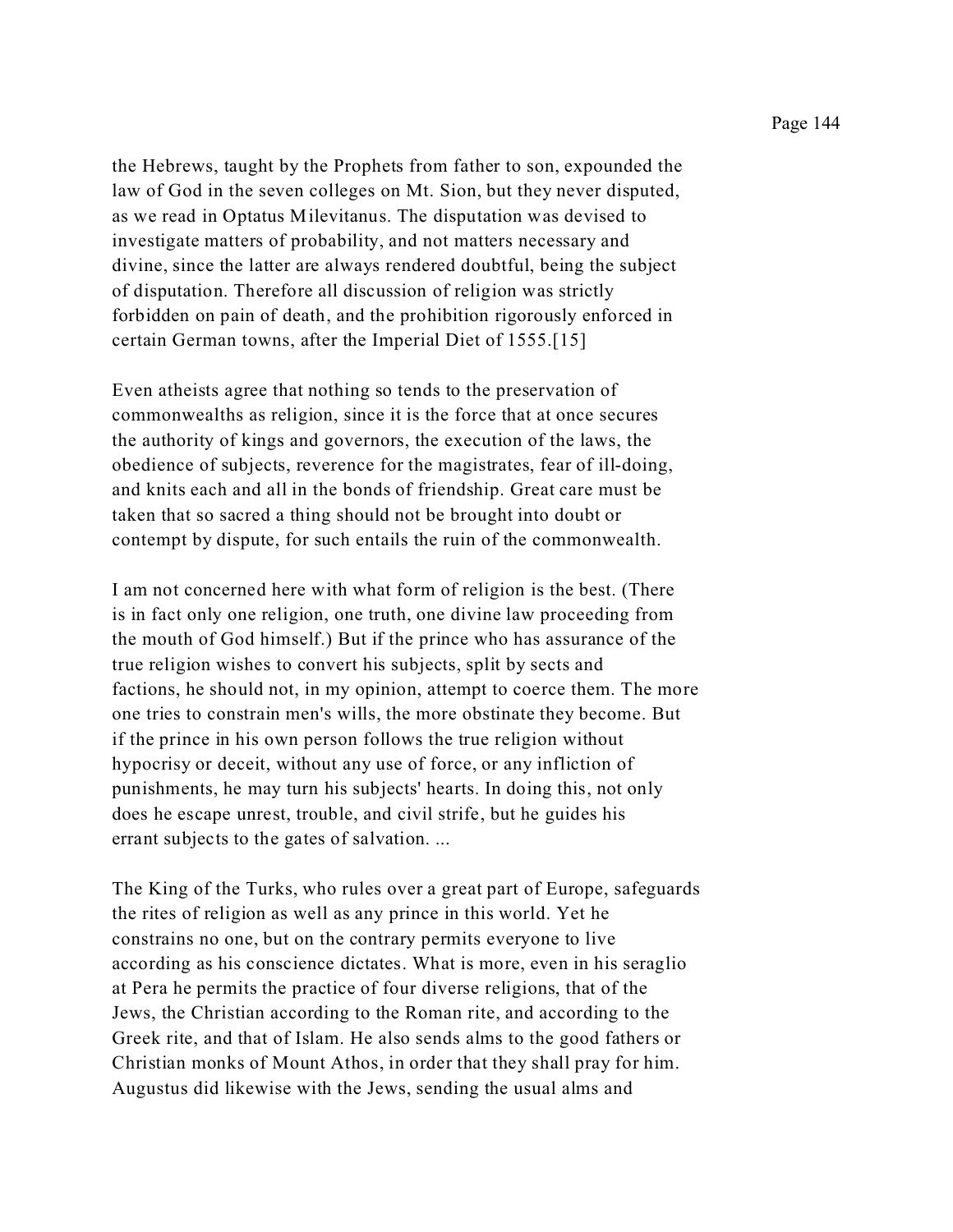the Hebrews, taught by the Prophets from father to son, expounded the law of God in the seven colleges on Mt. Sion, but they never disputed, as we read in Optatus Milevitanus. The disputation was devised to investigate matters of probability, and not matters necessary and divine, since the latter are always rendered doubtful, being the subject of disputation. Therefore all discussion of religion was strictly forbidden on pain of death, and the prohibition rigorously enforced in certain German towns, after the Imperial Diet of 1555.[15]

Even atheists agree that nothing so tends to the preservation of commonwealths as religion, since it is the force that at once secures the authority of kings and governors, the execution of the laws, the obedience of subjects, reverence for the magistrates, fear of ill-doing, and knits each and all in the bonds of friendship. Great care must be taken that so sacred a thing should not be brought into doubt or contempt by dispute, for such entails the ruin of the commonwealth.

I am not concerned here with what form of religion is the best. (There is in fact only one religion, one truth, one divine law proceeding from the mouth of God himself.) But if the prince who has assurance of the true religion wishes to convert his subjects, split by sects and factions, he should not, in my opinion, attempt to coerce them. The more one tries to constrain men's wills, the more obstinate they become. But if the prince in his own person follows the true religion without hypocrisy or deceit, without any use of force, or any infliction of punishments, he may turn his subjects' hearts. In doing this, not only does he escape unrest, trouble, and civil strife, but he guides his errant subjects to the gates of salvation. ...

The King of the Turks, who rules over a great part of Europe, safeguards the rites of religion as well as any prince in this world. Yet he constrains no one, but on the contrary permits everyone to live according as his conscience dictates. What is more, even in his seraglio at Pera he permits the practice of four diverse religions, that of the Jews, the Christian according to the Roman rite, and according to the Greek rite, and that of Islam. He also sends alms to the good fathers or Christian monks of Mount Athos, in order that they shall pray for him. Augustus did likewise with the Jews, sending the usual alms and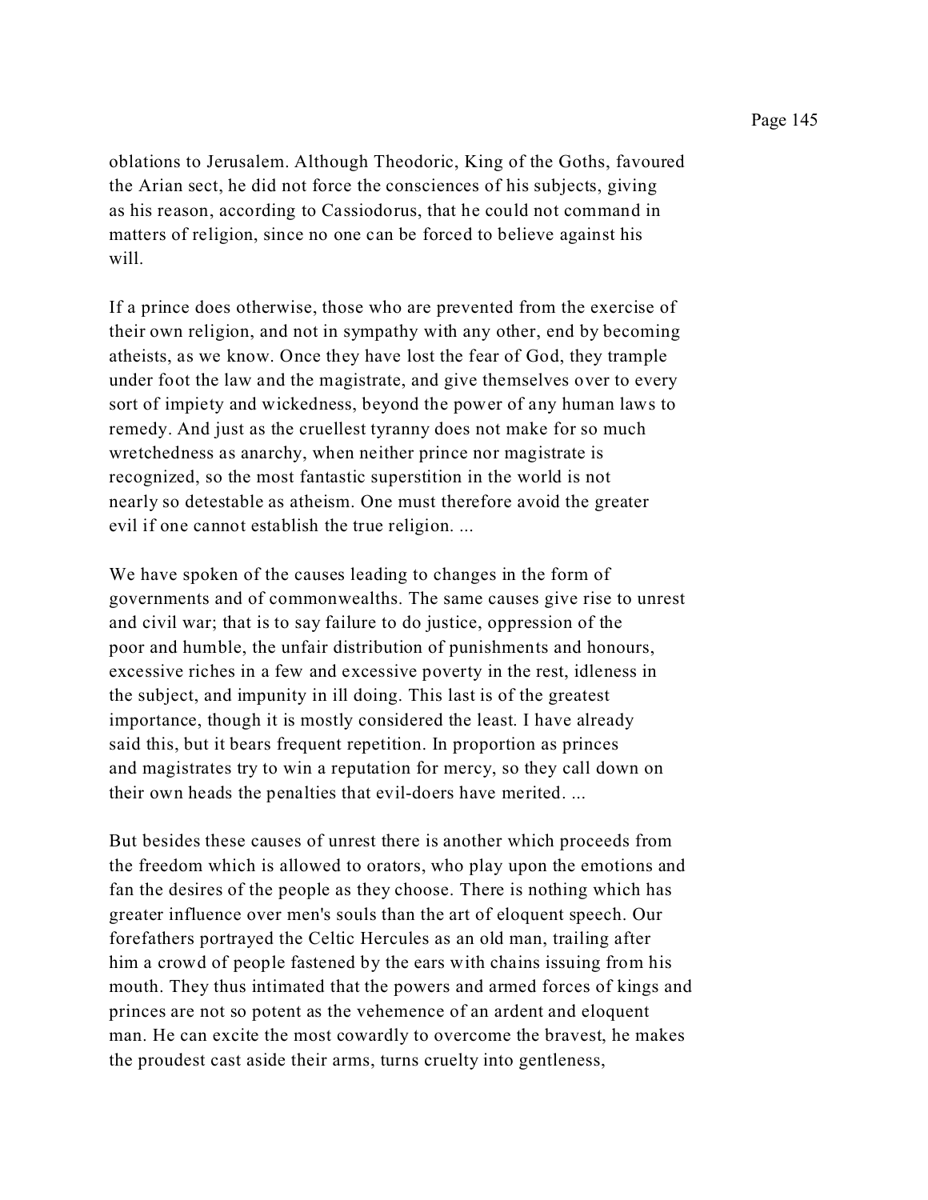oblations to Jerusalem. Although Theodoric, King of the Goths, favoured the Arian sect, he did not force the consciences of his subjects, giving as his reason, according to Cassiodorus, that he could not command in matters of religion, since no one can be forced to believe against his will.

If a prince does otherwise, those who are prevented from the exercise of their own religion, and not in sympathy with any other, end by becoming atheists, as we know. Once they have lost the fear of God, they trample under foot the law and the magistrate, and give themselves over to every sort of impiety and wickedness, beyond the power of any human laws to remedy. And just as the cruellest tyranny does not make for so much wretchedness as anarchy, when neither prince nor magistrate is recognized, so the most fantastic superstition in the world is not nearly so detestable as atheism. One must therefore avoid the greater evil if one cannot establish the true religion. ...

We have spoken of the causes leading to changes in the form of governments and of commonwealths. The same causes give rise to unrest and civil war; that is to say failure to do justice, oppression of the poor and humble, the unfair distribution of punishments and honours, excessive riches in a few and excessive poverty in the rest, idleness in the subject, and impunity in ill doing. This last is of the greatest importance, though it is mostly considered the least. I have already said this, but it bears frequent repetition. In proportion as princes and magistrates try to win a reputation for mercy, so they call down on their own heads the penalties that evil-doers have merited. ...

But besides these causes of unrest there is another which proceeds from the freedom which is allowed to orators, who play upon the emotions and fan the desires of the people as they choose. There is nothing which has greater influence over men's souls than the art of eloquent speech. Our forefathers portrayed the Celtic Hercules as an old man, trailing after him a crowd of people fastened by the ears with chains issuing from his mouth. They thus intimated that the powers and armed forces of kings and princes are not so potent as the vehemence of an ardent and eloquent man. He can excite the most cowardly to overcome the bravest, he makes the proudest cast aside their arms, turns cruelty into gentleness,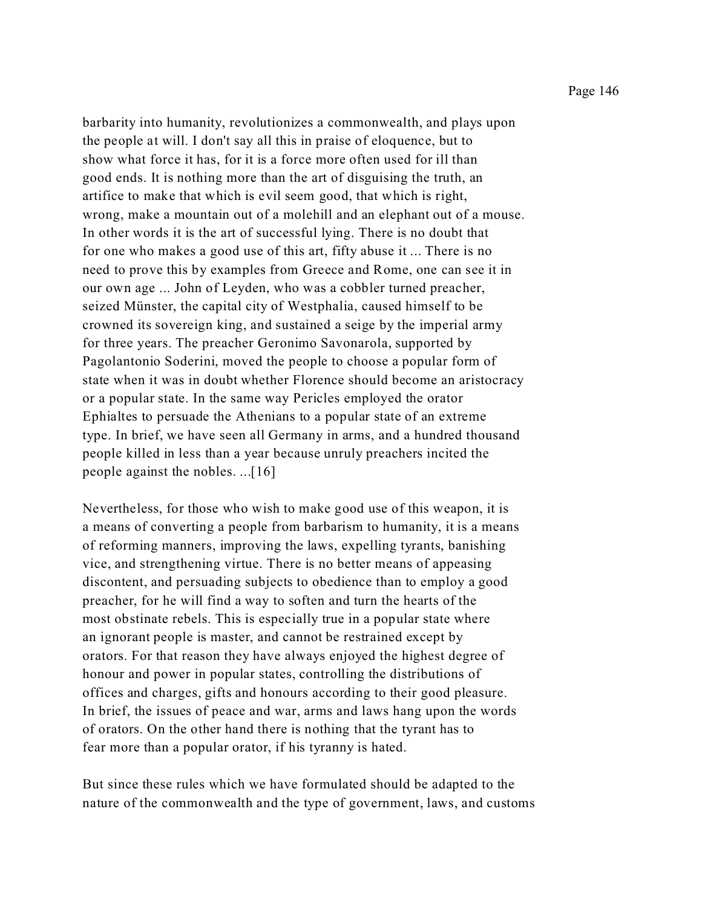barbarity into humanity, revolutionizes a commonwealth, and plays upon the people at will. I don't say all this in praise of eloquence, but to show what force it has, for it is a force more often used for ill than good ends. It is nothing more than the art of disguising the truth, an artifice to make that which is evil seem good, that which is right, wrong, make a mountain out of a molehill and an elephant out of a mouse. In other words it is the art of successful lying. There is no doubt that for one who makes a good use of this art, fifty abuse it ... There is no need to prove this by examples from Greece and Rome, one can see it in our own age ... John of Leyden, who was a cobbler turned preacher, seized Münster, the capital city of Westphalia, caused himself to be crowned its sovereign king, and sustained a seige by the imperial army for three years. The preacher Geronimo Savonarola, supported by Pagolantonio Soderini, moved the people to choose a popular form of state when it was in doubt whether Florence should become an aristocracy or a popular state. In the same way Pericles employed the orator Ephialtes to persuade the Athenians to a popular state of an extreme type. In brief, we have seen all Germany in arms, and a hundred thousand people killed in less than a year because unruly preachers incited the people against the nobles. ...[16]

Nevertheless, for those who wish to make good use of this weapon, it is a means of converting a people from barbarism to humanity, it is a means of reforming manners, improving the laws, expelling tyrants, banishing vice, and strengthening virtue. There is no better means of appeasing discontent, and persuading subjects to obedience than to employ a good preacher, for he will find a way to soften and turn the hearts of the most obstinate rebels. This is especially true in a popular state where an ignorant people is master, and cannot be restrained except by orators. For that reason they have always enjoyed the highest degree of honour and power in popular states, controlling the distributions of offices and charges, gifts and honours according to their good pleasure. In brief, the issues of peace and war, arms and laws hang upon the words of orators. On the other hand there is nothing that the tyrant has to fear more than a popular orator, if his tyranny is hated.

But since these rules which we have formulated should be adapted to the nature of the commonwealth and the type of government, laws, and customs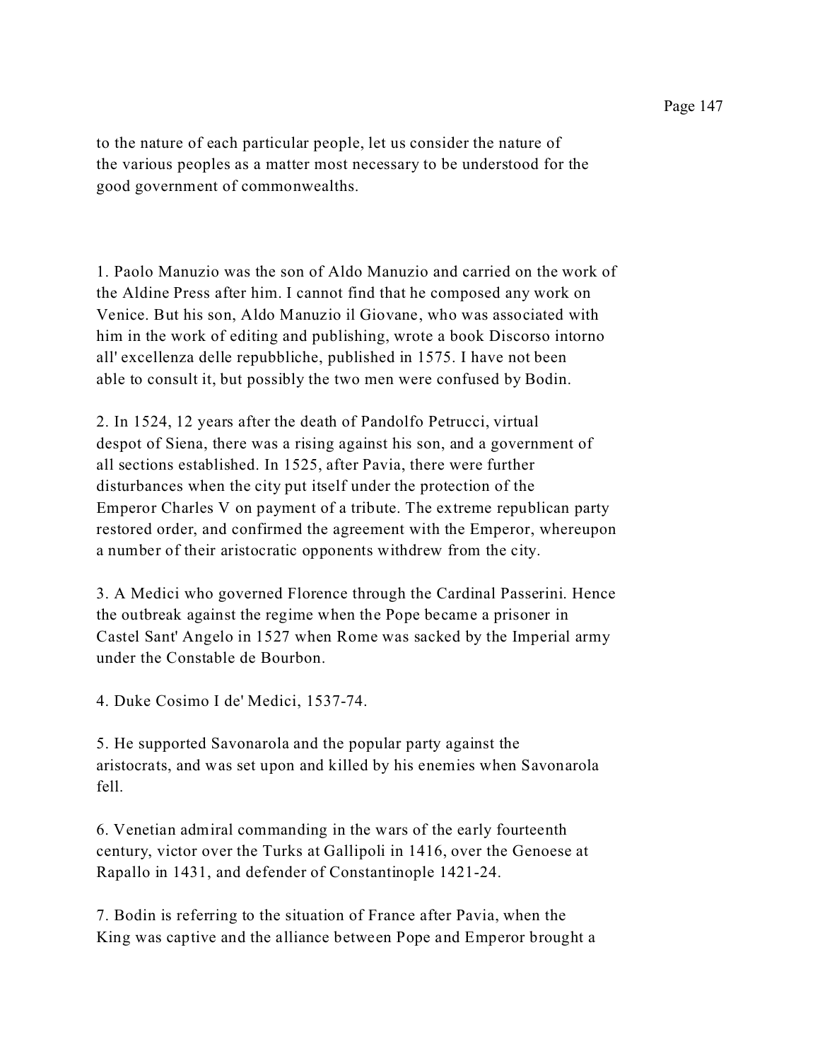to the nature of each particular people, let us consider the nature of the various peoples as a matter most necessary to be understood for the good government of commonwealths.

1. Paolo Manuzio was the son of Aldo Manuzio and carried on the work of the Aldine Press after him. I cannot find that he composed any work on Venice. But his son, Aldo Manuzio il Giovane, who was associated with him in the work of editing and publishing, wrote a book Discorso intorno all' excellenza delle repubbliche, published in 1575. I have not been able to consult it, but possibly the two men were confused by Bodin.

2. In 1524, 12 years after the death of Pandolfo Petrucci, virtual despot of Siena, there was a rising against his son, and a government of all sections established. In 1525, after Pavia, there were further disturbances when the city put itself under the protection of the Emperor Charles V on payment of a tribute. The extreme republican party restored order, and confirmed the agreement with the Emperor, whereupon a number of their aristocratic opponents withdrew from the city.

3. A Medici who governed Florence through the Cardinal Passerini. Hence the outbreak against the regime when the Pope became a prisoner in Castel Sant' Angelo in 1527 when Rome was sacked by the Imperial army under the Constable de Bourbon.

4. Duke Cosimo I de' Medici, 1537-74.

5. He supported Savonarola and the popular party against the aristocrats, and was set upon and killed by his enemies when Savonarola fell.

6. Venetian admiral commanding in the wars of the early fourteenth century, victor over the Turks at Gallipoli in 1416, over the Genoese at Rapallo in 1431, and defender of Constantinople 1421-24.

7. Bodin is referring to the situation of France after Pavia, when the King was captive and the alliance between Pope and Emperor brought a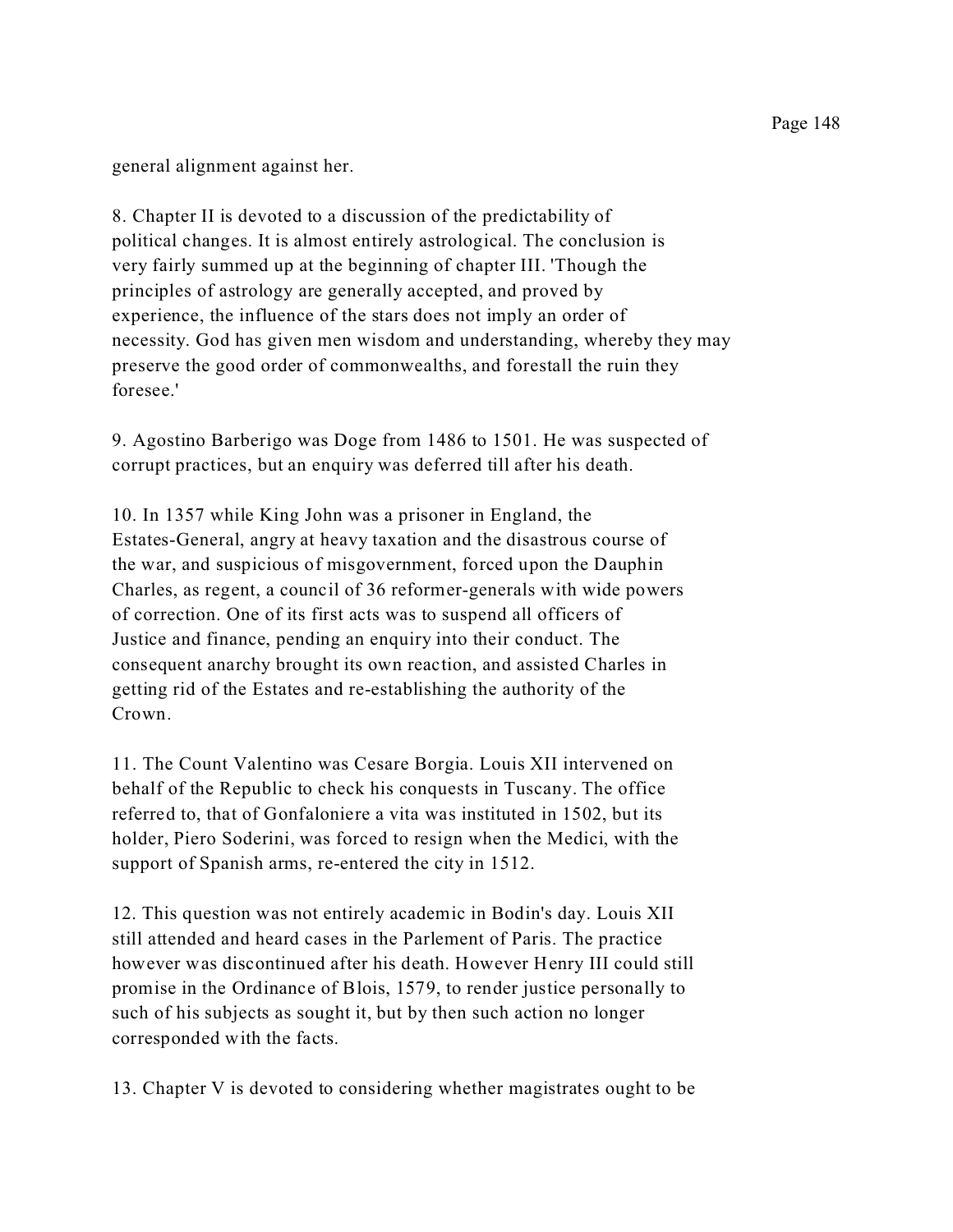general alignment against her.

8. Chapter II is devoted to a discussion of the predictability of political changes. It is almost entirely astrological. The conclusion is very fairly summed up at the beginning of chapter III. 'Though the principles of astrology are generally accepted, and proved by experience, the influence of the stars does not imply an order of necessity. God has given men wisdom and understanding, whereby they may preserve the good order of commonwealths, and forestall the ruin they foresee.'

9. Agostino Barberigo was Doge from 1486 to 1501. He was suspected of corrupt practices, but an enquiry was deferred till after his death.

10. In 1357 while King John was a prisoner in England, the Estates-General, angry at heavy taxation and the disastrous course of the war, and suspicious of misgovernment, forced upon the Dauphin Charles, as regent, a council of 36 reformer-generals with wide powers of correction. One of its first acts was to suspend all officers of Justice and finance, pending an enquiry into their conduct. The consequent anarchy brought its own reaction, and assisted Charles in getting rid of the Estates and re-establishing the authority of the Crown.

11. The Count Valentino was Cesare Borgia. Louis XII intervened on behalf of the Republic to check his conquests in Tuscany. The office referred to, that of Gonfaloniere a vita was instituted in 1502, but its holder, Piero Soderini, was forced to resign when the Medici, with the support of Spanish arms, re-entered the city in 1512.

12. This question was not entirely academic in Bodin's day. Louis XII still attended and heard cases in the Parlement of Paris. The practice however was discontinued after his death. However Henry III could still promise in the Ordinance of Blois, 1579, to render justice personally to such of his subjects as sought it, but by then such action no longer corresponded with the facts.

13. Chapter V is devoted to considering whether magistrates ought to be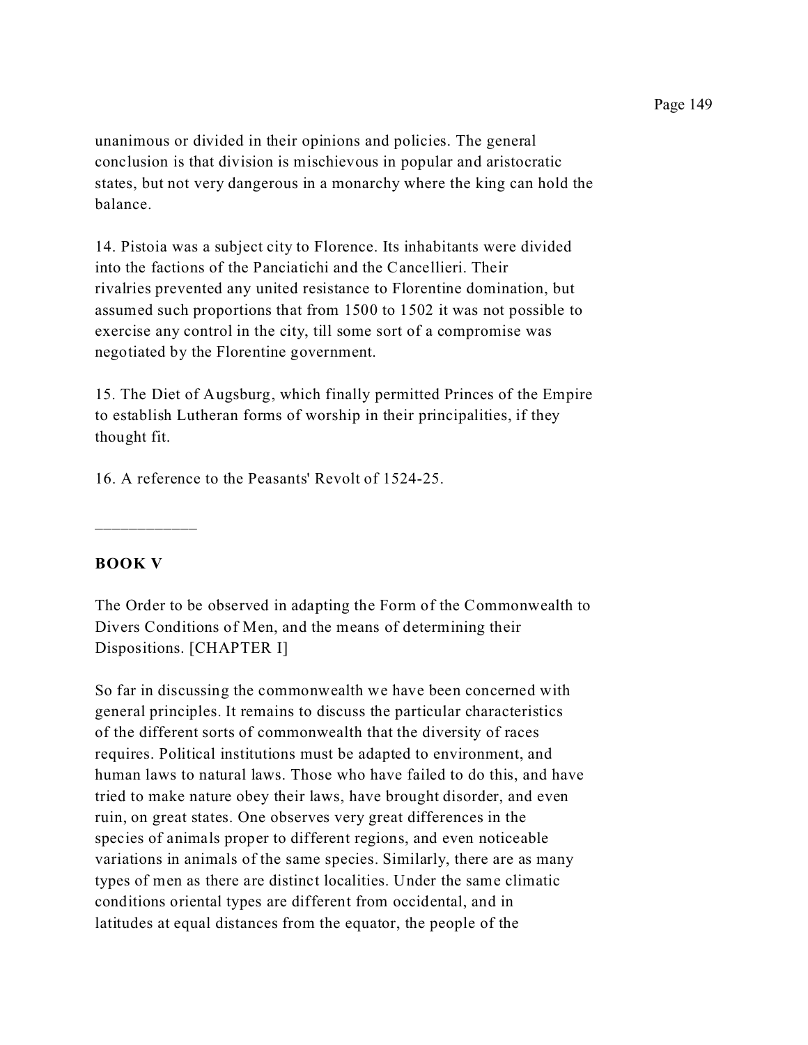unanimous or divided in their opinions and policies. The general conclusion is that division is mischievous in popular and aristocratic states, but not very dangerous in a monarchy where the king can hold the balance.

14. Pistoia was a subject city to Florence. Its inhabitants were divided into the factions of the Panciatichi and the Cancellieri. Their rivalries prevented any united resistance to Florentine domination, but assumed such proportions that from 1500 to 1502 it was not possible to exercise any control in the city, till some sort of a compromise was negotiated by the Florentine government.

15. The Diet of Augsburg, which finally permitted Princes of the Empire to establish Lutheran forms of worship in their principalities, if they thought fit.

16. A reference to the Peasants' Revolt of 1524-25.

___________

## BOOK V

The Order to be observed in adapting the Form of the Commonwealth to Divers Conditions of Men, and the means of determining their Dispositions. [CHAPTER I]

So far in discussing the commonwealth we have been concerned with general principles. It remains to discuss the particular characteristics of the different sorts of commonwealth that the diversity of races requires. Political institutions must be adapted to environment, and human laws to natural laws. Those who have failed to do this, and have tried to make nature obey their laws, have brought disorder, and even ruin, on great states. One observes very great differences in the species of animals proper to different regions, and even noticeable variations in animals of the same species. Similarly, there are as many types of men as there are distinct localities. Under the same climatic conditions oriental types are different from occidental, and in latitudes at equal distances from the equator, the people of the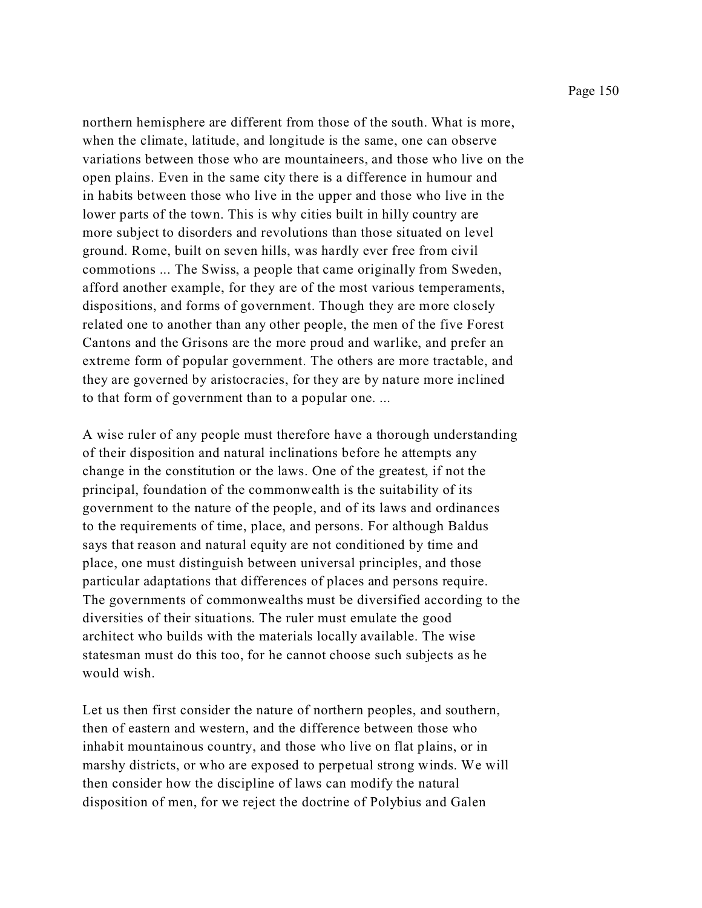northern hemisphere are different from those of the south. What is more, when the climate, latitude, and longitude is the same, one can observe variations between those who are mountaineers, and those who live on the open plains. Even in the same city there is a difference in humour and in habits between those who live in the upper and those who live in the lower parts of the town. This is why cities built in hilly country are more subject to disorders and revolutions than those situated on level ground. Rome, built on seven hills, was hardly ever free from civil commotions ... The Swiss, a people that came originally from Sweden, afford another example, for they are of the most various temperaments, dispositions, and forms of government. Though they are more closely related one to another than any other people, the men of the five Forest Cantons and the Grisons are the more proud and warlike, and prefer an extreme form of popular government. The others are more tractable, and they are governed by aristocracies, for they are by nature more inclined to that form of government than to a popular one. ...

A wise ruler of any people must therefore have a thorough understanding of their disposition and natural inclinations before he attempts any change in the constitution or the laws. One of the greatest, if not the principal, foundation of the commonwealth is the suitability of its government to the nature of the people, and of its laws and ordinances to the requirements of time, place, and persons. For although Baldus says that reason and natural equity are not conditioned by time and place, one must distinguish between universal principles, and those particular adaptations that differences of places and persons require. The governments of commonwealths must be diversified according to the diversities of their situations. The ruler must emulate the good architect who builds with the materials locally available. The wise statesman must do this too, for he cannot choose such subjects as he would wish.

Let us then first consider the nature of northern peoples, and southern, then of eastern and western, and the difference between those who inhabit mountainous country, and those who live on flat plains, or in marshy districts, or who are exposed to perpetual strong winds. We will then consider how the discipline of laws can modify the natural disposition of men, for we reject the doctrine of Polybius and Galen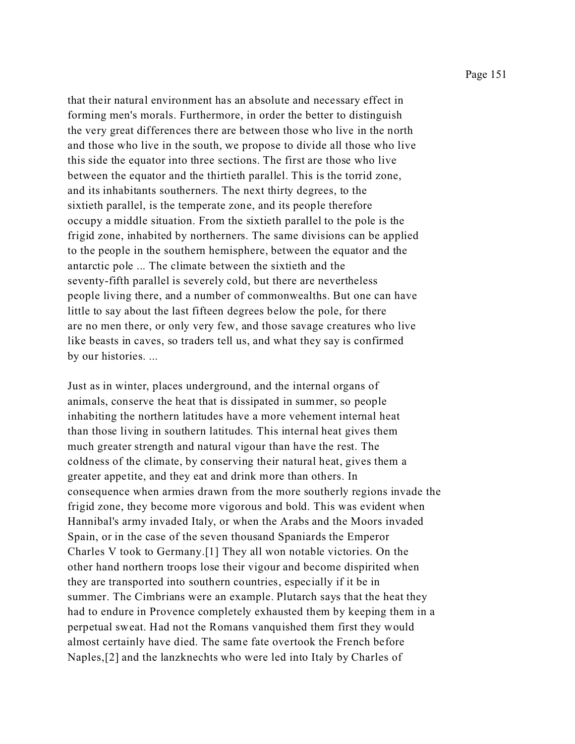that their natural environment has an absolute and necessary effect in forming men's morals. Furthermore, in order the better to distinguish the very great differences there are between those who live in the north and those who live in the south, we propose to divide all those who live this side the equator into three sections. The first are those who live between the equator and the thirtieth parallel. This is the torrid zone, and its inhabitants southerners. The next thirty degrees, to the sixtieth parallel, is the temperate zone, and its people therefore occupy a middle situation. From the sixtieth parallel to the pole is the frigid zone, inhabited by northerners. The same divisions can be applied to the people in the southern hemisphere, between the equator and the antarctic pole ... The climate between the sixtieth and the seventy-fifth parallel is severely cold, but there are nevertheless people living there, and a number of commonwealths. But one can have little to say about the last fifteen degrees below the pole, for there are no men there, or only very few, and those savage creatures who live like beasts in caves, so traders tell us, and what they say is confirmed by our histories. ...

Just as in winter, places underground, and the internal organs of animals, conserve the heat that is dissipated in summer, so people inhabiting the northern latitudes have a more vehement internal heat than those living in southern latitudes. This internal heat gives them much greater strength and natural vigour than have the rest. The coldness of the climate, by conserving their natural heat, gives them a greater appetite, and they eat and drink more than others. In consequence when armies drawn from the more southerly regions invade the frigid zone, they become more vigorous and bold. This was evident when Hannibal's army invaded Italy, or when the Arabs and the Moors invaded Spain, or in the case of the seven thousand Spaniards the Emperor Charles V took to Germany.[1] They all won notable victories. On the other hand northern troops lose their vigour and become dispirited when they are transported into southern countries, especially if it be in summer. The Cimbrians were an example. Plutarch says that the heat they had to endure in Provence completely exhausted them by keeping them in a perpetual sweat. Had not the Romans vanquished them first they would almost certainly have died. The same fate overtook the French before Naples,[2] and the lanzknechts who were led into Italy by Charles of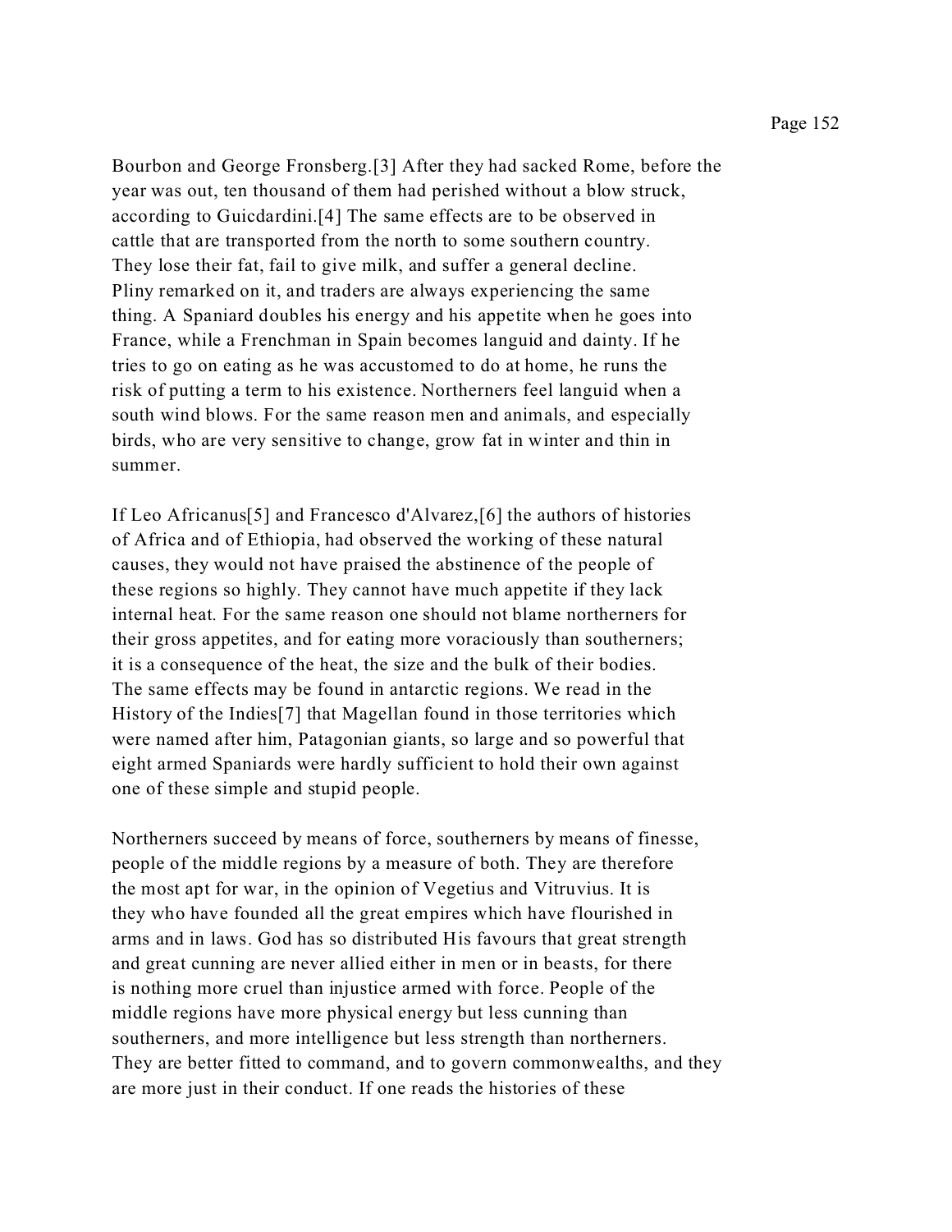Bourbon and George Fronsberg.[3] After they had sacked Rome, before the year was out, ten thousand of them had perished without a blow struck, according to Guicdardini.[4] The same effects are to be observed in cattle that are transported from the north to some southern country. They lose their fat, fail to give milk, and suffer a general decline. Pliny remarked on it, and traders are always experiencing the same thing. A Spaniard doubles his energy and his appetite when he goes into France, while a Frenchman in Spain becomes languid and dainty. If he tries to go on eating as he was accustomed to do at home, he runs the risk of putting a term to his existence. Northerners feel languid when a south wind blows. For the same reason men and animals, and especially birds, who are very sensitive to change, grow fat in winter and thin in summer.

If Leo Africanus[5] and Francesco d'Alvarez,[6] the authors of histories of Africa and of Ethiopia, had observed the working of these natural causes, they would not have praised the abstinence of the people of these regions so highly. They cannot have much appetite if they lack internal heat. For the same reason one should not blame northerners for their gross appetites, and for eating more voraciously than southerners; it is a consequence of the heat, the size and the bulk of their bodies. The same effects may be found in antarctic regions. We read in the History of the Indies[7] that Magellan found in those territories which were named after him, Patagonian giants, so large and so powerful that eight armed Spaniards were hardly sufficient to hold their own against one of these simple and stupid people.

Northerners succeed by means of force, southerners by means of finesse, people of the middle regions by a measure of both. They are therefore the most apt for war, in the opinion of Vegetius and Vitruvius. It is they who have founded all the great empires which have flourished in arms and in laws. God has so distributed His favours that great strength and great cunning are never allied either in men or in beasts, for there is nothing more cruel than injustice armed with force. People of the middle regions have more physical energy but less cunning than southerners, and more intelligence but less strength than northerners. They are better fitted to command, and to govern commonwealths, and they are more just in their conduct. If one reads the histories of these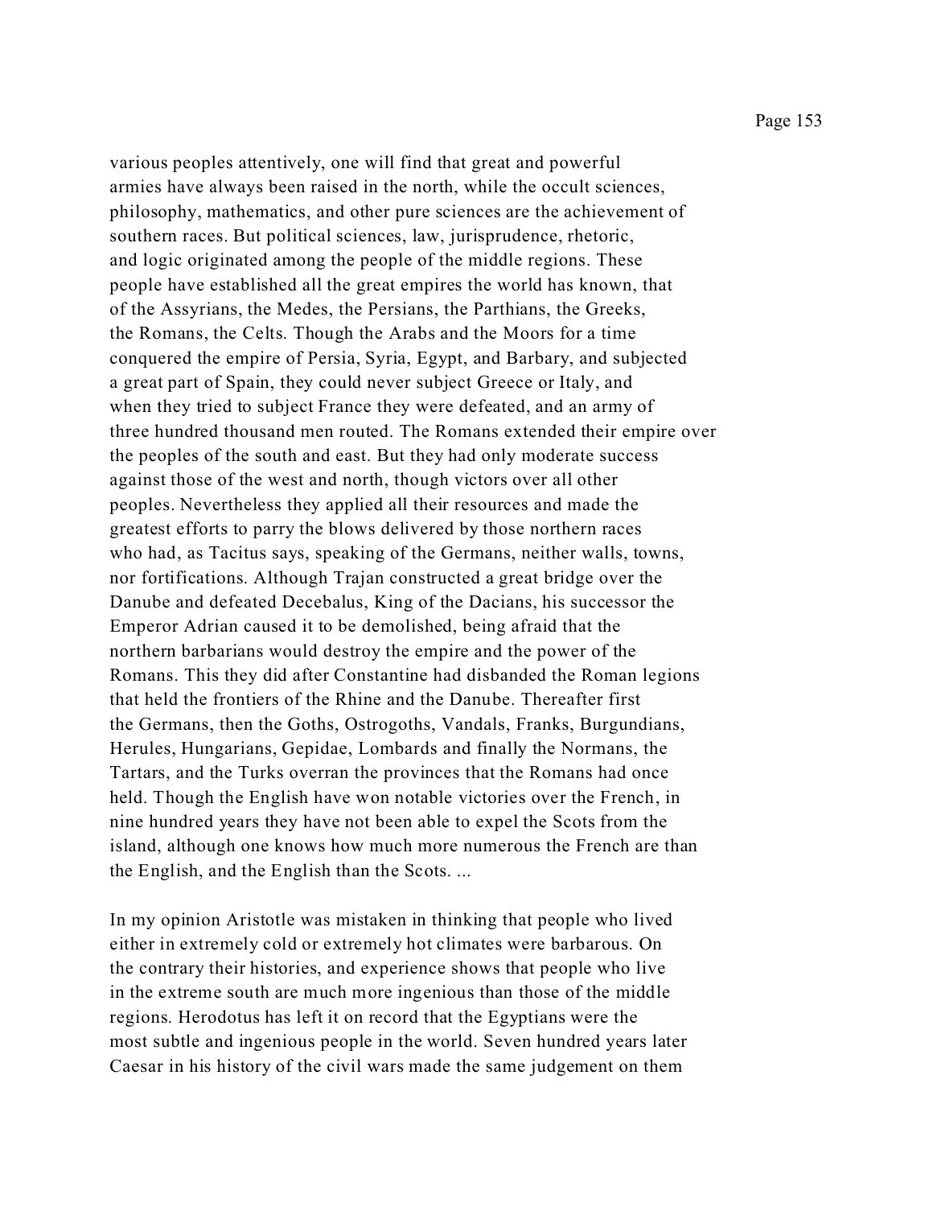various peoples attentively, one will find that great and powerful armies have always been raised in the north, while the occult sciences, philosophy, mathematics, and other pure sciences are the achievement of southern races. But political sciences, law, jurisprudence, rhetoric, and logic originated among the people of the middle regions. These people have established all the great empires the world has known, that of the Assyrians, the Medes, the Persians, the Parthians, the Greeks, the Romans, the Celts. Though the Arabs and the Moors for a time conquered the empire of Persia, Syria, Egypt, and Barbary, and subjected a great part of Spain, they could never subject Greece or Italy, and when they tried to subject France they were defeated, and an army of three hundred thousand men routed. The Romans extended their empire over the peoples of the south and east. But they had only moderate success against those of the west and north, though victors over all other peoples. Nevertheless they applied all their resources and made the greatest efforts to parry the blows delivered by those northern races who had, as Tacitus says, speaking of the Germans, neither walls, towns, nor fortifications. Although Trajan constructed a great bridge over the Danube and defeated Decebalus, King of the Dacians, his successor the Emperor Adrian caused it to be demolished, being afraid that the northern barbarians would destroy the empire and the power of the Romans. This they did after Constantine had disbanded the Roman legions that held the frontiers of the Rhine and the Danube. Thereafter first the Germans, then the Goths, Ostrogoths, Vandals, Franks, Burgundians, Herules, Hungarians, Gepidae, Lombards and finally the Normans, the Tartars, and the Turks overran the provinces that the Romans had once held. Though the English have won notable victories over the French, in nine hundred years they have not been able to expel the Scots from the island, although one knows how much more numerous the French are than the English, and the English than the Scots. ...

In my opinion Aristotle was mistaken in thinking that people who lived either in extremely cold or extremely hot climates were barbarous. On the contrary their histories, and experience shows that people who live in the extreme south are much more ingenious than those of the middle regions. Herodotus has left it on record that the Egyptians were the most subtle and ingenious people in the world. Seven hundred years later Caesar in his history of the civil wars made the same judgement on them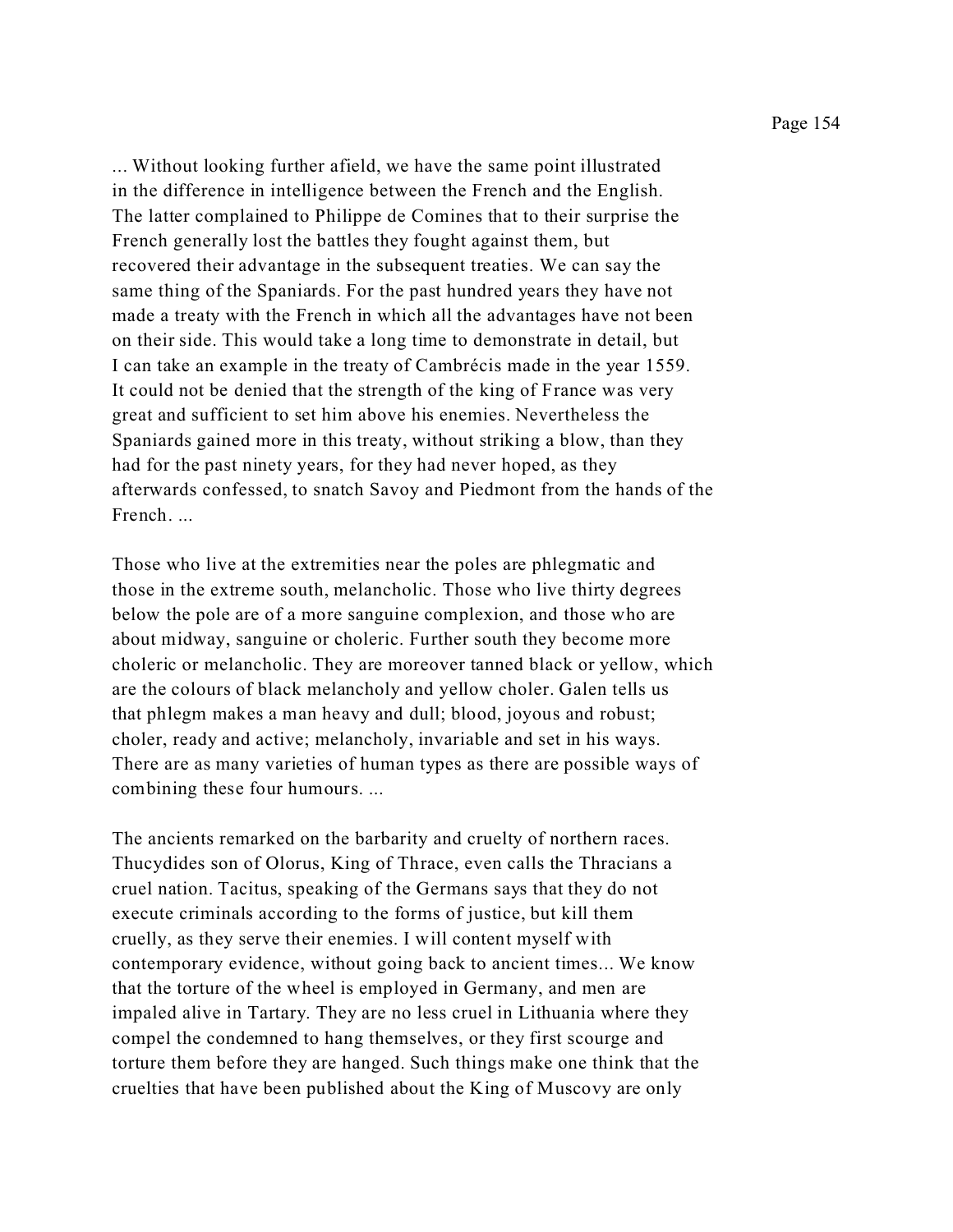... Without looking further afield, we have the same point illustrated in the difference in intelligence between the French and the English. The latter complained to Philippe de Comines that to their surprise the French generally lost the battles they fought against them, but recovered their advantage in the subsequent treaties. We can say the same thing of the Spaniards. For the past hundred years they have not made a treaty with the French in which all the advantages have not been on their side. This would take a long time to demonstrate in detail, but I can take an example in the treaty of Cambrécis made in the year 1559. It could not be denied that the strength of the king of France was very great and sufficient to set him above his enemies. Nevertheless the Spaniards gained more in this treaty, without striking a blow, than they had for the past ninety years, for they had never hoped, as they afterwards confessed, to snatch Savoy and Piedmont from the hands of the French. ...

Those who live at the extremities near the poles are phlegmatic and those in the extreme south, melancholic. Those who live thirty degrees below the pole are of a more sanguine complexion, and those who are about midway, sanguine or choleric. Further south they become more choleric or melancholic. They are moreover tanned black or yellow, which are the colours of black melancholy and yellow choler. Galen tells us that phlegm makes a man heavy and dull; blood, joyous and robust; choler, ready and active; melancholy, invariable and set in his ways. There are as many varieties of human types as there are possible ways of combining these four humours. ...

The ancients remarked on the barbarity and cruelty of northern races. Thucydides son of Olorus, King of Thrace, even calls the Thracians a cruel nation. Tacitus, speaking of the Germans says that they do not execute criminals according to the forms of justice, but kill them cruelly, as they serve their enemies. I will content myself with contemporary evidence, without going back to ancient times... We know that the torture of the wheel is employed in Germany, and men are impaled alive in Tartary. They are no less cruel in Lithuania where they compel the condemned to hang themselves, or they first scourge and torture them before they are hanged. Such things make one think that the cruelties that have been published about the King of Muscovy are only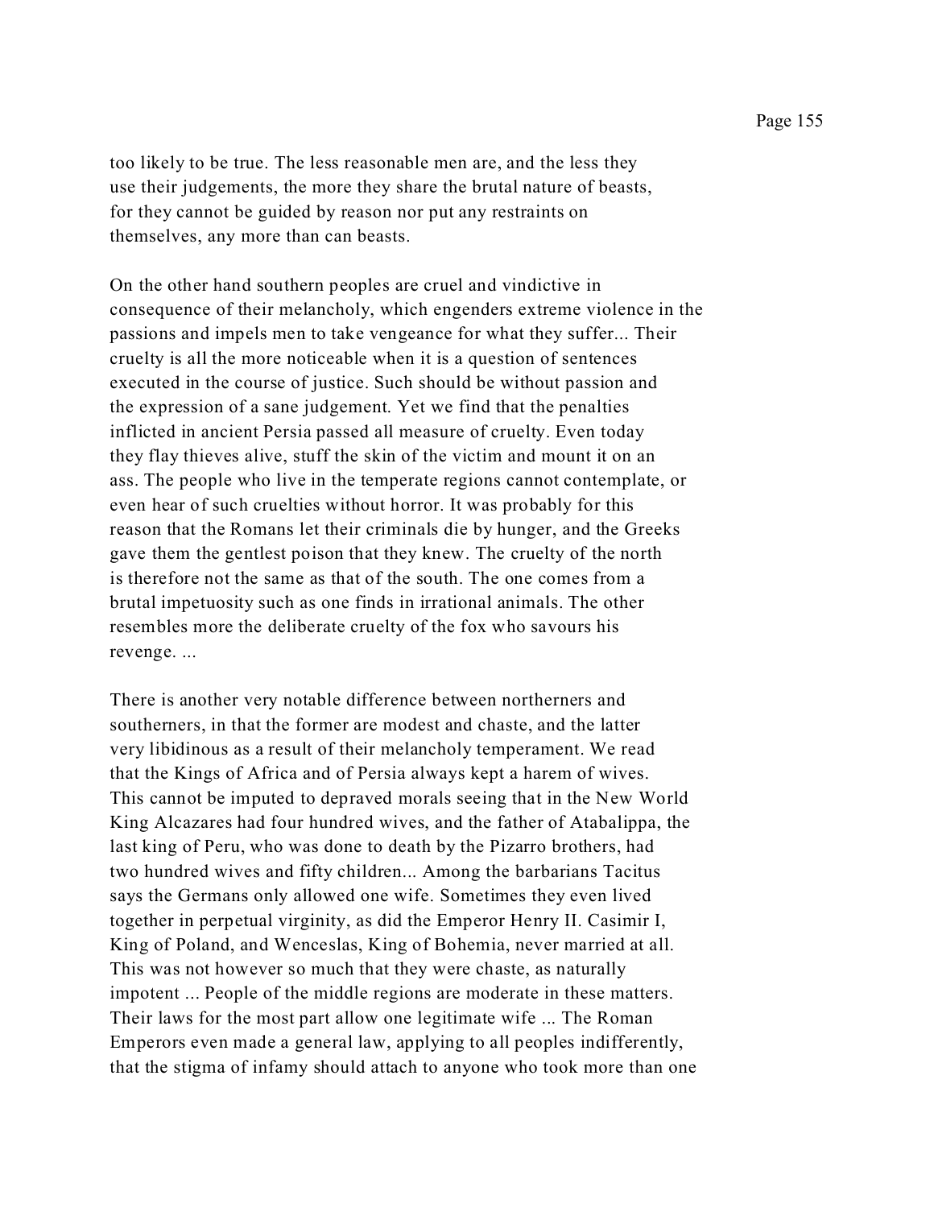too likely to be true. The less reasonable men are, and the less they use their judgements, the more they share the brutal nature of beasts, for they cannot be guided by reason nor put any restraints on themselves, any more than can beasts.

On the other hand southern peoples are cruel and vindictive in consequence of their melancholy, which engenders extreme violence in the passions and impels men to take vengeance for what they suffer... Their cruelty is all the more noticeable when it is a question of sentences executed in the course of justice. Such should be without passion and the expression of a sane judgement. Yet we find that the penalties inflicted in ancient Persia passed all measure of cruelty. Even today they flay thieves alive, stuff the skin of the victim and mount it on an ass. The people who live in the temperate regions cannot contemplate, or even hear of such cruelties without horror. It was probably for this reason that the Romans let their criminals die by hunger, and the Greeks gave them the gentlest poison that they knew. The cruelty of the north is therefore not the same as that of the south. The one comes from a brutal impetuosity such as one finds in irrational animals. The other resembles more the deliberate cruelty of the fox who savours his revenge. ...

There is another very notable difference between northerners and southerners, in that the former are modest and chaste, and the latter very libidinous as a result of their melancholy temperament. We read that the Kings of Africa and of Persia always kept a harem of wives. This cannot be imputed to depraved morals seeing that in the New World King Alcazares had four hundred wives, and the father of Atabalippa, the last king of Peru, who was done to death by the Pizarro brothers, had two hundred wives and fifty children... Among the barbarians Tacitus says the Germans only allowed one wife. Sometimes they even lived together in perpetual virginity, as did the Emperor Henry II. Casimir I, King of Poland, and Wenceslas, King of Bohemia, never married at all. This was not however so much that they were chaste, as naturally impotent ... People of the middle regions are moderate in these matters. Their laws for the most part allow one legitimate wife ... The Roman Emperors even made a general law, applying to all peoples indifferently, that the stigma of infamy should attach to anyone who took more than one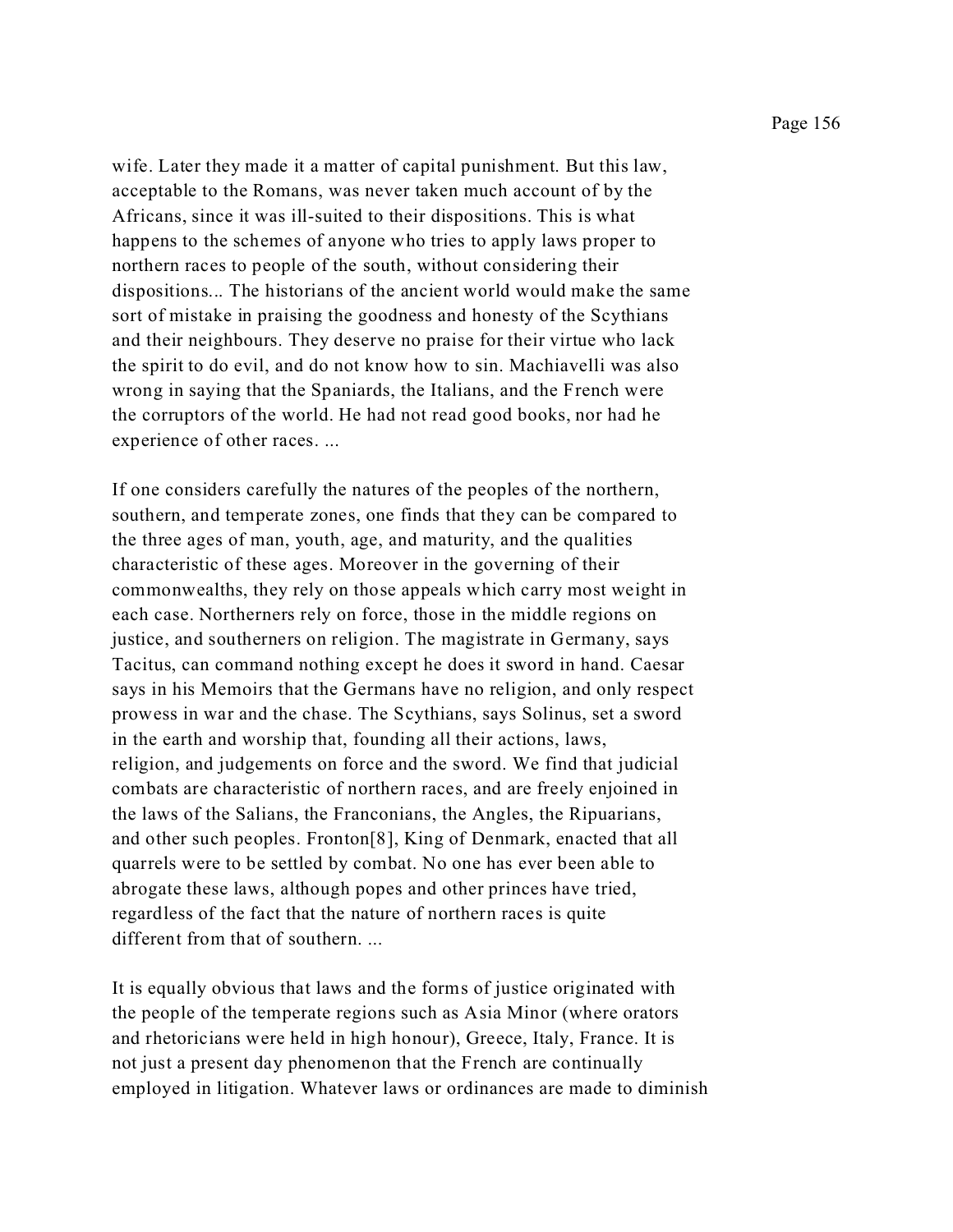wife. Later they made it a matter of capital punishment. But this law, acceptable to the Romans, was never taken much account of by the Africans, since it was ill-suited to their dispositions. This is what happens to the schemes of anyone who tries to apply laws proper to northern races to people of the south, without considering their dispositions... The historians of the ancient world would make the same sort of mistake in praising the goodness and honesty of the Scythians and their neighbours. They deserve no praise for their virtue who lack the spirit to do evil, and do not know how to sin. Machiavelli was also wrong in saying that the Spaniards, the Italians, and the French were the corruptors of the world. He had not read good books, nor had he experience of other races. ...

If one considers carefully the natures of the peoples of the northern, southern, and temperate zones, one finds that they can be compared to the three ages of man, youth, age, and maturity, and the qualities characteristic of these ages. Moreover in the governing of their commonwealths, they rely on those appeals which carry most weight in each case. Northerners rely on force, those in the middle regions on justice, and southerners on religion. The magistrate in Germany, says Tacitus, can command nothing except he does it sword in hand. Caesar says in his Memoirs that the Germans have no religion, and only respect prowess in war and the chase. The Scythians, says Solinus, set a sword in the earth and worship that, founding all their actions, laws, religion, and judgements on force and the sword. We find that judicial combats are characteristic of northern races, and are freely enjoined in the laws of the Salians, the Franconians, the Angles, the Ripuarians, and other such peoples. Fronton[8], King of Denmark, enacted that all quarrels were to be settled by combat. No one has ever been able to abrogate these laws, although popes and other princes have tried, regardless of the fact that the nature of northern races is quite different from that of southern. ...

It is equally obvious that laws and the forms of justice originated with the people of the temperate regions such as Asia Minor (where orators and rhetoricians were held in high honour), Greece, Italy, France. It is not just a present day phenomenon that the French are continually employed in litigation. Whatever laws or ordinances are made to diminish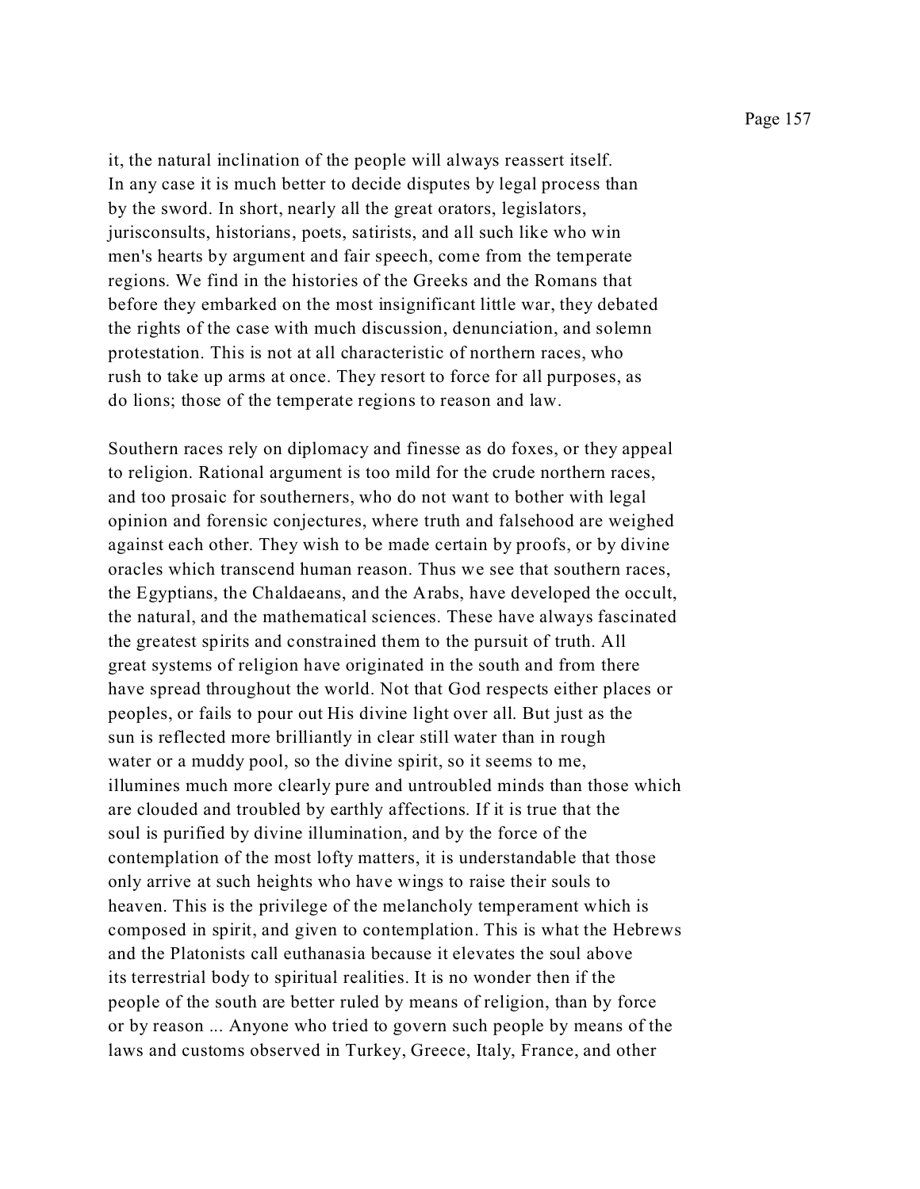it, the natural inclination of the people will always reassert itself. In any case it is much better to decide disputes by legal process than by the sword. In short, nearly all the great orators, legislators, jurisconsults, historians, poets, satirists, and all such like who win men's hearts by argument and fair speech, come from the temperate regions. We find in the histories of the Greeks and the Romans that before they embarked on the most insignificant little war, they debated the rights of the case with much discussion, denunciation, and solemn protestation. This is not at all characteristic of northern races, who rush to take up arms at once. They resort to force for all purposes, as do lions; those of the temperate regions to reason and law.

Southern races rely on diplomacy and finesse as do foxes, or they appeal to religion. Rational argument is too mild for the crude northern races, and too prosaic for southerners, who do not want to bother with legal opinion and forensic conjectures, where truth and falsehood are weighed against each other. They wish to be made certain by proofs, or by divine oracles which transcend human reason. Thus we see that southern races, the Egyptians, the Chaldaeans, and the Arabs, have developed the occult, the natural, and the mathematical sciences. These have always fascinated the greatest spirits and constrained them to the pursuit of truth. All great systems of religion have originated in the south and from there have spread throughout the world. Not that God respects either places or peoples, or fails to pour out His divine light over all. But just as the sun is reflected more brilliantly in clear still water than in rough water or a muddy pool, so the divine spirit, so it seems to me, illumines much more clearly pure and untroubled minds than those which are clouded and troubled by earthly affections. If it is true that the soul is purified by divine illumination, and by the force of the contemplation of the most lofty matters, it is understandable that those only arrive at such heights who have wings to raise their souls to heaven. This is the privilege of the melancholy temperament which is composed in spirit, and given to contemplation. This is what the Hebrews and the Platonists call euthanasia because it elevates the soul above its terrestrial body to spiritual realities. It is no wonder then if the people of the south are better ruled by means of religion, than by force or by reason ... Anyone who tried to govern such people by means of the laws and customs observed in Turkey, Greece, Italy, France, and other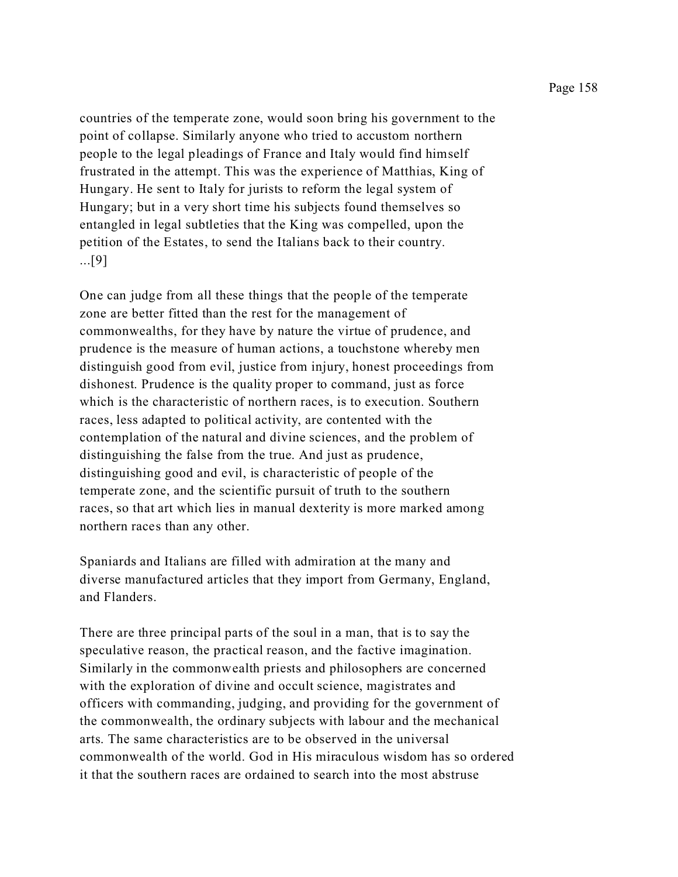countries of the temperate zone, would soon bring his government to the point of collapse. Similarly anyone who tried to accustom northern people to the legal pleadings of France and Italy would find himself frustrated in the attempt. This was the experience of Matthias, King of Hungary. He sent to Italy for jurists to reform the legal system of Hungary; but in a very short time his subjects found themselves so entangled in legal subtleties that the King was compelled, upon the petition of the Estates, to send the Italians back to their country. ...[9]

One can judge from all these things that the people of the temperate zone are better fitted than the rest for the management of commonwealths, for they have by nature the virtue of prudence, and prudence is the measure of human actions, a touchstone whereby men distinguish good from evil, justice from injury, honest proceedings from dishonest. Prudence is the quality proper to command, just as force which is the characteristic of northern races, is to execution. Southern races, less adapted to political activity, are contented with the contemplation of the natural and divine sciences, and the problem of distinguishing the false from the true. And just as prudence, distinguishing good and evil, is characteristic of people of the temperate zone, and the scientific pursuit of truth to the southern races, so that art which lies in manual dexterity is more marked among northern races than any other.

Spaniards and Italians are filled with admiration at the many and diverse manufactured articles that they import from Germany, England, and Flanders.

There are three principal parts of the soul in a man, that is to say the speculative reason, the practical reason, and the factive imagination. Similarly in the commonwealth priests and philosophers are concerned with the exploration of divine and occult science, magistrates and officers with commanding, judging, and providing for the government of the commonwealth, the ordinary subjects with labour and the mechanical arts. The same characteristics are to be observed in the universal commonwealth of the world. God in His miraculous wisdom has so ordered it that the southern races are ordained to search into the most abstruse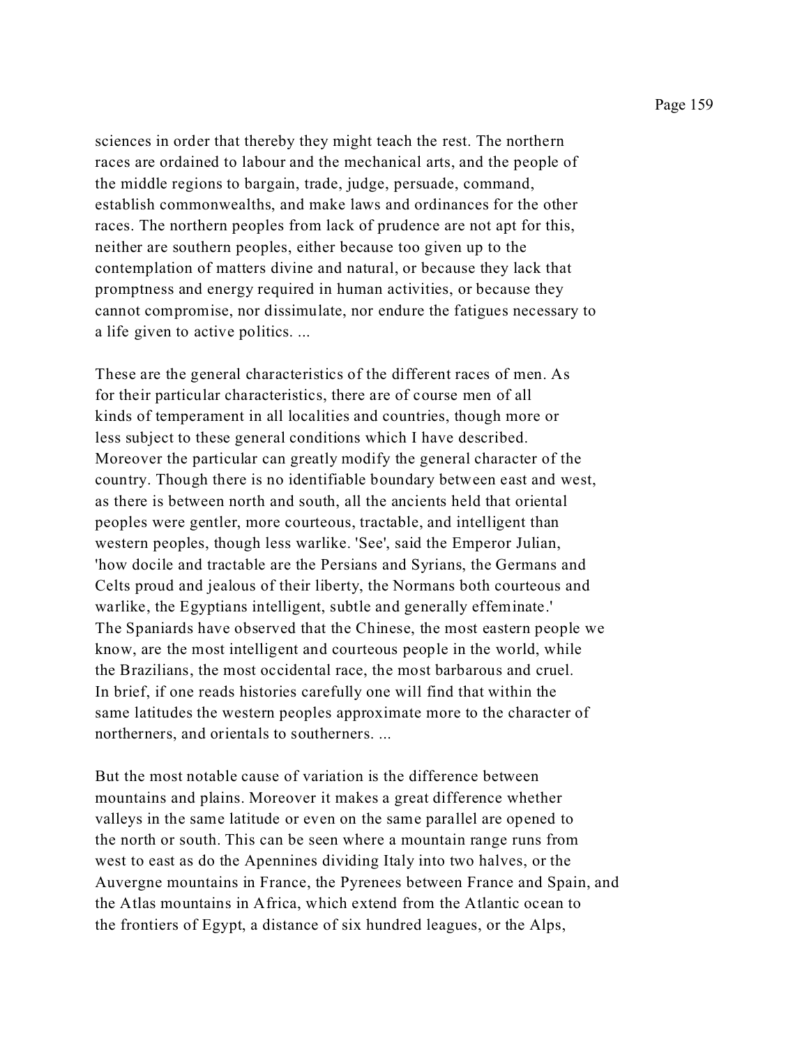sciences in order that thereby they might teach the rest. The northern races are ordained to labour and the mechanical arts, and the people of the middle regions to bargain, trade, judge, persuade, command, establish commonwealths, and make laws and ordinances for the other races. The northern peoples from lack of prudence are not apt for this, neither are southern peoples, either because too given up to the contemplation of matters divine and natural, or because they lack that promptness and energy required in human activities, or because they cannot compromise, nor dissimulate, nor endure the fatigues necessary to a life given to active politics. ...

These are the general characteristics of the different races of men. As for their particular characteristics, there are of course men of all kinds of temperament in all localities and countries, though more or less subject to these general conditions which I have described. Moreover the particular can greatly modify the general character of the country. Though there is no identifiable boundary between east and west, as there is between north and south, all the ancients held that oriental peoples were gentler, more courteous, tractable, and intelligent than western peoples, though less warlike. 'See', said the Emperor Julian, 'how docile and tractable are the Persians and Syrians, the Germans and Celts proud and jealous of their liberty, the Normans both courteous and warlike, the Egyptians intelligent, subtle and generally effeminate.' The Spaniards have observed that the Chinese, the most eastern people we know, are the most intelligent and courteous people in the world, while the Brazilians, the most occidental race, the most barbarous and cruel. In brief, if one reads histories carefully one will find that within the same latitudes the western peoples approximate more to the character of northerners, and orientals to southerners. ...

But the most notable cause of variation is the difference between mountains and plains. Moreover it makes a great difference whether valleys in the same latitude or even on the same parallel are opened to the north or south. This can be seen where a mountain range runs from west to east as do the Apennines dividing Italy into two halves, or the Auvergne mountains in France, the Pyrenees between France and Spain, and the Atlas mountains in Africa, which extend from the Atlantic ocean to the frontiers of Egypt, a distance of six hundred leagues, or the Alps,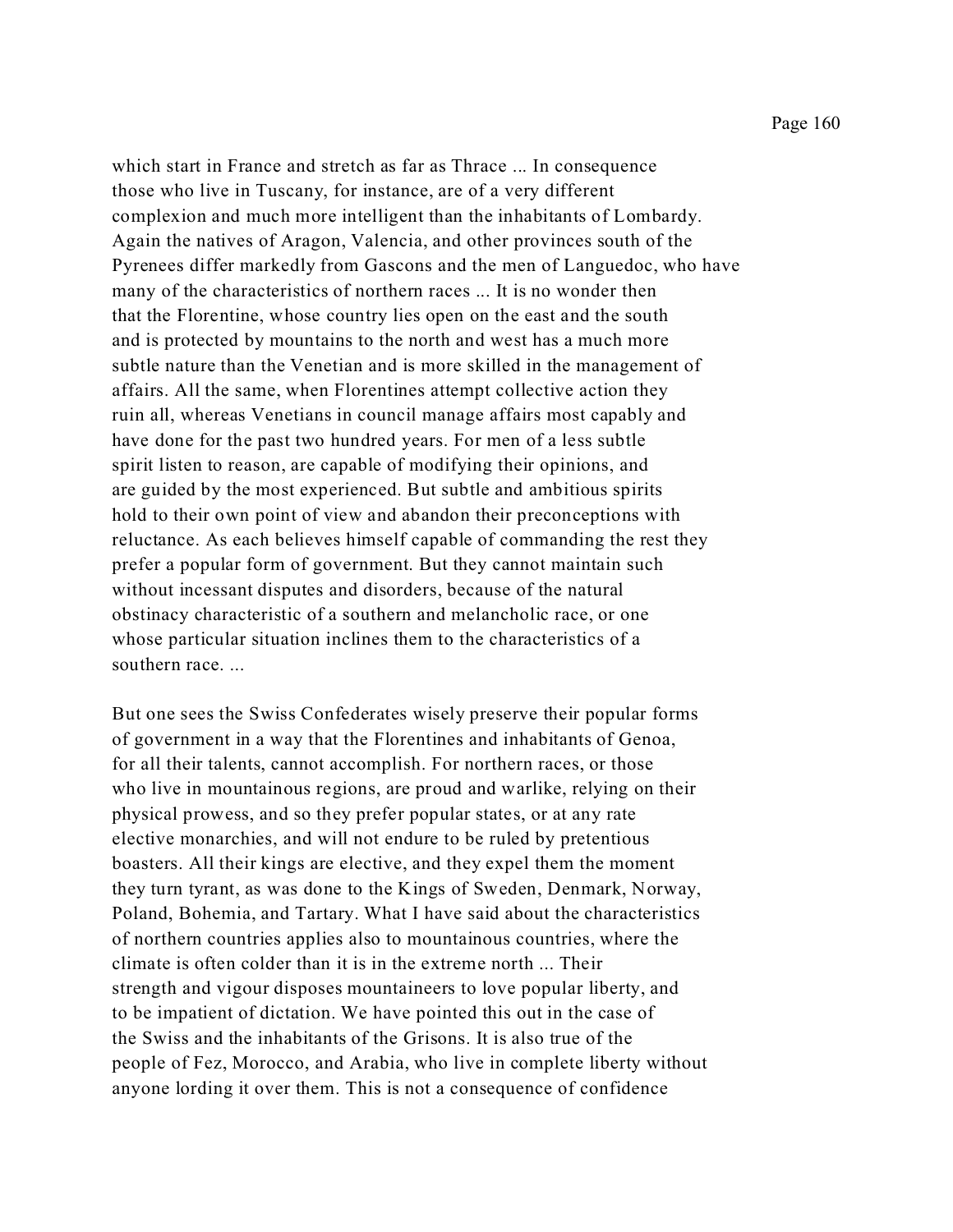which start in France and stretch as far as Thrace ... In consequence those who live in Tuscany, for instance, are of a very different complexion and much more intelligent than the inhabitants of Lombardy. Again the natives of Aragon, Valencia, and other provinces south of the Pyrenees differ markedly from Gascons and the men of Languedoc, who have many of the characteristics of northern races ... It is no wonder then that the Florentine, whose country lies open on the east and the south and is protected by mountains to the north and west has a much more subtle nature than the Venetian and is more skilled in the management of affairs. All the same, when Florentines attempt collective action they ruin all, whereas Venetians in council manage affairs most capably and have done for the past two hundred years. For men of a less subtle spirit listen to reason, are capable of modifying their opinions, and are guided by the most experienced. But subtle and ambitious spirits hold to their own point of view and abandon their preconceptions with reluctance. As each believes himself capable of commanding the rest they prefer a popular form of government. But they cannot maintain such without incessant disputes and disorders, because of the natural obstinacy characteristic of a southern and melancholic race, or one whose particular situation inclines them to the characteristics of a southern race. ...

But one sees the Swiss Confederates wisely preserve their popular forms of government in a way that the Florentines and inhabitants of Genoa, for all their talents, cannot accomplish. For northern races, or those who live in mountainous regions, are proud and warlike, relying on their physical prowess, and so they prefer popular states, or at any rate elective monarchies, and will not endure to be ruled by pretentious boasters. All their kings are elective, and they expel them the moment they turn tyrant, as was done to the Kings of Sweden, Denmark, Norway, Poland, Bohemia, and Tartary. What I have said about the characteristics of northern countries applies also to mountainous countries, where the climate is often colder than it is in the extreme north ... Their strength and vigour disposes mountaineers to love popular liberty, and to be impatient of dictation. We have pointed this out in the case of the Swiss and the inhabitants of the Grisons. It is also true of the people of Fez, Morocco, and Arabia, who live in complete liberty without anyone lording it over them. This is not a consequence of confidence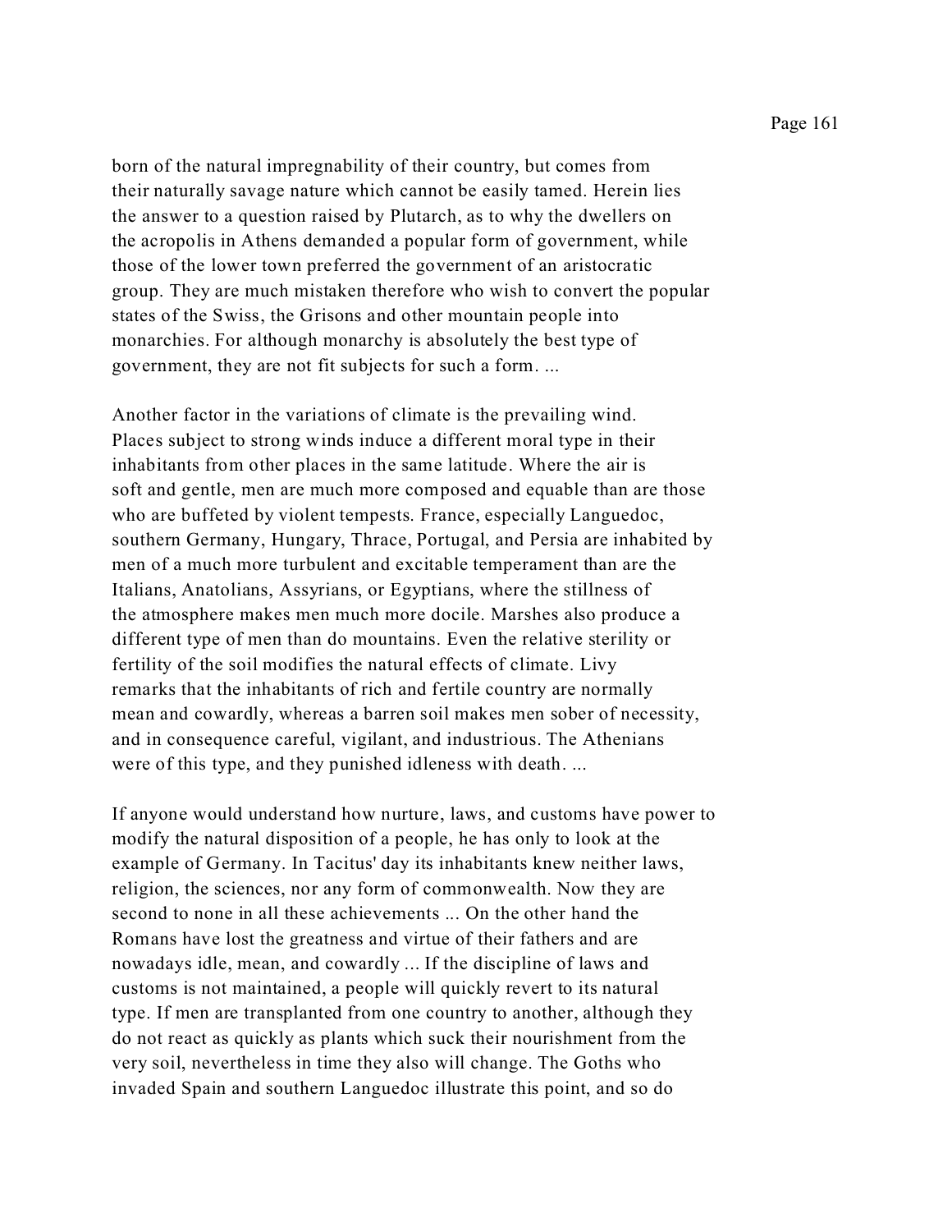born of the natural impregnability of their country, but comes from their naturally savage nature which cannot be easily tamed. Herein lies the answer to a question raised by Plutarch, as to why the dwellers on the acropolis in Athens demanded a popular form of government, while those of the lower town preferred the government of an aristocratic group. They are much mistaken therefore who wish to convert the popular states of the Swiss, the Grisons and other mountain people into monarchies. For although monarchy is absolutely the best type of government, they are not fit subjects for such a form. ...

Another factor in the variations of climate is the prevailing wind. Places subject to strong winds induce a different moral type in their inhabitants from other places in the same latitude. Where the air is soft and gentle, men are much more composed and equable than are those who are buffeted by violent tempests. France, especially Languedoc, southern Germany, Hungary, Thrace, Portugal, and Persia are inhabited by men of a much more turbulent and excitable temperament than are the Italians, Anatolians, Assyrians, or Egyptians, where the stillness of the atmosphere makes men much more docile. Marshes also produce a different type of men than do mountains. Even the relative sterility or fertility of the soil modifies the natural effects of climate. Livy remarks that the inhabitants of rich and fertile country are normally mean and cowardly, whereas a barren soil makes men sober of necessity, and in consequence careful, vigilant, and industrious. The Athenians were of this type, and they punished idleness with death. ...

If anyone would understand how nurture, laws, and customs have power to modify the natural disposition of a people, he has only to look at the example of Germany. In Tacitus' day its inhabitants knew neither laws, religion, the sciences, nor any form of commonwealth. Now they are second to none in all these achievements ... On the other hand the Romans have lost the greatness and virtue of their fathers and are nowadays idle, mean, and cowardly ... If the discipline of laws and customs is not maintained, a people will quickly revert to its natural type. If men are transplanted from one country to another, although they do not react as quickly as plants which suck their nourishment from the very soil, nevertheless in time they also will change. The Goths who invaded Spain and southern Languedoc illustrate this point, and so do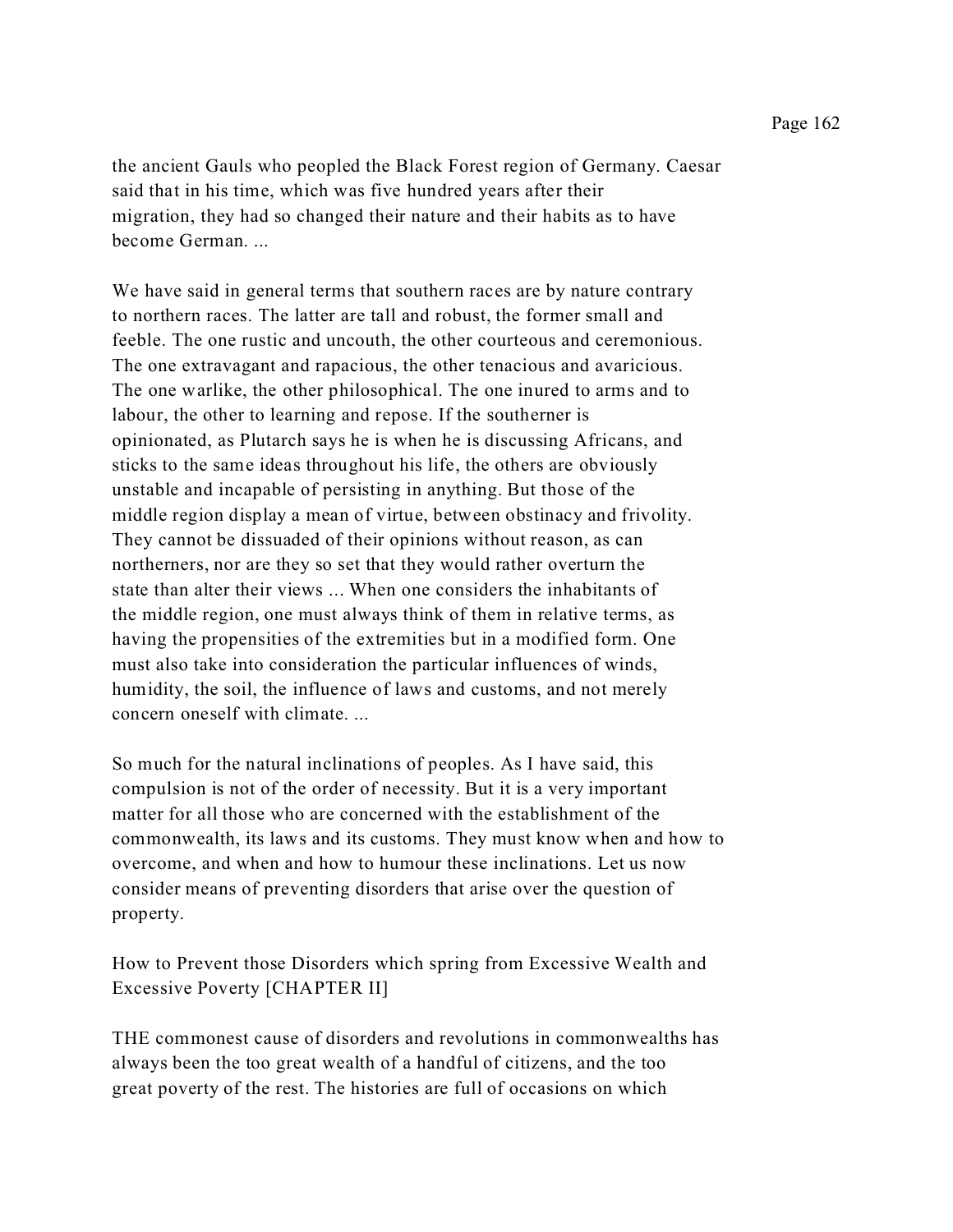the ancient Gauls who peopled the Black Forest region of Germany. Caesar said that in his time, which was five hundred years after their migration, they had so changed their nature and their habits as to have become German. ...

We have said in general terms that southern races are by nature contrary to northern races. The latter are tall and robust, the former small and feeble. The one rustic and uncouth, the other courteous and ceremonious. The one extravagant and rapacious, the other tenacious and avaricious. The one warlike, the other philosophical. The one inured to arms and to labour, the other to learning and repose. If the southerner is opinionated, as Plutarch says he is when he is discussing Africans, and sticks to the same ideas throughout his life, the others are obviously unstable and incapable of persisting in anything. But those of the middle region display a mean of virtue, between obstinacy and frivolity. They cannot be dissuaded of their opinions without reason, as can northerners, nor are they so set that they would rather overturn the state than alter their views ... When one considers the inhabitants of the middle region, one must always think of them in relative terms, as having the propensities of the extremities but in a modified form. One must also take into consideration the particular influences of winds, humidity, the soil, the influence of laws and customs, and not merely concern oneself with climate. ...

So much for the natural inclinations of peoples. As I have said, this compulsion is not of the order of necessity. But it is a very important matter for all those who are concerned with the establishment of the commonwealth, its laws and its customs. They must know when and how to overcome, and when and how to humour these inclinations. Let us now consider means of preventing disorders that arise over the question of property.

## How to Prevent those Disorders which spring from Excessive Wealth and Excessive Poverty [CHAPTER II]

THE commonest cause of disorders and revolutions in commonwealths has always been the too great wealth of a handful of citizens, and the too great poverty of the rest. The histories are full of occasions on which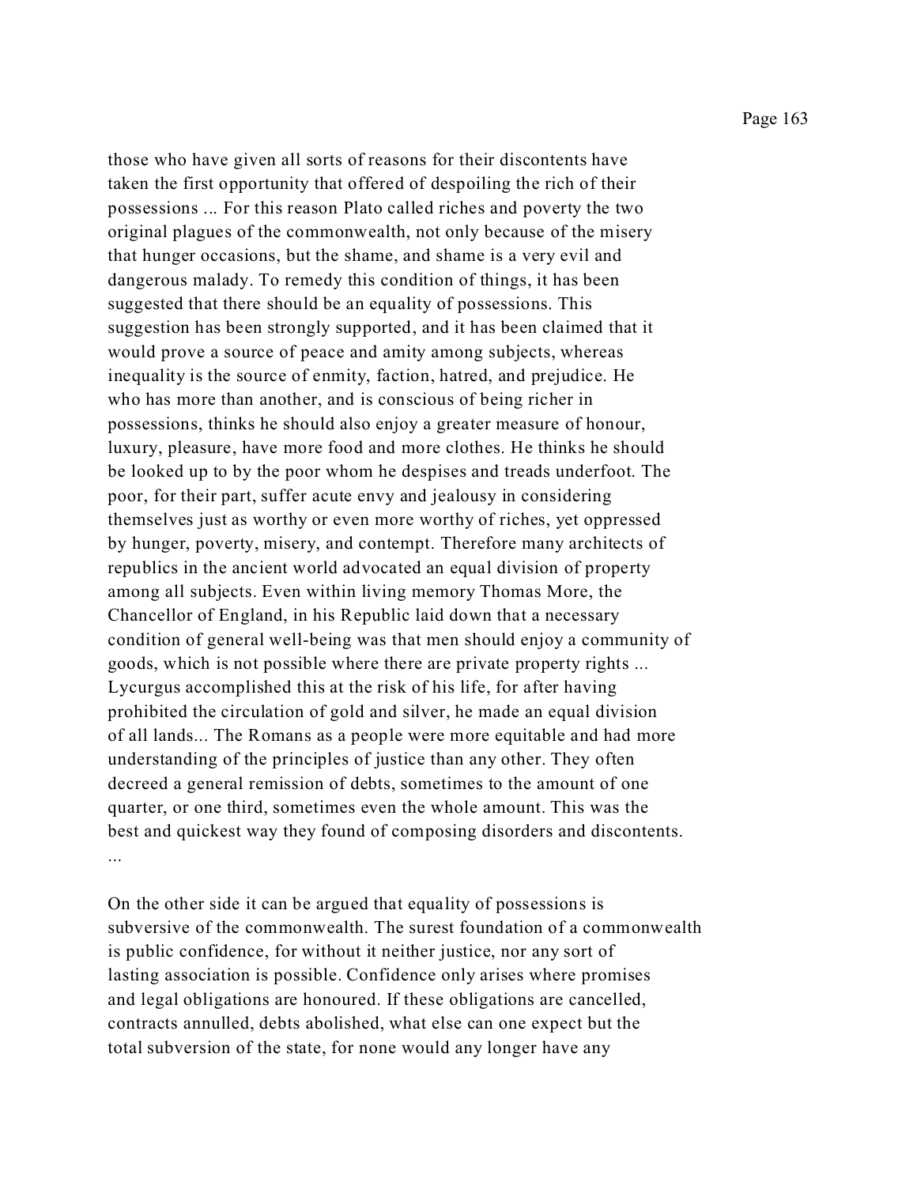those who have given all sorts of reasons for their discontents have taken the first opportunity that offered of despoiling the rich of their possessions ... For this reason Plato called riches and poverty the two original plagues of the commonwealth, not only because of the misery that hunger occasions, but the shame, and shame is a very evil and dangerous malady. To remedy this condition of things, it has been suggested that there should be an equality of possessions. This suggestion has been strongly supported, and it has been claimed that it would prove a source of peace and amity among subjects, whereas inequality is the source of enmity, faction, hatred, and prejudice. He who has more than another, and is conscious of being richer in possessions, thinks he should also enjoy a greater measure of honour, luxury, pleasure, have more food and more clothes. He thinks he should be looked up to by the poor whom he despises and treads underfoot. The poor, for their part, suffer acute envy and jealousy in considering themselves just as worthy or even more worthy of riches, yet oppressed by hunger, poverty, misery, and contempt. Therefore many architects of republics in the ancient world advocated an equal division of property among all subjects. Even within living memory Thomas More, the Chancellor of England, in his Republic laid down that a necessary condition of general well-being was that men should enjoy a community of goods, which is not possible where there are private property rights ... Lycurgus accomplished this at the risk of his life, for after having prohibited the circulation of gold and silver, he made an equal division of all lands... The Romans as a people were more equitable and had more understanding of the principles of justice than any other. They often decreed a general remission of debts, sometimes to the amount of one quarter, or one third, sometimes even the whole amount. This was the best and quickest way they found of composing disorders and discontents. ...

On the other side it can be argued that equality of possessions is subversive of the commonwealth. The surest foundation of a commonwealth is public confidence, for without it neither justice, nor any sort of lasting association is possible. Confidence only arises where promises and legal obligations are honoured. If these obligations are cancelled, contracts annulled, debts abolished, what else can one expect but the total subversion of the state, for none would any longer have any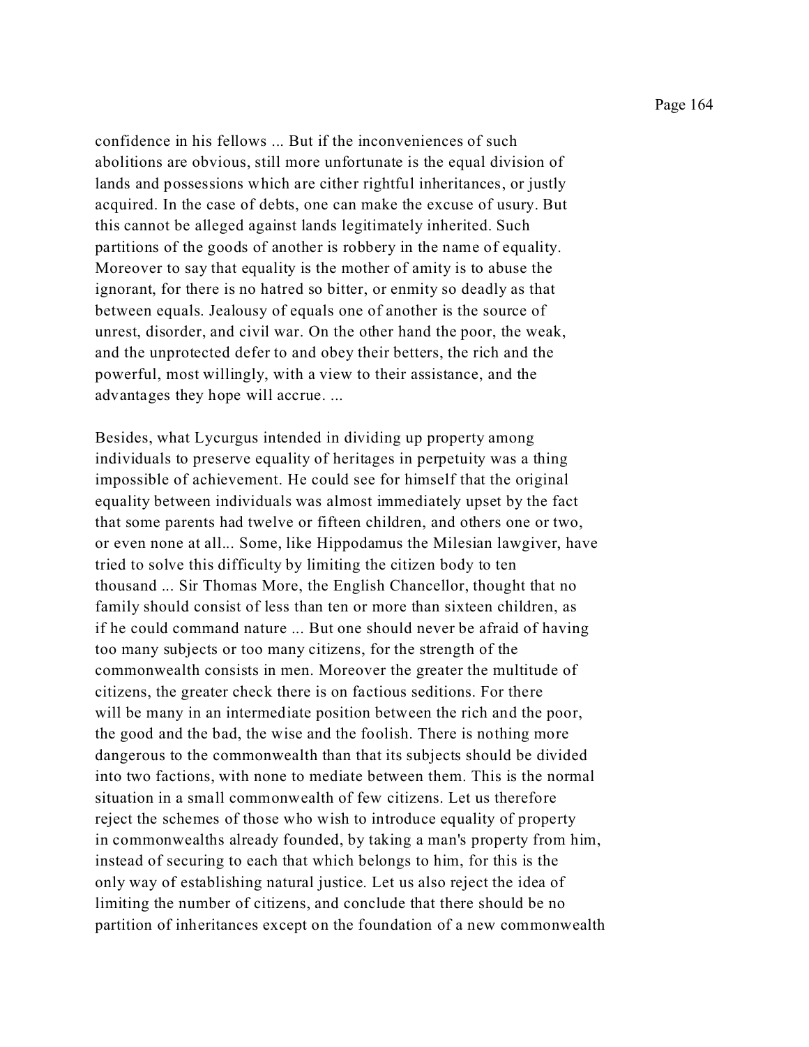confidence in his fellows ... But if the inconveniences of such abolitions are obvious, still more unfortunate is the equal division of lands and possessions which are either rightful inheritances, or justly acquired. In the case of debts, one can make the excuse of usury. But this cannot be alleged against lands legitimately inherited. Such partitions of the goods of another is robbery in the name of equality. Moreover to say that equality is the mother of amity is to abuse the ignorant, for there is no hatred so bitter, or enmity so deadly as that between equals. Jealousy of equals one of another is the source of unrest, disorder, and civil war. On the other hand the poor, the weak, and the unprotected defer to and obey their betters, the rich and the powerful, most willingly, with a view to their assistance, and the advantages they hope will accrue. ...

Besides, what Lycurgus intended in dividing up property among individuals to preserve equality of heritages in perpetuity was a thing impossible of achievement. He could see for himself that the original equality between individuals was almost immediately upset by the fact that some parents had twelve or fifteen children, and others one or two, or even none at all... Some, like Hippodamus the Milesian lawgiver, have tried to solve this difficulty by limiting the citizen body to ten thousand ... Sir Thomas More, the English Chancellor, thought that no family should consist of less than ten or more than sixteen children, as if he could command nature ... But one should never be afraid of having too many subjects or too many citizens, for the strength of the commonwealth consists in men. Moreover the greater the multitude of citizens, the greater check there is on factious seditions. For there will be many in an intermediate position between the rich and the poor, the good and the bad, the wise and the foolish. There is nothing more dangerous to the commonwealth than that its subjects should be divided into two factions, with none to mediate between them. This is the normal situation in a small commonwealth of few citizens. Let us therefore reject the schemes of those who wish to introduce equality of property in commonwealths already founded, by taking a man's property from him, instead of securing to each that which belongs to him, for this is the only way of establishing natural justice. Let us also reject the idea of limiting the number of citizens, and conclude that there should be no partition of inheritances except on the foundation of a new commonwealth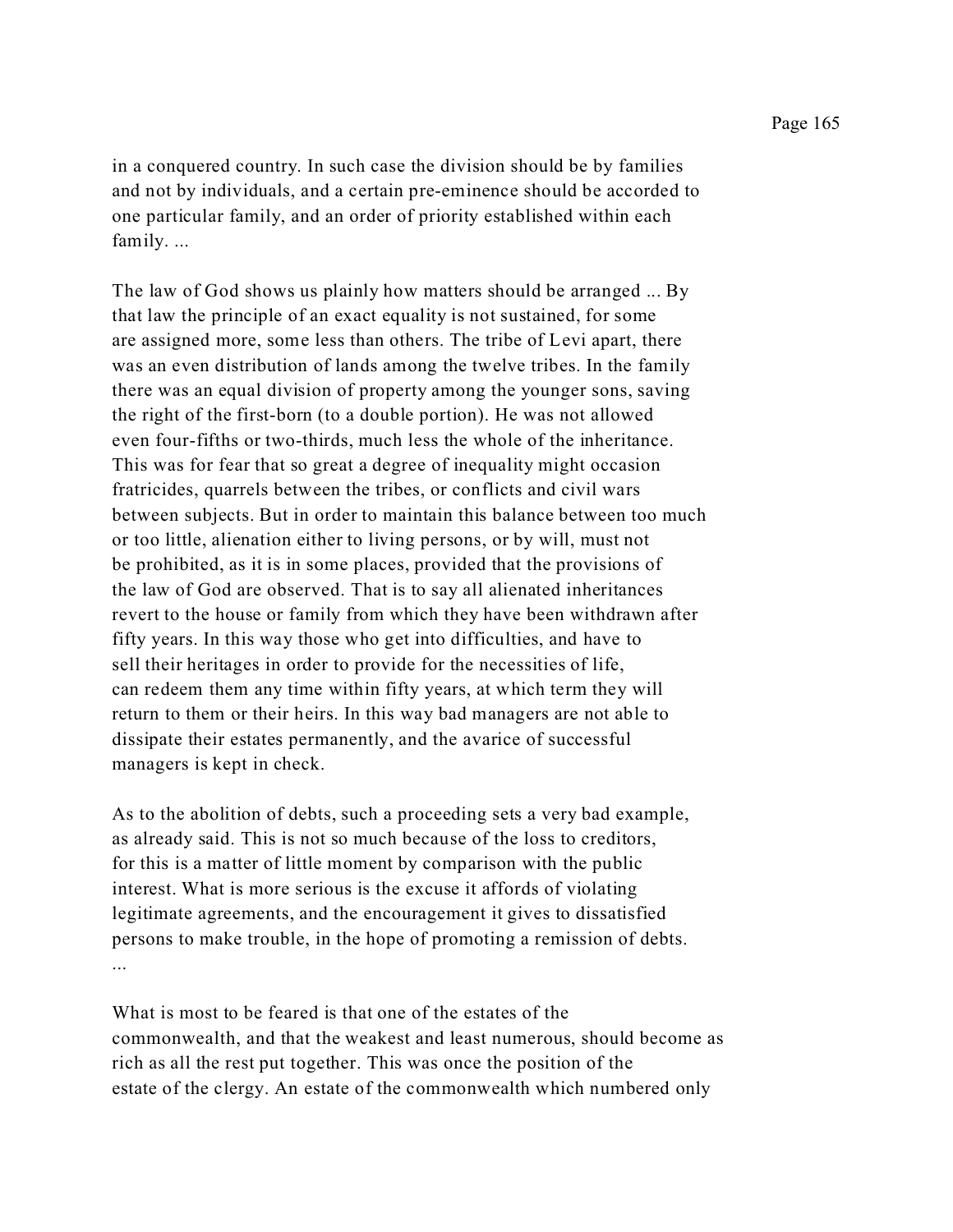in a conquered country. In such case the division should be by families and not by individuals, and a certain pre-eminence should be accorded to one particular family, and an order of priority established within each family. ...

The law of God shows us plainly how matters should be arranged ... By that law the principle of an exact equality is not sustained, for some are assigned more, some less than others. The tribe of Levi apart, there was an even distribution of lands among the twelve tribes. In the family there was an equal division of property among the younger sons, saving the right of the first-born (to a double portion). He was not allowed even four-fifths or two-thirds, much less the whole of the inheritance. This was for fear that so great a degree of inequality might occasion fratricides, quarrels between the tribes, or conflicts and civil wars between subjects. But in order to maintain this balance between too much or too little, alienation either to living persons, or by will, must not be prohibited, as it is in some places, provided that the provisions of the law of God are observed. That is to say all alienated inheritances revert to the house or family from which they have been withdrawn after fifty years. In this way those who get into difficulties, and have to sell their heritages in order to provide for the necessities of life, can redeem them any time within fifty years, at which term they will return to them or their heirs. In this way bad managers are not able to dissipate their estates permanently, and the avarice of successful managers is kept in check.

As to the abolition of debts, such a proceeding sets a very bad example, as already said. This is not so much because of the loss to creditors, for this is a matter of little moment by comparison with the public interest. What is more serious is the excuse it affords of violating legitimate agreements, and the encouragement it gives to dissatisfied persons to make trouble, in the hope of promoting a remission of debts. ...

What is most to be feared is that one of the estates of the commonwealth, and that the weakest and least numerous, should become as rich as all the rest put together. This was once the position of the estate of the clergy. An estate of the commonwealth which numbered only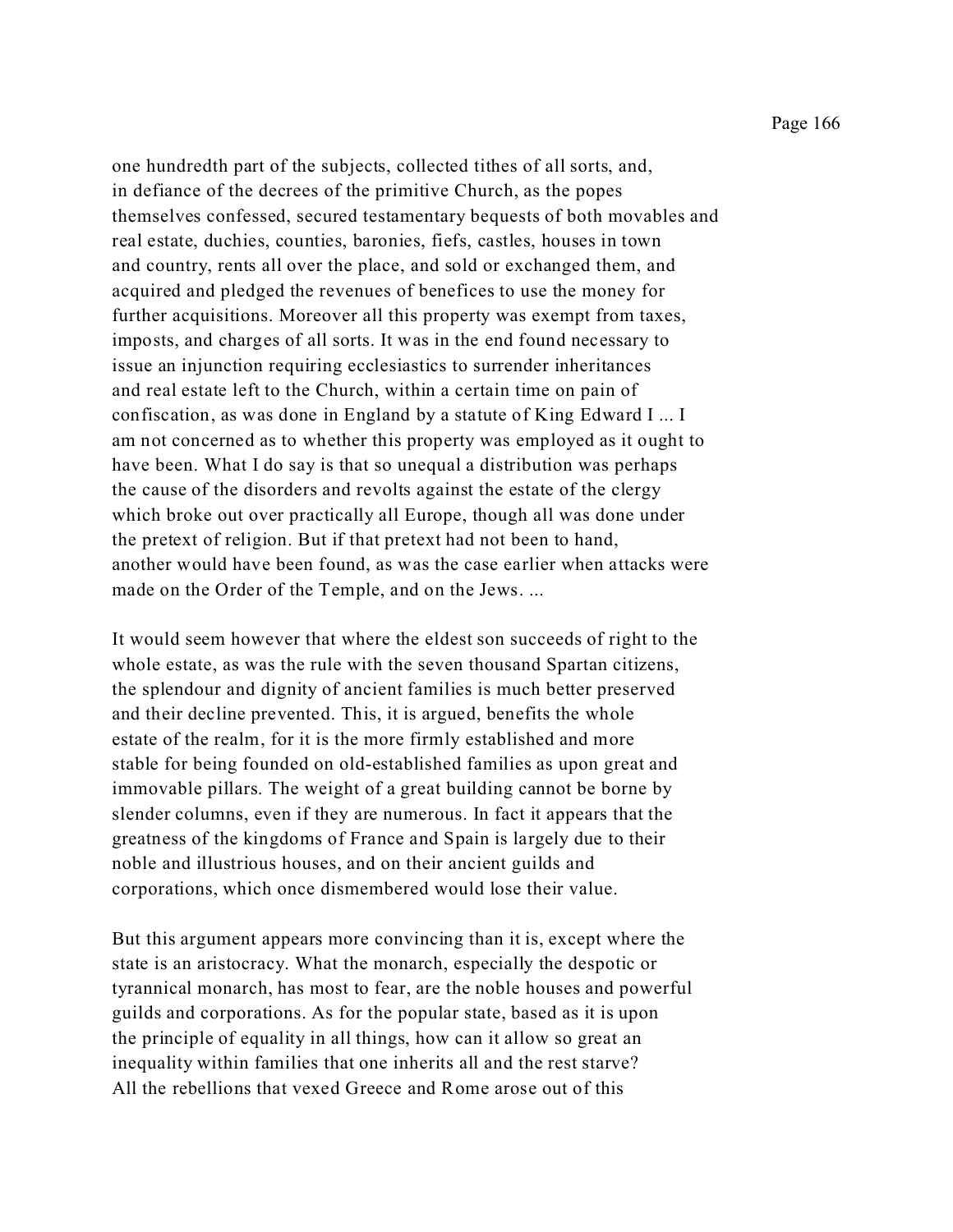one hundredth part of the subjects, collected tithes of all sorts, and, in defiance of the decrees of the primitive Church, as the popes themselves confessed, secured testamentary bequests of both movables and real estate, duchies, counties, baronies, fiefs, castles, houses in town and country, rents all over the place, and sold or exchanged them, and acquired and pledged the revenues of benefices to use the money for further acquisitions. Moreover all this property was exempt from taxes, imposts, and charges of all sorts. It was in the end found necessary to issue an injunction requiring ecclesiastics to surrender inheritances and real estate left to the Church, within a certain time on pain of confiscation, as was done in England by a statute of King Edward I ... I am not concerned as to whether this property was employed as it ought to have been. What I do say is that so unequal a distribution was perhaps the cause of the disorders and revolts against the estate of the clergy which broke out over practically all Europe, though all was done under the pretext of religion. But if that pretext had not been to hand, another would have been found, as was the case earlier when attacks were made on the Order of the Temple, and on the Jews. ...

It would seem however that where the eldest son succeeds of right to the whole estate, as was the rule with the seven thousand Spartan citizens, the splendour and dignity of ancient families is much better preserved and their decline prevented. This, it is argued, benefits the whole estate of the realm, for it is the more firmly established and more stable for being founded on old-established families as upon great and immovable pillars. The weight of a great building cannot be borne by slender columns, even if they are numerous. In fact it appears that the greatness of the kingdoms of France and Spain is largely due to their noble and illustrious houses, and on their ancient guilds and corporations, which once dismembered would lose their value.

But this argument appears more convincing than it is, except where the state is an aristocracy. What the monarch, especially the despotic or tyrannical monarch, has most to fear, are the noble houses and powerful guilds and corporations. As for the popular state, based as it is upon the principle of equality in all things, how can it allow so great an inequality within families that one inherits all and the rest starve? All the rebellions that vexed Greece and Rome arose out of this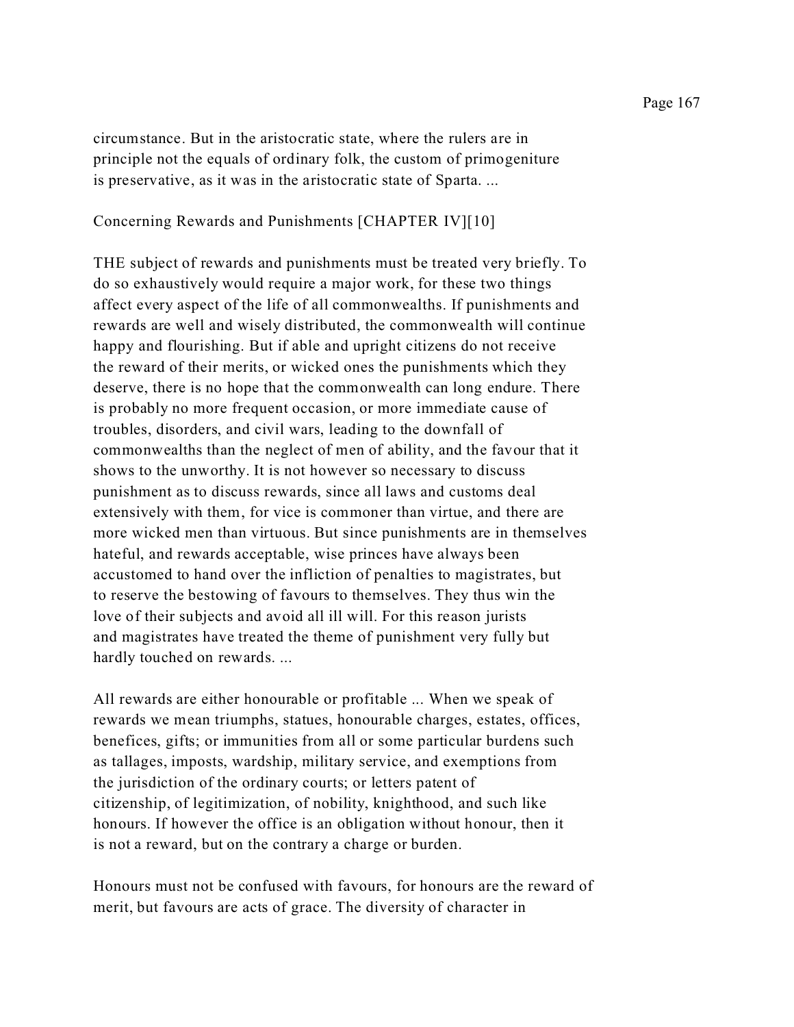circumstance. But in the aristocratic state, where the rulers are in principle not the equals of ordinary folk, the custom of primogeniture is preservative, as it was in the aristocratic state of Sparta. ...

## Concerning Rewards and Punishments [CHAPTER IV][10]

THE subject of rewards and punishments must be treated very briefly. To do so exhaustively would require a major work, for these two things affect every aspect of the life of all commonwealths. If punishments and rewards are well and wisely distributed, the commonwealth will continue happy and flourishing. But if able and upright citizens do not receive the reward of their merits, or wicked ones the punishments which they deserve, there is no hope that the commonwealth can long endure. There is probably no more frequent occasion, or more immediate cause of troubles, disorders, and civil wars, leading to the downfall of commonwealths than the neglect of men of ability, and the favour that it shows to the unworthy. It is not however so necessary to discuss punishment as to discuss rewards, since all laws and customs deal extensively with them, for vice is commoner than virtue, and there are more wicked men than virtuous. But since punishments are in themselves hateful, and rewards acceptable, wise princes have always been accustomed to hand over the infliction of penalties to magistrates, but to reserve the bestowing of favours to themselves. They thus win the love of their subjects and avoid all ill will. For this reason jurists and magistrates have treated the theme of punishment very fully but hardly touched on rewards. ...

All rewards are either honourable or profitable ... When we speak of rewards we mean triumphs, statues, honourable charges, estates, offices, benefices, gifts; or immunities from all or some particular burdens such as tallages, imposts, wardship, military service, and exemptions from the jurisdiction of the ordinary courts; or letters patent of citizenship, of legitimization, of nobility, knighthood, and such like honours. If however the office is an obligation without honour, then it is not a reward, but on the contrary a charge or burden.

Honours must not be confused with favours, for honours are the reward of merit, but favours are acts of grace. The diversity of character in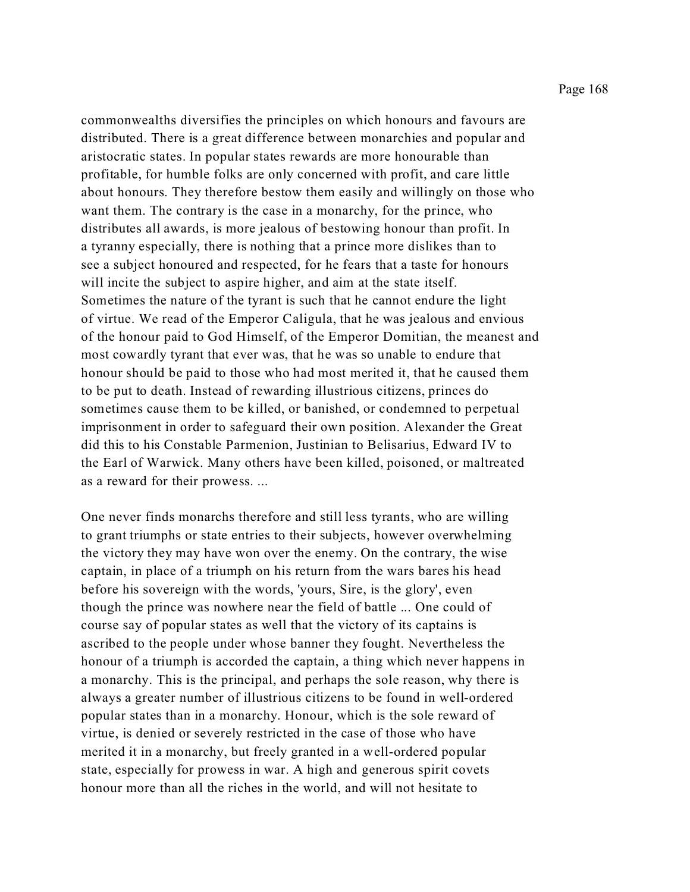commonwealths diversifies the principles on which honours and favours are distributed. There is a great difference between monarchies and popular and aristocratic states. In popular states rewards are more honourable than profitable, for humble folks are only concerned with profit, and care little about honours. They therefore bestow them easily and willingly on those who want them. The contrary is the case in a monarchy, for the prince, who distributes all awards, is more jealous of bestowing honour than profit. In a tyranny especially, there is nothing that a prince more dislikes than to see a subject honoured and respected, for he fears that a taste for honours will incite the subject to aspire higher, and aim at the state itself. Sometimes the nature of the tyrant is such that he cannot endure the light of virtue. We read of the Emperor Caligula, that he was jealous and envious of the honour paid to God Himself, of the Emperor Domitian, the meanest and most cowardly tyrant that ever was, that he was so unable to endure that honour should be paid to those who had most merited it, that he caused them to be put to death. Instead of rewarding illustrious citizens, princes do sometimes cause them to be killed, or banished, or condemned to perpetual imprisonment in order to safeguard their own position. Alexander the Great did this to his Constable Parmenion, Justinian to Belisarius, Edward IV to the Earl of Warwick. Many others have been killed, poisoned, or maltreated as a reward for their prowess. ...

One never finds monarchs therefore and still less tyrants, who are willing to grant triumphs or state entries to their subjects, however overwhelming the victory they may have won over the enemy. On the contrary, the wise captain, in place of a triumph on his return from the wars bares his head before his sovereign with the words, 'yours, Sire, is the glory', even though the prince was nowhere near the field of battle ... One could of course say of popular states as well that the victory of its captains is ascribed to the people under whose banner they fought. Nevertheless the honour of a triumph is accorded the captain, a thing which never happens in a monarchy. This is the principal, and perhaps the sole reason, why there is always a greater number of illustrious citizens to be found in well-ordered popular states than in a monarchy. Honour, which is the sole reward of virtue, is denied or severely restricted in the case of those who have merited it in a monarchy, but freely granted in a well-ordered popular state, especially for prowess in war. A high and generous spirit covets honour more than all the riches in the world, and will not hesitate to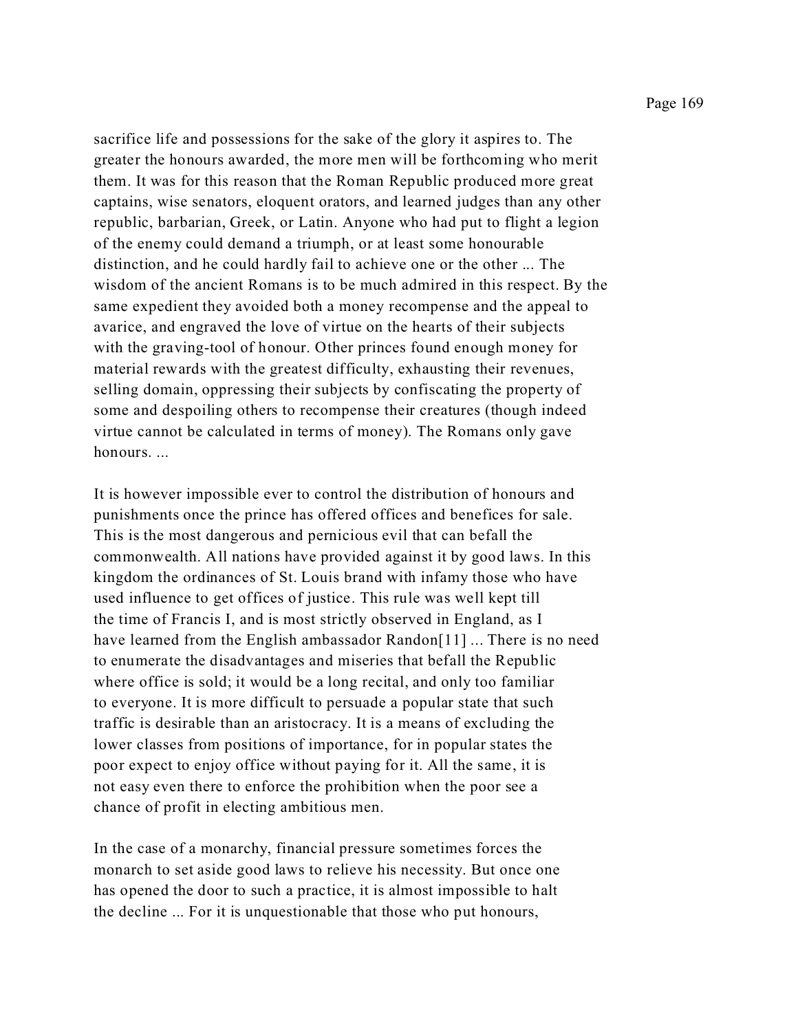sacrifice life and possessions for the sake of the glory it aspires to. The greater the honours awarded, the more men will be forthcoming who merit them. It was for this reason that the Roman Republic produced more great captains, wise senators, eloquent orators, and learned judges than any other republic, barbarian, Greek, or Latin. Anyone who had put to flight a legion of the enemy could demand a triumph, or at least some honourable distinction, and he could hardly fail to achieve one or the other ... The wisdom of the ancient Romans is to be much admired in this respect. By the same expedient they avoided both a money recompense and the appeal to avarice, and engraved the love of virtue on the hearts of their subjects with the graving-tool of honour. Other princes found enough money for material rewards with the greatest difficulty, exhausting their revenues, selling domain, oppressing their subjects by confiscating the property of some and despoiling others to recompense their creatures (though indeed virtue cannot be calculated in terms of money). The Romans only gave honours. ...

It is however impossible ever to control the distribution of honours and punishments once the prince has offered offices and benefices for sale. This is the most dangerous and pernicious evil that can befall the commonwealth. All nations have provided against it by good laws. In this kingdom the ordinances of St. Louis brand with infamy those who have used influence to get offices of justice. This rule was well kept till the time of Francis I, and is most strictly observed in England, as I have learned from the English ambassador Randon[11] ... There is no need to enumerate the disadvantages and miseries that befall the Republic where office is sold; it would be a long recital, and only too familiar to everyone. It is more difficult to persuade a popular state that such traffic is desirable than an aristocracy. It is a means of excluding the lower classes from positions of importance, for in popular states the poor expect to enjoy office without paying for it. All the same, it is not easy even there to enforce the prohibition when the poor see a chance of profit in electing ambitious men.

In the case of a monarchy, financial pressure sometimes forces the monarch to set aside good laws to relieve his necessity. But once one has opened the door to such a practice, it is almost impossible to halt the decline ... For it is unquestionable that those who put honours,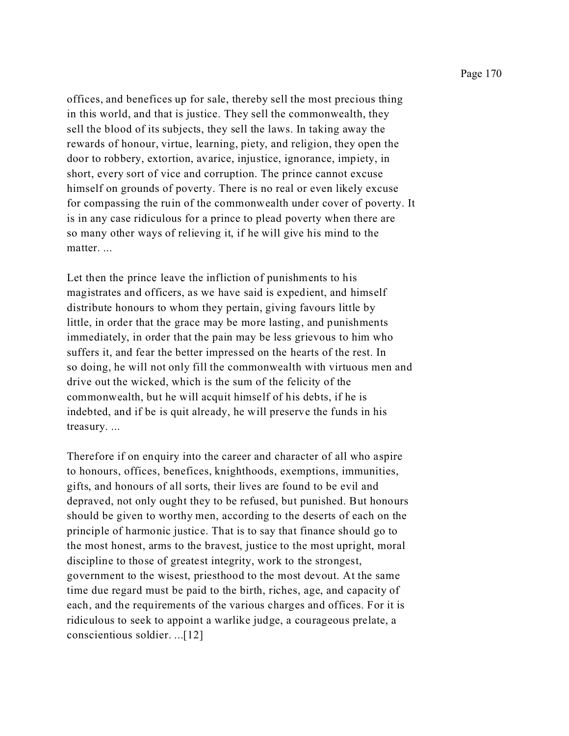offices, and benefices up for sale, thereby sell the most precious thing in this world, and that is justice. They sell the commonwealth, they sell the blood of its subjects, they sell the laws. In taking away the rewards of honour, virtue, learning, piety, and religion, they open the door to robbery, extortion, avarice, injustice, ignorance, impiety, in short, every sort of vice and corruption. The prince cannot excuse himself on grounds of poverty. There is no real or even likely excuse for compassing the ruin of the commonwealth under cover of poverty. It is in any case ridiculous for a prince to plead poverty when there are so many other ways of relieving it, if he will give his mind to the matter. ...

Let then the prince leave the infliction of punishments to his magistrates and officers, as we have said is expedient, and himself distribute honours to whom they pertain, giving favours little by little, in order that the grace may be more lasting, and punishments immediately, in order that the pain may be less grievous to him who suffers it, and fear the better impressed on the hearts of the rest. In so doing, he will not only fill the commonwealth with virtuous men and drive out the wicked, which is the sum of the felicity of the commonwealth, but he will acquit himself of his debts, if he is indebted, and if be is quit already, he will preserve the funds in his treasury. ...

Therefore if on enquiry into the career and character of all who aspire to honours, offices, benefices, knighthoods, exemptions, immunities, gifts, and honours of all sorts, their lives are found to be evil and depraved, not only ought they to be refused, but punished. But honours should be given to worthy men, according to the deserts of each on the principle of harmonic justice. That is to say that finance should go to the most honest, arms to the bravest, justice to the most upright, moral discipline to those of greatest integrity, work to the strongest, government to the wisest, priesthood to the most devout. At the same time due regard must be paid to the birth, riches, age, and capacity of each, and the requirements of the various charges and offices. For it is ridiculous to seek to appoint a warlike judge, a courageous prelate, a conscientious soldier. ...[12]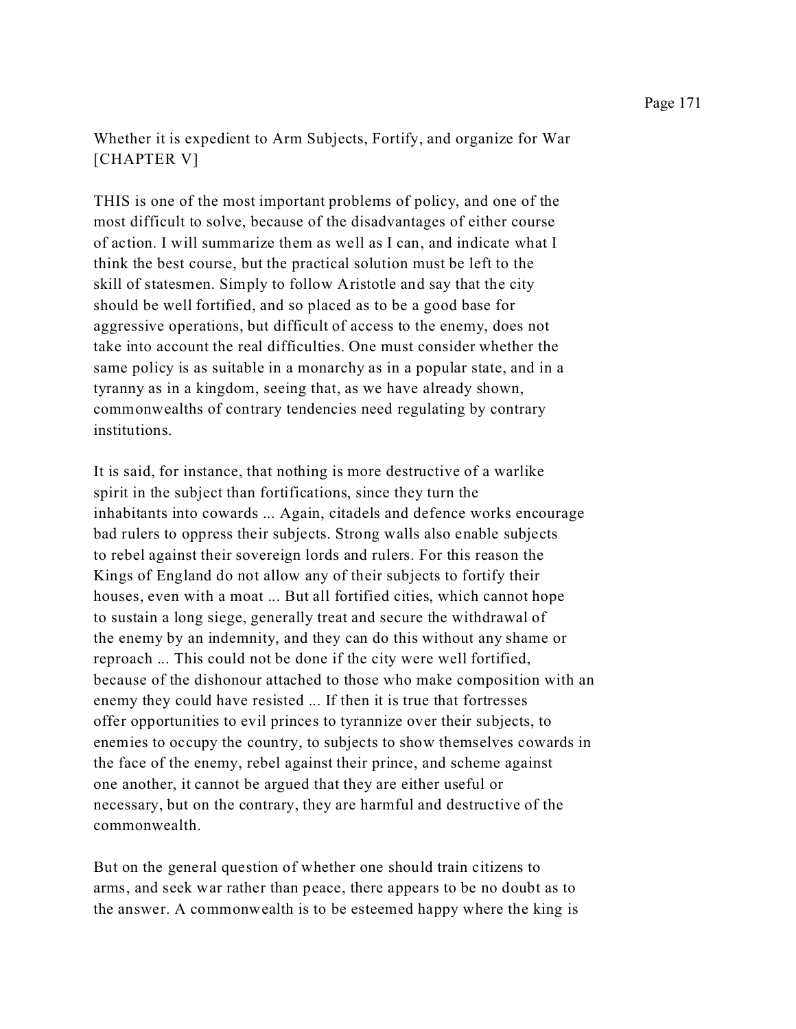## Whether it is expedient to Arm Subjects, Fortify, and organize for War [CHAPTER V]

THIS is one of the most important problems of policy, and one of the most difficult to solve, because of the disadvantages of either course of action. I will summarize them as well as I can, and indicate what I think the best course, but the practical solution must be left to the skill of statesmen. Simply to follow Aristotle and say that the city should be well fortified, and so placed as to be a good base for aggressive operations, but difficult of access to the enemy, does not take into account the real difficulties. One must consider whether the same policy is as suitable in a monarchy as in a popular state, and in a tyranny as in a kingdom, seeing that, as we have already shown, commonwealths of contrary tendencies need regulating by contrary institutions.

It is said, for instance, that nothing is more destructive of a warlike spirit in the subject than fortifications, since they turn the inhabitants into cowards ... Again, citadels and defence works encourage bad rulers to oppress their subjects. Strong walls also enable subjects to rebel against their sovereign lords and rulers. For this reason the Kings of England do not allow any of their subjects to fortify their houses, even with a moat ... But all fortified cities, which cannot hope to sustain a long siege, generally treat and secure the withdrawal of the enemy by an indemnity, and they can do this without any shame or reproach ... This could not be done if the city were well fortified, because of the dishonour attached to those who make composition with an enemy they could have resisted ... If then it is true that fortresses offer opportunities to evil princes to tyrannize over their subjects, to enemies to occupy the country, to subjects to show themselves cowards in the face of the enemy, rebel against their prince, and scheme against one another, it cannot be argued that they are either useful or necessary, but on the contrary, they are harmful and destructive of the commonwealth.

But on the general question of whether one should train citizens to arms, and seek war rather than peace, there appears to be no doubt as to the answer. A commonwealth is to be esteemed happy where the king is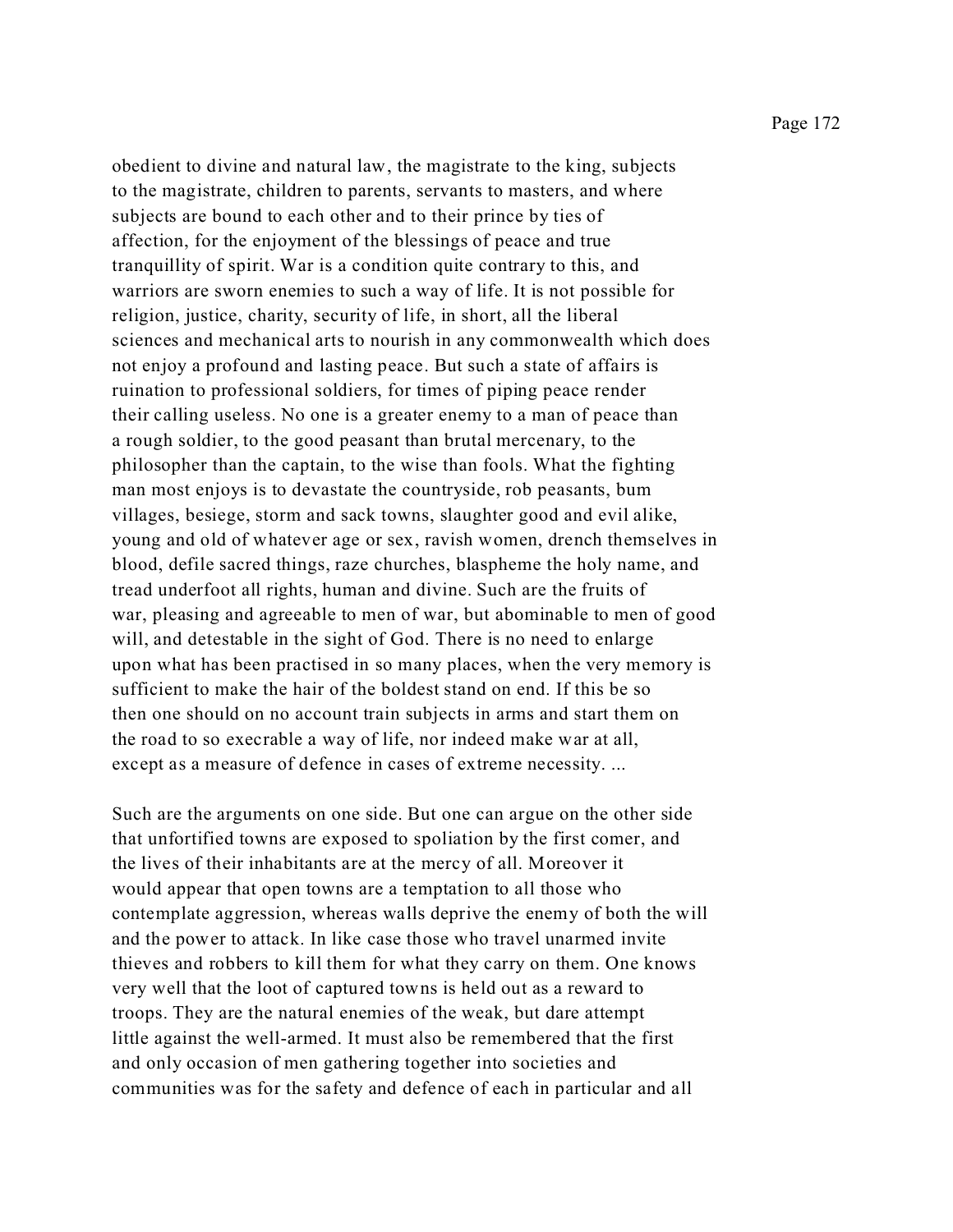obedient to divine and natural law, the magistrate to the king, subjects to the magistrate, children to parents, servants to masters, and where subjects are bound to each other and to their prince by ties of affection, for the enjoyment of the blessings of peace and true tranquillity of spirit. War is a condition quite contrary to this, and warriors are sworn enemies to such a way of life. It is not possible for religion, justice, charity, security of life, in short, all the liberal sciences and mechanical arts to nourish in any commonwealth which does not enjoy a profound and lasting peace. But such a state of affairs is ruination to professional soldiers, for times of piping peace render their calling useless. No one is a greater enemy to a man of peace than a rough soldier, to the good peasant than brutal mercenary, to the philosopher than the captain, to the wise than fools. What the fighting man most enjoys is to devastate the countryside, rob peasants, bum villages, besiege, storm and sack towns, slaughter good and evil alike, young and old of whatever age or sex, ravish women, drench themselves in blood, defile sacred things, raze churches, blaspheme the holy name, and tread underfoot all rights, human and divine. Such are the fruits of war, pleasing and agreeable to men of war, but abominable to men of good will, and detestable in the sight of God. There is no need to enlarge upon what has been practised in so many places, when the very memory is sufficient to make the hair of the boldest stand on end. If this be so then one should on no account train subjects in arms and start them on the road to so execrable a way of life, nor indeed make war at all, except as a measure of defence in cases of extreme necessity. ...

Such are the arguments on one side. But one can argue on the other side that unfortified towns are exposed to spoliation by the first comer, and the lives of their inhabitants are at the mercy of all. Moreover it would appear that open towns are a temptation to all those who contemplate aggression, whereas walls deprive the enemy of both the will and the power to attack. In like case those who travel unarmed invite thieves and robbers to kill them for what they carry on them. One knows very well that the loot of captured towns is held out as a reward to troops. They are the natural enemies of the weak, but dare attempt little against the well-armed. It must also be remembered that the first and only occasion of men gathering together into societies and communities was for the safety and defence of each in particular and all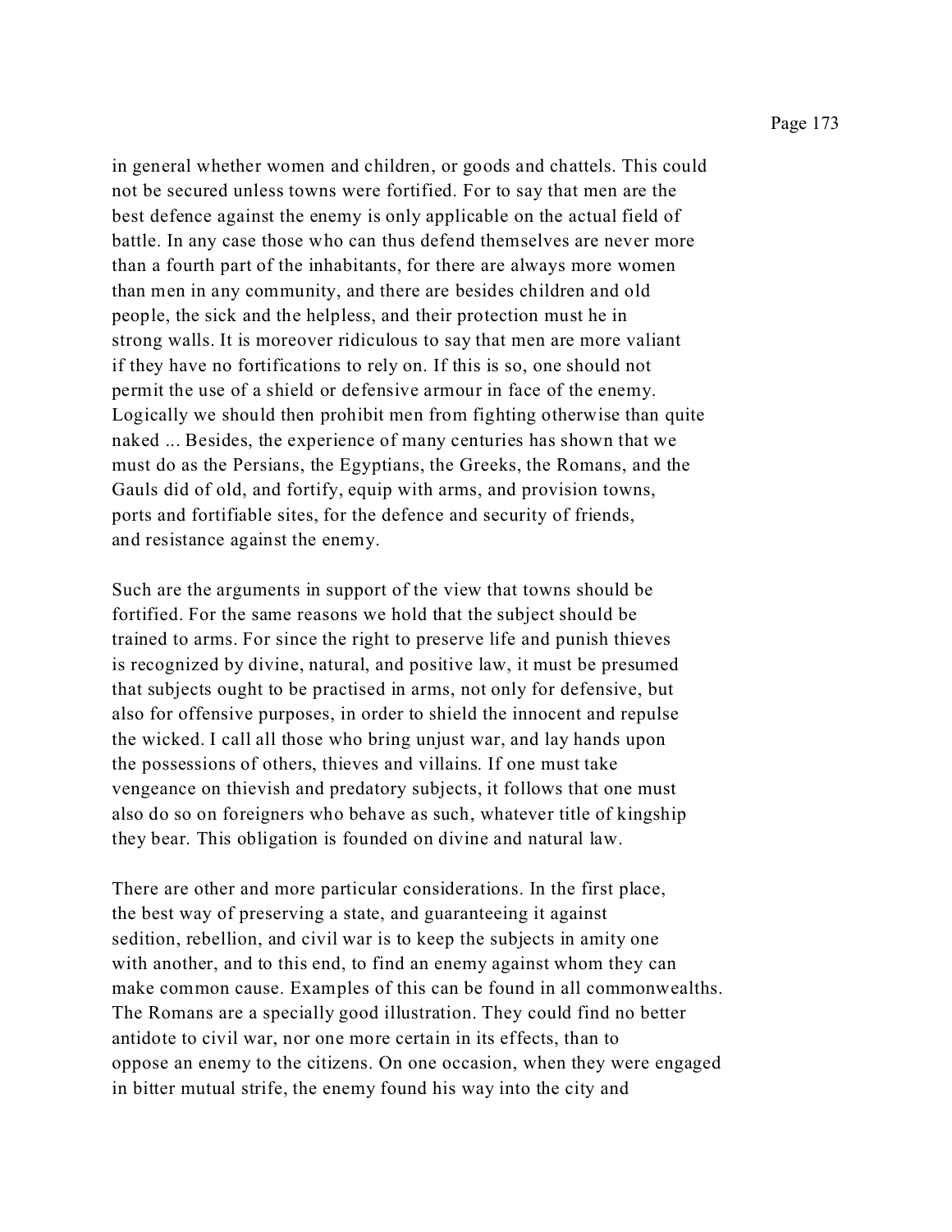in general whether women and children, or goods and chattels. This could not be secured unless towns were fortified. For to say that men are the best defence against the enemy is only applicable on the actual field of battle. In any case those who can thus defend themselves are never more than a fourth part of the inhabitants, for there are always more women than men in any community, and there are besides children and old people, the sick and the helpless, and their protection must he in strong walls. It is moreover ridiculous to say that men are more valiant if they have no fortifications to rely on. If this is so, one should not permit the use of a shield or defensive armour in face of the enemy. Logically we should then prohibit men from fighting otherwise than quite naked ... Besides, the experience of many centuries has shown that we must do as the Persians, the Egyptians, the Greeks, the Romans, and the Gauls did of old, and fortify, equip with arms, and provision towns, ports and fortifiable sites, for the defence and security of friends, and resistance against the enemy.

Such are the arguments in support of the view that towns should be fortified. For the same reasons we hold that the subject should be trained to arms. For since the right to preserve life and punish thieves is recognized by divine, natural, and positive law, it must be presumed that subjects ought to be practised in arms, not only for defensive, but also for offensive purposes, in order to shield the innocent and repulse the wicked. I call all those who bring unjust war, and lay hands upon the possessions of others, thieves and villains. If one must take vengeance on thievish and predatory subjects, it follows that one must also do so on foreigners who behave as such, whatever title of kingship they bear. This obligation is founded on divine and natural law.

There are other and more particular considerations. In the first place, the best way of preserving a state, and guaranteeing it against sedition, rebellion, and civil war is to keep the subjects in amity one with another, and to this end, to find an enemy against whom they can make common cause. Examples of this can be found in all commonwealths. The Romans are a specially good illustration. They could find no better antidote to civil war, nor one more certain in its effects, than to oppose an enemy to the citizens. On one occasion, when they were engaged in bitter mutual strife, the enemy found his way into the city and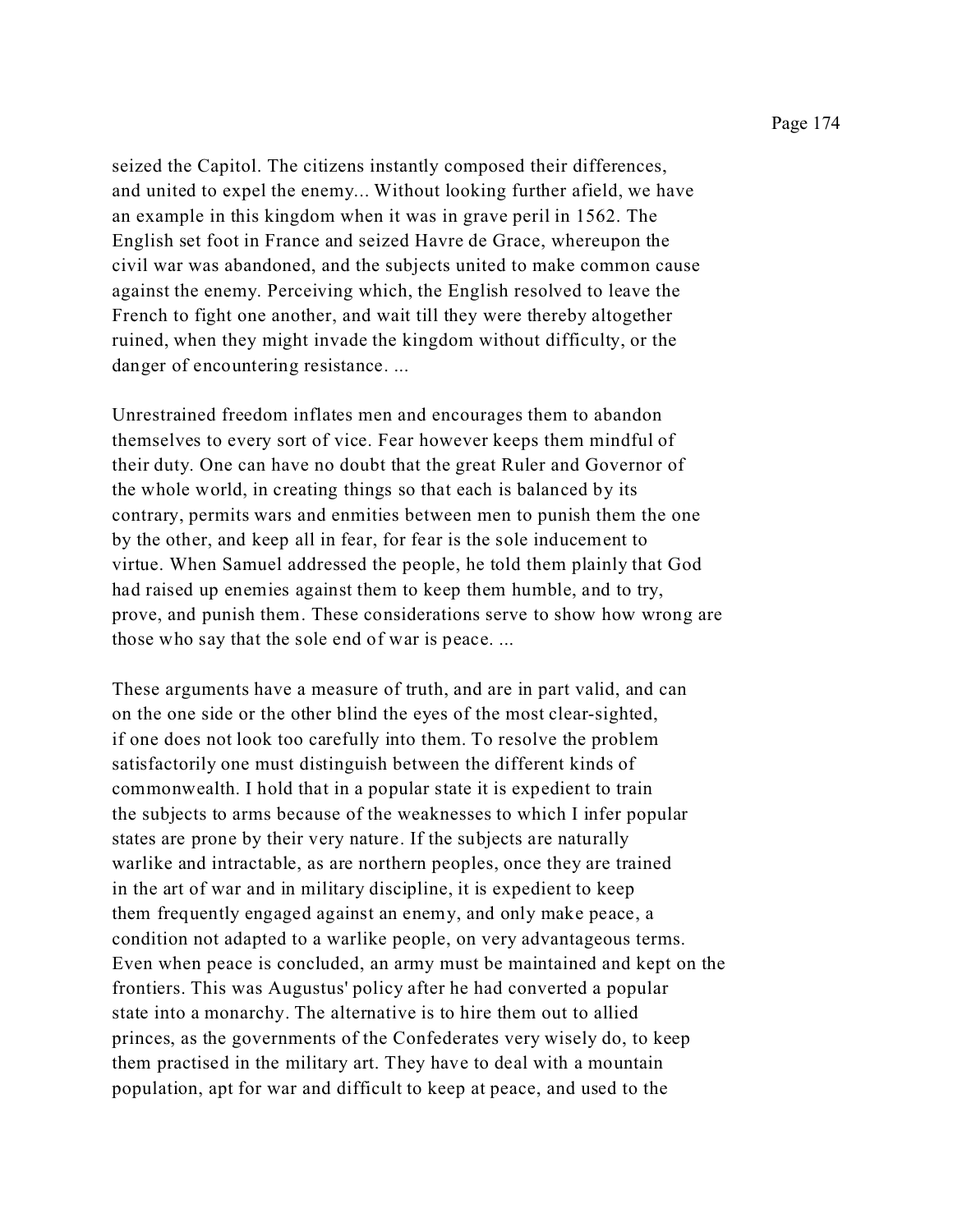seized the Capitol. The citizens instantly composed their differences, and united to expel the enemy... Without looking further afield, we have an example in this kingdom when it was in grave peril in 1562. The English set foot in France and seized Havre de Grace, whereupon the civil war was abandoned, and the subjects united to make common cause against the enemy. Perceiving which, the English resolved to leave the French to fight one another, and wait till they were thereby altogether ruined, when they might invade the kingdom without difficulty, or the danger of encountering resistance. ...

Unrestrained freedom inflates men and encourages them to abandon themselves to every sort of vice. Fear however keeps them mindful of their duty. One can have no doubt that the great Ruler and Governor of the whole world, in creating things so that each is balanced by its contrary, permits wars and enmities between men to punish them the one by the other, and keep all in fear, for fear is the sole inducement to virtue. When Samuel addressed the people, he told them plainly that God had raised up enemies against them to keep them humble, and to try, prove, and punish them. These considerations serve to show how wrong are those who say that the sole end of war is peace. ...

These arguments have a measure of truth, and are in part valid, and can on the one side or the other blind the eyes of the most clear-sighted, if one does not look too carefully into them. To resolve the problem satisfactorily one must distinguish between the different kinds of commonwealth. I hold that in a popular state it is expedient to train the subjects to arms because of the weaknesses to which I infer popular states are prone by their very nature. If the subjects are naturally warlike and intractable, as are northern peoples, once they are trained in the art of war and in military discipline, it is expedient to keep them frequently engaged against an enemy, and only make peace, a condition not adapted to a warlike people, on very advantageous terms. Even when peace is concluded, an army must be maintained and kept on the frontiers. This was Augustus' policy after he had converted a popular state into a monarchy. The alternative is to hire them out to allied princes, as the governments of the Confederates very wisely do, to keep them practised in the military art. They have to deal with a mountain population, apt for war and difficult to keep at peace, and used to the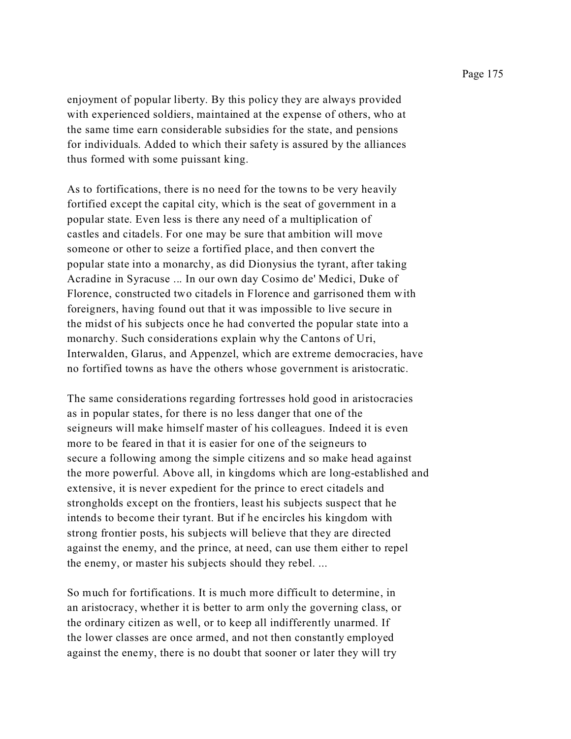enjoyment of popular liberty. By this policy they are always provided with experienced soldiers, maintained at the expense of others, who at the same time earn considerable subsidies for the state, and pensions for individuals. Added to which their safety is assured by the alliances thus formed with some puissant king.

As to fortifications, there is no need for the towns to be very heavily fortified except the capital city, which is the seat of government in a popular state. Even less is there any need of a multiplication of castles and citadels. For one may be sure that ambition will move someone or other to seize a fortified place, and then convert the popular state into a monarchy, as did Dionysius the tyrant, after taking Acradine in Syracuse ... In our own day Cosimo de' Medici, Duke of Florence, constructed two citadels in Florence and garrisoned them with foreigners, having found out that it was impossible to live secure in the midst of his subjects once he had converted the popular state into a monarchy. Such considerations explain why the Cantons of Uri, Interwalden, Glarus, and Appenzel, which are extreme democracies, have no fortified towns as have the others whose government is aristocratic.

The same considerations regarding fortresses hold good in aristocracies as in popular states, for there is no less danger that one of the seigneurs will make himself master of his colleagues. Indeed it is even more to be feared in that it is easier for one of the seigneurs to secure a following among the simple citizens and so make head against the more powerful. Above all, in kingdoms which are long-established and extensive, it is never expedient for the prince to erect citadels and strongholds except on the frontiers, least his subjects suspect that he intends to become their tyrant. But if he encircles his kingdom with strong frontier posts, his subjects will believe that they are directed against the enemy, and the prince, at need, can use them either to repel the enemy, or master his subjects should they rebel. ...

So much for fortifications. It is much more difficult to determine, in an aristocracy, whether it is better to arm only the governing class, or the ordinary citizen as well, or to keep all indifferently unarmed. If the lower classes are once armed, and not then constantly employed against the enemy, there is no doubt that sooner or later they will try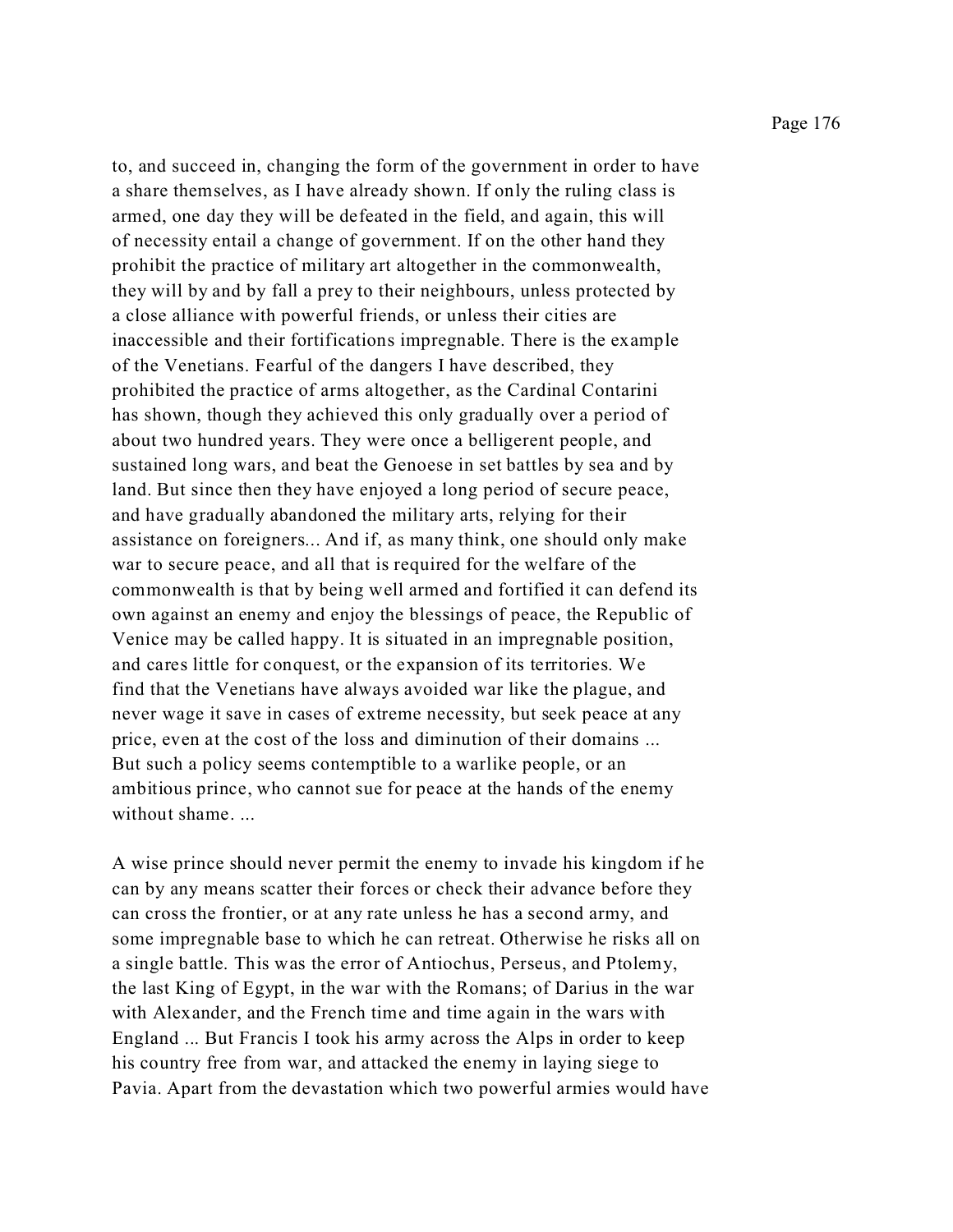to, and succeed in, changing the form of the government in order to have a share themselves, as I have already shown. If only the ruling class is armed, one day they will be defeated in the field, and again, this will of necessity entail a change of government. If on the other hand they prohibit the practice of military art altogether in the commonwealth, they will by and by fall a prey to their neighbours, unless protected by a close alliance with powerful friends, or unless their cities are inaccessible and their fortifications impregnable. There is the example of the Venetians. Fearful of the dangers I have described, they prohibited the practice of arms altogether, as the Cardinal Contarini has shown, though they achieved this only gradually over a period of about two hundred years. They were once a belligerent people, and sustained long wars, and beat the Genoese in set battles by sea and by land. But since then they have enjoyed a long period of secure peace, and have gradually abandoned the military arts, relying for their assistance on foreigners... And if, as many think, one should only make war to secure peace, and all that is required for the welfare of the commonwealth is that by being well armed and fortified it can defend its own against an enemy and enjoy the blessings of peace, the Republic of Venice may be called happy. It is situated in an impregnable position, and cares little for conquest, or the expansion of its territories. We find that the Venetians have always avoided war like the plague, and never wage it save in cases of extreme necessity, but seek peace at any price, even at the cost of the loss and diminution of their domains ... But such a policy seems contemptible to a warlike people, or an ambitious prince, who cannot sue for peace at the hands of the enemy without shame. ...

A wise prince should never permit the enemy to invade his kingdom if he can by any means scatter their forces or check their advance before they can cross the frontier, or at any rate unless he has a second army, and some impregnable base to which he can retreat. Otherwise he risks all on a single battle. This was the error of Antiochus, Perseus, and Ptolemy, the last King of Egypt, in the war with the Romans; of Darius in the war with Alexander, and the French time and time again in the wars with England ... But Francis I took his army across the Alps in order to keep his country free from war, and attacked the enemy in laying siege to Pavia. Apart from the devastation which two powerful armies would have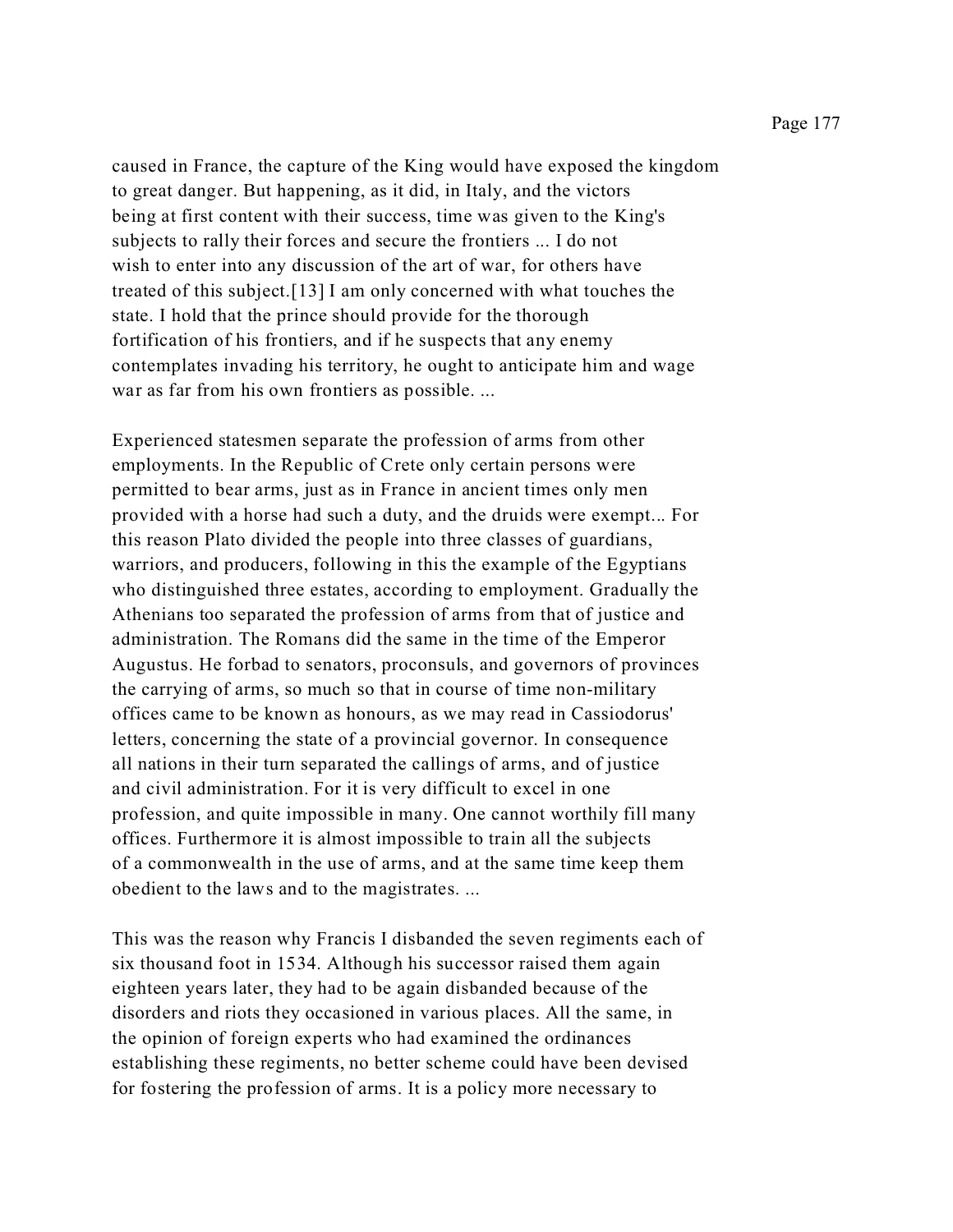caused in France, the capture of the King would have exposed the kingdom to great danger. But happening, as it did, in Italy, and the victors being at first content with their success, time was given to the King's subjects to rally their forces and secure the frontiers ... I do not wish to enter into any discussion of the art of war, for others have treated of this subject.[13] I am only concerned with what touches the state. I hold that the prince should provide for the thorough fortification of his frontiers, and if he suspects that any enemy contemplates invading his territory, he ought to anticipate him and wage war as far from his own frontiers as possible. ...

Experienced statesmen separate the profession of arms from other employments. In the Republic of Crete only certain persons were permitted to bear arms, just as in France in ancient times only men provided with a horse had such a duty, and the druids were exempt... For this reason Plato divided the people into three classes of guardians, warriors, and producers, following in this the example of the Egyptians who distinguished three estates, according to employment. Gradually the Athenians too separated the profession of arms from that of justice and administration. The Romans did the same in the time of the Emperor Augustus. He forbad to senators, proconsuls, and governors of provinces the carrying of arms, so much so that in course of time non-military offices came to be known as honours, as we may read in Cassiodorus' letters, concerning the state of a provincial governor. In consequence all nations in their turn separated the callings of arms, and of justice and civil administration. For it is very difficult to excel in one profession, and quite impossible in many. One cannot worthily fill many offices. Furthermore it is almost impossible to train all the subjects of a commonwealth in the use of arms, and at the same time keep them obedient to the laws and to the magistrates. ...

This was the reason why Francis I disbanded the seven regiments each of six thousand foot in 1534. Although his successor raised them again eighteen years later, they had to be again disbanded because of the disorders and riots they occasioned in various places. All the same, in the opinion of foreign experts who had examined the ordinances establishing these regiments, no better scheme could have been devised for fostering the profession of arms. It is a policy more necessary to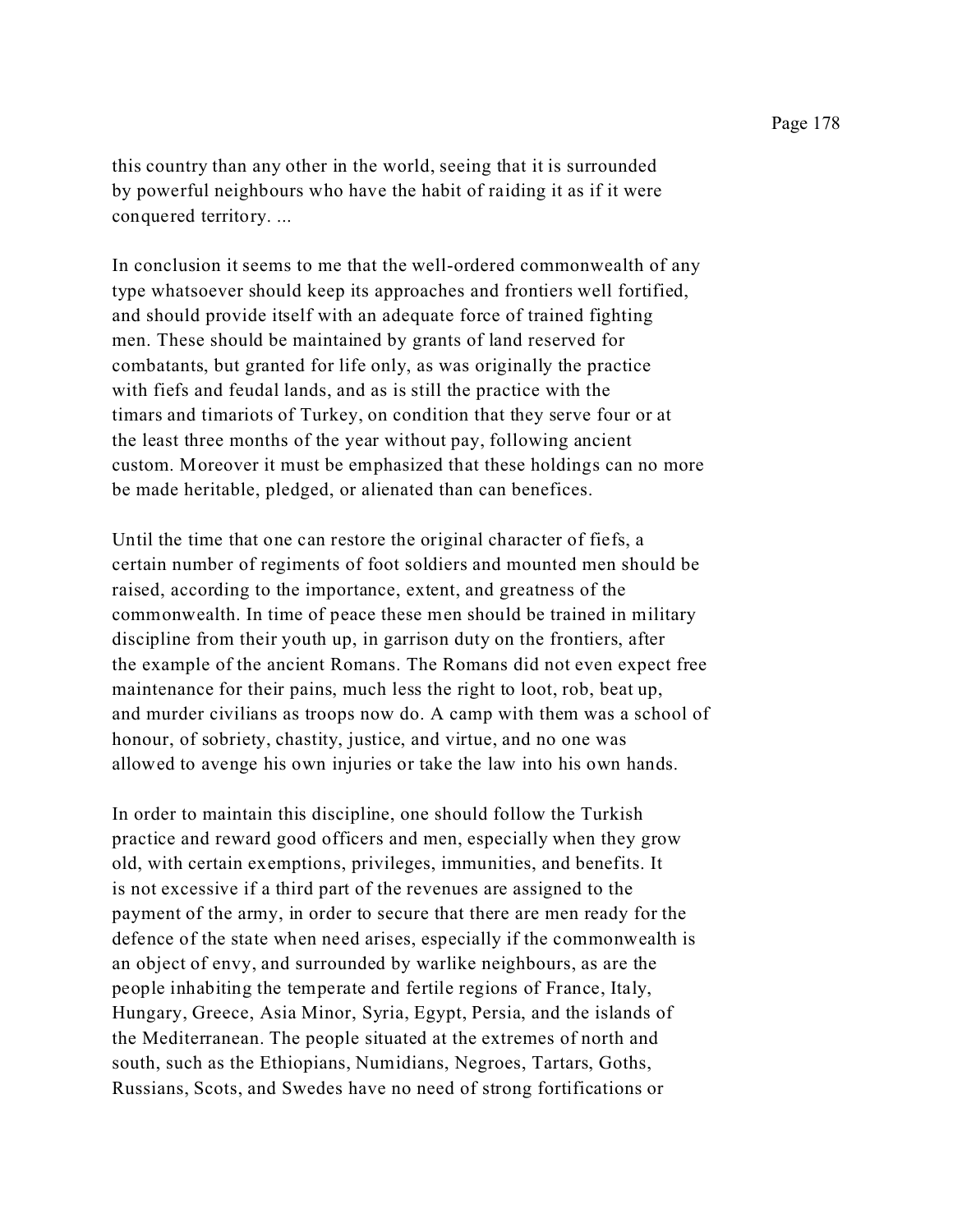this country than any other in the world, seeing that it is surrounded by powerful neighbours who have the habit of raiding it as if it were conquered territory. ...

In conclusion it seems to me that the well-ordered commonwealth of any type whatsoever should keep its approaches and frontiers well fortified, and should provide itself with an adequate force of trained fighting men. These should be maintained by grants of land reserved for combatants, but granted for life only, as was originally the practice with fiefs and feudal lands, and as is still the practice with the timars and timariots of Turkey, on condition that they serve four or at the least three months of the year without pay, following ancient custom. Moreover it must be emphasized that these holdings can no more be made heritable, pledged, or alienated than can benefices.

Until the time that one can restore the original character of fiefs, a certain number of regiments of foot soldiers and mounted men should be raised, according to the importance, extent, and greatness of the commonwealth. In time of peace these men should be trained in military discipline from their youth up, in garrison duty on the frontiers, after the example of the ancient Romans. The Romans did not even expect free maintenance for their pains, much less the right to loot, rob, beat up, and murder civilians as troops now do. A camp with them was a school of honour, of sobriety, chastity, justice, and virtue, and no one was allowed to avenge his own injuries or take the law into his own hands.

In order to maintain this discipline, one should follow the Turkish practice and reward good officers and men, especially when they grow old, with certain exemptions, privileges, immunities, and benefits. It is not excessive if a third part of the revenues are assigned to the payment of the army, in order to secure that there are men ready for the defence of the state when need arises, especially if the commonwealth is an object of envy, and surrounded by warlike neighbours, as are the people inhabiting the temperate and fertile regions of France, Italy, Hungary, Greece, Asia Minor, Syria, Egypt, Persia, and the islands of the Mediterranean. The people situated at the extremes of north and south, such as the Ethiopians, Numidians, Negroes, Tartars, Goths, Russians, Scots, and Swedes have no need of strong fortifications or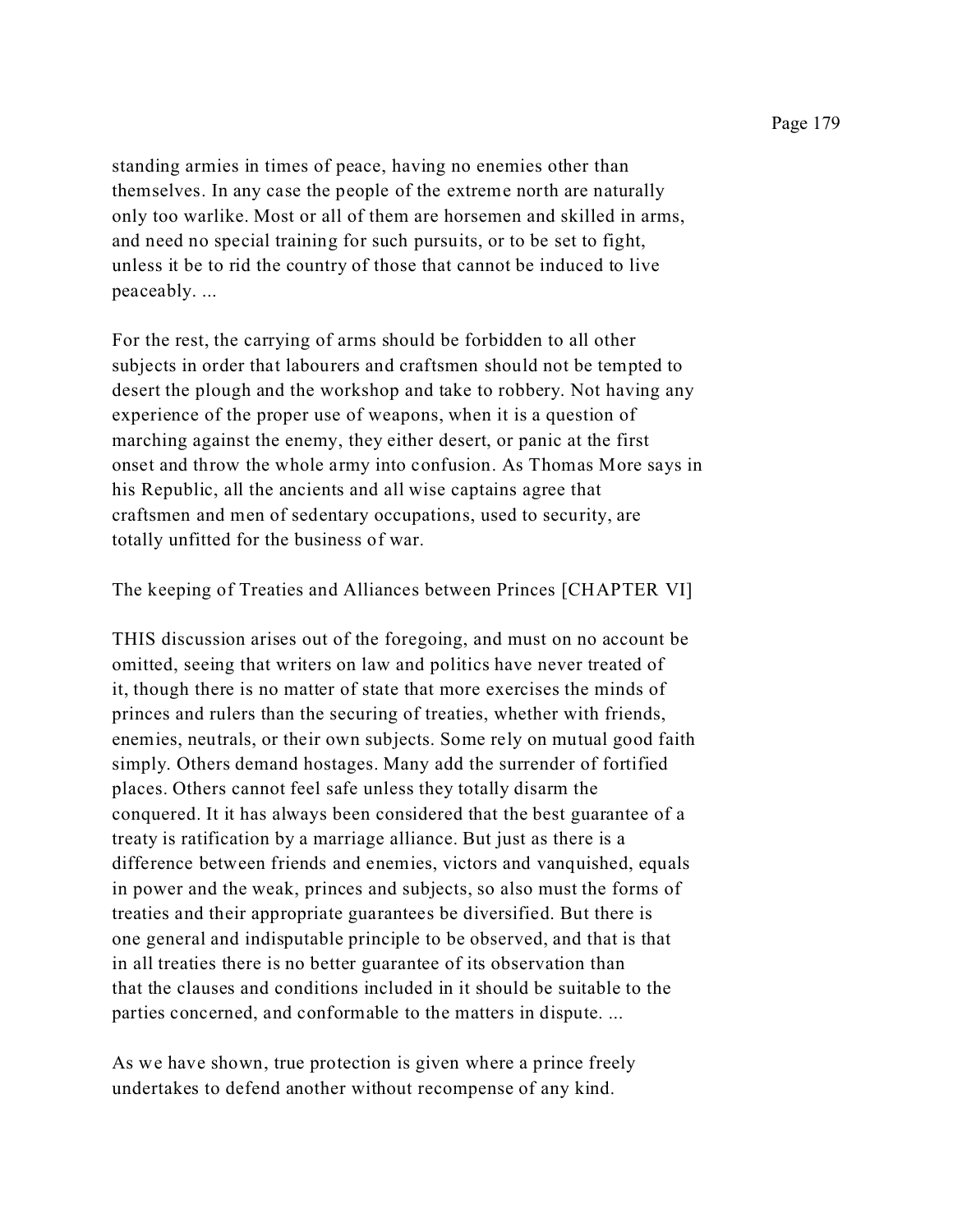standing armies in times of peace, having no enemies other than themselves. In any case the people of the extreme north are naturally only too warlike. Most or all of them are horsemen and skilled in arms, and need no special training for such pursuits, or to be set to fight, unless it be to rid the country of those that cannot be induced to live peaceably. ...

For the rest, the carrying of arms should be forbidden to all other subjects in order that labourers and craftsmen should not be tempted to desert the plough and the workshop and take to robbery. Not having any experience of the proper use of weapons, when it is a question of marching against the enemy, they either desert, or panic at the first onset and throw the whole army into confusion. As Thomas More says in his Republic, all the ancients and all wise captains agree that craftsmen and men of sedentary occupations, used to security, are totally unfitted for the business of war.

## The keeping of Treaties and Alliances between Princes [CHAPTER VI]

THIS discussion arises out of the foregoing, and must on no account be omitted, seeing that writers on law and politics have never treated of it, though there is no matter of state that more exercises the minds of princes and rulers than the securing of treaties, whether with friends, enemies, neutrals, or their own subjects. Some rely on mutual good faith simply. Others demand hostages. Many add the surrender of fortified places. Others cannot feel safe unless they totally disarm the conquered. It it has always been considered that the best guarantee of a treaty is ratification by a marriage alliance. But just as there is a difference between friends and enemies, victors and vanquished, equals in power and the weak, princes and subjects, so also must the forms of treaties and their appropriate guarantees be diversified. But there is one general and indisputable principle to be observed, and that is that in all treaties there is no better guarantee of its observation than that the clauses and conditions included in it should be suitable to the parties concerned, and conformable to the matters in dispute. ...

As we have shown, true protection is given where a prince freely undertakes to defend another without recompense of any kind.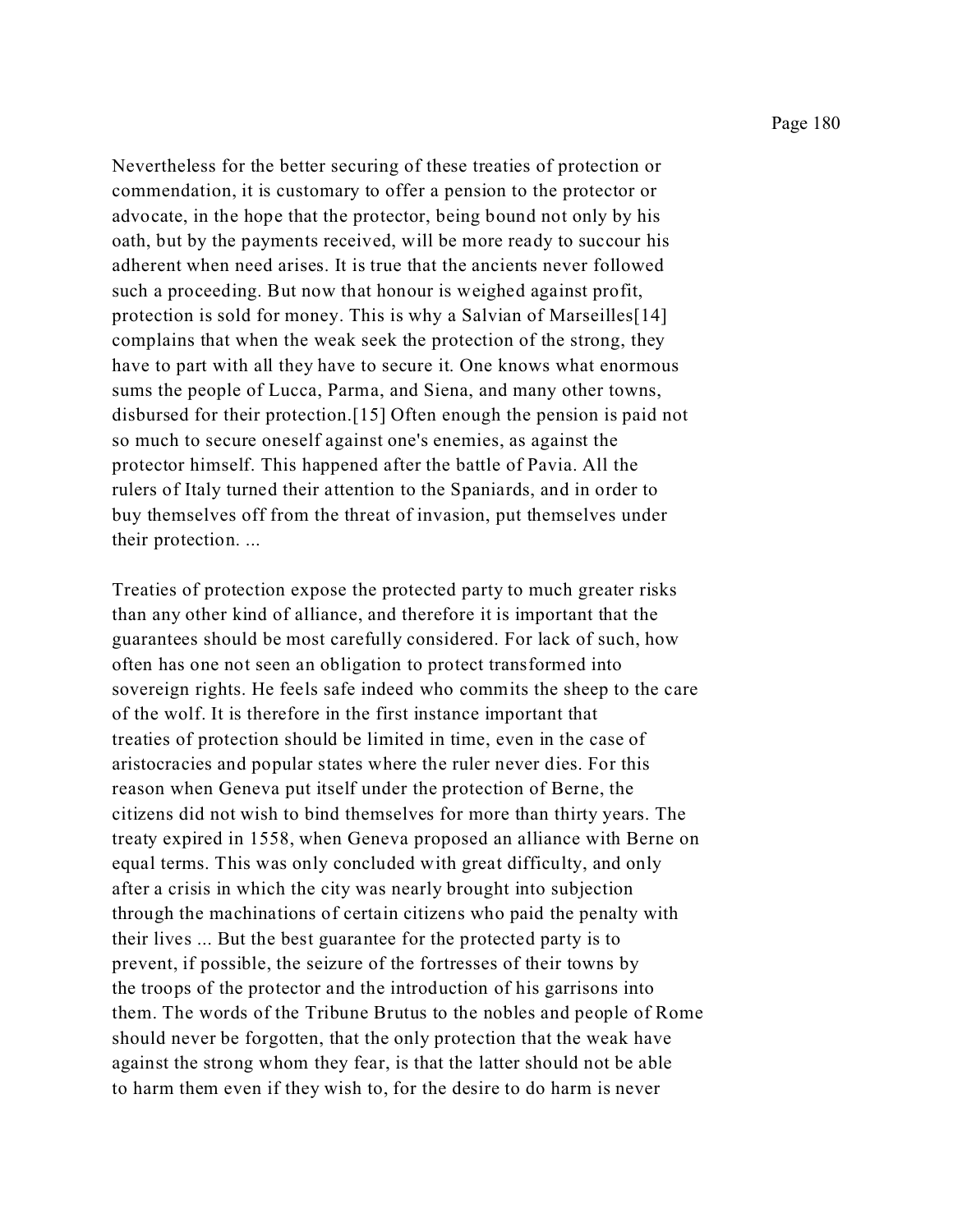Nevertheless for the better securing of these treaties of protection or commendation, it is customary to offer a pension to the protector or advocate, in the hope that the protector, being bound not only by his oath, but by the payments received, will be more ready to succour his adherent when need arises. It is true that the ancients never followed such a proceeding. But now that honour is weighed against profit, protection is sold for money. This is why a Salvian of Marseilles[14] complains that when the weak seek the protection of the strong, they have to part with all they have to secure it. One knows what enormous sums the people of Lucca, Parma, and Siena, and many other towns, disbursed for their protection.[15] Often enough the pension is paid not so much to secure oneself against one's enemies, as against the protector himself. This happened after the battle of Pavia. All the rulers of Italy turned their attention to the Spaniards, and in order to buy themselves off from the threat of invasion, put themselves under their protection. ...

Treaties of protection expose the protected party to much greater risks than any other kind of alliance, and therefore it is important that the guarantees should be most carefully considered. For lack of such, how often has one not seen an obligation to protect transformed into sovereign rights. He feels safe indeed who commits the sheep to the care of the wolf. It is therefore in the first instance important that treaties of protection should be limited in time, even in the case of aristocracies and popular states where the ruler never dies. For this reason when Geneva put itself under the protection of Berne, the citizens did not wish to bind themselves for more than thirty years. The treaty expired in 1558, when Geneva proposed an alliance with Berne on equal terms. This was only concluded with great difficulty, and only after a crisis in which the city was nearly brought into subjection through the machinations of certain citizens who paid the penalty with their lives ... But the best guarantee for the protected party is to prevent, if possible, the seizure of the fortresses of their towns by the troops of the protector and the introduction of his garrisons into them. The words of the Tribune Brutus to the nobles and people of Rome should never be forgotten, that the only protection that the weak have against the strong whom they fear, is that the latter should not be able to harm them even if they wish to, for the desire to do harm is never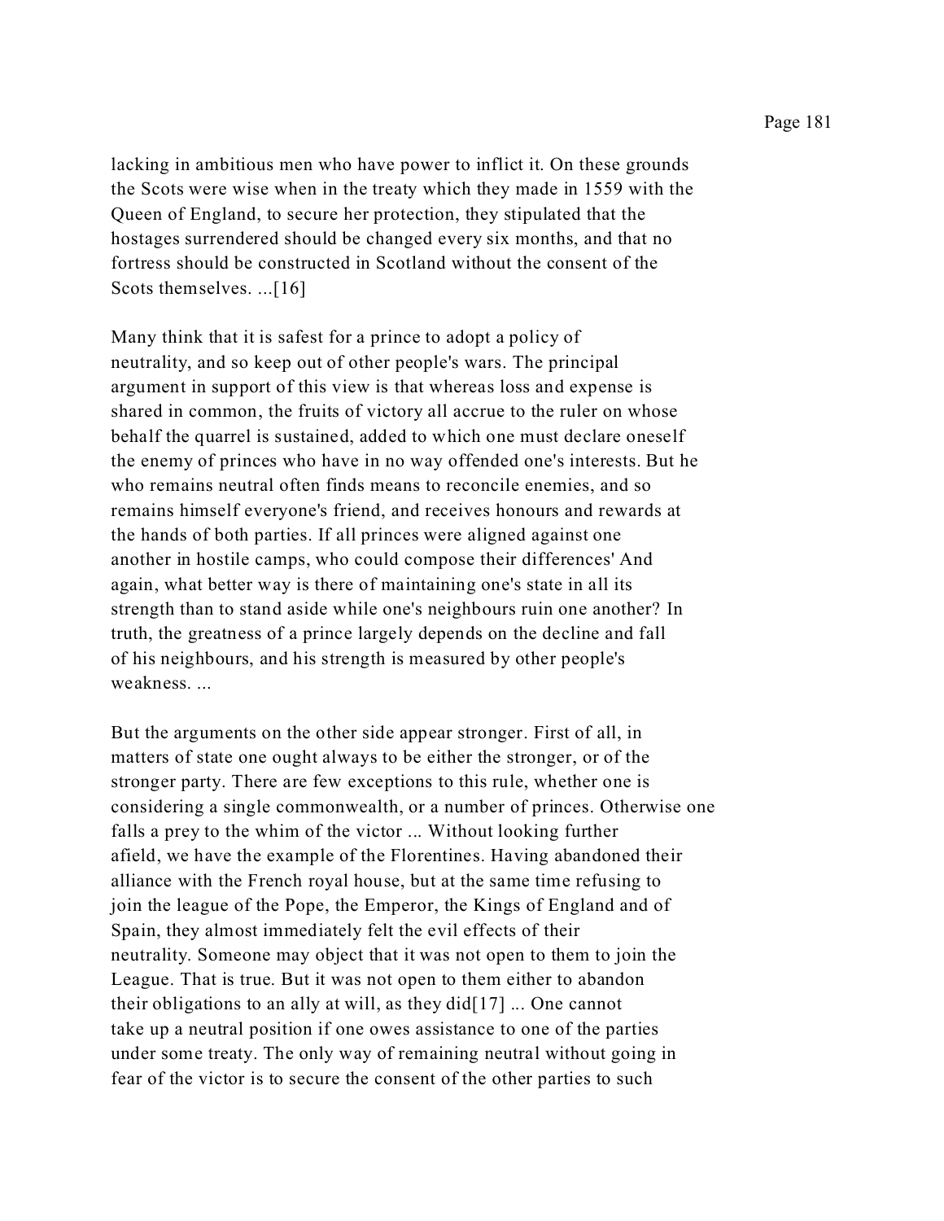lacking in ambitious men who have power to inflict it. On these grounds the Scots were wise when in the treaty which they made in 1559 with the Queen of England, to secure her protection, they stipulated that the hostages surrendered should be changed every six months, and that no fortress should be constructed in Scotland without the consent of the Scots themselves. ...[16]

Many think that it is safest for a prince to adopt a policy of neutrality, and so keep out of other people's wars. The principal argument in support of this view is that whereas loss and expense is shared in common, the fruits of victory all accrue to the ruler on whose behalf the quarrel is sustained, added to which one must declare oneself the enemy of princes who have in no way offended one's interests. But he who remains neutral often finds means to reconcile enemies, and so remains himself everyone's friend, and receives honours and rewards at the hands of both parties. If all princes were aligned against one another in hostile camps, who could compose their differences' And again, what better way is there of maintaining one's state in all its strength than to stand aside while one's neighbours ruin one another? In truth, the greatness of a prince largely depends on the decline and fall of his neighbours, and his strength is measured by other people's weakness. ...

But the arguments on the other side appear stronger. First of all, in matters of state one ought always to be either the stronger, or of the stronger party. There are few exceptions to this rule, whether one is considering a single commonwealth, or a number of princes. Otherwise one falls a prey to the whim of the victor ... Without looking further afield, we have the example of the Florentines. Having abandoned their alliance with the French royal house, but at the same time refusing to join the league of the Pope, the Emperor, the Kings of England and of Spain, they almost immediately felt the evil effects of their neutrality. Someone may object that it was not open to them to join the League. That is true. But it was not open to them either to abandon their obligations to an ally at will, as they did[17] ... One cannot take up a neutral position if one owes assistance to one of the parties under some treaty. The only way of remaining neutral without going in fear of the victor is to secure the consent of the other parties to such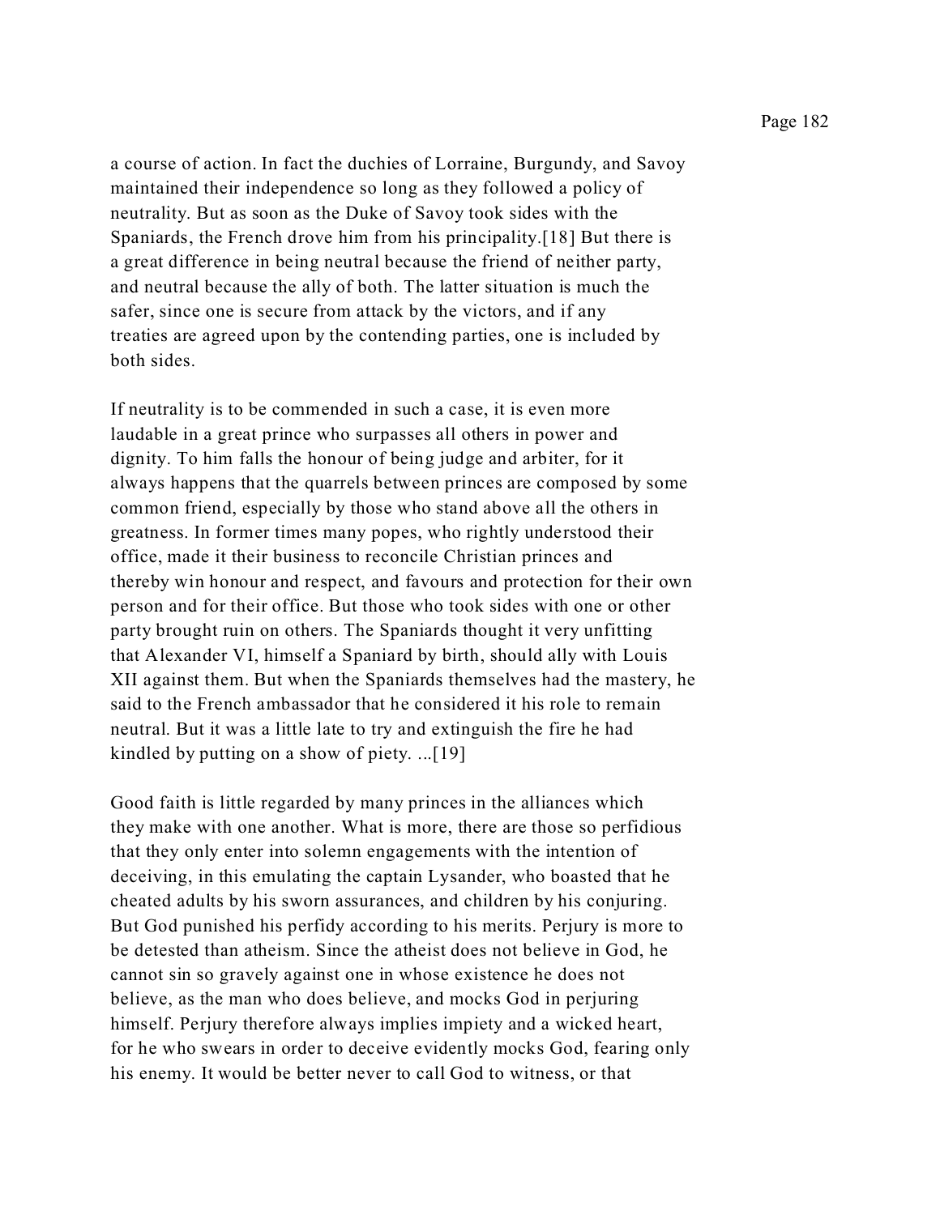a course of action. In fact the duchies of Lorraine, Burgundy, and Savoy maintained their independence so long as they followed a policy of neutrality. But as soon as the Duke of Savoy took sides with the Spaniards, the French drove him from his principality.[18] But there is a great difference in being neutral because the friend of neither party, and neutral because the ally of both. The latter situation is much the safer, since one is secure from attack by the victors, and if any treaties are agreed upon by the contending parties, one is included by both sides.

If neutrality is to be commended in such a case, it is even more laudable in a great prince who surpasses all others in power and dignity. To him falls the honour of being judge and arbiter, for it always happens that the quarrels between princes are composed by some common friend, especially by those who stand above all the others in greatness. In former times many popes, who rightly understood their office, made it their business to reconcile Christian princes and thereby win honour and respect, and favours and protection for their own person and for their office. But those who took sides with one or other party brought ruin on others. The Spaniards thought it very unfitting that Alexander VI, himself a Spaniard by birth, should ally with Louis XII against them. But when the Spaniards themselves had the mastery, he said to the French ambassador that he considered it his role to remain neutral. But it was a little late to try and extinguish the fire he had kindled by putting on a show of piety. ...[19]

Good faith is little regarded by many princes in the alliances which they make with one another. What is more, there are those so perfidious that they only enter into solemn engagements with the intention of deceiving, in this emulating the captain Lysander, who boasted that he cheated adults by his sworn assurances, and children by his conjuring. But God punished his perfidy according to his merits. Perjury is more to be detested than atheism. Since the atheist does not believe in God, he cannot sin so gravely against one in whose existence he does not believe, as the man who does believe, and mocks God in perjuring himself. Perjury therefore always implies impiety and a wicked heart, for he who swears in order to deceive evidently mocks God, fearing only his enemy. It would be better never to call God to witness, or that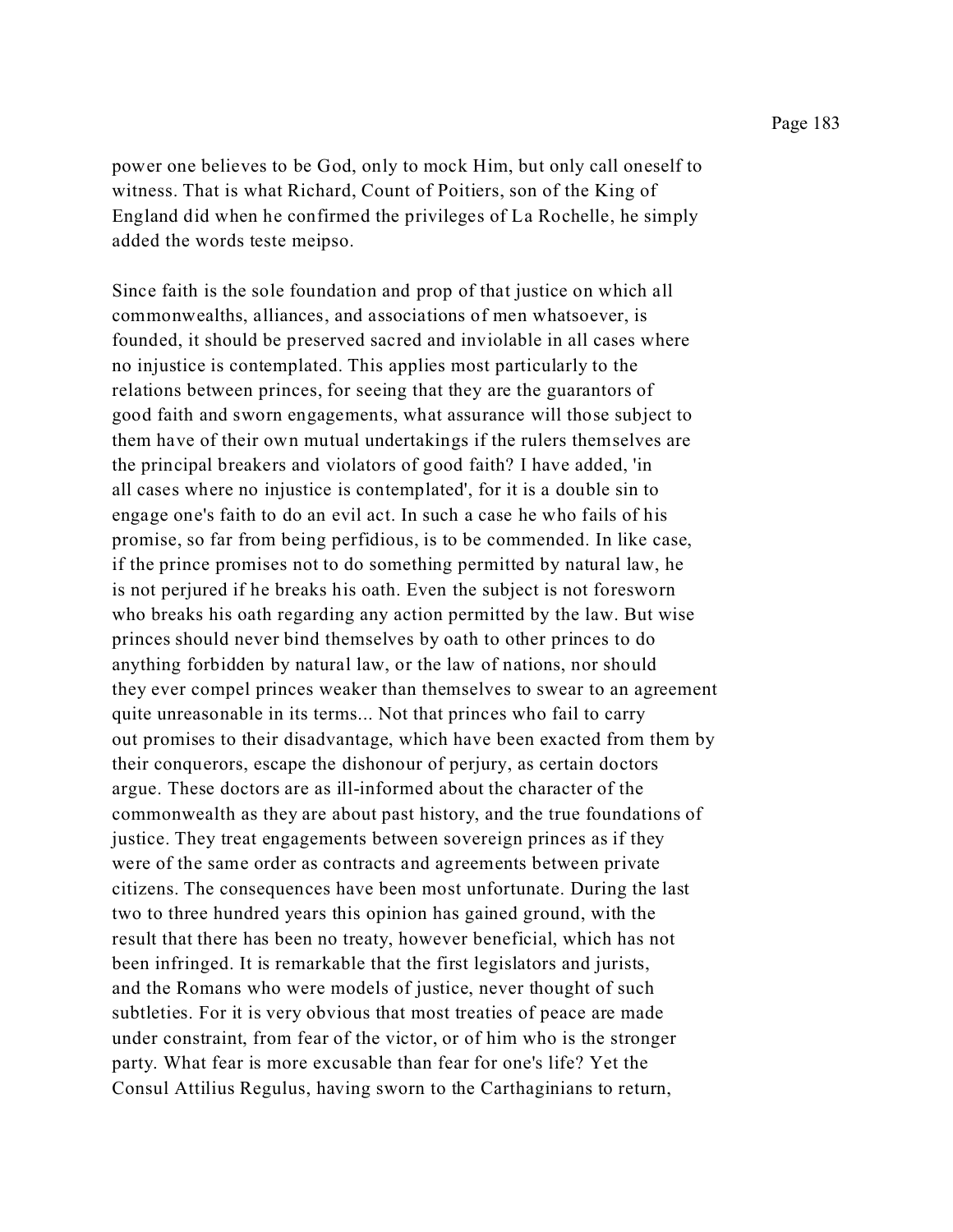power one believes to be God, only to mock Him, but only call oneself to witness. That is what Richard, Count of Poitiers, son of the King of England did when he confirmed the privileges of La Rochelle, he simply added the words teste meipso.

Since faith is the sole foundation and prop of that justice on which all commonwealths, alliances, and associations of men whatsoever, is founded, it should be preserved sacred and inviolable in all cases where no injustice is contemplated. This applies most particularly to the relations between princes, for seeing that they are the guarantors of good faith and sworn engagements, what assurance will those subject to them have of their own mutual undertakings if the rulers themselves are the principal breakers and violators of good faith? I have added, 'in all cases where no injustice is contemplated', for it is a double sin to engage one's faith to do an evil act. In such a case he who fails of his promise, so far from being perfidious, is to be commended. In like case, if the prince promises not to do something permitted by natural law, he is not perjured if he breaks his oath. Even the subject is not foresworn who breaks his oath regarding any action permitted by the law. But wise princes should never bind themselves by oath to other princes to do anything forbidden by natural law, or the law of nations, nor should they ever compel princes weaker than themselves to swear to an agreement quite unreasonable in its terms... Not that princes who fail to carry out promises to their disadvantage, which have been exacted from them by their conquerors, escape the dishonour of perjury, as certain doctors argue. These doctors are as ill-informed about the character of the commonwealth as they are about past history, and the true foundations of justice. They treat engagements between sovereign princes as if they were of the same order as contracts and agreements between private citizens. The consequences have been most unfortunate. During the last two to three hundred years this opinion has gained ground, with the result that there has been no treaty, however beneficial, which has not been infringed. It is remarkable that the first legislators and jurists, and the Romans who were models of justice, never thought of such subtleties. For it is very obvious that most treaties of peace are made under constraint, from fear of the victor, or of him who is the stronger party. What fear is more excusable than fear for one's life? Yet the Consul Attilius Regulus, having sworn to the Carthaginians to return,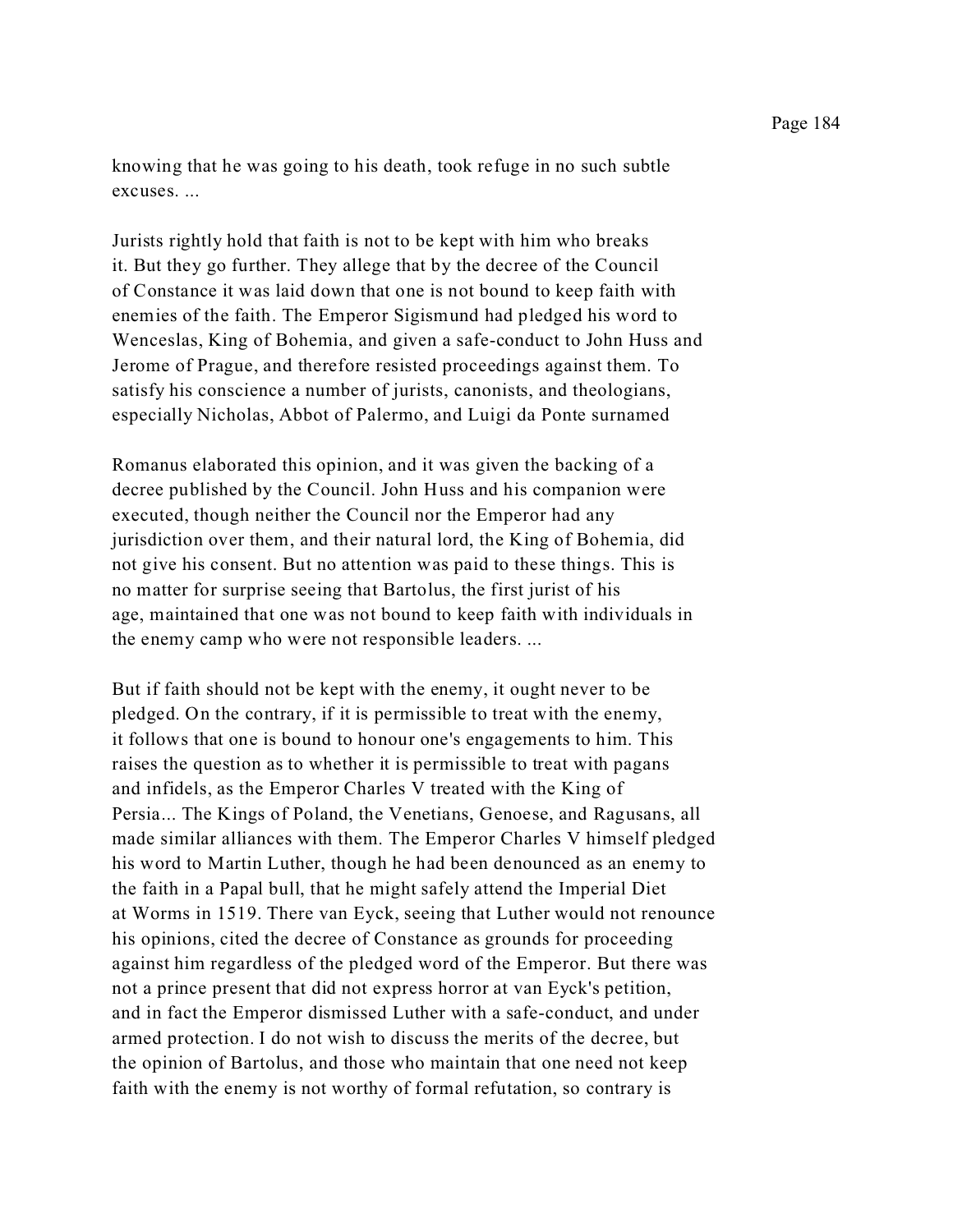knowing that he was going to his death, took refuge in no such subtle excuses. ...

Jurists rightly hold that faith is not to be kept with him who breaks it. But they go further. They allege that by the decree of the Council of Constance it was laid down that one is not bound to keep faith with enemies of the faith. The Emperor Sigismund had pledged his word to Wenceslas, King of Bohemia, and given a safe-conduct to John Huss and Jerome of Prague, and therefore resisted proceedings against them. To satisfy his conscience a number of jurists, canonists, and theologians, especially Nicholas, Abbot of Palermo, and Luigi da Ponte surnamed

Romanus elaborated this opinion, and it was given the backing of a decree published by the Council. John Huss and his companion were executed, though neither the Council nor the Emperor had any jurisdiction over them, and their natural lord, the King of Bohemia, did not give his consent. But no attention was paid to these things. This is no matter for surprise seeing that Bartolus, the first jurist of his age, maintained that one was not bound to keep faith with individuals in the enemy camp who were not responsible leaders. ...

But if faith should not be kept with the enemy, it ought never to be pledged. On the contrary, if it is permissible to treat with the enemy, it follows that one is bound to honour one's engagements to him. This raises the question as to whether it is permissible to treat with pagans and infidels, as the Emperor Charles V treated with the King of Persia... The Kings of Poland, the Venetians, Genoese, and Ragusans, all made similar alliances with them. The Emperor Charles V himself pledged his word to Martin Luther, though he had been denounced as an enemy to the faith in a Papal bull, that he might safely attend the Imperial Diet at Worms in 1519. There van Eyck, seeing that Luther would not renounce his opinions, cited the decree of Constance as grounds for proceeding against him regardless of the pledged word of the Emperor. But there was not a prince present that did not express horror at van Eyck's petition, and in fact the Emperor dismissed Luther with a safe-conduct, and under armed protection. I do not wish to discuss the merits of the decree, but the opinion of Bartolus, and those who maintain that one need not keep faith with the enemy is not worthy of formal refutation, so contrary is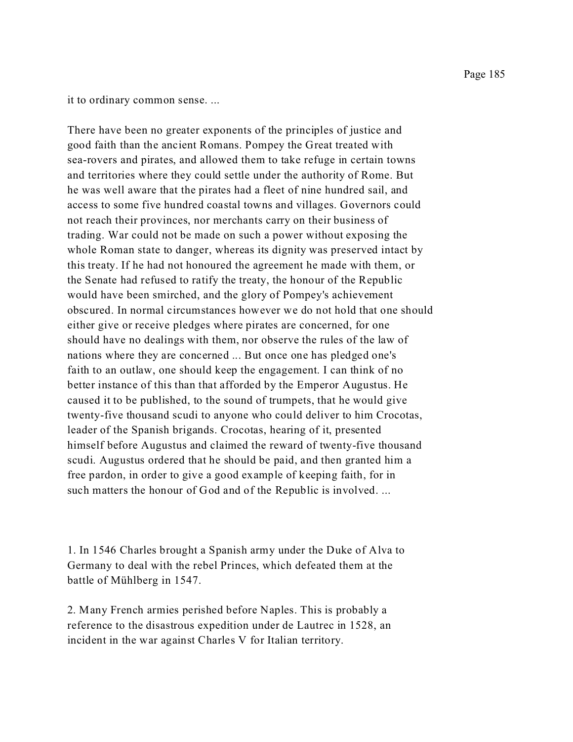it to ordinary common sense. ...

There have been no greater exponents of the principles of justice and good faith than the ancient Romans. Pompey the Great treated with sea-rovers and pirates, and allowed them to take refuge in certain towns and territories where they could settle under the authority of Rome. But he was well aware that the pirates had a fleet of nine hundred sail, and access to some five hundred coastal towns and villages. Governors could not reach their provinces, nor merchants carry on their business of trading. War could not be made on such a power without exposing the whole Roman state to danger, whereas its dignity was preserved intact by this treaty. If he had not honoured the agreement he made with them, or the Senate had refused to ratify the treaty, the honour of the Republic would have been smirched, and the glory of Pompey's achievement obscured. In normal circumstances however we do not hold that one should either give or receive pledges where pirates are concerned, for one should have no dealings with them, nor observe the rules of the law of nations where they are concerned ... But once one has pledged one's faith to an outlaw, one should keep the engagement. I can think of no better instance of this than that afforded by the Emperor Augustus. He caused it to be published, to the sound of trumpets, that he would give twenty-five thousand scudi to anyone who could deliver to him Crocotas, leader of the Spanish brigands. Crocotas, hearing of it, presented himself before Augustus and claimed the reward of twenty-five thousand scudi. Augustus ordered that he should be paid, and then granted him a free pardon, in order to give a good example of keeping faith, for in such matters the honour of God and of the Republic is involved. ...

1. In 1546 Charles brought a Spanish army under the Duke of Alva to Germany to deal with the rebel Princes, which defeated them at the battle of Mühlberg in 1547.

2. Many French armies perished before Naples. This is probably a reference to the disastrous expedition under de Lautrec in 1528, an incident in the war against Charles V for Italian territory.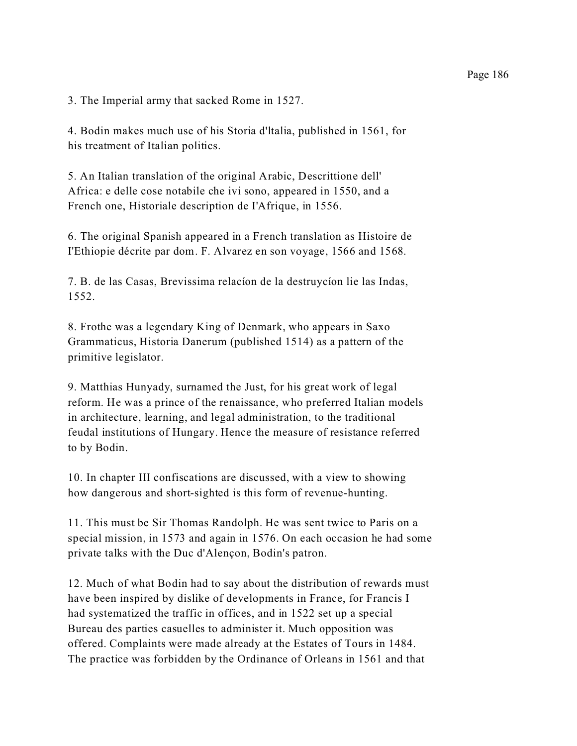3. The Imperial army that sacked Rome in 1527.

4. Bodin makes much use of his Storia d'ltalia, published in 1561, for his treatment of Italian politics.

5. An Italian translation of the original Arabic, Descrittione dell' Africa: e delle cose notabile che ivi sono, appeared in 1550, and a French one, Historiale description de I'Afrique, in 1556.

6. The original Spanish appeared in a French translation as Histoire de I'Ethiopie décrite par dom. F. Alvarez en son voyage, 1566 and 1568.

7. B. de las Casas, Brevissima relacíon de la destruycíon lie las Indas, 1552.

8. Frothe was a legendary King of Denmark, who appears in Saxo Grammaticus, Historia Danerum (published 1514) as a pattern of the primitive legislator.

9. Matthias Hunyady, surnamed the Just, for his great work of legal reform. He was a prince of the renaissance, who preferred Italian models in architecture, learning, and legal administration, to the traditional feudal institutions of Hungary. Hence the measure of resistance referred to by Bodin.

10. In chapter III confiscations are discussed, with a view to showing how dangerous and short-sighted is this form of revenue-hunting.

11. This must be Sir Thomas Randolph. He was sent twice to Paris on a special mission, in 1573 and again in 1576. On each occasion he had some private talks with the Duc d'Alençon, Bodin's patron.

12. Much of what Bodin had to say about the distribution of rewards must have been inspired by dislike of developments in France, for Francis I had systematized the traffic in offices, and in 1522 set up a special Bureau des parties casuelles to administer it. Much opposition was offered. Complaints were made already at the Estates of Tours in 1484. The practice was forbidden by the Ordinance of Orleans in 1561 and that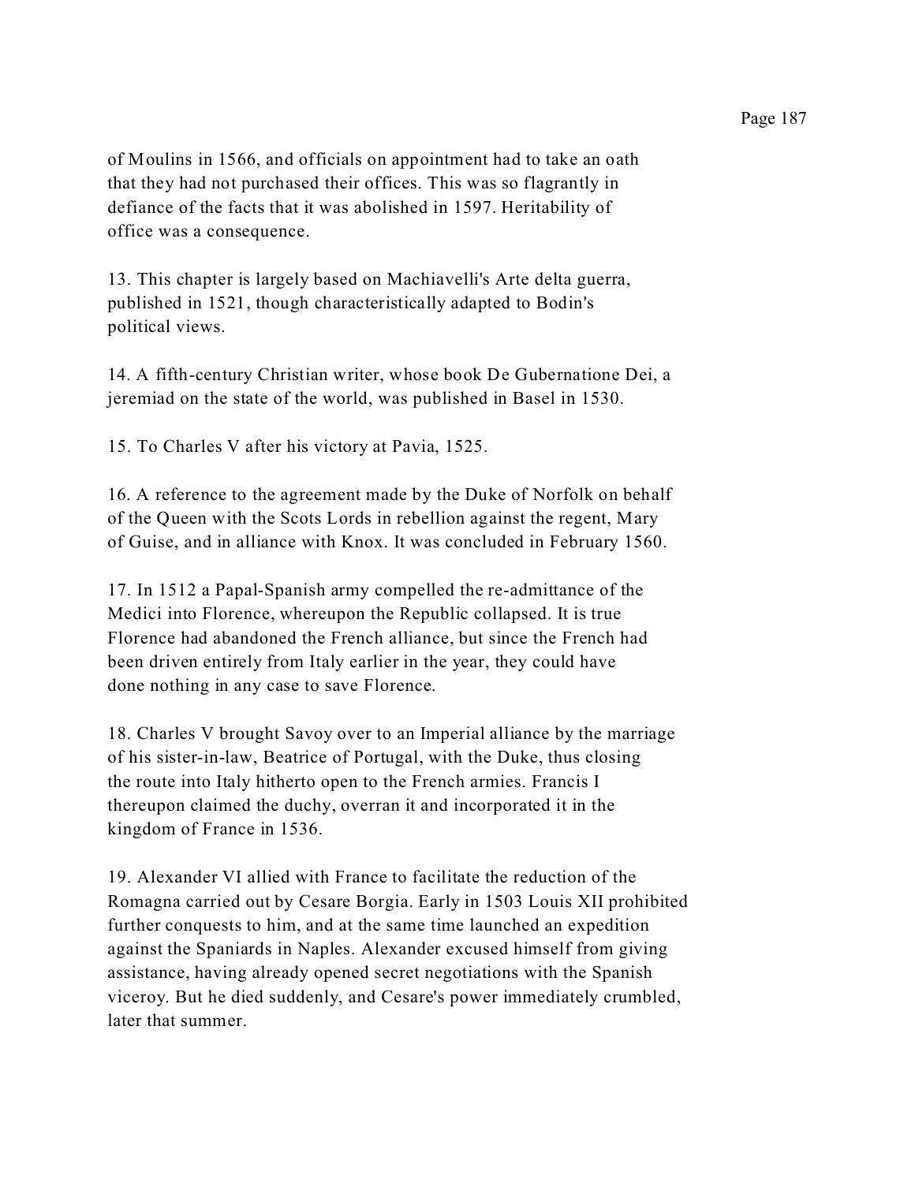of Moulins in 1566, and officials on appointment had to take an oath that they had not purchased their offices. This was so flagrantly in defiance of the facts that it was abolished in 1597. Heritability of office was a consequence.

13. This chapter is largely based on Machiavelli's Arte delta guerra, published in 1521, though characteristically adapted to Bodin's political views.

14. A fifth-century Christian writer, whose book De Gubernatione Dei, a jeremiad on the state of the world, was published in Basel in 1530.

15. To Charles V after his victory at Pavia, 1525.

16. A reference to the agreement made by the Duke of Norfolk on behalf of the Queen with the Scots Lords in rebellion against the regent, Mary of Guise, and in alliance with Knox. It was concluded in February 1560.

17. In 1512 a Papal-Spanish army compelled the re-admittance of the Medici into Florence, whereupon the Republic collapsed. It is true Florence had abandoned the French alliance, but since the French had been driven entirely from Italy earlier in the year, they could have done nothing in any case to save Florence.

18. Charles V brought Savoy over to an Imperial alliance by the marriage of his sister-in-law, Beatrice of Portugal, with the Duke, thus closing the route into Italy hitherto open to the French armies. Francis I thereupon claimed the duchy, overran it and incorporated it in the kingdom of France in 1536.

19. Alexander VI allied with France to facilitate the reduction of the Romagna carried out by Cesare Borgia. Early in 1503 Louis XII prohibited further conquests to him, and at the same time launched an expedition against the Spaniards in Naples. Alexander excused himself from giving assistance, having already opened secret negotiations with the Spanish viceroy. But he died suddenly, and Cesare's power immediately crumbled, later that summer.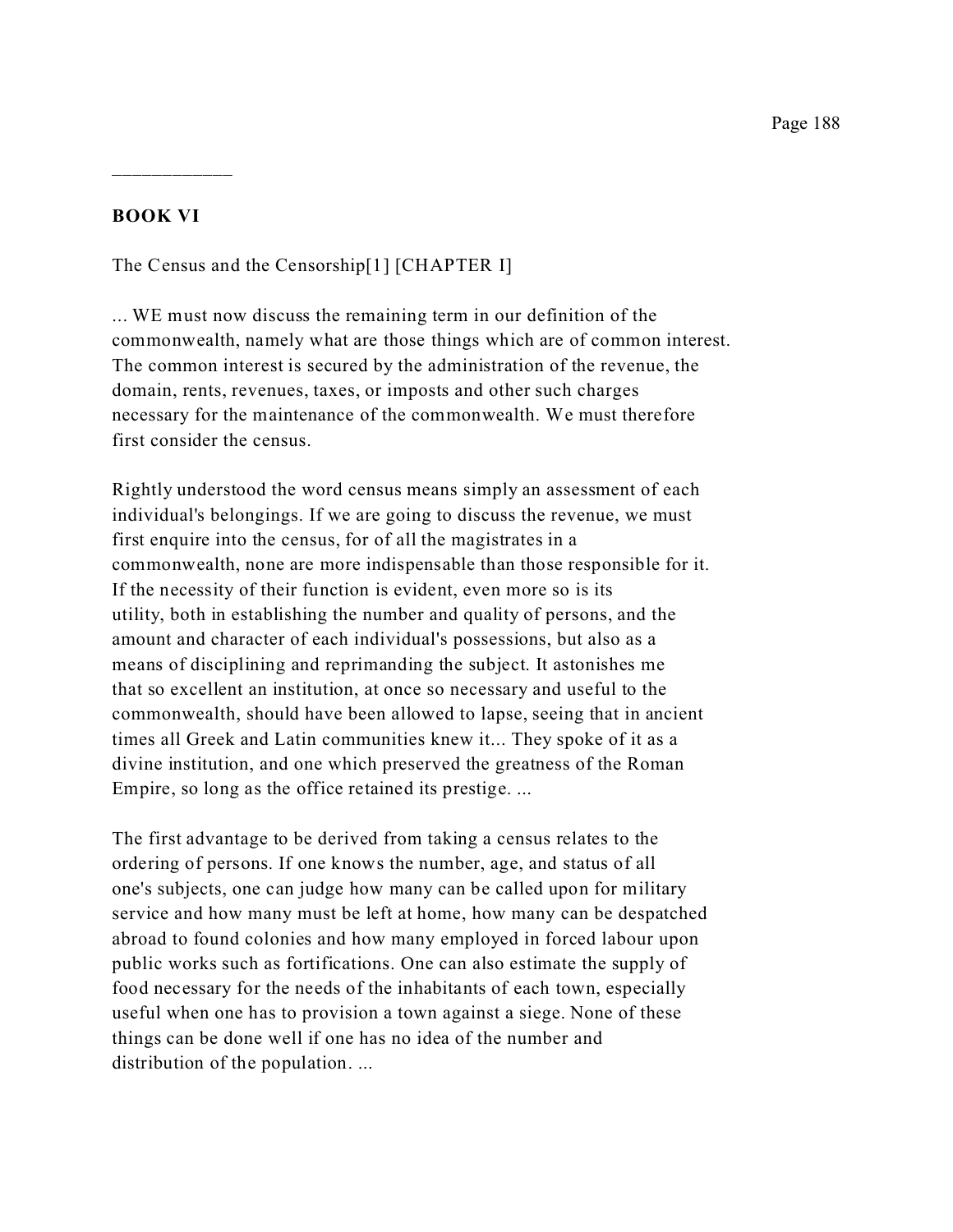## BOOK VI

The Census and the Censorship[1] [CHAPTER I]

... WE must now discuss the remaining term in our definition of the commonwealth, namely what are those things which are of common interest. The common interest is secured by the administration of the revenue, the domain, rents, revenues, taxes, or imposts and other such charges necessary for the maintenance of the commonwealth. We must therefore first consider the census.

Rightly understood the word census means simply an assessment of each individual's belongings. If we are going to discuss the revenue, we must first enquire into the census, for of all the magistrates in a commonwealth, none are more indispensable than those responsible for it. If the necessity of their function is evident, even more so is its utility, both in establishing the number and quality of persons, and the amount and character of each individual's possessions, but also as a means of disciplining and reprimanding the subject. It astonishes me that so excellent an institution, at once so necessary and useful to the commonwealth, should have been allowed to lapse, seeing that in ancient times all Greek and Latin communities knew it... They spoke of it as a divine institution, and one which preserved the greatness of the Roman Empire, so long as the office retained its prestige. ...

The first advantage to be derived from taking a census relates to the ordering of persons. If one knows the number, age, and status of all one's subjects, one can judge how many can be called upon for military service and how many must be left at home, how many can be despatched abroad to found colonies and how many employed in forced labour upon public works such as fortifications. One can also estimate the supply of food necessary for the needs of the inhabitants of each town, especially useful when one has to provision a town against a siege. None of these things can be done well if one has no idea of the number and distribution of the population. ...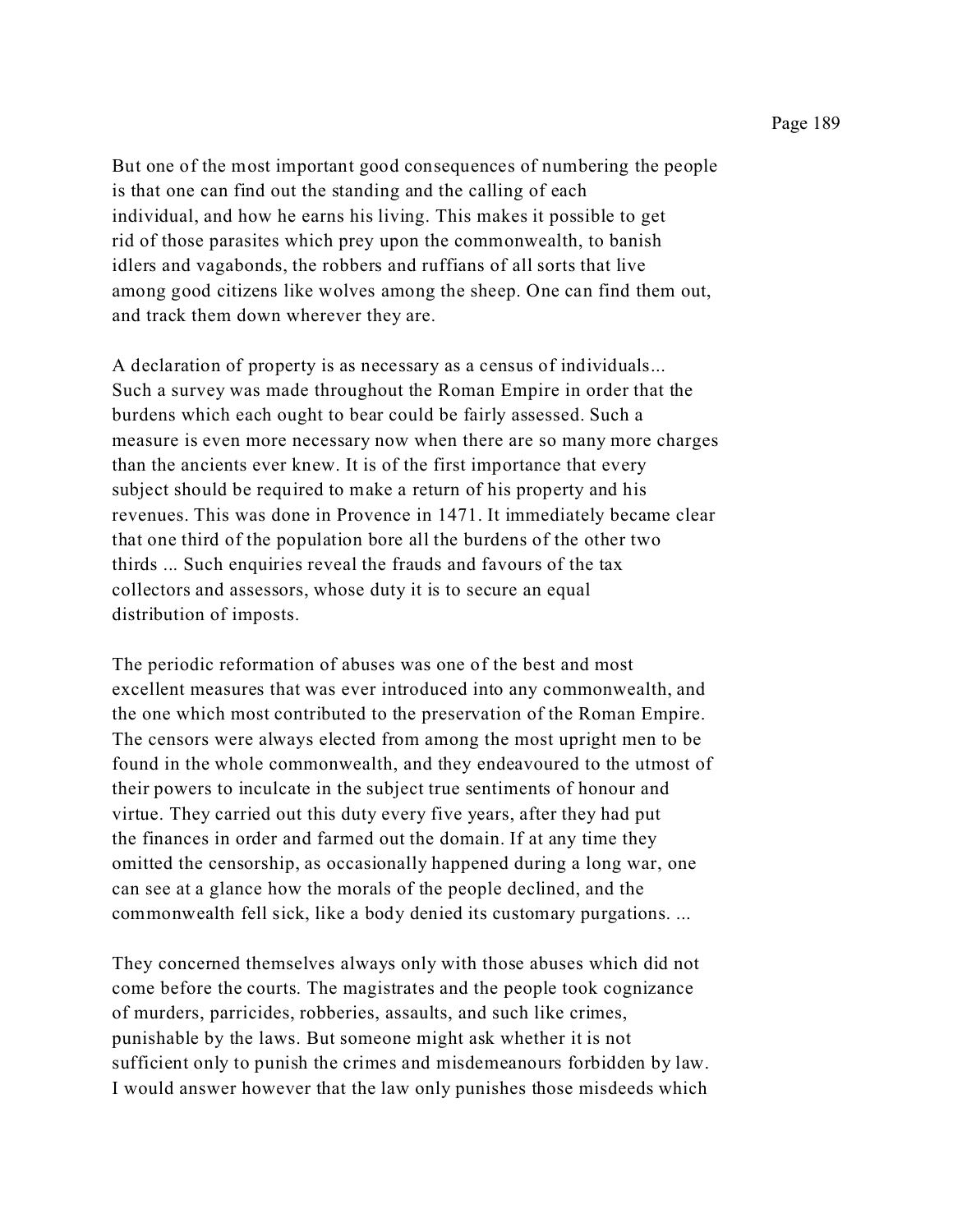But one of the most important good consequences of numbering the people is that one can find out the standing and the calling of each individual, and how he earns his living. This makes it possible to get rid of those parasites which prey upon the commonwealth, to banish idlers and vagabonds, the robbers and ruffians of all sorts that live among good citizens like wolves among the sheep. One can find them out, and track them down wherever they are.

A declaration of property is as necessary as a census of individuals... Such a survey was made throughout the Roman Empire in order that the burdens which each ought to bear could be fairly assessed. Such a measure is even more necessary now when there are so many more charges than the ancients ever knew. It is of the first importance that every subject should be required to make a return of his property and his revenues. This was done in Provence in 1471. It immediately became clear that one third of the population bore all the burdens of the other two thirds ... Such enquiries reveal the frauds and favours of the tax collectors and assessors, whose duty it is to secure an equal distribution of imposts.

The periodic reformation of abuses was one of the best and most excellent measures that was ever introduced into any commonwealth, and the one which most contributed to the preservation of the Roman Empire. The censors were always elected from among the most upright men to be found in the whole commonwealth, and they endeavoured to the utmost of their powers to inculcate in the subject true sentiments of honour and virtue. They carried out this duty every five years, after they had put the finances in order and farmed out the domain. If at any time they omitted the censorship, as occasionally happened during a long war, one can see at a glance how the morals of the people declined, and the commonwealth fell sick, like a body denied its customary purgations. ...

They concerned themselves always only with those abuses which did not come before the courts. The magistrates and the people took cognizance of murders, parricides, robberies, assaults, and such like crimes, punishable by the laws. But someone might ask whether it is not sufficient only to punish the crimes and misdemeanours forbidden by law. I would answer however that the law only punishes those misdeeds which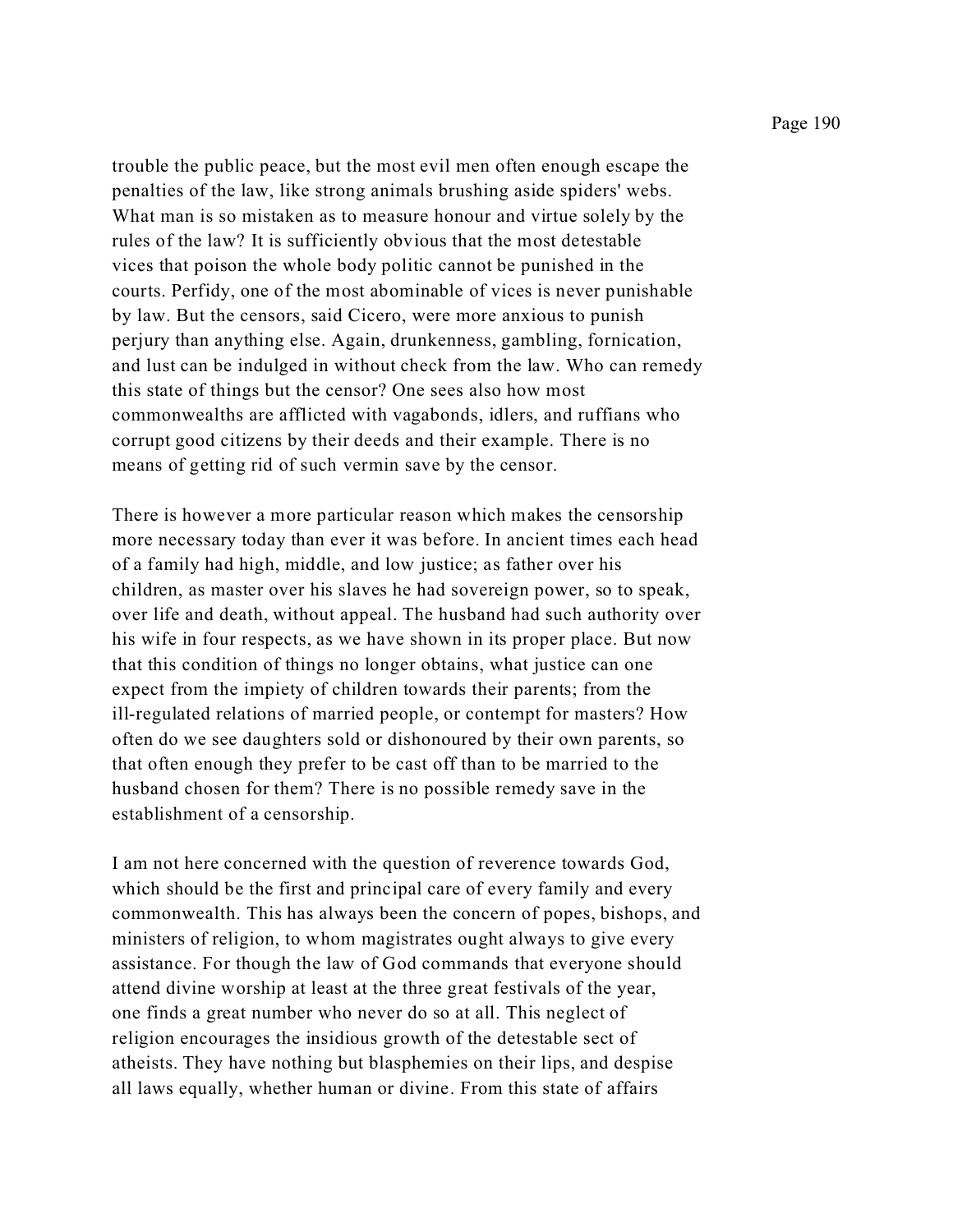trouble the public peace, but the most evil men often enough escape the penalties of the law, like strong animals brushing aside spiders' webs. What man is so mistaken as to measure honour and virtue solely by the rules of the law? It is sufficiently obvious that the most detestable vices that poison the whole body politic cannot be punished in the courts. Perfidy, one of the most abominable of vices is never punishable by law. But the censors, said Cicero, were more anxious to punish perjury than anything else. Again, drunkenness, gambling, fornication, and lust can be indulged in without check from the law. Who can remedy this state of things but the censor? One sees also how most commonwealths are afflicted with vagabonds, idlers, and ruffians who corrupt good citizens by their deeds and their example. There is no means of getting rid of such vermin save by the censor.

There is however a more particular reason which makes the censorship more necessary today than ever it was before. In ancient times each head of a family had high, middle, and low justice; as father over his children, as master over his slaves he had sovereign power, so to speak, over life and death, without appeal. The husband had such authority over his wife in four respects, as we have shown in its proper place. But now that this condition of things no longer obtains, what justice can one expect from the impiety of children towards their parents; from the ill-regulated relations of married people, or contempt for masters? How often do we see daughters sold or dishonoured by their own parents, so that often enough they prefer to be cast off than to be married to the husband chosen for them? There is no possible remedy save in the establishment of a censorship.

I am not here concerned with the question of reverence towards God, which should be the first and principal care of every family and every commonwealth. This has always been the concern of popes, bishops, and ministers of religion, to whom magistrates ought always to give every assistance. For though the law of God commands that everyone should attend divine worship at least at the three great festivals of the year, one finds a great number who never do so at all. This neglect of religion encourages the insidious growth of the detestable sect of atheists. They have nothing but blasphemies on their lips, and despise all laws equally, whether human or divine. From this state of affairs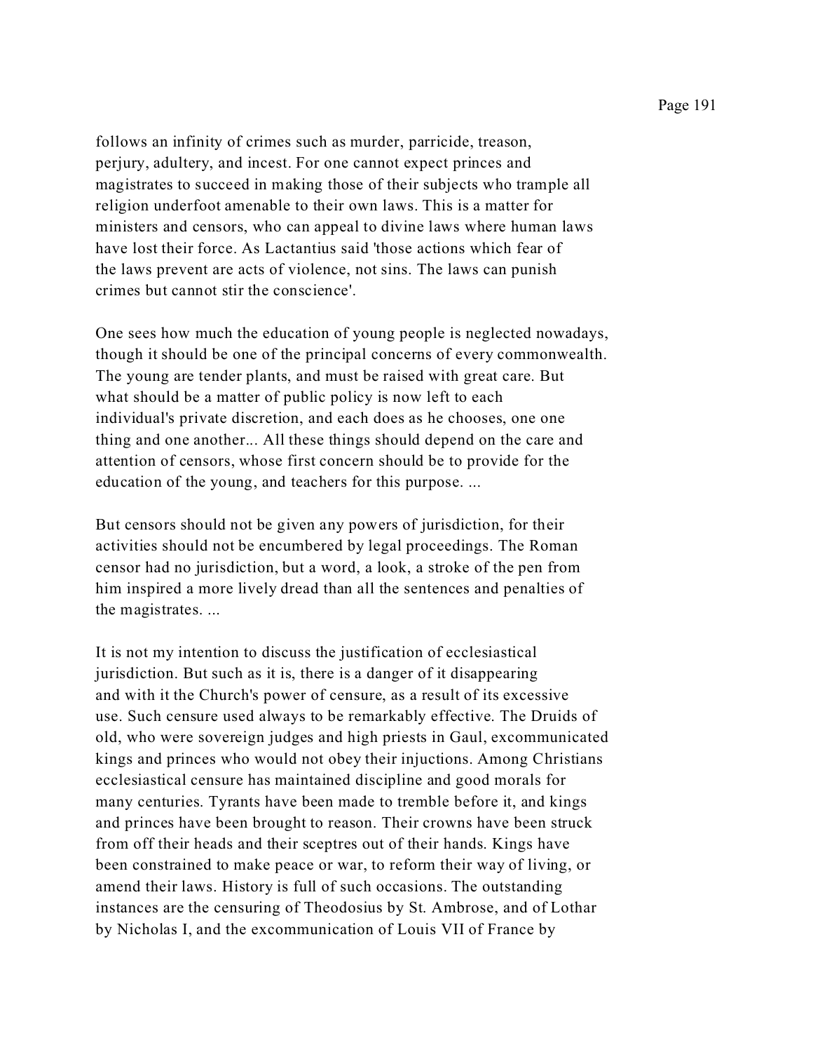follows an infinity of crimes such as murder, parricide, treason, perjury, adultery, and incest. For one cannot expect princes and magistrates to succeed in making those of their subjects who trample all religion underfoot amenable to their own laws. This is a matter for ministers and censors, who can appeal to divine laws where human laws have lost their force. As Lactantius said 'those actions which fear of the laws prevent are acts of violence, not sins. The laws can punish crimes but cannot stir the conscience'.

One sees how much the education of young people is neglected nowadays, though it should be one of the principal concerns of every commonwealth. The young are tender plants, and must be raised with great care. But what should be a matter of public policy is now left to each individual's private discretion, and each does as he chooses, one one thing and one another... All these things should depend on the care and attention of censors, whose first concern should be to provide for the education of the young, and teachers for this purpose. ...

But censors should not be given any powers of jurisdiction, for their activities should not be encumbered by legal proceedings. The Roman censor had no jurisdiction, but a word, a look, a stroke of the pen from him inspired a more lively dread than all the sentences and penalties of the magistrates. ...

It is not my intention to discuss the justification of ecclesiastical jurisdiction. But such as it is, there is a danger of it disappearing and with it the Church's power of censure, as a result of its excessive use. Such censure used always to be remarkably effective. The Druids of old, who were sovereign judges and high priests in Gaul, excommunicated kings and princes who would not obey their injuctions. Among Christians ecclesiastical censure has maintained discipline and good morals for many centuries. Tyrants have been made to tremble before it, and kings and princes have been brought to reason. Their crowns have been struck from off their heads and their sceptres out of their hands. Kings have been constrained to make peace or war, to reform their way of living, or amend their laws. History is full of such occasions. The outstanding instances are the censuring of Theodosius by St. Ambrose, and of Lothar by Nicholas I, and the excommunication of Louis VII of France by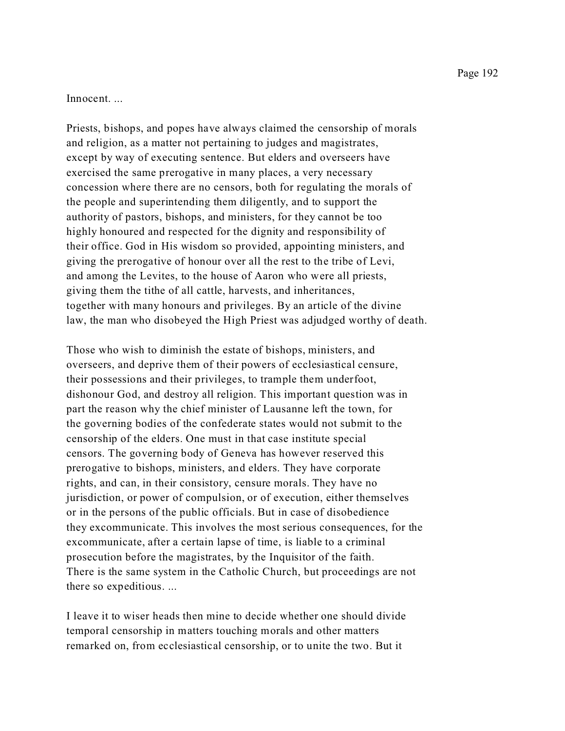Innocent. ...

Priests, bishops, and popes have always claimed the censorship of morals and religion, as a matter not pertaining to judges and magistrates, except by way of executing sentence. But elders and overseers have exercised the same prerogative in many places, a very necessary concession where there are no censors, both for regulating the morals of the people and superintending them diligently, and to support the authority of pastors, bishops, and ministers, for they cannot be too highly honoured and respected for the dignity and responsibility of their office. God in His wisdom so provided, appointing ministers, and giving the prerogative of honour over all the rest to the tribe of Levi, and among the Levites, to the house of Aaron who were all priests, giving them the tithe of all cattle, harvests, and inheritances, together with many honours and privileges. By an article of the divine law, the man who disobeyed the High Priest was adjudged worthy of death.

Those who wish to diminish the estate of bishops, ministers, and overseers, and deprive them of their powers of ecclesiastical censure, their possessions and their privileges, to trample them underfoot, dishonour God, and destroy all religion. This important question was in part the reason why the chief minister of Lausanne left the town, for the governing bodies of the confederate states would not submit to the censorship of the elders. One must in that case institute special censors. The governing body of Geneva has however reserved this prerogative to bishops, ministers, and elders. They have corporate rights, and can, in their consistory, censure morals. They have no jurisdiction, or power of compulsion, or of execution, either themselves or in the persons of the public officials. But in case of disobedience they excommunicate. This involves the most serious consequences, for the excommunicate, after a certain lapse of time, is liable to a criminal prosecution before the magistrates, by the Inquisitor of the faith. There is the same system in the Catholic Church, but proceedings are not there so expeditious. ...

I leave it to wiser heads then mine to decide whether one should divide temporal censorship in matters touching morals and other matters remarked on, from ecclesiastical censorship, or to unite the two. But it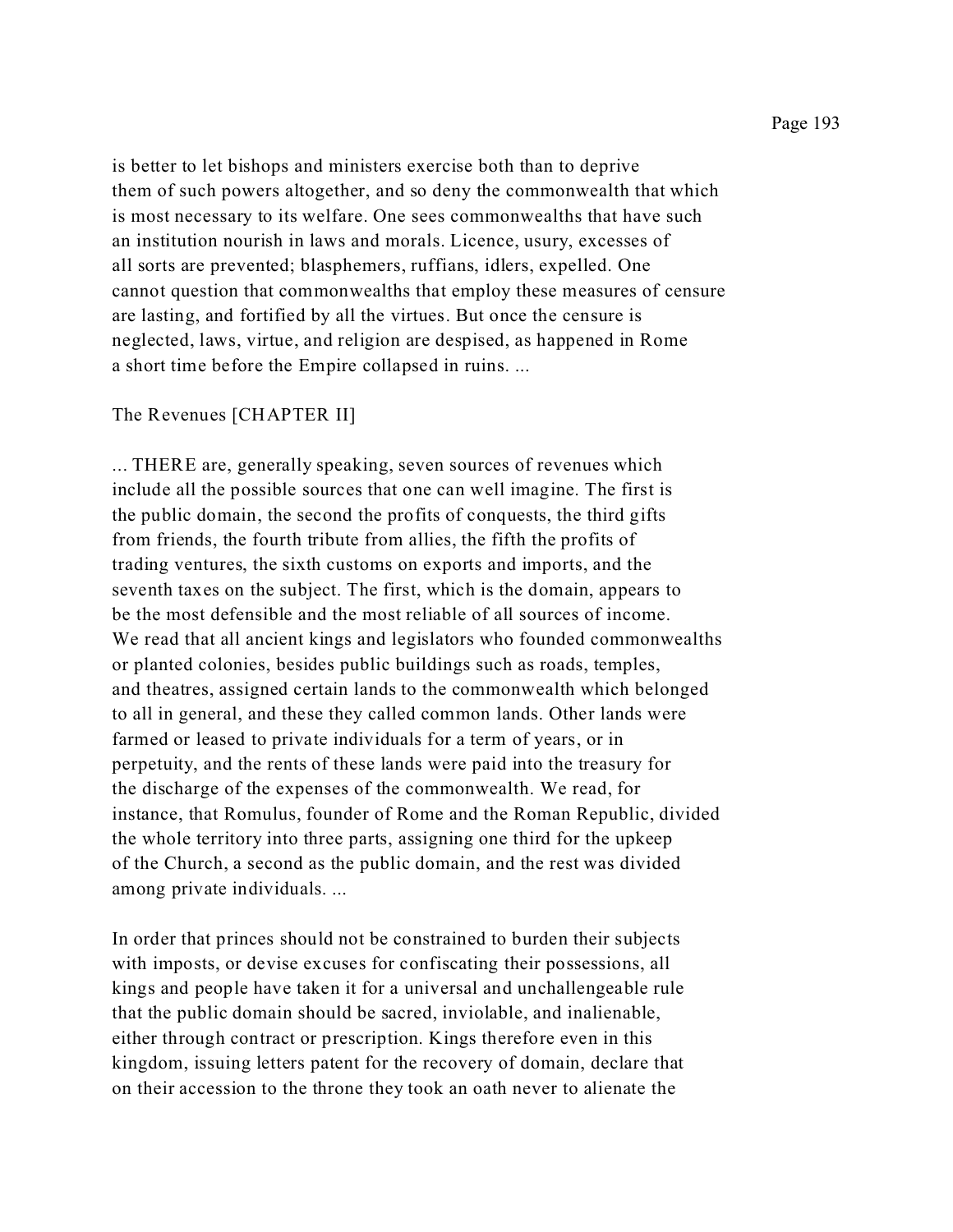is better to let bishops and ministers exercise both than to deprive them of such powers altogether, and so deny the commonwealth that which is most necessary to its welfare. One sees commonwealths that have such an institution nourish in laws and morals. Licence, usury, excesses of all sorts are prevented; blasphemers, ruffians, idlers, expelled. One cannot question that commonwealths that employ these measures of censure are lasting, and fortified by all the virtues. But once the censure is neglected, laws, virtue, and religion are despised, as happened in Rome a short time before the Empire collapsed in ruins. ...

## The Revenues [CHAPTER II]

... THERE are, generally speaking, seven sources of revenues which include all the possible sources that one can well imagine. The first is the public domain, the second the profits of conquests, the third gifts from friends, the fourth tribute from allies, the fifth the profits of trading ventures, the sixth customs on exports and imports, and the seventh taxes on the subject. The first, which is the domain, appears to be the most defensible and the most reliable of all sources of income. We read that all ancient kings and legislators who founded commonwealths or planted colonies, besides public buildings such as roads, temples, and theatres, assigned certain lands to the commonwealth which belonged to all in general, and these they called common lands. Other lands were farmed or leased to private individuals for a term of years, or in perpetuity, and the rents of these lands were paid into the treasury for the discharge of the expenses of the commonwealth. We read, for instance, that Romulus, founder of Rome and the Roman Republic, divided the whole territory into three parts, assigning one third for the upkeep of the Church, a second as the public domain, and the rest was divided among private individuals. ...

In order that princes should not be constrained to burden their subjects with imposts, or devise excuses for confiscating their possessions, all kings and people have taken it for a universal and unchallengeable rule that the public domain should be sacred, inviolable, and inalienable, either through contract or prescription. Kings therefore even in this kingdom, issuing letters patent for the recovery of domain, declare that on their accession to the throne they took an oath never to alienate the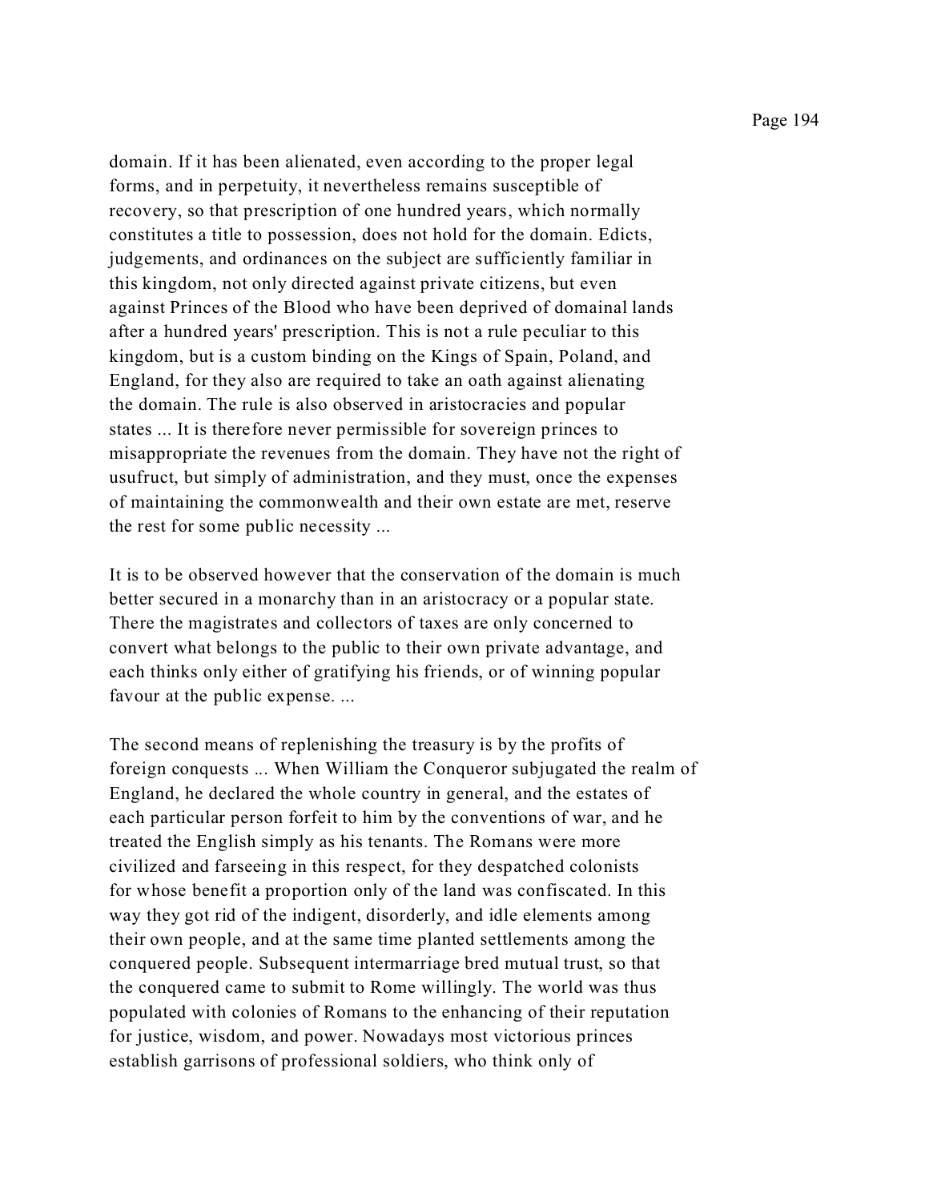domain. If it has been alienated, even according to the proper legal forms, and in perpetuity, it nevertheless remains susceptible of recovery, so that prescription of one hundred years, which normally constitutes a title to possession, does not hold for the domain. Edicts, judgements, and ordinances on the subject are sufficiently familiar in this kingdom, not only directed against private citizens, but even against Princes of the Blood who have been deprived of domainal lands after a hundred years' prescription. This is not a rule peculiar to this kingdom, but is a custom binding on the Kings of Spain, Poland, and England, for they also are required to take an oath against alienating the domain. The rule is also observed in aristocracies and popular states ... It is therefore never permissible for sovereign princes to misappropriate the revenues from the domain. They have not the right of usufruct, but simply of administration, and they must, once the expenses of maintaining the commonwealth and their own estate are met, reserve the rest for some public necessity ...

It is to be observed however that the conservation of the domain is much better secured in a monarchy than in an aristocracy or a popular state. There the magistrates and collectors of taxes are only concerned to convert what belongs to the public to their own private advantage, and each thinks only either of gratifying his friends, or of winning popular favour at the public expense. ...

The second means of replenishing the treasury is by the profits of foreign conquests ... When William the Conqueror subjugated the realm of England, he declared the whole country in general, and the estates of each particular person forfeit to him by the conventions of war, and he treated the English simply as his tenants. The Romans were more civilized and farseeing in this respect, for they despatched colonists for whose benefit a proportion only of the land was confiscated. In this way they got rid of the indigent, disorderly, and idle elements among their own people, and at the same time planted settlements among the conquered people. Subsequent intermarriage bred mutual trust, so that the conquered came to submit to Rome willingly. The world was thus populated with colonies of Romans to the enhancing of their reputation for justice, wisdom, and power. Nowadays most victorious princes establish garrisons of professional soldiers, who think only of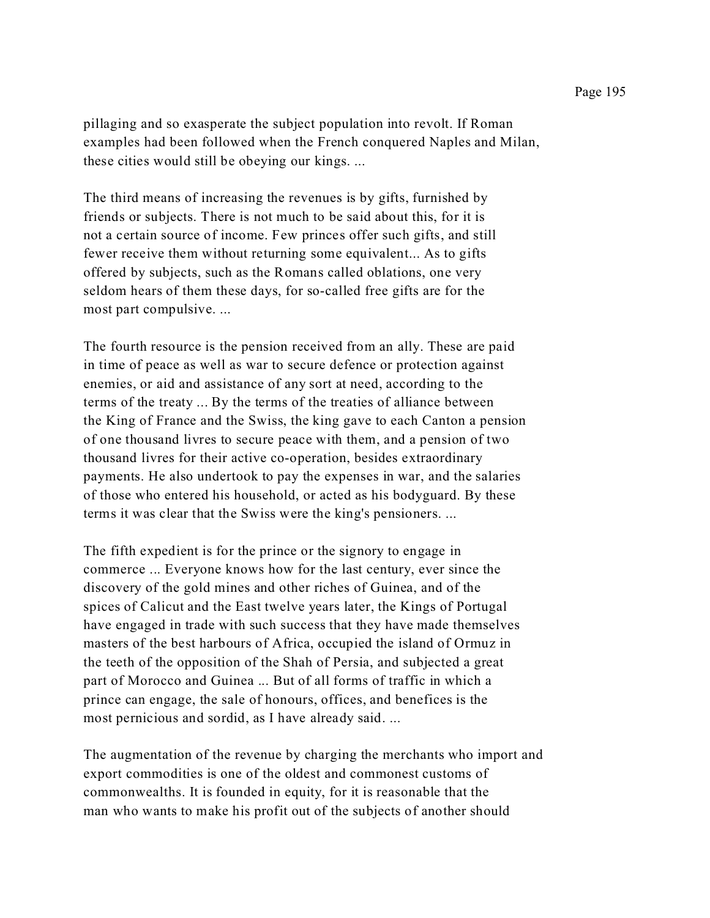pillaging and so exasperate the subject population into revolt. If Roman examples had been followed when the French conquered Naples and Milan, these cities would still be obeying our kings. ...

The third means of increasing the revenues is by gifts, furnished by friends or subjects. There is not much to be said about this, for it is not a certain source of income. Few princes offer such gifts, and still fewer receive them without returning some equivalent... As to gifts offered by subjects, such as the Romans called oblations, one very seldom hears of them these days, for so-called free gifts are for the most part compulsive. ...

The fourth resource is the pension received from an ally. These are paid in time of peace as well as war to secure defence or protection against enemies, or aid and assistance of any sort at need, according to the terms of the treaty ... By the terms of the treaties of alliance between the King of France and the Swiss, the king gave to each Canton a pension of one thousand livres to secure peace with them, and a pension of two thousand livres for their active co-operation, besides extraordinary payments. He also undertook to pay the expenses in war, and the salaries of those who entered his household, or acted as his bodyguard. By these terms it was clear that the Swiss were the king's pensioners. ...

The fifth expedient is for the prince or the signory to engage in commerce ... Everyone knows how for the last century, ever since the discovery of the gold mines and other riches of Guinea, and of the spices of Calicut and the East twelve years later, the Kings of Portugal have engaged in trade with such success that they have made themselves masters of the best harbours of Africa, occupied the island of Ormuz in the teeth of the opposition of the Shah of Persia, and subjected a great part of Morocco and Guinea ... But of all forms of traffic in which a prince can engage, the sale of honours, offices, and benefices is the most pernicious and sordid, as I have already said. ...

The augmentation of the revenue by charging the merchants who import and export commodities is one of the oldest and commonest customs of commonwealths. It is founded in equity, for it is reasonable that the man who wants to make his profit out of the subjects of another should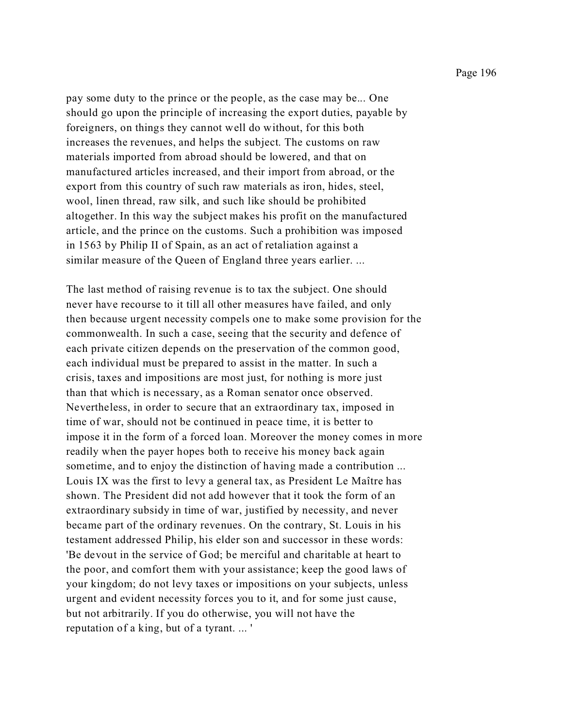pay some duty to the prince or the people, as the case may be... One should go upon the principle of increasing the export duties, payable by foreigners, on things they cannot well do without, for this both increases the revenues, and helps the subject. The customs on raw materials imported from abroad should be lowered, and that on manufactured articles increased, and their import from abroad, or the export from this country of such raw materials as iron, hides, steel, wool, linen thread, raw silk, and such like should be prohibited altogether. In this way the subject makes his profit on the manufactured article, and the prince on the customs. Such a prohibition was imposed in 1563 by Philip II of Spain, as an act of retaliation against a similar measure of the Queen of England three years earlier. ...

The last method of raising revenue is to tax the subject. One should never have recourse to it till all other measures have failed, and only then because urgent necessity compels one to make some provision for the commonwealth. In such a case, seeing that the security and defence of each private citizen depends on the preservation of the common good, each individual must be prepared to assist in the matter. In such a crisis, taxes and impositions are most just, for nothing is more just than that which is necessary, as a Roman senator once observed. Nevertheless, in order to secure that an extraordinary tax, imposed in time of war, should not be continued in peace time, it is better to impose it in the form of a forced loan. Moreover the money comes in more readily when the payer hopes both to receive his money back again sometime, and to enjoy the distinction of having made a contribution ... Louis IX was the first to levy a general tax, as President Le Maître has shown. The President did not add however that it took the form of an extraordinary subsidy in time of war, justified by necessity, and never became part of the ordinary revenues. On the contrary, St. Louis in his testament addressed Philip, his elder son and successor in these words: 'Be devout in the service of God; be merciful and charitable at heart to the poor, and comfort them with your assistance; keep the good laws of your kingdom; do not levy taxes or impositions on your subjects, unless urgent and evident necessity forces you to it, and for some just cause, but not arbitrarily. If you do otherwise, you will not have the reputation of a king, but of a tyrant. ... '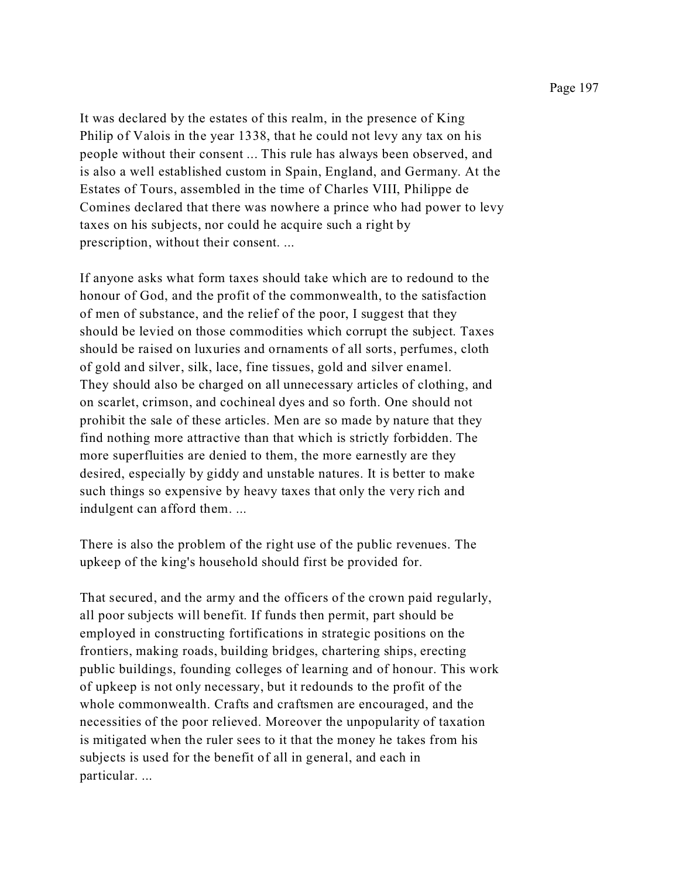It was declared by the estates of this realm, in the presence of King Philip of Valois in the year 1338, that he could not levy any tax on his people without their consent ... This rule has always been observed, and is also a well established custom in Spain, England, and Germany. At the Estates of Tours, assembled in the time of Charles VIII, Philippe de Comines declared that there was nowhere a prince who had power to levy taxes on his subjects, nor could he acquire such a right by prescription, without their consent. ...

If anyone asks what form taxes should take which are to redound to the honour of God, and the profit of the commonwealth, to the satisfaction of men of substance, and the relief of the poor, I suggest that they should be levied on those commodities which corrupt the subject. Taxes should be raised on luxuries and ornaments of all sorts, perfumes, cloth of gold and silver, silk, lace, fine tissues, gold and silver enamel. They should also be charged on all unnecessary articles of clothing, and on scarlet, crimson, and cochineal dyes and so forth. One should not prohibit the sale of these articles. Men are so made by nature that they find nothing more attractive than that which is strictly forbidden. The more superfluities are denied to them, the more earnestly are they desired, especially by giddy and unstable natures. It is better to make such things so expensive by heavy taxes that only the very rich and indulgent can afford them. ...

There is also the problem of the right use of the public revenues. The upkeep of the king's household should first be provided for.

That secured, and the army and the officers of the crown paid regularly, all poor subjects will benefit. If funds then permit, part should be employed in constructing fortifications in strategic positions on the frontiers, making roads, building bridges, chartering ships, erecting public buildings, founding colleges of learning and of honour. This work of upkeep is not only necessary, but it redounds to the profit of the whole commonwealth. Crafts and craftsmen are encouraged, and the necessities of the poor relieved. Moreover the unpopularity of taxation is mitigated when the ruler sees to it that the money he takes from his subjects is used for the benefit of all in general, and each in particular. ...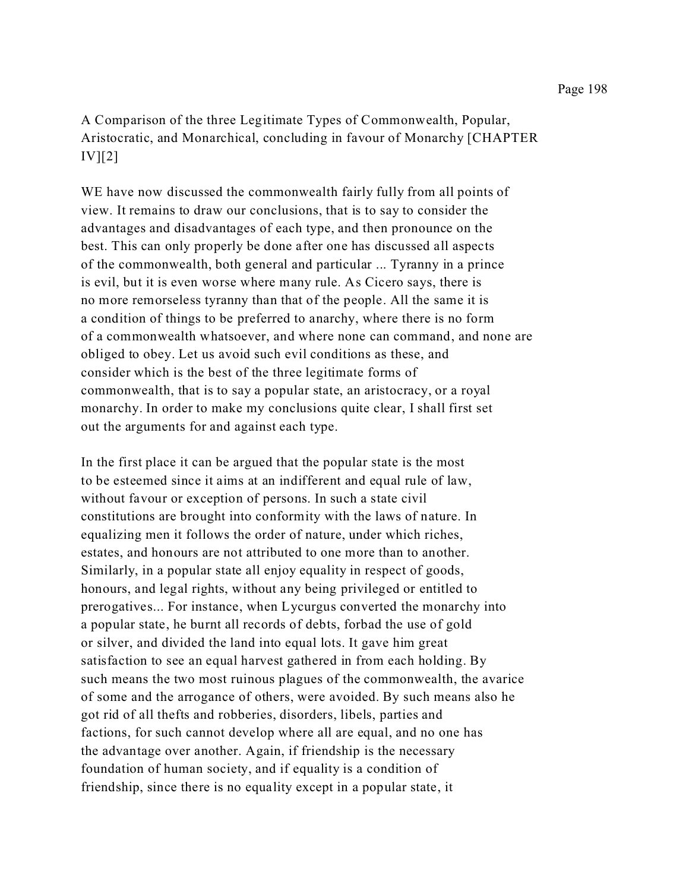## A Comparison of the three Legitimate Types of Commonwealth, Popular, Aristocratic, and Monarchical, concluding in favour of Monarchy [CHAPTER IV][2]

WE have now discussed the commonwealth fairly fully from all points of view. It remains to draw our conclusions, that is to say to consider the advantages and disadvantages of each type, and then pronounce on the best. This can only properly be done after one has discussed all aspects of the commonwealth, both general and particular ... Tyranny in a prince is evil, but it is even worse where many rule. As Cicero says, there is no more remorseless tyranny than that of the people. All the same it is a condition of things to be preferred to anarchy, where there is no form of a commonwealth whatsoever, and where none can command, and none are obliged to obey. Let us avoid such evil conditions as these, and consider which is the best of the three legitimate forms of commonwealth, that is to say a popular state, an aristocracy, or a royal monarchy. In order to make my conclusions quite clear, I shall first set out the arguments for and against each type.

In the first place it can be argued that the popular state is the most to be esteemed since it aims at an indifferent and equal rule of law, without favour or exception of persons. In such a state civil constitutions are brought into conformity with the laws of nature. In equalizing men it follows the order of nature, under which riches, estates, and honours are not attributed to one more than to another. Similarly, in a popular state all enjoy equality in respect of goods, honours, and legal rights, without any being privileged or entitled to prerogatives... For instance, when Lycurgus converted the monarchy into a popular state, he burnt all records of debts, forbad the use of gold or silver, and divided the land into equal lots. It gave him great satisfaction to see an equal harvest gathered in from each holding. By such means the two most ruinous plagues of the commonwealth, the avarice of some and the arrogance of others, were avoided. By such means also he got rid of all thefts and robberies, disorders, libels, parties and factions, for such cannot develop where all are equal, and no one has the advantage over another. Again, if friendship is the necessary foundation of human society, and if equality is a condition of friendship, since there is no equality except in a popular state, it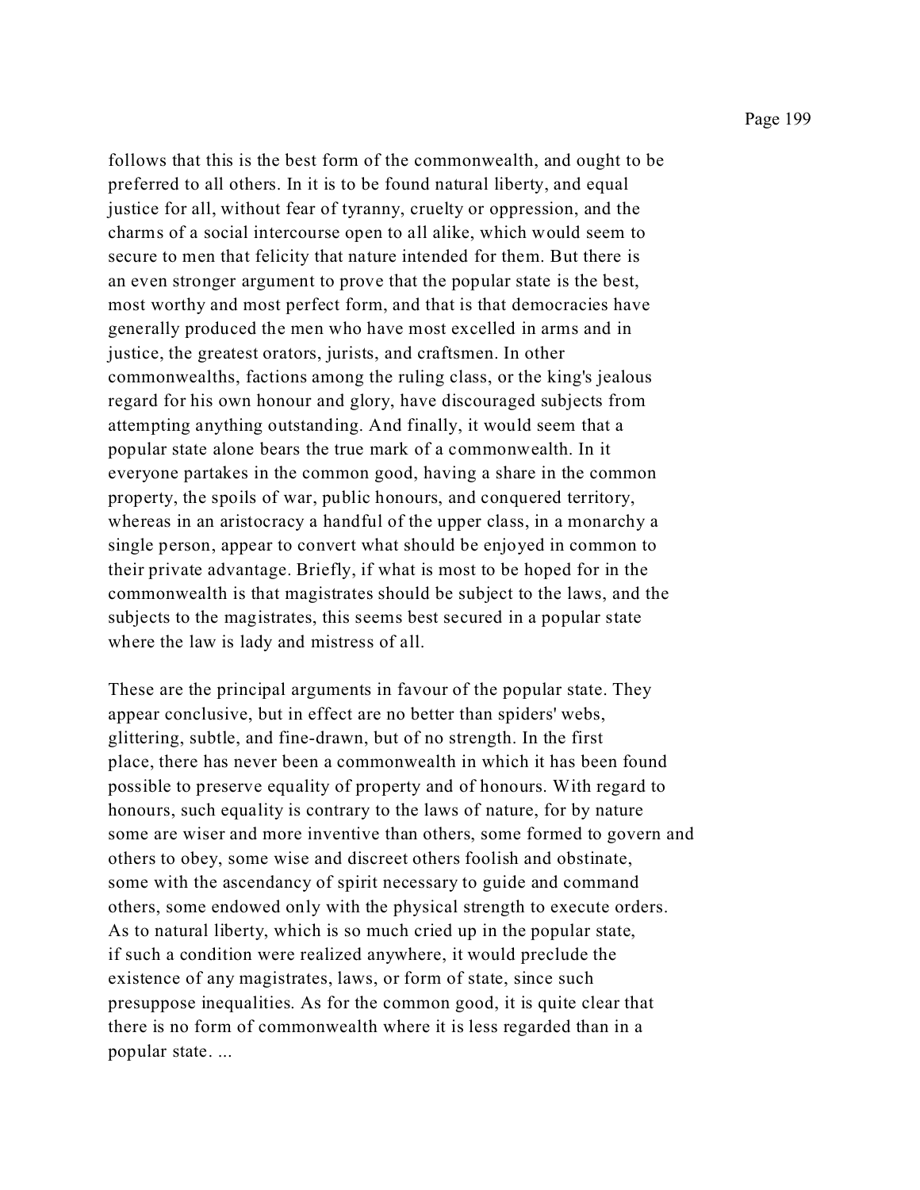follows that this is the best form of the commonwealth, and ought to be preferred to all others. In it is to be found natural liberty, and equal justice for all, without fear of tyranny, cruelty or oppression, and the charms of a social intercourse open to all alike, which would seem to secure to men that felicity that nature intended for them. But there is an even stronger argument to prove that the popular state is the best, most worthy and most perfect form, and that is that democracies have generally produced the men who have most excelled in arms and in justice, the greatest orators, jurists, and craftsmen. In other commonwealths, factions among the ruling class, or the king's jealous regard for his own honour and glory, have discouraged subjects from attempting anything outstanding. And finally, it would seem that a popular state alone bears the true mark of a commonwealth. In it everyone partakes in the common good, having a share in the common property, the spoils of war, public honours, and conquered territory, whereas in an aristocracy a handful of the upper class, in a monarchy a single person, appear to convert what should be enjoyed in common to their private advantage. Briefly, if what is most to be hoped for in the commonwealth is that magistrates should be subject to the laws, and the subjects to the magistrates, this seems best secured in a popular state where the law is lady and mistress of all.

These are the principal arguments in favour of the popular state. They appear conclusive, but in effect are no better than spiders' webs, glittering, subtle, and fine-drawn, but of no strength. In the first place, there has never been a commonwealth in which it has been found possible to preserve equality of property and of honours. With regard to honours, such equality is contrary to the laws of nature, for by nature some are wiser and more inventive than others, some formed to govern and others to obey, some wise and discreet others foolish and obstinate, some with the ascendancy of spirit necessary to guide and command others, some endowed only with the physical strength to execute orders. As to natural liberty, which is so much cried up in the popular state, if such a condition were realized anywhere, it would preclude the existence of any magistrates, laws, or form of state, since such presuppose inequalities. As for the common good, it is quite clear that there is no form of commonwealth where it is less regarded than in a popular state. ...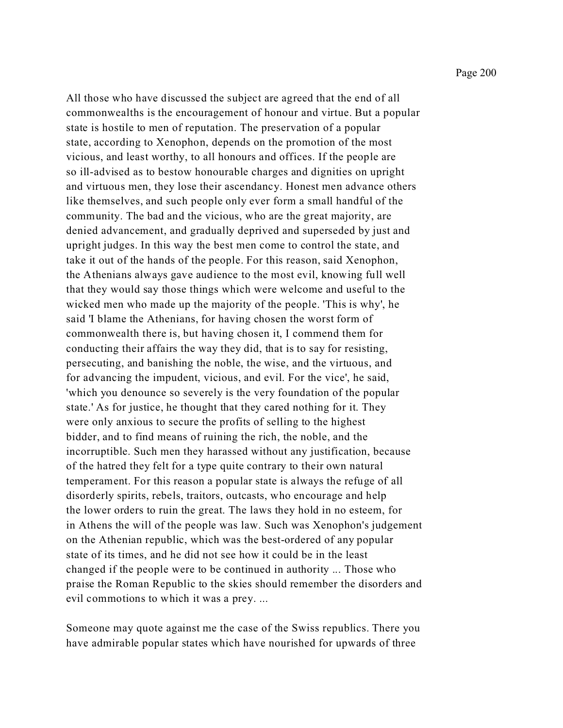All those who have discussed the subject are agreed that the end of all commonwealths is the encouragement of honour and virtue. But a popular state is hostile to men of reputation. The preservation of a popular state, according to Xenophon, depends on the promotion of the most vicious, and least worthy, to all honours and offices. If the people are so ill-advised as to bestow honourable charges and dignities on upright and virtuous men, they lose their ascendancy. Honest men advance others like themselves, and such people only ever form a small handful of the community. The bad and the vicious, who are the great majority, are denied advancement, and gradually deprived and superseded by just and upright judges. In this way the best men come to control the state, and take it out of the hands of the people. For this reason, said Xenophon, the Athenians always gave audience to the most evil, knowing full well that they would say those things which were welcome and useful to the wicked men who made up the majority of the people. 'This is why', he said 'I blame the Athenians, for having chosen the worst form of commonwealth there is, but having chosen it, I commend them for conducting their affairs the way they did, that is to say for resisting, persecuting, and banishing the noble, the wise, and the virtuous, and for advancing the impudent, vicious, and evil. For the vice', he said, 'which you denounce so severely is the very foundation of the popular state.' As for justice, he thought that they cared nothing for it. They were only anxious to secure the profits of selling to the highest bidder, and to find means of ruining the rich, the noble, and the incorruptible. Such men they harassed without any justification, because of the hatred they felt for a type quite contrary to their own natural temperament. For this reason a popular state is always the refuge of all disorderly spirits, rebels, traitors, outcasts, who encourage and help the lower orders to ruin the great. The laws they hold in no esteem, for in Athens the will of the people was law. Such was Xenophon's judgement on the Athenian republic, which was the best-ordered of any popular state of its times, and he did not see how it could be in the least changed if the people were to be continued in authority ... Those who praise the Roman Republic to the skies should remember the disorders and evil commotions to which it was a prey. ...

Someone may quote against me the case of the Swiss republics. There you have admirable popular states which have nourished for upwards of three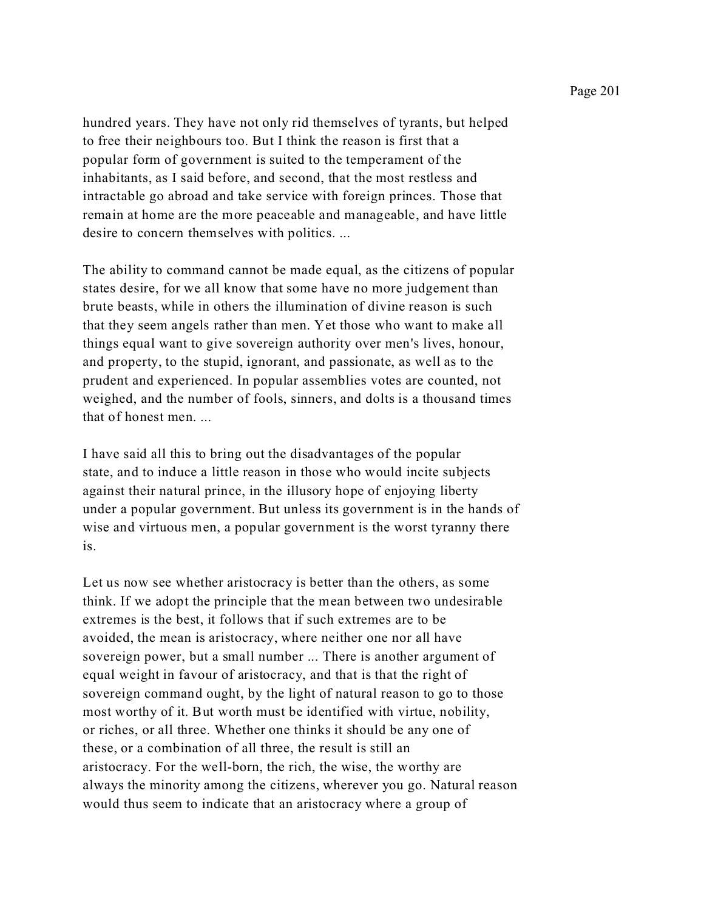hundred years. They have not only rid themselves of tyrants, but helped to free their neighbours too. But I think the reason is first that a popular form of government is suited to the temperament of the inhabitants, as I said before, and second, that the most restless and intractable go abroad and take service with foreign princes. Those that remain at home are the more peaceable and manageable, and have little desire to concern themselves with politics. ...

The ability to command cannot be made equal, as the citizens of popular states desire, for we all know that some have no more judgement than brute beasts, while in others the illumination of divine reason is such that they seem angels rather than men. Yet those who want to make all things equal want to give sovereign authority over men's lives, honour, and property, to the stupid, ignorant, and passionate, as well as to the prudent and experienced. In popular assemblies votes are counted, not weighed, and the number of fools, sinners, and dolts is a thousand times that of honest men. ...

I have said all this to bring out the disadvantages of the popular state, and to induce a little reason in those who would incite subjects against their natural prince, in the illusory hope of enjoying liberty under a popular government. But unless its government is in the hands of wise and virtuous men, a popular government is the worst tyranny there is.

Let us now see whether aristocracy is better than the others, as some think. If we adopt the principle that the mean between two undesirable extremes is the best, it follows that if such extremes are to be avoided, the mean is aristocracy, where neither one nor all have sovereign power, but a small number ... There is another argument of equal weight in favour of aristocracy, and that is that the right of sovereign command ought, by the light of natural reason to go to those most worthy of it. But worth must be identified with virtue, nobility, or riches, or all three. Whether one thinks it should be any one of these, or a combination of all three, the result is still an aristocracy. For the well-born, the rich, the wise, the worthy are always the minority among the citizens, wherever you go. Natural reason would thus seem to indicate that an aristocracy where a group of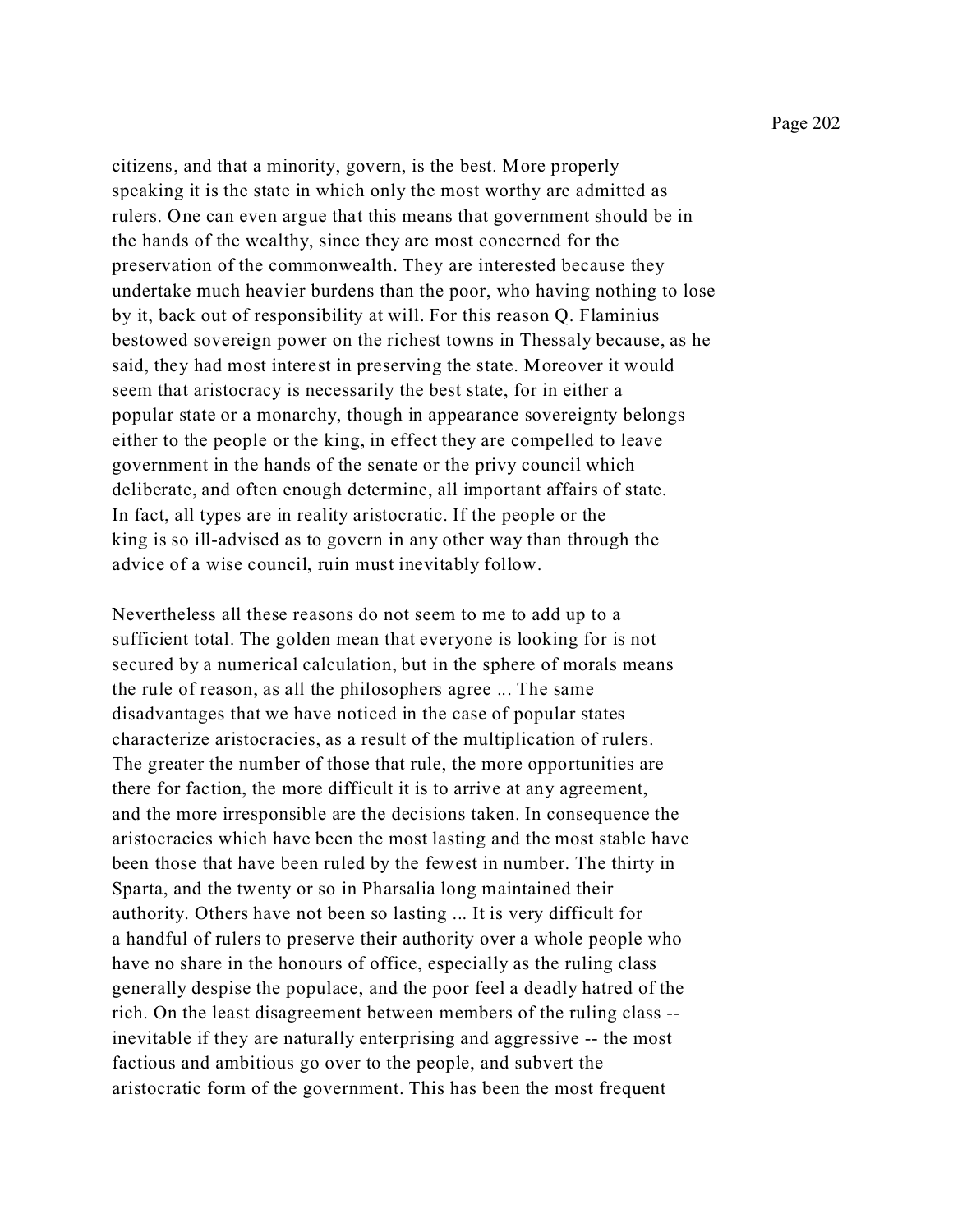citizens, and that a minority, govern, is the best. More properly speaking it is the state in which only the most worthy are admitted as rulers. One can even argue that this means that government should be in the hands of the wealthy, since they are most concerned for the preservation of the commonwealth. They are interested because they undertake much heavier burdens than the poor, who having nothing to lose by it, back out of responsibility at will. For this reason Q. Flaminius bestowed sovereign power on the richest towns in Thessaly because, as he said, they had most interest in preserving the state. Moreover it would seem that aristocracy is necessarily the best state, for in either a popular state or a monarchy, though in appearance sovereignty belongs either to the people or the king, in effect they are compelled to leave government in the hands of the senate or the privy council which deliberate, and often enough determine, all important affairs of state. In fact, all types are in reality aristocratic. If the people or the king is so ill-advised as to govern in any other way than through the advice of a wise council, ruin must inevitably follow.

Nevertheless all these reasons do not seem to me to add up to a sufficient total. The golden mean that everyone is looking for is not secured by a numerical calculation, but in the sphere of morals means the rule of reason, as all the philosophers agree ... The same disadvantages that we have noticed in the case of popular states characterize aristocracies, as a result of the multiplication of rulers. The greater the number of those that rule, the more opportunities are there for faction, the more difficult it is to arrive at any agreement, and the more irresponsible are the decisions taken. In consequence the aristocracies which have been the most lasting and the most stable have been those that have been ruled by the fewest in number. The thirty in Sparta, and the twenty or so in Pharsalia long maintained their authority. Others have not been so lasting ... It is very difficult for a handful of rulers to preserve their authority over a whole people who have no share in the honours of office, especially as the ruling class generally despise the populace, and the poor feel a deadly hatred of the rich. On the least disagreement between members of the ruling class -- inevitable if they are naturally enterprising and aggressive -- the most factious and ambitious go over to the people, and subvert the aristocratic form of the government. This has been the most frequent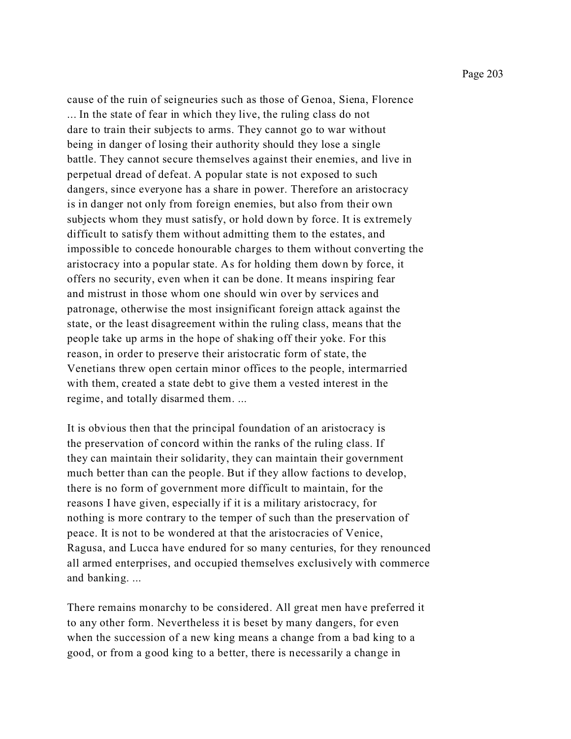cause of the ruin of seigneuries such as those of Genoa, Siena, Florence ... In the state of fear in which they live, the ruling class do not dare to train their subjects to arms. They cannot go to war without being in danger of losing their authority should they lose a single battle. They cannot secure themselves against their enemies, and live in perpetual dread of defeat. A popular state is not exposed to such dangers, since everyone has a share in power. Therefore an aristocracy is in danger not only from foreign enemies, but also from their own subjects whom they must satisfy, or hold down by force. It is extremely difficult to satisfy them without admitting them to the estates, and impossible to concede honourable charges to them without converting the aristocracy into a popular state. As for holding them down by force, it offers no security, even when it can be done. It means inspiring fear and mistrust in those whom one should win over by services and patronage, otherwise the most insignificant foreign attack against the state, or the least disagreement within the ruling class, means that the people take up arms in the hope of shaking off their yoke. For this reason, in order to preserve their aristocratic form of state, the Venetians threw open certain minor offices to the people, intermarried with them, created a state debt to give them a vested interest in the regime, and totally disarmed them. ...

It is obvious then that the principal foundation of an aristocracy is the preservation of concord within the ranks of the ruling class. If they can maintain their solidarity, they can maintain their government much better than can the people. But if they allow factions to develop, there is no form of government more difficult to maintain, for the reasons I have given, especially if it is a military aristocracy, for nothing is more contrary to the temper of such than the preservation of peace. It is not to be wondered at that the aristocracies of Venice, Ragusa, and Lucca have endured for so many centuries, for they renounced all armed enterprises, and occupied themselves exclusively with commerce and banking. ...

There remains monarchy to be considered. All great men have preferred it to any other form. Nevertheless it is beset by many dangers, for even when the succession of a new king means a change from a bad king to a good, or from a good king to a better, there is necessarily a change in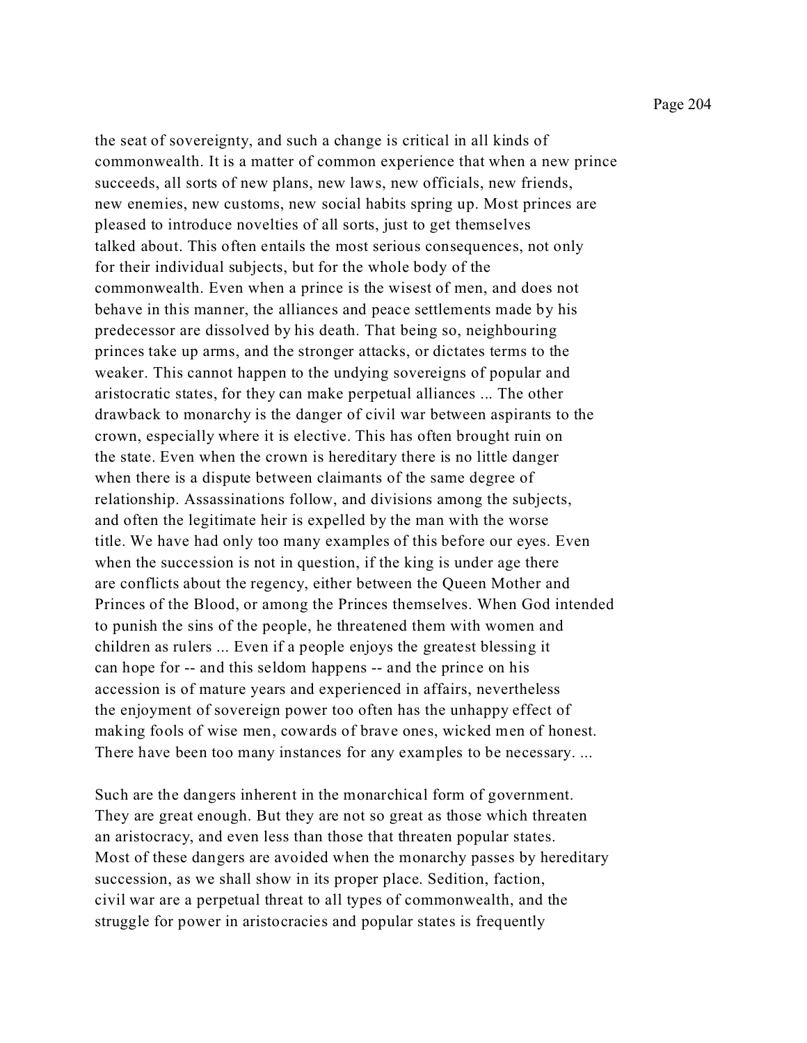the seat of sovereignty, and such a change is critical in all kinds of commonwealth. It is a matter of common experience that when a new prince succeeds, all sorts of new plans, new laws, new officials, new friends, new enemies, new customs, new social habits spring up. Most princes are pleased to introduce novelties of all sorts, just to get themselves talked about. This often entails the most serious consequences, not only for their individual subjects, but for the whole body of the commonwealth. Even when a prince is the wisest of men, and does not behave in this manner, the alliances and peace settlements made by his predecessor are dissolved by his death. That being so, neighbouring princes take up arms, and the stronger attacks, or dictates terms to the weaker. This cannot happen to the undying sovereigns of popular and aristocratic states, for they can make perpetual alliances ... The other drawback to monarchy is the danger of civil war between aspirants to the crown, especially where it is elective. This has often brought ruin on the state. Even when the crown is hereditary there is no little danger when there is a dispute between claimants of the same degree of relationship. Assassinations follow, and divisions among the subjects, and often the legitimate heir is expelled by the man with the worse title. We have had only too many examples of this before our eyes. Even when the succession is not in question, if the king is under age there are conflicts about the regency, either between the Queen Mother and Princes of the Blood, or among the Princes themselves. When God intended to punish the sins of the people, he threatened them with women and children as rulers ... Even if a people enjoys the greatest blessing it can hope for -- and this seldom happens -- and the prince on his accession is of mature years and experienced in affairs, nevertheless the enjoyment of sovereign power too often has the unhappy effect of making fools of wise men, cowards of brave ones, wicked men of honest. There have been too many instances for any examples to be necessary. ...

Such are the dangers inherent in the monarchical form of government. They are great enough. But they are not so great as those which threaten an aristocracy, and even less than those that threaten popular states. Most of these dangers are avoided when the monarchy passes by hereditary succession, as we shall show in its proper place. Sedition, faction, civil war are a perpetual threat to all types of commonwealth, and the struggle for power in aristocracies and popular states is frequently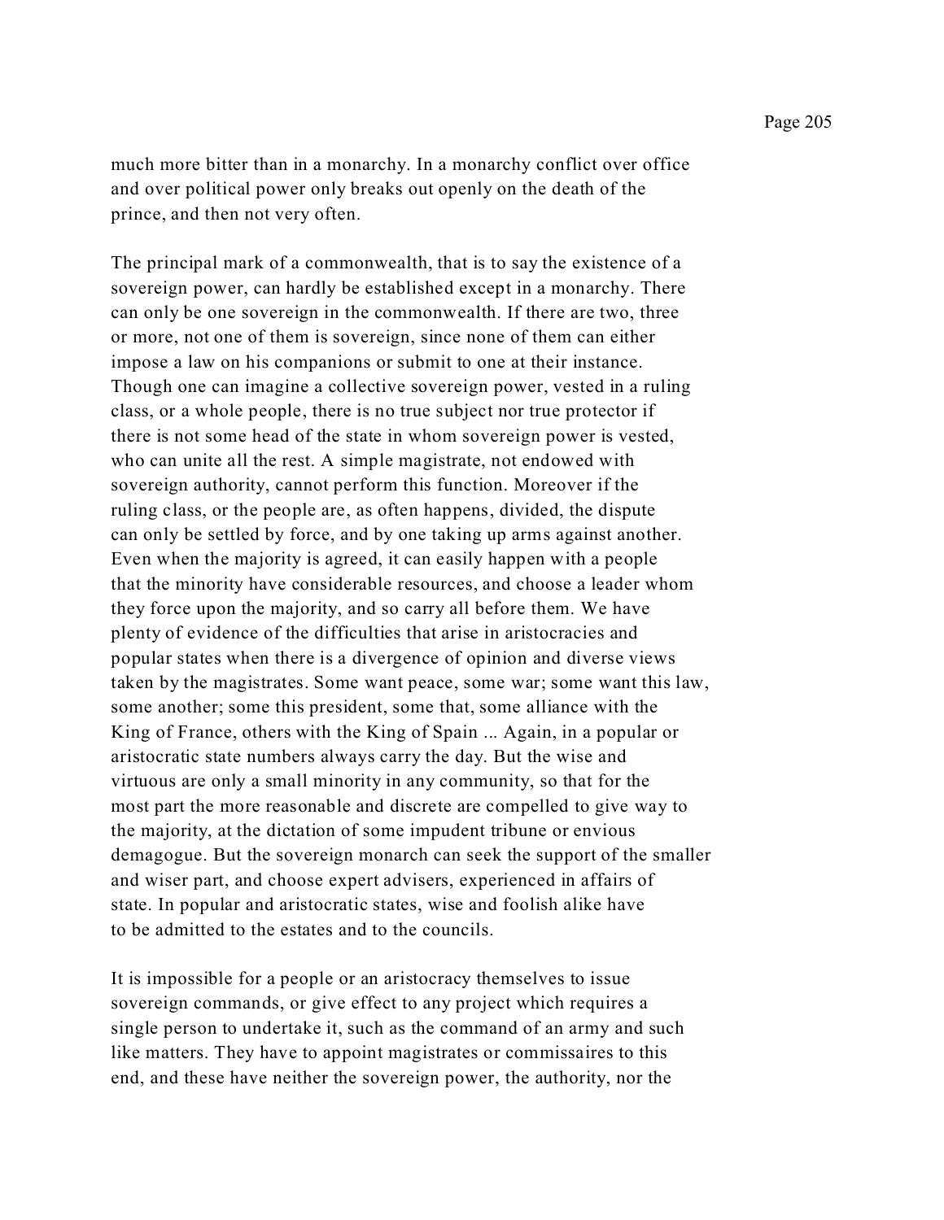much more bitter than in a monarchy. In a monarchy conflict over office and over political power only breaks out openly on the death of the prince, and then not very often.

The principal mark of a commonwealth, that is to say the existence of a sovereign power, can hardly be established except in a monarchy. There can only be one sovereign in the commonwealth. If there are two, three or more, not one of them is sovereign, since none of them can either impose a law on his companions or submit to one at their instance. Though one can imagine a collective sovereign power, vested in a ruling class, or a whole people, there is no true subject nor true protector if there is not some head of the state in whom sovereign power is vested, who can unite all the rest. A simple magistrate, not endowed with sovereign authority, cannot perform this function. Moreover if the ruling class, or the people are, as often happens, divided, the dispute can only be settled by force, and by one taking up arms against another. Even when the majority is agreed, it can easily happen with a people that the minority have considerable resources, and choose a leader whom they force upon the majority, and so carry all before them. We have plenty of evidence of the difficulties that arise in aristocracies and popular states when there is a divergence of opinion and diverse views taken by the magistrates. Some want peace, some war; some want this law, some another; some this president, some that, some alliance with the King of France, others with the King of Spain ... Again, in a popular or aristocratic state numbers always carry the day. But the wise and virtuous are only a small minority in any community, so that for the most part the more reasonable and discrete are compelled to give way to the majority, at the dictation of some impudent tribune or envious demagogue. But the sovereign monarch can seek the support of the smaller and wiser part, and choose expert advisers, experienced in affairs of state. In popular and aristocratic states, wise and foolish alike have to be admitted to the estates and to the councils.

It is impossible for a people or an aristocracy themselves to issue sovereign commands, or give effect to any project which requires a single person to undertake it, such as the command of an army and such like matters. They have to appoint magistrates or commissaires to this end, and these have neither the sovereign power, the authority, nor the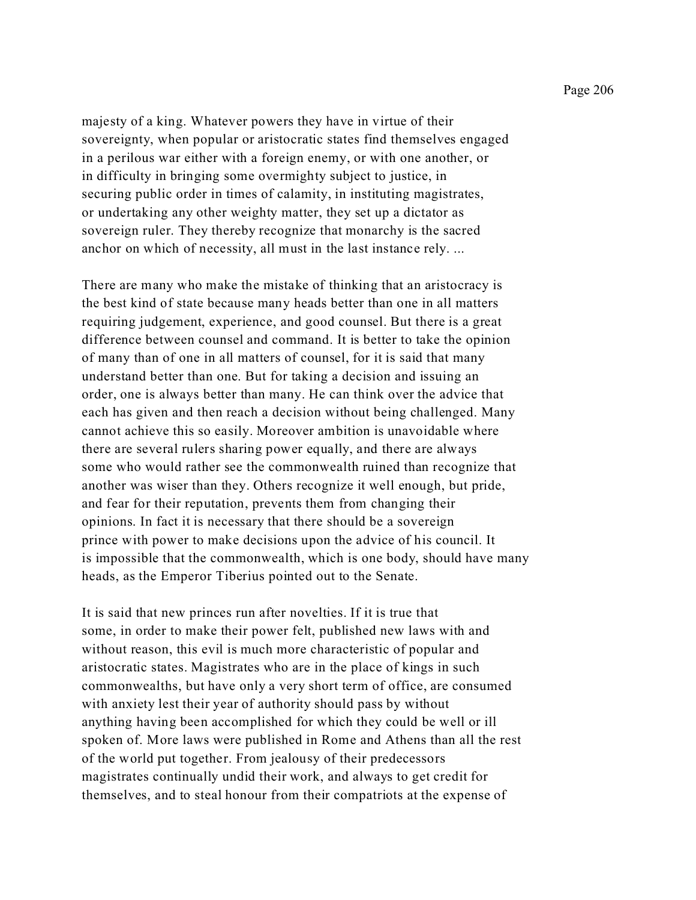majesty of a king. Whatever powers they have in virtue of their sovereignty, when popular or aristocratic states find themselves engaged in a perilous war either with a foreign enemy, or with one another, or in difficulty in bringing some overmighty subject to justice, in securing public order in times of calamity, in instituting magistrates, or undertaking any other weighty matter, they set up a dictator as sovereign ruler. They thereby recognize that monarchy is the sacred anchor on which of necessity, all must in the last instance rely. ...

There are many who make the mistake of thinking that an aristocracy is the best kind of state because many heads better than one in all matters requiring judgement, experience, and good counsel. But there is a great difference between counsel and command. It is better to take the opinion of many than of one in all matters of counsel, for it is said that many understand better than one. But for taking a decision and issuing an order, one is always better than many. He can think over the advice that each has given and then reach a decision without being challenged. Many cannot achieve this so easily. Moreover ambition is unavoidable where there are several rulers sharing power equally, and there are always some who would rather see the commonwealth ruined than recognize that another was wiser than they. Others recognize it well enough, but pride, and fear for their reputation, prevents them from changing their opinions. In fact it is necessary that there should be a sovereign prince with power to make decisions upon the advice of his council. It is impossible that the commonwealth, which is one body, should have many heads, as the Emperor Tiberius pointed out to the Senate.

It is said that new princes run after novelties. If it is true that some, in order to make their power felt, published new laws with and without reason, this evil is much more characteristic of popular and aristocratic states. Magistrates who are in the place of kings in such commonwealths, but have only a very short term of office, are consumed with anxiety lest their year of authority should pass by without anything having been accomplished for which they could be well or ill spoken of. More laws were published in Rome and Athens than all the rest of the world put together. From jealousy of their predecessors magistrates continually undid their work, and always to get credit for themselves, and to steal honour from their compatriots at the expense of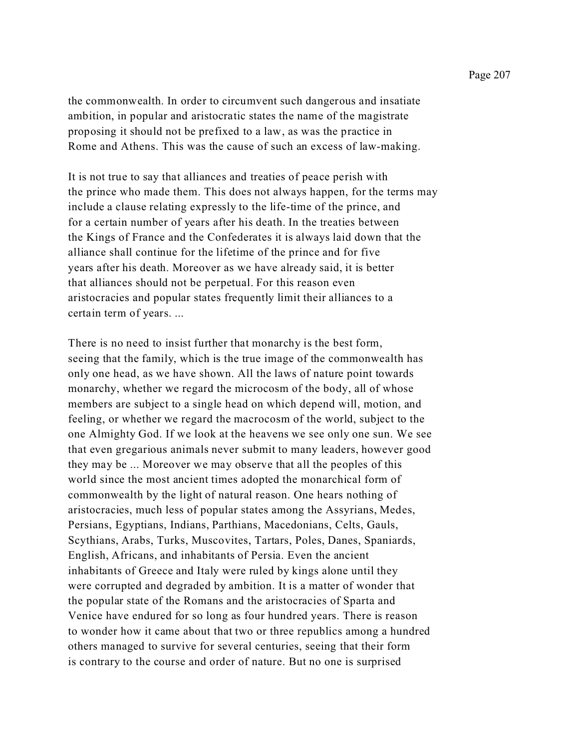the commonwealth. In order to circumvent such dangerous and insatiate ambition, in popular and aristocratic states the name of the magistrate proposing it should not be prefixed to a law, as was the practice in Rome and Athens. This was the cause of such an excess of law-making.

It is not true to say that alliances and treaties of peace perish with the prince who made them. This does not always happen, for the terms may include a clause relating expressly to the life-time of the prince, and for a certain number of years after his death. In the treaties between the Kings of France and the Confederates it is always laid down that the alliance shall continue for the lifetime of the prince and for five years after his death. Moreover as we have already said, it is better that alliances should not be perpetual. For this reason even aristocracies and popular states frequently limit their alliances to a certain term of years. ...

There is no need to insist further that monarchy is the best form, seeing that the family, which is the true image of the commonwealth has only one head, as we have shown. All the laws of nature point towards monarchy, whether we regard the microcosm of the body, all of whose members are subject to a single head on which depend will, motion, and feeling, or whether we regard the macrocosm of the world, subject to the one Almighty God. If we look at the heavens we see only one sun. We see that even gregarious animals never submit to many leaders, however good they may be ... Moreover we may observe that all the peoples of this world since the most ancient times adopted the monarchical form of commonwealth by the light of natural reason. One hears nothing of aristocracies, much less of popular states among the Assyrians, Medes, Persians, Egyptians, Indians, Parthians, Macedonians, Celts, Gauls, Scythians, Arabs, Turks, Muscovites, Tartars, Poles, Danes, Spaniards, English, Africans, and inhabitants of Persia. Even the ancient inhabitants of Greece and Italy were ruled by kings alone until they were corrupted and degraded by ambition. It is a matter of wonder that the popular state of the Romans and the aristocracies of Sparta and Venice have endured for so long as four hundred years. There is reason to wonder how it came about that two or three republics among a hundred others managed to survive for several centuries, seeing that their form is contrary to the course and order of nature. But no one is surprised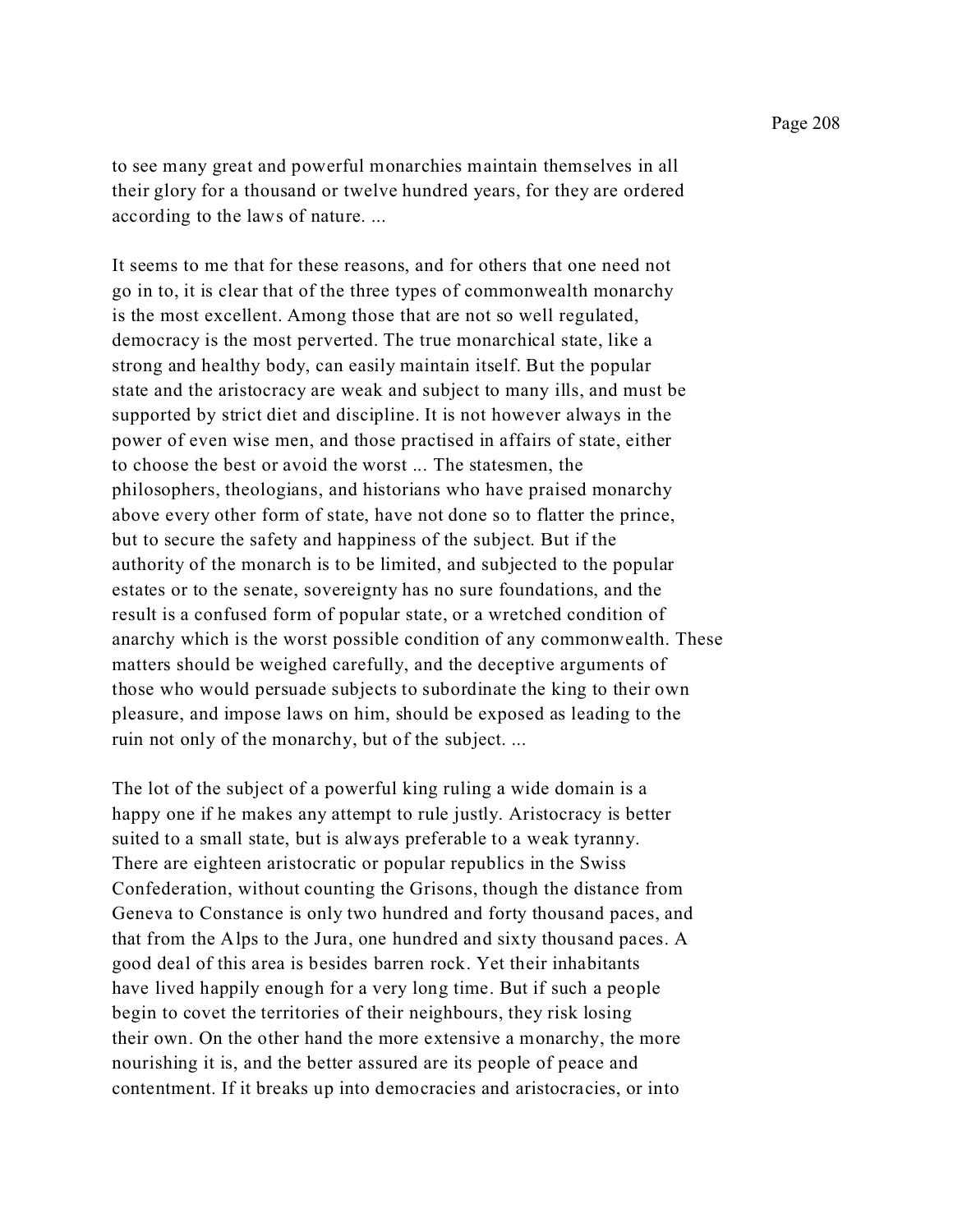to see many great and powerful monarchies maintain themselves in all their glory for a thousand or twelve hundred years, for they are ordered according to the laws of nature. ...

It seems to me that for these reasons, and for others that one need not go in to, it is clear that of the three types of commonwealth monarchy is the most excellent. Among those that are not so well regulated, democracy is the most perverted. The true monarchical state, like a strong and healthy body, can easily maintain itself. But the popular state and the aristocracy are weak and subject to many ills, and must be supported by strict diet and discipline. It is not however always in the power of even wise men, and those practised in affairs of state, either to choose the best or avoid the worst ... The statesmen, the philosophers, theologians, and historians who have praised monarchy above every other form of state, have not done so to flatter the prince, but to secure the safety and happiness of the subject. But if the authority of the monarch is to be limited, and subjected to the popular estates or to the senate, sovereignty has no sure foundations, and the result is a confused form of popular state, or a wretched condition of anarchy which is the worst possible condition of any commonwealth. These matters should be weighed carefully, and the deceptive arguments of those who would persuade subjects to subordinate the king to their own pleasure, and impose laws on him, should be exposed as leading to the ruin not only of the monarchy, but of the subject. ...

The lot of the subject of a powerful king ruling a wide domain is a happy one if he makes any attempt to rule justly. Aristocracy is better suited to a small state, but is always preferable to a weak tyranny. There are eighteen aristocratic or popular republics in the Swiss Confederation, without counting the Grisons, though the distance from Geneva to Constance is only two hundred and forty thousand paces, and that from the Alps to the Jura, one hundred and sixty thousand paces. A good deal of this area is besides barren rock. Yet their inhabitants have lived happily enough for a very long time. But if such a people begin to covet the territories of their neighbours, they risk losing their own. On the other hand the more extensive a monarchy, the more nourishing it is, and the better assured are its people of peace and contentment. If it breaks up into democracies and aristocracies, or into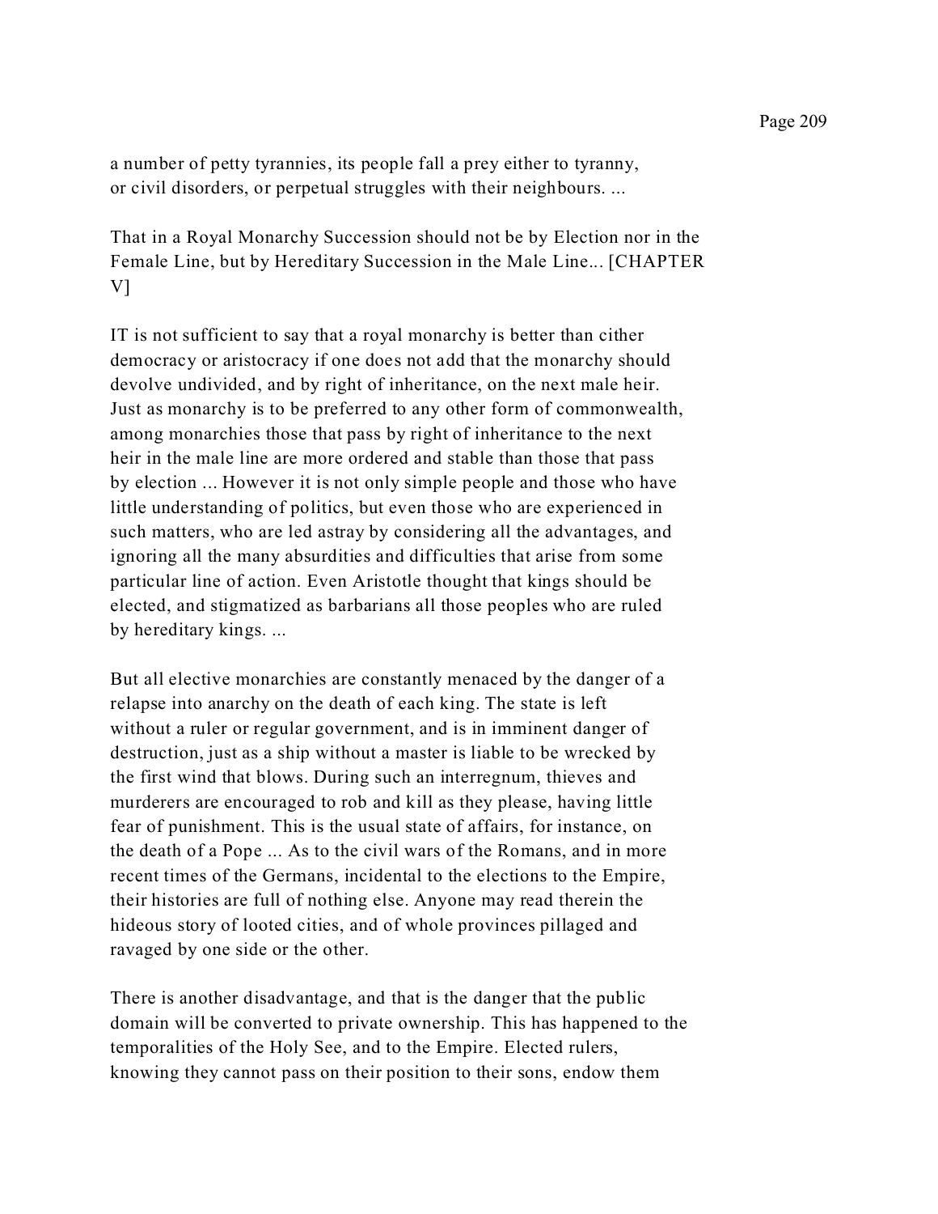a number of petty tyrannies, its people fall a prey either to tyranny, or civil disorders, or perpetual struggles with their neighbours. ...

That in a Royal Monarchy Succession should not be by Election nor in the Female Line, but by Hereditary Succession in the Male Line... [CHAPTER V]

IT is not sufficient to say that a royal monarchy is better than cither democracy or aristocracy if one does not add that the monarchy should devolve undivided, and by right of inheritance, on the next male heir. Just as monarchy is to be preferred to any other form of commonwealth, among monarchies those that pass by right of inheritance to the next heir in the male line are more ordered and stable than those that pass by election ... However it is not only simple people and those who have little understanding of politics, but even those who are experienced in such matters, who are led astray by considering all the advantages, and ignoring all the many absurdities and difficulties that arise from some particular line of action. Even Aristotle thought that kings should be elected, and stigmatized as barbarians all those peoples who are ruled by hereditary kings. ...

But all elective monarchies are constantly menaced by the danger of a relapse into anarchy on the death of each king. The state is left without a ruler or regular government, and is in imminent danger of destruction, just as a ship without a master is liable to be wrecked by the first wind that blows. During such an interregnum, thieves and murderers are encouraged to rob and kill as they please, having little fear of punishment. This is the usual state of affairs, for instance, on the death of a Pope ... As to the civil wars of the Romans, and in more recent times of the Germans, incidental to the elections to the Empire, their histories are full of nothing else. Anyone may read therein the hideous story of looted cities, and of whole provinces pillaged and ravaged by one side or the other.

There is another disadvantage, and that is the danger that the public domain will be converted to private ownership. This has happened to the temporalities of the Holy See, and to the Empire. Elected rulers, knowing they cannot pass on their position to their sons, endow them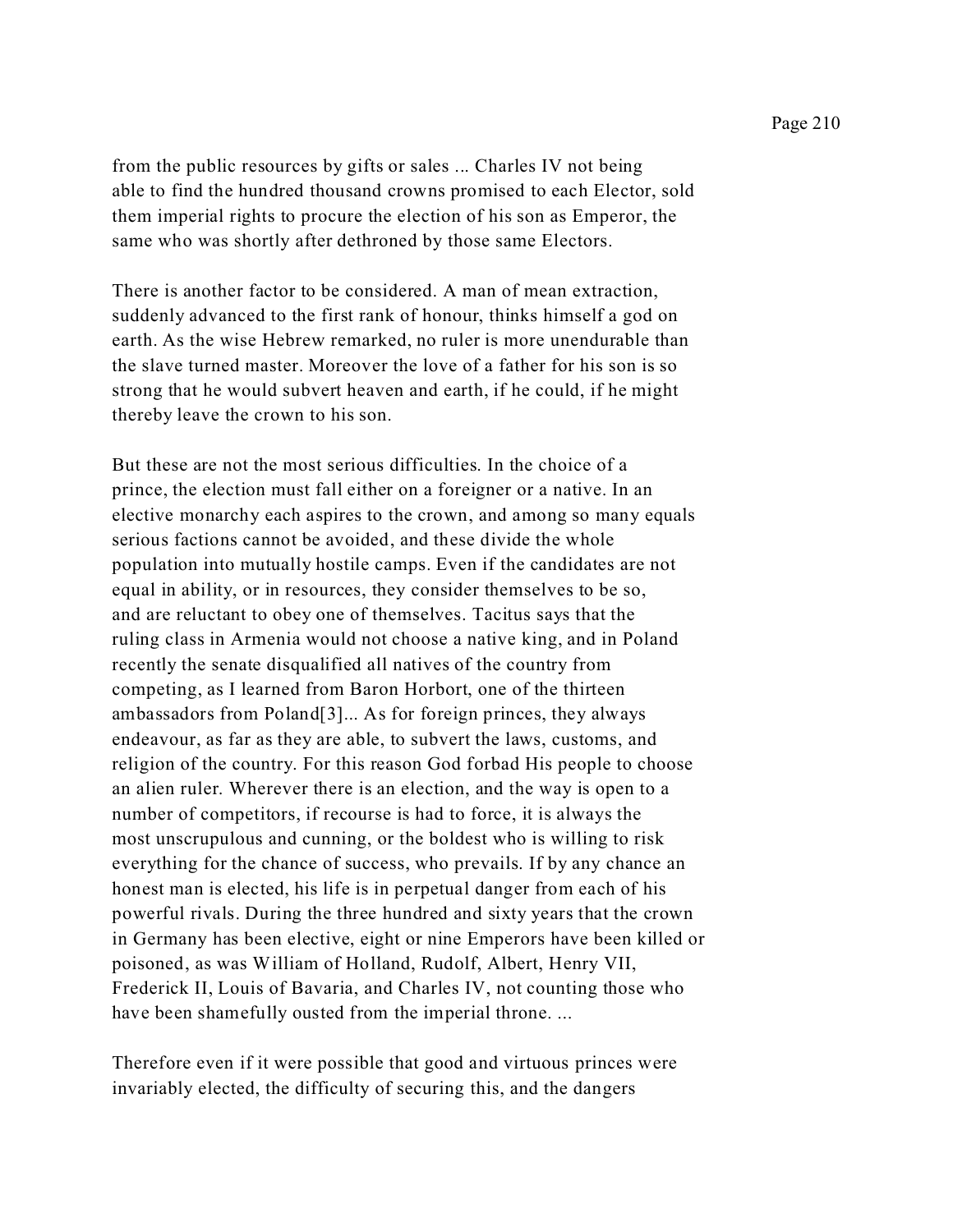from the public resources by gifts or sales ... Charles IV not being able to find the hundred thousand crowns promised to each Elector, sold them imperial rights to procure the election of his son as Emperor, the same who was shortly after dethroned by those same Electors.

There is another factor to be considered. A man of mean extraction, suddenly advanced to the first rank of honour, thinks himself a god on earth. As the wise Hebrew remarked, no ruler is more unendurable than the slave turned master. Moreover the love of a father for his son is so strong that he would subvert heaven and earth, if he could, if he might thereby leave the crown to his son.

But these are not the most serious difficulties. In the choice of a prince, the election must fall either on a foreigner or a native. In an elective monarchy each aspires to the crown, and among so many equals serious factions cannot be avoided, and these divide the whole population into mutually hostile camps. Even if the candidates are not equal in ability, or in resources, they consider themselves to be so, and are reluctant to obey one of themselves. Tacitus says that the ruling class in Armenia would not choose a native king, and in Poland recently the senate disqualified all natives of the country from competing, as I learned from Baron Horbort, one of the thirteen ambassadors from Poland[3]... As for foreign princes, they always endeavour, as far as they are able, to subvert the laws, customs, and religion of the country. For this reason God forbad His people to choose an alien ruler. Wherever there is an election, and the way is open to a number of competitors, if recourse is had to force, it is always the most unscrupulous and cunning, or the boldest who is willing to risk everything for the chance of success, who prevails. If by any chance an honest man is elected, his life is in perpetual danger from each of his powerful rivals. During the three hundred and sixty years that the crown in Germany has been elective, eight or nine Emperors have been killed or poisoned, as was William of Holland, Rudolf, Albert, Henry VII, Frederick II, Louis of Bavaria, and Charles IV, not counting those who have been shamefully ousted from the imperial throne. ...

Therefore even if it were possible that good and virtuous princes were invariably elected, the difficulty of securing this, and the dangers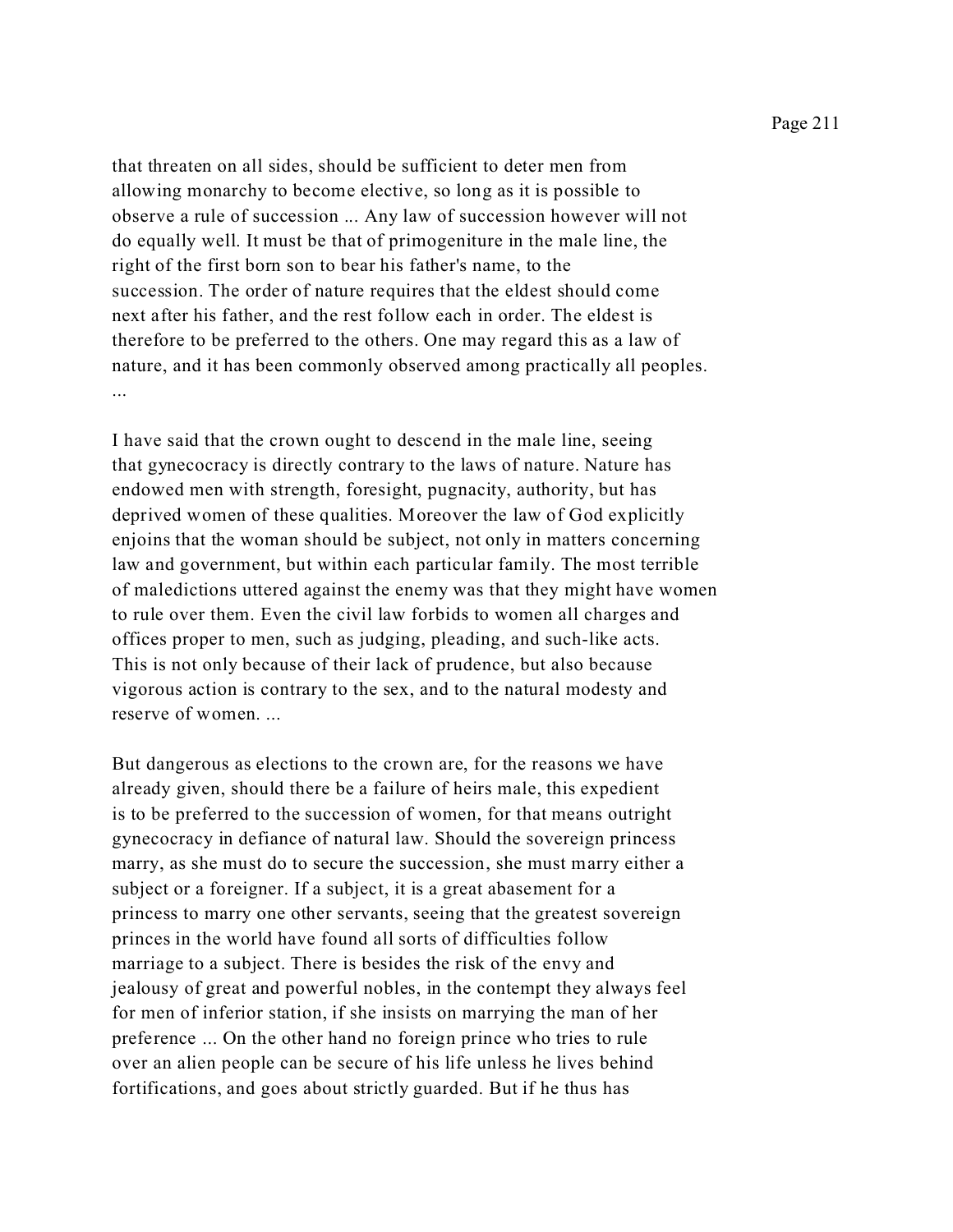that threaten on all sides, should be sufficient to deter men from allowing monarchy to become elective, so long as it is possible to observe a rule of succession ... Any law of succession however will not do equally well. It must be that of primogeniture in the male line, the right of the first born son to bear his father's name, to the succession. The order of nature requires that the eldest should come next after his father, and the rest follow each in order. The eldest is therefore to be preferred to the others. One may regard this as a law of nature, and it has been commonly observed among practically all peoples. ...

I have said that the crown ought to descend in the male line, seeing that gynecocracy is directly contrary to the laws of nature. Nature has endowed men with strength, foresight, pugnacity, authority, but has deprived women of these qualities. Moreover the law of God explicitly enjoins that the woman should be subject, not only in matters concerning law and government, but within each particular family. The most terrible of maledictions uttered against the enemy was that they might have women to rule over them. Even the civil law forbids to women all charges and offices proper to men, such as judging, pleading, and such-like acts. This is not only because of their lack of prudence, but also because vigorous action is contrary to the sex, and to the natural modesty and reserve of women. ...

But dangerous as elections to the crown are, for the reasons we have already given, should there be a failure of heirs male, this expedient is to be preferred to the succession of women, for that means outright gynecocracy in defiance of natural law. Should the sovereign princess marry, as she must do to secure the succession, she must marry either a subject or a foreigner. If a subject, it is a great abasement for a princess to marry one other servants, seeing that the greatest sovereign princes in the world have found all sorts of difficulties follow marriage to a subject. There is besides the risk of the envy and jealousy of great and powerful nobles, in the contempt they always feel for men of inferior station, if she insists on marrying the man of her preference ... On the other hand no foreign prince who tries to rule over an alien people can be secure of his life unless he lives behind fortifications, and goes about strictly guarded. But if he thus has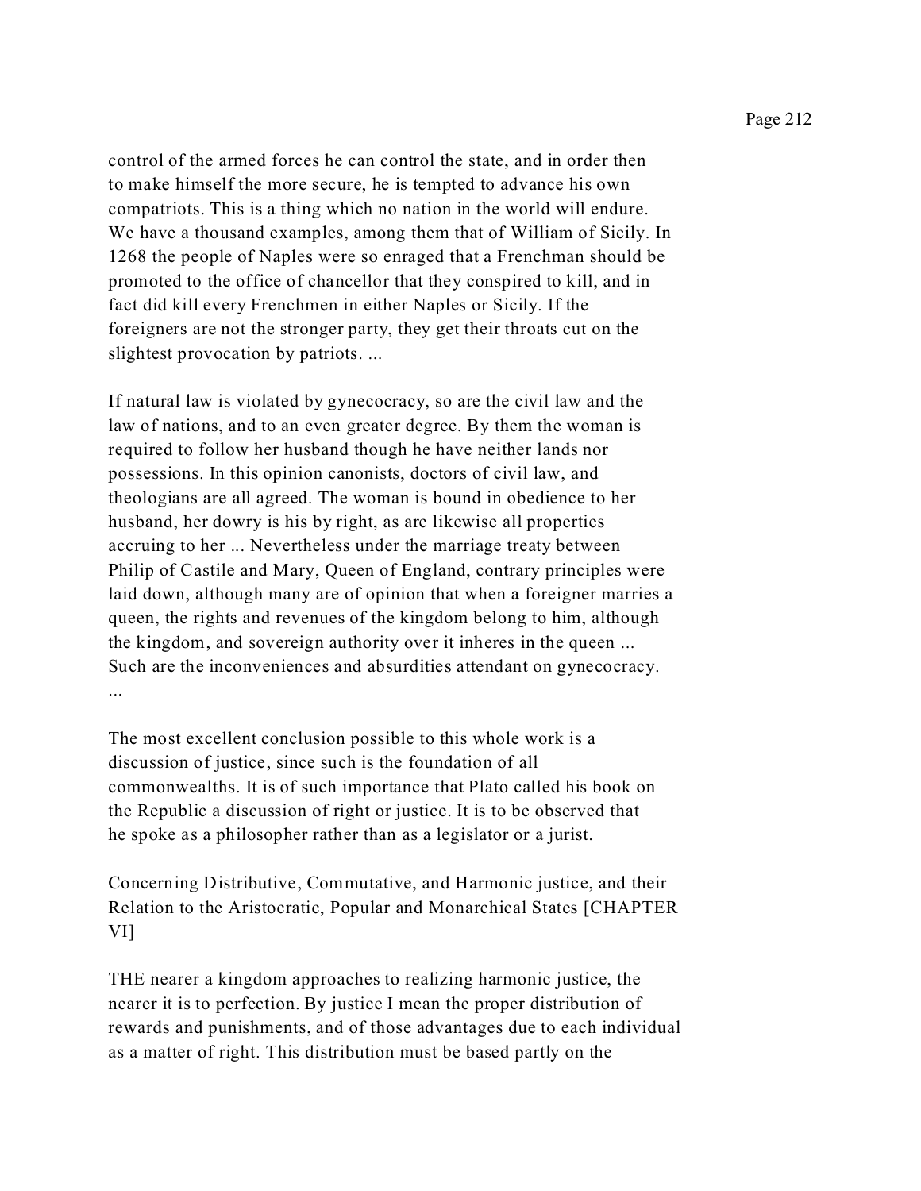control of the armed forces he can control the state, and in order then to make himself the more secure, he is tempted to advance his own compatriots. This is a thing which no nation in the world will endure. We have a thousand examples, among them that of William of Sicily. In 1268 the people of Naples were so enraged that a Frenchman should be promoted to the office of chancellor that they conspired to kill, and in fact did kill every Frenchmen in either Naples or Sicily. If the foreigners are not the stronger party, they get their throats cut on the slightest provocation by patriots. ...

If natural law is violated by gynecocracy, so are the civil law and the law of nations, and to an even greater degree. By them the woman is required to follow her husband though he have neither lands nor possessions. In this opinion canonists, doctors of civil law, and theologians are all agreed. The woman is bound in obedience to her husband, her dowry is his by right, as are likewise all properties accruing to her ... Nevertheless under the marriage treaty between Philip of Castile and Mary, Queen of England, contrary principles were laid down, although many are of opinion that when a foreigner marries a queen, the rights and revenues of the kingdom belong to him, although the kingdom, and sovereign authority over it inheres in the queen ... Such are the inconveniences and absurdities attendant on gynecocracy. ...

The most excellent conclusion possible to this whole work is a discussion of justice, since such is the foundation of all commonwealths. It is of such importance that Plato called his book on the Republic a discussion of right or justice. It is to be observed that he spoke as a philosopher rather than as a legislator or a jurist.

## Concerning Distributive, Commutative, and Harmonic justice, and their Relation to the Aristocratic, Popular and Monarchical States [CHAPTER VI]

THE nearer a kingdom approaches to realizing harmonic justice, the nearer it is to perfection. By justice I mean the proper distribution of rewards and punishments, and of those advantages due to each individual as a matter of right. This distribution must be based partly on the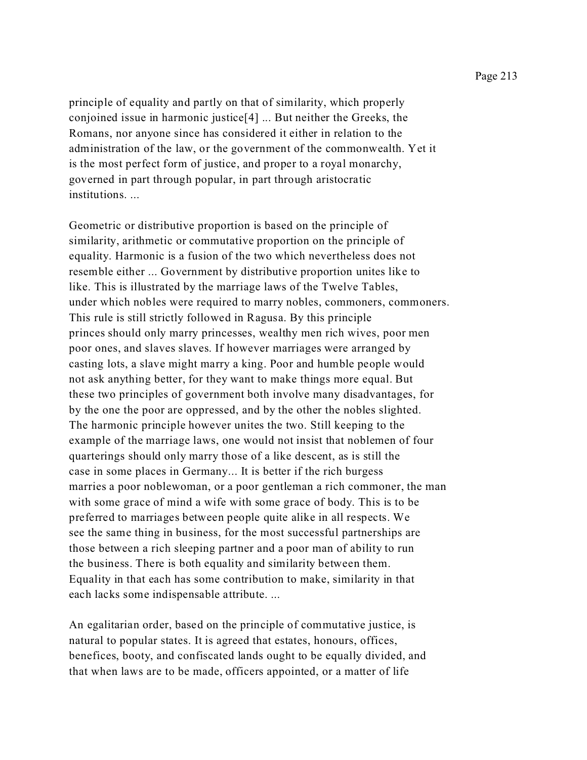principle of equality and partly on that of similarity, which properly conjoined issue in harmonic justice[4] ... But neither the Greeks, the Romans, nor anyone since has considered it either in relation to the administration of the law, or the government of the commonwealth. Yet it is the most perfect form of justice, and proper to a royal monarchy, governed in part through popular, in part through aristocratic institutions. ...

Geometric or distributive proportion is based on the principle of similarity, arithmetic or commutative proportion on the principle of equality. Harmonic is a fusion of the two which nevertheless does not resemble either ... Government by distributive proportion unites like to like. This is illustrated by the marriage laws of the Twelve Tables, under which nobles were required to marry nobles, commoners, commoners. This rule is still strictly followed in Ragusa. By this principle princes should only marry princesses, wealthy men rich wives, poor men poor ones, and slaves slaves. If however marriages were arranged by casting lots, a slave might marry a king. Poor and humble people would not ask anything better, for they want to make things more equal. But these two principles of government both involve many disadvantages, for by the one the poor are oppressed, and by the other the nobles slighted. The harmonic principle however unites the two. Still keeping to the example of the marriage laws, one would not insist that noblemen of four quarterings should only marry those of a like descent, as is still the case in some places in Germany... It is better if the rich burgess marries a poor noblewoman, or a poor gentleman a rich commoner, the man with some grace of mind a wife with some grace of body. This is to be preferred to marriages between people quite alike in all respects. We see the same thing in business, for the most successful partnerships are those between a rich sleeping partner and a poor man of ability to run the business. There is both equality and similarity between them. Equality in that each has some contribution to make, similarity in that each lacks some indispensable attribute. ...

An egalitarian order, based on the principle of commutative justice, is natural to popular states. It is agreed that estates, honours, offices, benefices, booty, and confiscated lands ought to be equally divided, and that when laws are to be made, officers appointed, or a matter of life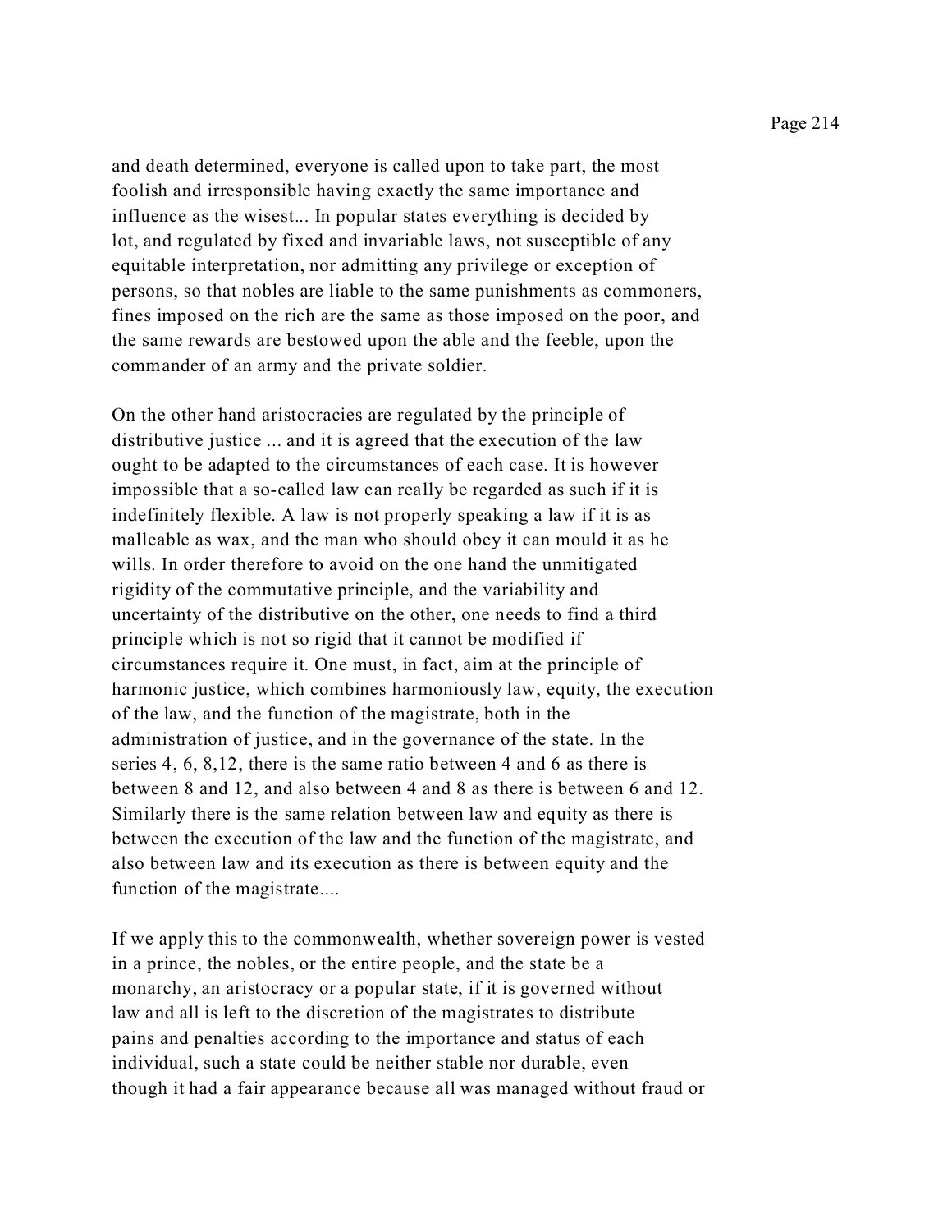and death determined, everyone is called upon to take part, the most foolish and irresponsible having exactly the same importance and influence as the wisest... In popular states everything is decided by lot, and regulated by fixed and invariable laws, not susceptible of any equitable interpretation, nor admitting any privilege or exception of persons, so that nobles are liable to the same punishments as commoners, fines imposed on the rich are the same as those imposed on the poor, and the same rewards are bestowed upon the able and the feeble, upon the commander of an army and the private soldier.

On the other hand aristocracies are regulated by the principle of distributive justice ... and it is agreed that the execution of the law ought to be adapted to the circumstances of each case. It is however impossible that a so-called law can really be regarded as such if it is indefinitely flexible. A law is not properly speaking a law if it is as malleable as wax, and the man who should obey it can mould it as he wills. In order therefore to avoid on the one hand the unmitigated rigidity of the commutative principle, and the variability and uncertainty of the distributive on the other, one needs to find a third principle which is not so rigid that it cannot be modified if circumstances require it. One must, in fact, aim at the principle of harmonic justice, which combines harmoniously law, equity, the execution of the law, and the function of the magistrate, both in the administration of justice, and in the governance of the state. In the series 4, 6, 8,12, there is the same ratio between 4 and 6 as there is between 8 and 12, and also between 4 and 8 as there is between 6 and 12. Similarly there is the same relation between law and equity as there is between the execution of the law and the function of the magistrate, and also between law and its execution as there is between equity and the function of the magistrate....

If we apply this to the commonwealth, whether sovereign power is vested in a prince, the nobles, or the entire people, and the state be a monarchy, an aristocracy or a popular state, if it is governed without law and all is left to the discretion of the magistrates to distribute pains and penalties according to the importance and status of each individual, such a state could be neither stable nor durable, even though it had a fair appearance because all was managed without fraud or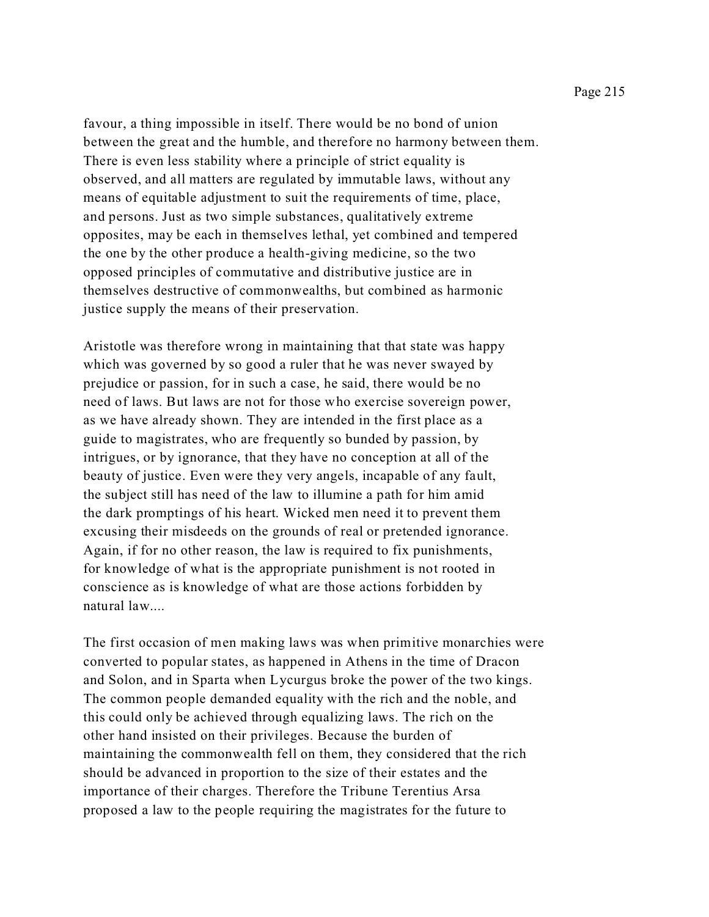favour, a thing impossible in itself. There would be no bond of union between the great and the humble, and therefore no harmony between them. There is even less stability where a principle of strict equality is observed, and all matters are regulated by immutable laws, without any means of equitable adjustment to suit the requirements of time, place, and persons. Just as two simple substances, qualitatively extreme opposites, may be each in themselves lethal, yet combined and tempered the one by the other produce a health-giving medicine, so the two opposed principles of commutative and distributive justice are in themselves destructive of commonwealths, but combined as harmonic justice supply the means of their preservation.

Aristotle was therefore wrong in maintaining that that state was happy which was governed by so good a ruler that he was never swayed by prejudice or passion, for in such a case, he said, there would be no need of laws. But laws are not for those who exercise sovereign power, as we have already shown. They are intended in the first place as a guide to magistrates, who are frequently so bunded by passion, by intrigues, or by ignorance, that they have no conception at all of the beauty of justice. Even were they very angels, incapable of any fault, the subject still has need of the law to illumine a path for him amid the dark promptings of his heart. Wicked men need it to prevent them excusing their misdeeds on the grounds of real or pretended ignorance. Again, if for no other reason, the law is required to fix punishments, for knowledge of what is the appropriate punishment is not rooted in conscience as is knowledge of what are those actions forbidden by natural law....

The first occasion of men making laws was when primitive monarchies were converted to popular states, as happened in Athens in the time of Dracon and Solon, and in Sparta when Lycurgus broke the power of the two kings. The common people demanded equality with the rich and the noble, and this could only be achieved through equalizing laws. The rich on the other hand insisted on their privileges. Because the burden of maintaining the commonwealth fell on them, they considered that the rich should be advanced in proportion to the size of their estates and the importance of their charges. Therefore the Tribune Terentius Arsa proposed a law to the people requiring the magistrates for the future to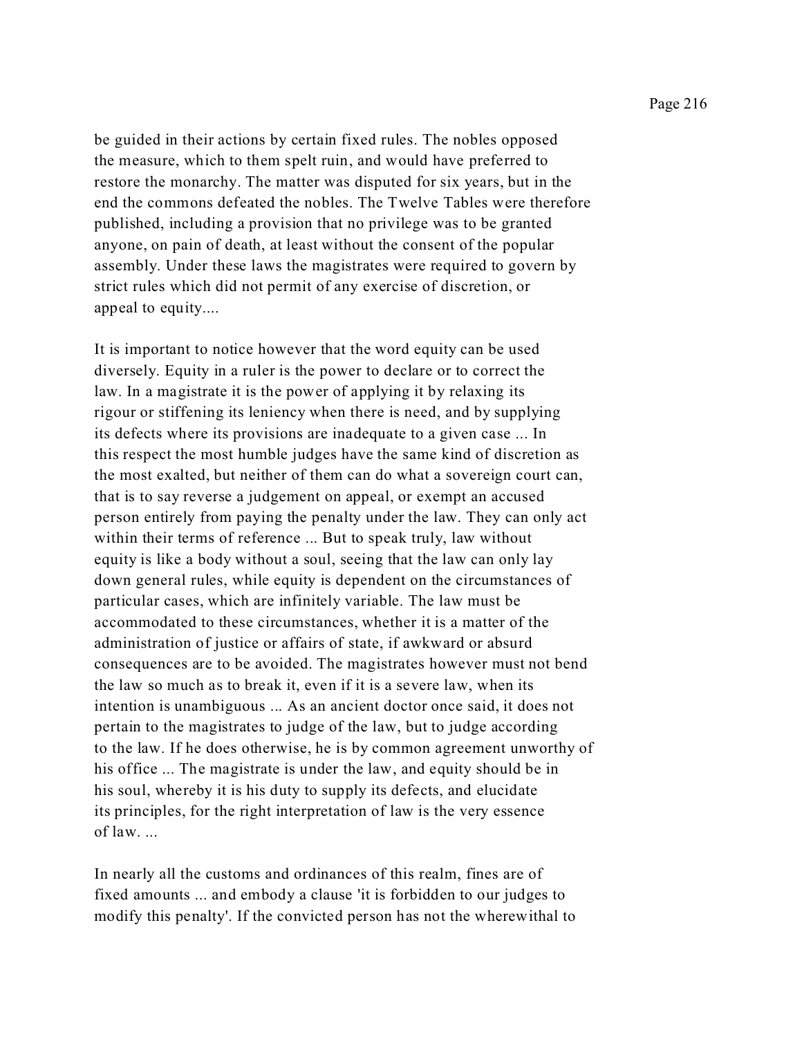be guided in their actions by certain fixed rules. The nobles opposed the measure, which to them spelt ruin, and would have preferred to restore the monarchy. The matter was disputed for six years, but in the end the commons defeated the nobles. The Twelve Tables were therefore published, including a provision that no privilege was to be granted anyone, on pain of death, at least without the consent of the popular assembly. Under these laws the magistrates were required to govern by strict rules which did not permit of any exercise of discretion, or appeal to equity....

It is important to notice however that the word equity can be used diversely. Equity in a ruler is the power to declare or to correct the law. In a magistrate it is the power of applying it by relaxing its rigour or stiffening its leniency when there is need, and by supplying its defects where its provisions are inadequate to a given case ... In this respect the most humble judges have the same kind of discretion as the most exalted, but neither of them can do what a sovereign court can, that is to say reverse a judgement on appeal, or exempt an accused person entirely from paying the penalty under the law. They can only act within their terms of reference ... But to speak truly, law without equity is like a body without a soul, seeing that the law can only lay down general rules, while equity is dependent on the circumstances of particular cases, which are infinitely variable. The law must be accommodated to these circumstances, whether it is a matter of the administration of justice or affairs of state, if awkward or absurd consequences are to be avoided. The magistrates however must not bend the law so much as to break it, even if it is a severe law, when its intention is unambiguous ... As an ancient doctor once said, it does not pertain to the magistrates to judge of the law, but to judge according to the law. If he does otherwise, he is by common agreement unworthy of his office ... The magistrate is under the law, and equity should be in his soul, whereby it is his duty to supply its defects, and elucidate its principles, for the right interpretation of law is the very essence of law. ...

In nearly all the customs and ordinances of this realm, fines are of fixed amounts ... and embody a clause 'it is forbidden to our judges to modify this penalty'. If the convicted person has not the wherewithal to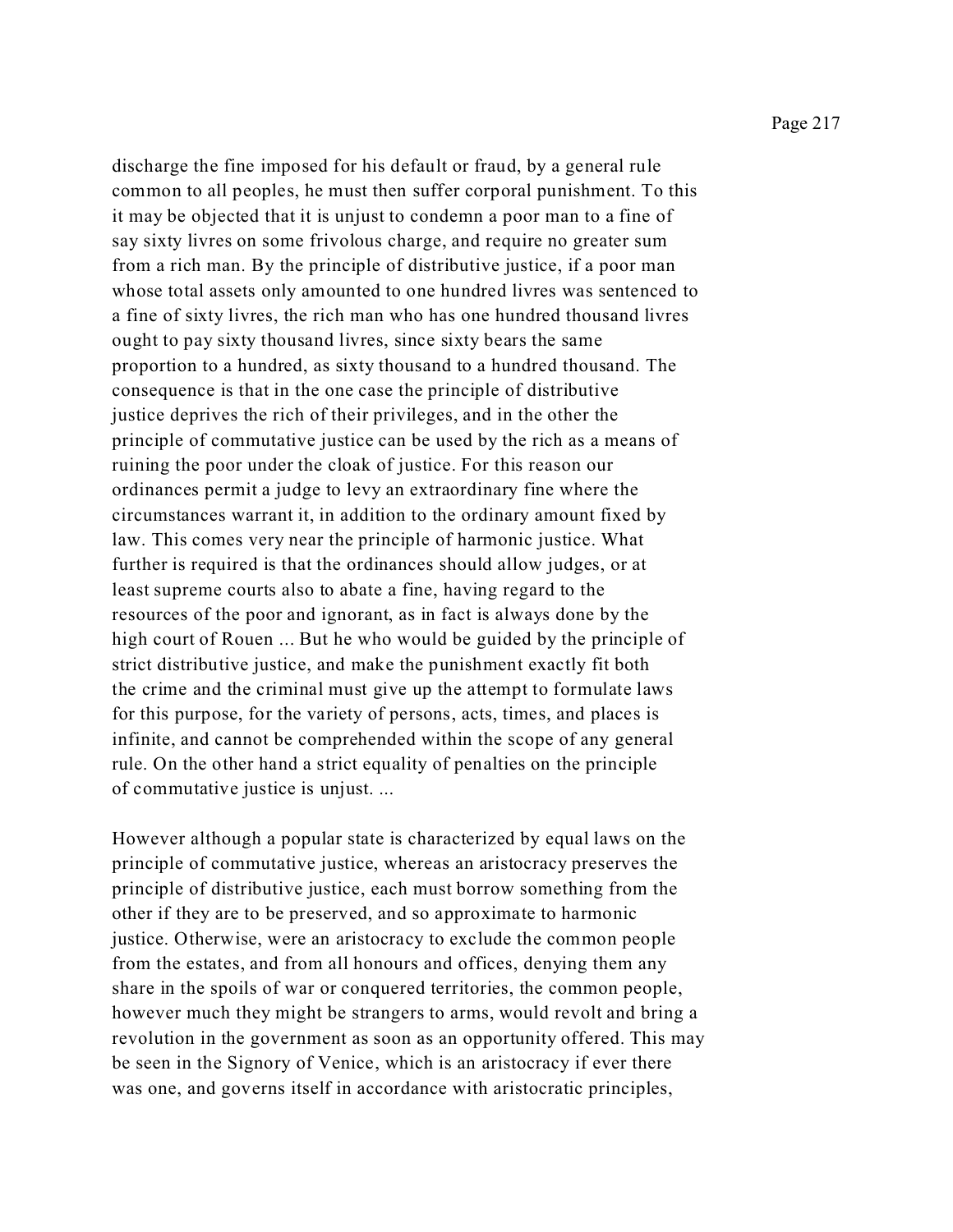discharge the fine imposed for his default or fraud, by a general rule common to all peoples, he must then suffer corporal punishment. To this it may be objected that it is unjust to condemn a poor man to a fine of say sixty livres on some frivolous charge, and require no greater sum from a rich man. By the principle of distributive justice, if a poor man whose total assets only amounted to one hundred livres was sentenced to a fine of sixty livres, the rich man who has one hundred thousand livres ought to pay sixty thousand livres, since sixty bears the same proportion to a hundred, as sixty thousand to a hundred thousand. The consequence is that in the one case the principle of distributive justice deprives the rich of their privileges, and in the other the principle of commutative justice can be used by the rich as a means of ruining the poor under the cloak of justice. For this reason our ordinances permit a judge to levy an extraordinary fine where the circumstances warrant it, in addition to the ordinary amount fixed by law. This comes very near the principle of harmonic justice. What further is required is that the ordinances should allow judges, or at least supreme courts also to abate a fine, having regard to the resources of the poor and ignorant, as in fact is always done by the high court of Rouen ... But he who would be guided by the principle of strict distributive justice, and make the punishment exactly fit both the crime and the criminal must give up the attempt to formulate laws for this purpose, for the variety of persons, acts, times, and places is infinite, and cannot be comprehended within the scope of any general rule. On the other hand a strict equality of penalties on the principle of commutative justice is unjust. ...

However although a popular state is characterized by equal laws on the principle of commutative justice, whereas an aristocracy preserves the principle of distributive justice, each must borrow something from the other if they are to be preserved, and so approximate to harmonic justice. Otherwise, were an aristocracy to exclude the common people from the estates, and from all honours and offices, denying them any share in the spoils of war or conquered territories, the common people, however much they might be strangers to arms, would revolt and bring a revolution in the government as soon as an opportunity offered. This may be seen in the Signory of Venice, which is an aristocracy if ever there was one, and governs itself in accordance with aristocratic principles,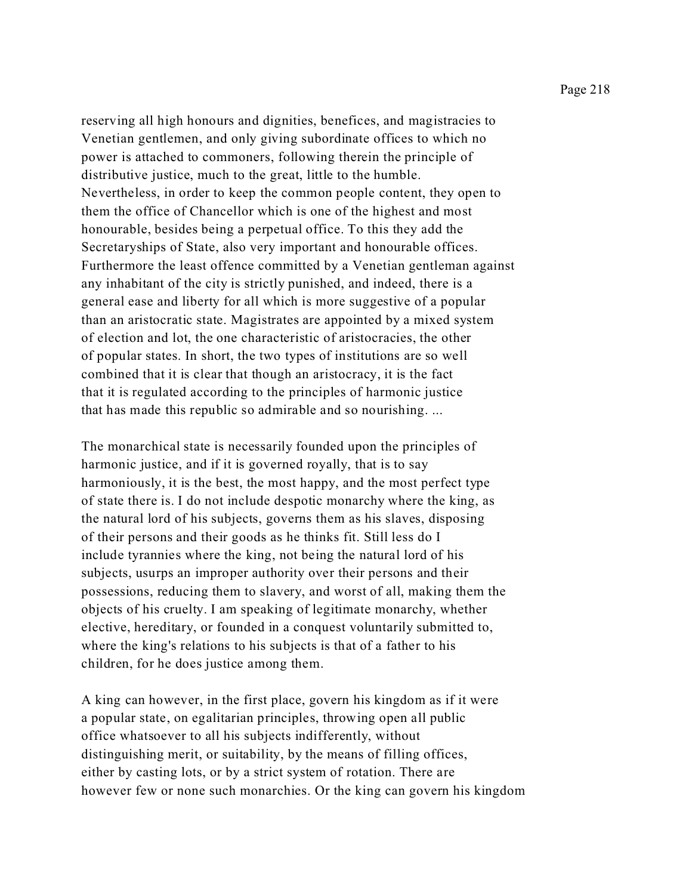reserving all high honours and dignities, benefices, and magistracies to Venetian gentlemen, and only giving subordinate offices to which no power is attached to commoners, following therein the principle of distributive justice, much to the great, little to the humble. Nevertheless, in order to keep the common people content, they open to them the office of Chancellor which is one of the highest and most honourable, besides being a perpetual office. To this they add the Secretaryships of State, also very important and honourable offices. Furthermore the least offence committed by a Venetian gentleman against any inhabitant of the city is strictly punished, and indeed, there is a general ease and liberty for all which is more suggestive of a popular than an aristocratic state. Magistrates are appointed by a mixed system of election and lot, the one characteristic of aristocracies, the other of popular states. In short, the two types of institutions are so well combined that it is clear that though an aristocracy, it is the fact that it is regulated according to the principles of harmonic justice that has made this republic so admirable and so nourishing. ...

The monarchical state is necessarily founded upon the principles of harmonic justice, and if it is governed royally, that is to say harmoniously, it is the best, the most happy, and the most perfect type of state there is. I do not include despotic monarchy where the king, as the natural lord of his subjects, governs them as his slaves, disposing of their persons and their goods as he thinks fit. Still less do I include tyrannies where the king, not being the natural lord of his subjects, usurps an improper authority over their persons and their possessions, reducing them to slavery, and worst of all, making them the objects of his cruelty. I am speaking of legitimate monarchy, whether elective, hereditary, or founded in a conquest voluntarily submitted to, where the king's relations to his subjects is that of a father to his children, for he does justice among them.

A king can however, in the first place, govern his kingdom as if it were a popular state, on egalitarian principles, throwing open all public office whatsoever to all his subjects indifferently, without distinguishing merit, or suitability, by the means of filling offices, either by casting lots, or by a strict system of rotation. There are however few or none such monarchies. Or the king can govern his kingdom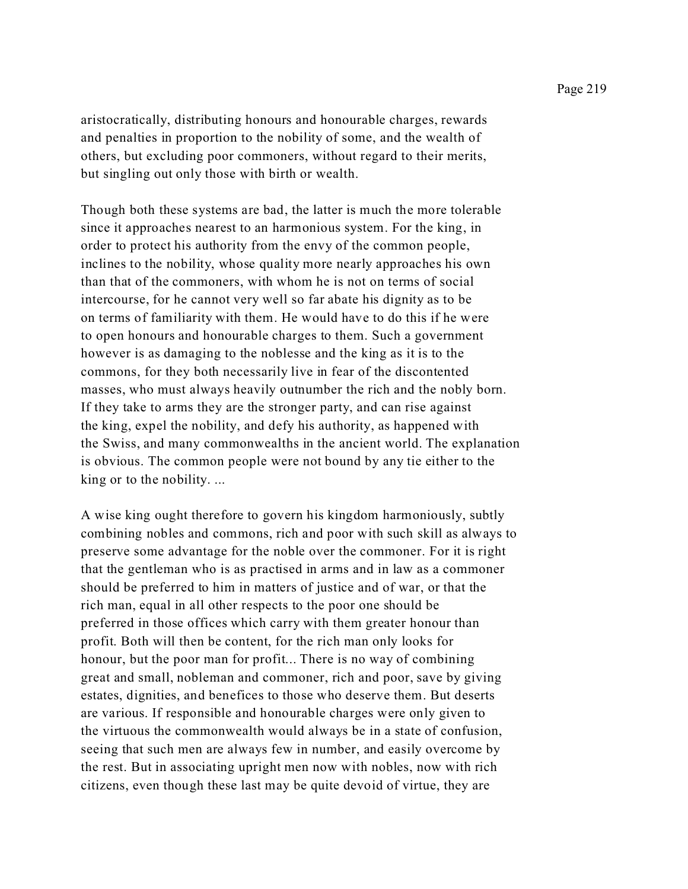aristocratically, distributing honours and honourable charges, rewards and penalties in proportion to the nobility of some, and the wealth of others, but excluding poor commoners, without regard to their merits, but singling out only those with birth or wealth.

Though both these systems are bad, the latter is much the more tolerable since it approaches nearest to an harmonious system. For the king, in order to protect his authority from the envy of the common people, inclines to the nobility, whose quality more nearly approaches his own than that of the commoners, with whom he is not on terms of social intercourse, for he cannot very well so far abate his dignity as to be on terms of familiarity with them. He would have to do this if he were to open honours and honourable charges to them. Such a government however is as damaging to the noblesse and the king as it is to the commons, for they both necessarily live in fear of the discontented masses, who must always heavily outnumber the rich and the nobly born. If they take to arms they are the stronger party, and can rise against the king, expel the nobility, and defy his authority, as happened with the Swiss, and many commonwealths in the ancient world. The explanation is obvious. The common people were not bound by any tie either to the king or to the nobility. ...

A wise king ought therefore to govern his kingdom harmoniously, subtly combining nobles and commons, rich and poor with such skill as always to preserve some advantage for the noble over the commoner. For it is right that the gentleman who is as practised in arms and in law as a commoner should be preferred to him in matters of justice and of war, or that the rich man, equal in all other respects to the poor one should be preferred in those offices which carry with them greater honour than profit. Both will then be content, for the rich man only looks for honour, but the poor man for profit... There is no way of combining great and small, nobleman and commoner, rich and poor, save by giving estates, dignities, and benefices to those who deserve them. But deserts are various. If responsible and honourable charges were only given to the virtuous the commonwealth would always be in a state of confusion, seeing that such men are always few in number, and easily overcome by the rest. But in associating upright men now with nobles, now with rich citizens, even though these last may be quite devoid of virtue, they are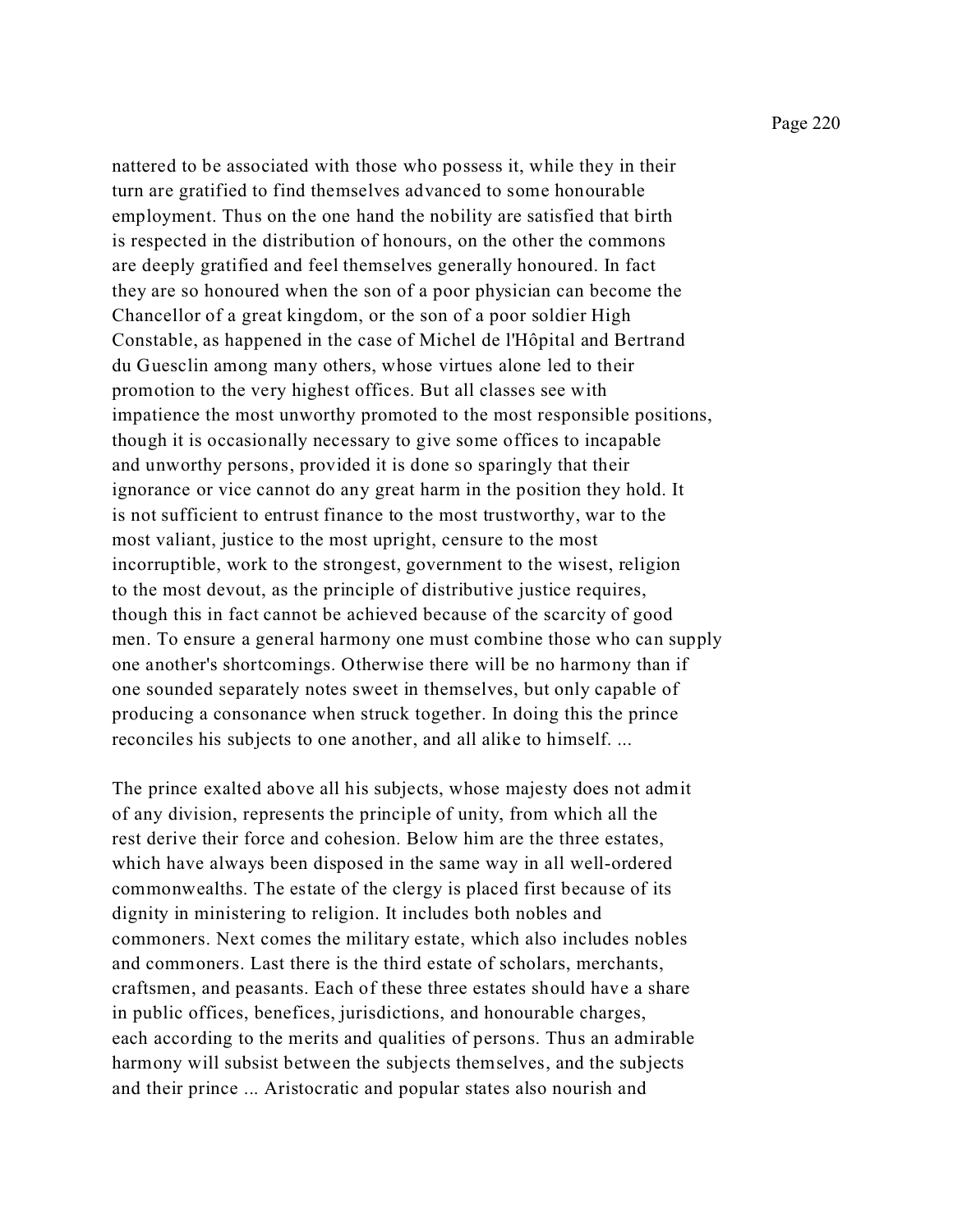nattered to be associated with those who possess it, while they in their turn are gratified to find themselves advanced to some honourable employment. Thus on the one hand the nobility are satisfied that birth is respected in the distribution of honours, on the other the commons are deeply gratified and feel themselves generally honoured. In fact they are so honoured when the son of a poor physician can become the Chancellor of a great kingdom, or the son of a poor soldier High Constable, as happened in the case of Michel de l'Hôpital and Bertrand du Guesclin among many others, whose virtues alone led to their promotion to the very highest offices. But all classes see with impatience the most unworthy promoted to the most responsible positions, though it is occasionally necessary to give some offices to incapable and unworthy persons, provided it is done so sparingly that their ignorance or vice cannot do any great harm in the position they hold. It is not sufficient to entrust finance to the most trustworthy, war to the most valiant, justice to the most upright, censure to the most incorruptible, work to the strongest, government to the wisest, religion to the most devout, as the principle of distributive justice requires, though this in fact cannot be achieved because of the scarcity of good men. To ensure a general harmony one must combine those who can supply one another's shortcomings. Otherwise there will be no harmony than if one sounded separately notes sweet in themselves, but only capable of producing a consonance when struck together. In doing this the prince reconciles his subjects to one another, and all alike to himself. ...

The prince exalted above all his subjects, whose majesty does not admit of any division, represents the principle of unity, from which all the rest derive their force and cohesion. Below him are the three estates, which have always been disposed in the same way in all well-ordered commonwealths. The estate of the clergy is placed first because of its dignity in ministering to religion. It includes both nobles and commoners. Next comes the military estate, which also includes nobles and commoners. Last there is the third estate of scholars, merchants, craftsmen, and peasants. Each of these three estates should have a share in public offices, benefices, jurisdictions, and honourable charges, each according to the merits and qualities of persons. Thus an admirable harmony will subsist between the subjects themselves, and the subjects and their prince ... Aristocratic and popular states also nourish and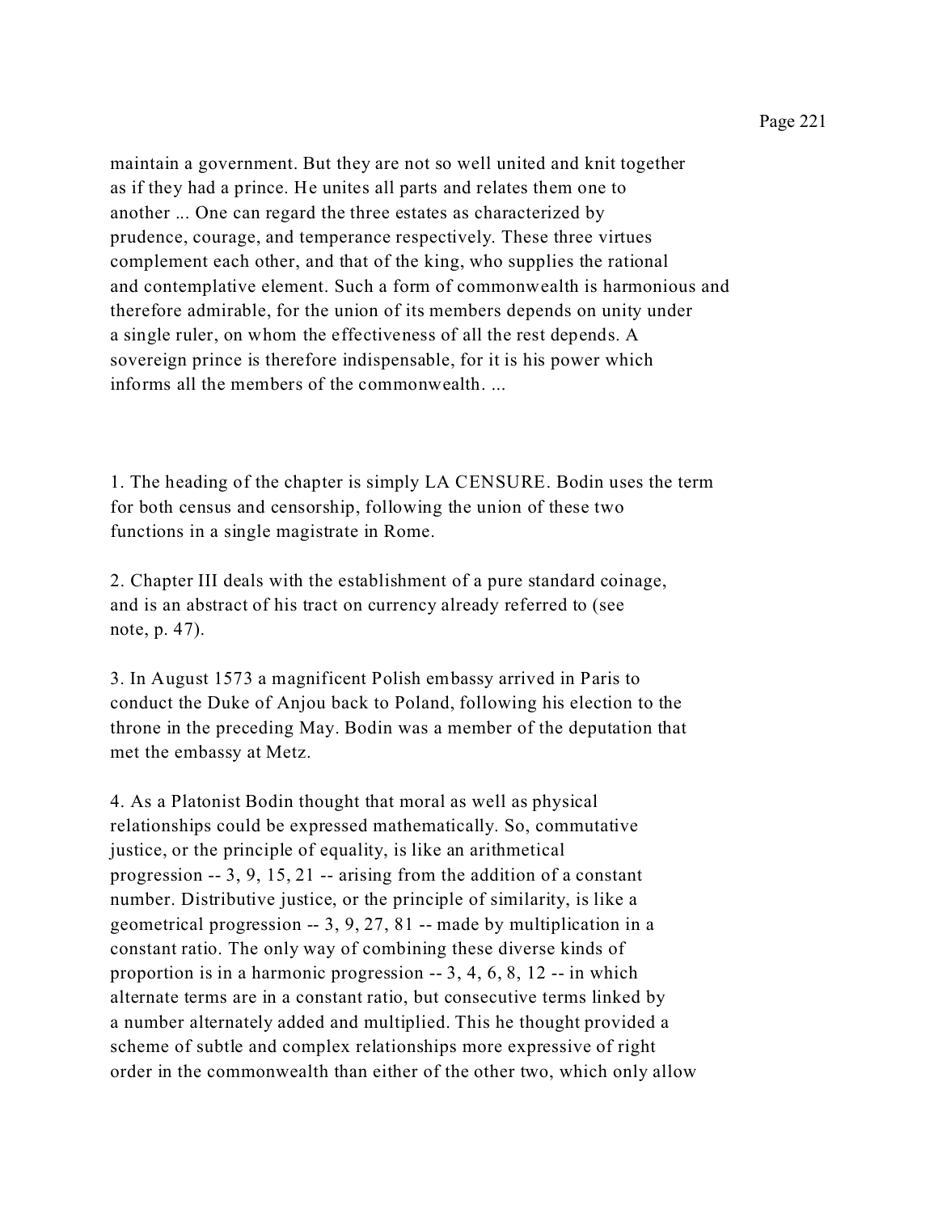maintain a government. But they are not so well united and knit together as if they had a prince. He unites all parts and relates them one to another ... One can regard the three estates as characterized by prudence, courage, and temperance respectively. These three virtues complement each other, and that of the king, who supplies the rational and contemplative element. Such a form of commonwealth is harmonious and therefore admirable, for the union of its members depends on unity under a single ruler, on whom the effectiveness of all the rest depends. A sovereign prince is therefore indispensable, for it is his power which informs all the members of the commonwealth. ...

1. The heading of the chapter is simply LA CENSURE. Bodin uses the term for both census and censorship, following the union of these two functions in a single magistrate in Rome.

2. Chapter III deals with the establishment of a pure standard coinage, and is an abstract of his tract on currency already referred to (see note, p. 47).

3. In August 1573 a magnificent Polish embassy arrived in Paris to conduct the Duke of Anjou back to Poland, following his election to the throne in the preceding May. Bodin was a member of the deputation that met the embassy at Metz.

4. As a Platonist Bodin thought that moral as well as physical relationships could be expressed mathematically. So, commutative justice, or the principle of equality, is like an arithmetical progression -- 3, 9, 15, 21 -- arising from the addition of a constant number. Distributive justice, or the principle of similarity, is like a geometrical progression -- 3, 9, 27, 81 -- made by multiplication in a constant ratio. The only way of combining these diverse kinds of proportion is in a harmonic progression -- 3, 4, 6, 8, 12 -- in which alternate terms are in a constant ratio, but consecutive terms linked by a number alternately added and multiplied. This he thought provided a scheme of subtle and complex relationships more expressive of right order in the commonwealth than either of the other two, which only allow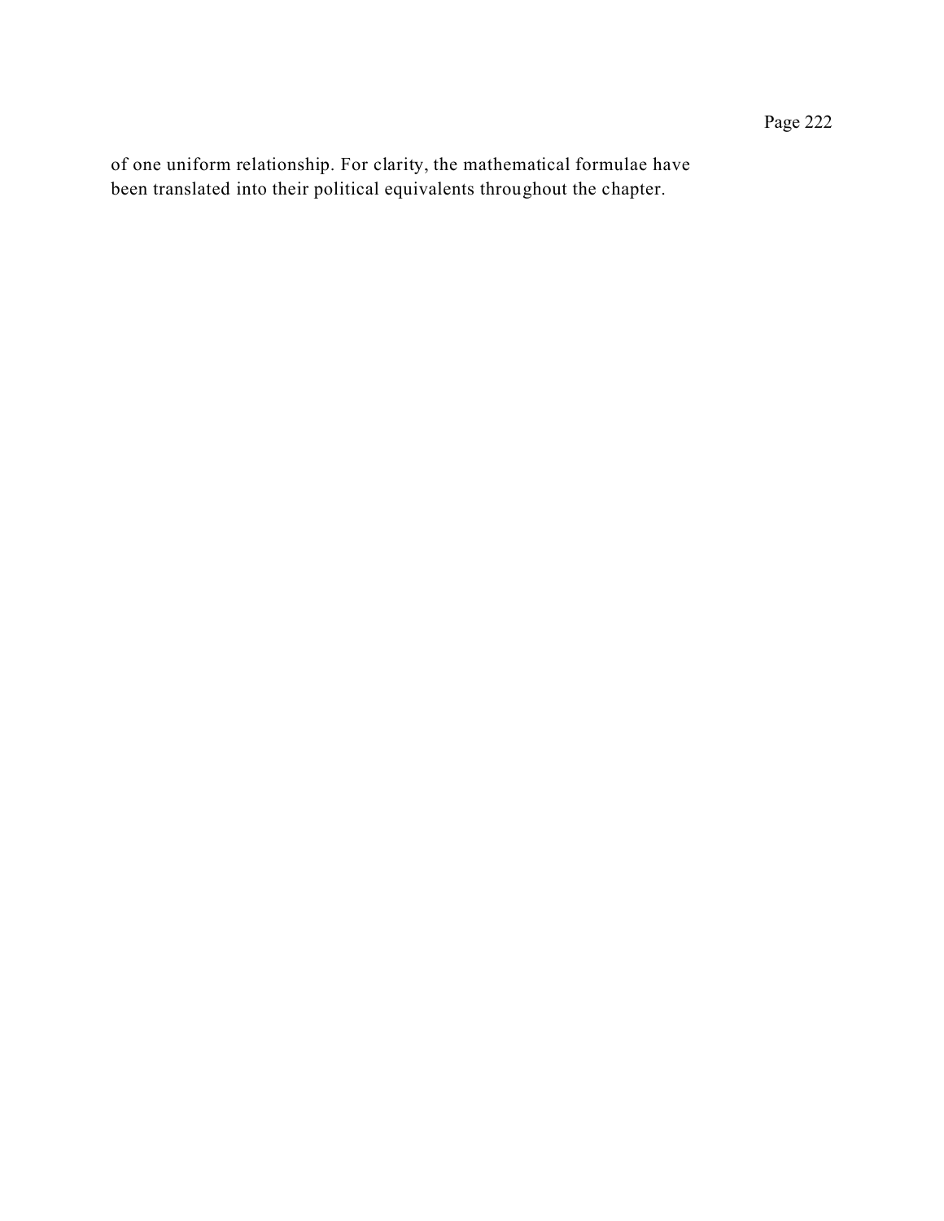of one uniform relationship. For clarity, the mathematical formulae have been translated into their political equivalents throughout the chapter.